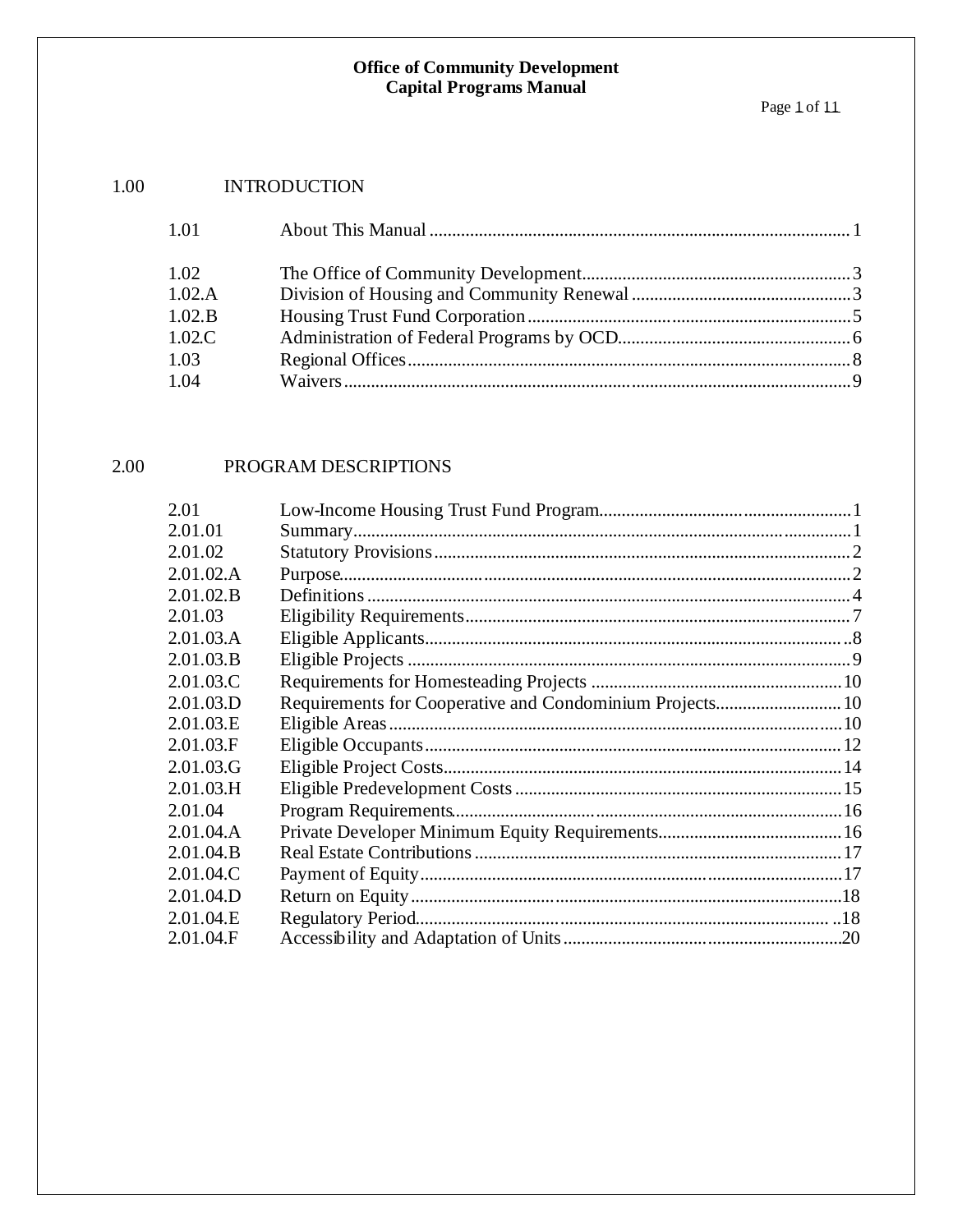**Office of Community Development**
**Capital Programs Manual**

## 1.00 INTRODUCTION

| | | |
|---|---|---|
| 1.01 | About This Manual | 1 |
| 1.02 | The Office of Community Development | 3 |
| 1.02.A | Division of Housing and Community Renewal | 3 |
| 1.02.B | Housing Trust Fund Corporation | 5 |
| 1.02.C | Administration of Federal Programs by OCD | 6 |
| 1.03 | Regional Offices | 8 |
| 1.04 | Waivers | 9 |

## 2.00 PROGRAM DESCRIPTIONS

| | | |
|---|---|---|
| 2.01 | Low-Income Housing Trust Fund Program | 1 |
| 2.01.01 | Summary | 1 |
| 2.01.02 | Statutory Provisions | 2 |
| 2.01.02.A | Purpose | 2 |
| 2.01.02.B | Definitions | 4 |
| 2.01.03 | Eligibility Requirements | 7 |
| 2.01.03.A | Eligible Applicants | 8 |
| 2.01.03.B | Eligible Projects | 9 |
| 2.01.03.C | Requirements for Homesteading Projects | 10 |
| 2.01.03.D | Requirements for Cooperative and Condominium Projects | 10 |
| 2.01.03.E | Eligible Areas | 10 |
| 2.01.03.F | Eligible Occupants | 12 |
| 2.01.03.G | Eligible Project Costs | 14 |
| 2.01.03.H | Eligible Predevelopment Costs | 15 |
| 2.01.04 | Program Requirements | 16 |
| 2.01.04.A | Private Developer Minimum Equity Requirements | 16 |
| 2.01.04.B | Real Estate Contributions | 17 |
| 2.01.04.C | Payment of Equity | 17 |
| 2.01.04.D | Return on Equity | 18 |
| 2.01.04.E | Regulatory Period | 18 |
| 2.01.04.F | Accessibility and Adaptation of Units | 20 |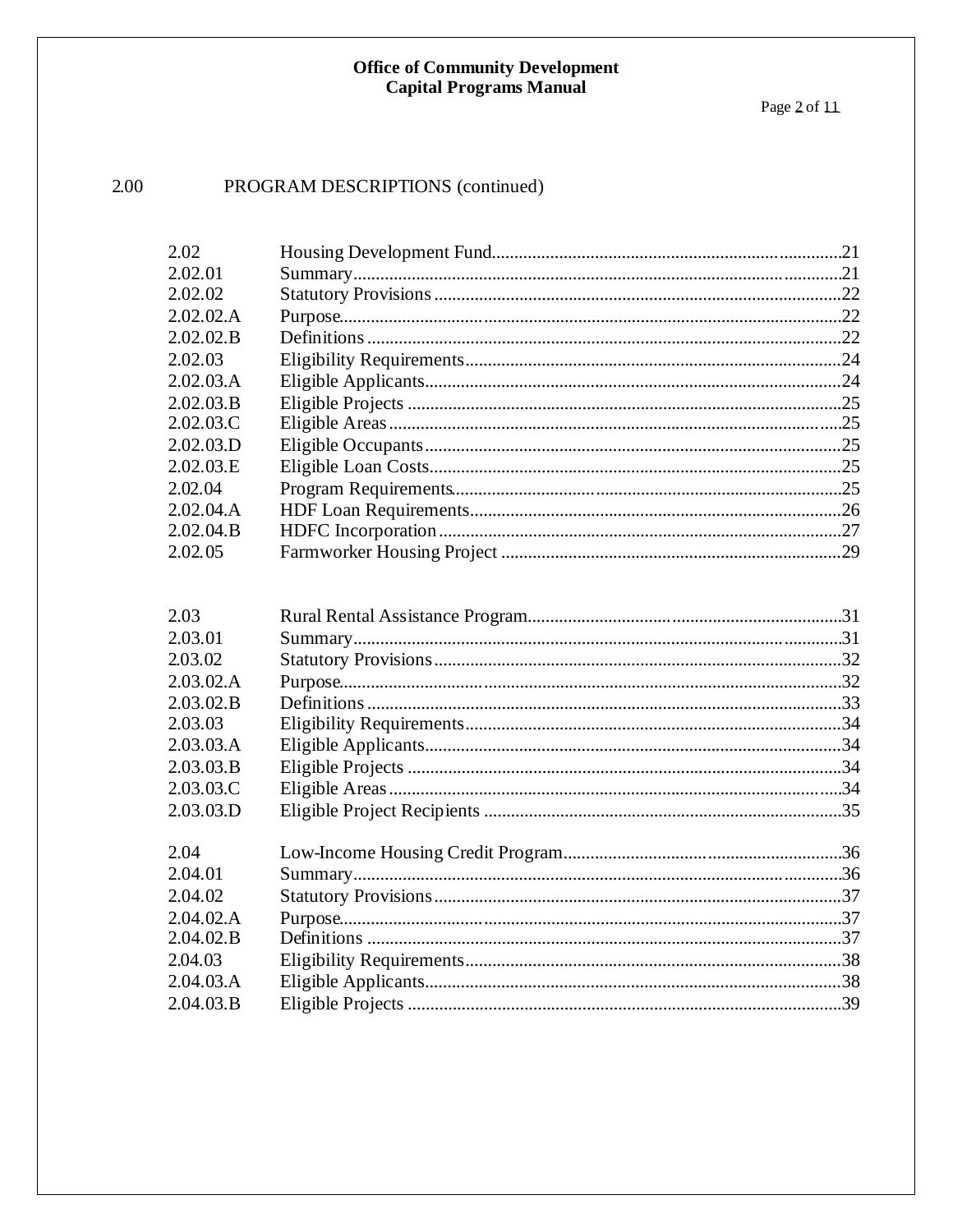# Office of Community Development
## Capital Programs Manual

2.00 PROGRAM DESCRIPTIONS (continued)

| | | |
|---|---|---|
| 2.02 | Housing Development Fund | 21 |
| 2.02.01 | Summary | 21 |
| 2.02.02 | Statutory Provisions | 22 |
| 2.02.02.A | Purpose | 22 |
| 2.02.02.B | Definitions | 22 |
| 2.02.03 | Eligibility Requirements | 24 |
| 2.02.03.A | Eligible Applicants | 24 |
| 2.02.03.B | Eligible Projects | 25 |
| 2.02.03.C | Eligible Areas | 25 |
| 2.02.03.D | Eligible Occupants | 25 |
| 2.02.03.E | Eligible Loan Costs | 25 |
| 2.02.04 | Program Requirements | 25 |
| 2.02.04.A | HDF Loan Requirements | 26 |
| 2.02.04.B | HDFC Incorporation | 27 |
| 2.02.05 | Farmworker Housing Project | 29 |

| | | |
|---|---|---|
| 2.03 | Rural Rental Assistance Program | 31 |
| 2.03.01 | Summary | 31 |
| 2.03.02 | Statutory Provisions | 32 |
| 2.03.02.A | Purpose | 32 |
| 2.03.02.B | Definitions | 33 |
| 2.03.03 | Eligibility Requirements | 34 |
| 2.03.03.A | Eligible Applicants | 34 |
| 2.03.03.B | Eligible Projects | 34 |
| 2.03.03.C | Eligible Areas | 34 |
| 2.03.03.D | Eligible Project Recipients | 35 |

| | | |
|---|---|---|
| 2.04 | Low-Income Housing Credit Program | 36 |
| 2.04.01 | Summary | 36 |
| 2.04.02 | Statutory Provisions | 37 |
| 2.04.02.A | Purpose | 37 |
| 2.04.02.B | Definitions | 37 |
| 2.04.03 | Eligibility Requirements | 38 |
| 2.04.03.A | Eligible Applicants | 38 |
| 2.04.03.B | Eligible Projects | 39 |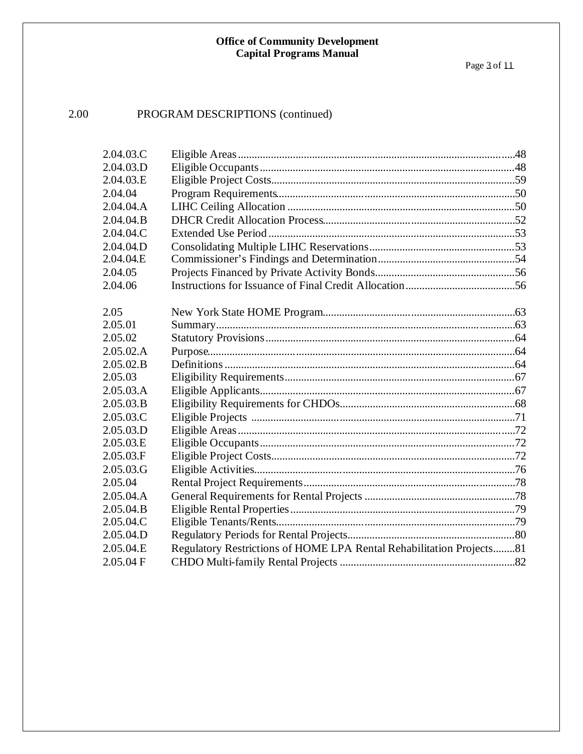## 2.00 PROGRAM DESCRIPTIONS (continued)

| | | |
|---|---|---|
| 2.04.03.C | Eligible Areas | 48 |
| 2.04.03.D | Eligible Occupants | 48 |
| 2.04.03.E | Eligible Project Costs | 59 |
| 2.04.04 | Program Requirements | 50 |
| 2.04.04.A | LIHC Ceiling Allocation | 50 |
| 2.04.04.B | DHCR Credit Allocation Process | 52 |
| 2.04.04.C | Extended Use Period | 53 |
| 2.04.04.D | Consolidating Multiple LIHC Reservations | 53 |
| 2.04.04.E | Commissioner's Findings and Determination | 54 |
| 2.04.05 | Projects Financed by Private Activity Bonds | 56 |
| 2.04.06 | Instructions for Issuance of Final Credit Allocation | 56 |
| | | |
| 2.05 | New York State HOME Program | 63 |
| 2.05.01 | Summary | 63 |
| 2.05.02 | Statutory Provisions | 64 |
| 2.05.02.A | Purpose | 64 |
| 2.05.02.B | Definitions | 64 |
| 2.05.03 | Eligibility Requirements | 67 |
| 2.05.03.A | Eligible Applicants | 67 |
| 2.05.03.B | Eligibility Requirements for CHDOs | 68 |
| 2.05.03.C | Eligible Projects | 71 |
| 2.05.03.D | Eligible Areas | 72 |
| 2.05.03.E | Eligible Occupants | 72 |
| 2.05.03.F | Eligible Project Costs | 72 |
| 2.05.03.G | Eligible Activities | 76 |
| 2.05.04 | Rental Project Requirements | 78 |
| 2.05.04.A | General Requirements for Rental Projects | 78 |
| 2.05.04.B | Eligible Rental Properties | 79 |
| 2.05.04.C | Eligible Tenants/Rents | 79 |
| 2.05.04.D | Regulatory Periods for Rental Projects | 80 |
| 2.05.04.E | Regulatory Restrictions of HOME LPA Rental Rehabilitation Projects | 81 |
| 2.05.04 F | CHDO Multi-family Rental Projects | 82 |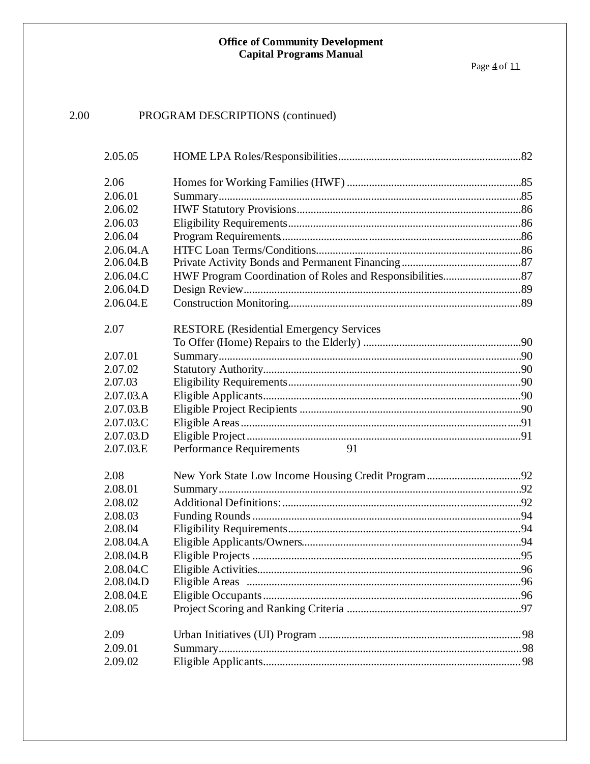## 2.00 PROGRAM DESCRIPTIONS (continued)

| | | |
|---|---|---|
| 2.05.05 | HOME LPA Roles/Responsibilities | 82 |
| | | |
| 2.06 | Homes for Working Families (HWF) | 85 |
| 2.06.01 | Summary | 85 |
| 2.06.02 | HWF Statutory Provisions | 86 |
| 2.06.03 | Eligibility Requirements | 86 |
| 2.06.04 | Program Requirements | 86 |
| 2.06.04.A | HTFC Loan Terms/Conditions | 86 |
| 2.06.04.B | Private Activity Bonds and Permanent Financing | 87 |
| 2.06.04.C | HWF Program Coordination of Roles and Responsibilities | 87 |
| 2.06.04.D | Design Review | 89 |
| 2.06.04.E | Construction Monitoring | 89 |
| | | |
| 2.07 | RESTORE (Residential Emergency Services To Offer (Home) Repairs to the Elderly) | 90 |
| 2.07.01 | Summary | 90 |
| 2.07.02 | Statutory Authority | 90 |
| 2.07.03 | Eligibility Requirements | 90 |
| 2.07.03.A | Eligible Applicants | 90 |
| 2.07.03.B | Eligible Project Recipients | 90 |
| 2.07.03.C | Eligible Areas | 91 |
| 2.07.03.D | Eligible Project | 91 |
| 2.07.03.E | Performance Requirements | 91 |
| | | |
| 2.08 | New York State Low Income Housing Credit Program | 92 |
| 2.08.01 | Summary | 92 |
| 2.08.02 | Additional Definitions: | 92 |
| 2.08.03 | Funding Rounds | 94 |
| 2.08.04 | Eligibility Requirements | 94 |
| 2.08.04.A | Eligible Applicants/Owners | 94 |
| 2.08.04.B | Eligible Projects | 95 |
| 2.08.04.C | Eligible Activities | 96 |
| 2.08.04.D | Eligible Areas | 96 |
| 2.08.04.E | Eligible Occupants | 96 |
| 2.08.05 | Project Scoring and Ranking Criteria | 97 |
| | | |
| 2.09 | Urban Initiatives (UI) Program | 98 |
| 2.09.01 | Summary | 98 |
| 2.09.02 | Eligible Applicants | 98 |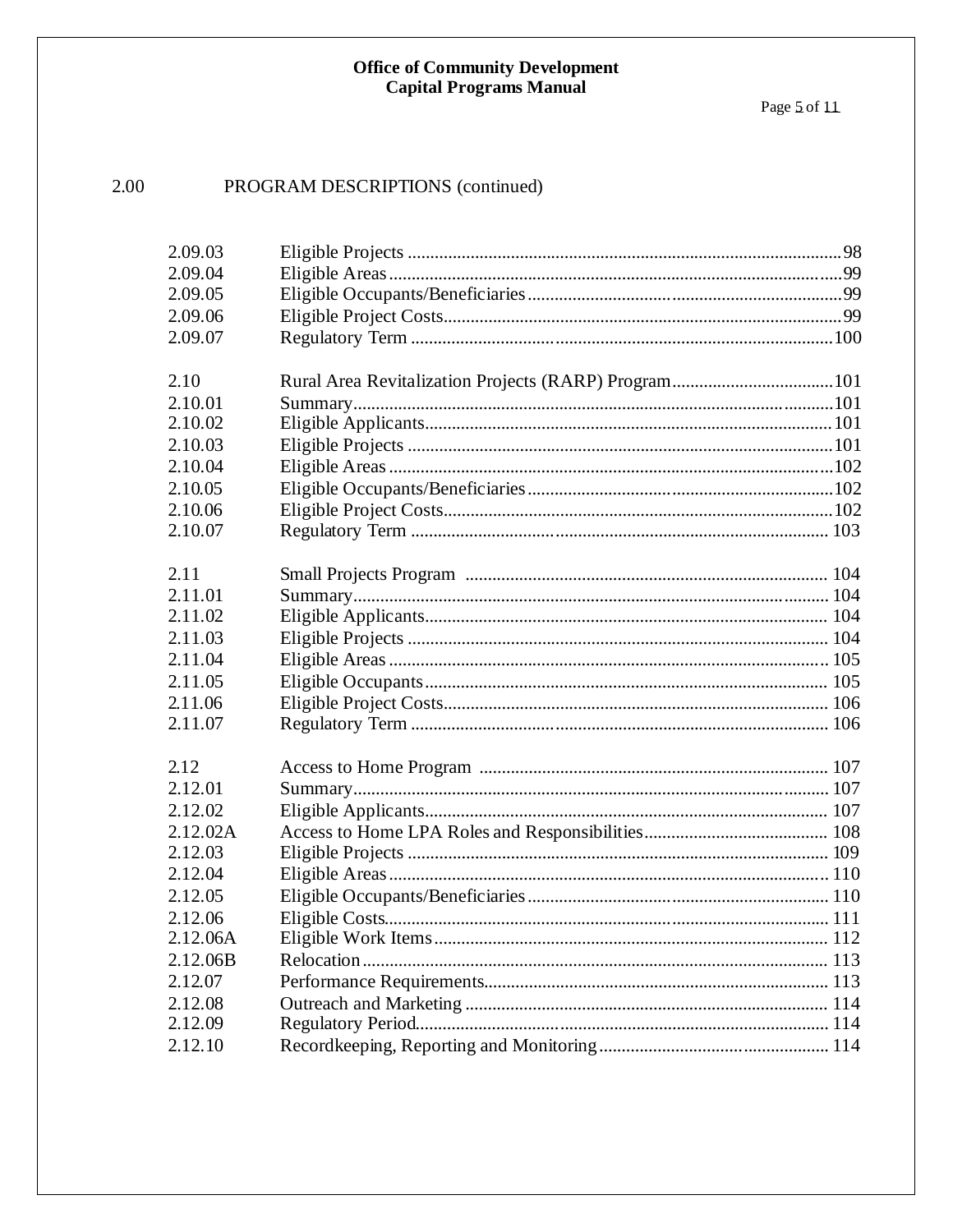## 2.00 PROGRAM DESCRIPTIONS (continued)

| | | |
|---|---|---|
| 2.09.03 | Eligible Projects | 98 |
| 2.09.04 | Eligible Areas | 99 |
| 2.09.05 | Eligible Occupants/Beneficiaries | 99 |
| 2.09.06 | Eligible Project Costs | 99 |
| 2.09.07 | Regulatory Term | 100 |
| | | |
| 2.10 | Rural Area Revitalization Projects (RARP) Program | 101 |
| 2.10.01 | Summary | 101 |
| 2.10.02 | Eligible Applicants | 101 |
| 2.10.03 | Eligible Projects | 101 |
| 2.10.04 | Eligible Areas | 102 |
| 2.10.05 | Eligible Occupants/Beneficiaries | 102 |
| 2.10.06 | Eligible Project Costs | 102 |
| 2.10.07 | Regulatory Term | 103 |
| | | |
| 2.11 | Small Projects Program | 104 |
| 2.11.01 | Summary | 104 |
| 2.11.02 | Eligible Applicants | 104 |
| 2.11.03 | Eligible Projects | 104 |
| 2.11.04 | Eligible Areas | 105 |
| 2.11.05 | Eligible Occupants | 105 |
| 2.11.06 | Eligible Project Costs | 106 |
| 2.11.07 | Regulatory Term | 106 |
| | | |
| 2.12 | Access to Home Program | 107 |
| 2.12.01 | Summary | 107 |
| 2.12.02 | Eligible Applicants | 107 |
| 2.12.02A | Access to Home LPA Roles and Responsibilities | 108 |
| 2.12.03 | Eligible Projects | 109 |
| 2.12.04 | Eligible Areas | 110 |
| 2.12.05 | Eligible Occupants/Beneficiaries | 110 |
| 2.12.06 | Eligible Costs | 111 |
| 2.12.06A | Eligible Work Items | 112 |
| 2.12.06B | Relocation | 113 |
| 2.12.07 | Performance Requirements | 113 |
| 2.12.08 | Outreach and Marketing | 114 |
| 2.12.09 | Regulatory Period | 114 |
| 2.12.10 | Recordkeeping, Reporting and Monitoring | 114 |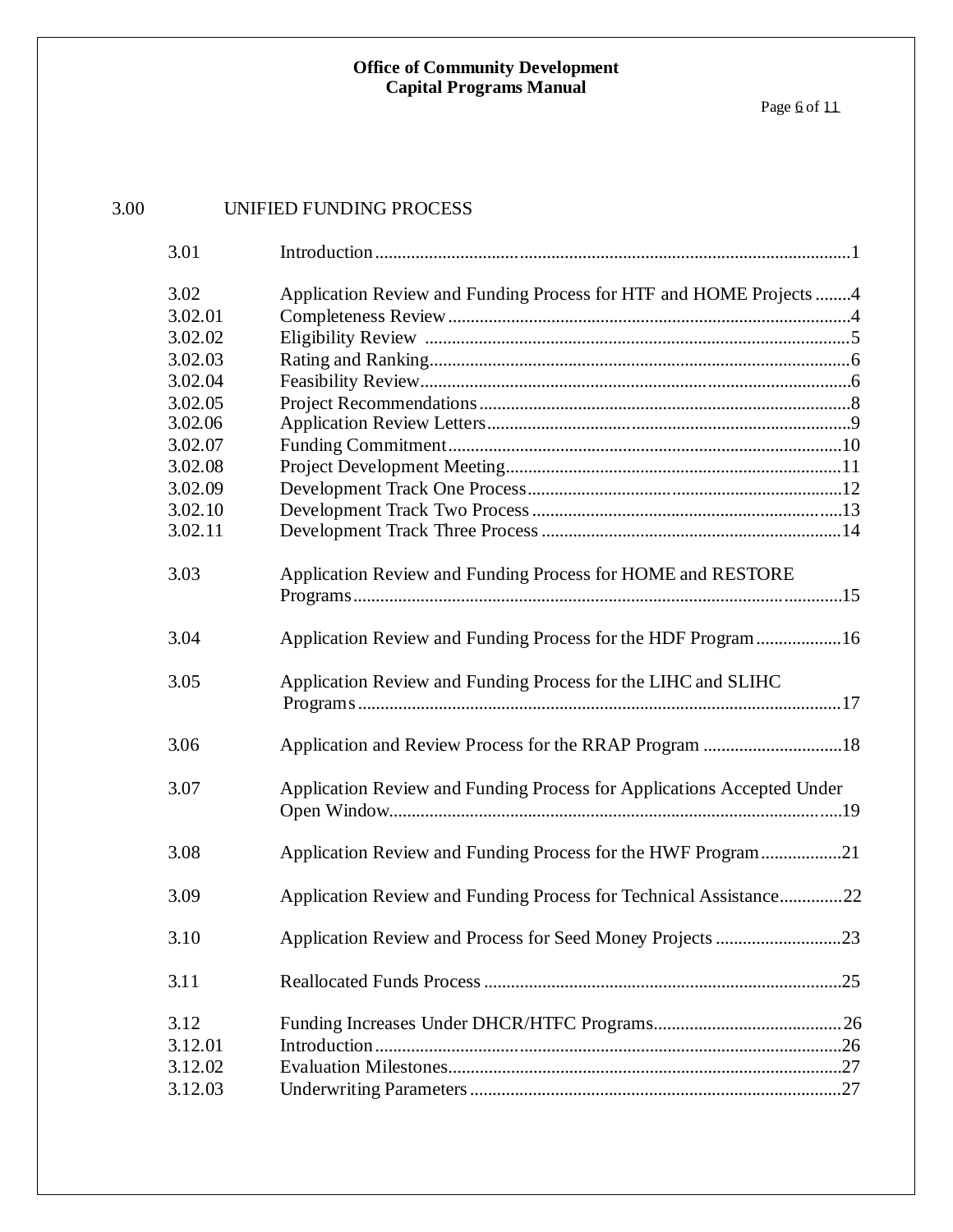## 3.00 UNIFIED FUNDING PROCESS

| | | |
|---|---|---|
| 3.01 | Introduction | 1 |
| 3.02 | Application Review and Funding Process for HTF and HOME Projects | 4 |
| 3.02.01 | Completeness Review | 4 |
| 3.02.02 | Eligibility Review | 5 |
| 3.02.03 | Rating and Ranking | 6 |
| 3.02.04 | Feasibility Review | 6 |
| 3.02.05 | Project Recommendations | 8 |
| 3.02.06 | Application Review Letters | 9 |
| 3.02.07 | Funding Commitment | 10 |
| 3.02.08 | Project Development Meeting | 11 |
| 3.02.09 | Development Track One Process | 12 |
| 3.02.10 | Development Track Two Process | 13 |
| 3.02.11 | Development Track Three Process | 14 |
| 3.03 | Application Review and Funding Process for HOME and RESTORE Programs | 15 |
| 3.04 | Application Review and Funding Process for the HDF Program | 16 |
| 3.05 | Application Review and Funding Process for the LIHC and SLIHC Programs | 17 |
| 3.06 | Application and Review Process for the RRAP Program | 18 |
| 3.07 | Application Review and Funding Process for Applications Accepted Under Open Window | 19 |
| 3.08 | Application Review and Funding Process for the HWF Program | 21 |
| 3.09 | Application Review and Funding Process for Technical Assistance | 22 |
| 3.10 | Application Review and Process for Seed Money Projects | 23 |
| 3.11 | Reallocated Funds Process | 25 |
| 3.12 | Funding Increases Under DHCR/HTFC Programs | 26 |
| 3.12.01 | Introduction | 26 |
| 3.12.02 | Evaluation Milestones | 27 |
| 3.12.03 | Underwriting Parameters | 27 |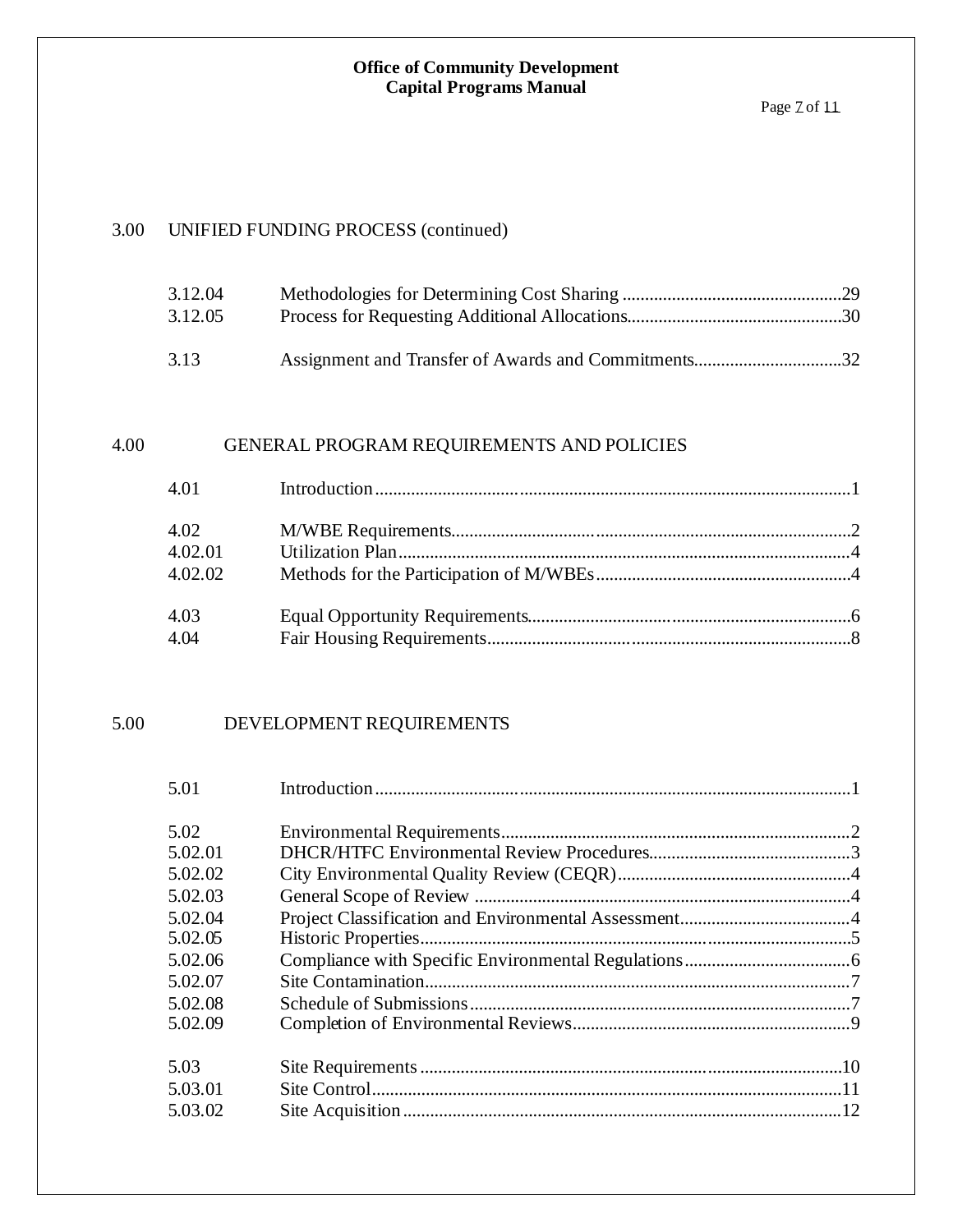## 3.00 UNIFIED FUNDING PROCESS (continued)

| | | |
|---|---|---|
| 3.12.04 | Methodologies for Determining Cost Sharing | 29 |
| 3.12.05 | Process for Requesting Additional Allocations | 30 |
| 3.13 | Assignment and Transfer of Awards and Commitments | 32 |

## 4.00 GENERAL PROGRAM REQUIREMENTS AND POLICIES

| | | |
|---|---|---|
| 4.01 | Introduction | 1 |
| 4.02 | M/WBE Requirements | 2 |
| 4.02.01 | Utilization Plan | 4 |
| 4.02.02 | Methods for the Participation of M/WBEs | 4 |
| 4.03 | Equal Opportunity Requirements | 6 |
| 4.04 | Fair Housing Requirements | 8 |

## 5.00 DEVELOPMENT REQUIREMENTS

| | | |
|---|---|---|
| 5.01 | Introduction | 1 |
| 5.02 | Environmental Requirements | 2 |
| 5.02.01 | DHCR/HTFC Environmental Review Procedures | 3 |
| 5.02.02 | City Environmental Quality Review (CEQR) | 4 |
| 5.02.03 | General Scope of Review | 4 |
| 5.02.04 | Project Classification and Environmental Assessment | 4 |
| 5.02.05 | Historic Properties | 5 |
| 5.02.06 | Compliance with Specific Environmental Regulations | 6 |
| 5.02.07 | Site Contamination | 7 |
| 5.02.08 | Schedule of Submissions | 7 |
| 5.02.09 | Completion of Environmental Reviews | 9 |
| 5.03 | Site Requirements | 10 |
| 5.03.01 | Site Control | 11 |
| 5.03.02 | Site Acquisition | 12 |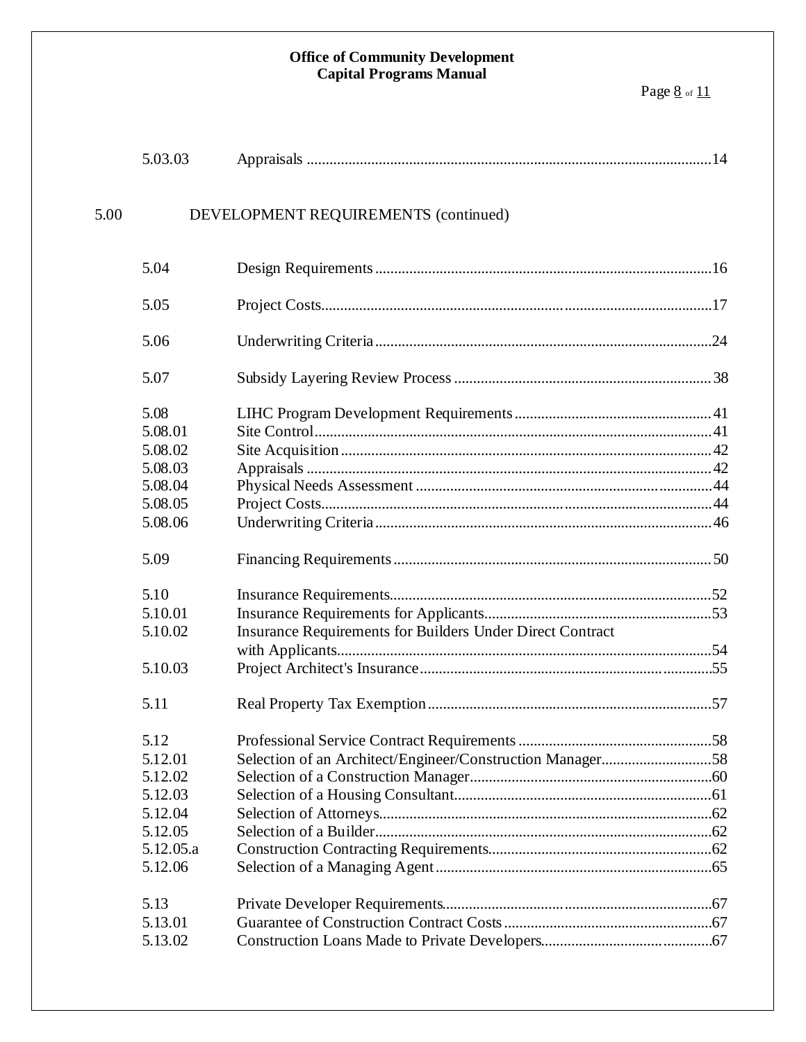| | | |
|---|---|---|
| 5.03.03 | Appraisals | 14 |

## 5.00 DEVELOPMENT REQUIREMENTS (continued)

| | | |
|---|---|---|
| 5.04 | Design Requirements | 16 |
| 5.05 | Project Costs | 17 |
| 5.06 | Underwriting Criteria | 24 |
| 5.07 | Subsidy Layering Review Process | 38 |
| 5.08 | LIHC Program Development Requirements | 41 |
| 5.08.01 | Site Control | 41 |
| 5.08.02 | Site Acquisition | 42 |
| 5.08.03 | Appraisals | 42 |
| 5.08.04 | Physical Needs Assessment | 44 |
| 5.08.05 | Project Costs | 44 |
| 5.08.06 | Underwriting Criteria | 46 |
| 5.09 | Financing Requirements | 50 |
| 5.10 | Insurance Requirements | 52 |
| 5.10.01 | Insurance Requirements for Applicants | 53 |
| 5.10.02 | Insurance Requirements for Builders Under Direct Contract with Applicants | 54 |
| 5.10.03 | Project Architect's Insurance | 55 |
| 5.11 | Real Property Tax Exemption | 57 |
| 5.12 | Professional Service Contract Requirements | 58 |
| 5.12.01 | Selection of an Architect/Engineer/Construction Manager | 58 |
| 5.12.02 | Selection of a Construction Manager | 60 |
| 5.12.03 | Selection of a Housing Consultant | 61 |
| 5.12.04 | Selection of Attorneys | 62 |
| 5.12.05 | Selection of a Builder | 62 |
| 5.12.05.a | Construction Contracting Requirements | 62 |
| 5.12.06 | Selection of a Managing Agent | 65 |
| 5.13 | Private Developer Requirements | 67 |
| 5.13.01 | Guarantee of Construction Contract Costs | 67 |
| 5.13.02 | Construction Loans Made to Private Developers | 67 |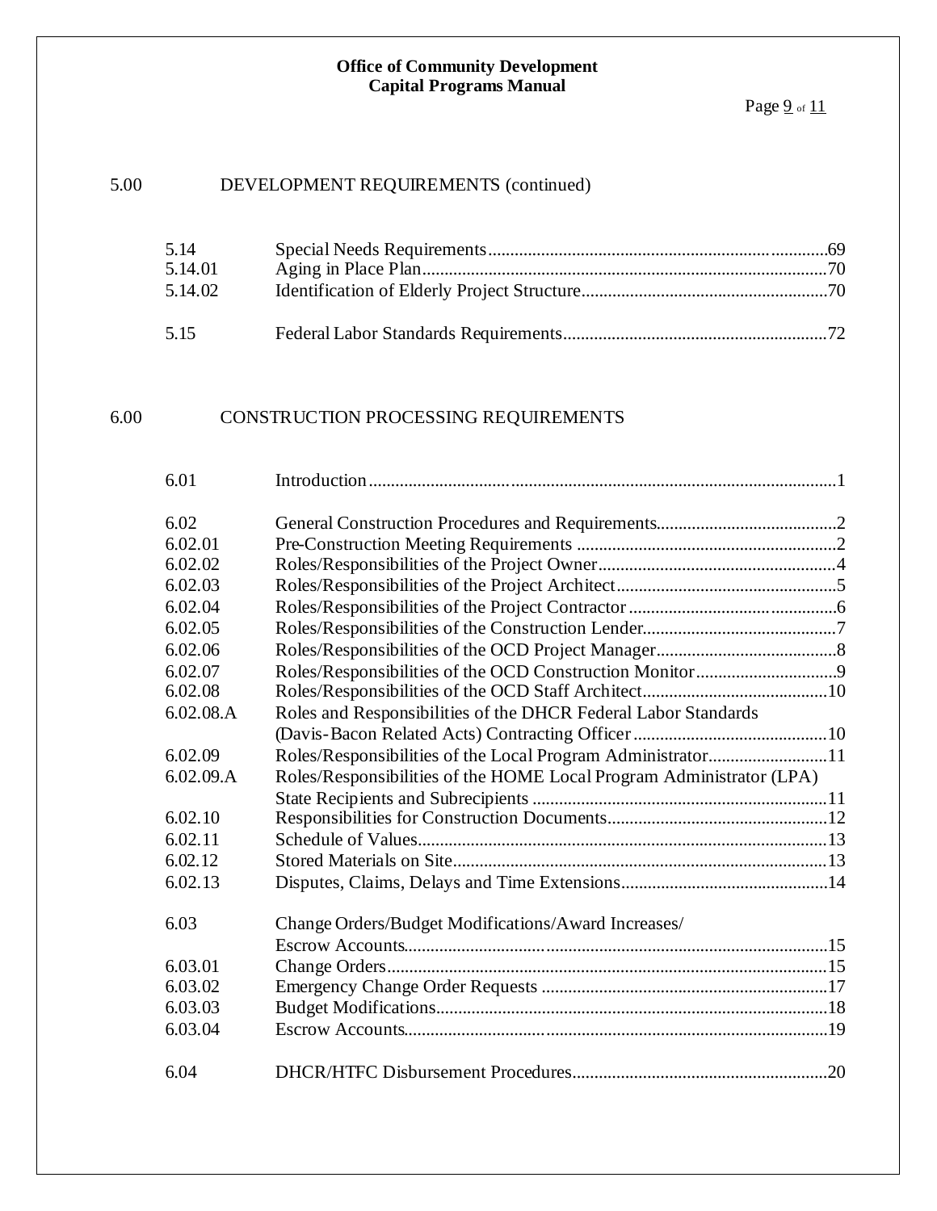## 5.00 DEVELOPMENT REQUIREMENTS (continued)

| | | |
|---|---|---|
| 5.14 | Special Needs Requirements | 69 |
| 5.14.01 | Aging in Place Plan | 70 |
| 5.14.02 | Identification of Elderly Project Structure | 70 |
| 5.15 | Federal Labor Standards Requirements | 72 |

## 6.00 CONSTRUCTION PROCESSING REQUIREMENTS

| | | |
|---|---|---|
| 6.01 | Introduction | 1 |
| 6.02 | General Construction Procedures and Requirements | 2 |
| 6.02.01 | Pre-Construction Meeting Requirements | 2 |
| 6.02.02 | Roles/Responsibilities of the Project Owner | 4 |
| 6.02.03 | Roles/Responsibilities of the Project Architect | 5 |
| 6.02.04 | Roles/Responsibilities of the Project Contractor | 6 |
| 6.02.05 | Roles/Responsibilities of the Construction Lender | 7 |
| 6.02.06 | Roles/Responsibilities of the OCD Project Manager | 8 |
| 6.02.07 | Roles/Responsibilities of the OCD Construction Monitor | 9 |
| 6.02.08 | Roles/Responsibilities of the OCD Staff Architect | 10 |
| 6.02.08.A | Roles and Responsibilities of the DHCR Federal Labor Standards (Davis-Bacon Related Acts) Contracting Officer | 10 |
| 6.02.09 | Roles/Responsibilities of the Local Program Administrator | 11 |
| 6.02.09.A | Roles/Responsibilities of the HOME Local Program Administrator (LPA) State Recipients and Subrecipients | 11 |
| 6.02.10 | Responsibilities for Construction Documents | 12 |
| 6.02.11 | Schedule of Values | 13 |
| 6.02.12 | Stored Materials on Site | 13 |
| 6.02.13 | Disputes, Claims, Delays and Time Extensions | 14 |
| 6.03 | Change Orders/Budget Modifications/Award Increases/ Escrow Accounts | 15 |
| 6.03.01 | Change Orders | 15 |
| 6.03.02 | Emergency Change Order Requests | 17 |
| 6.03.03 | Budget Modifications | 18 |
| 6.03.04 | Escrow Accounts | 19 |
| 6.04 | DHCR/HTFC Disbursement Procedures | 20 |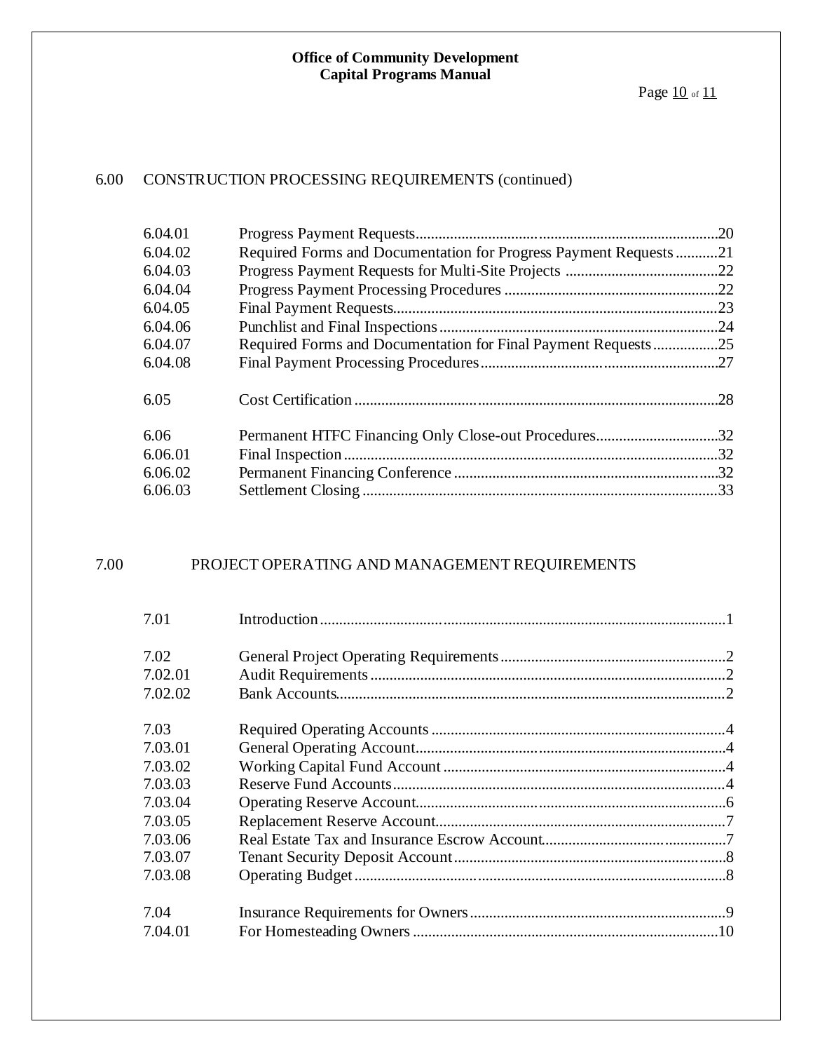## 6.00 CONSTRUCTION PROCESSING REQUIREMENTS (continued)

| | | |
|---|---|---|
| 6.04.01 | Progress Payment Requests | 20 |
| 6.04.02 | Required Forms and Documentation for Progress Payment Requests | 21 |
| 6.04.03 | Progress Payment Requests for Multi-Site Projects | 22 |
| 6.04.04 | Progress Payment Processing Procedures | 22 |
| 6.04.05 | Final Payment Requests | 23 |
| 6.04.06 | Punchlist and Final Inspections | 24 |
| 6.04.07 | Required Forms and Documentation for Final Payment Requests | 25 |
| 6.04.08 | Final Payment Processing Procedures | 27 |
| 6.05 | Cost Certification | 28 |
| 6.06 | Permanent HTFC Financing Only Close-out Procedures | 32 |
| 6.06.01 | Final Inspection | 32 |
| 6.06.02 | Permanent Financing Conference | 32 |
| 6.06.03 | Settlement Closing | 33 |

## 7.00 PROJECT OPERATING AND MANAGEMENT REQUIREMENTS

| | | |
|---|---|---|
| 7.01 | Introduction | 1 |
| 7.02 | General Project Operating Requirements | 2 |
| 7.02.01 | Audit Requirements | 2 |
| 7.02.02 | Bank Accounts | 2 |
| 7.03 | Required Operating Accounts | 4 |
| 7.03.01 | General Operating Account | 4 |
| 7.03.02 | Working Capital Fund Account | 4 |
| 7.03.03 | Reserve Fund Accounts | 4 |
| 7.03.04 | Operating Reserve Account | 6 |
| 7.03.05 | Replacement Reserve Account | 7 |
| 7.03.06 | Real Estate Tax and Insurance Escrow Account | 7 |
| 7.03.07 | Tenant Security Deposit Account | 8 |
| 7.03.08 | Operating Budget | 8 |
| 7.04 | Insurance Requirements for Owners | 9 |
| 7.04.01 | For Homesteading Owners | 10 |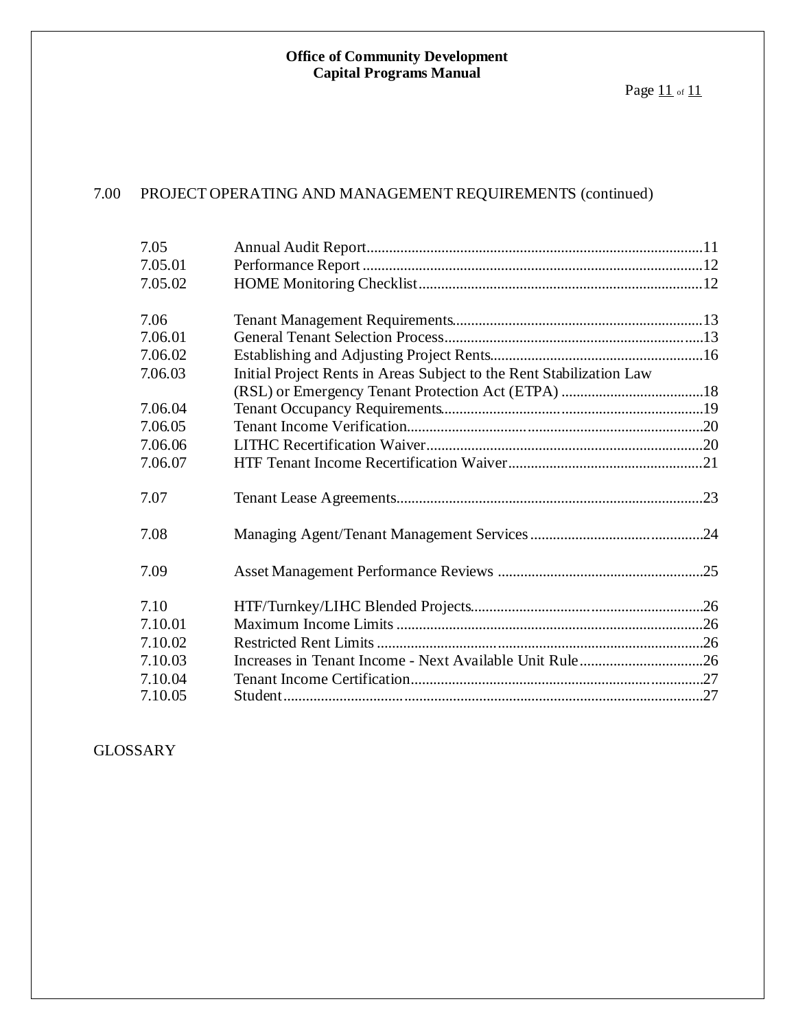## 7.00 PROJECT OPERATING AND MANAGEMENT REQUIREMENTS (continued)

| | | |
|---|---|---|
| 7.05 | Annual Audit Report | 11 |
| 7.05.01 | Performance Report | 12 |
| 7.05.02 | HOME Monitoring Checklist | 12 |
| 7.06 | Tenant Management Requirements | 13 |
| 7.06.01 | General Tenant Selection Process | 13 |
| 7.06.02 | Establishing and Adjusting Project Rents | 16 |
| 7.06.03 | Initial Project Rents in Areas Subject to the Rent Stabilization Law (RSL) or Emergency Tenant Protection Act (ETPA) | 18 |
| 7.06.04 | Tenant Occupancy Requirements | 19 |
| 7.06.05 | Tenant Income Verification | 20 |
| 7.06.06 | LITHC Recertification Waiver | 20 |
| 7.06.07 | HTF Tenant Income Recertification Waiver | 21 |
| 7.07 | Tenant Lease Agreements | 23 |
| 7.08 | Managing Agent/Tenant Management Services | 24 |
| 7.09 | Asset Management Performance Reviews | 25 |
| 7.10 | HTF/Turnkey/LIHC Blended Projects | 26 |
| 7.10.01 | Maximum Income Limits | 26 |
| 7.10.02 | Restricted Rent Limits | 26 |
| 7.10.03 | Increases in Tenant Income - Next Available Unit Rule | 26 |
| 7.10.04 | Tenant Income Certification | 27 |
| 7.10.05 | Student | 27 |

GLOSSARY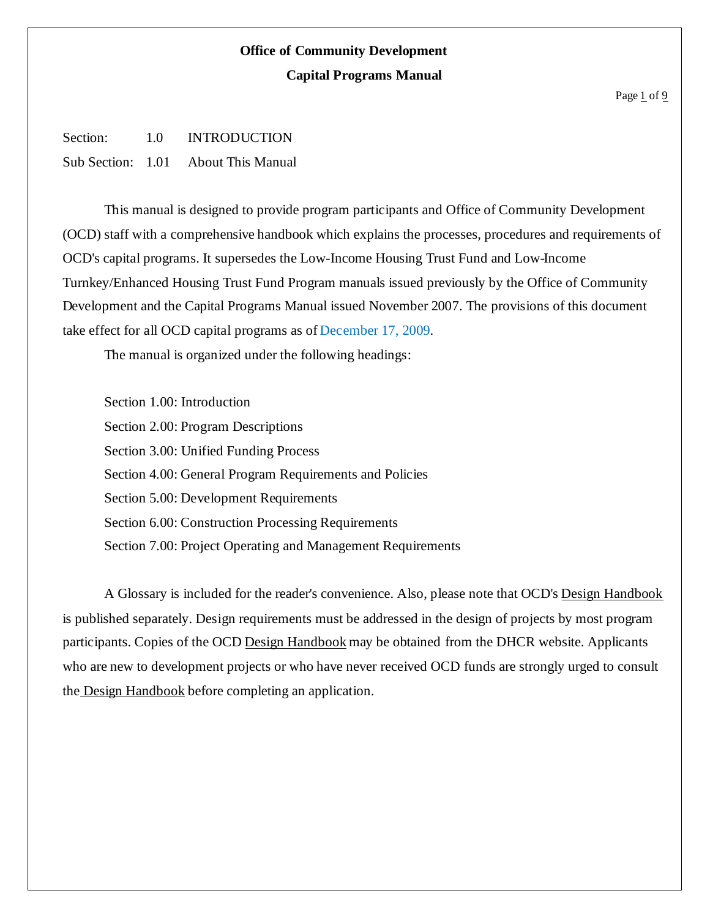**Office of Community Development**

**Capital Programs Manual**

Section: 1.0 INTRODUCTION

Sub Section: 1.01 About This Manual

This manual is designed to provide program participants and Office of Community Development (OCD) staff with a comprehensive handbook which explains the processes, procedures and requirements of OCD's capital programs. It supersedes the Low-Income Housing Trust Fund and Low-Income Turnkey/Enhanced Housing Trust Fund Program manuals issued previously by the Office of Community Development and the Capital Programs Manual issued November 2007. The provisions of this document take effect for all OCD capital programs as of December 17, 2009.

The manual is organized under the following headings:

Section 1.00: Introduction

Section 2.00: Program Descriptions

Section 3.00: Unified Funding Process

Section 4.00: General Program Requirements and Policies

Section 5.00: Development Requirements

Section 6.00: Construction Processing Requirements

Section 7.00: Project Operating and Management Requirements

A Glossary is included for the reader's convenience. Also, please note that OCD's Design Handbook is published separately. Design requirements must be addressed in the design of projects by most program participants. Copies of the OCD Design Handbook may be obtained from the DHCR website. Applicants who are new to development projects or who have never received OCD funds are strongly urged to consult the Design Handbook before completing an application.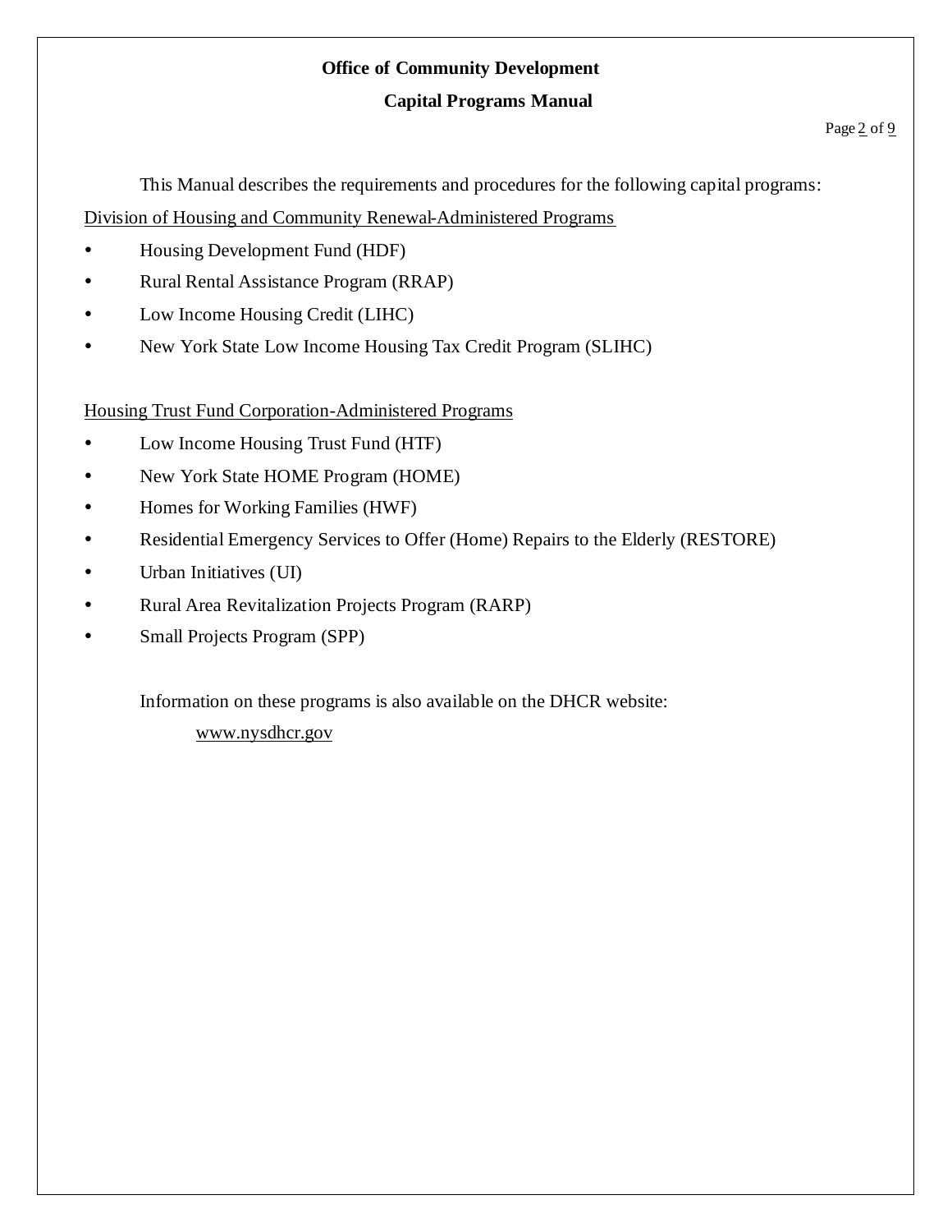This Manual describes the requirements and procedures for the following capital programs:

Division of Housing and Community Renewal-Administered Programs

- Housing Development Fund (HDF)
- Rural Rental Assistance Program (RRAP)
- Low Income Housing Credit (LIHC)
- New York State Low Income Housing Tax Credit Program (SLIHC)

Housing Trust Fund Corporation-Administered Programs

- Low Income Housing Trust Fund (HTF)
- New York State HOME Program (HOME)
- Homes for Working Families (HWF)
- Residential Emergency Services to Offer (Home) Repairs to the Elderly (RESTORE)
- Urban Initiatives (UI)
- Rural Area Revitalization Projects Program (RARP)
- Small Projects Program (SPP)

Information on these programs is also available on the DHCR website:

www.nysdhcr.gov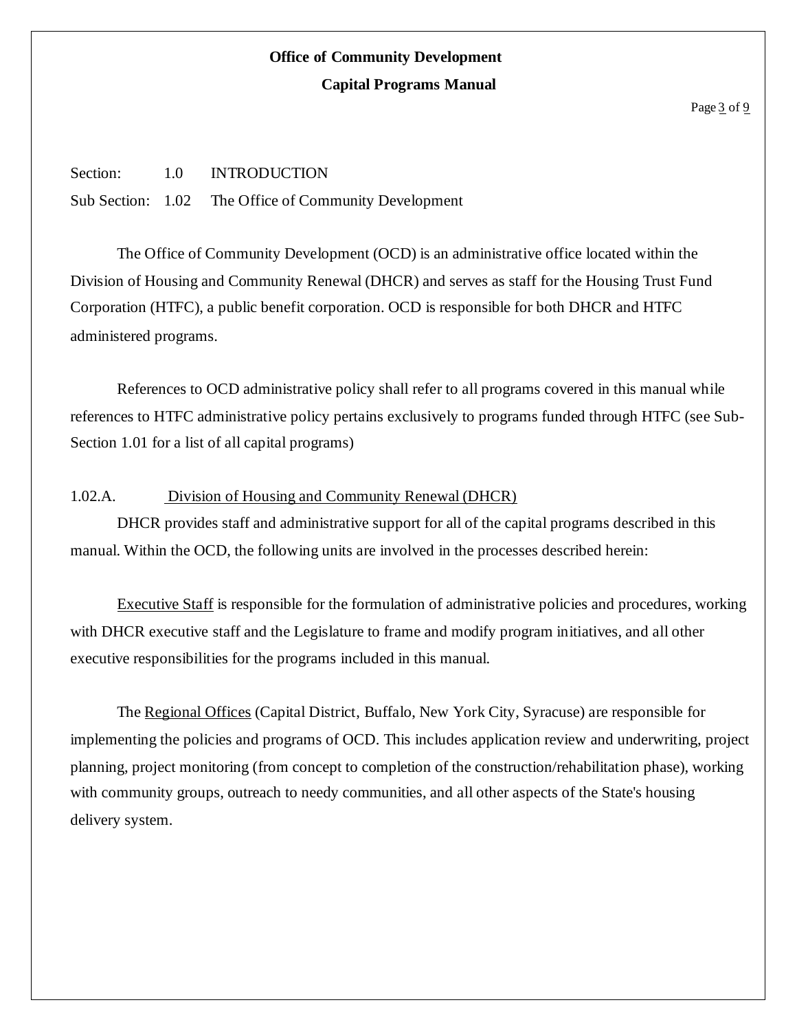Section: 1.0 INTRODUCTION

Sub Section: 1.02 The Office of Community Development

The Office of Community Development (OCD) is an administrative office located within the Division of Housing and Community Renewal (DHCR) and serves as staff for the Housing Trust Fund Corporation (HTFC), a public benefit corporation. OCD is responsible for both DHCR and HTFC administered programs.

References to OCD administrative policy shall refer to all programs covered in this manual while references to HTFC administrative policy pertains exclusively to programs funded through HTFC (see Sub-Section 1.01 for a list of all capital programs)

1.02.A. Division of Housing and Community Renewal (DHCR)

DHCR provides staff and administrative support for all of the capital programs described in this manual. Within the OCD, the following units are involved in the processes described herein:

Executive Staff is responsible for the formulation of administrative policies and procedures, working with DHCR executive staff and the Legislature to frame and modify program initiatives, and all other executive responsibilities for the programs included in this manual.

The Regional Offices (Capital District, Buffalo, New York City, Syracuse) are responsible for implementing the policies and programs of OCD. This includes application review and underwriting, project planning, project monitoring (from concept to completion of the construction/rehabilitation phase), working with community groups, outreach to needy communities, and all other aspects of the State's housing delivery system.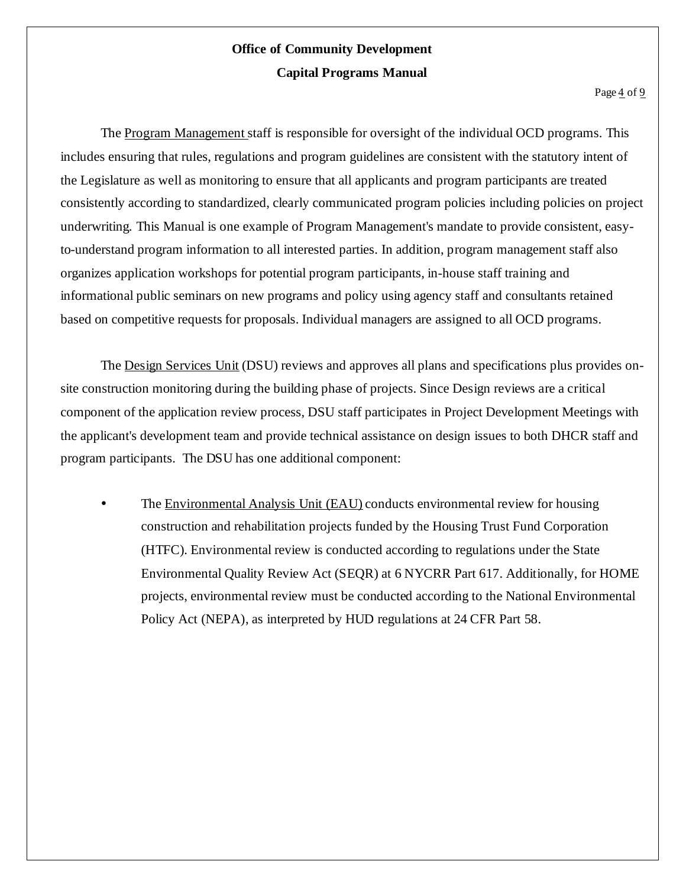The Program Management staff is responsible for oversight of the individual OCD programs. This includes ensuring that rules, regulations and program guidelines are consistent with the statutory intent of the Legislature as well as monitoring to ensure that all applicants and program participants are treated consistently according to standardized, clearly communicated program policies including policies on project underwriting. This Manual is one example of Program Management's mandate to provide consistent, easy-to-understand program information to all interested parties. In addition, program management staff also organizes application workshops for potential program participants, in-house staff training and informational public seminars on new programs and policy using agency staff and consultants retained based on competitive requests for proposals. Individual managers are assigned to all OCD programs.

The Design Services Unit (DSU) reviews and approves all plans and specifications plus provides on-site construction monitoring during the building phase of projects. Since Design reviews are a critical component of the application review process, DSU staff participates in Project Development Meetings with the applicant's development team and provide technical assistance on design issues to both DHCR staff and program participants. The DSU has one additional component:

- The Environmental Analysis Unit (EAU) conducts environmental review for housing construction and rehabilitation projects funded by the Housing Trust Fund Corporation (HTFC). Environmental review is conducted according to regulations under the State Environmental Quality Review Act (SEQR) at 6 NYCRR Part 617. Additionally, for HOME projects, environmental review must be conducted according to the National Environmental Policy Act (NEPA), as interpreted by HUD regulations at 24 CFR Part 58.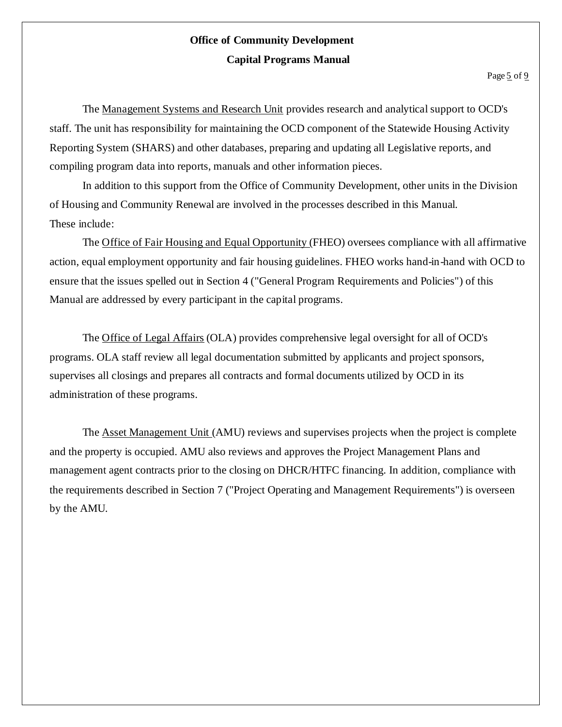The Management Systems and Research Unit provides research and analytical support to OCD's staff. The unit has responsibility for maintaining the OCD component of the Statewide Housing Activity Reporting System (SHARS) and other databases, preparing and updating all Legislative reports, and compiling program data into reports, manuals and other information pieces.

In addition to this support from the Office of Community Development, other units in the Division of Housing and Community Renewal are involved in the processes described in this Manual. These include:

The Office of Fair Housing and Equal Opportunity (FHEO) oversees compliance with all affirmative action, equal employment opportunity and fair housing guidelines. FHEO works hand-in-hand with OCD to ensure that the issues spelled out in Section 4 ("General Program Requirements and Policies") of this Manual are addressed by every participant in the capital programs.

The Office of Legal Affairs (OLA) provides comprehensive legal oversight for all of OCD's programs. OLA staff review all legal documentation submitted by applicants and project sponsors, supervises all closings and prepares all contracts and formal documents utilized by OCD in its administration of these programs.

The Asset Management Unit (AMU) reviews and supervises projects when the project is complete and the property is occupied. AMU also reviews and approves the Project Management Plans and management agent contracts prior to the closing on DHCR/HTFC financing. In addition, compliance with the requirements described in Section 7 ("Project Operating and Management Requirements") is overseen by the AMU.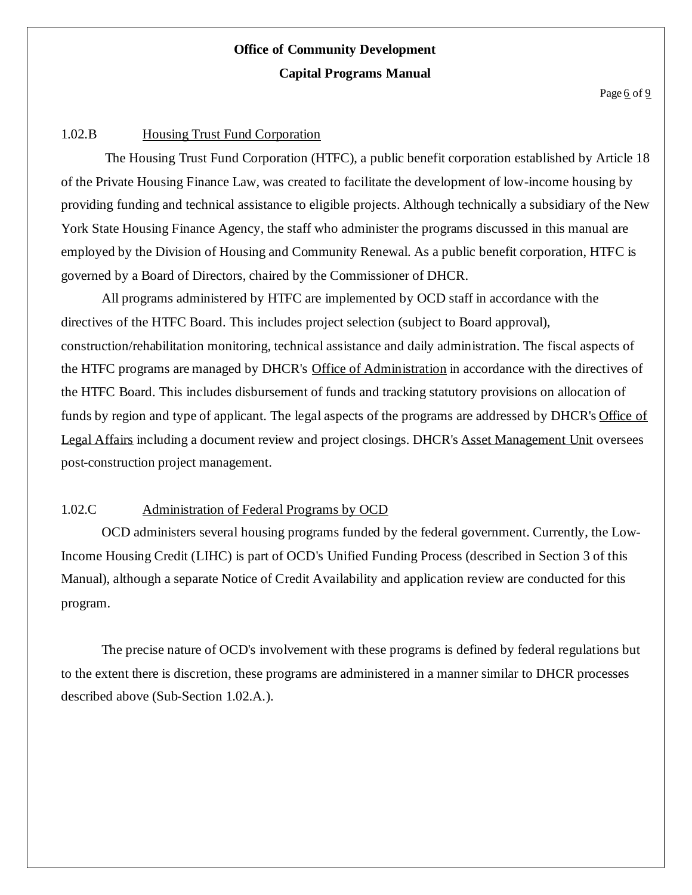### 1.02.B Housing Trust Fund Corporation

The Housing Trust Fund Corporation (HTFC), a public benefit corporation established by Article 18 of the Private Housing Finance Law, was created to facilitate the development of low-income housing by providing funding and technical assistance to eligible projects. Although technically a subsidiary of the New York State Housing Finance Agency, the staff who administer the programs discussed in this manual are employed by the Division of Housing and Community Renewal. As a public benefit corporation, HTFC is governed by a Board of Directors, chaired by the Commissioner of DHCR.

All programs administered by HTFC are implemented by OCD staff in accordance with the directives of the HTFC Board. This includes project selection (subject to Board approval), construction/rehabilitation monitoring, technical assistance and daily administration. The fiscal aspects of the HTFC programs are managed by DHCR's Office of Administration in accordance with the directives of the HTFC Board. This includes disbursement of funds and tracking statutory provisions on allocation of funds by region and type of applicant. The legal aspects of the programs are addressed by DHCR's Office of Legal Affairs including a document review and project closings. DHCR's Asset Management Unit oversees post-construction project management.

### 1.02.C Administration of Federal Programs by OCD

OCD administers several housing programs funded by the federal government. Currently, the Low-Income Housing Credit (LIHC) is part of OCD's Unified Funding Process (described in Section 3 of this Manual), although a separate Notice of Credit Availability and application review are conducted for this program.

The precise nature of OCD's involvement with these programs is defined by federal regulations but to the extent there is discretion, these programs are administered in a manner similar to DHCR processes described above (Sub-Section 1.02.A.).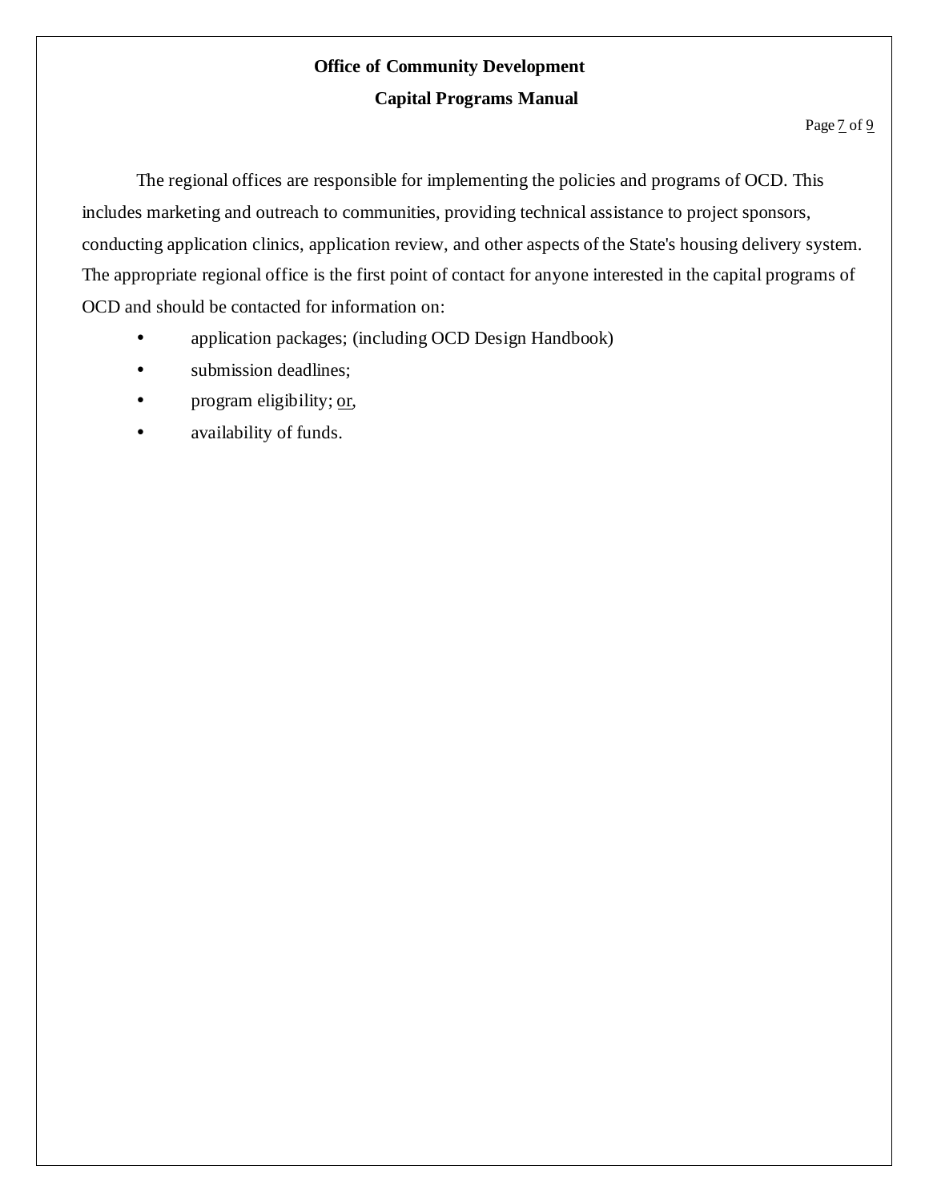The regional offices are responsible for implementing the policies and programs of OCD. This includes marketing and outreach to communities, providing technical assistance to project sponsors, conducting application clinics, application review, and other aspects of the State's housing delivery system. The appropriate regional office is the first point of contact for anyone interested in the capital programs of OCD and should be contacted for information on:

- application packages; (including OCD Design Handbook)
- submission deadlines;
- program eligibility; or,
- availability of funds.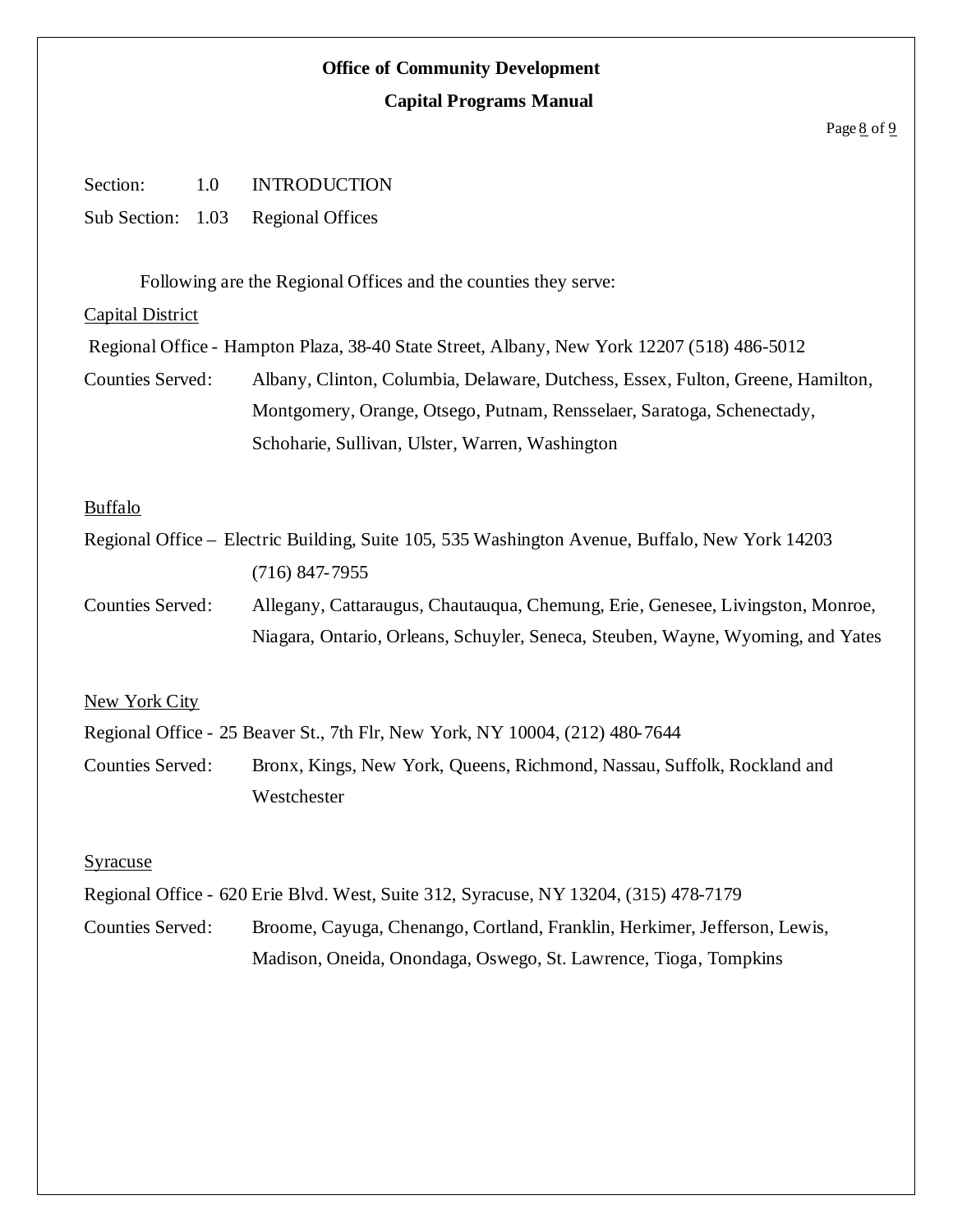Section: 1.0 INTRODUCTION

Sub Section: 1.03 Regional Offices

Following are the Regional Offices and the counties they serve:

Capital District

Regional Office - Hampton Plaza, 38-40 State Street, Albany, New York 12207 (518) 486-5012

Counties Served: Albany, Clinton, Columbia, Delaware, Dutchess, Essex, Fulton, Greene, Hamilton, Montgomery, Orange, Otsego, Putnam, Rensselaer, Saratoga, Schenectady, Schoharie, Sullivan, Ulster, Warren, Washington

Buffalo

Regional Office – Electric Building, Suite 105, 535 Washington Avenue, Buffalo, New York 14203 (716) 847-7955

Counties Served: Allegany, Cattaraugus, Chautauqua, Chemung, Erie, Genesee, Livingston, Monroe, Niagara, Ontario, Orleans, Schuyler, Seneca, Steuben, Wayne, Wyoming, and Yates

New York City

Regional Office - 25 Beaver St., 7th Flr, New York, NY 10004, (212) 480-7644

Counties Served: Bronx, Kings, New York, Queens, Richmond, Nassau, Suffolk, Rockland and Westchester

Syracuse

Regional Office - 620 Erie Blvd. West, Suite 312, Syracuse, NY 13204, (315) 478-7179

Counties Served: Broome, Cayuga, Chenango, Cortland, Franklin, Herkimer, Jefferson, Lewis, Madison, Oneida, Onondaga, Oswego, St. Lawrence, Tioga, Tompkins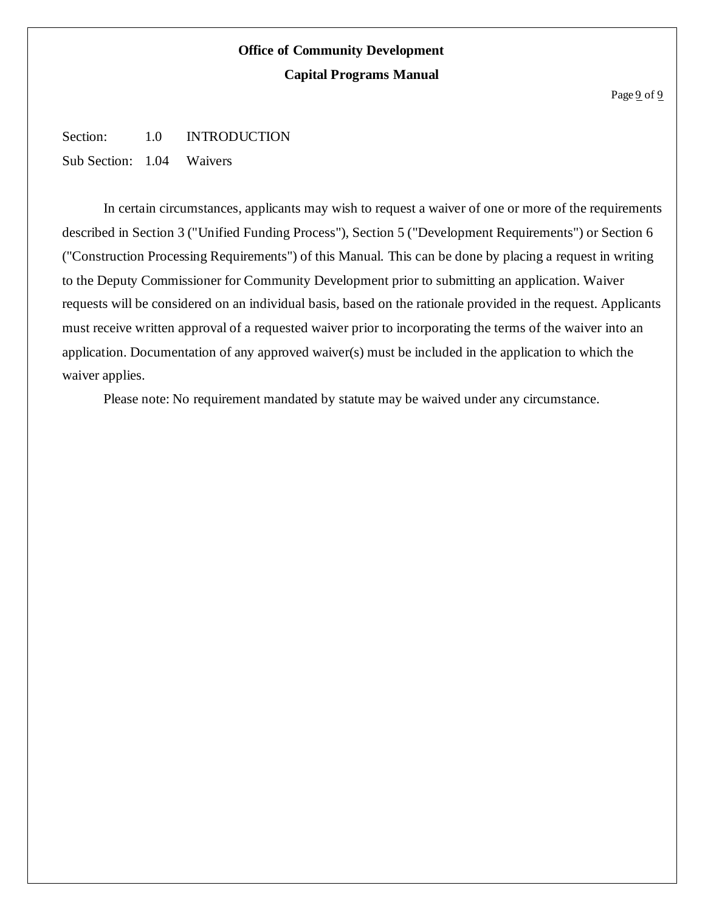Section: 1.0 INTRODUCTION

Sub Section: 1.04 Waivers

In certain circumstances, applicants may wish to request a waiver of one or more of the requirements described in Section 3 ("Unified Funding Process"), Section 5 ("Development Requirements") or Section 6 ("Construction Processing Requirements") of this Manual. This can be done by placing a request in writing to the Deputy Commissioner for Community Development prior to submitting an application. Waiver requests will be considered on an individual basis, based on the rationale provided in the request. Applicants must receive written approval of a requested waiver prior to incorporating the terms of the waiver into an application. Documentation of any approved waiver(s) must be included in the application to which the waiver applies.

Please note: No requirement mandated by statute may be waived under any circumstance.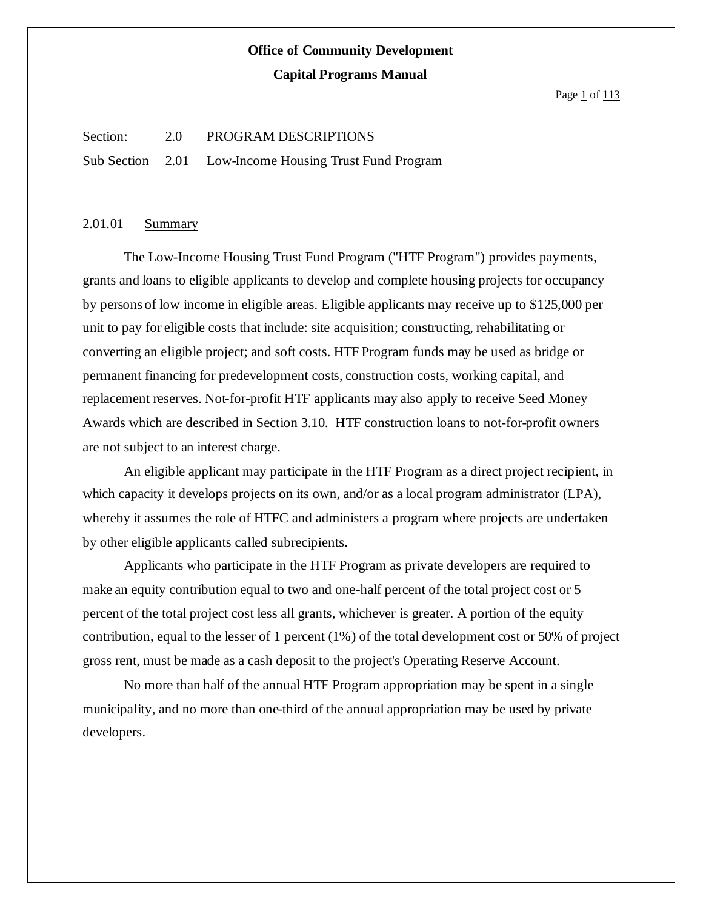**Office of Community Development**

**Capital Programs Manual**

Section: 2.0 PROGRAM DESCRIPTIONS

Sub Section 2.01 Low-Income Housing Trust Fund Program

2.01.01 Summary

The Low-Income Housing Trust Fund Program ("HTF Program") provides payments, grants and loans to eligible applicants to develop and complete housing projects for occupancy by persons of low income in eligible areas. Eligible applicants may receive up to $125,000 per unit to pay for eligible costs that include: site acquisition; constructing, rehabilitating or converting an eligible project; and soft costs. HTF Program funds may be used as bridge or permanent financing for predevelopment costs, construction costs, working capital, and replacement reserves. Not-for-profit HTF applicants may also apply to receive Seed Money Awards which are described in Section 3.10. HTF construction loans to not-for-profit owners are not subject to an interest charge.

An eligible applicant may participate in the HTF Program as a direct project recipient, in which capacity it develops projects on its own, and/or as a local program administrator (LPA), whereby it assumes the role of HTFC and administers a program where projects are undertaken by other eligible applicants called subrecipients.

Applicants who participate in the HTF Program as private developers are required to make an equity contribution equal to two and one-half percent of the total project cost or 5 percent of the total project cost less all grants, whichever is greater. A portion of the equity contribution, equal to the lesser of 1 percent (1%) of the total development cost or 50% of project gross rent, must be made as a cash deposit to the project's Operating Reserve Account.

No more than half of the annual HTF Program appropriation may be spent in a single municipality, and no more than one-third of the annual appropriation may be used by private developers.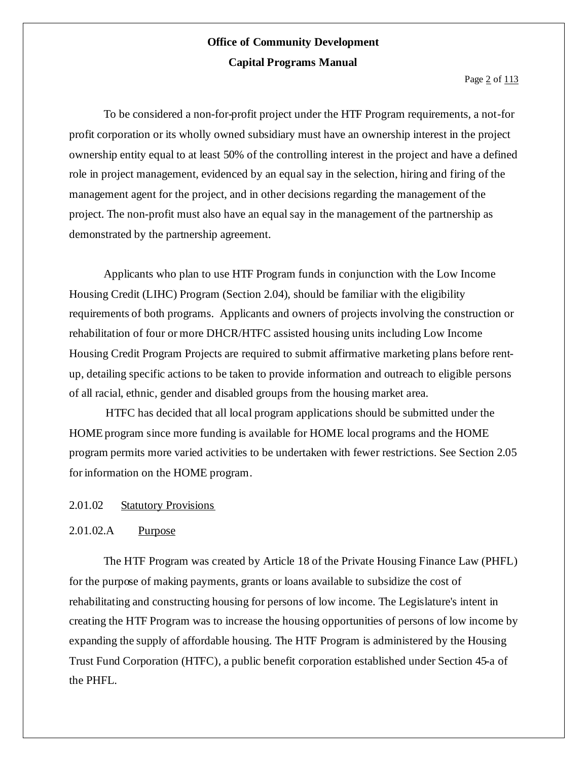To be considered a non-for-profit project under the HTF Program requirements, a not-for profit corporation or its wholly owned subsidiary must have an ownership interest in the project ownership entity equal to at least 50% of the controlling interest in the project and have a defined role in project management, evidenced by an equal say in the selection, hiring and firing of the management agent for the project, and in other decisions regarding the management of the project. The non-profit must also have an equal say in the management of the partnership as demonstrated by the partnership agreement.

Applicants who plan to use HTF Program funds in conjunction with the Low Income Housing Credit (LIHC) Program (Section 2.04), should be familiar with the eligibility requirements of both programs. Applicants and owners of projects involving the construction or rehabilitation of four or more DHCR/HTFC assisted housing units including Low Income Housing Credit Program Projects are required to submit affirmative marketing plans before rent-up, detailing specific actions to be taken to provide information and outreach to eligible persons of all racial, ethnic, gender and disabled groups from the housing market area.

HTFC has decided that all local program applications should be submitted under the HOME program since more funding is available for HOME local programs and the HOME program permits more varied activities to be undertaken with fewer restrictions. See Section 2.05 for information on the HOME program.

### 2.01.02 Statutory Provisions

#### 2.01.02.A Purpose

The HTF Program was created by Article 18 of the Private Housing Finance Law (PHFL) for the purpose of making payments, grants or loans available to subsidize the cost of rehabilitating and constructing housing for persons of low income. The Legislature's intent in creating the HTF Program was to increase the housing opportunities of persons of low income by expanding the supply of affordable housing. The HTF Program is administered by the Housing Trust Fund Corporation (HTFC), a public benefit corporation established under Section 45-a of the PHFL.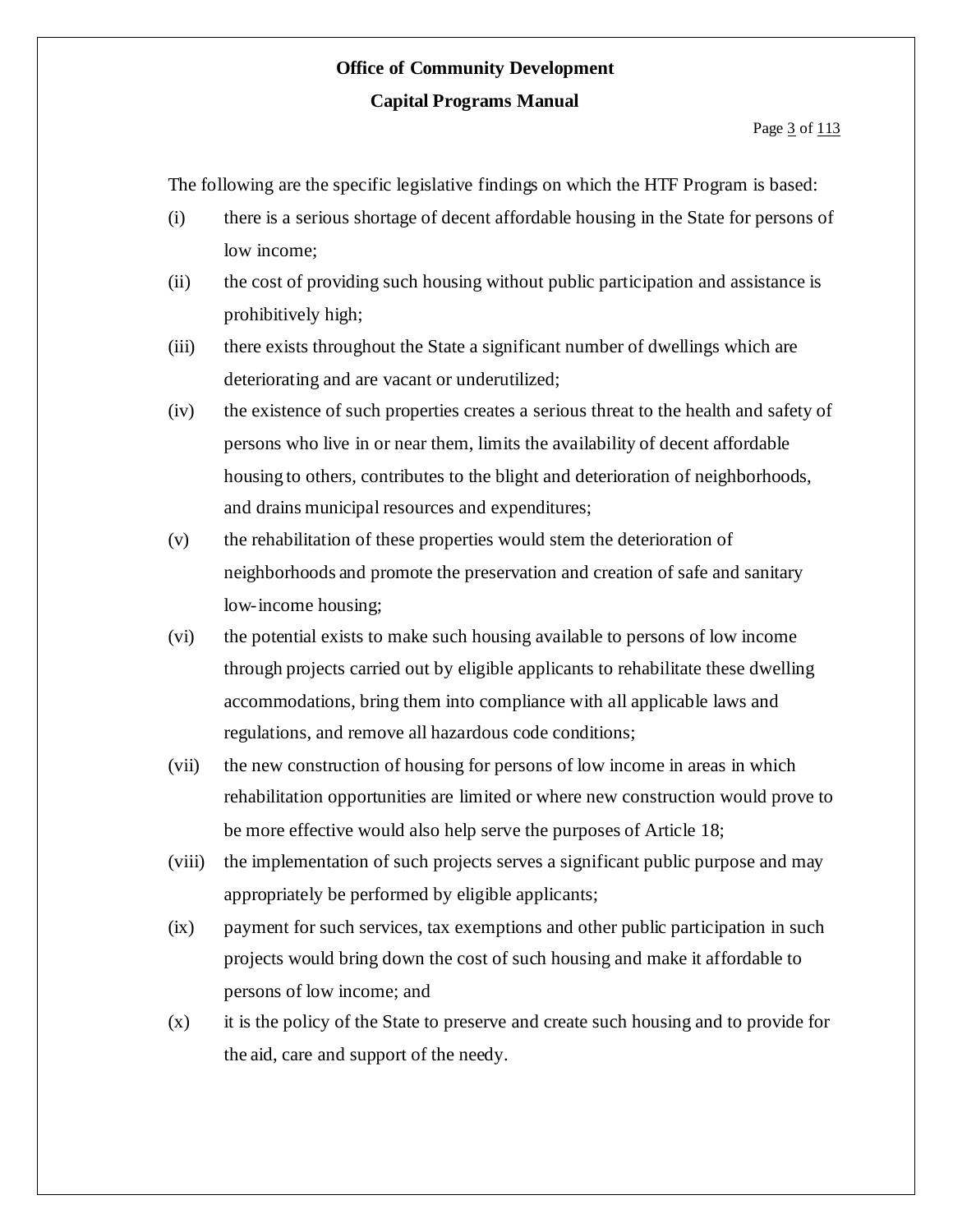The following are the specific legislative findings on which the HTF Program is based:

(i) there is a serious shortage of decent affordable housing in the State for persons of low income;

(ii) the cost of providing such housing without public participation and assistance is prohibitively high;

(iii) there exists throughout the State a significant number of dwellings which are deteriorating and are vacant or underutilized;

(iv) the existence of such properties creates a serious threat to the health and safety of persons who live in or near them, limits the availability of decent affordable housing to others, contributes to the blight and deterioration of neighborhoods, and drains municipal resources and expenditures;

(v) the rehabilitation of these properties would stem the deterioration of neighborhoods and promote the preservation and creation of safe and sanitary low-income housing;

(vi) the potential exists to make such housing available to persons of low income through projects carried out by eligible applicants to rehabilitate these dwelling accommodations, bring them into compliance with all applicable laws and regulations, and remove all hazardous code conditions;

(vii) the new construction of housing for persons of low income in areas in which rehabilitation opportunities are limited or where new construction would prove to be more effective would also help serve the purposes of Article 18;

(viii) the implementation of such projects serves a significant public purpose and may appropriately be performed by eligible applicants;

(ix) payment for such services, tax exemptions and other public participation in such projects would bring down the cost of such housing and make it affordable to persons of low income; and

(x) it is the policy of the State to preserve and create such housing and to provide for the aid, care and support of the needy.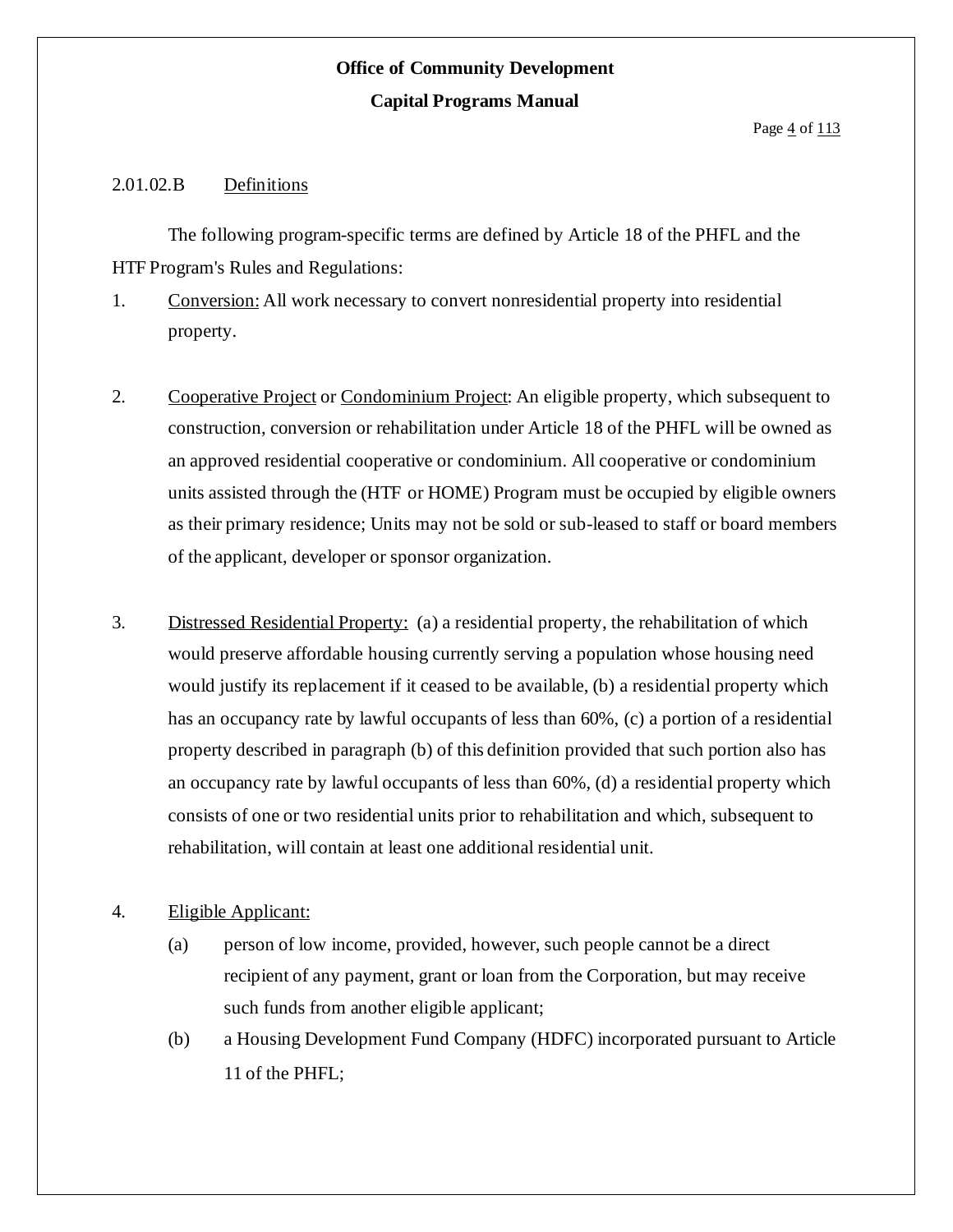2.01.02.B Definitions

The following program-specific terms are defined by Article 18 of the PHFL and the HTF Program's Rules and Regulations:

1. Conversion: All work necessary to convert nonresidential property into residential property.

2. Cooperative Project or Condominium Project: An eligible property, which subsequent to construction, conversion or rehabilitation under Article 18 of the PHFL will be owned as an approved residential cooperative or condominium. All cooperative or condominium units assisted through the (HTF or HOME) Program must be occupied by eligible owners as their primary residence; Units may not be sold or sub-leased to staff or board members of the applicant, developer or sponsor organization.

3. Distressed Residential Property: (a) a residential property, the rehabilitation of which would preserve affordable housing currently serving a population whose housing need would justify its replacement if it ceased to be available, (b) a residential property which has an occupancy rate by lawful occupants of less than 60%, (c) a portion of a residential property described in paragraph (b) of this definition provided that such portion also has an occupancy rate by lawful occupants of less than 60%, (d) a residential property which consists of one or two residential units prior to rehabilitation and which, subsequent to rehabilitation, will contain at least one additional residential unit.

4. Eligible Applicant:
   - (a) person of low income, provided, however, such people cannot be a direct recipient of any payment, grant or loan from the Corporation, but may receive such funds from another eligible applicant;
   - (b) a Housing Development Fund Company (HDFC) incorporated pursuant to Article 11 of the PHFL;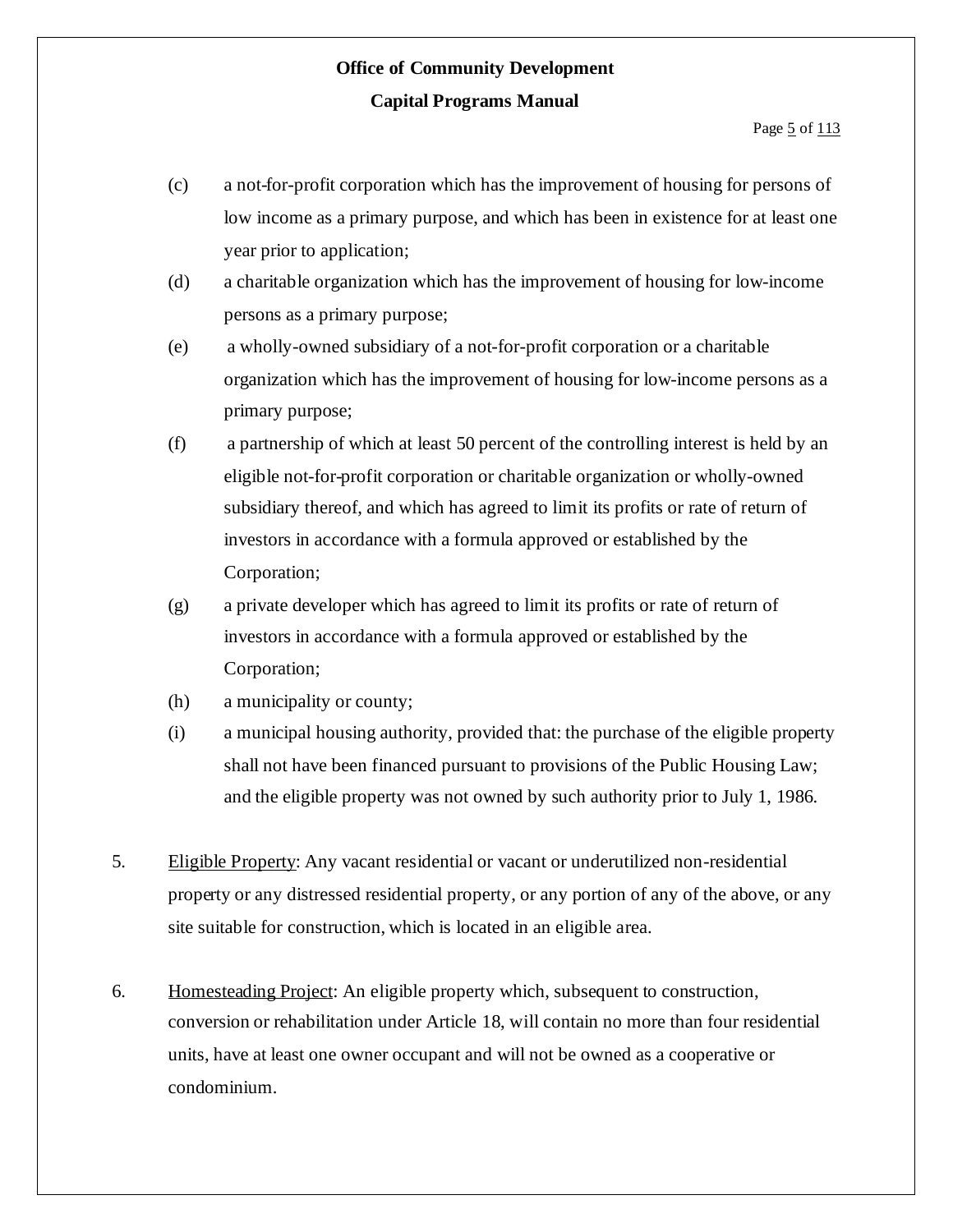(c) a not-for-profit corporation which has the improvement of housing for persons of low income as a primary purpose, and which has been in existence for at least one year prior to application;

(d) a charitable organization which has the improvement of housing for low-income persons as a primary purpose;

(e) a wholly-owned subsidiary of a not-for-profit corporation or a charitable organization which has the improvement of housing for low-income persons as a primary purpose;

(f) a partnership of which at least 50 percent of the controlling interest is held by an eligible not-for-profit corporation or charitable organization or wholly-owned subsidiary thereof, and which has agreed to limit its profits or rate of return of investors in accordance with a formula approved or established by the Corporation;

(g) a private developer which has agreed to limit its profits or rate of return of investors in accordance with a formula approved or established by the Corporation;

(h) a municipality or county;

(i) a municipal housing authority, provided that: the purchase of the eligible property shall not have been financed pursuant to provisions of the Public Housing Law; and the eligible property was not owned by such authority prior to July 1, 1986.

5. Eligible Property: Any vacant residential or vacant or underutilized non-residential property or any distressed residential property, or any portion of any of the above, or any site suitable for construction, which is located in an eligible area.

6. Homesteading Project: An eligible property which, subsequent to construction, conversion or rehabilitation under Article 18, will contain no more than four residential units, have at least one owner occupant and will not be owned as a cooperative or condominium.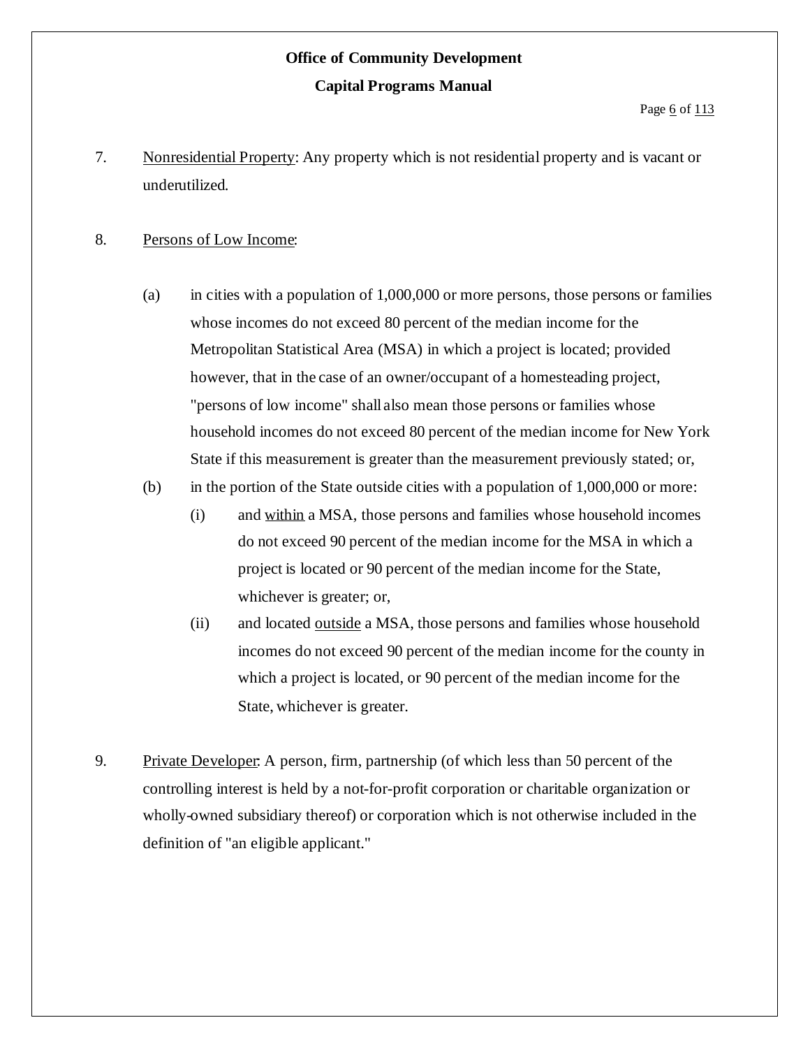7. Nonresidential Property: Any property which is not residential property and is vacant or underutilized.

8. Persons of Low Income:

   (a) in cities with a population of 1,000,000 or more persons, those persons or families whose incomes do not exceed 80 percent of the median income for the Metropolitan Statistical Area (MSA) in which a project is located; provided however, that in the case of an owner/occupant of a homesteading project, "persons of low income" shall also mean those persons or families whose household incomes do not exceed 80 percent of the median income for New York State if this measurement is greater than the measurement previously stated; or,

   (b) in the portion of the State outside cities with a population of 1,000,000 or more:

      (i) and within a MSA, those persons and families whose household incomes do not exceed 90 percent of the median income for the MSA in which a project is located or 90 percent of the median income for the State, whichever is greater; or,

      (ii) and located outside a MSA, those persons and families whose household incomes do not exceed 90 percent of the median income for the county in which a project is located, or 90 percent of the median income for the State, whichever is greater.

9. Private Developer: A person, firm, partnership (of which less than 50 percent of the controlling interest is held by a not-for-profit corporation or charitable organization or wholly-owned subsidiary thereof) or corporation which is not otherwise included in the definition of "an eligible applicant."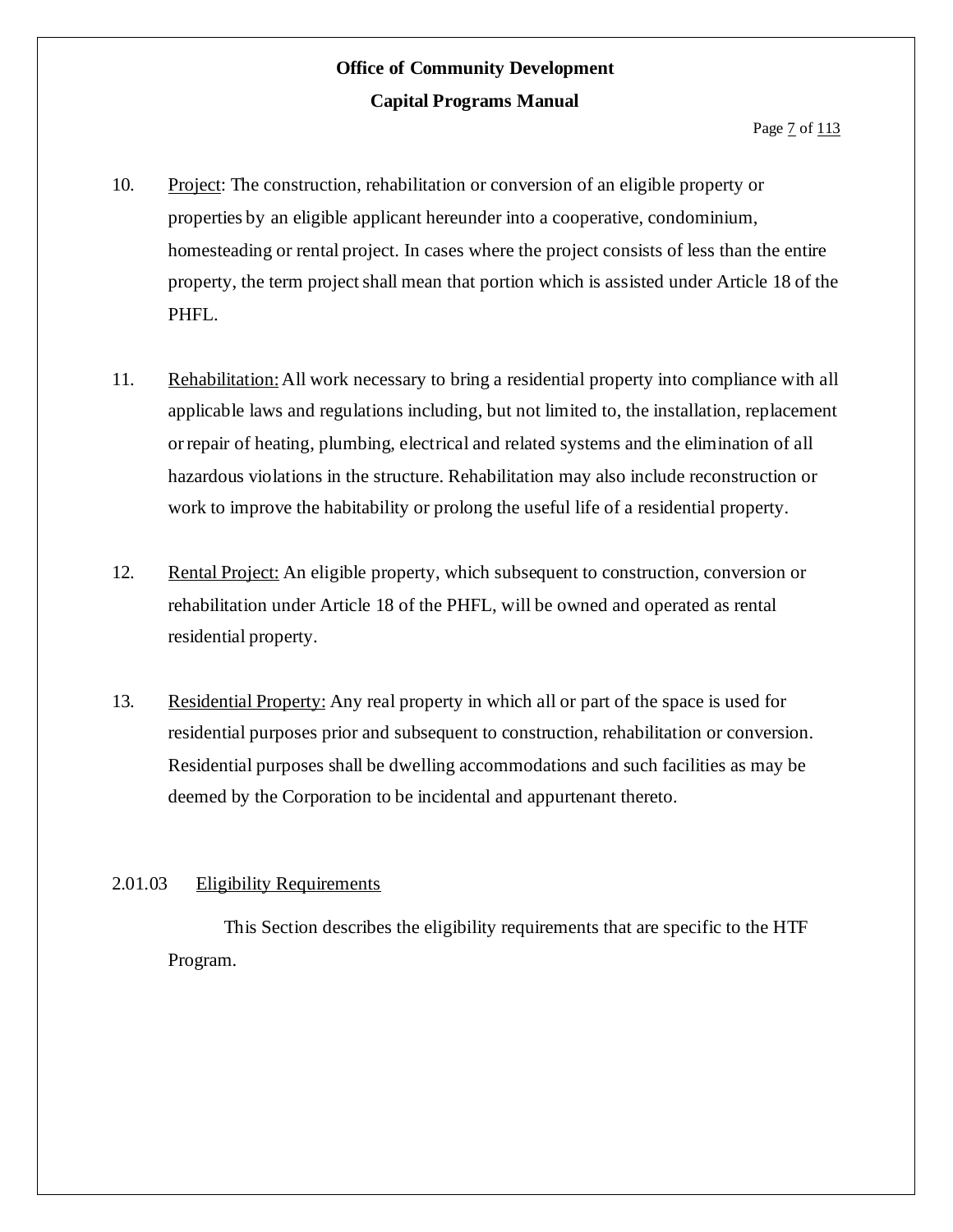10. Project: The construction, rehabilitation or conversion of an eligible property or properties by an eligible applicant hereunder into a cooperative, condominium, homesteading or rental project. In cases where the project consists of less than the entire property, the term project shall mean that portion which is assisted under Article 18 of the PHFL.

11. Rehabilitation: All work necessary to bring a residential property into compliance with all applicable laws and regulations including, but not limited to, the installation, replacement or repair of heating, plumbing, electrical and related systems and the elimination of all hazardous violations in the structure. Rehabilitation may also include reconstruction or work to improve the habitability or prolong the useful life of a residential property.

12. Rental Project: An eligible property, which subsequent to construction, conversion or rehabilitation under Article 18 of the PHFL, will be owned and operated as rental residential property.

13. Residential Property: Any real property in which all or part of the space is used for residential purposes prior and subsequent to construction, rehabilitation or conversion. Residential purposes shall be dwelling accommodations and such facilities as may be deemed by the Corporation to be incidental and appurtenant thereto.

### 2.01.03 Eligibility Requirements

This Section describes the eligibility requirements that are specific to the HTF Program.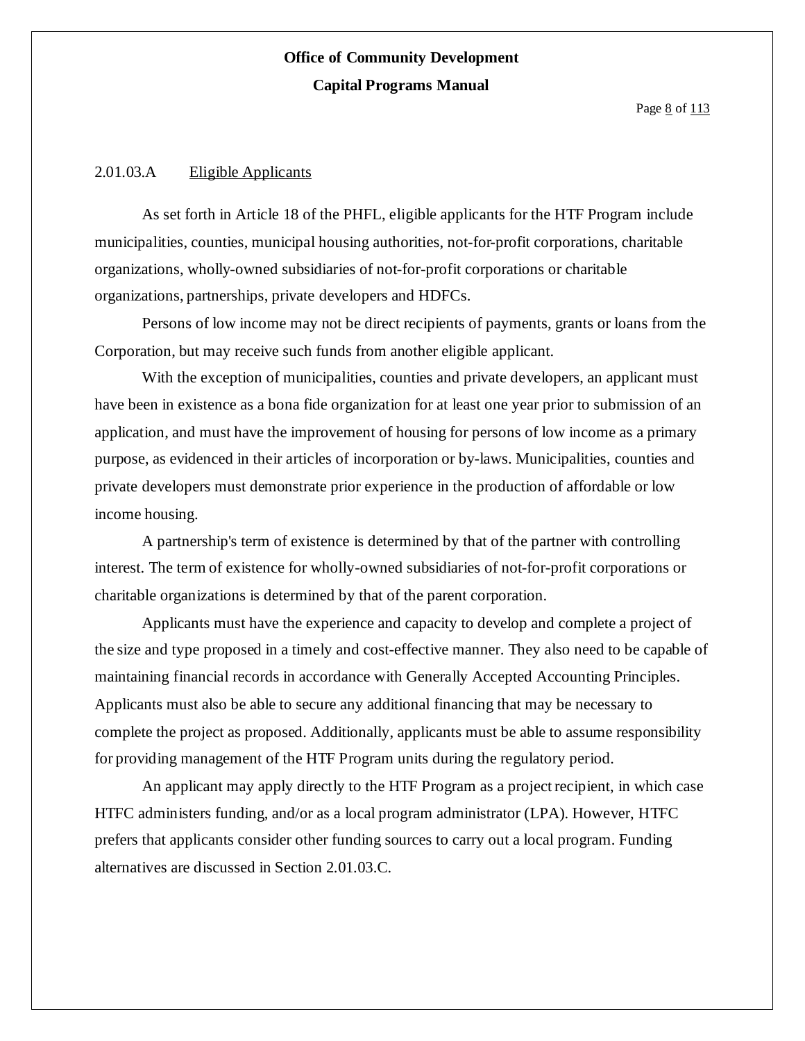### 2.01.03.A Eligible Applicants

As set forth in Article 18 of the PHFL, eligible applicants for the HTF Program include municipalities, counties, municipal housing authorities, not-for-profit corporations, charitable organizations, wholly-owned subsidiaries of not-for-profit corporations or charitable organizations, partnerships, private developers and HDFCs.

Persons of low income may not be direct recipients of payments, grants or loans from the Corporation, but may receive such funds from another eligible applicant.

With the exception of municipalities, counties and private developers, an applicant must have been in existence as a bona fide organization for at least one year prior to submission of an application, and must have the improvement of housing for persons of low income as a primary purpose, as evidenced in their articles of incorporation or by-laws. Municipalities, counties and private developers must demonstrate prior experience in the production of affordable or low income housing.

A partnership's term of existence is determined by that of the partner with controlling interest. The term of existence for wholly-owned subsidiaries of not-for-profit corporations or charitable organizations is determined by that of the parent corporation.

Applicants must have the experience and capacity to develop and complete a project of the size and type proposed in a timely and cost-effective manner. They also need to be capable of maintaining financial records in accordance with Generally Accepted Accounting Principles. Applicants must also be able to secure any additional financing that may be necessary to complete the project as proposed. Additionally, applicants must be able to assume responsibility for providing management of the HTF Program units during the regulatory period.

An applicant may apply directly to the HTF Program as a project recipient, in which case HTFC administers funding, and/or as a local program administrator (LPA). However, HTFC prefers that applicants consider other funding sources to carry out a local program. Funding alternatives are discussed in Section 2.01.03.C.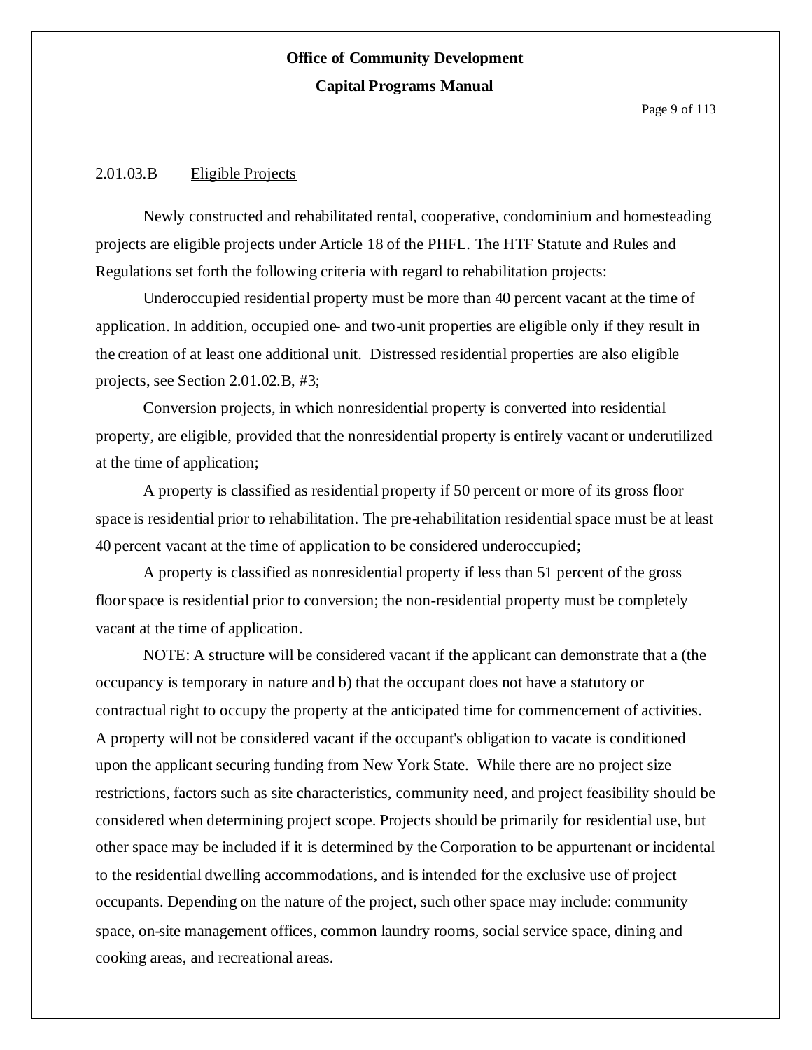2.01.03.B Eligible Projects

Newly constructed and rehabilitated rental, cooperative, condominium and homesteading projects are eligible projects under Article 18 of the PHFL. The HTF Statute and Rules and Regulations set forth the following criteria with regard to rehabilitation projects:

Underoccupied residential property must be more than 40 percent vacant at the time of application. In addition, occupied one- and two-unit properties are eligible only if they result in the creation of at least one additional unit. Distressed residential properties are also eligible projects, see Section 2.01.02.B, #3;

Conversion projects, in which nonresidential property is converted into residential property, are eligible, provided that the nonresidential property is entirely vacant or underutilized at the time of application;

A property is classified as residential property if 50 percent or more of its gross floor space is residential prior to rehabilitation. The pre-rehabilitation residential space must be at least 40 percent vacant at the time of application to be considered underoccupied;

A property is classified as nonresidential property if less than 51 percent of the gross floor space is residential prior to conversion; the non-residential property must be completely vacant at the time of application.

NOTE: A structure will be considered vacant if the applicant can demonstrate that a (the occupancy is temporary in nature and b) that the occupant does not have a statutory or contractual right to occupy the property at the anticipated time for commencement of activities. A property will not be considered vacant if the occupant's obligation to vacate is conditioned upon the applicant securing funding from New York State. While there are no project size restrictions, factors such as site characteristics, community need, and project feasibility should be considered when determining project scope. Projects should be primarily for residential use, but other space may be included if it is determined by the Corporation to be appurtenant or incidental to the residential dwelling accommodations, and is intended for the exclusive use of project occupants. Depending on the nature of the project, such other space may include: community space, on-site management offices, common laundry rooms, social service space, dining and cooking areas, and recreational areas.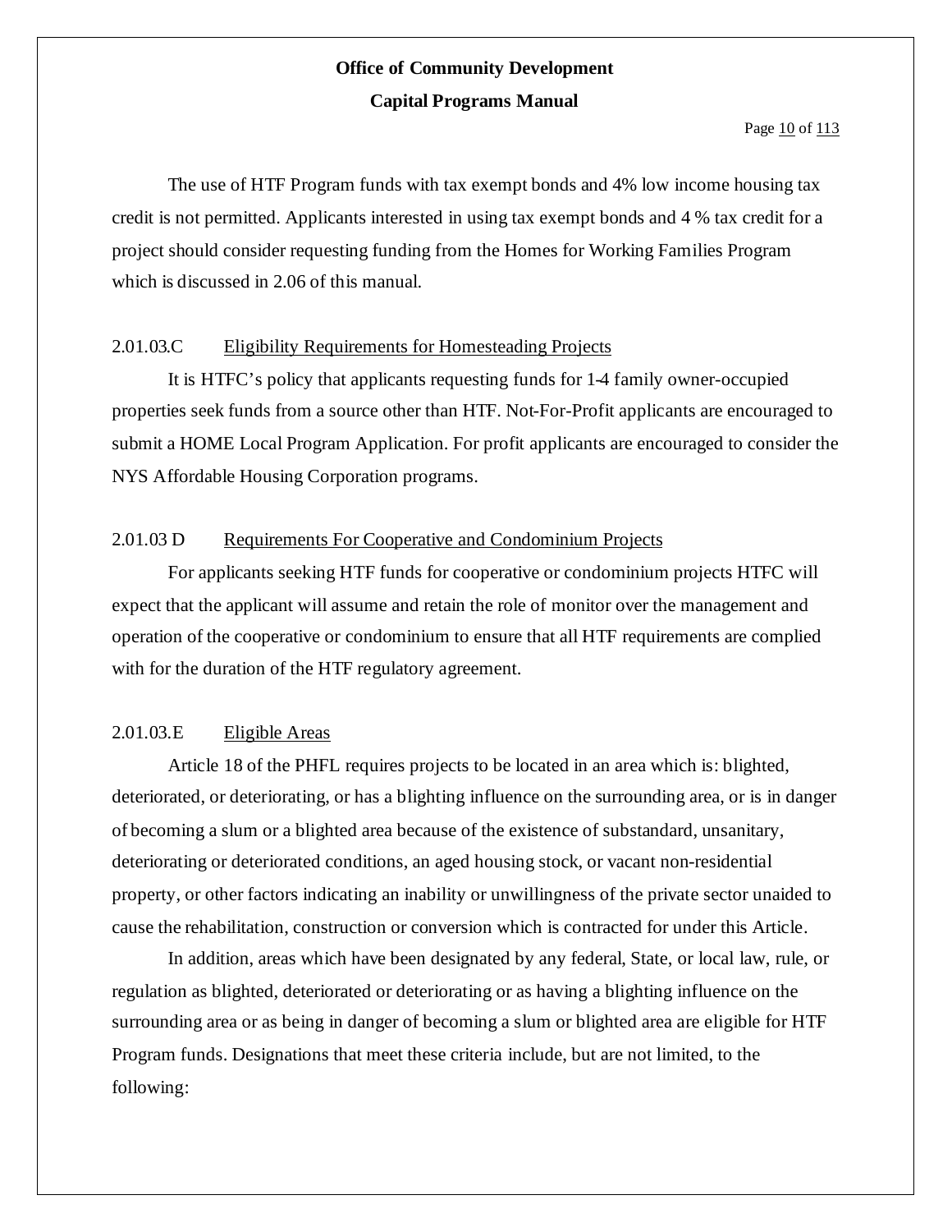The use of HTF Program funds with tax exempt bonds and 4% low income housing tax credit is not permitted. Applicants interested in using tax exempt bonds and 4 % tax credit for a project should consider requesting funding from the Homes for Working Families Program which is discussed in 2.06 of this manual.

### 2.01.03.C Eligibility Requirements for Homesteading Projects

It is HTFC's policy that applicants requesting funds for 1-4 family owner-occupied properties seek funds from a source other than HTF. Not-For-Profit applicants are encouraged to submit a HOME Local Program Application. For profit applicants are encouraged to consider the NYS Affordable Housing Corporation programs.

### 2.01.03 D Requirements For Cooperative and Condominium Projects

For applicants seeking HTF funds for cooperative or condominium projects HTFC will expect that the applicant will assume and retain the role of monitor over the management and operation of the cooperative or condominium to ensure that all HTF requirements are complied with for the duration of the HTF regulatory agreement.

### 2.01.03.E Eligible Areas

Article 18 of the PHFL requires projects to be located in an area which is: blighted, deteriorated, or deteriorating, or has a blighting influence on the surrounding area, or is in danger of becoming a slum or a blighted area because of the existence of substandard, unsanitary, deteriorating or deteriorated conditions, an aged housing stock, or vacant non-residential property, or other factors indicating an inability or unwillingness of the private sector unaided to cause the rehabilitation, construction or conversion which is contracted for under this Article.

In addition, areas which have been designated by any federal, State, or local law, rule, or regulation as blighted, deteriorated or deteriorating or as having a blighting influence on the surrounding area or as being in danger of becoming a slum or blighted area are eligible for HTF Program funds. Designations that meet these criteria include, but are not limited, to the following: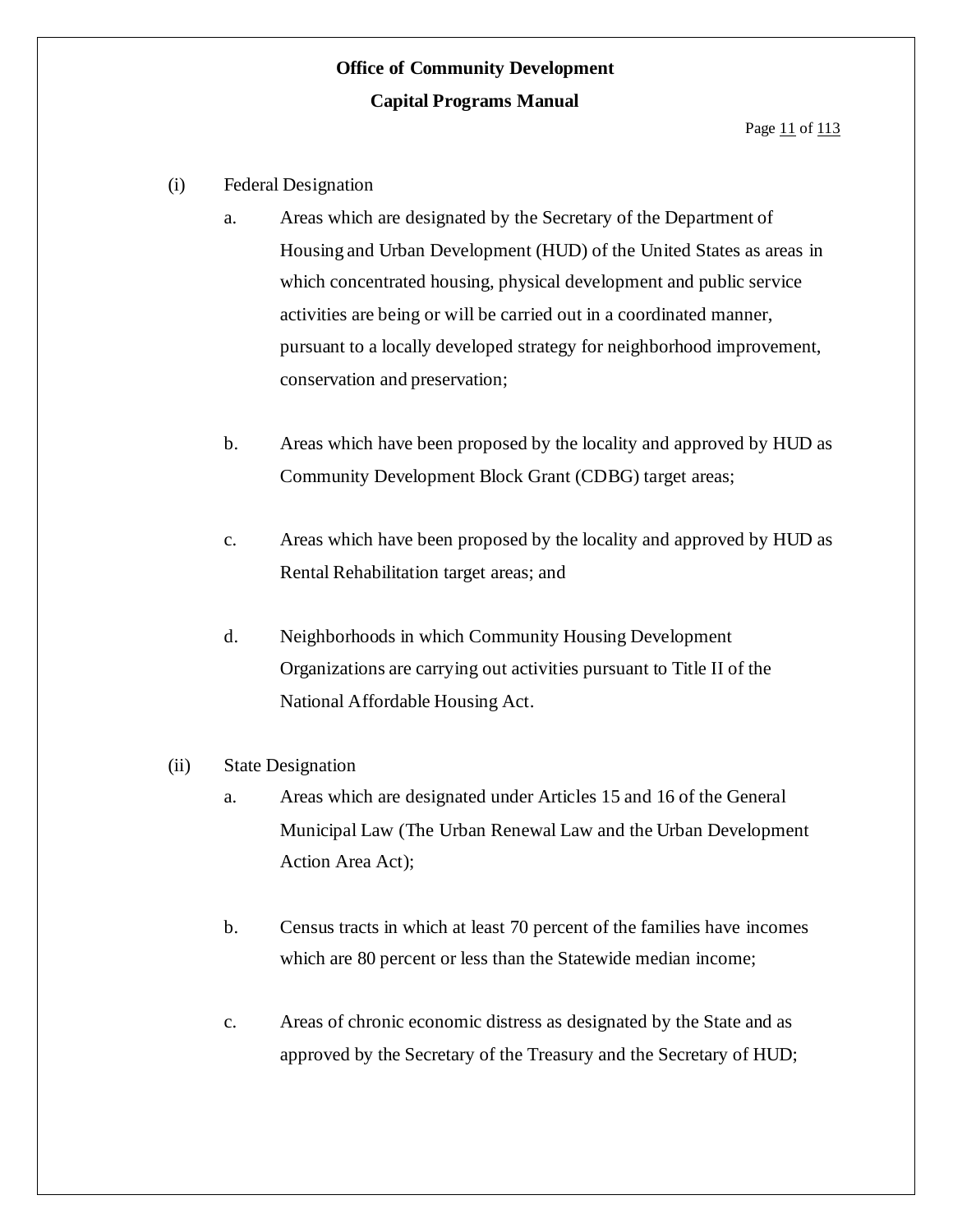(i) Federal Designation

a. Areas which are designated by the Secretary of the Department of Housing and Urban Development (HUD) of the United States as areas in which concentrated housing, physical development and public service activities are being or will be carried out in a coordinated manner, pursuant to a locally developed strategy for neighborhood improvement, conservation and preservation;

b. Areas which have been proposed by the locality and approved by HUD as Community Development Block Grant (CDBG) target areas;

c. Areas which have been proposed by the locality and approved by HUD as Rental Rehabilitation target areas; and

d. Neighborhoods in which Community Housing Development Organizations are carrying out activities pursuant to Title II of the National Affordable Housing Act.

(ii) State Designation

a. Areas which are designated under Articles 15 and 16 of the General Municipal Law (The Urban Renewal Law and the Urban Development Action Area Act);

b. Census tracts in which at least 70 percent of the families have incomes which are 80 percent or less than the Statewide median income;

c. Areas of chronic economic distress as designated by the State and as approved by the Secretary of the Treasury and the Secretary of HUD;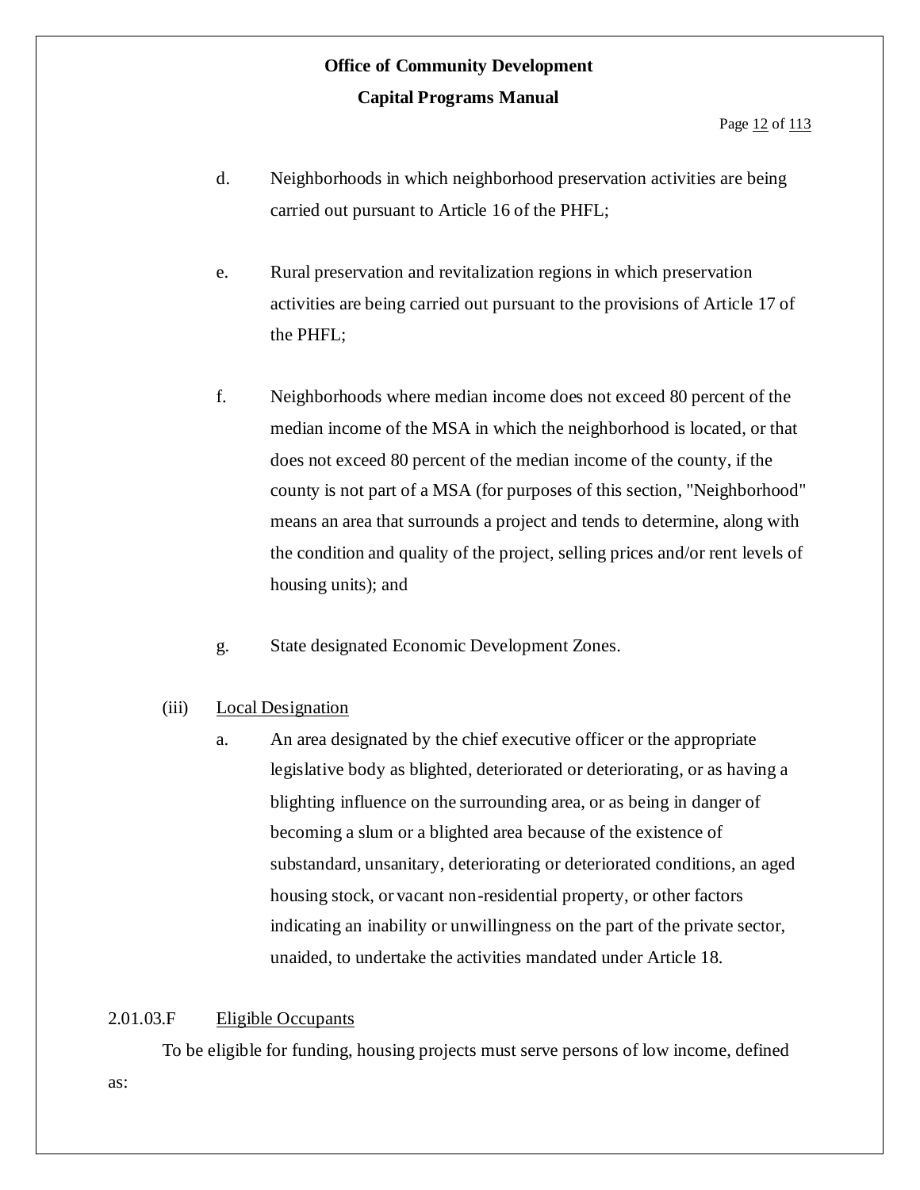d. Neighborhoods in which neighborhood preservation activities are being carried out pursuant to Article 16 of the PHFL;

e. Rural preservation and revitalization regions in which preservation activities are being carried out pursuant to the provisions of Article 17 of the PHFL;

f. Neighborhoods where median income does not exceed 80 percent of the median income of the MSA in which the neighborhood is located, or that does not exceed 80 percent of the median income of the county, if the county is not part of a MSA (for purposes of this section, "Neighborhood" means an area that surrounds a project and tends to determine, along with the condition and quality of the project, selling prices and/or rent levels of housing units); and

g. State designated Economic Development Zones.

(iii) Local Designation

a. An area designated by the chief executive officer or the appropriate legislative body as blighted, deteriorated or deteriorating, or as having a blighting influence on the surrounding area, or as being in danger of becoming a slum or a blighted area because of the existence of substandard, unsanitary, deteriorating or deteriorated conditions, an aged housing stock, or vacant non-residential property, or other factors indicating an inability or unwillingness on the part of the private sector, unaided, to undertake the activities mandated under Article 18.

2.01.03.F Eligible Occupants

To be eligible for funding, housing projects must serve persons of low income, defined as: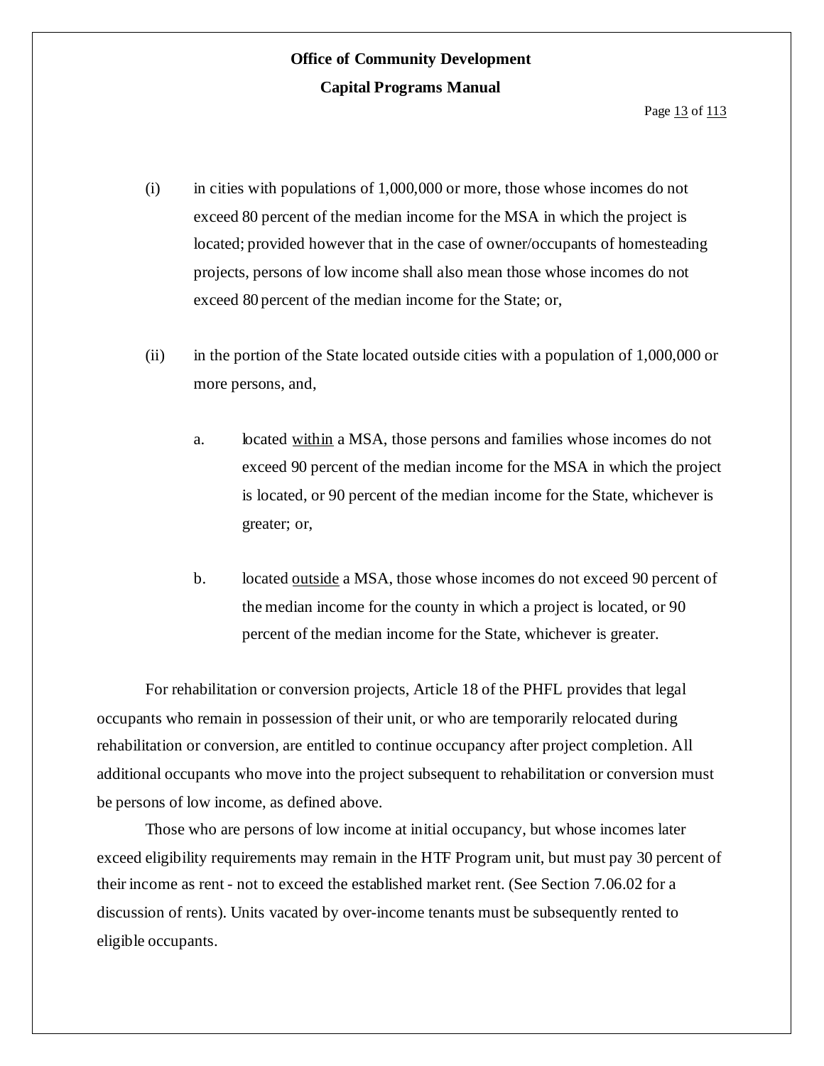(i) in cities with populations of 1,000,000 or more, those whose incomes do not exceed 80 percent of the median income for the MSA in which the project is located; provided however that in the case of owner/occupants of homesteading projects, persons of low income shall also mean those whose incomes do not exceed 80 percent of the median income for the State; or,

(ii) in the portion of the State located outside cities with a population of 1,000,000 or more persons, and,

   a. located <u>within</u> a MSA, those persons and families whose incomes do not exceed 90 percent of the median income for the MSA in which the project is located, or 90 percent of the median income for the State, whichever is greater; or,

   b. located <u>outside</u> a MSA, those whose incomes do not exceed 90 percent of the median income for the county in which a project is located, or 90 percent of the median income for the State, whichever is greater.

For rehabilitation or conversion projects, Article 18 of the PHFL provides that legal occupants who remain in possession of their unit, or who are temporarily relocated during rehabilitation or conversion, are entitled to continue occupancy after project completion. All additional occupants who move into the project subsequent to rehabilitation or conversion must be persons of low income, as defined above.

Those who are persons of low income at initial occupancy, but whose incomes later exceed eligibility requirements may remain in the HTF Program unit, but must pay 30 percent of their income as rent - not to exceed the established market rent. (See Section 7.06.02 for a discussion of rents). Units vacated by over-income tenants must be subsequently rented to eligible occupants.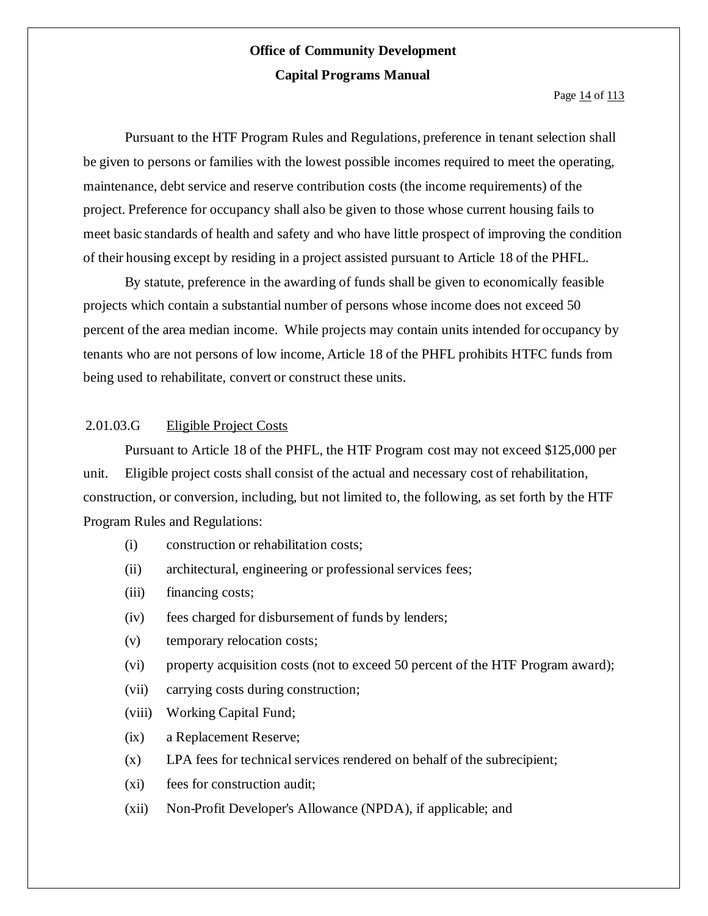Pursuant to the HTF Program Rules and Regulations, preference in tenant selection shall be given to persons or families with the lowest possible incomes required to meet the operating, maintenance, debt service and reserve contribution costs (the income requirements) of the project. Preference for occupancy shall also be given to those whose current housing fails to meet basic standards of health and safety and who have little prospect of improving the condition of their housing except by residing in a project assisted pursuant to Article 18 of the PHFL.

By statute, preference in the awarding of funds shall be given to economically feasible projects which contain a substantial number of persons whose income does not exceed 50 percent of the area median income. While projects may contain units intended for occupancy by tenants who are not persons of low income, Article 18 of the PHFL prohibits HTFC funds from being used to rehabilitate, convert or construct these units.

### 2.01.03.G Eligible Project Costs

Pursuant to Article 18 of the PHFL, the HTF Program cost may not exceed $125,000 per unit. Eligible project costs shall consist of the actual and necessary cost of rehabilitation, construction, or conversion, including, but not limited to, the following, as set forth by the HTF Program Rules and Regulations:

- (i) construction or rehabilitation costs;
- (ii) architectural, engineering or professional services fees;
- (iii) financing costs;
- (iv) fees charged for disbursement of funds by lenders;
- (v) temporary relocation costs;
- (vi) property acquisition costs (not to exceed 50 percent of the HTF Program award);
- (vii) carrying costs during construction;
- (viii) Working Capital Fund;
- (ix) a Replacement Reserve;
- (x) LPA fees for technical services rendered on behalf of the subrecipient;
- (xi) fees for construction audit;
- (xii) Non-Profit Developer's Allowance (NPDA), if applicable; and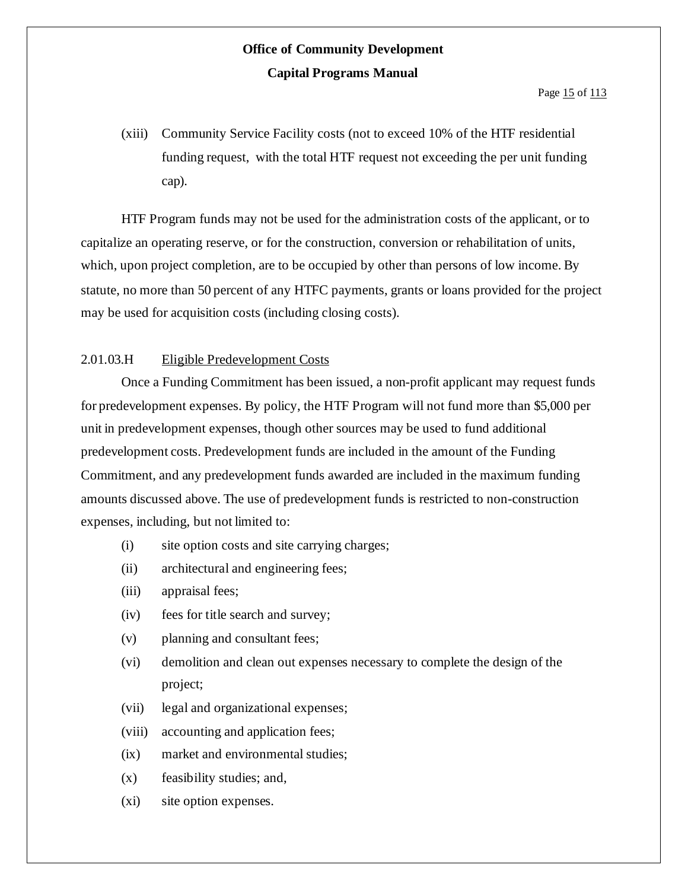(xiii) Community Service Facility costs (not to exceed 10% of the HTF residential funding request, with the total HTF request not exceeding the per unit funding cap).

HTF Program funds may not be used for the administration costs of the applicant, or to capitalize an operating reserve, or for the construction, conversion or rehabilitation of units, which, upon project completion, are to be occupied by other than persons of low income. By statute, no more than 50 percent of any HTFC payments, grants or loans provided for the project may be used for acquisition costs (including closing costs).

2.01.03.H Eligible Predevelopment Costs

Once a Funding Commitment has been issued, a non-profit applicant may request funds for predevelopment expenses. By policy, the HTF Program will not fund more than $5,000 per unit in predevelopment expenses, though other sources may be used to fund additional predevelopment costs. Predevelopment funds are included in the amount of the Funding Commitment, and any predevelopment funds awarded are included in the maximum funding amounts discussed above. The use of predevelopment funds is restricted to non-construction expenses, including, but not limited to:

(i) site option costs and site carrying charges;

(ii) architectural and engineering fees;

(iii) appraisal fees;

(iv) fees for title search and survey;

(v) planning and consultant fees;

(vi) demolition and clean out expenses necessary to complete the design of the project;

(vii) legal and organizational expenses;

(viii) accounting and application fees;

(ix) market and environmental studies;

(x) feasibility studies; and,

(xi) site option expenses.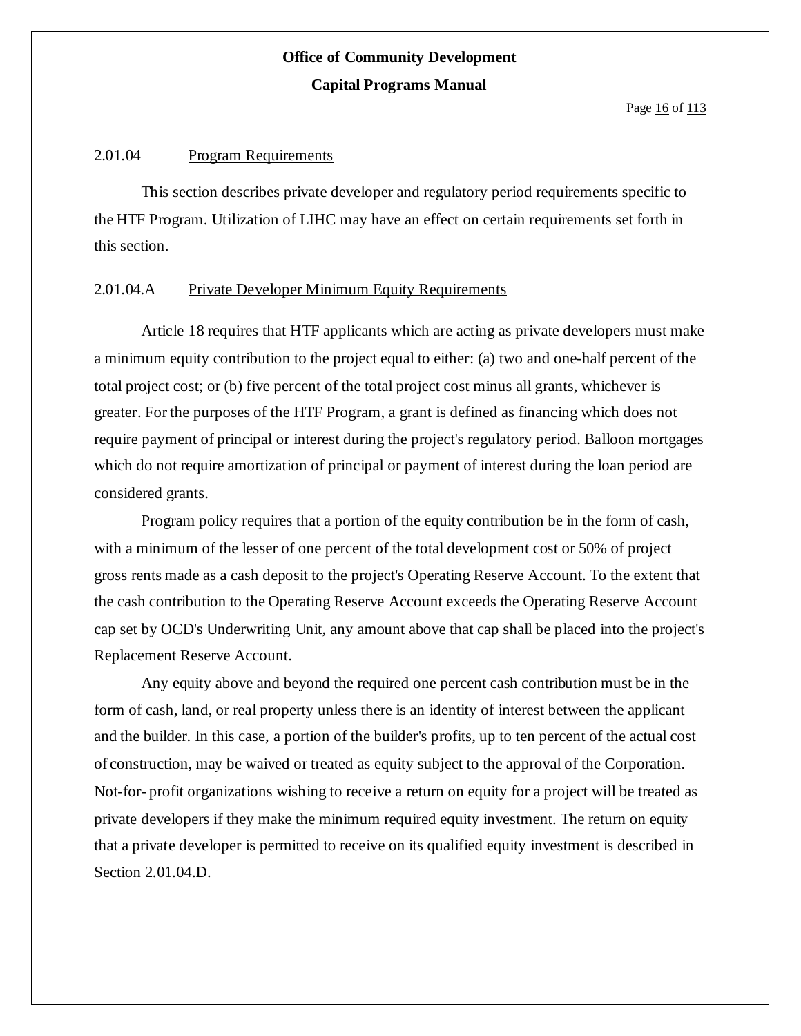## 2.01.04 Program Requirements

This section describes private developer and regulatory period requirements specific to the HTF Program. Utilization of LIHC may have an effect on certain requirements set forth in this section.

### 2.01.04.A Private Developer Minimum Equity Requirements

Article 18 requires that HTF applicants which are acting as private developers must make a minimum equity contribution to the project equal to either: (a) two and one-half percent of the total project cost; or (b) five percent of the total project cost minus all grants, whichever is greater. For the purposes of the HTF Program, a grant is defined as financing which does not require payment of principal or interest during the project's regulatory period. Balloon mortgages which do not require amortization of principal or payment of interest during the loan period are considered grants.

Program policy requires that a portion of the equity contribution be in the form of cash, with a minimum of the lesser of one percent of the total development cost or 50% of project gross rents made as a cash deposit to the project's Operating Reserve Account. To the extent that the cash contribution to the Operating Reserve Account exceeds the Operating Reserve Account cap set by OCD's Underwriting Unit, any amount above that cap shall be placed into the project's Replacement Reserve Account.

Any equity above and beyond the required one percent cash contribution must be in the form of cash, land, or real property unless there is an identity of interest between the applicant and the builder. In this case, a portion of the builder's profits, up to ten percent of the actual cost of construction, may be waived or treated as equity subject to the approval of the Corporation. Not-for- profit organizations wishing to receive a return on equity for a project will be treated as private developers if they make the minimum required equity investment. The return on equity that a private developer is permitted to receive on its qualified equity investment is described in Section 2.01.04.D.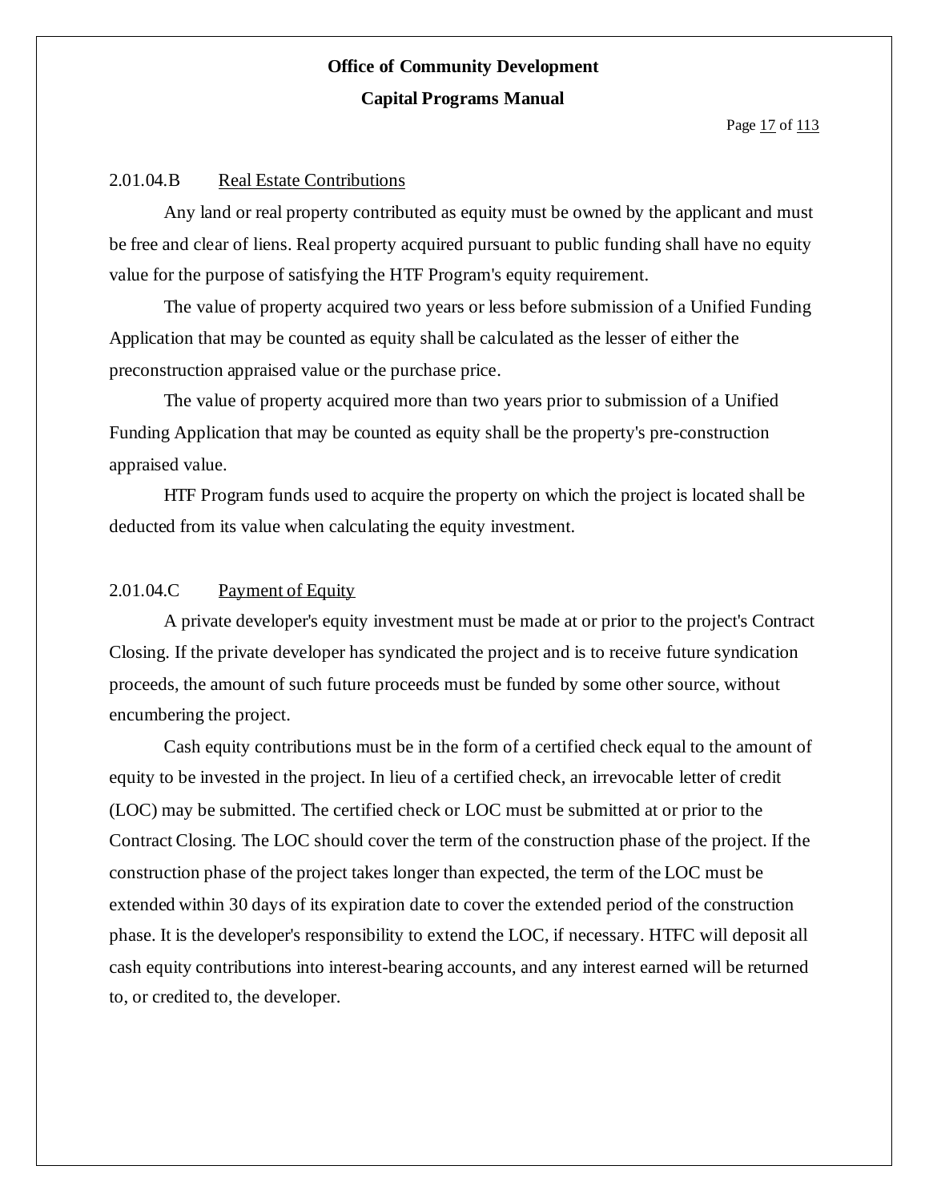### 2.01.04.B Real Estate Contributions

Any land or real property contributed as equity must be owned by the applicant and must be free and clear of liens. Real property acquired pursuant to public funding shall have no equity value for the purpose of satisfying the HTF Program's equity requirement.

The value of property acquired two years or less before submission of a Unified Funding Application that may be counted as equity shall be calculated as the lesser of either the preconstruction appraised value or the purchase price.

The value of property acquired more than two years prior to submission of a Unified Funding Application that may be counted as equity shall be the property's pre-construction appraised value.

HTF Program funds used to acquire the property on which the project is located shall be deducted from its value when calculating the equity investment.

### 2.01.04.C Payment of Equity

A private developer's equity investment must be made at or prior to the project's Contract Closing. If the private developer has syndicated the project and is to receive future syndication proceeds, the amount of such future proceeds must be funded by some other source, without encumbering the project.

Cash equity contributions must be in the form of a certified check equal to the amount of equity to be invested in the project. In lieu of a certified check, an irrevocable letter of credit (LOC) may be submitted. The certified check or LOC must be submitted at or prior to the Contract Closing. The LOC should cover the term of the construction phase of the project. If the construction phase of the project takes longer than expected, the term of the LOC must be extended within 30 days of its expiration date to cover the extended period of the construction phase. It is the developer's responsibility to extend the LOC, if necessary. HTFC will deposit all cash equity contributions into interest-bearing accounts, and any interest earned will be returned to, or credited to, the developer.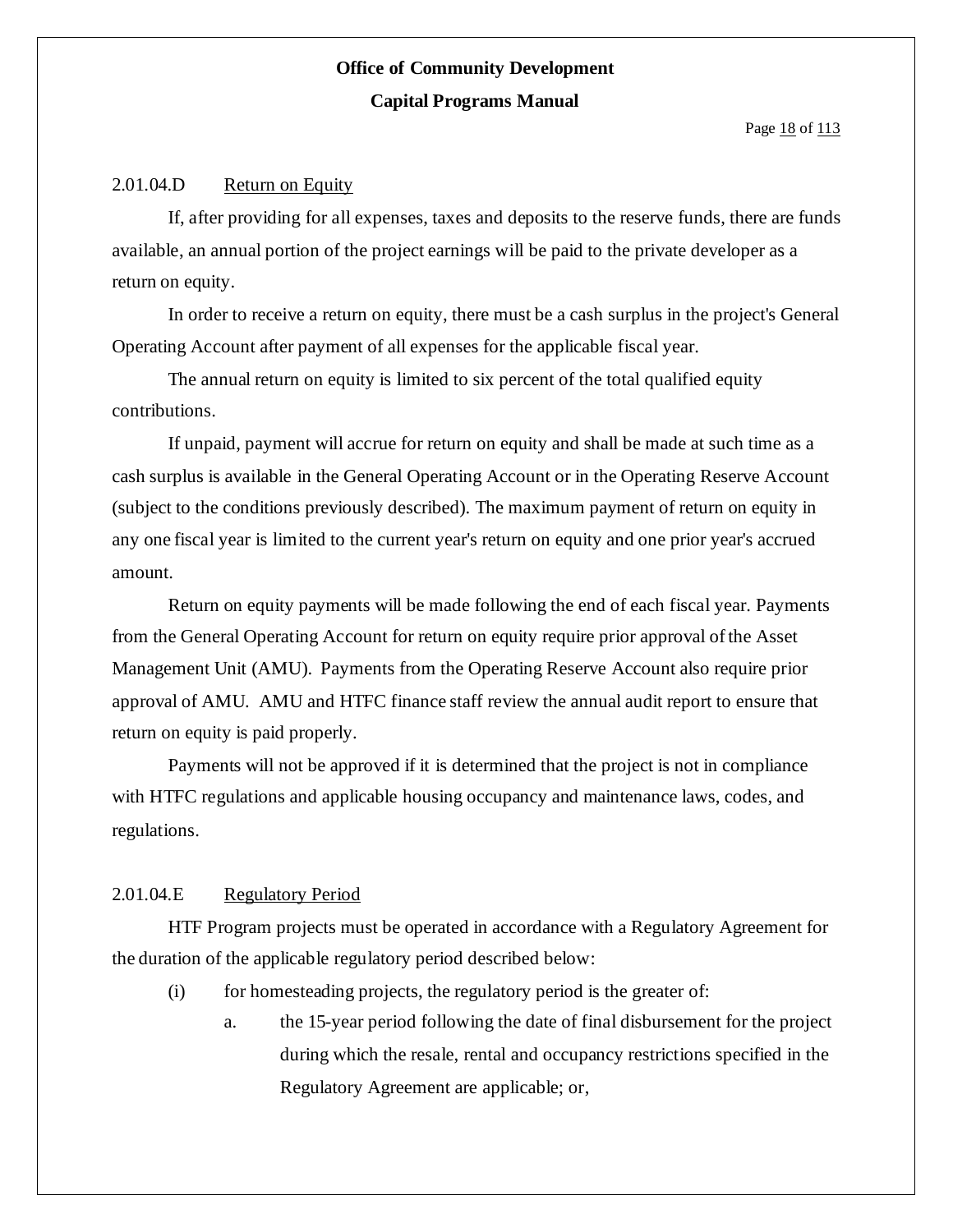### 2.01.04.D Return on Equity

If, after providing for all expenses, taxes and deposits to the reserve funds, there are funds available, an annual portion of the project earnings will be paid to the private developer as a return on equity.

In order to receive a return on equity, there must be a cash surplus in the project's General Operating Account after payment of all expenses for the applicable fiscal year.

The annual return on equity is limited to six percent of the total qualified equity contributions.

If unpaid, payment will accrue for return on equity and shall be made at such time as a cash surplus is available in the General Operating Account or in the Operating Reserve Account (subject to the conditions previously described). The maximum payment of return on equity in any one fiscal year is limited to the current year's return on equity and one prior year's accrued amount.

Return on equity payments will be made following the end of each fiscal year. Payments from the General Operating Account for return on equity require prior approval of the Asset Management Unit (AMU). Payments from the Operating Reserve Account also require prior approval of AMU. AMU and HTFC finance staff review the annual audit report to ensure that return on equity is paid properly.

Payments will not be approved if it is determined that the project is not in compliance with HTFC regulations and applicable housing occupancy and maintenance laws, codes, and regulations.

### 2.01.04.E Regulatory Period

HTF Program projects must be operated in accordance with a Regulatory Agreement for the duration of the applicable regulatory period described below:

(i) for homesteading projects, the regulatory period is the greater of:

a. the 15-year period following the date of final disbursement for the project during which the resale, rental and occupancy restrictions specified in the Regulatory Agreement are applicable; or,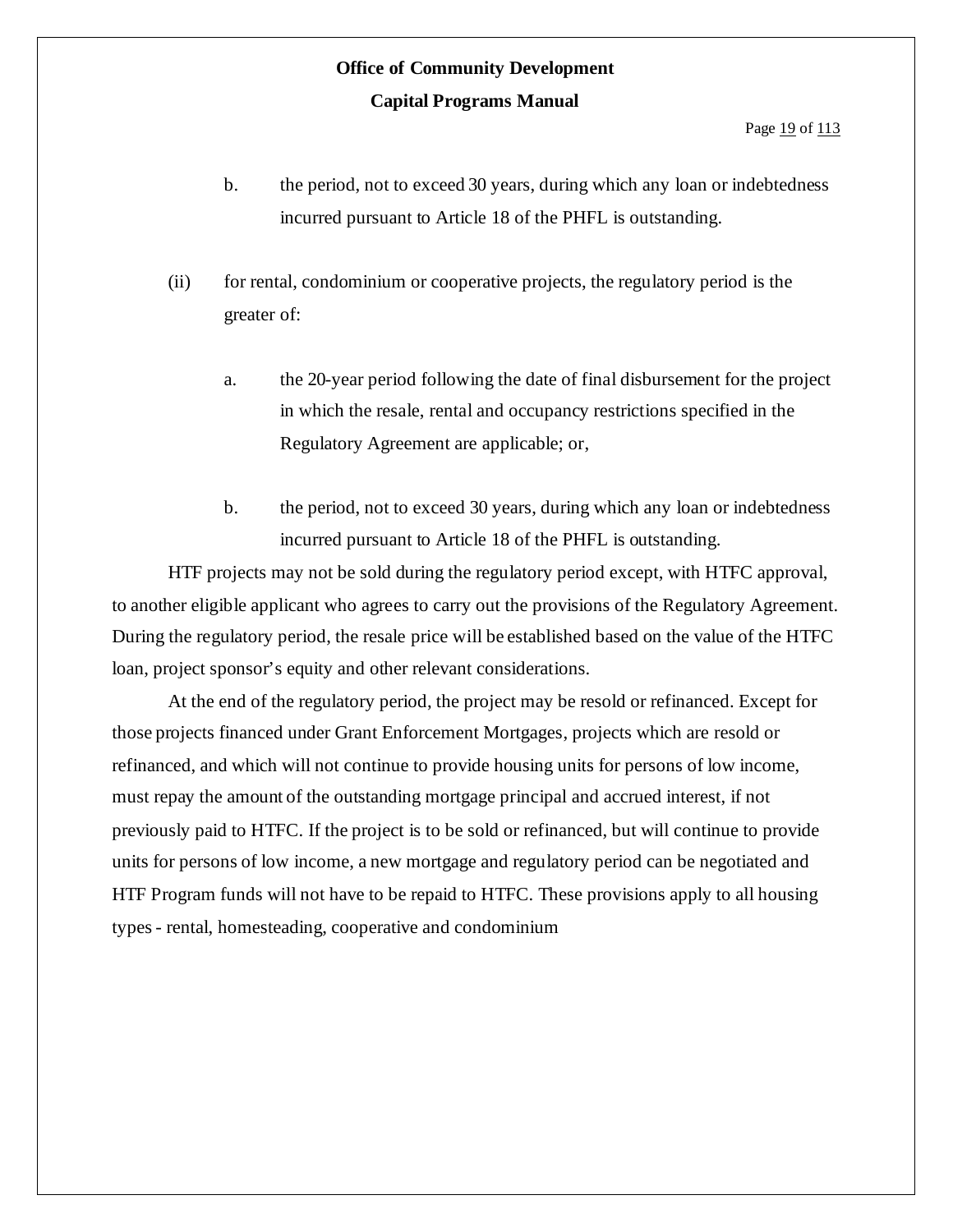b. the period, not to exceed 30 years, during which any loan or indebtedness incurred pursuant to Article 18 of the PHFL is outstanding.

(ii) for rental, condominium or cooperative projects, the regulatory period is the greater of:

a. the 20-year period following the date of final disbursement for the project in which the resale, rental and occupancy restrictions specified in the Regulatory Agreement are applicable; or,

b. the period, not to exceed 30 years, during which any loan or indebtedness incurred pursuant to Article 18 of the PHFL is outstanding.

HTF projects may not be sold during the regulatory period except, with HTFC approval, to another eligible applicant who agrees to carry out the provisions of the Regulatory Agreement. During the regulatory period, the resale price will be established based on the value of the HTFC loan, project sponsor's equity and other relevant considerations.

At the end of the regulatory period, the project may be resold or refinanced. Except for those projects financed under Grant Enforcement Mortgages, projects which are resold or refinanced, and which will not continue to provide housing units for persons of low income, must repay the amount of the outstanding mortgage principal and accrued interest, if not previously paid to HTFC. If the project is to be sold or refinanced, but will continue to provide units for persons of low income, a new mortgage and regulatory period can be negotiated and HTF Program funds will not have to be repaid to HTFC. These provisions apply to all housing types - rental, homesteading, cooperative and condominium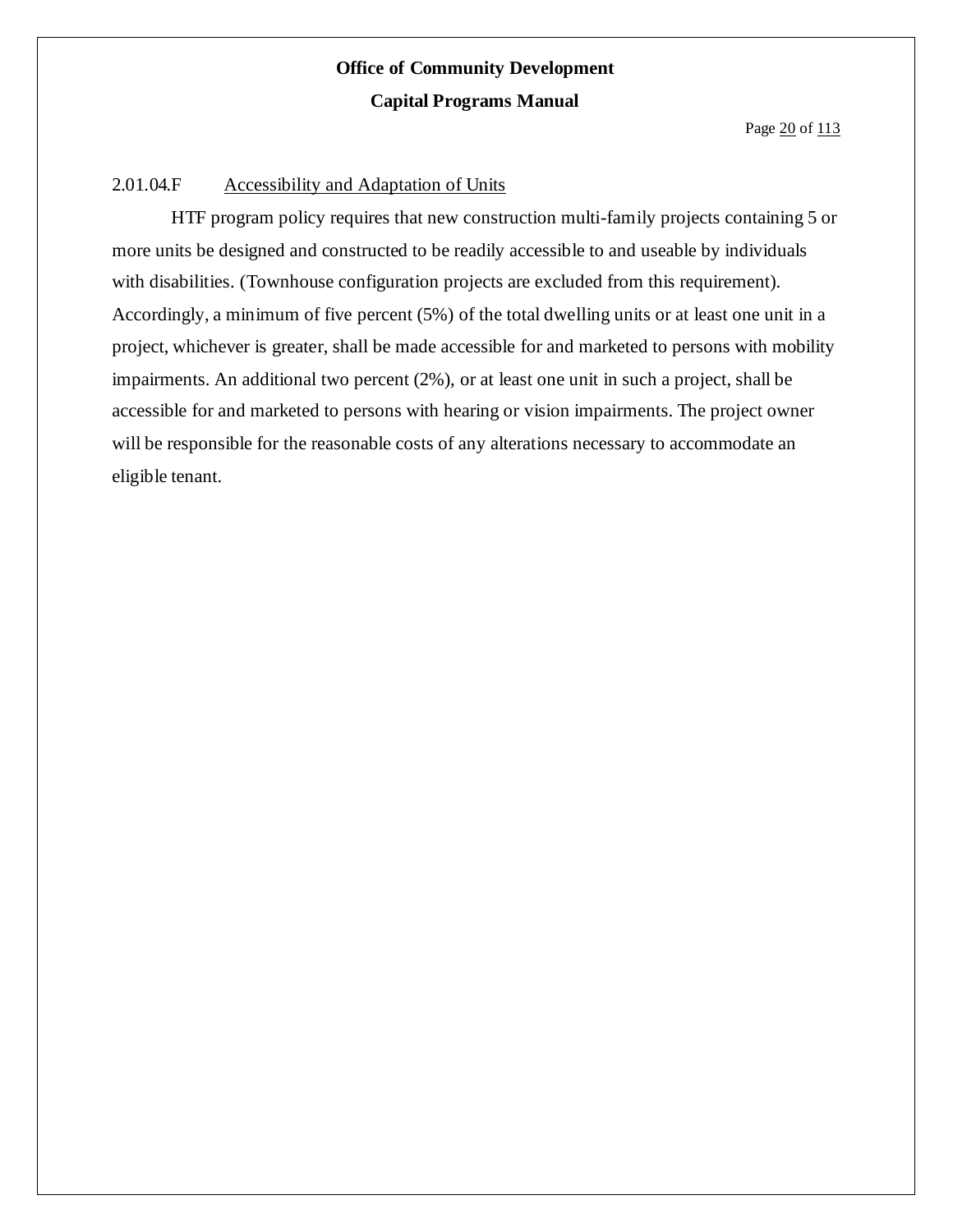### 2.01.04.F Accessibility and Adaptation of Units

HTF program policy requires that new construction multi-family projects containing 5 or more units be designed and constructed to be readily accessible to and useable by individuals with disabilities. (Townhouse configuration projects are excluded from this requirement). Accordingly, a minimum of five percent (5%) of the total dwelling units or at least one unit in a project, whichever is greater, shall be made accessible for and marketed to persons with mobility impairments. An additional two percent (2%), or at least one unit in such a project, shall be accessible for and marketed to persons with hearing or vision impairments. The project owner will be responsible for the reasonable costs of any alterations necessary to accommodate an eligible tenant.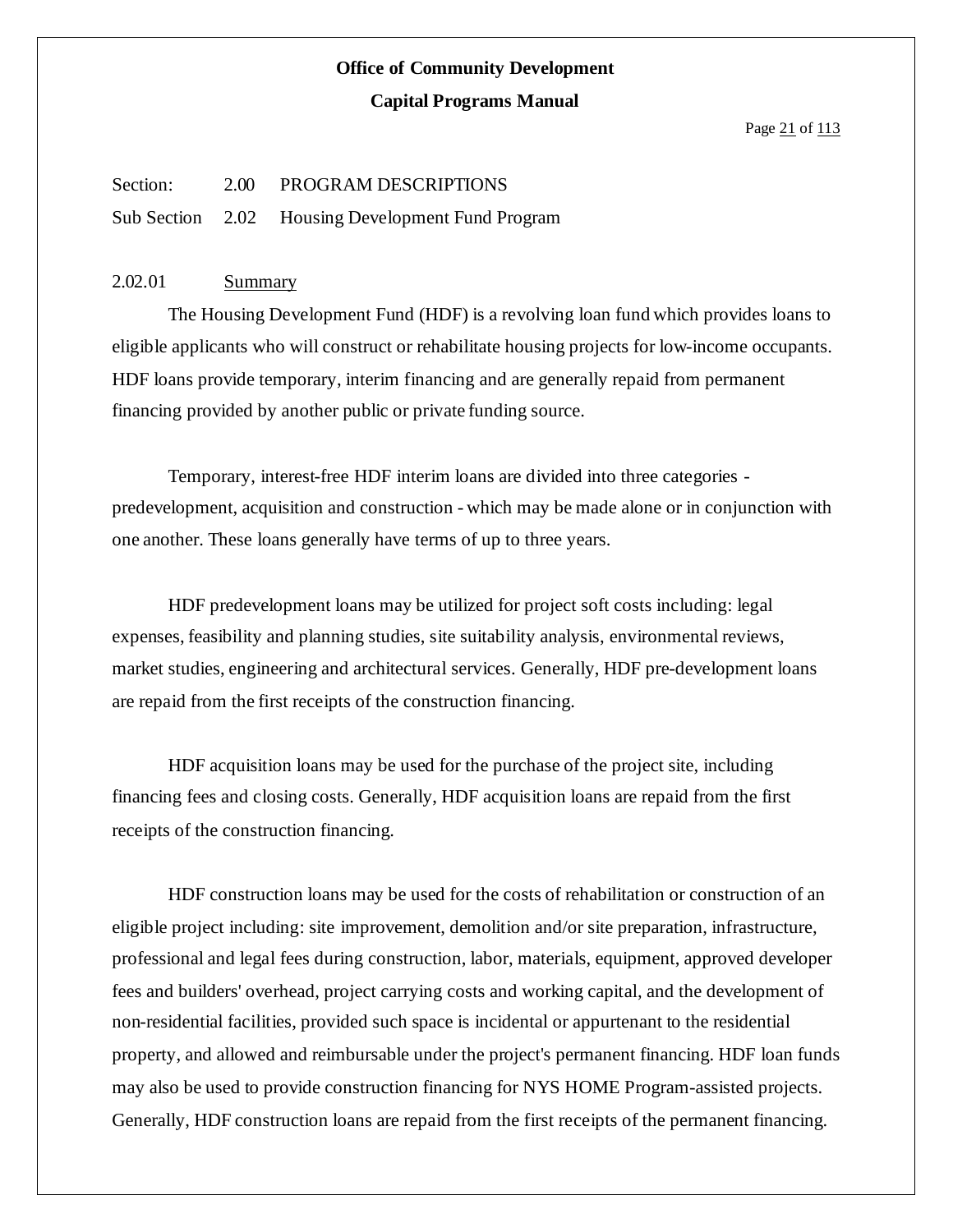Section: 2.00 PROGRAM DESCRIPTIONS

Sub Section 2.02 Housing Development Fund Program

2.02.01 Summary

The Housing Development Fund (HDF) is a revolving loan fund which provides loans to eligible applicants who will construct or rehabilitate housing projects for low-income occupants. HDF loans provide temporary, interim financing and are generally repaid from permanent financing provided by another public or private funding source.

Temporary, interest-free HDF interim loans are divided into three categories - predevelopment, acquisition and construction - which may be made alone or in conjunction with one another. These loans generally have terms of up to three years.

HDF predevelopment loans may be utilized for project soft costs including: legal expenses, feasibility and planning studies, site suitability analysis, environmental reviews, market studies, engineering and architectural services. Generally, HDF pre-development loans are repaid from the first receipts of the construction financing.

HDF acquisition loans may be used for the purchase of the project site, including financing fees and closing costs. Generally, HDF acquisition loans are repaid from the first receipts of the construction financing.

HDF construction loans may be used for the costs of rehabilitation or construction of an eligible project including: site improvement, demolition and/or site preparation, infrastructure, professional and legal fees during construction, labor, materials, equipment, approved developer fees and builders' overhead, project carrying costs and working capital, and the development of non-residential facilities, provided such space is incidental or appurtenant to the residential property, and allowed and reimbursable under the project's permanent financing. HDF loan funds may also be used to provide construction financing for NYS HOME Program-assisted projects. Generally, HDF construction loans are repaid from the first receipts of the permanent financing.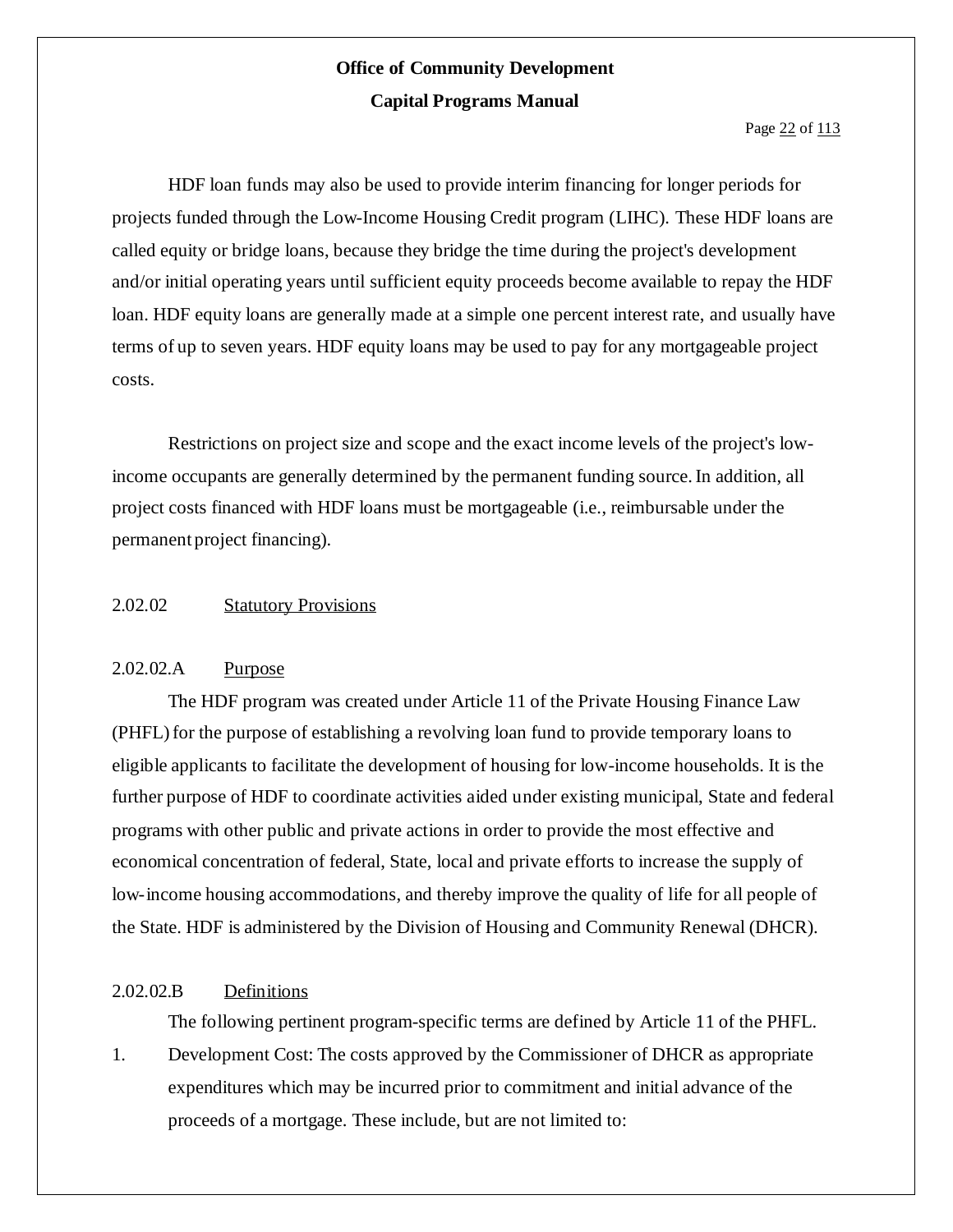HDF loan funds may also be used to provide interim financing for longer periods for projects funded through the Low-Income Housing Credit program (LIHC). These HDF loans are called equity or bridge loans, because they bridge the time during the project's development and/or initial operating years until sufficient equity proceeds become available to repay the HDF loan. HDF equity loans are generally made at a simple one percent interest rate, and usually have terms of up to seven years. HDF equity loans may be used to pay for any mortgageable project costs.

Restrictions on project size and scope and the exact income levels of the project's low-income occupants are generally determined by the permanent funding source. In addition, all project costs financed with HDF loans must be mortgageable (i.e., reimbursable under the permanent project financing).

2.02.02 Statutory Provisions

2.02.02.A Purpose

The HDF program was created under Article 11 of the Private Housing Finance Law (PHFL) for the purpose of establishing a revolving loan fund to provide temporary loans to eligible applicants to facilitate the development of housing for low-income households. It is the further purpose of HDF to coordinate activities aided under existing municipal, State and federal programs with other public and private actions in order to provide the most effective and economical concentration of federal, State, local and private efforts to increase the supply of low-income housing accommodations, and thereby improve the quality of life for all people of the State. HDF is administered by the Division of Housing and Community Renewal (DHCR).

2.02.02.B Definitions

The following pertinent program-specific terms are defined by Article 11 of the PHFL.

1. Development Cost: The costs approved by the Commissioner of DHCR as appropriate expenditures which may be incurred prior to commitment and initial advance of the proceeds of a mortgage. These include, but are not limited to: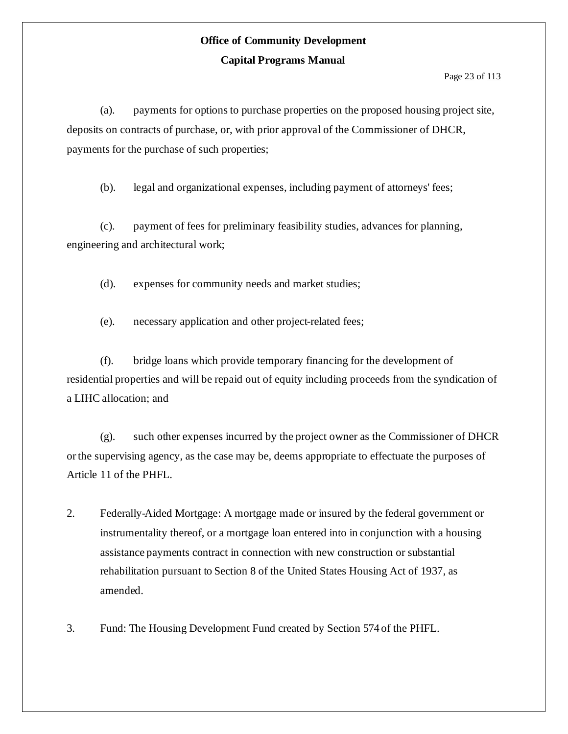(a). payments for options to purchase properties on the proposed housing project site, deposits on contracts of purchase, or, with prior approval of the Commissioner of DHCR, payments for the purchase of such properties;

(b). legal and organizational expenses, including payment of attorneys' fees;

(c). payment of fees for preliminary feasibility studies, advances for planning, engineering and architectural work;

(d). expenses for community needs and market studies;

(e). necessary application and other project-related fees;

(f). bridge loans which provide temporary financing for the development of residential properties and will be repaid out of equity including proceeds from the syndication of a LIHC allocation; and

(g). such other expenses incurred by the project owner as the Commissioner of DHCR or the supervising agency, as the case may be, deems appropriate to effectuate the purposes of Article 11 of the PHFL.

2. Federally-Aided Mortgage: A mortgage made or insured by the federal government or instrumentality thereof, or a mortgage loan entered into in conjunction with a housing assistance payments contract in connection with new construction or substantial rehabilitation pursuant to Section 8 of the United States Housing Act of 1937, as amended.

3. Fund: The Housing Development Fund created by Section 574 of the PHFL.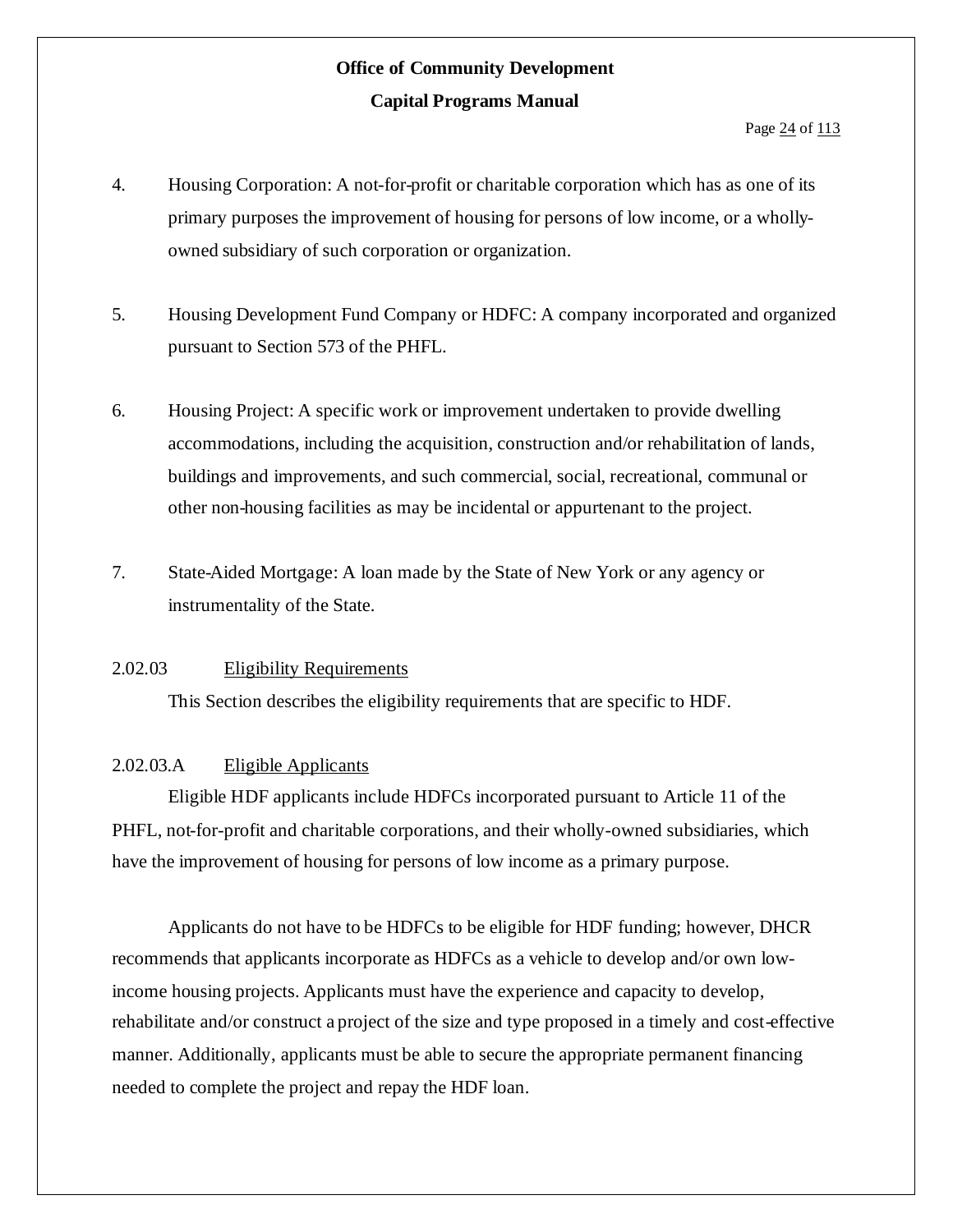4. Housing Corporation: A not-for-profit or charitable corporation which has as one of its primary purposes the improvement of housing for persons of low income, or a wholly-owned subsidiary of such corporation or organization.

5. Housing Development Fund Company or HDFC: A company incorporated and organized pursuant to Section 573 of the PHFL.

6. Housing Project: A specific work or improvement undertaken to provide dwelling accommodations, including the acquisition, construction and/or rehabilitation of lands, buildings and improvements, and such commercial, social, recreational, communal or other non-housing facilities as may be incidental or appurtenant to the project.

7. State-Aided Mortgage: A loan made by the State of New York or any agency or instrumentality of the State.

### 2.02.03 Eligibility Requirements

This Section describes the eligibility requirements that are specific to HDF.

#### 2.02.03.A Eligible Applicants

Eligible HDF applicants include HDFCs incorporated pursuant to Article 11 of the PHFL, not-for-profit and charitable corporations, and their wholly-owned subsidiaries, which have the improvement of housing for persons of low income as a primary purpose.

Applicants do not have to be HDFCs to be eligible for HDF funding; however, DHCR recommends that applicants incorporate as HDFCs as a vehicle to develop and/or own low-income housing projects. Applicants must have the experience and capacity to develop, rehabilitate and/or construct a project of the size and type proposed in a timely and cost-effective manner. Additionally, applicants must be able to secure the appropriate permanent financing needed to complete the project and repay the HDF loan.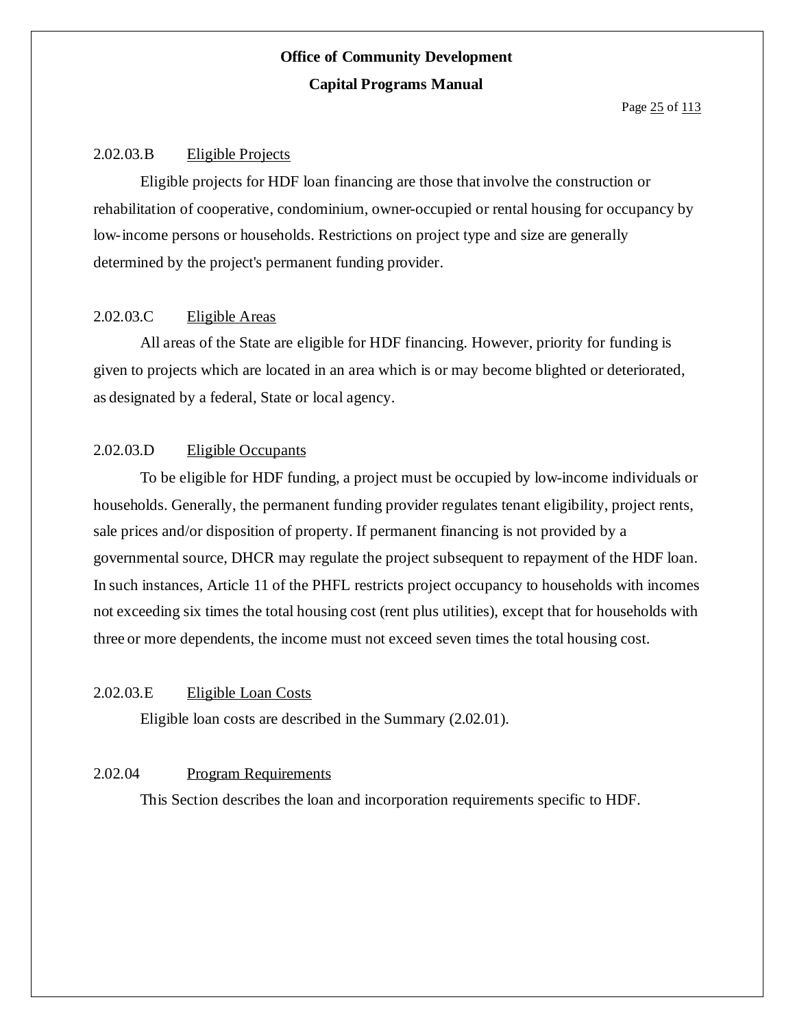### 2.02.03.B Eligible Projects

Eligible projects for HDF loan financing are those that involve the construction or rehabilitation of cooperative, condominium, owner-occupied or rental housing for occupancy by low-income persons or households. Restrictions on project type and size are generally determined by the project's permanent funding provider.

### 2.02.03.C Eligible Areas

All areas of the State are eligible for HDF financing. However, priority for funding is given to projects which are located in an area which is or may become blighted or deteriorated, as designated by a federal, State or local agency.

### 2.02.03.D Eligible Occupants

To be eligible for HDF funding, a project must be occupied by low-income individuals or households. Generally, the permanent funding provider regulates tenant eligibility, project rents, sale prices and/or disposition of property. If permanent financing is not provided by a governmental source, DHCR may regulate the project subsequent to repayment of the HDF loan. In such instances, Article 11 of the PHFL restricts project occupancy to households with incomes not exceeding six times the total housing cost (rent plus utilities), except that for households with three or more dependents, the income must not exceed seven times the total housing cost.

### 2.02.03.E Eligible Loan Costs

Eligible loan costs are described in the Summary (2.02.01).

## 2.02.04 Program Requirements

This Section describes the loan and incorporation requirements specific to HDF.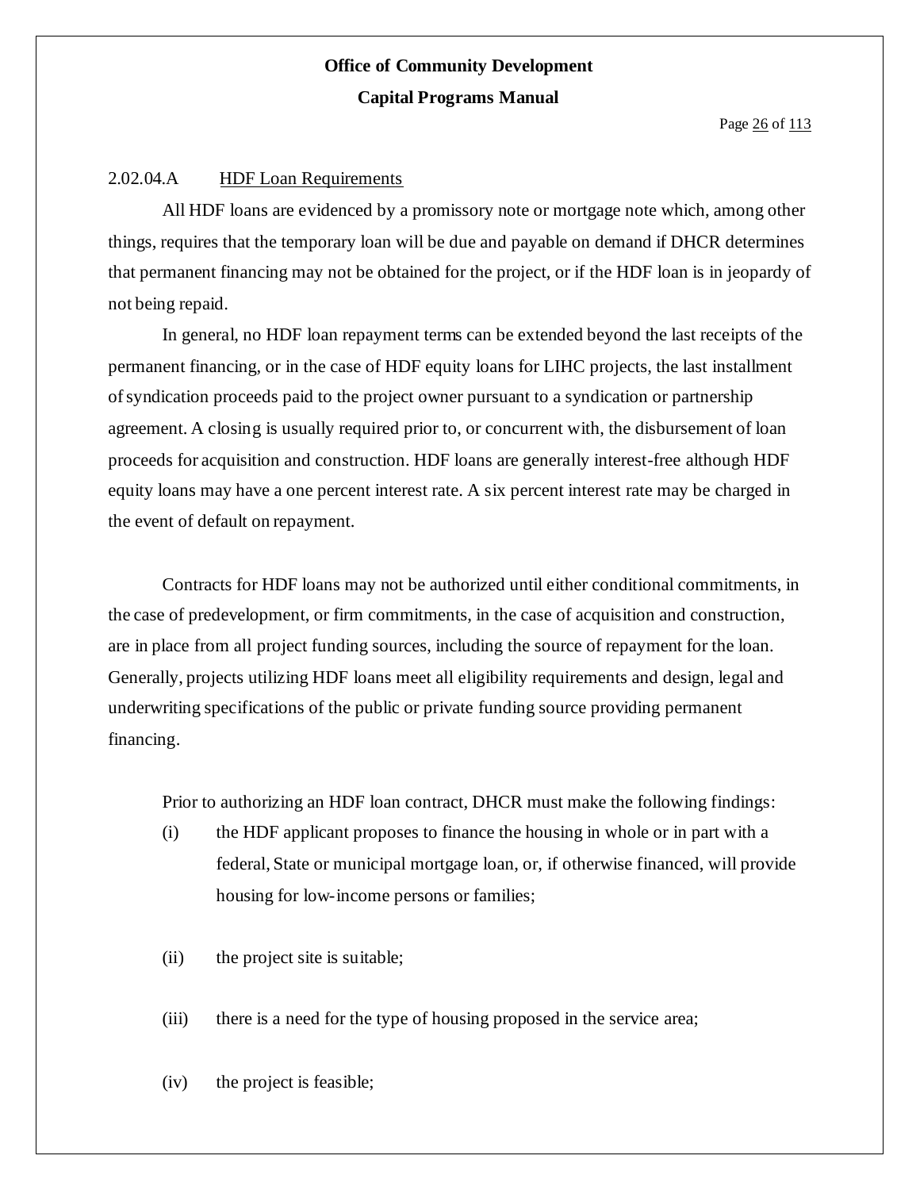2.02.04.A HDF Loan Requirements

All HDF loans are evidenced by a promissory note or mortgage note which, among other things, requires that the temporary loan will be due and payable on demand if DHCR determines that permanent financing may not be obtained for the project, or if the HDF loan is in jeopardy of not being repaid.

In general, no HDF loan repayment terms can be extended beyond the last receipts of the permanent financing, or in the case of HDF equity loans for LIHC projects, the last installment of syndication proceeds paid to the project owner pursuant to a syndication or partnership agreement. A closing is usually required prior to, or concurrent with, the disbursement of loan proceeds for acquisition and construction. HDF loans are generally interest-free although HDF equity loans may have a one percent interest rate. A six percent interest rate may be charged in the event of default on repayment.

Contracts for HDF loans may not be authorized until either conditional commitments, in the case of predevelopment, or firm commitments, in the case of acquisition and construction, are in place from all project funding sources, including the source of repayment for the loan. Generally, projects utilizing HDF loans meet all eligibility requirements and design, legal and underwriting specifications of the public or private funding source providing permanent financing.

Prior to authorizing an HDF loan contract, DHCR must make the following findings:

(i) the HDF applicant proposes to finance the housing in whole or in part with a federal, State or municipal mortgage loan, or, if otherwise financed, will provide housing for low-income persons or families;

(ii) the project site is suitable;

(iii) there is a need for the type of housing proposed in the service area;

(iv) the project is feasible;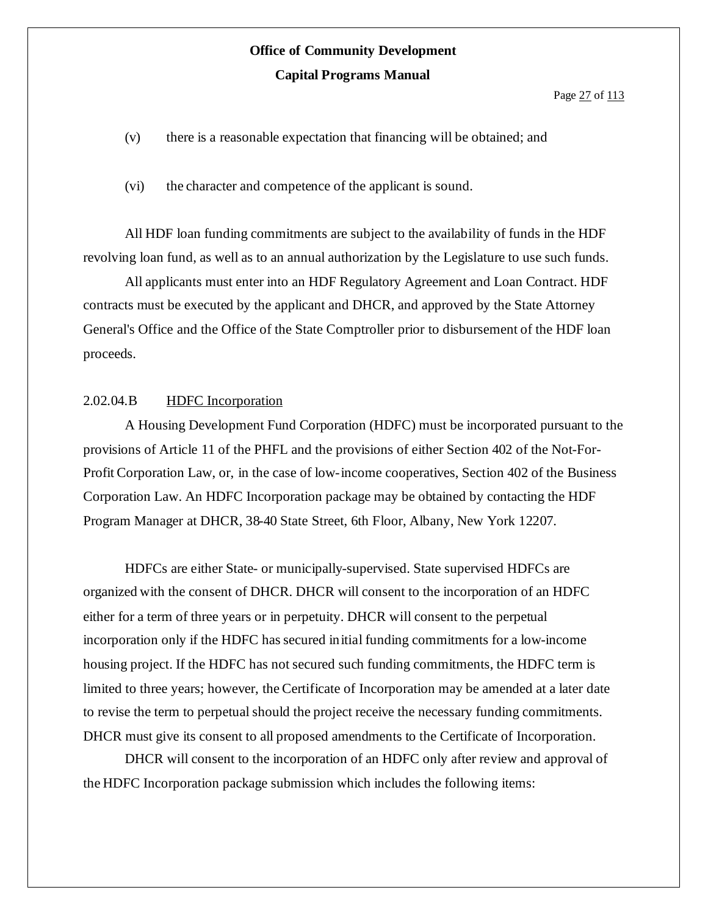(v) there is a reasonable expectation that financing will be obtained; and

(vi) the character and competence of the applicant is sound.

All HDF loan funding commitments are subject to the availability of funds in the HDF revolving loan fund, as well as to an annual authorization by the Legislature to use such funds.

All applicants must enter into an HDF Regulatory Agreement and Loan Contract. HDF contracts must be executed by the applicant and DHCR, and approved by the State Attorney General's Office and the Office of the State Comptroller prior to disbursement of the HDF loan proceeds.

#### 2.02.04.B HDFC Incorporation

A Housing Development Fund Corporation (HDFC) must be incorporated pursuant to the provisions of Article 11 of the PHFL and the provisions of either Section 402 of the Not-For-Profit Corporation Law, or, in the case of low-income cooperatives, Section 402 of the Business Corporation Law. An HDFC Incorporation package may be obtained by contacting the HDF Program Manager at DHCR, 38-40 State Street, 6th Floor, Albany, New York 12207.

HDFCs are either State- or municipally-supervised. State supervised HDFCs are organized with the consent of DHCR. DHCR will consent to the incorporation of an HDFC either for a term of three years or in perpetuity. DHCR will consent to the perpetual incorporation only if the HDFC has secured initial funding commitments for a low-income housing project. If the HDFC has not secured such funding commitments, the HDFC term is limited to three years; however, the Certificate of Incorporation may be amended at a later date to revise the term to perpetual should the project receive the necessary funding commitments. DHCR must give its consent to all proposed amendments to the Certificate of Incorporation.

DHCR will consent to the incorporation of an HDFC only after review and approval of the HDFC Incorporation package submission which includes the following items: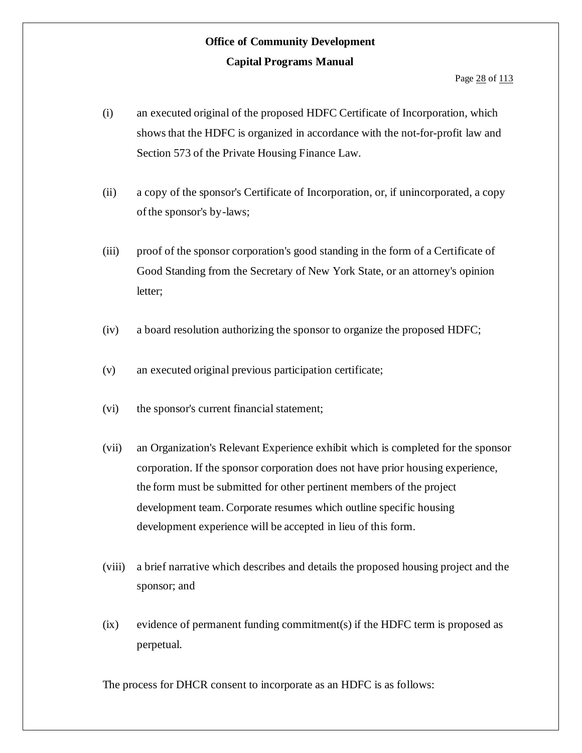(i) an executed original of the proposed HDFC Certificate of Incorporation, which shows that the HDFC is organized in accordance with the not-for-profit law and Section 573 of the Private Housing Finance Law.

(ii) a copy of the sponsor's Certificate of Incorporation, or, if unincorporated, a copy of the sponsor's by-laws;

(iii) proof of the sponsor corporation's good standing in the form of a Certificate of Good Standing from the Secretary of New York State, or an attorney's opinion letter;

(iv) a board resolution authorizing the sponsor to organize the proposed HDFC;

(v) an executed original previous participation certificate;

(vi) the sponsor's current financial statement;

(vii) an Organization's Relevant Experience exhibit which is completed for the sponsor corporation. If the sponsor corporation does not have prior housing experience, the form must be submitted for other pertinent members of the project development team. Corporate resumes which outline specific housing development experience will be accepted in lieu of this form.

(viii) a brief narrative which describes and details the proposed housing project and the sponsor; and

(ix) evidence of permanent funding commitment(s) if the HDFC term is proposed as perpetual.

The process for DHCR consent to incorporate as an HDFC is as follows: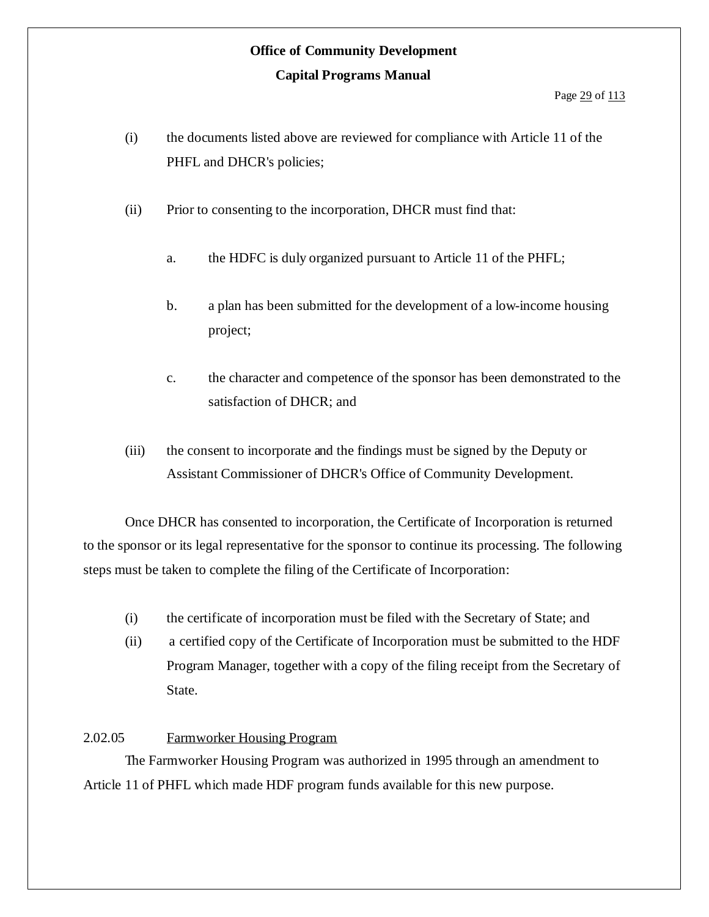(i) the documents listed above are reviewed for compliance with Article 11 of the PHFL and DHCR's policies;

(ii) Prior to consenting to the incorporation, DHCR must find that:

   a. the HDFC is duly organized pursuant to Article 11 of the PHFL;

   b. a plan has been submitted for the development of a low-income housing project;

   c. the character and competence of the sponsor has been demonstrated to the satisfaction of DHCR; and

(iii) the consent to incorporate and the findings must be signed by the Deputy or Assistant Commissioner of DHCR's Office of Community Development.

Once DHCR has consented to incorporation, the Certificate of Incorporation is returned to the sponsor or its legal representative for the sponsor to continue its processing. The following steps must be taken to complete the filing of the Certificate of Incorporation:

(i) the certificate of incorporation must be filed with the Secretary of State; and

(ii) a certified copy of the Certificate of Incorporation must be submitted to the HDF Program Manager, together with a copy of the filing receipt from the Secretary of State.

2.02.05 Farmworker Housing Program

The Farmworker Housing Program was authorized in 1995 through an amendment to Article 11 of PHFL which made HDF program funds available for this new purpose.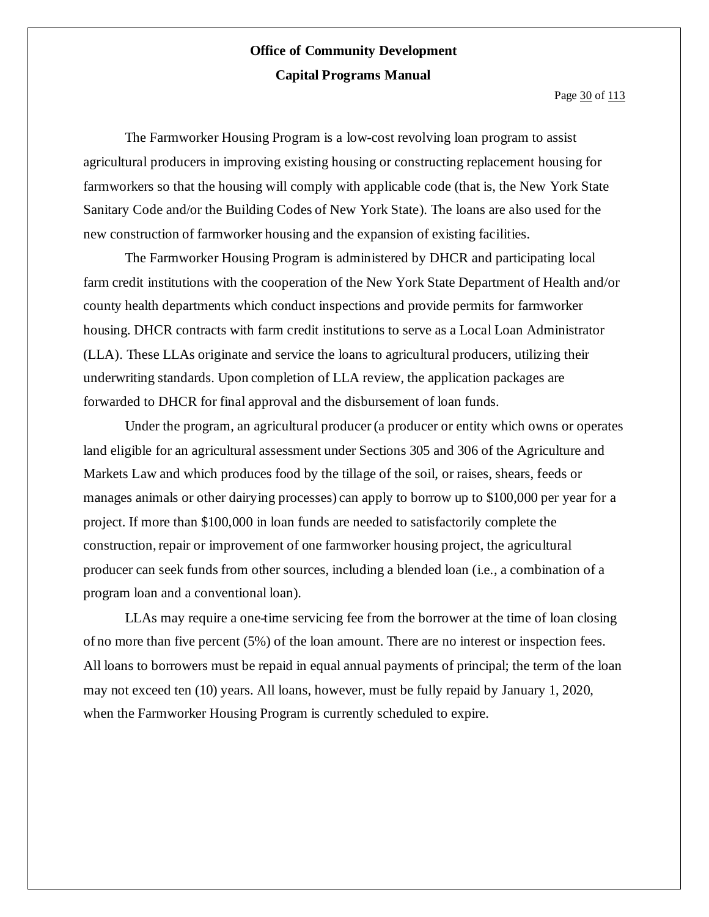The Farmworker Housing Program is a low-cost revolving loan program to assist agricultural producers in improving existing housing or constructing replacement housing for farmworkers so that the housing will comply with applicable code (that is, the New York State Sanitary Code and/or the Building Codes of New York State). The loans are also used for the new construction of farmworker housing and the expansion of existing facilities.

The Farmworker Housing Program is administered by DHCR and participating local farm credit institutions with the cooperation of the New York State Department of Health and/or county health departments which conduct inspections and provide permits for farmworker housing. DHCR contracts with farm credit institutions to serve as a Local Loan Administrator (LLA). These LLAs originate and service the loans to agricultural producers, utilizing their underwriting standards. Upon completion of LLA review, the application packages are forwarded to DHCR for final approval and the disbursement of loan funds.

Under the program, an agricultural producer (a producer or entity which owns or operates land eligible for an agricultural assessment under Sections 305 and 306 of the Agriculture and Markets Law and which produces food by the tillage of the soil, or raises, shears, feeds or manages animals or other dairying processes) can apply to borrow up to $100,000 per year for a project. If more than $100,000 in loan funds are needed to satisfactorily complete the construction, repair or improvement of one farmworker housing project, the agricultural producer can seek funds from other sources, including a blended loan (i.e., a combination of a program loan and a conventional loan).

LLAs may require a one-time servicing fee from the borrower at the time of loan closing of no more than five percent (5%) of the loan amount. There are no interest or inspection fees. All loans to borrowers must be repaid in equal annual payments of principal; the term of the loan may not exceed ten (10) years. All loans, however, must be fully repaid by January 1, 2020, when the Farmworker Housing Program is currently scheduled to expire.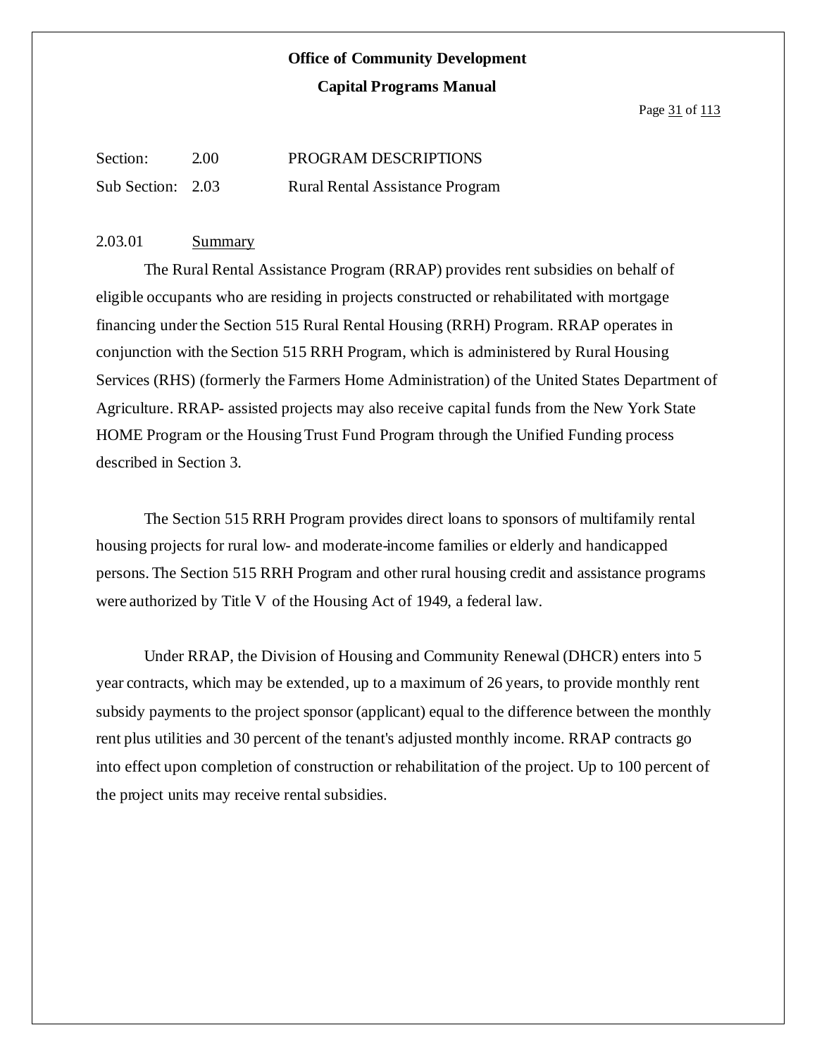Section: 2.00 PROGRAM DESCRIPTIONS

Sub Section: 2.03 Rural Rental Assistance Program

2.03.01 Summary

The Rural Rental Assistance Program (RRAP) provides rent subsidies on behalf of eligible occupants who are residing in projects constructed or rehabilitated with mortgage financing under the Section 515 Rural Rental Housing (RRH) Program. RRAP operates in conjunction with the Section 515 RRH Program, which is administered by Rural Housing Services (RHS) (formerly the Farmers Home Administration) of the United States Department of Agriculture. RRAP- assisted projects may also receive capital funds from the New York State HOME Program or the Housing Trust Fund Program through the Unified Funding process described in Section 3.

The Section 515 RRH Program provides direct loans to sponsors of multifamily rental housing projects for rural low- and moderate-income families or elderly and handicapped persons. The Section 515 RRH Program and other rural housing credit and assistance programs were authorized by Title V of the Housing Act of 1949, a federal law.

Under RRAP, the Division of Housing and Community Renewal (DHCR) enters into 5 year contracts, which may be extended, up to a maximum of 26 years, to provide monthly rent subsidy payments to the project sponsor (applicant) equal to the difference between the monthly rent plus utilities and 30 percent of the tenant's adjusted monthly income. RRAP contracts go into effect upon completion of construction or rehabilitation of the project. Up to 100 percent of the project units may receive rental subsidies.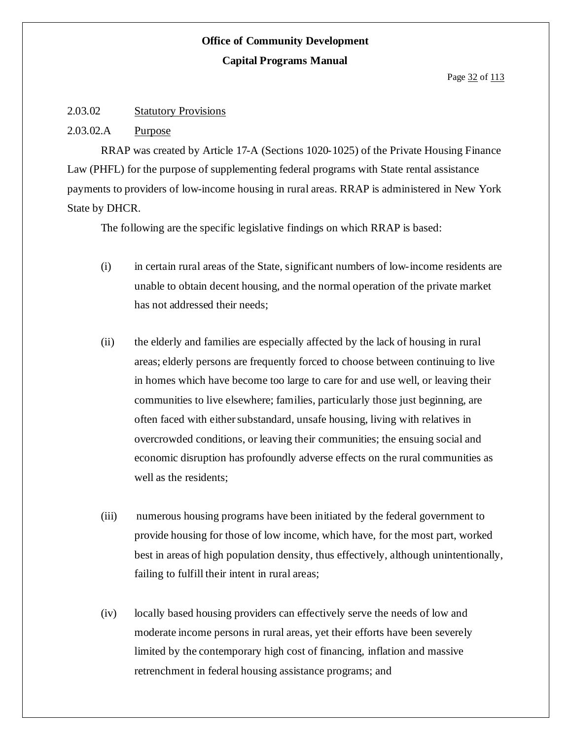### 2.03.02 Statutory Provisions

#### 2.03.02.A Purpose

RRAP was created by Article 17-A (Sections 1020-1025) of the Private Housing Finance Law (PHFL) for the purpose of supplementing federal programs with State rental assistance payments to providers of low-income housing in rural areas. RRAP is administered in New York State by DHCR.

The following are the specific legislative findings on which RRAP is based:

(i) in certain rural areas of the State, significant numbers of low-income residents are unable to obtain decent housing, and the normal operation of the private market has not addressed their needs;

(ii) the elderly and families are especially affected by the lack of housing in rural areas; elderly persons are frequently forced to choose between continuing to live in homes which have become too large to care for and use well, or leaving their communities to live elsewhere; families, particularly those just beginning, are often faced with either substandard, unsafe housing, living with relatives in overcrowded conditions, or leaving their communities; the ensuing social and economic disruption has profoundly adverse effects on the rural communities as well as the residents;

(iii) numerous housing programs have been initiated by the federal government to provide housing for those of low income, which have, for the most part, worked best in areas of high population density, thus effectively, although unintentionally, failing to fulfill their intent in rural areas;

(iv) locally based housing providers can effectively serve the needs of low and moderate income persons in rural areas, yet their efforts have been severely limited by the contemporary high cost of financing, inflation and massive retrenchment in federal housing assistance programs; and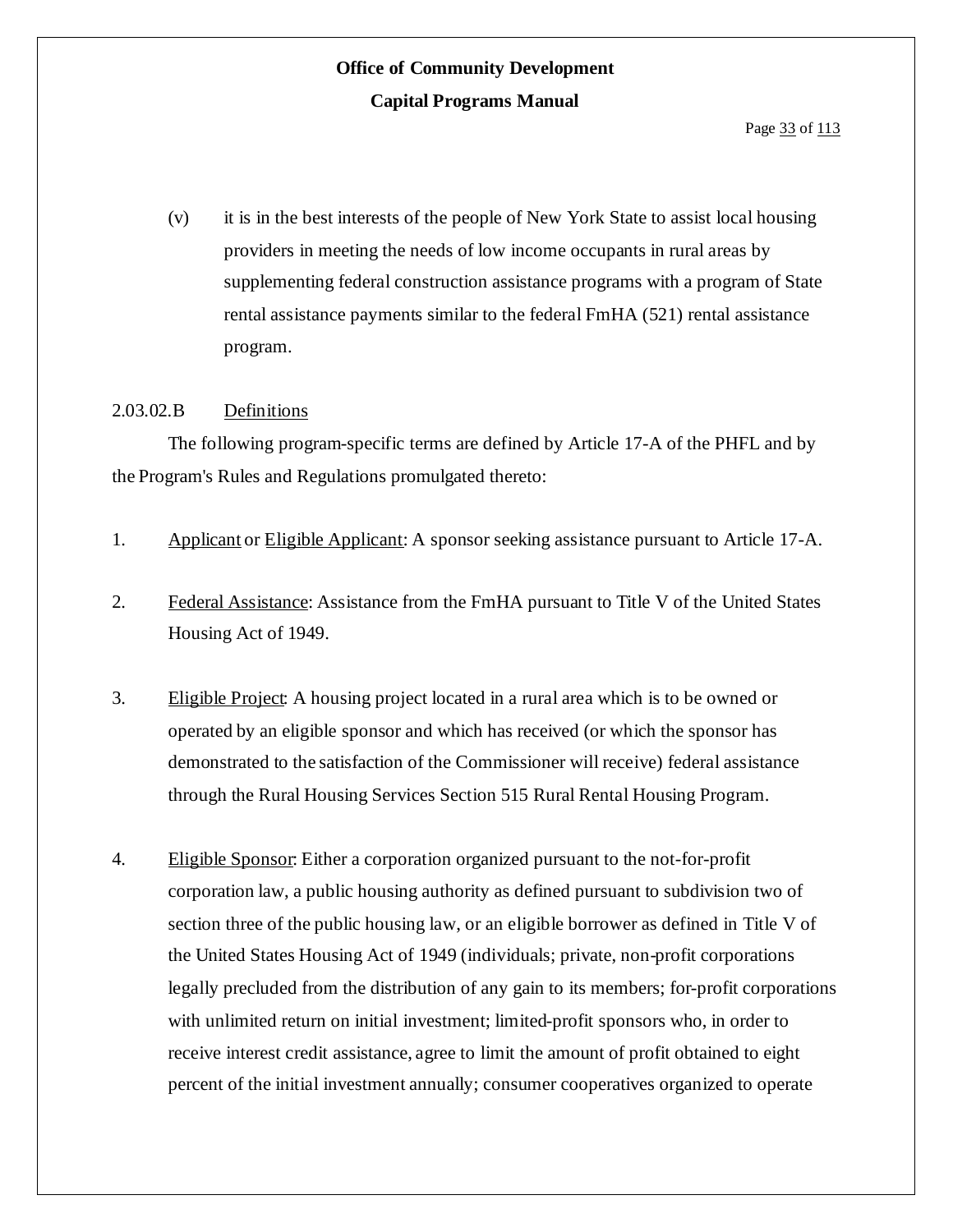(v) it is in the best interests of the people of New York State to assist local housing providers in meeting the needs of low income occupants in rural areas by supplementing federal construction assistance programs with a program of State rental assistance payments similar to the federal FmHA (521) rental assistance program.

2.03.02.B Definitions

The following program-specific terms are defined by Article 17-A of the PHFL and by the Program's Rules and Regulations promulgated thereto:

1. Applicant or Eligible Applicant: A sponsor seeking assistance pursuant to Article 17-A.

2. Federal Assistance: Assistance from the FmHA pursuant to Title V of the United States Housing Act of 1949.

3. Eligible Project: A housing project located in a rural area which is to be owned or operated by an eligible sponsor and which has received (or which the sponsor has demonstrated to the satisfaction of the Commissioner will receive) federal assistance through the Rural Housing Services Section 515 Rural Rental Housing Program.

4. Eligible Sponsor: Either a corporation organized pursuant to the not-for-profit corporation law, a public housing authority as defined pursuant to subdivision two of section three of the public housing law, or an eligible borrower as defined in Title V of the United States Housing Act of 1949 (individuals; private, non-profit corporations legally precluded from the distribution of any gain to its members; for-profit corporations with unlimited return on initial investment; limited-profit sponsors who, in order to receive interest credit assistance, agree to limit the amount of profit obtained to eight percent of the initial investment annually; consumer cooperatives organized to operate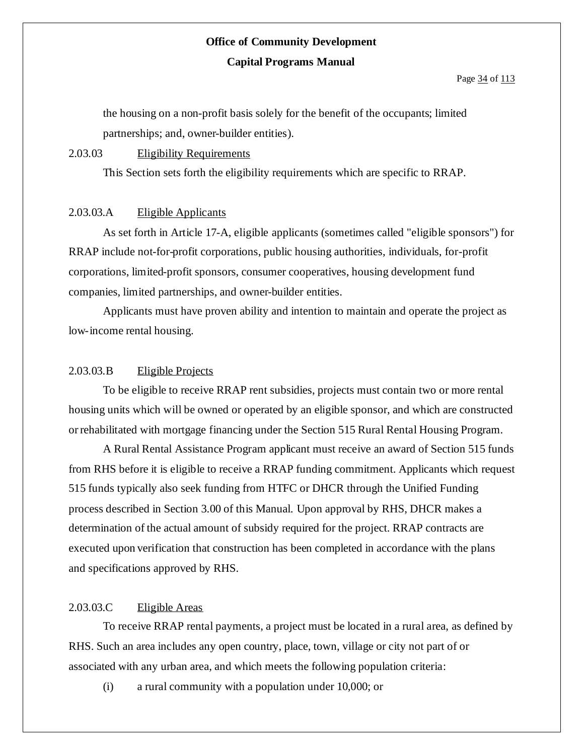the housing on a non-profit basis solely for the benefit of the occupants; limited partnerships; and, owner-builder entities).

### 2.03.03 Eligibility Requirements

This Section sets forth the eligibility requirements which are specific to RRAP.

#### 2.03.03.A Eligible Applicants

As set forth in Article 17-A, eligible applicants (sometimes called "eligible sponsors") for RRAP include not-for-profit corporations, public housing authorities, individuals, for-profit corporations, limited-profit sponsors, consumer cooperatives, housing development fund companies, limited partnerships, and owner-builder entities.

Applicants must have proven ability and intention to maintain and operate the project as low-income rental housing.

#### 2.03.03.B Eligible Projects

To be eligible to receive RRAP rent subsidies, projects must contain two or more rental housing units which will be owned or operated by an eligible sponsor, and which are constructed or rehabilitated with mortgage financing under the Section 515 Rural Rental Housing Program.

A Rural Rental Assistance Program applicant must receive an award of Section 515 funds from RHS before it is eligible to receive a RRAP funding commitment. Applicants which request 515 funds typically also seek funding from HTFC or DHCR through the Unified Funding process described in Section 3.00 of this Manual. Upon approval by RHS, DHCR makes a determination of the actual amount of subsidy required for the project. RRAP contracts are executed upon verification that construction has been completed in accordance with the plans and specifications approved by RHS.

#### 2.03.03.C Eligible Areas

To receive RRAP rental payments, a project must be located in a rural area, as defined by RHS. Such an area includes any open country, place, town, village or city not part of or associated with any urban area, and which meets the following population criteria:

(i) a rural community with a population under 10,000; or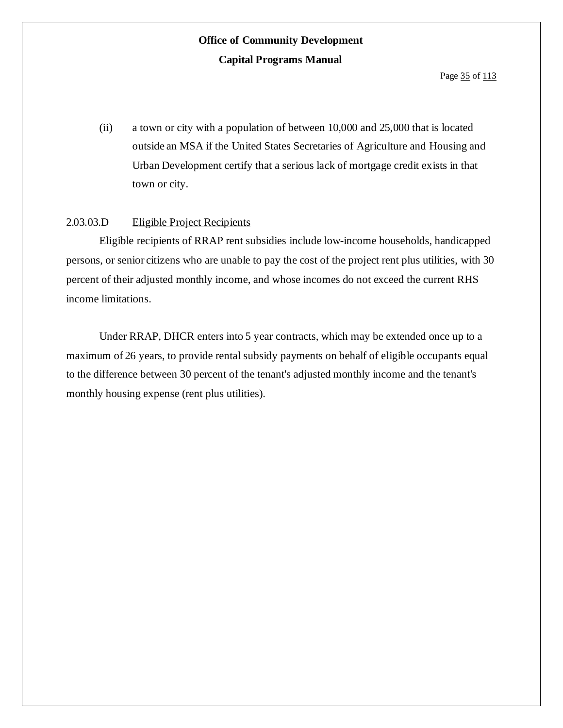(ii) a town or city with a population of between 10,000 and 25,000 that is located outside an MSA if the United States Secretaries of Agriculture and Housing and Urban Development certify that a serious lack of mortgage credit exists in that town or city.

2.03.03.D Eligible Project Recipients

Eligible recipients of RRAP rent subsidies include low-income households, handicapped persons, or senior citizens who are unable to pay the cost of the project rent plus utilities, with 30 percent of their adjusted monthly income, and whose incomes do not exceed the current RHS income limitations.

Under RRAP, DHCR enters into 5 year contracts, which may be extended once up to a maximum of 26 years, to provide rental subsidy payments on behalf of eligible occupants equal to the difference between 30 percent of the tenant's adjusted monthly income and the tenant's monthly housing expense (rent plus utilities).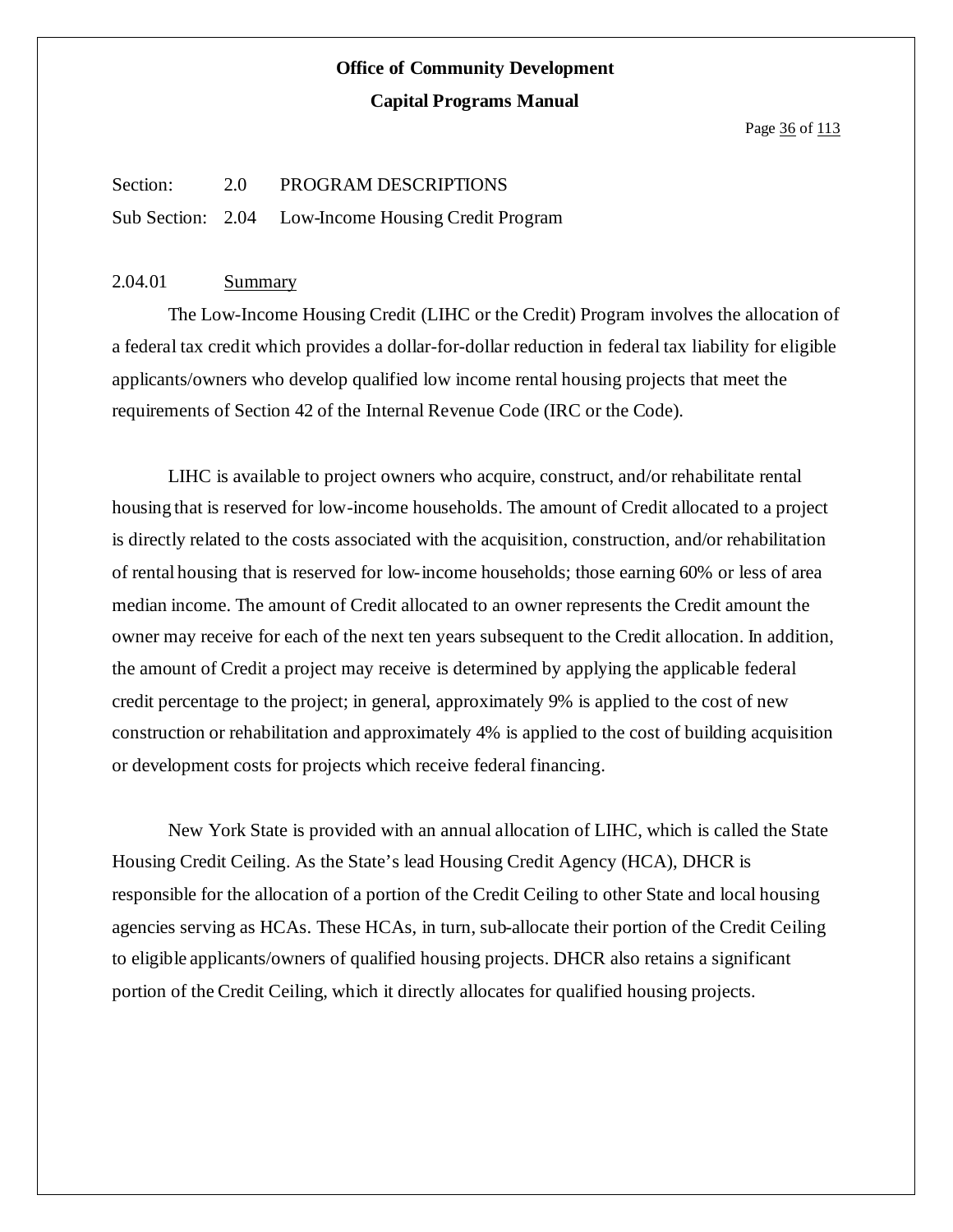Section: 2.0 PROGRAM DESCRIPTIONS

Sub Section: 2.04 Low-Income Housing Credit Program

2.04.01 Summary

The Low-Income Housing Credit (LIHC or the Credit) Program involves the allocation of a federal tax credit which provides a dollar-for-dollar reduction in federal tax liability for eligible applicants/owners who develop qualified low income rental housing projects that meet the requirements of Section 42 of the Internal Revenue Code (IRC or the Code).

LIHC is available to project owners who acquire, construct, and/or rehabilitate rental housing that is reserved for low-income households. The amount of Credit allocated to a project is directly related to the costs associated with the acquisition, construction, and/or rehabilitation of rental housing that is reserved for low-income households; those earning 60% or less of area median income. The amount of Credit allocated to an owner represents the Credit amount the owner may receive for each of the next ten years subsequent to the Credit allocation. In addition, the amount of Credit a project may receive is determined by applying the applicable federal credit percentage to the project; in general, approximately 9% is applied to the cost of new construction or rehabilitation and approximately 4% is applied to the cost of building acquisition or development costs for projects which receive federal financing.

New York State is provided with an annual allocation of LIHC, which is called the State Housing Credit Ceiling. As the State's lead Housing Credit Agency (HCA), DHCR is responsible for the allocation of a portion of the Credit Ceiling to other State and local housing agencies serving as HCAs. These HCAs, in turn, sub-allocate their portion of the Credit Ceiling to eligible applicants/owners of qualified housing projects. DHCR also retains a significant portion of the Credit Ceiling, which it directly allocates for qualified housing projects.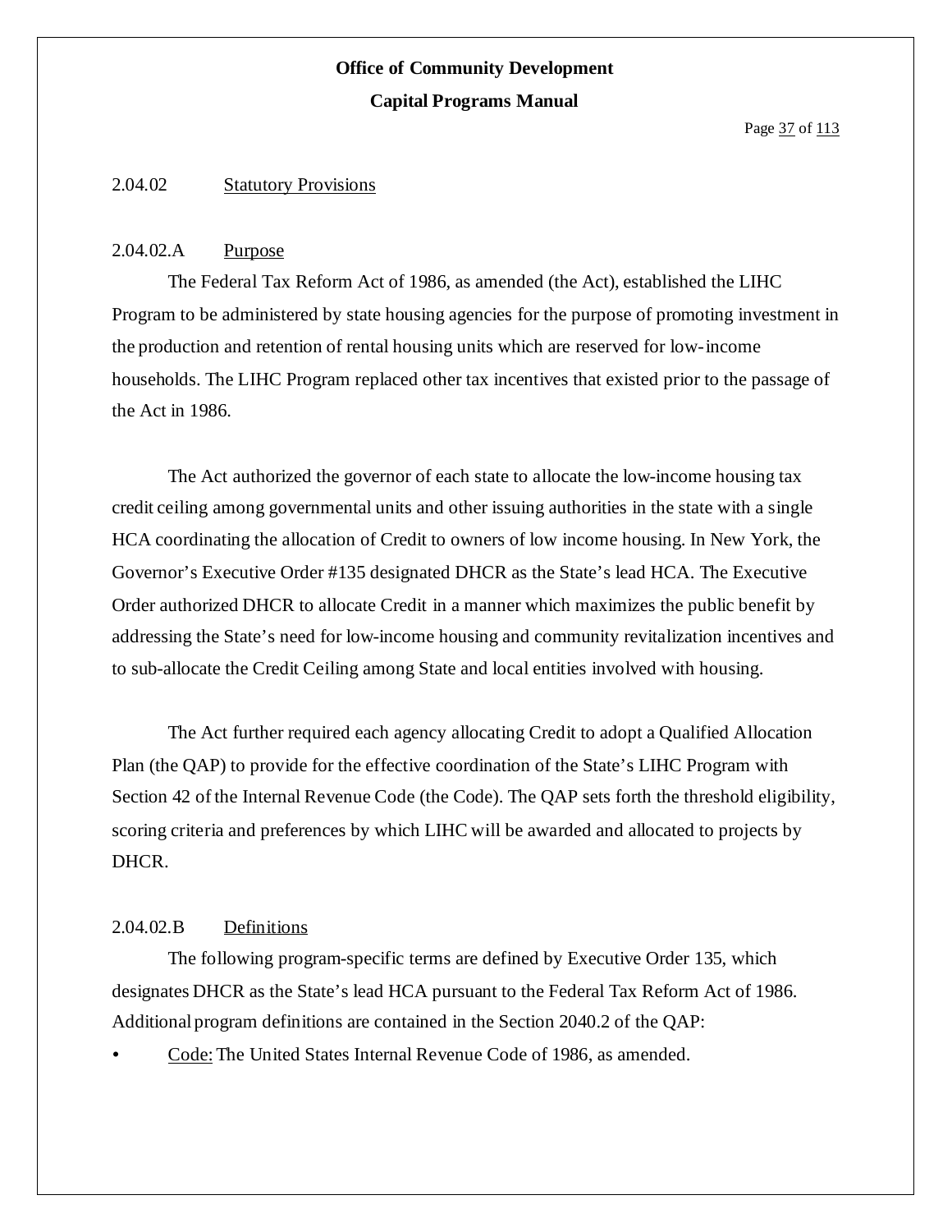### 2.04.02 Statutory Provisions

#### 2.04.02.A Purpose

The Federal Tax Reform Act of 1986, as amended (the Act), established the LIHC Program to be administered by state housing agencies for the purpose of promoting investment in the production and retention of rental housing units which are reserved for low-income households. The LIHC Program replaced other tax incentives that existed prior to the passage of the Act in 1986.

The Act authorized the governor of each state to allocate the low-income housing tax credit ceiling among governmental units and other issuing authorities in the state with a single HCA coordinating the allocation of Credit to owners of low income housing. In New York, the Governor's Executive Order #135 designated DHCR as the State's lead HCA. The Executive Order authorized DHCR to allocate Credit in a manner which maximizes the public benefit by addressing the State's need for low-income housing and community revitalization incentives and to sub-allocate the Credit Ceiling among State and local entities involved with housing.

The Act further required each agency allocating Credit to adopt a Qualified Allocation Plan (the QAP) to provide for the effective coordination of the State's LIHC Program with Section 42 of the Internal Revenue Code (the Code). The QAP sets forth the threshold eligibility, scoring criteria and preferences by which LIHC will be awarded and allocated to projects by DHCR.

#### 2.04.02.B Definitions

The following program-specific terms are defined by Executive Order 135, which designates DHCR as the State's lead HCA pursuant to the Federal Tax Reform Act of 1986. Additional program definitions are contained in the Section 2040.2 of the QAP:

- Code: The United States Internal Revenue Code of 1986, as amended.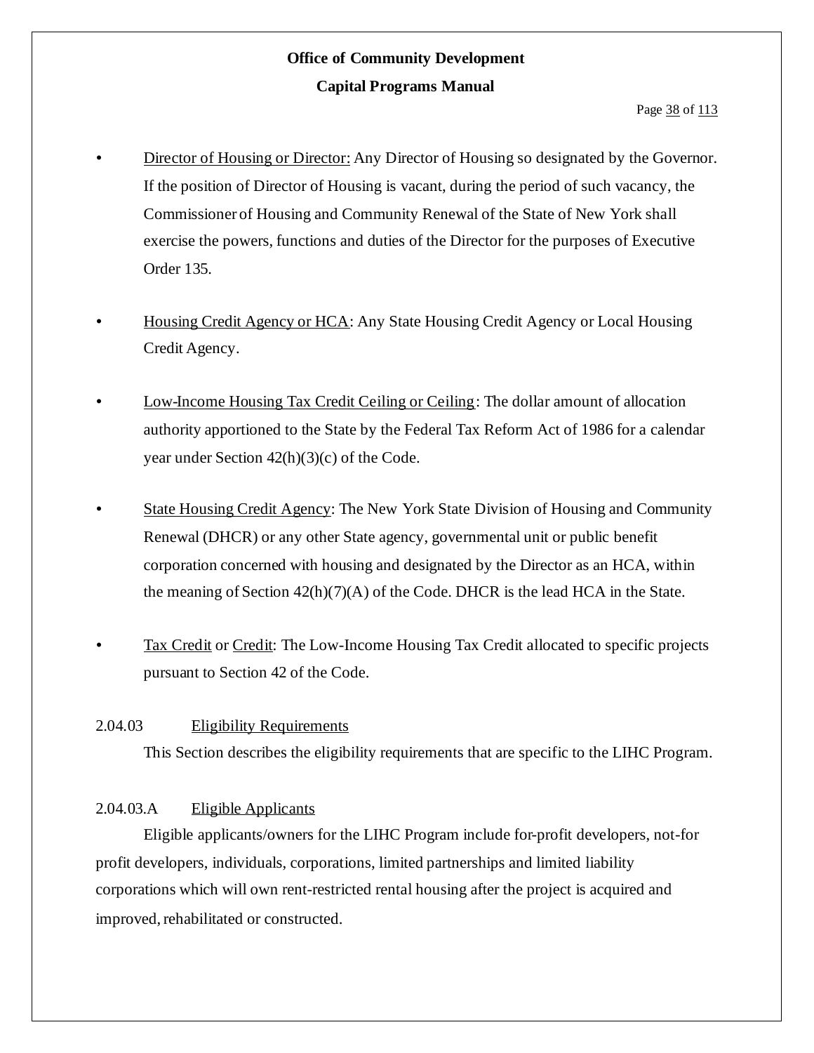- Director of Housing or Director: Any Director of Housing so designated by the Governor. If the position of Director of Housing is vacant, during the period of such vacancy, the Commissioner of Housing and Community Renewal of the State of New York shall exercise the powers, functions and duties of the Director for the purposes of Executive Order 135.

- Housing Credit Agency or HCA: Any State Housing Credit Agency or Local Housing Credit Agency.

- Low-Income Housing Tax Credit Ceiling or Ceiling: The dollar amount of allocation authority apportioned to the State by the Federal Tax Reform Act of 1986 for a calendar year under Section 42(h)(3)(c) of the Code.

- State Housing Credit Agency: The New York State Division of Housing and Community Renewal (DHCR) or any other State agency, governmental unit or public benefit corporation concerned with housing and designated by the Director as an HCA, within the meaning of Section 42(h)(7)(A) of the Code. DHCR is the lead HCA in the State.

- Tax Credit or Credit: The Low-Income Housing Tax Credit allocated to specific projects pursuant to Section 42 of the Code.

### 2.04.03 Eligibility Requirements

This Section describes the eligibility requirements that are specific to the LIHC Program.

#### 2.04.03.A Eligible Applicants

Eligible applicants/owners for the LIHC Program include for-profit developers, not-for profit developers, individuals, corporations, limited partnerships and limited liability corporations which will own rent-restricted rental housing after the project is acquired and improved, rehabilitated or constructed.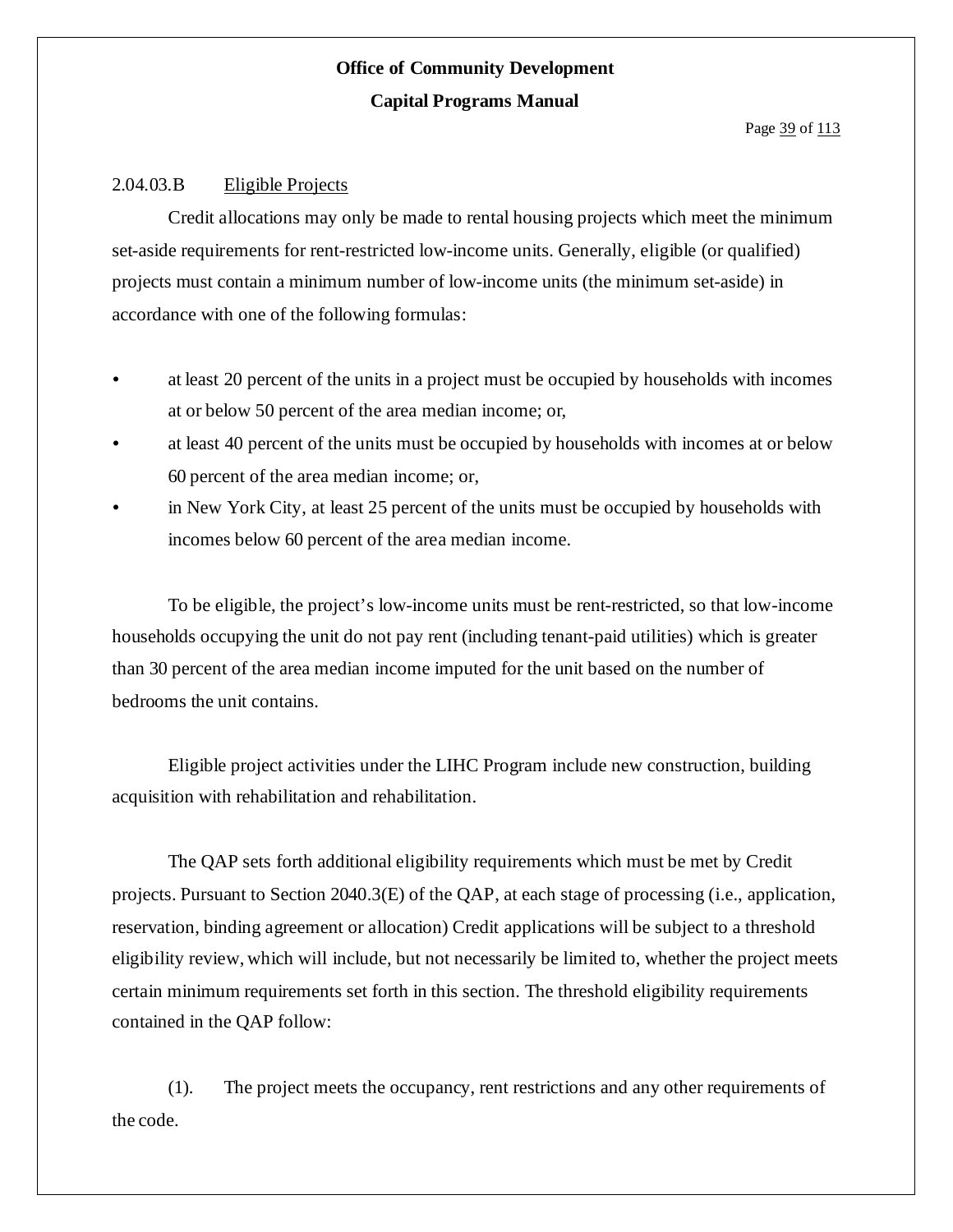### 2.04.03.B Eligible Projects

Credit allocations may only be made to rental housing projects which meet the minimum set-aside requirements for rent-restricted low-income units. Generally, eligible (or qualified) projects must contain a minimum number of low-income units (the minimum set-aside) in accordance with one of the following formulas:

- at least 20 percent of the units in a project must be occupied by households with incomes at or below 50 percent of the area median income; or,
- at least 40 percent of the units must be occupied by households with incomes at or below 60 percent of the area median income; or,
- in New York City, at least 25 percent of the units must be occupied by households with incomes below 60 percent of the area median income.

To be eligible, the project's low-income units must be rent-restricted, so that low-income households occupying the unit do not pay rent (including tenant-paid utilities) which is greater than 30 percent of the area median income imputed for the unit based on the number of bedrooms the unit contains.

Eligible project activities under the LIHC Program include new construction, building acquisition with rehabilitation and rehabilitation.

The QAP sets forth additional eligibility requirements which must be met by Credit projects. Pursuant to Section 2040.3(E) of the QAP, at each stage of processing (i.e., application, reservation, binding agreement or allocation) Credit applications will be subject to a threshold eligibility review, which will include, but not necessarily be limited to, whether the project meets certain minimum requirements set forth in this section. The threshold eligibility requirements contained in the QAP follow:

(1). The project meets the occupancy, rent restrictions and any other requirements of the code.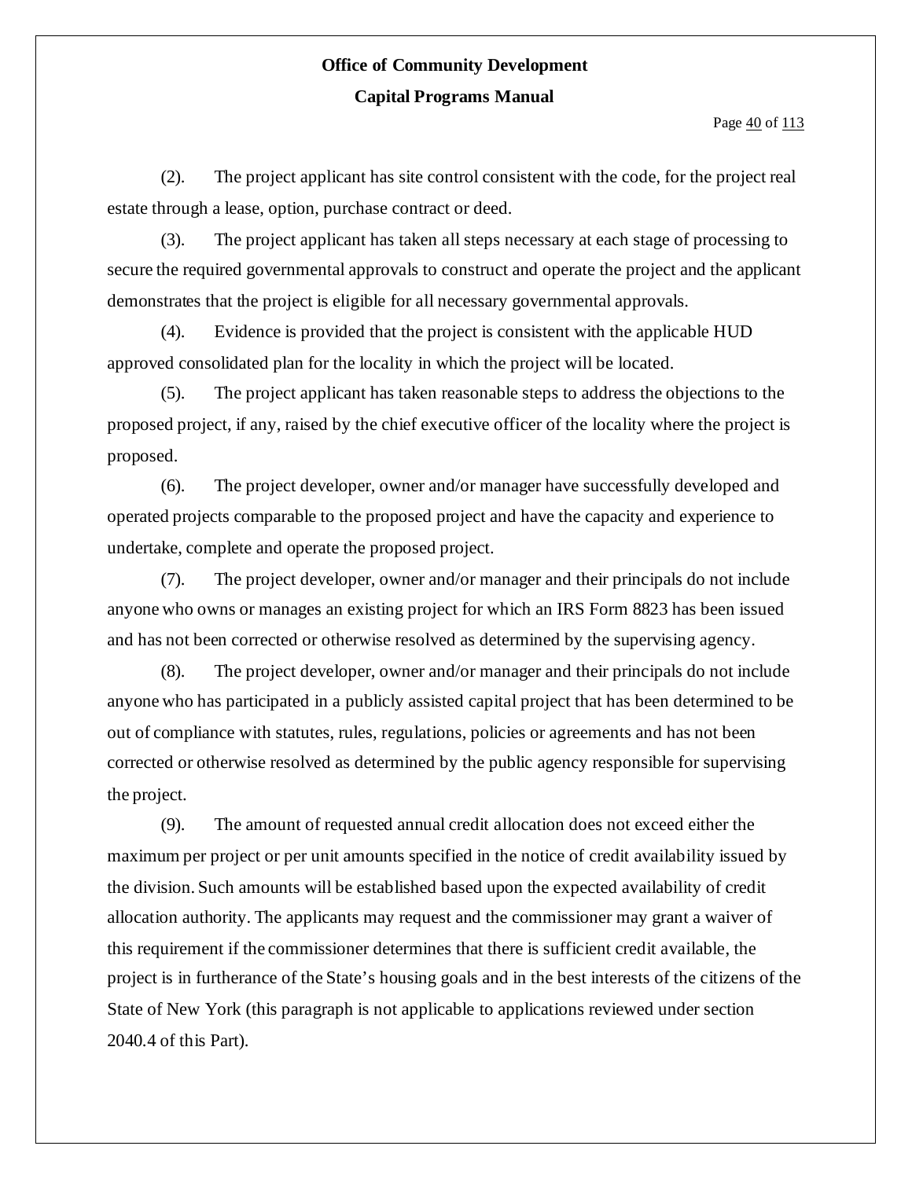(2). The project applicant has site control consistent with the code, for the project real estate through a lease, option, purchase contract or deed.

(3). The project applicant has taken all steps necessary at each stage of processing to secure the required governmental approvals to construct and operate the project and the applicant demonstrates that the project is eligible for all necessary governmental approvals.

(4). Evidence is provided that the project is consistent with the applicable HUD approved consolidated plan for the locality in which the project will be located.

(5). The project applicant has taken reasonable steps to address the objections to the proposed project, if any, raised by the chief executive officer of the locality where the project is proposed.

(6). The project developer, owner and/or manager have successfully developed and operated projects comparable to the proposed project and have the capacity and experience to undertake, complete and operate the proposed project.

(7). The project developer, owner and/or manager and their principals do not include anyone who owns or manages an existing project for which an IRS Form 8823 has been issued and has not been corrected or otherwise resolved as determined by the supervising agency.

(8). The project developer, owner and/or manager and their principals do not include anyone who has participated in a publicly assisted capital project that has been determined to be out of compliance with statutes, rules, regulations, policies or agreements and has not been corrected or otherwise resolved as determined by the public agency responsible for supervising the project.

(9). The amount of requested annual credit allocation does not exceed either the maximum per project or per unit amounts specified in the notice of credit availability issued by the division. Such amounts will be established based upon the expected availability of credit allocation authority. The applicants may request and the commissioner may grant a waiver of this requirement if the commissioner determines that there is sufficient credit available, the project is in furtherance of the State's housing goals and in the best interests of the citizens of the State of New York (this paragraph is not applicable to applications reviewed under section 2040.4 of this Part).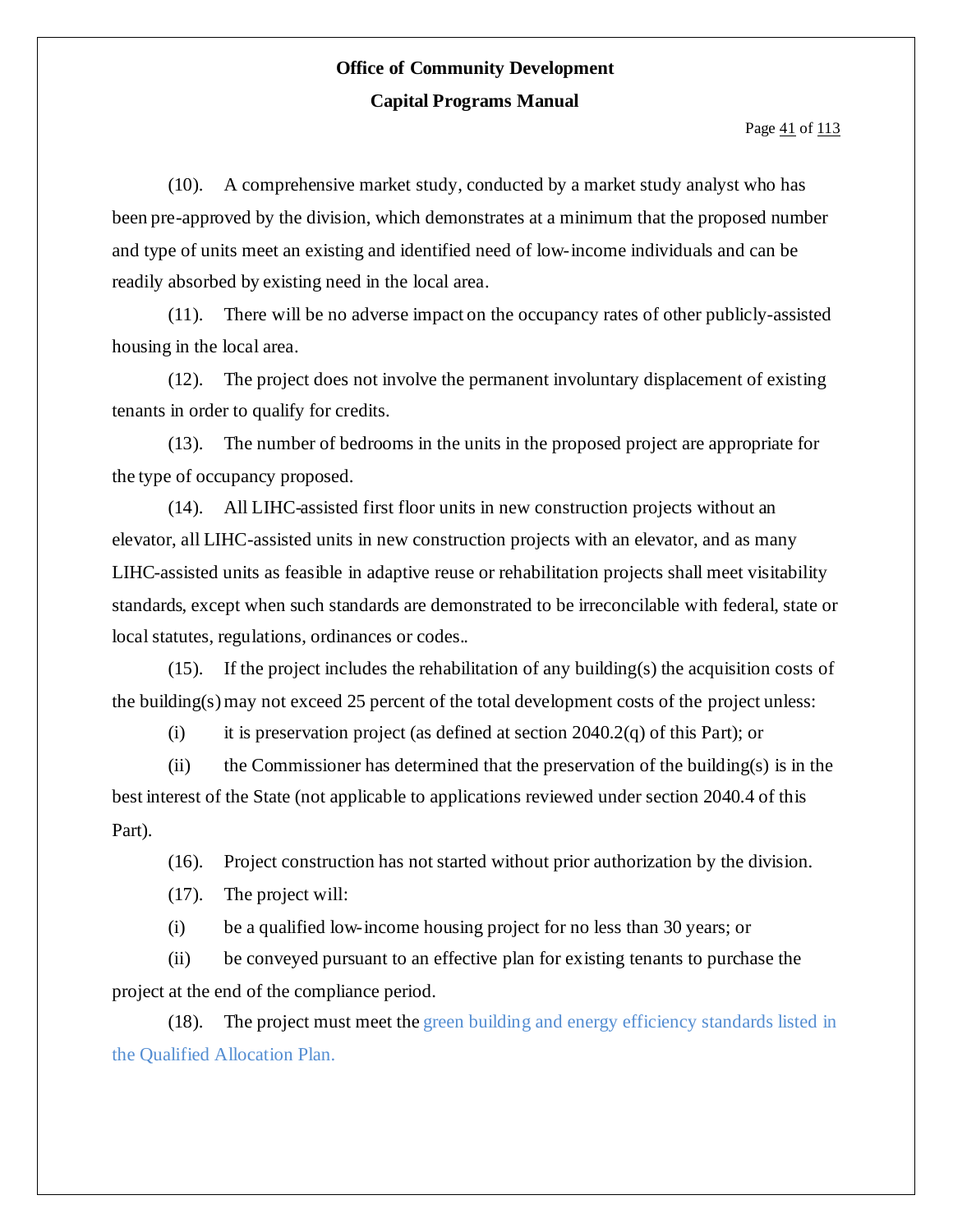(10). A comprehensive market study, conducted by a market study analyst who has been pre-approved by the division, which demonstrates at a minimum that the proposed number and type of units meet an existing and identified need of low-income individuals and can be readily absorbed by existing need in the local area.

(11). There will be no adverse impact on the occupancy rates of other publicly-assisted housing in the local area.

(12). The project does not involve the permanent involuntary displacement of existing tenants in order to qualify for credits.

(13). The number of bedrooms in the units in the proposed project are appropriate for the type of occupancy proposed.

(14). All LIHC-assisted first floor units in new construction projects without an elevator, all LIHC-assisted units in new construction projects with an elevator, and as many LIHC-assisted units as feasible in adaptive reuse or rehabilitation projects shall meet visitability standards, except when such standards are demonstrated to be irreconcilable with federal, state or local statutes, regulations, ordinances or codes..

(15). If the project includes the rehabilitation of any building(s) the acquisition costs of the building(s) may not exceed 25 percent of the total development costs of the project unless:

(i) it is preservation project (as defined at section 2040.2(q) of this Part); or

(ii) the Commissioner has determined that the preservation of the building(s) is in the best interest of the State (not applicable to applications reviewed under section 2040.4 of this Part).

(16). Project construction has not started without prior authorization by the division.

(17). The project will:

(i) be a qualified low-income housing project for no less than 30 years; or

(ii) be conveyed pursuant to an effective plan for existing tenants to purchase the project at the end of the compliance period.

(18). The project must meet the green building and energy efficiency standards listed in the Qualified Allocation Plan.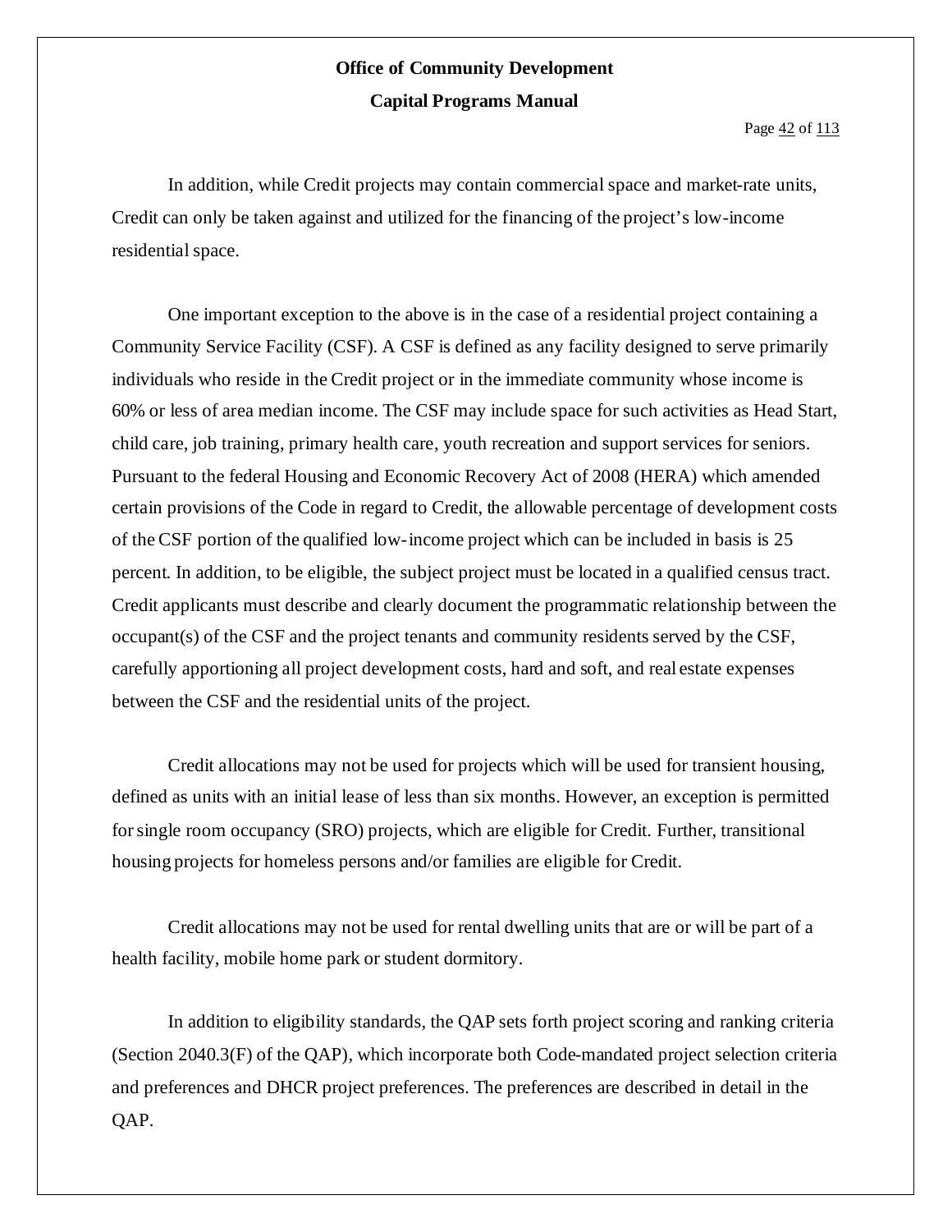In addition, while Credit projects may contain commercial space and market-rate units, Credit can only be taken against and utilized for the financing of the project's low-income residential space.

One important exception to the above is in the case of a residential project containing a Community Service Facility (CSF). A CSF is defined as any facility designed to serve primarily individuals who reside in the Credit project or in the immediate community whose income is 60% or less of area median income. The CSF may include space for such activities as Head Start, child care, job training, primary health care, youth recreation and support services for seniors. Pursuant to the federal Housing and Economic Recovery Act of 2008 (HERA) which amended certain provisions of the Code in regard to Credit, the allowable percentage of development costs of the CSF portion of the qualified low-income project which can be included in basis is 25 percent. In addition, to be eligible, the subject project must be located in a qualified census tract. Credit applicants must describe and clearly document the programmatic relationship between the occupant(s) of the CSF and the project tenants and community residents served by the CSF, carefully apportioning all project development costs, hard and soft, and real estate expenses between the CSF and the residential units of the project.

Credit allocations may not be used for projects which will be used for transient housing, defined as units with an initial lease of less than six months. However, an exception is permitted for single room occupancy (SRO) projects, which are eligible for Credit. Further, transitional housing projects for homeless persons and/or families are eligible for Credit.

Credit allocations may not be used for rental dwelling units that are or will be part of a health facility, mobile home park or student dormitory.

In addition to eligibility standards, the QAP sets forth project scoring and ranking criteria (Section 2040.3(F) of the QAP), which incorporate both Code-mandated project selection criteria and preferences and DHCR project preferences. The preferences are described in detail in the QAP.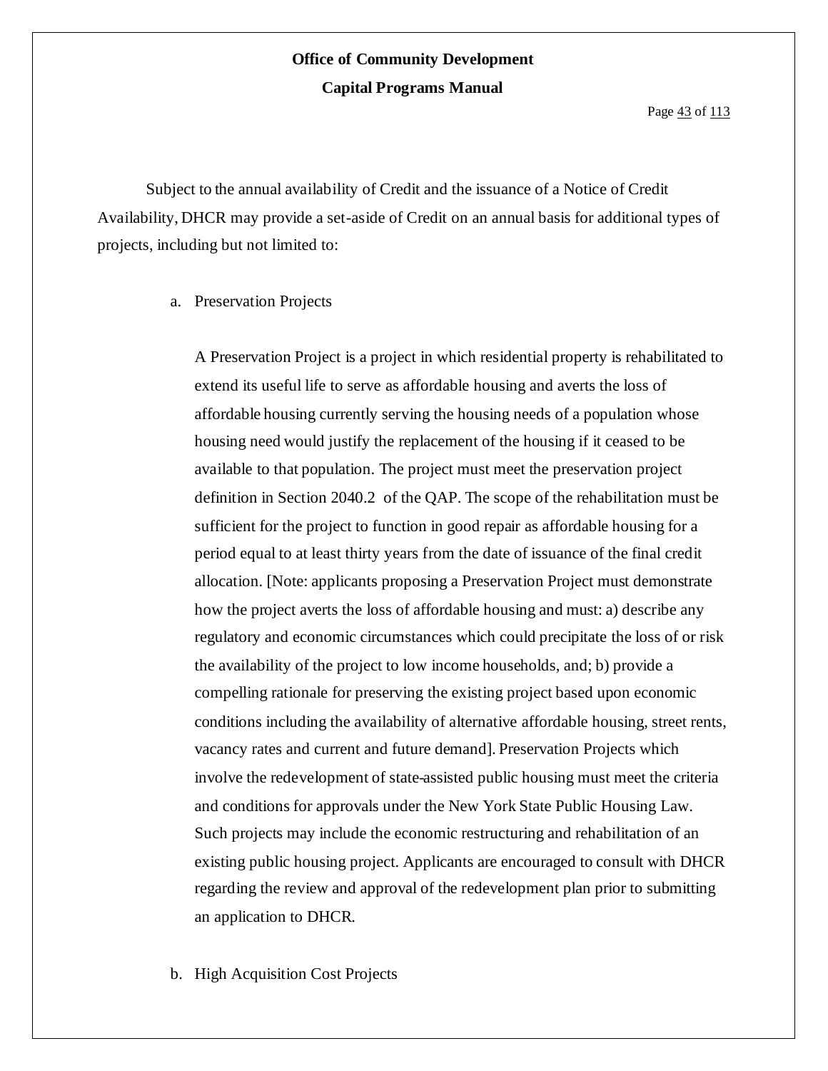Subject to the annual availability of Credit and the issuance of a Notice of Credit Availability, DHCR may provide a set-aside of Credit on an annual basis for additional types of projects, including but not limited to:

a. Preservation Projects

   A Preservation Project is a project in which residential property is rehabilitated to extend its useful life to serve as affordable housing and averts the loss of affordable housing currently serving the housing needs of a population whose housing need would justify the replacement of the housing if it ceased to be available to that population. The project must meet the preservation project definition in Section 2040.2 of the QAP. The scope of the rehabilitation must be sufficient for the project to function in good repair as affordable housing for a period equal to at least thirty years from the date of issuance of the final credit allocation. [Note: applicants proposing a Preservation Project must demonstrate how the project averts the loss of affordable housing and must: a) describe any regulatory and economic circumstances which could precipitate the loss of or risk the availability of the project to low income households, and; b) provide a compelling rationale for preserving the existing project based upon economic conditions including the availability of alternative affordable housing, street rents, vacancy rates and current and future demand]. Preservation Projects which involve the redevelopment of state-assisted public housing must meet the criteria and conditions for approvals under the New York State Public Housing Law. Such projects may include the economic restructuring and rehabilitation of an existing public housing project. Applicants are encouraged to consult with DHCR regarding the review and approval of the redevelopment plan prior to submitting an application to DHCR.

b. High Acquisition Cost Projects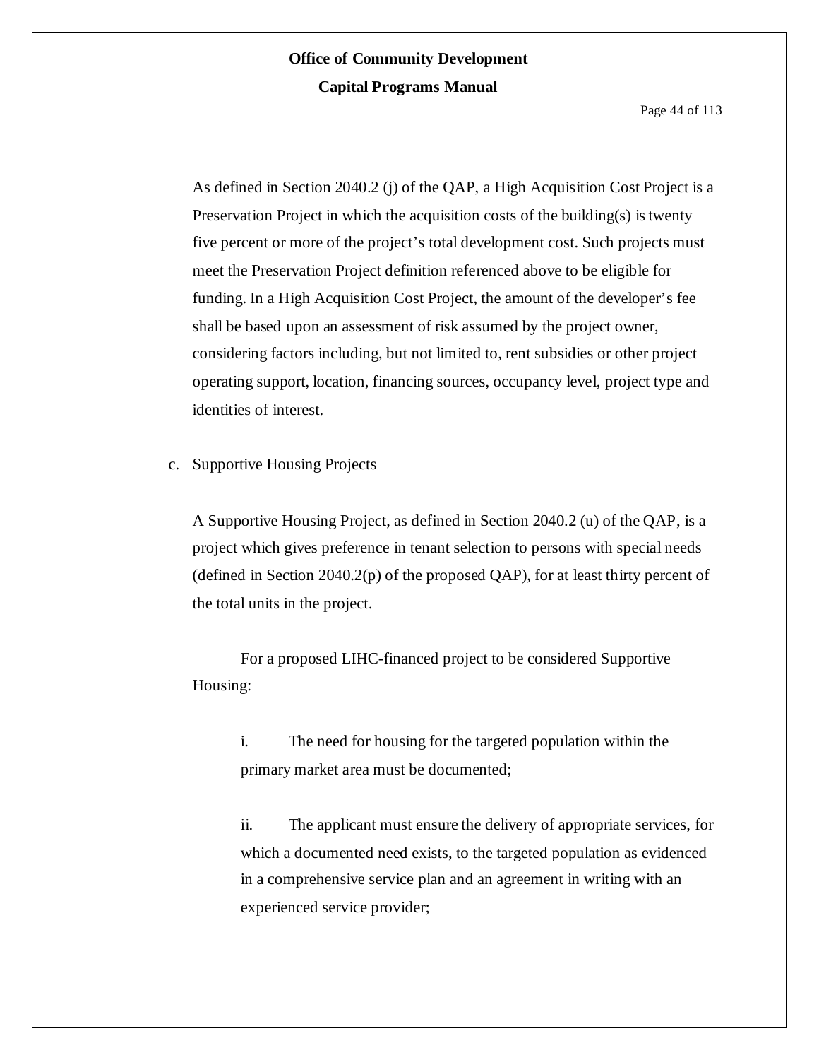As defined in Section 2040.2 (j) of the QAP, a High Acquisition Cost Project is a Preservation Project in which the acquisition costs of the building(s) is twenty five percent or more of the project's total development cost. Such projects must meet the Preservation Project definition referenced above to be eligible for funding. In a High Acquisition Cost Project, the amount of the developer's fee shall be based upon an assessment of risk assumed by the project owner, considering factors including, but not limited to, rent subsidies or other project operating support, location, financing sources, occupancy level, project type and identities of interest.

c. Supportive Housing Projects

A Supportive Housing Project, as defined in Section 2040.2 (u) of the QAP, is a project which gives preference in tenant selection to persons with special needs (defined in Section 2040.2(p) of the proposed QAP), for at least thirty percent of the total units in the project.

For a proposed LIHC-financed project to be considered Supportive Housing:

i. The need for housing for the targeted population within the primary market area must be documented;

ii. The applicant must ensure the delivery of appropriate services, for which a documented need exists, to the targeted population as evidenced in a comprehensive service plan and an agreement in writing with an experienced service provider;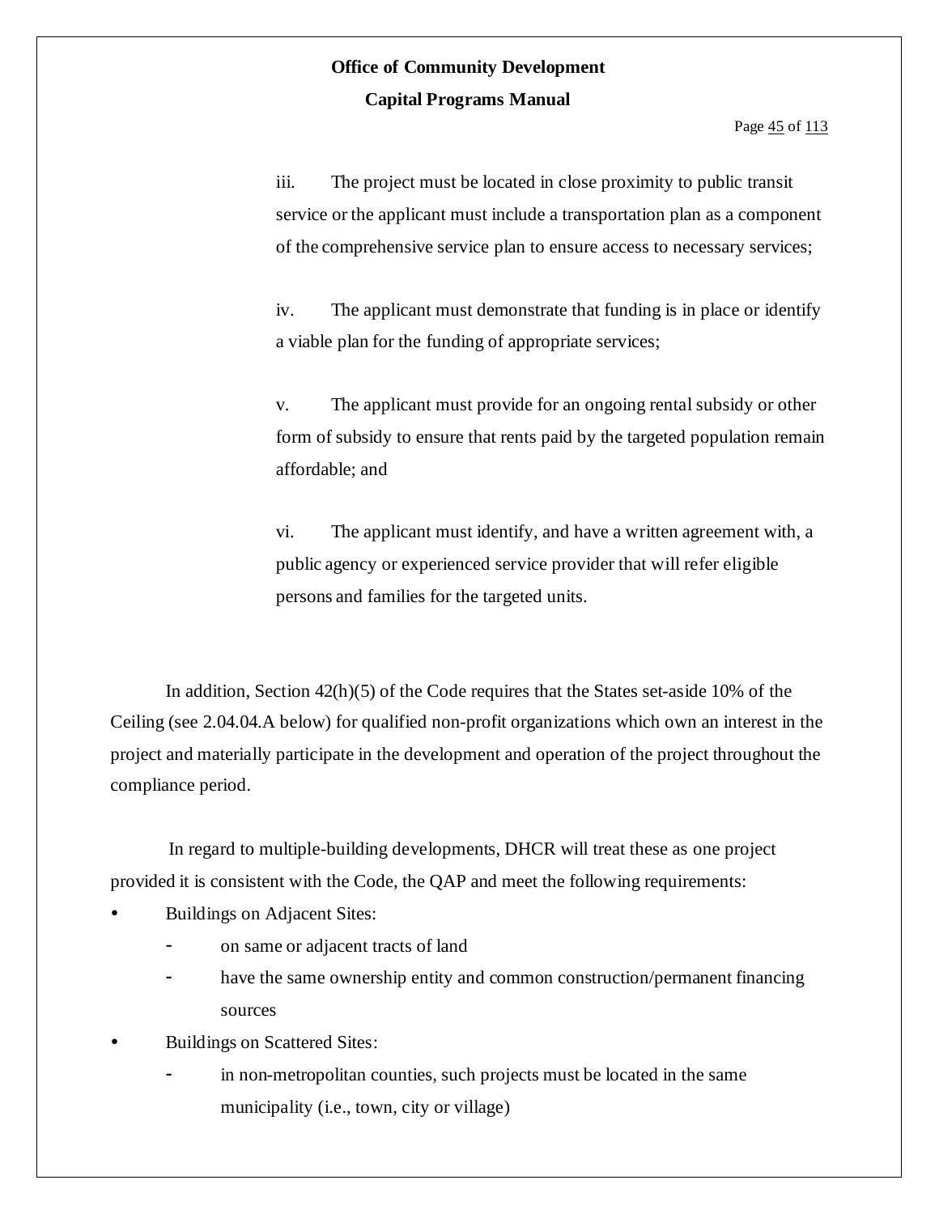iii. The project must be located in close proximity to public transit service or the applicant must include a transportation plan as a component of the comprehensive service plan to ensure access to necessary services;

iv. The applicant must demonstrate that funding is in place or identify a viable plan for the funding of appropriate services;

v. The applicant must provide for an ongoing rental subsidy or other form of subsidy to ensure that rents paid by the targeted population remain affordable; and

vi. The applicant must identify, and have a written agreement with, a public agency or experienced service provider that will refer eligible persons and families for the targeted units.

In addition, Section 42(h)(5) of the Code requires that the States set-aside 10% of the Ceiling (see 2.04.04.A below) for qualified non-profit organizations which own an interest in the project and materially participate in the development and operation of the project throughout the compliance period.

In regard to multiple-building developments, DHCR will treat these as one project provided it is consistent with the Code, the QAP and meet the following requirements:

- Buildings on Adjacent Sites:
  - on same or adjacent tracts of land
  - have the same ownership entity and common construction/permanent financing sources
- Buildings on Scattered Sites:
  - in non-metropolitan counties, such projects must be located in the same municipality (i.e., town, city or village)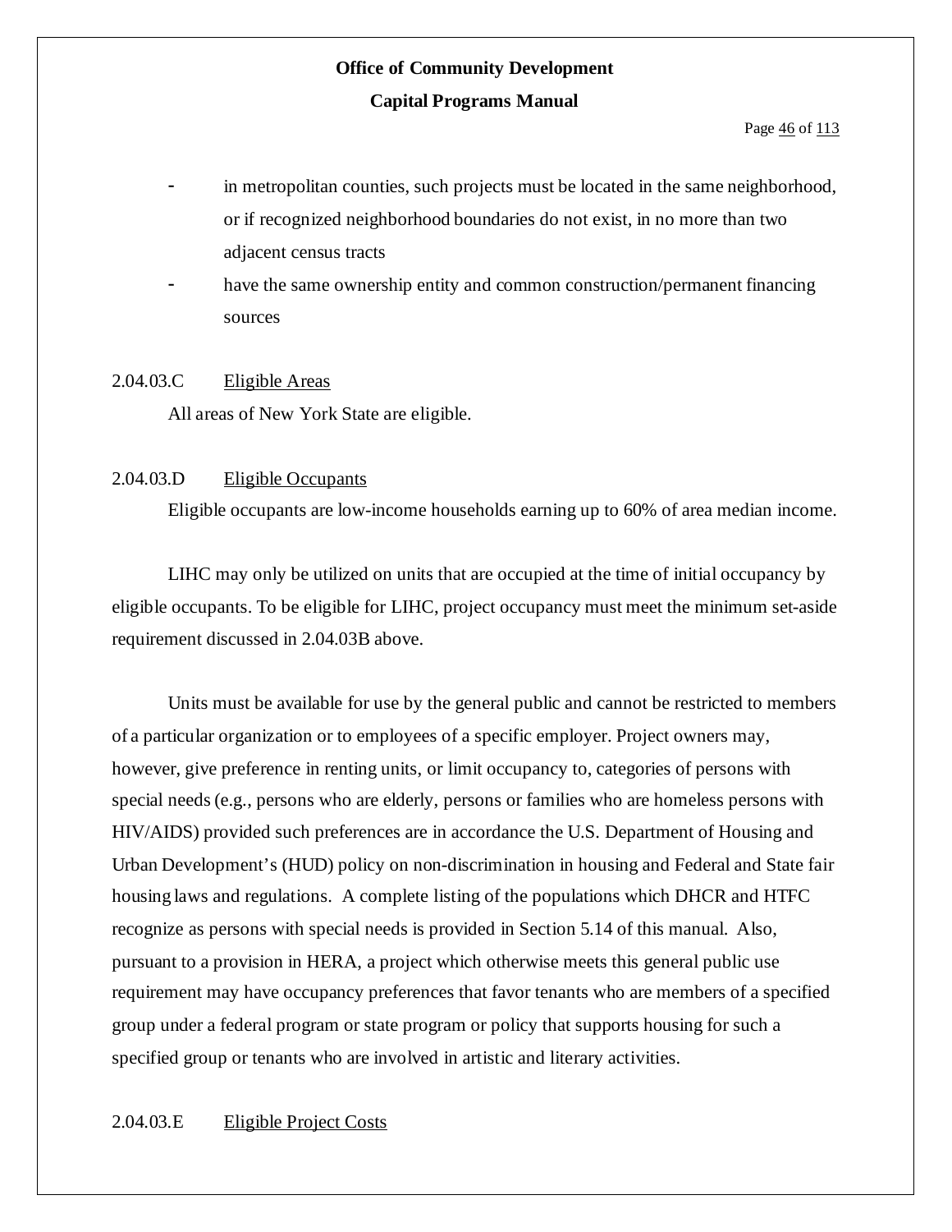- in metropolitan counties, such projects must be located in the same neighborhood, or if recognized neighborhood boundaries do not exist, in no more than two adjacent census tracts
- have the same ownership entity and common construction/permanent financing sources

2.04.03.C Eligible Areas

All areas of New York State are eligible.

2.04.03.D Eligible Occupants

Eligible occupants are low-income households earning up to 60% of area median income.

LIHC may only be utilized on units that are occupied at the time of initial occupancy by eligible occupants. To be eligible for LIHC, project occupancy must meet the minimum set-aside requirement discussed in 2.04.03B above.

Units must be available for use by the general public and cannot be restricted to members of a particular organization or to employees of a specific employer. Project owners may, however, give preference in renting units, or limit occupancy to, categories of persons with special needs (e.g., persons who are elderly, persons or families who are homeless persons with HIV/AIDS) provided such preferences are in accordance the U.S. Department of Housing and Urban Development's (HUD) policy on non-discrimination in housing and Federal and State fair housing laws and regulations. A complete listing of the populations which DHCR and HTFC recognize as persons with special needs is provided in Section 5.14 of this manual. Also, pursuant to a provision in HERA, a project which otherwise meets this general public use requirement may have occupancy preferences that favor tenants who are members of a specified group under a federal program or state program or policy that supports housing for such a specified group or tenants who are involved in artistic and literary activities.

2.04.03.E Eligible Project Costs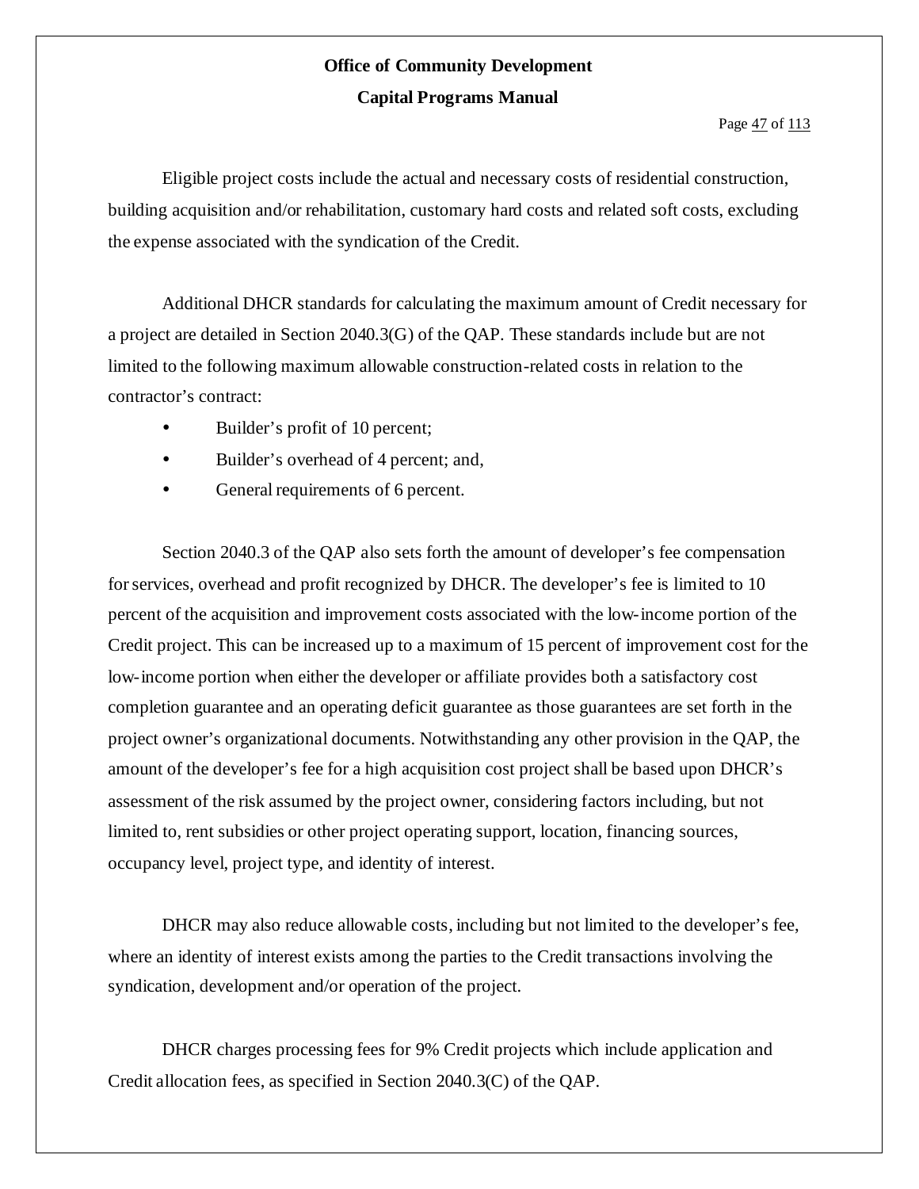Eligible project costs include the actual and necessary costs of residential construction, building acquisition and/or rehabilitation, customary hard costs and related soft costs, excluding the expense associated with the syndication of the Credit.

Additional DHCR standards for calculating the maximum amount of Credit necessary for a project are detailed in Section 2040.3(G) of the QAP. These standards include but are not limited to the following maximum allowable construction-related costs in relation to the contractor's contract:

- Builder's profit of 10 percent;
- Builder's overhead of 4 percent; and,
- General requirements of 6 percent.

Section 2040.3 of the QAP also sets forth the amount of developer's fee compensation for services, overhead and profit recognized by DHCR. The developer's fee is limited to 10 percent of the acquisition and improvement costs associated with the low-income portion of the Credit project. This can be increased up to a maximum of 15 percent of improvement cost for the low-income portion when either the developer or affiliate provides both a satisfactory cost completion guarantee and an operating deficit guarantee as those guarantees are set forth in the project owner's organizational documents. Notwithstanding any other provision in the QAP, the amount of the developer's fee for a high acquisition cost project shall be based upon DHCR's assessment of the risk assumed by the project owner, considering factors including, but not limited to, rent subsidies or other project operating support, location, financing sources, occupancy level, project type, and identity of interest.

DHCR may also reduce allowable costs, including but not limited to the developer's fee, where an identity of interest exists among the parties to the Credit transactions involving the syndication, development and/or operation of the project.

DHCR charges processing fees for 9% Credit projects which include application and Credit allocation fees, as specified in Section 2040.3(C) of the QAP.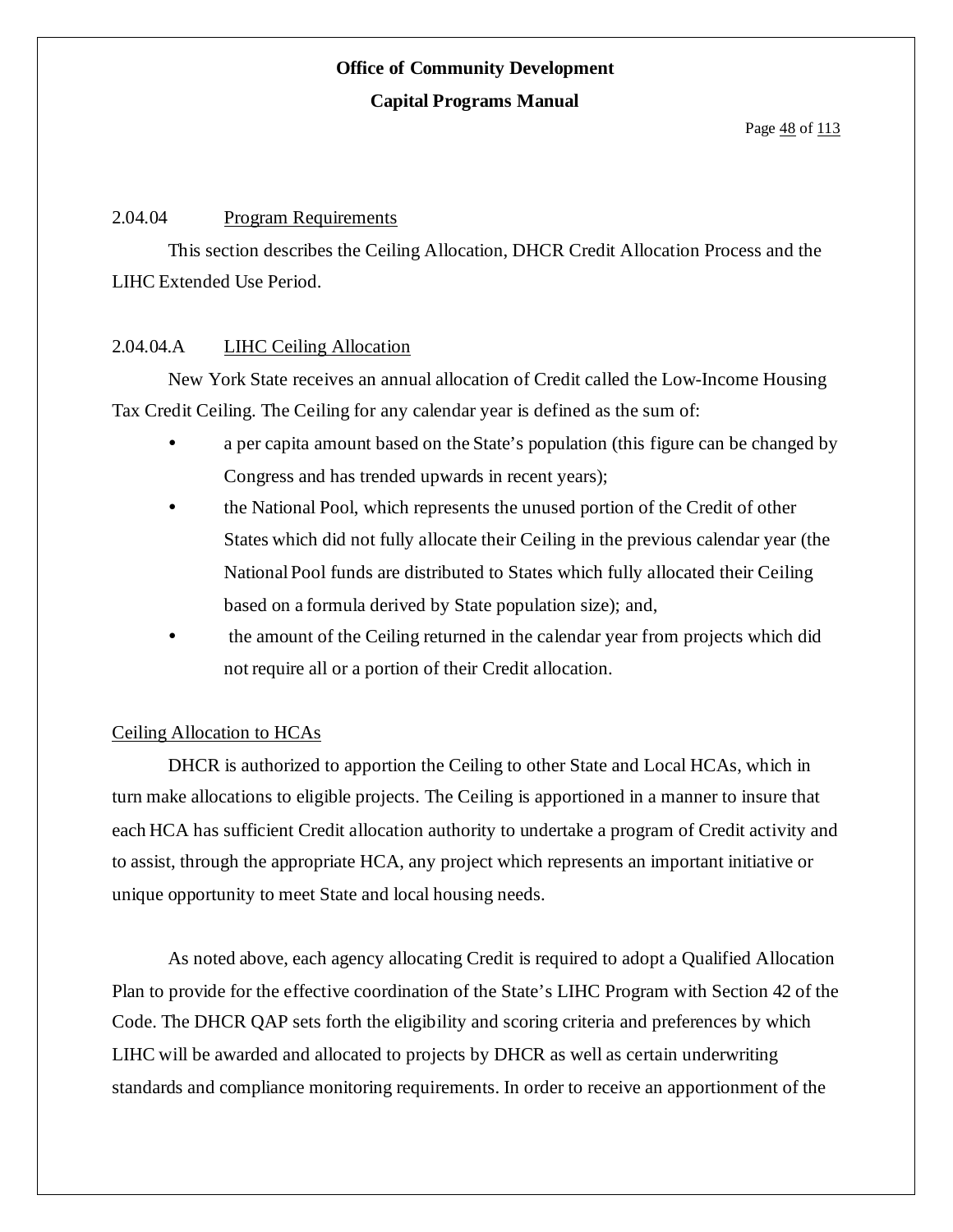## 2.04.04 Program Requirements

This section describes the Ceiling Allocation, DHCR Credit Allocation Process and the LIHC Extended Use Period.

### 2.04.04.A LIHC Ceiling Allocation

New York State receives an annual allocation of Credit called the Low-Income Housing Tax Credit Ceiling. The Ceiling for any calendar year is defined as the sum of:

- a per capita amount based on the State's population (this figure can be changed by Congress and has trended upwards in recent years);
- the National Pool, which represents the unused portion of the Credit of other States which did not fully allocate their Ceiling in the previous calendar year (the National Pool funds are distributed to States which fully allocated their Ceiling based on a formula derived by State population size); and,
- the amount of the Ceiling returned in the calendar year from projects which did not require all or a portion of their Credit allocation.

#### Ceiling Allocation to HCAs

DHCR is authorized to apportion the Ceiling to other State and Local HCAs, which in turn make allocations to eligible projects. The Ceiling is apportioned in a manner to insure that each HCA has sufficient Credit allocation authority to undertake a program of Credit activity and to assist, through the appropriate HCA, any project which represents an important initiative or unique opportunity to meet State and local housing needs.

As noted above, each agency allocating Credit is required to adopt a Qualified Allocation Plan to provide for the effective coordination of the State's LIHC Program with Section 42 of the Code. The DHCR QAP sets forth the eligibility and scoring criteria and preferences by which LIHC will be awarded and allocated to projects by DHCR as well as certain underwriting standards and compliance monitoring requirements. In order to receive an apportionment of the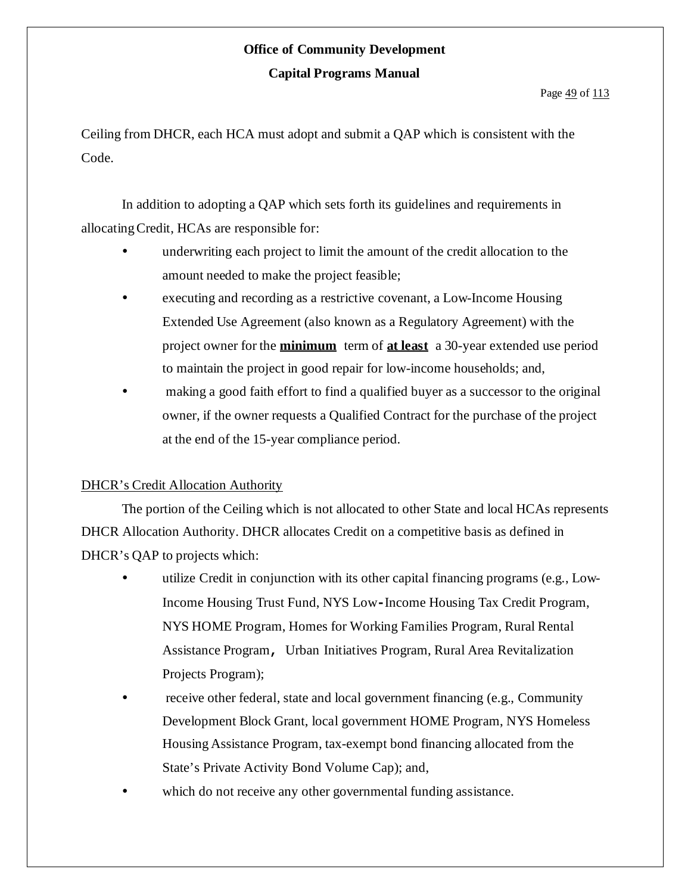Ceiling from DHCR, each HCA must adopt and submit a QAP which is consistent with the Code.

In addition to adopting a QAP which sets forth its guidelines and requirements in allocating Credit, HCAs are responsible for:

- underwriting each project to limit the amount of the credit allocation to the amount needed to make the project feasible;
- executing and recording as a restrictive covenant, a Low-Income Housing Extended Use Agreement (also known as a Regulatory Agreement) with the project owner for the **minimum** term of **at least** a 30-year extended use period to maintain the project in good repair for low-income households; and,
- making a good faith effort to find a qualified buyer as a successor to the original owner, if the owner requests a Qualified Contract for the purchase of the project at the end of the 15-year compliance period.

DHCR's Credit Allocation Authority

The portion of the Ceiling which is not allocated to other State and local HCAs represents DHCR Allocation Authority. DHCR allocates Credit on a competitive basis as defined in DHCR's QAP to projects which:

- utilize Credit in conjunction with its other capital financing programs (e.g., Low-Income Housing Trust Fund, NYS Low-Income Housing Tax Credit Program, NYS HOME Program, Homes for Working Families Program, Rural Rental Assistance Program, Urban Initiatives Program, Rural Area Revitalization Projects Program);
- receive other federal, state and local government financing (e.g., Community Development Block Grant, local government HOME Program, NYS Homeless Housing Assistance Program, tax-exempt bond financing allocated from the State's Private Activity Bond Volume Cap); and,
- which do not receive any other governmental funding assistance.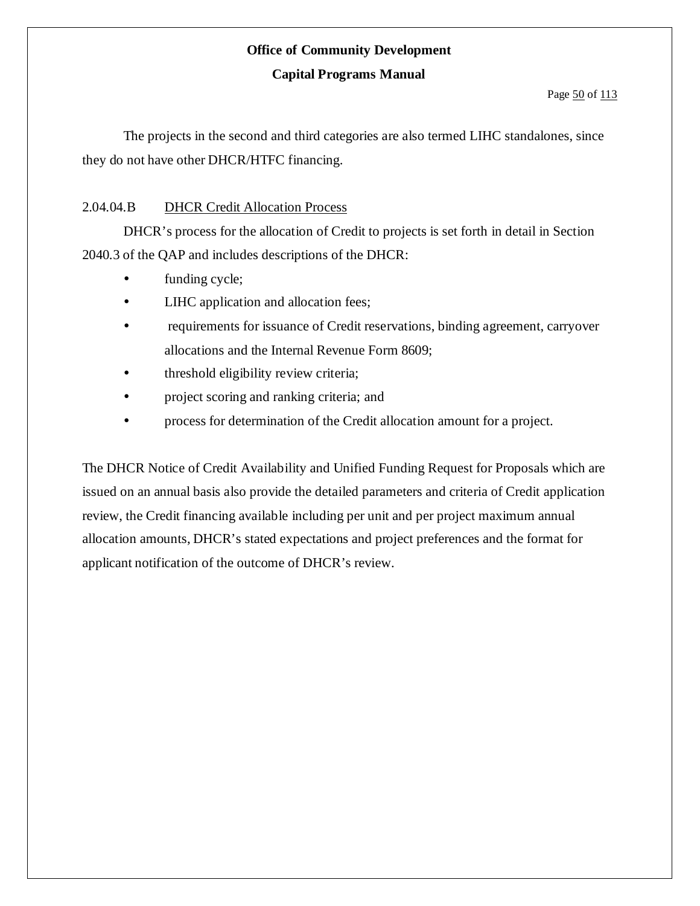The projects in the second and third categories are also termed LIHC standalones, since they do not have other DHCR/HTFC financing.

### 2.04.04.B DHCR Credit Allocation Process

DHCR's process for the allocation of Credit to projects is set forth in detail in Section 2040.3 of the QAP and includes descriptions of the DHCR:

- funding cycle;
- LIHC application and allocation fees;
- requirements for issuance of Credit reservations, binding agreement, carryover allocations and the Internal Revenue Form 8609;
- threshold eligibility review criteria;
- project scoring and ranking criteria; and
- process for determination of the Credit allocation amount for a project.

The DHCR Notice of Credit Availability and Unified Funding Request for Proposals which are issued on an annual basis also provide the detailed parameters and criteria of Credit application review, the Credit financing available including per unit and per project maximum annual allocation amounts, DHCR's stated expectations and project preferences and the format for applicant notification of the outcome of DHCR's review.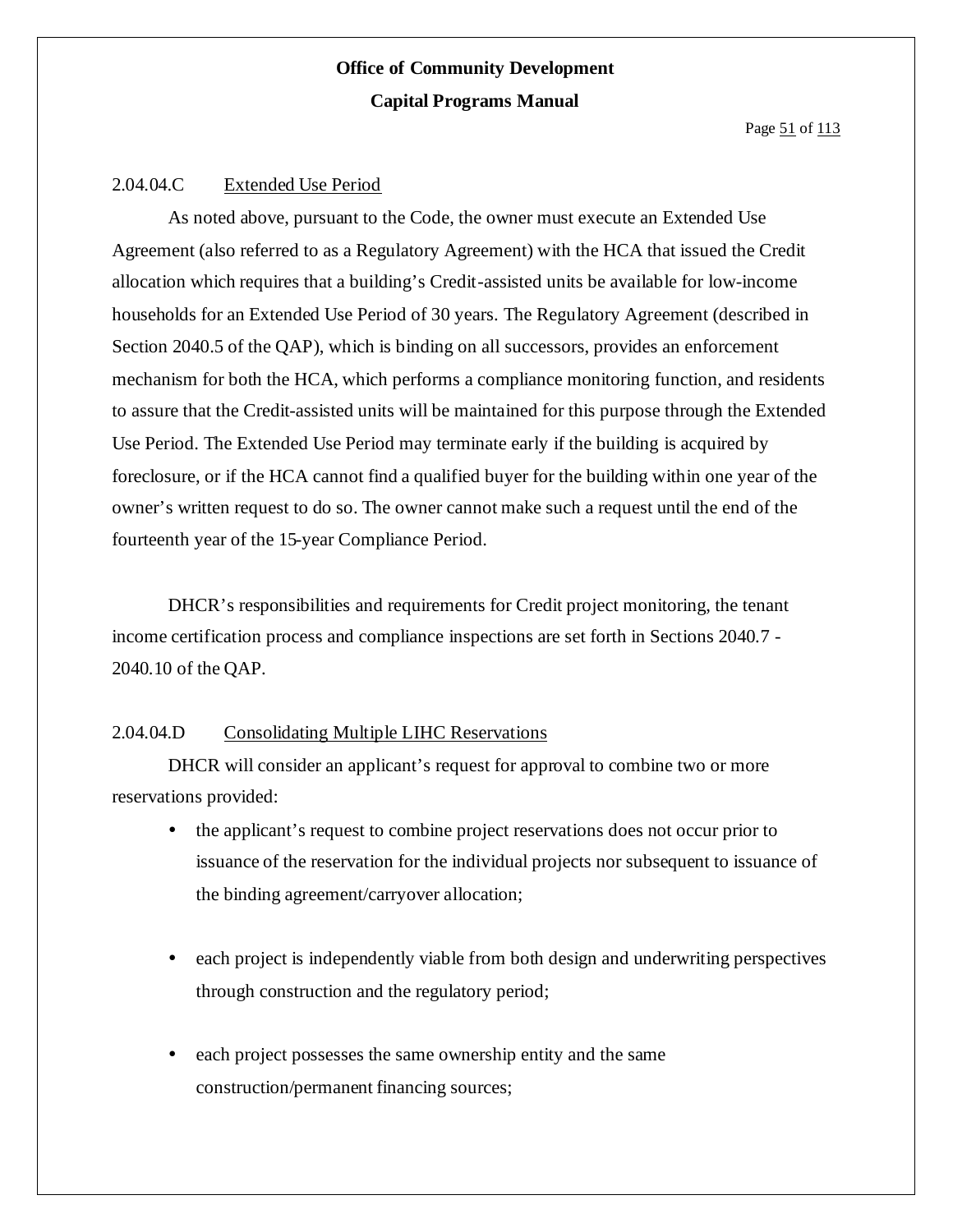2.04.04.C Extended Use Period

As noted above, pursuant to the Code, the owner must execute an Extended Use Agreement (also referred to as a Regulatory Agreement) with the HCA that issued the Credit allocation which requires that a building's Credit-assisted units be available for low-income households for an Extended Use Period of 30 years. The Regulatory Agreement (described in Section 2040.5 of the QAP), which is binding on all successors, provides an enforcement mechanism for both the HCA, which performs a compliance monitoring function, and residents to assure that the Credit-assisted units will be maintained for this purpose through the Extended Use Period. The Extended Use Period may terminate early if the building is acquired by foreclosure, or if the HCA cannot find a qualified buyer for the building within one year of the owner's written request to do so. The owner cannot make such a request until the end of the fourteenth year of the 15-year Compliance Period.

DHCR's responsibilities and requirements for Credit project monitoring, the tenant income certification process and compliance inspections are set forth in Sections 2040.7 - 2040.10 of the QAP.

2.04.04.D Consolidating Multiple LIHC Reservations

DHCR will consider an applicant's request for approval to combine two or more reservations provided:

- the applicant's request to combine project reservations does not occur prior to issuance of the reservation for the individual projects nor subsequent to issuance of the binding agreement/carryover allocation;

- each project is independently viable from both design and underwriting perspectives through construction and the regulatory period;

- each project possesses the same ownership entity and the same construction/permanent financing sources;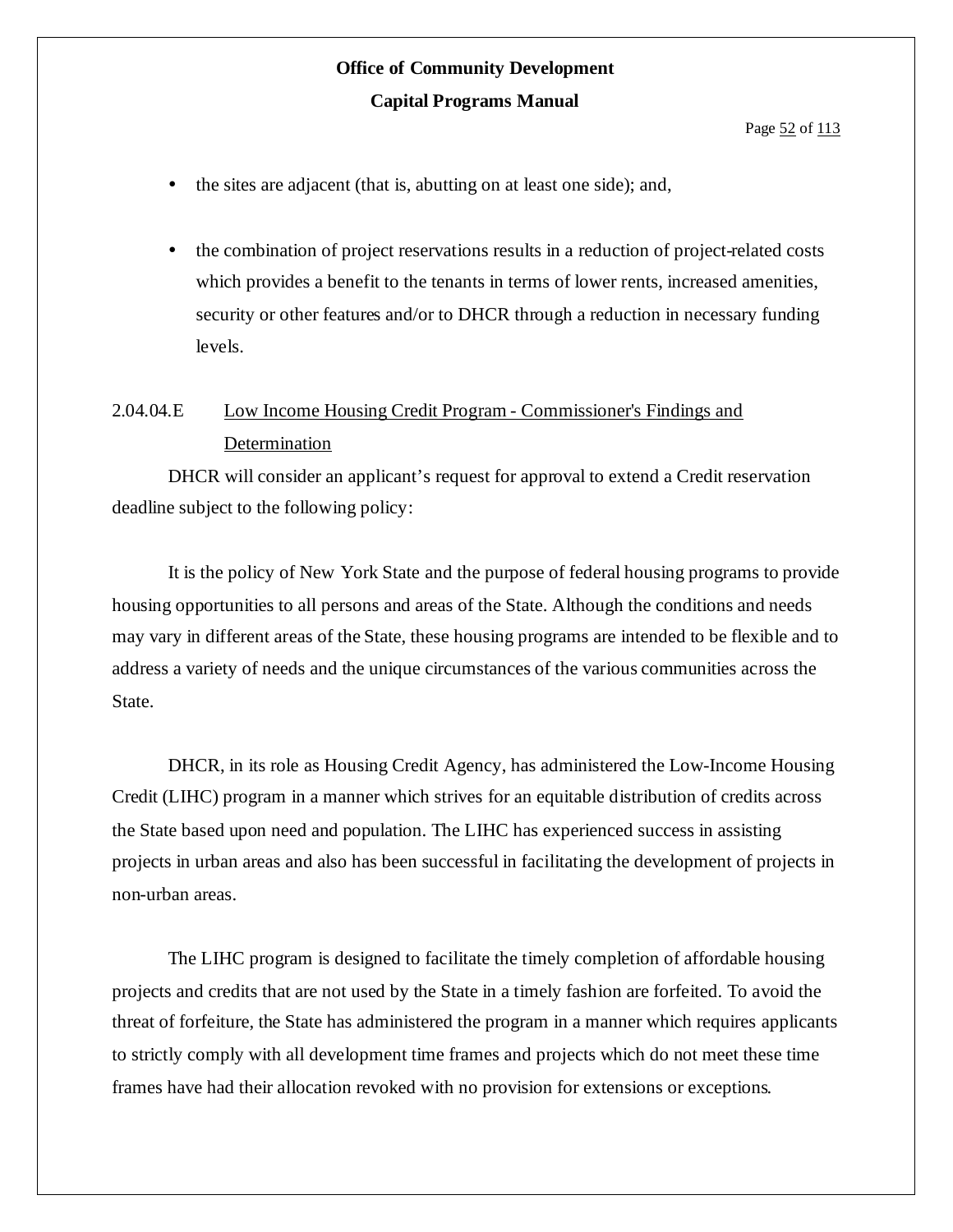- the sites are adjacent (that is, abutting on at least one side); and,

- the combination of project reservations results in a reduction of project-related costs which provides a benefit to the tenants in terms of lower rents, increased amenities, security or other features and/or to DHCR through a reduction in necessary funding levels.

### 2.04.04.E Low Income Housing Credit Program - Commissioner's Findings and Determination

DHCR will consider an applicant's request for approval to extend a Credit reservation deadline subject to the following policy:

It is the policy of New York State and the purpose of federal housing programs to provide housing opportunities to all persons and areas of the State. Although the conditions and needs may vary in different areas of the State, these housing programs are intended to be flexible and to address a variety of needs and the unique circumstances of the various communities across the State.

DHCR, in its role as Housing Credit Agency, has administered the Low-Income Housing Credit (LIHC) program in a manner which strives for an equitable distribution of credits across the State based upon need and population. The LIHC has experienced success in assisting projects in urban areas and also has been successful in facilitating the development of projects in non-urban areas.

The LIHC program is designed to facilitate the timely completion of affordable housing projects and credits that are not used by the State in a timely fashion are forfeited. To avoid the threat of forfeiture, the State has administered the program in a manner which requires applicants to strictly comply with all development time frames and projects which do not meet these time frames have had their allocation revoked with no provision for extensions or exceptions.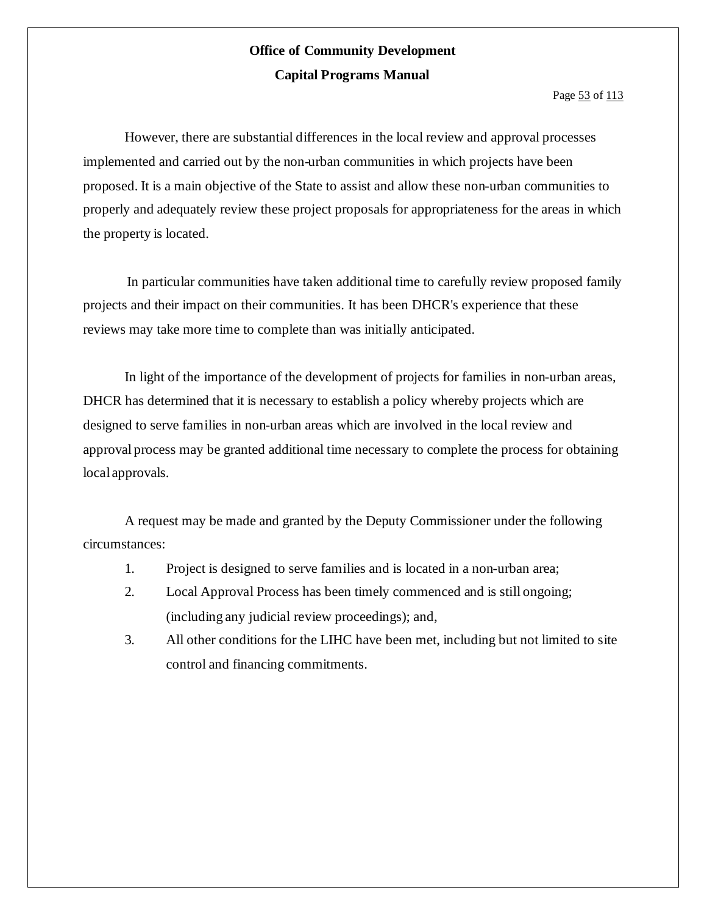However, there are substantial differences in the local review and approval processes implemented and carried out by the non-urban communities in which projects have been proposed. It is a main objective of the State to assist and allow these non-urban communities to properly and adequately review these project proposals for appropriateness for the areas in which the property is located.

In particular communities have taken additional time to carefully review proposed family projects and their impact on their communities. It has been DHCR's experience that these reviews may take more time to complete than was initially anticipated.

In light of the importance of the development of projects for families in non-urban areas, DHCR has determined that it is necessary to establish a policy whereby projects which are designed to serve families in non-urban areas which are involved in the local review and approval process may be granted additional time necessary to complete the process for obtaining local approvals.

A request may be made and granted by the Deputy Commissioner under the following circumstances:

1. Project is designed to serve families and is located in a non-urban area;
2. Local Approval Process has been timely commenced and is still ongoing; (including any judicial review proceedings); and,
3. All other conditions for the LIHC have been met, including but not limited to site control and financing commitments.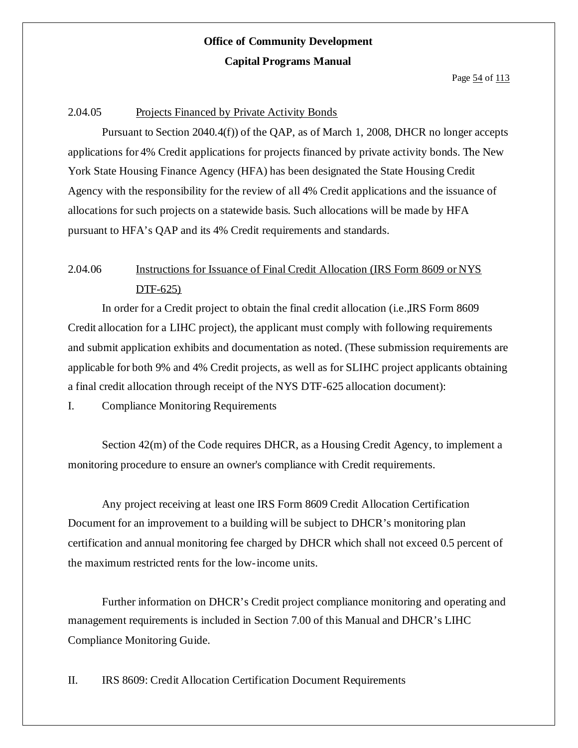### 2.04.05 Projects Financed by Private Activity Bonds

Pursuant to Section 2040.4(f)) of the QAP, as of March 1, 2008, DHCR no longer accepts applications for 4% Credit applications for projects financed by private activity bonds. The New York State Housing Finance Agency (HFA) has been designated the State Housing Credit Agency with the responsibility for the review of all 4% Credit applications and the issuance of allocations for such projects on a statewide basis. Such allocations will be made by HFA pursuant to HFA's QAP and its 4% Credit requirements and standards.

### 2.04.06 Instructions for Issuance of Final Credit Allocation (IRS Form 8609 or NYS DTF-625)

In order for a Credit project to obtain the final credit allocation (i.e.,IRS Form 8609 Credit allocation for a LIHC project), the applicant must comply with following requirements and submit application exhibits and documentation as noted. (These submission requirements are applicable for both 9% and 4% Credit projects, as well as for SLIHC project applicants obtaining a final credit allocation through receipt of the NYS DTF-625 allocation document):

I. Compliance Monitoring Requirements

Section 42(m) of the Code requires DHCR, as a Housing Credit Agency, to implement a monitoring procedure to ensure an owner's compliance with Credit requirements.

Any project receiving at least one IRS Form 8609 Credit Allocation Certification Document for an improvement to a building will be subject to DHCR's monitoring plan certification and annual monitoring fee charged by DHCR which shall not exceed 0.5 percent of the maximum restricted rents for the low-income units.

Further information on DHCR's Credit project compliance monitoring and operating and management requirements is included in Section 7.00 of this Manual and DHCR's LIHC Compliance Monitoring Guide.

II. IRS 8609: Credit Allocation Certification Document Requirements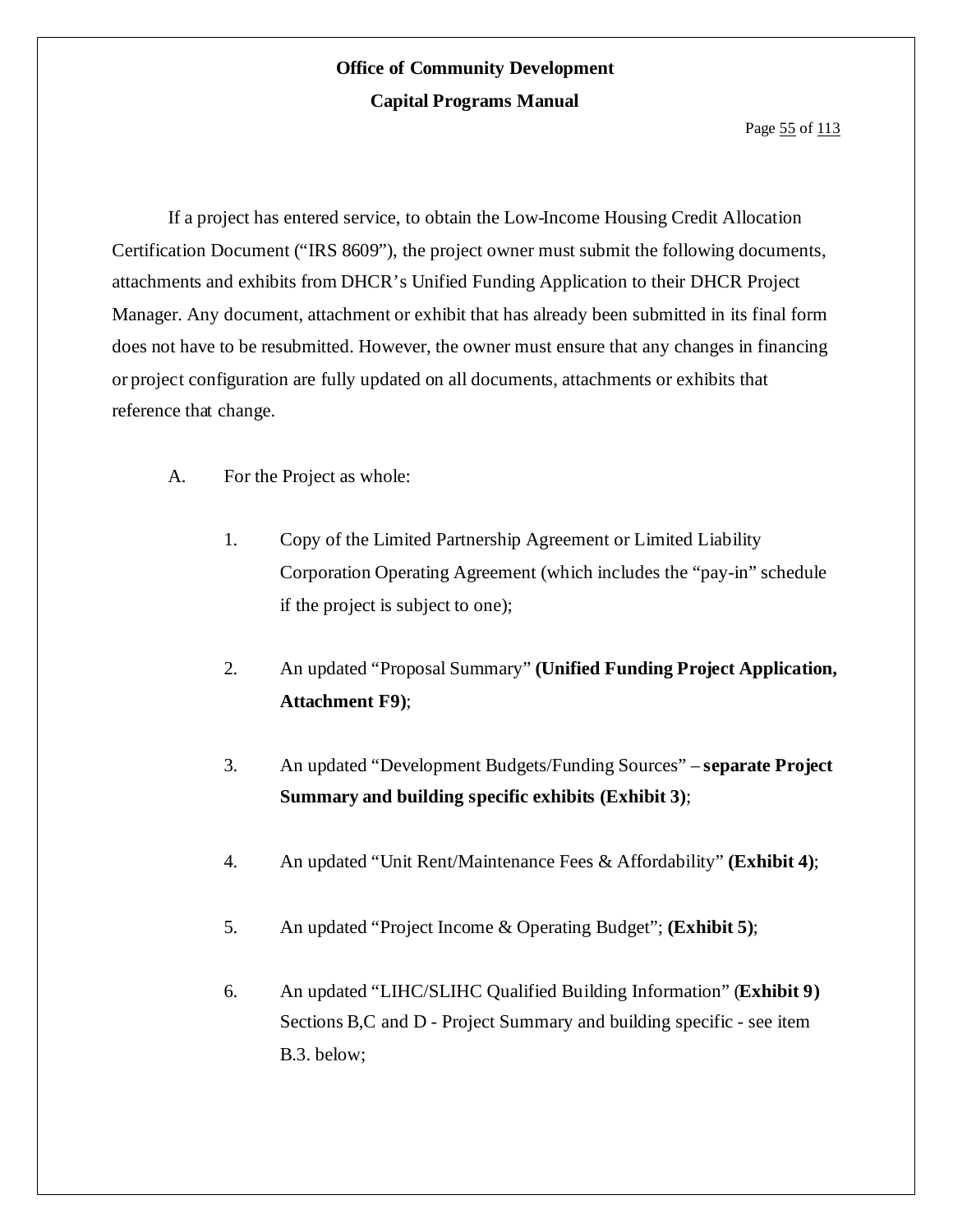If a project has entered service, to obtain the Low-Income Housing Credit Allocation Certification Document ("IRS 8609"), the project owner must submit the following documents, attachments and exhibits from DHCR's Unified Funding Application to their DHCR Project Manager. Any document, attachment or exhibit that has already been submitted in its final form does not have to be resubmitted. However, the owner must ensure that any changes in financing or project configuration are fully updated on all documents, attachments or exhibits that reference that change.

A. For the Project as whole:

1. Copy of the Limited Partnership Agreement or Limited Liability Corporation Operating Agreement (which includes the "pay-in" schedule if the project is subject to one);

2. An updated "Proposal Summary" **(Unified Funding Project Application, Attachment F9)**;

3. An updated "Development Budgets/Funding Sources" – **separate Project Summary and building specific exhibits (Exhibit 3)**;

4. An updated "Unit Rent/Maintenance Fees & Affordability" **(Exhibit 4)**;

5. An updated "Project Income & Operating Budget"; **(Exhibit 5)**;

6. An updated "LIHC/SLIHC Qualified Building Information" (**Exhibit 9)** Sections B,C and D - Project Summary and building specific - see item B.3. below;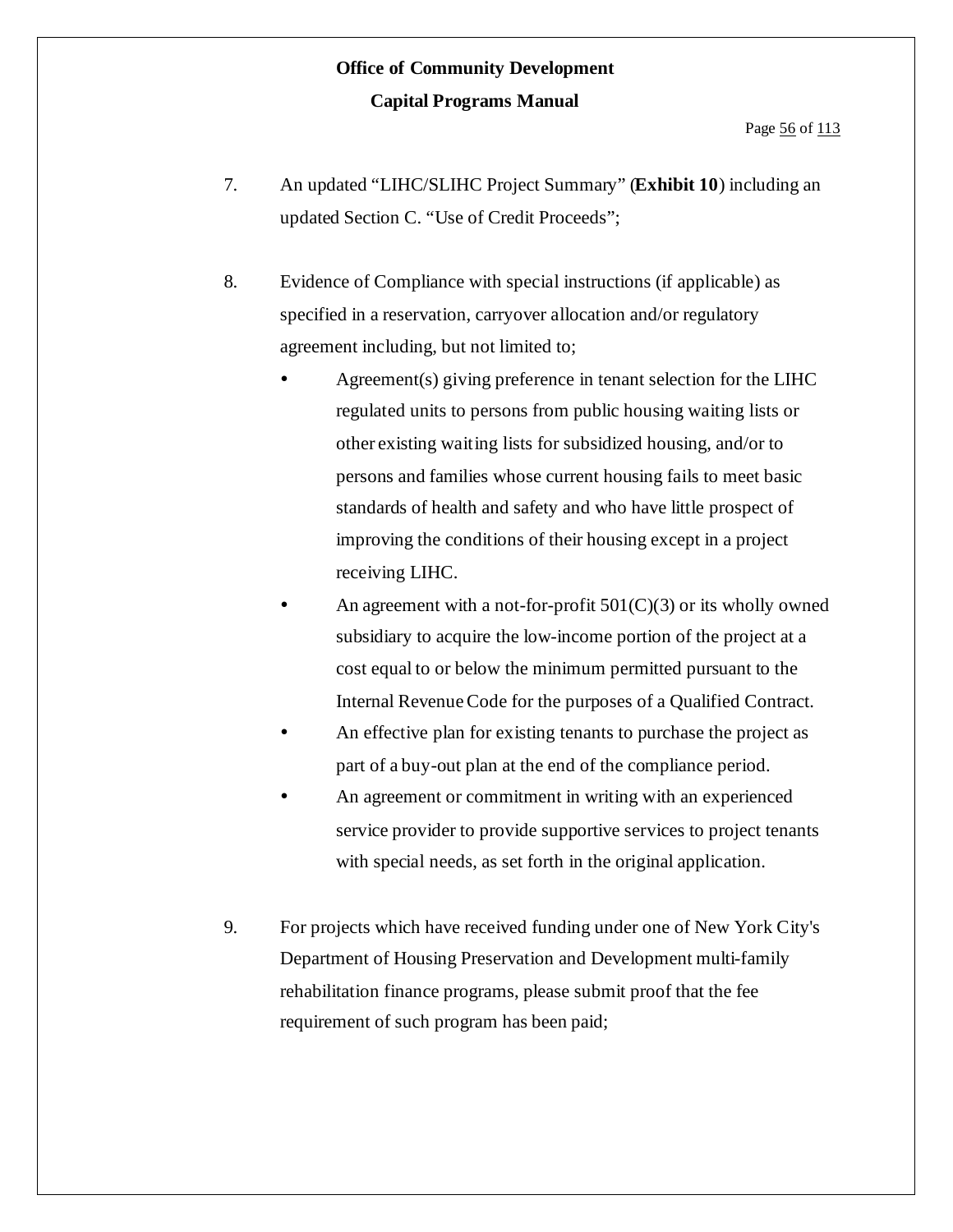7. An updated "LIHC/SLIHC Project Summary" (**Exhibit 10**) including an updated Section C. "Use of Credit Proceeds";

8. Evidence of Compliance with special instructions (if applicable) as specified in a reservation, carryover allocation and/or regulatory agreement including, but not limited to;

   - Agreement(s) giving preference in tenant selection for the LIHC regulated units to persons from public housing waiting lists or other existing waiting lists for subsidized housing, and/or to persons and families whose current housing fails to meet basic standards of health and safety and who have little prospect of improving the conditions of their housing except in a project receiving LIHC.
   - An agreement with a not-for-profit 501(C)(3) or its wholly owned subsidiary to acquire the low-income portion of the project at a cost equal to or below the minimum permitted pursuant to the Internal Revenue Code for the purposes of a Qualified Contract.
   - An effective plan for existing tenants to purchase the project as part of a buy-out plan at the end of the compliance period.
   - An agreement or commitment in writing with an experienced service provider to provide supportive services to project tenants with special needs, as set forth in the original application.

9. For projects which have received funding under one of New York City's Department of Housing Preservation and Development multi-family rehabilitation finance programs, please submit proof that the fee requirement of such program has been paid;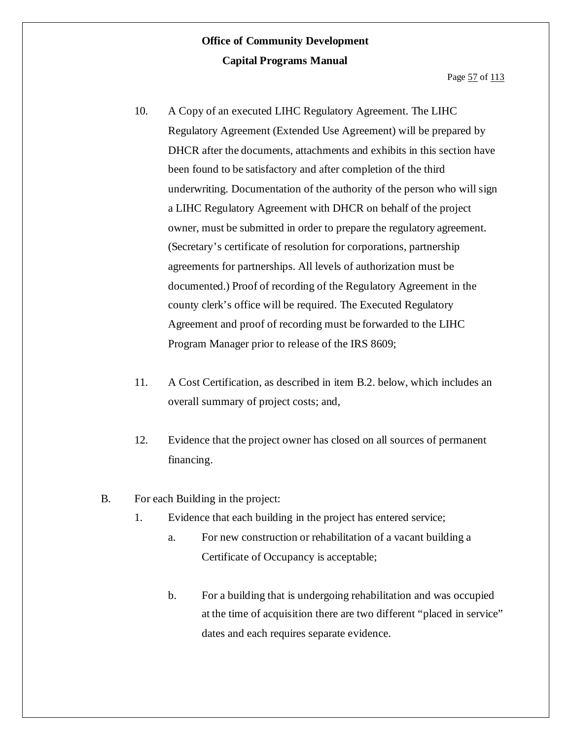10. A Copy of an executed LIHC Regulatory Agreement. The LIHC Regulatory Agreement (Extended Use Agreement) will be prepared by DHCR after the documents, attachments and exhibits in this section have been found to be satisfactory and after completion of the third underwriting. Documentation of the authority of the person who will sign a LIHC Regulatory Agreement with DHCR on behalf of the project owner, must be submitted in order to prepare the regulatory agreement. (Secretary's certificate of resolution for corporations, partnership agreements for partnerships. All levels of authorization must be documented.) Proof of recording of the Regulatory Agreement in the county clerk's office will be required. The Executed Regulatory Agreement and proof of recording must be forwarded to the LIHC Program Manager prior to release of the IRS 8609;

11. A Cost Certification, as described in item B.2. below, which includes an overall summary of project costs; and,

12. Evidence that the project owner has closed on all sources of permanent financing.

B. For each Building in the project:

1. Evidence that each building in the project has entered service;

   a. For new construction or rehabilitation of a vacant building a Certificate of Occupancy is acceptable;

   b. For a building that is undergoing rehabilitation and was occupied at the time of acquisition there are two different "placed in service" dates and each requires separate evidence.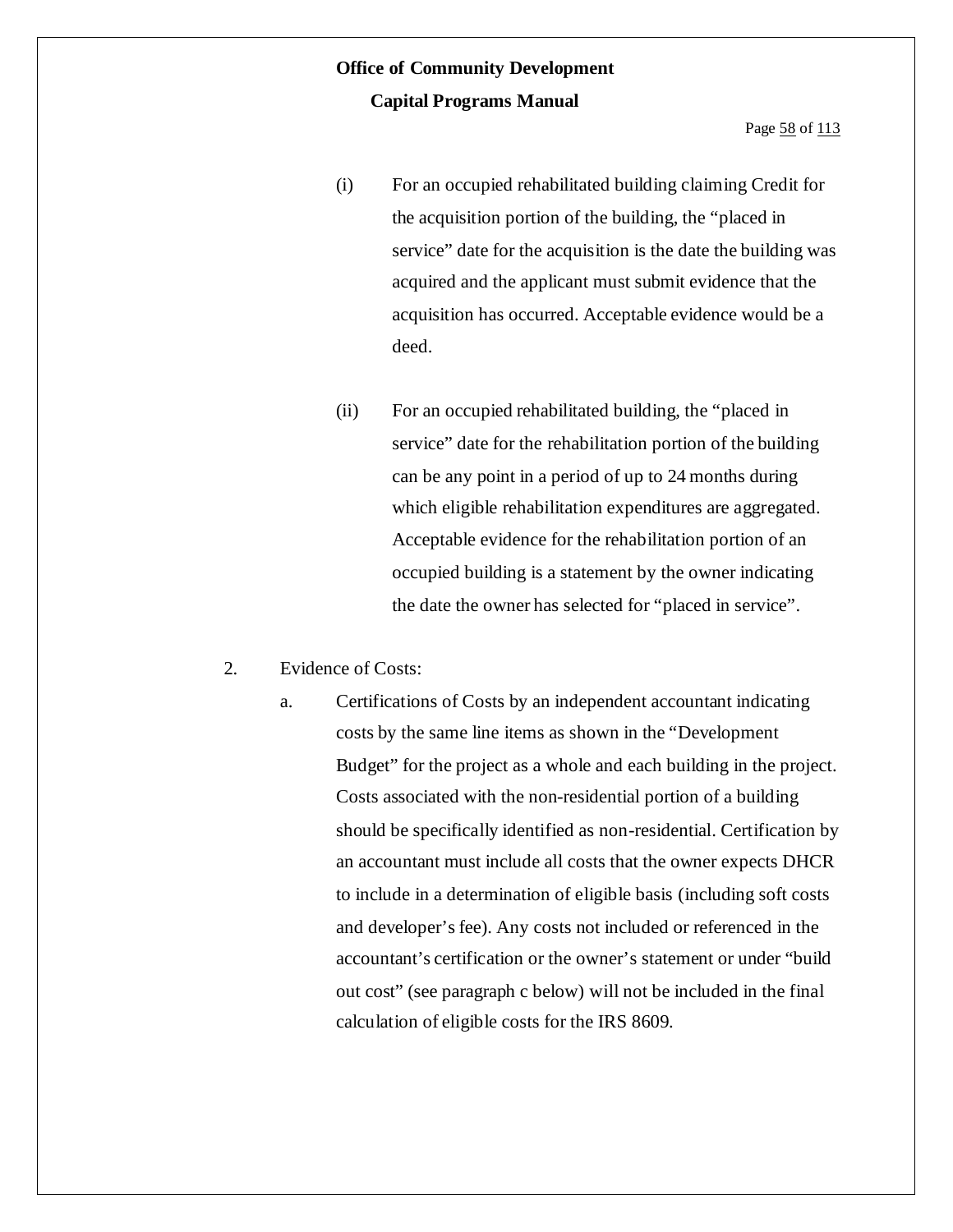(i) For an occupied rehabilitated building claiming Credit for the acquisition portion of the building, the "placed in service" date for the acquisition is the date the building was acquired and the applicant must submit evidence that the acquisition has occurred. Acceptable evidence would be a deed.

(ii) For an occupied rehabilitated building, the "placed in service" date for the rehabilitation portion of the building can be any point in a period of up to 24 months during which eligible rehabilitation expenditures are aggregated. Acceptable evidence for the rehabilitation portion of an occupied building is a statement by the owner indicating the date the owner has selected for "placed in service".

2. Evidence of Costs:

   a. Certifications of Costs by an independent accountant indicating costs by the same line items as shown in the "Development Budget" for the project as a whole and each building in the project. Costs associated with the non-residential portion of a building should be specifically identified as non-residential. Certification by an accountant must include all costs that the owner expects DHCR to include in a determination of eligible basis (including soft costs and developer's fee). Any costs not included or referenced in the accountant's certification or the owner's statement or under "build out cost" (see paragraph c below) will not be included in the final calculation of eligible costs for the IRS 8609.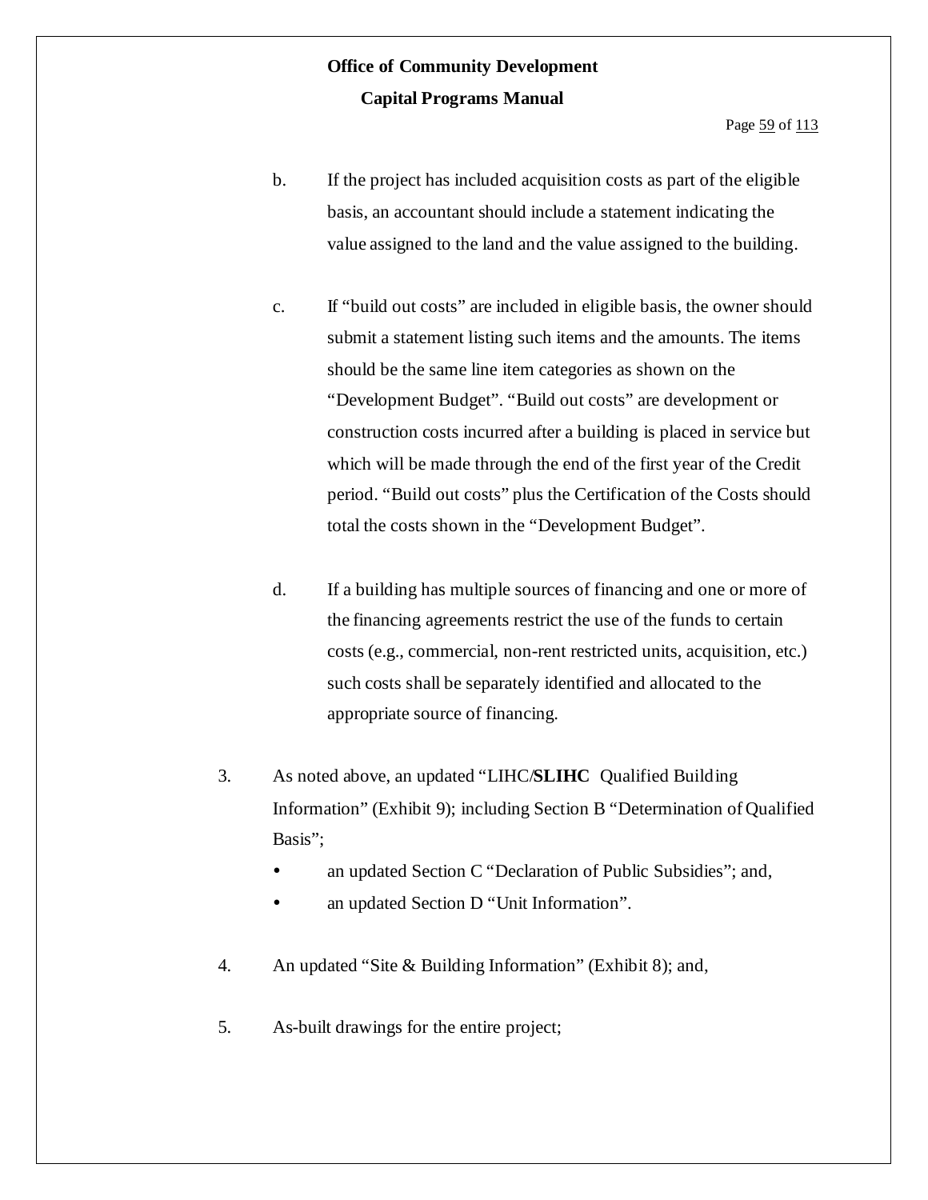b. If the project has included acquisition costs as part of the eligible basis, an accountant should include a statement indicating the value assigned to the land and the value assigned to the building.

c. If "build out costs" are included in eligible basis, the owner should submit a statement listing such items and the amounts. The items should be the same line item categories as shown on the "Development Budget". "Build out costs" are development or construction costs incurred after a building is placed in service but which will be made through the end of the first year of the Credit period. "Build out costs" plus the Certification of the Costs should total the costs shown in the "Development Budget".

d. If a building has multiple sources of financing and one or more of the financing agreements restrict the use of the funds to certain costs (e.g., commercial, non-rent restricted units, acquisition, etc.) such costs shall be separately identified and allocated to the appropriate source of financing.

3. As noted above, an updated "LIHC/**SLIHC** Qualified Building Information" (Exhibit 9); including Section B "Determination of Qualified Basis";
   - an updated Section C "Declaration of Public Subsidies"; and,
   - an updated Section D "Unit Information".

4. An updated "Site & Building Information" (Exhibit 8); and,

5. As-built drawings for the entire project;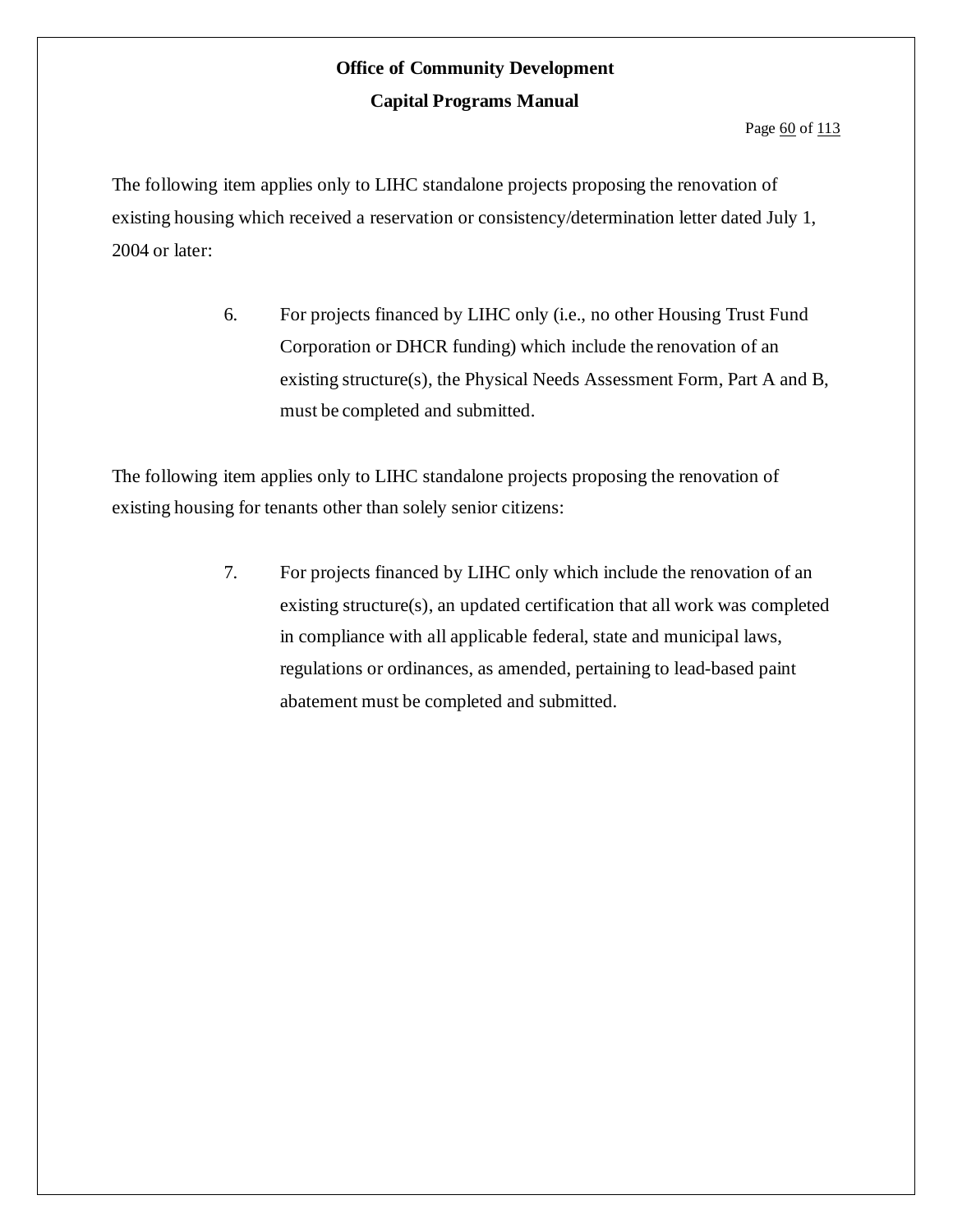The following item applies only to LIHC standalone projects proposing the renovation of existing housing which received a reservation or consistency/determination letter dated July 1, 2004 or later:

6. For projects financed by LIHC only (i.e., no other Housing Trust Fund Corporation or DHCR funding) which include the renovation of an existing structure(s), the Physical Needs Assessment Form, Part A and B, must be completed and submitted.

The following item applies only to LIHC standalone projects proposing the renovation of existing housing for tenants other than solely senior citizens:

7. For projects financed by LIHC only which include the renovation of an existing structure(s), an updated certification that all work was completed in compliance with all applicable federal, state and municipal laws, regulations or ordinances, as amended, pertaining to lead-based paint abatement must be completed and submitted.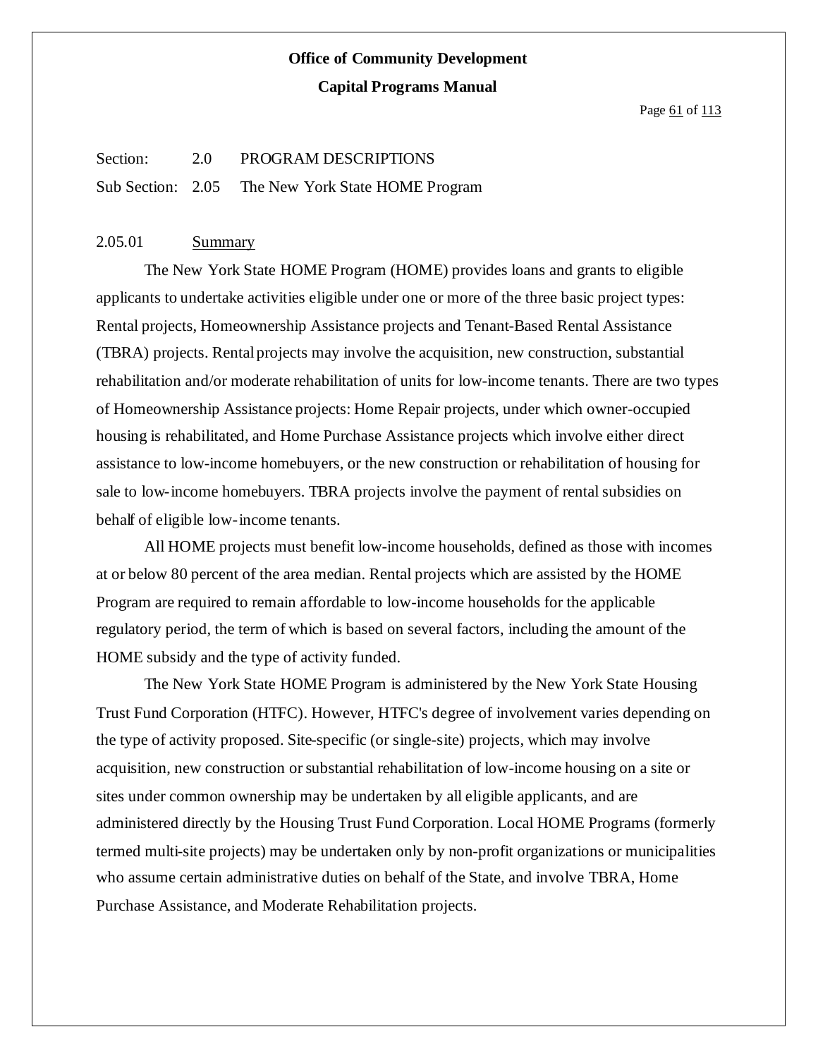Section: 2.0 PROGRAM DESCRIPTIONS

Sub Section: 2.05 The New York State HOME Program

2.05.01 Summary

The New York State HOME Program (HOME) provides loans and grants to eligible applicants to undertake activities eligible under one or more of the three basic project types: Rental projects, Homeownership Assistance projects and Tenant-Based Rental Assistance (TBRA) projects. Rental projects may involve the acquisition, new construction, substantial rehabilitation and/or moderate rehabilitation of units for low-income tenants. There are two types of Homeownership Assistance projects: Home Repair projects, under which owner-occupied housing is rehabilitated, and Home Purchase Assistance projects which involve either direct assistance to low-income homebuyers, or the new construction or rehabilitation of housing for sale to low-income homebuyers. TBRA projects involve the payment of rental subsidies on behalf of eligible low-income tenants.

All HOME projects must benefit low-income households, defined as those with incomes at or below 80 percent of the area median. Rental projects which are assisted by the HOME Program are required to remain affordable to low-income households for the applicable regulatory period, the term of which is based on several factors, including the amount of the HOME subsidy and the type of activity funded.

The New York State HOME Program is administered by the New York State Housing Trust Fund Corporation (HTFC). However, HTFC's degree of involvement varies depending on the type of activity proposed. Site-specific (or single-site) projects, which may involve acquisition, new construction or substantial rehabilitation of low-income housing on a site or sites under common ownership may be undertaken by all eligible applicants, and are administered directly by the Housing Trust Fund Corporation. Local HOME Programs (formerly termed multi-site projects) may be undertaken only by non-profit organizations or municipalities who assume certain administrative duties on behalf of the State, and involve TBRA, Home Purchase Assistance, and Moderate Rehabilitation projects.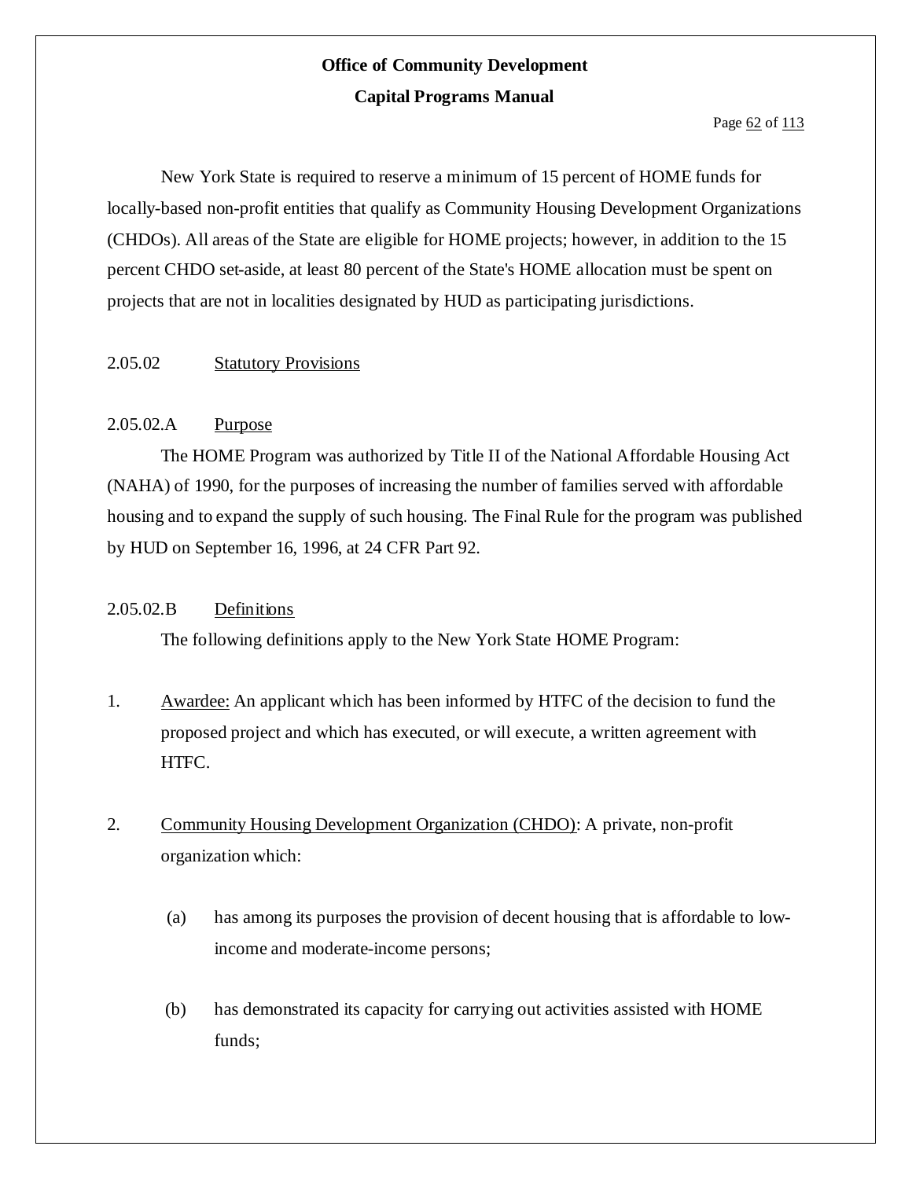New York State is required to reserve a minimum of 15 percent of HOME funds for locally-based non-profit entities that qualify as Community Housing Development Organizations (CHDOs). All areas of the State are eligible for HOME projects; however, in addition to the 15 percent CHDO set-aside, at least 80 percent of the State's HOME allocation must be spent on projects that are not in localities designated by HUD as participating jurisdictions.

2.05.02 Statutory Provisions

2.05.02.A Purpose

The HOME Program was authorized by Title II of the National Affordable Housing Act (NAHA) of 1990, for the purposes of increasing the number of families served with affordable housing and to expand the supply of such housing. The Final Rule for the program was published by HUD on September 16, 1996, at 24 CFR Part 92.

2.05.02.B Definitions

The following definitions apply to the New York State HOME Program:

1. Awardee: An applicant which has been informed by HTFC of the decision to fund the proposed project and which has executed, or will execute, a written agreement with HTFC.

2. Community Housing Development Organization (CHDO): A private, non-profit organization which:

   (a) has among its purposes the provision of decent housing that is affordable to low-income and moderate-income persons;

   (b) has demonstrated its capacity for carrying out activities assisted with HOME funds;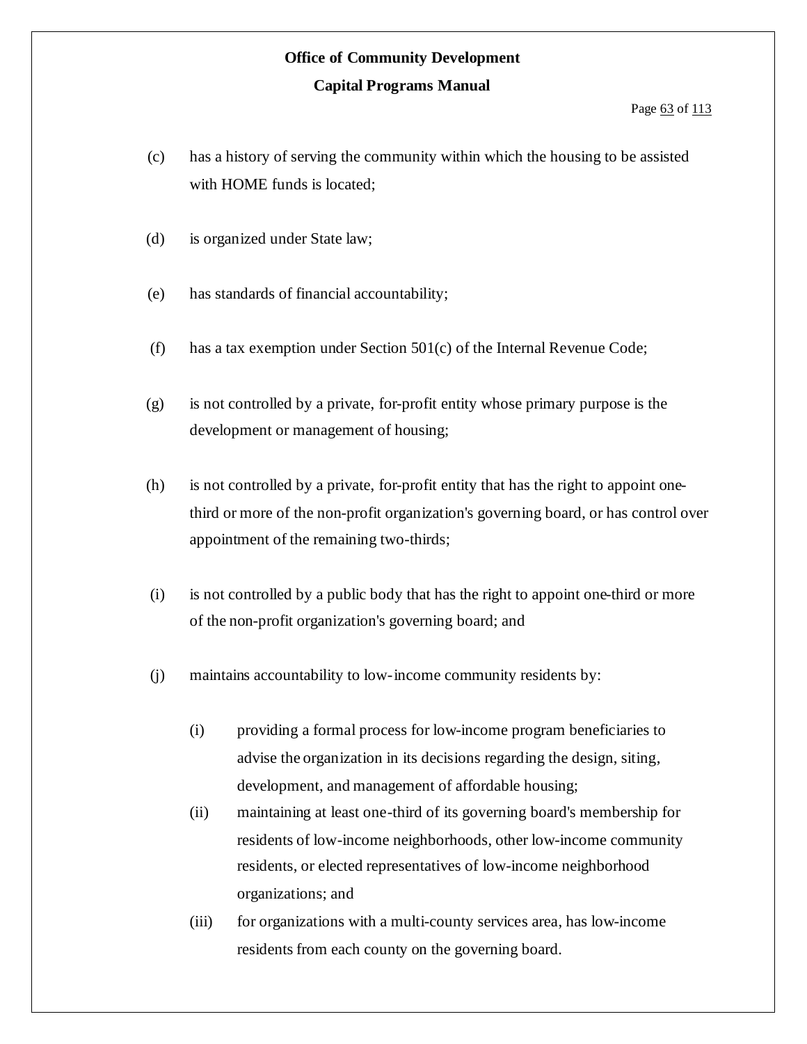(c) has a history of serving the community within which the housing to be assisted with HOME funds is located;

(d) is organized under State law;

(e) has standards of financial accountability;

(f) has a tax exemption under Section 501(c) of the Internal Revenue Code;

(g) is not controlled by a private, for-profit entity whose primary purpose is the development or management of housing;

(h) is not controlled by a private, for-profit entity that has the right to appoint one-third or more of the non-profit organization's governing board, or has control over appointment of the remaining two-thirds;

(i) is not controlled by a public body that has the right to appoint one-third or more of the non-profit organization's governing board; and

(j) maintains accountability to low-income community residents by:

   (i) providing a formal process for low-income program beneficiaries to advise the organization in its decisions regarding the design, siting, development, and management of affordable housing;

   (ii) maintaining at least one-third of its governing board's membership for residents of low-income neighborhoods, other low-income community residents, or elected representatives of low-income neighborhood organizations; and

   (iii) for organizations with a multi-county services area, has low-income residents from each county on the governing board.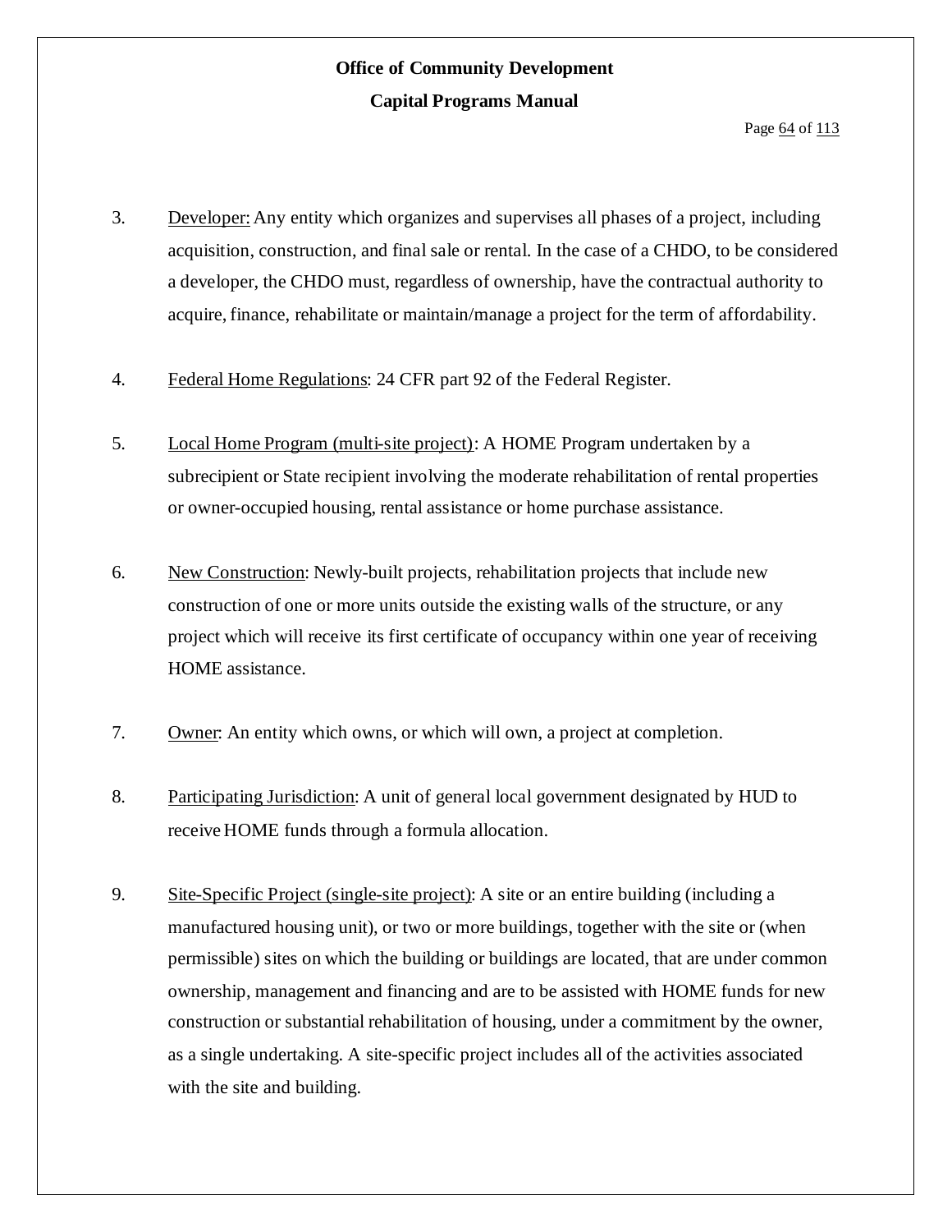3. <u>Developer:</u> Any entity which organizes and supervises all phases of a project, including acquisition, construction, and final sale or rental. In the case of a CHDO, to be considered a developer, the CHDO must, regardless of ownership, have the contractual authority to acquire, finance, rehabilitate or maintain/manage a project for the term of affordability.

4. <u>Federal Home Regulations</u>: 24 CFR part 92 of the Federal Register.

5. <u>Local Home Program (multi-site project)</u>: A HOME Program undertaken by a subrecipient or State recipient involving the moderate rehabilitation of rental properties or owner-occupied housing, rental assistance or home purchase assistance.

6. <u>New Construction</u>: Newly-built projects, rehabilitation projects that include new construction of one or more units outside the existing walls of the structure, or any project which will receive its first certificate of occupancy within one year of receiving HOME assistance.

7. <u>Owner</u>: An entity which owns, or which will own, a project at completion.

8. <u>Participating Jurisdiction</u>: A unit of general local government designated by HUD to receive HOME funds through a formula allocation.

9. <u>Site-Specific Project (single-site project)</u>: A site or an entire building (including a manufactured housing unit), or two or more buildings, together with the site or (when permissible) sites on which the building or buildings are located, that are under common ownership, management and financing and are to be assisted with HOME funds for new construction or substantial rehabilitation of housing, under a commitment by the owner, as a single undertaking. A site-specific project includes all of the activities associated with the site and building.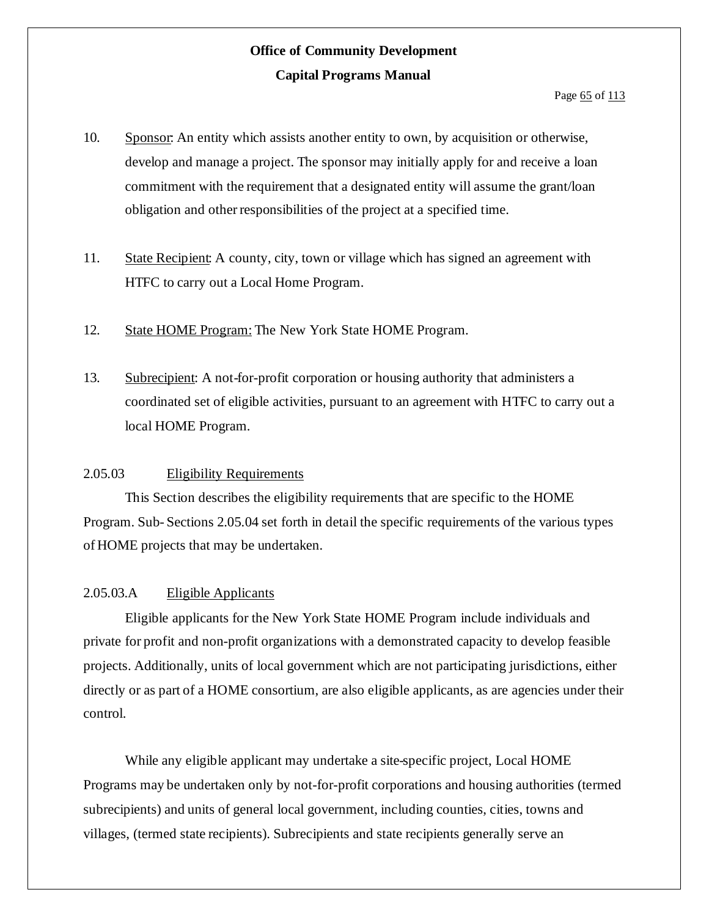10. Sponsor: An entity which assists another entity to own, by acquisition or otherwise, develop and manage a project. The sponsor may initially apply for and receive a loan commitment with the requirement that a designated entity will assume the grant/loan obligation and other responsibilities of the project at a specified time.

11. State Recipient: A county, city, town or village which has signed an agreement with HTFC to carry out a Local Home Program.

12. State HOME Program: The New York State HOME Program.

13. Subrecipient: A not-for-profit corporation or housing authority that administers a coordinated set of eligible activities, pursuant to an agreement with HTFC to carry out a local HOME Program.

### 2.05.03 Eligibility Requirements

This Section describes the eligibility requirements that are specific to the HOME Program. Sub- Sections 2.05.04 set forth in detail the specific requirements of the various types of HOME projects that may be undertaken.

### 2.05.03.A Eligible Applicants

Eligible applicants for the New York State HOME Program include individuals and private for profit and non-profit organizations with a demonstrated capacity to develop feasible projects. Additionally, units of local government which are not participating jurisdictions, either directly or as part of a HOME consortium, are also eligible applicants, as are agencies under their control.

While any eligible applicant may undertake a site-specific project, Local HOME Programs may be undertaken only by not-for-profit corporations and housing authorities (termed subrecipients) and units of general local government, including counties, cities, towns and villages, (termed state recipients). Subrecipients and state recipients generally serve an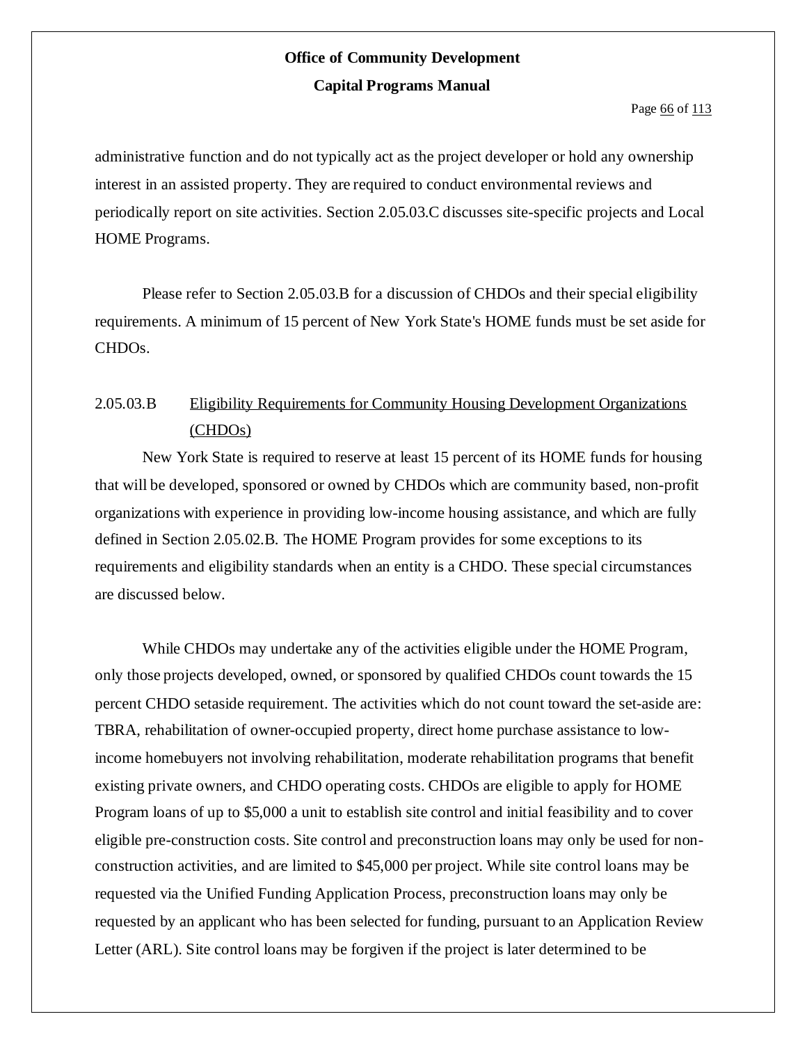administrative function and do not typically act as the project developer or hold any ownership interest in an assisted property. They are required to conduct environmental reviews and periodically report on site activities. Section 2.05.03.C discusses site-specific projects and Local HOME Programs.

Please refer to Section 2.05.03.B for a discussion of CHDOs and their special eligibility requirements. A minimum of 15 percent of New York State's HOME funds must be set aside for CHDOs.

### 2.05.03.B Eligibility Requirements for Community Housing Development Organizations (CHDOs)

New York State is required to reserve at least 15 percent of its HOME funds for housing that will be developed, sponsored or owned by CHDOs which are community based, non-profit organizations with experience in providing low-income housing assistance, and which are fully defined in Section 2.05.02.B. The HOME Program provides for some exceptions to its requirements and eligibility standards when an entity is a CHDO. These special circumstances are discussed below.

While CHDOs may undertake any of the activities eligible under the HOME Program, only those projects developed, owned, or sponsored by qualified CHDOs count towards the 15 percent CHDO setaside requirement. The activities which do not count toward the set-aside are: TBRA, rehabilitation of owner-occupied property, direct home purchase assistance to low-income homebuyers not involving rehabilitation, moderate rehabilitation programs that benefit existing private owners, and CHDO operating costs. CHDOs are eligible to apply for HOME Program loans of up to $5,000 a unit to establish site control and initial feasibility and to cover eligible pre-construction costs. Site control and preconstruction loans may only be used for non-construction activities, and are limited to $45,000 per project. While site control loans may be requested via the Unified Funding Application Process, preconstruction loans may only be requested by an applicant who has been selected for funding, pursuant to an Application Review Letter (ARL). Site control loans may be forgiven if the project is later determined to be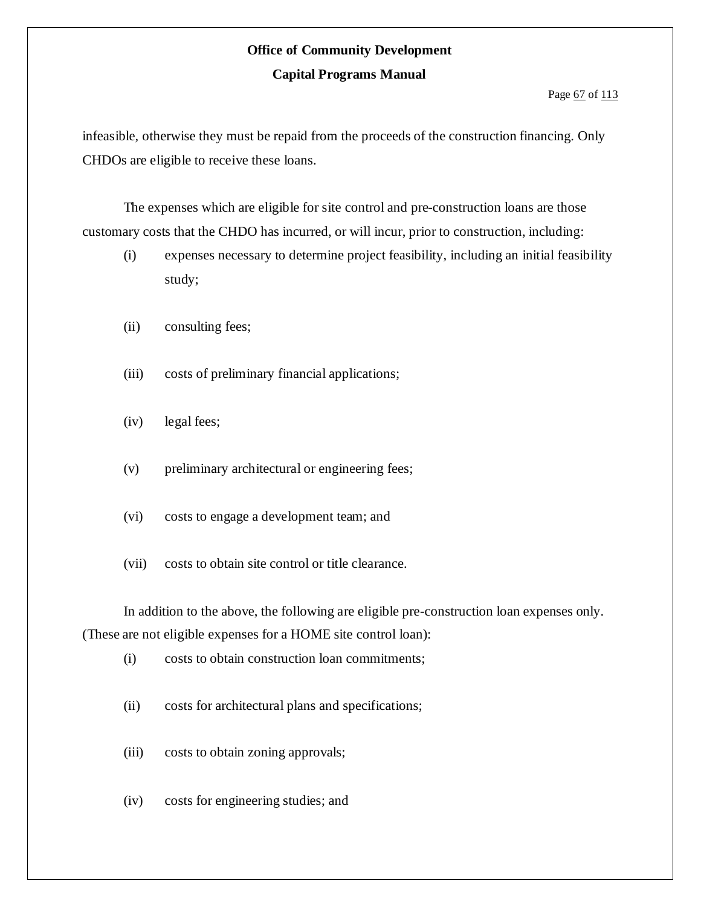infeasible, otherwise they must be repaid from the proceeds of the construction financing. Only CHDOs are eligible to receive these loans.

The expenses which are eligible for site control and pre-construction loans are those customary costs that the CHDO has incurred, or will incur, prior to construction, including:

(i) expenses necessary to determine project feasibility, including an initial feasibility study;

(ii) consulting fees;

(iii) costs of preliminary financial applications;

(iv) legal fees;

(v) preliminary architectural or engineering fees;

(vi) costs to engage a development team; and

(vii) costs to obtain site control or title clearance.

In addition to the above, the following are eligible pre-construction loan expenses only. (These are not eligible expenses for a HOME site control loan):

(i) costs to obtain construction loan commitments;

(ii) costs for architectural plans and specifications;

(iii) costs to obtain zoning approvals;

(iv) costs for engineering studies; and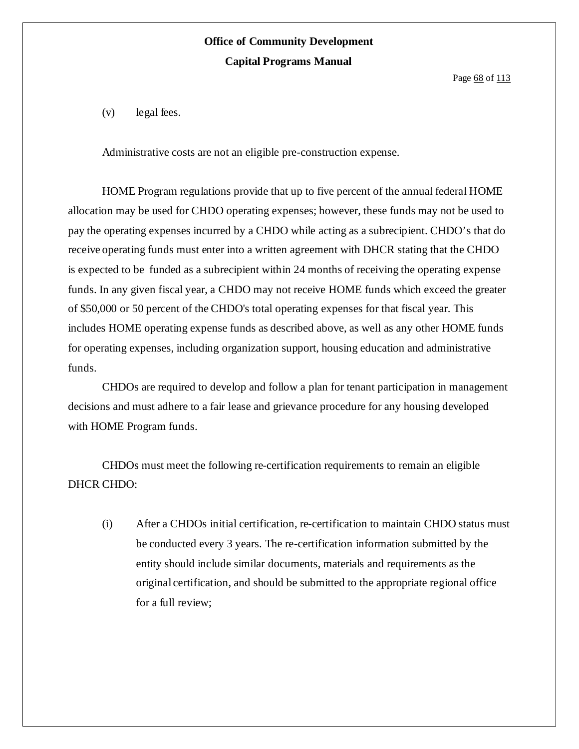(v) legal fees.

Administrative costs are not an eligible pre-construction expense.

HOME Program regulations provide that up to five percent of the annual federal HOME allocation may be used for CHDO operating expenses; however, these funds may not be used to pay the operating expenses incurred by a CHDO while acting as a subrecipient. CHDO's that do receive operating funds must enter into a written agreement with DHCR stating that the CHDO is expected to be funded as a subrecipient within 24 months of receiving the operating expense funds. In any given fiscal year, a CHDO may not receive HOME funds which exceed the greater of $50,000 or 50 percent of the CHDO's total operating expenses for that fiscal year. This includes HOME operating expense funds as described above, as well as any other HOME funds for operating expenses, including organization support, housing education and administrative funds.

CHDOs are required to develop and follow a plan for tenant participation in management decisions and must adhere to a fair lease and grievance procedure for any housing developed with HOME Program funds.

CHDOs must meet the following re-certification requirements to remain an eligible DHCR CHDO:

(i) After a CHDOs initial certification, re-certification to maintain CHDO status must be conducted every 3 years. The re-certification information submitted by the entity should include similar documents, materials and requirements as the original certification, and should be submitted to the appropriate regional office for a full review;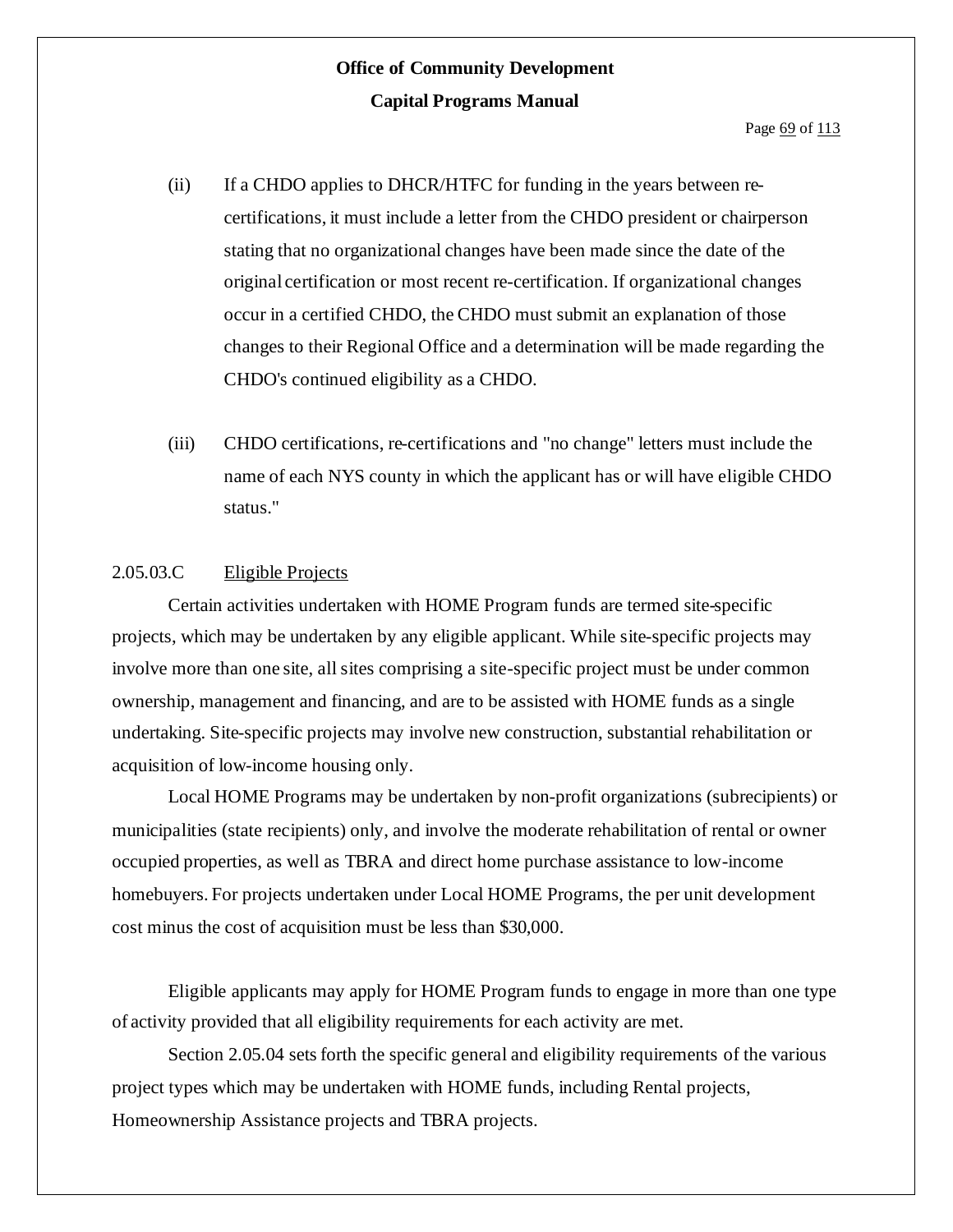(ii) If a CHDO applies to DHCR/HTFC for funding in the years between re-certifications, it must include a letter from the CHDO president or chairperson stating that no organizational changes have been made since the date of the original certification or most recent re-certification. If organizational changes occur in a certified CHDO, the CHDO must submit an explanation of those changes to their Regional Office and a determination will be made regarding the CHDO's continued eligibility as a CHDO.

(iii) CHDO certifications, re-certifications and "no change" letters must include the name of each NYS county in which the applicant has or will have eligible CHDO status."

2.05.03.C Eligible Projects

Certain activities undertaken with HOME Program funds are termed site-specific projects, which may be undertaken by any eligible applicant. While site-specific projects may involve more than one site, all sites comprising a site-specific project must be under common ownership, management and financing, and are to be assisted with HOME funds as a single undertaking. Site-specific projects may involve new construction, substantial rehabilitation or acquisition of low-income housing only.

Local HOME Programs may be undertaken by non-profit organizations (subrecipients) or municipalities (state recipients) only, and involve the moderate rehabilitation of rental or owner occupied properties, as well as TBRA and direct home purchase assistance to low-income homebuyers. For projects undertaken under Local HOME Programs, the per unit development cost minus the cost of acquisition must be less than $30,000.

Eligible applicants may apply for HOME Program funds to engage in more than one type of activity provided that all eligibility requirements for each activity are met.

Section 2.05.04 sets forth the specific general and eligibility requirements of the various project types which may be undertaken with HOME funds, including Rental projects, Homeownership Assistance projects and TBRA projects.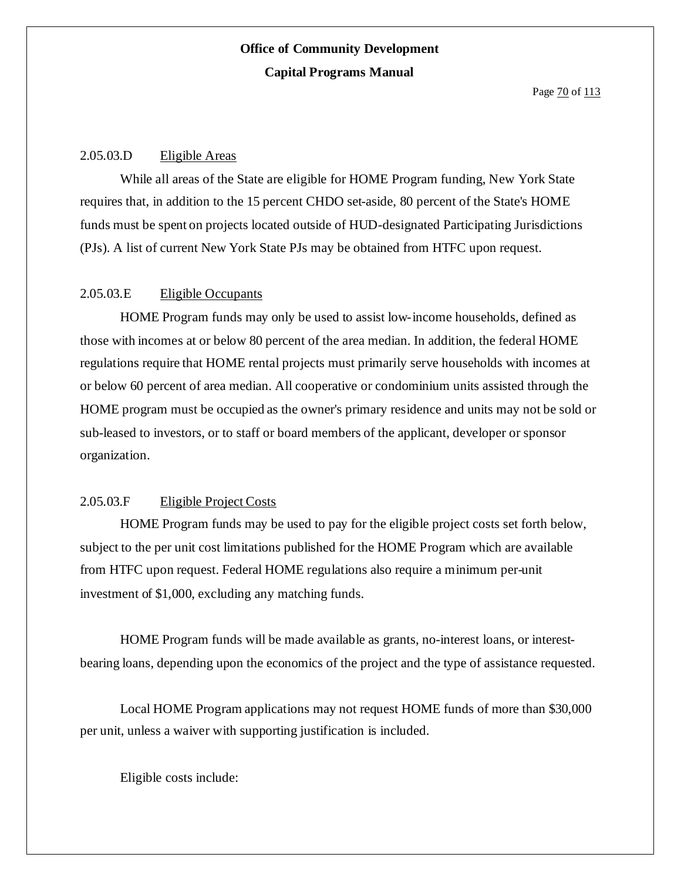### 2.05.03.D Eligible Areas

While all areas of the State are eligible for HOME Program funding, New York State requires that, in addition to the 15 percent CHDO set-aside, 80 percent of the State's HOME funds must be spent on projects located outside of HUD-designated Participating Jurisdictions (PJs). A list of current New York State PJs may be obtained from HTFC upon request.

### 2.05.03.E Eligible Occupants

HOME Program funds may only be used to assist low-income households, defined as those with incomes at or below 80 percent of the area median. In addition, the federal HOME regulations require that HOME rental projects must primarily serve households with incomes at or below 60 percent of area median. All cooperative or condominium units assisted through the HOME program must be occupied as the owner's primary residence and units may not be sold or sub-leased to investors, or to staff or board members of the applicant, developer or sponsor organization.

### 2.05.03.F Eligible Project Costs

HOME Program funds may be used to pay for the eligible project costs set forth below, subject to the per unit cost limitations published for the HOME Program which are available from HTFC upon request. Federal HOME regulations also require a minimum per-unit investment of $1,000, excluding any matching funds.

HOME Program funds will be made available as grants, no-interest loans, or interest-bearing loans, depending upon the economics of the project and the type of assistance requested.

Local HOME Program applications may not request HOME funds of more than $30,000 per unit, unless a waiver with supporting justification is included.

Eligible costs include: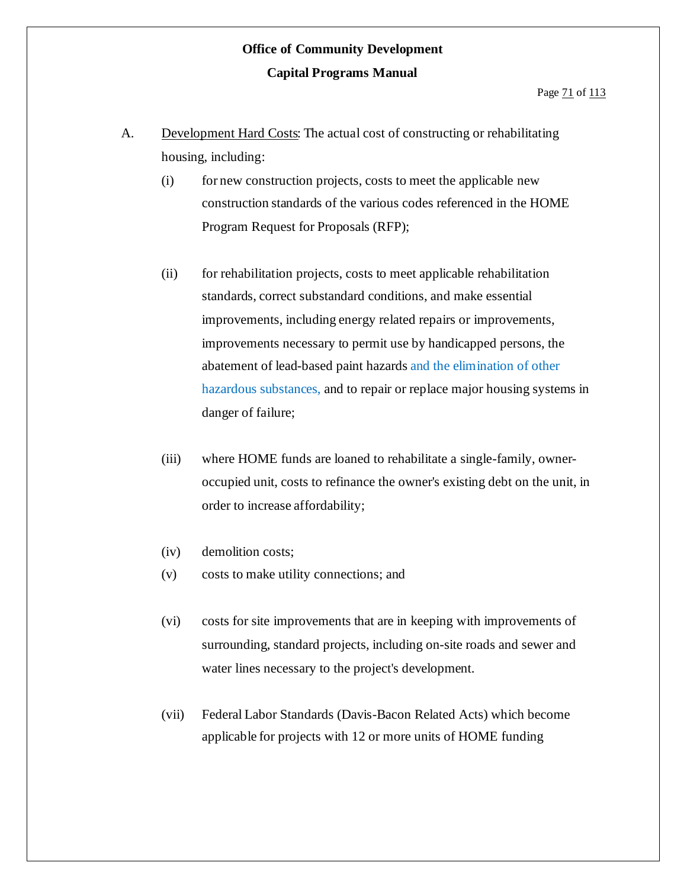A. Development Hard Costs: The actual cost of constructing or rehabilitating housing, including:

   (i) for new construction projects, costs to meet the applicable new construction standards of the various codes referenced in the HOME Program Request for Proposals (RFP);

   (ii) for rehabilitation projects, costs to meet applicable rehabilitation standards, correct substandard conditions, and make essential improvements, including energy related repairs or improvements, improvements necessary to permit use by handicapped persons, the abatement of lead-based paint hazards and the elimination of other hazardous substances, and to repair or replace major housing systems in danger of failure;

   (iii) where HOME funds are loaned to rehabilitate a single-family, owner-occupied unit, costs to refinance the owner's existing debt on the unit, in order to increase affordability;

   (iv) demolition costs;

   (v) costs to make utility connections; and

   (vi) costs for site improvements that are in keeping with improvements of surrounding, standard projects, including on-site roads and sewer and water lines necessary to the project's development.

   (vii) Federal Labor Standards (Davis-Bacon Related Acts) which become applicable for projects with 12 or more units of HOME funding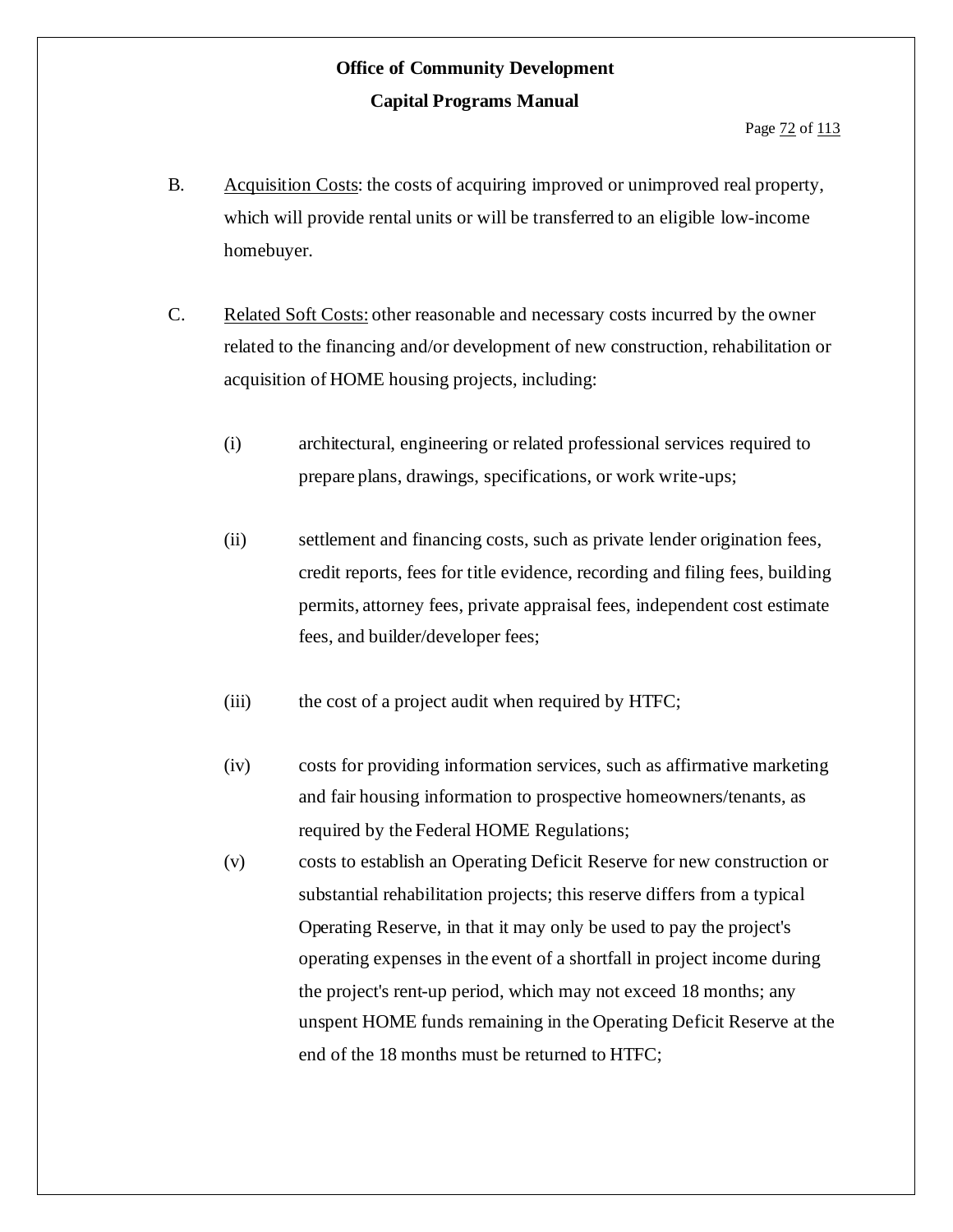B. Acquisition Costs: the costs of acquiring improved or unimproved real property, which will provide rental units or will be transferred to an eligible low-income homebuyer.

C. Related Soft Costs: other reasonable and necessary costs incurred by the owner related to the financing and/or development of new construction, rehabilitation or acquisition of HOME housing projects, including:

(i) architectural, engineering or related professional services required to prepare plans, drawings, specifications, or work write-ups;

(ii) settlement and financing costs, such as private lender origination fees, credit reports, fees for title evidence, recording and filing fees, building permits, attorney fees, private appraisal fees, independent cost estimate fees, and builder/developer fees;

(iii) the cost of a project audit when required by HTFC;

(iv) costs for providing information services, such as affirmative marketing and fair housing information to prospective homeowners/tenants, as required by the Federal HOME Regulations;

(v) costs to establish an Operating Deficit Reserve for new construction or substantial rehabilitation projects; this reserve differs from a typical Operating Reserve, in that it may only be used to pay the project's operating expenses in the event of a shortfall in project income during the project's rent-up period, which may not exceed 18 months; any unspent HOME funds remaining in the Operating Deficit Reserve at the end of the 18 months must be returned to HTFC;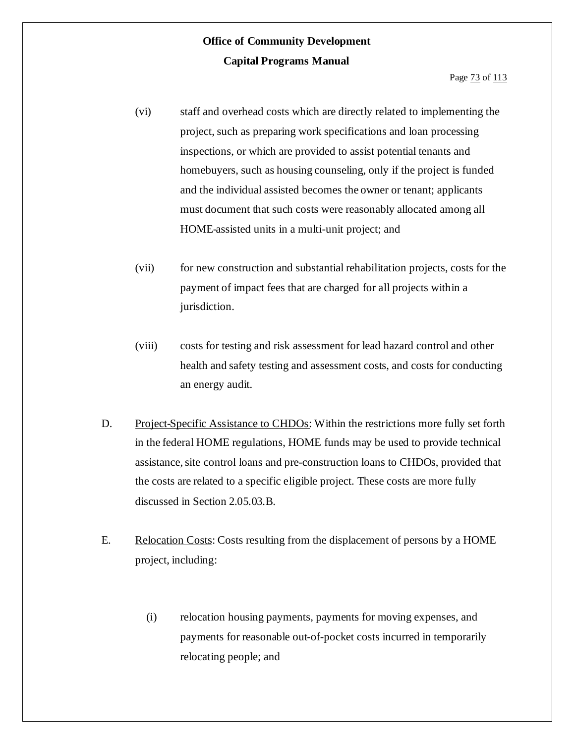(vi) staff and overhead costs which are directly related to implementing the project, such as preparing work specifications and loan processing inspections, or which are provided to assist potential tenants and homebuyers, such as housing counseling, only if the project is funded and the individual assisted becomes the owner or tenant; applicants must document that such costs were reasonably allocated among all HOME-assisted units in a multi-unit project; and

(vii) for new construction and substantial rehabilitation projects, costs for the payment of impact fees that are charged for all projects within a jurisdiction.

(viii) costs for testing and risk assessment for lead hazard control and other health and safety testing and assessment costs, and costs for conducting an energy audit.

D. Project-Specific Assistance to CHDOs: Within the restrictions more fully set forth in the federal HOME regulations, HOME funds may be used to provide technical assistance, site control loans and pre-construction loans to CHDOs, provided that the costs are related to a specific eligible project. These costs are more fully discussed in Section 2.05.03.B.

E. Relocation Costs: Costs resulting from the displacement of persons by a HOME project, including:

(i) relocation housing payments, payments for moving expenses, and payments for reasonable out-of-pocket costs incurred in temporarily relocating people; and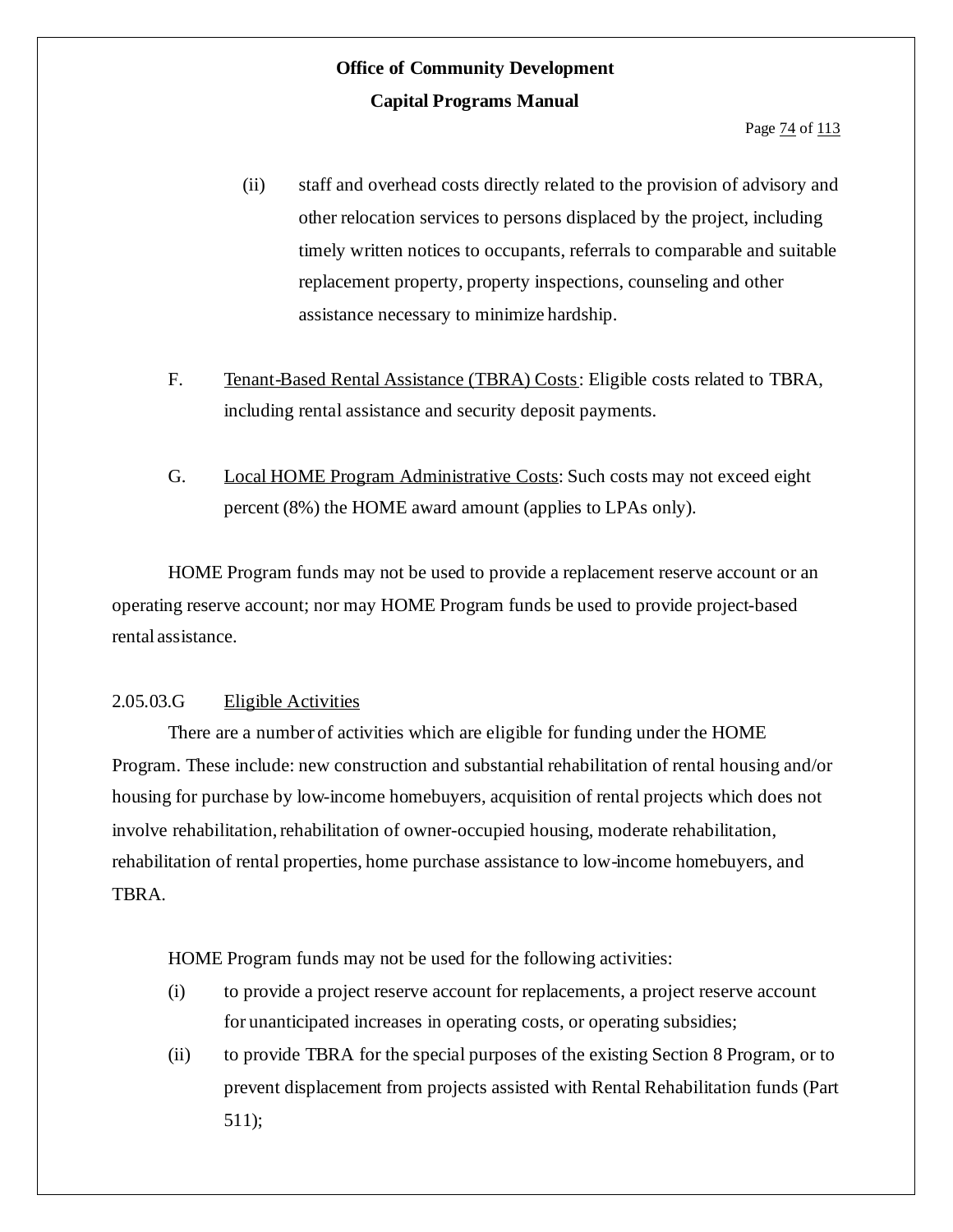(ii) staff and overhead costs directly related to the provision of advisory and other relocation services to persons displaced by the project, including timely written notices to occupants, referrals to comparable and suitable replacement property, property inspections, counseling and other assistance necessary to minimize hardship.

F. Tenant-Based Rental Assistance (TBRA) Costs: Eligible costs related to TBRA, including rental assistance and security deposit payments.

G. Local HOME Program Administrative Costs: Such costs may not exceed eight percent (8%) the HOME award amount (applies to LPAs only).

HOME Program funds may not be used to provide a replacement reserve account or an operating reserve account; nor may HOME Program funds be used to provide project-based rental assistance.

2.05.03.G Eligible Activities

There are a number of activities which are eligible for funding under the HOME Program. These include: new construction and substantial rehabilitation of rental housing and/or housing for purchase by low-income homebuyers, acquisition of rental projects which does not involve rehabilitation, rehabilitation of owner-occupied housing, moderate rehabilitation, rehabilitation of rental properties, home purchase assistance to low-income homebuyers, and TBRA.

HOME Program funds may not be used for the following activities:

(i) to provide a project reserve account for replacements, a project reserve account for unanticipated increases in operating costs, or operating subsidies;

(ii) to provide TBRA for the special purposes of the existing Section 8 Program, or to prevent displacement from projects assisted with Rental Rehabilitation funds (Part 511);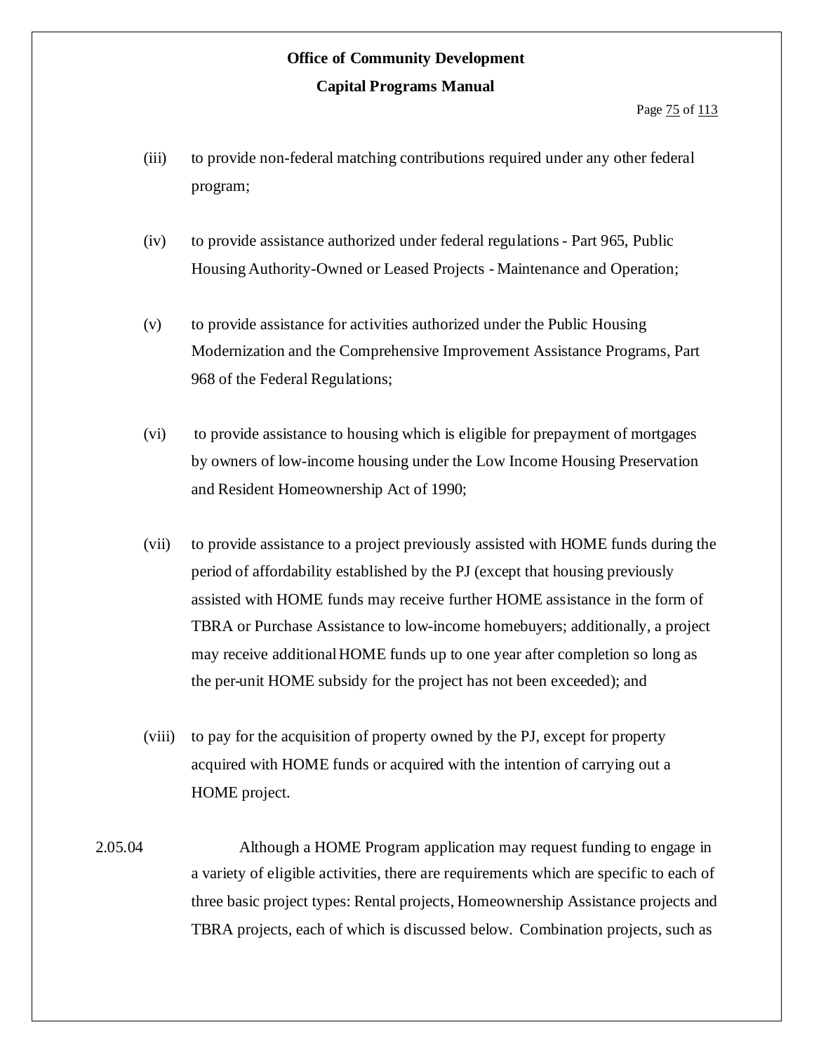(iii) to provide non-federal matching contributions required under any other federal program;

(iv) to provide assistance authorized under federal regulations - Part 965, Public Housing Authority-Owned or Leased Projects - Maintenance and Operation;

(v) to provide assistance for activities authorized under the Public Housing Modernization and the Comprehensive Improvement Assistance Programs, Part 968 of the Federal Regulations;

(vi) to provide assistance to housing which is eligible for prepayment of mortgages by owners of low-income housing under the Low Income Housing Preservation and Resident Homeownership Act of 1990;

(vii) to provide assistance to a project previously assisted with HOME funds during the period of affordability established by the PJ (except that housing previously assisted with HOME funds may receive further HOME assistance in the form of TBRA or Purchase Assistance to low-income homebuyers; additionally, a project may receive additional HOME funds up to one year after completion so long as the per-unit HOME subsidy for the project has not been exceeded); and

(viii) to pay for the acquisition of property owned by the PJ, except for property acquired with HOME funds or acquired with the intention of carrying out a HOME project.

2.05.04 Although a HOME Program application may request funding to engage in a variety of eligible activities, there are requirements which are specific to each of three basic project types: Rental projects, Homeownership Assistance projects and TBRA projects, each of which is discussed below. Combination projects, such as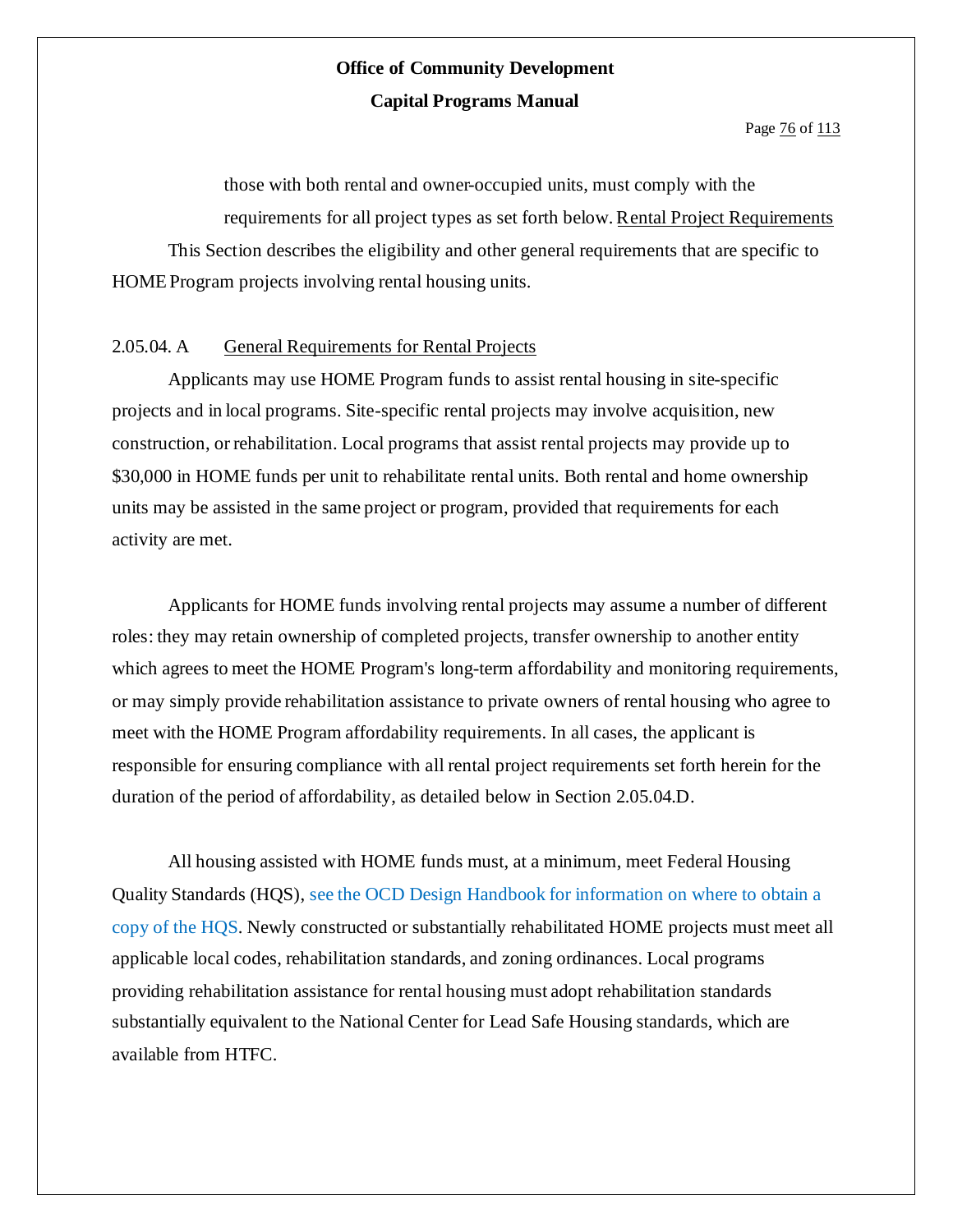those with both rental and owner-occupied units, must comply with the requirements for all project types as set forth below. Rental Project Requirements

This Section describes the eligibility and other general requirements that are specific to HOME Program projects involving rental housing units.

2.05.04. A General Requirements for Rental Projects

Applicants may use HOME Program funds to assist rental housing in site-specific projects and in local programs. Site-specific rental projects may involve acquisition, new construction, or rehabilitation. Local programs that assist rental projects may provide up to $30,000 in HOME funds per unit to rehabilitate rental units. Both rental and home ownership units may be assisted in the same project or program, provided that requirements for each activity are met.

Applicants for HOME funds involving rental projects may assume a number of different roles: they may retain ownership of completed projects, transfer ownership to another entity which agrees to meet the HOME Program's long-term affordability and monitoring requirements, or may simply provide rehabilitation assistance to private owners of rental housing who agree to meet with the HOME Program affordability requirements. In all cases, the applicant is responsible for ensuring compliance with all rental project requirements set forth herein for the duration of the period of affordability, as detailed below in Section 2.05.04.D.

All housing assisted with HOME funds must, at a minimum, meet Federal Housing Quality Standards (HQS), see the OCD Design Handbook for information on where to obtain a copy of the HQS. Newly constructed or substantially rehabilitated HOME projects must meet all applicable local codes, rehabilitation standards, and zoning ordinances. Local programs providing rehabilitation assistance for rental housing must adopt rehabilitation standards substantially equivalent to the National Center for Lead Safe Housing standards, which are available from HTFC.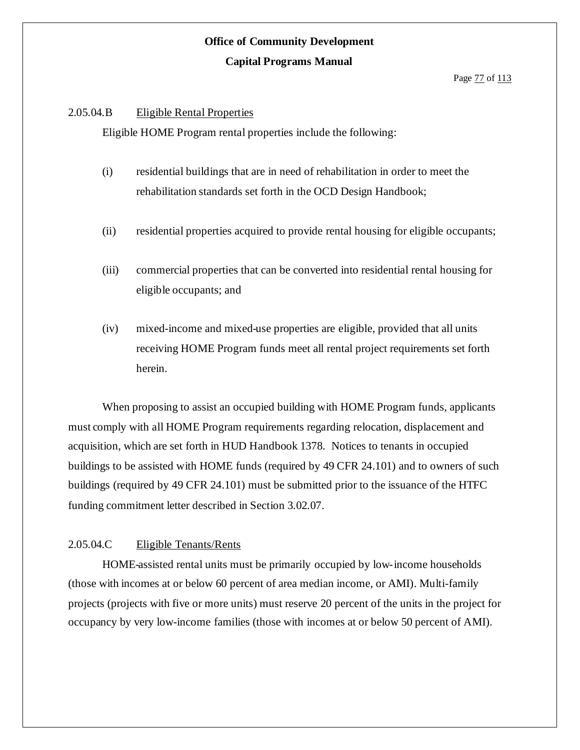### 2.05.04.B Eligible Rental Properties

Eligible HOME Program rental properties include the following:

(i) residential buildings that are in need of rehabilitation in order to meet the rehabilitation standards set forth in the OCD Design Handbook;

(ii) residential properties acquired to provide rental housing for eligible occupants;

(iii) commercial properties that can be converted into residential rental housing for eligible occupants; and

(iv) mixed-income and mixed-use properties are eligible, provided that all units receiving HOME Program funds meet all rental project requirements set forth herein.

When proposing to assist an occupied building with HOME Program funds, applicants must comply with all HOME Program requirements regarding relocation, displacement and acquisition, which are set forth in HUD Handbook 1378. Notices to tenants in occupied buildings to be assisted with HOME funds (required by 49 CFR 24.101) and to owners of such buildings (required by 49 CFR 24.101) must be submitted prior to the issuance of the HTFC funding commitment letter described in Section 3.02.07.

### 2.05.04.C Eligible Tenants/Rents

HOME-assisted rental units must be primarily occupied by low-income households (those with incomes at or below 60 percent of area median income, or AMI). Multi-family projects (projects with five or more units) must reserve 20 percent of the units in the project for occupancy by very low-income families (those with incomes at or below 50 percent of AMI).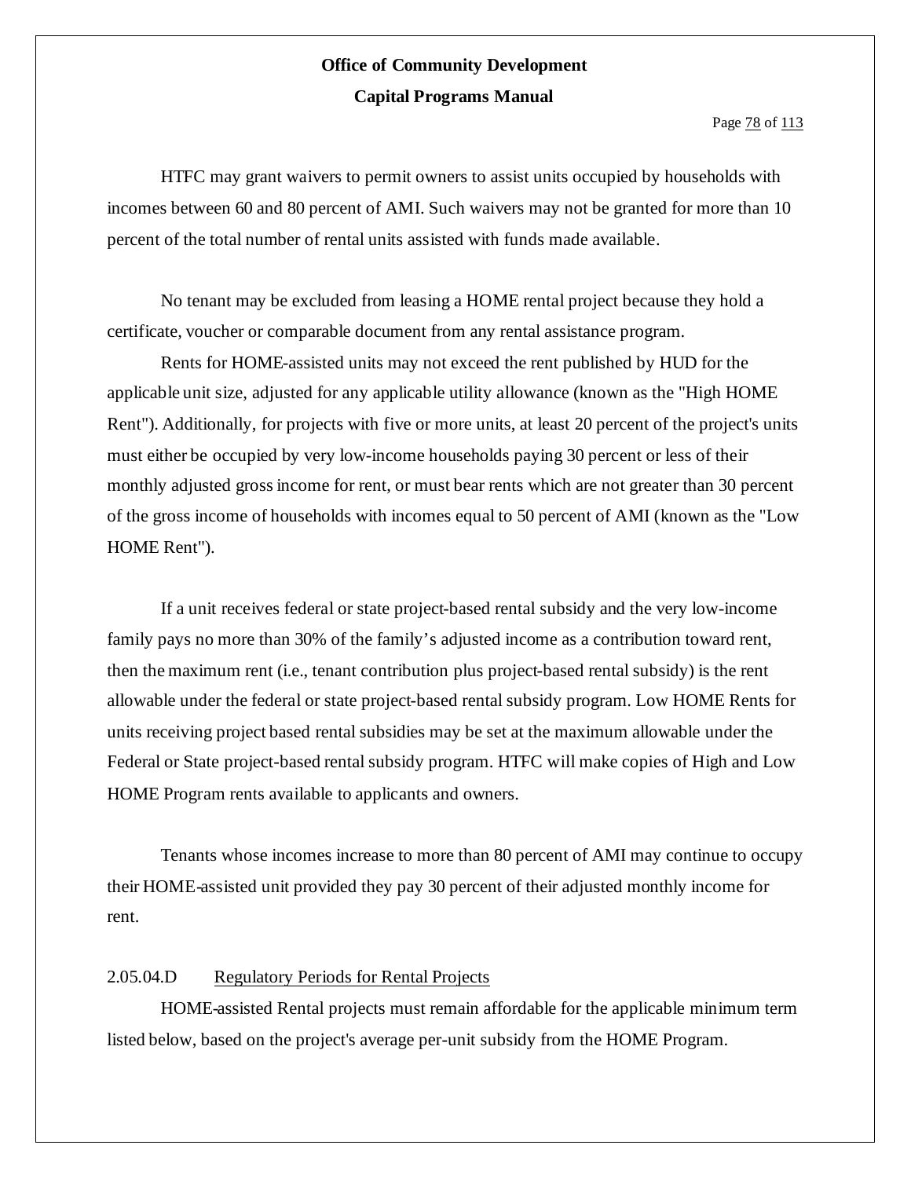HTFC may grant waivers to permit owners to assist units occupied by households with incomes between 60 and 80 percent of AMI. Such waivers may not be granted for more than 10 percent of the total number of rental units assisted with funds made available.

No tenant may be excluded from leasing a HOME rental project because they hold a certificate, voucher or comparable document from any rental assistance program.

Rents for HOME-assisted units may not exceed the rent published by HUD for the applicable unit size, adjusted for any applicable utility allowance (known as the "High HOME Rent"). Additionally, for projects with five or more units, at least 20 percent of the project's units must either be occupied by very low-income households paying 30 percent or less of their monthly adjusted gross income for rent, or must bear rents which are not greater than 30 percent of the gross income of households with incomes equal to 50 percent of AMI (known as the "Low HOME Rent").

If a unit receives federal or state project-based rental subsidy and the very low-income family pays no more than 30% of the family's adjusted income as a contribution toward rent, then the maximum rent (i.e., tenant contribution plus project-based rental subsidy) is the rent allowable under the federal or state project-based rental subsidy program. Low HOME Rents for units receiving project based rental subsidies may be set at the maximum allowable under the Federal or State project-based rental subsidy program. HTFC will make copies of High and Low HOME Program rents available to applicants and owners.

Tenants whose incomes increase to more than 80 percent of AMI may continue to occupy their HOME-assisted unit provided they pay 30 percent of their adjusted monthly income for rent.

#### 2.05.04.D Regulatory Periods for Rental Projects

HOME-assisted Rental projects must remain affordable for the applicable minimum term listed below, based on the project's average per-unit subsidy from the HOME Program.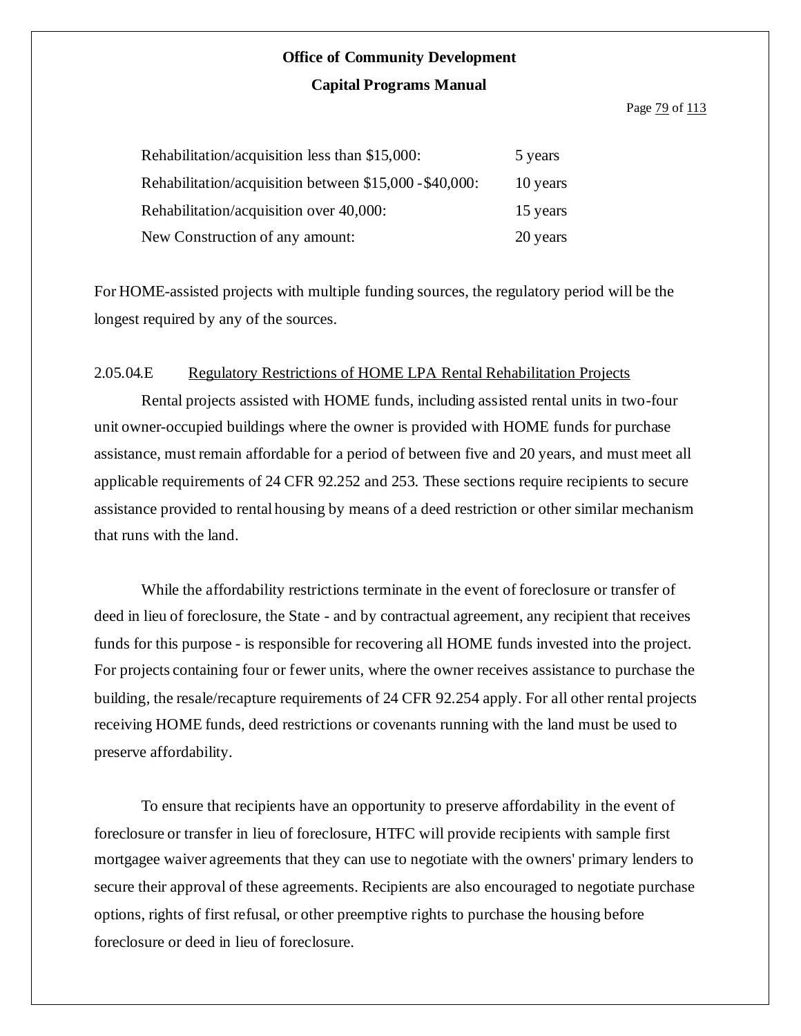| | |
|---|---|
| Rehabilitation/acquisition less than $15,000: | 5 years |
| Rehabilitation/acquisition between $15,000 -$40,000: | 10 years |
| Rehabilitation/acquisition over 40,000: | 15 years |
| New Construction of any amount: | 20 years |

For HOME-assisted projects with multiple funding sources, the regulatory period will be the longest required by any of the sources.

2.05.04.E Regulatory Restrictions of HOME LPA Rental Rehabilitation Projects

Rental projects assisted with HOME funds, including assisted rental units in two-four unit owner-occupied buildings where the owner is provided with HOME funds for purchase assistance, must remain affordable for a period of between five and 20 years, and must meet all applicable requirements of 24 CFR 92.252 and 253. These sections require recipients to secure assistance provided to rental housing by means of a deed restriction or other similar mechanism that runs with the land.

While the affordability restrictions terminate in the event of foreclosure or transfer of deed in lieu of foreclosure, the State - and by contractual agreement, any recipient that receives funds for this purpose - is responsible for recovering all HOME funds invested into the project. For projects containing four or fewer units, where the owner receives assistance to purchase the building, the resale/recapture requirements of 24 CFR 92.254 apply. For all other rental projects receiving HOME funds, deed restrictions or covenants running with the land must be used to preserve affordability.

To ensure that recipients have an opportunity to preserve affordability in the event of foreclosure or transfer in lieu of foreclosure, HTFC will provide recipients with sample first mortgagee waiver agreements that they can use to negotiate with the owners' primary lenders to secure their approval of these agreements. Recipients are also encouraged to negotiate purchase options, rights of first refusal, or other preemptive rights to purchase the housing before foreclosure or deed in lieu of foreclosure.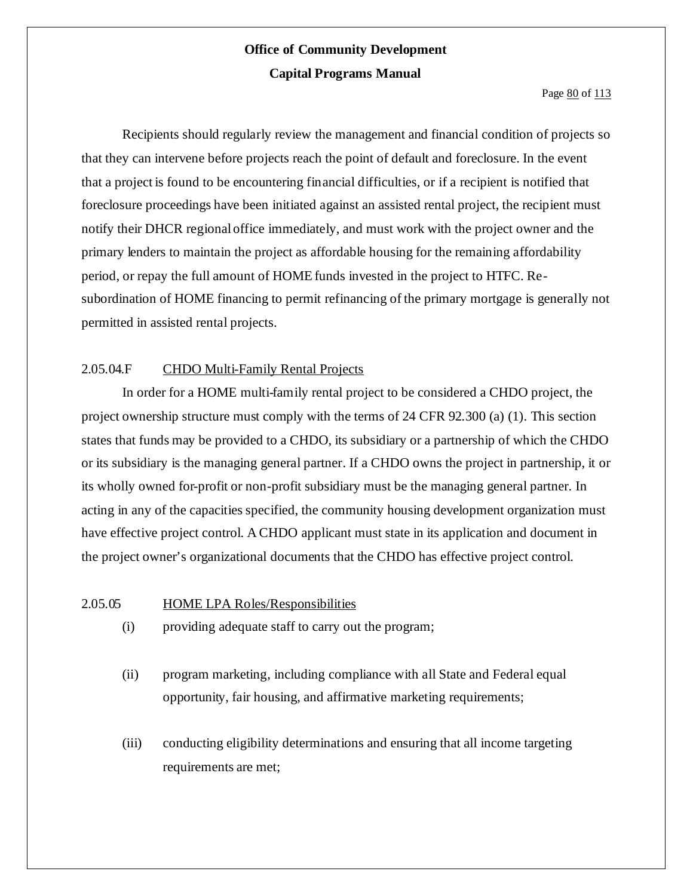Recipients should regularly review the management and financial condition of projects so that they can intervene before projects reach the point of default and foreclosure. In the event that a project is found to be encountering financial difficulties, or if a recipient is notified that foreclosure proceedings have been initiated against an assisted rental project, the recipient must notify their DHCR regional office immediately, and must work with the project owner and the primary lenders to maintain the project as affordable housing for the remaining affordability period, or repay the full amount of HOME funds invested in the project to HTFC. Re-subordination of HOME financing to permit refinancing of the primary mortgage is generally not permitted in assisted rental projects.

### 2.05.04.F CHDO Multi-Family Rental Projects

In order for a HOME multi-family rental project to be considered a CHDO project, the project ownership structure must comply with the terms of 24 CFR 92.300 (a) (1). This section states that funds may be provided to a CHDO, its subsidiary or a partnership of which the CHDO or its subsidiary is the managing general partner. If a CHDO owns the project in partnership, it or its wholly owned for-profit or non-profit subsidiary must be the managing general partner. In acting in any of the capacities specified, the community housing development organization must have effective project control. A CHDO applicant must state in its application and document in the project owner's organizational documents that the CHDO has effective project control.

### 2.05.05 HOME LPA Roles/Responsibilities

(i) providing adequate staff to carry out the program;

(ii) program marketing, including compliance with all State and Federal equal opportunity, fair housing, and affirmative marketing requirements;

(iii) conducting eligibility determinations and ensuring that all income targeting requirements are met;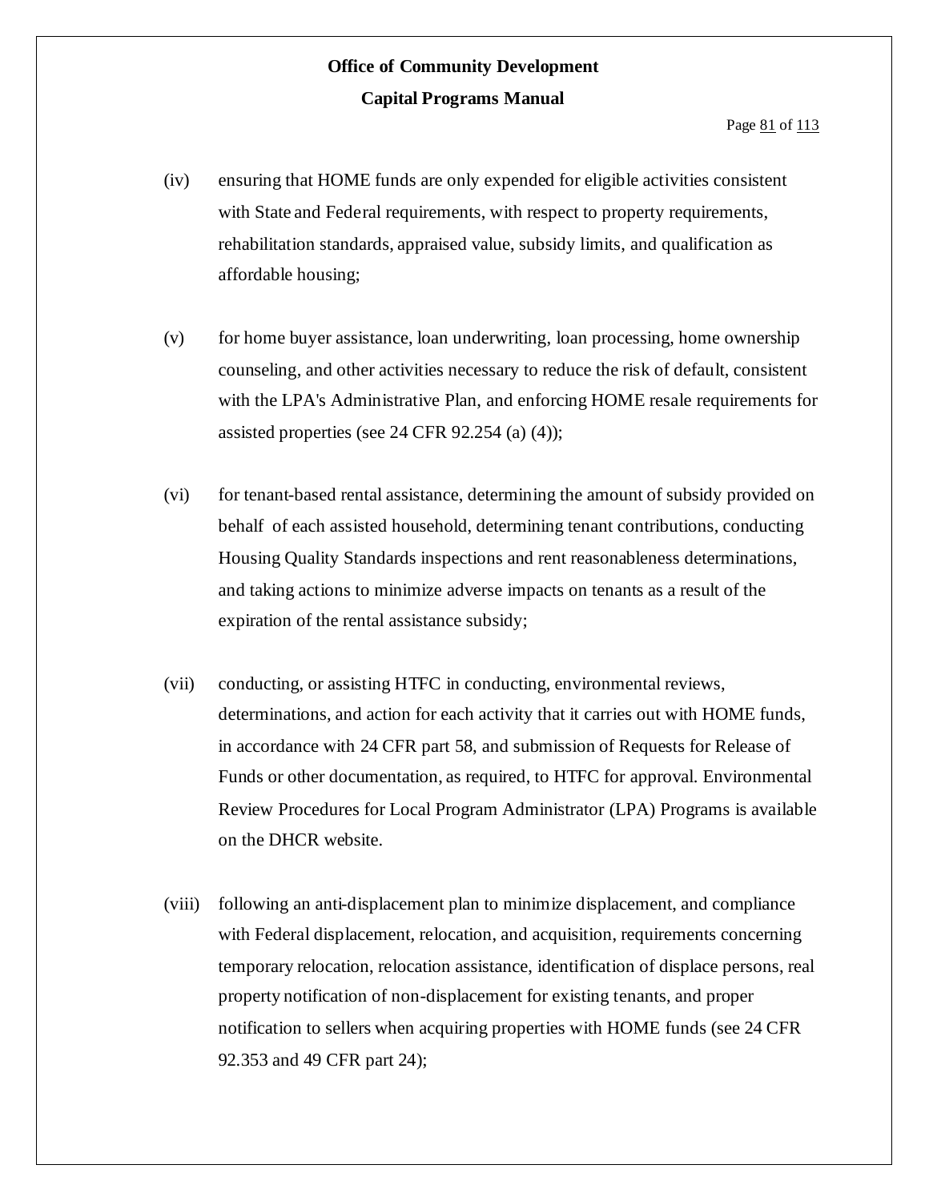(iv) ensuring that HOME funds are only expended for eligible activities consistent with State and Federal requirements, with respect to property requirements, rehabilitation standards, appraised value, subsidy limits, and qualification as affordable housing;

(v) for home buyer assistance, loan underwriting, loan processing, home ownership counseling, and other activities necessary to reduce the risk of default, consistent with the LPA's Administrative Plan, and enforcing HOME resale requirements for assisted properties (see 24 CFR 92.254 (a) (4));

(vi) for tenant-based rental assistance, determining the amount of subsidy provided on behalf of each assisted household, determining tenant contributions, conducting Housing Quality Standards inspections and rent reasonableness determinations, and taking actions to minimize adverse impacts on tenants as a result of the expiration of the rental assistance subsidy;

(vii) conducting, or assisting HTFC in conducting, environmental reviews, determinations, and action for each activity that it carries out with HOME funds, in accordance with 24 CFR part 58, and submission of Requests for Release of Funds or other documentation, as required, to HTFC for approval. Environmental Review Procedures for Local Program Administrator (LPA) Programs is available on the DHCR website.

(viii) following an anti-displacement plan to minimize displacement, and compliance with Federal displacement, relocation, and acquisition, requirements concerning temporary relocation, relocation assistance, identification of displace persons, real property notification of non-displacement for existing tenants, and proper notification to sellers when acquiring properties with HOME funds (see 24 CFR 92.353 and 49 CFR part 24);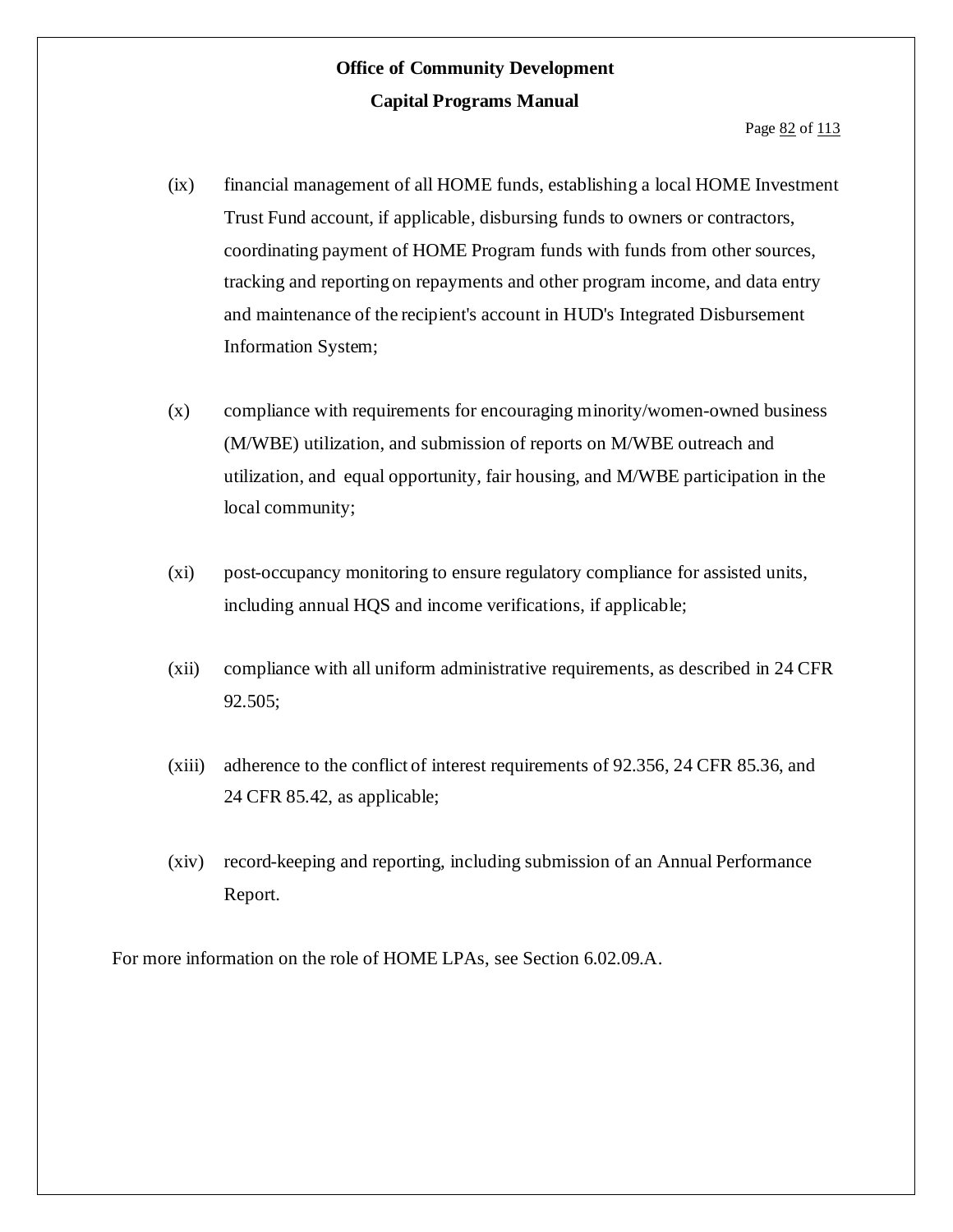(ix) financial management of all HOME funds, establishing a local HOME Investment Trust Fund account, if applicable, disbursing funds to owners or contractors, coordinating payment of HOME Program funds with funds from other sources, tracking and reporting on repayments and other program income, and data entry and maintenance of the recipient's account in HUD's Integrated Disbursement Information System;

(x) compliance with requirements for encouraging minority/women-owned business (M/WBE) utilization, and submission of reports on M/WBE outreach and utilization, and equal opportunity, fair housing, and M/WBE participation in the local community;

(xi) post-occupancy monitoring to ensure regulatory compliance for assisted units, including annual HQS and income verifications, if applicable;

(xii) compliance with all uniform administrative requirements, as described in 24 CFR 92.505;

(xiii) adherence to the conflict of interest requirements of 92.356, 24 CFR 85.36, and 24 CFR 85.42, as applicable;

(xiv) record-keeping and reporting, including submission of an Annual Performance Report.

For more information on the role of HOME LPAs, see Section 6.02.09.A.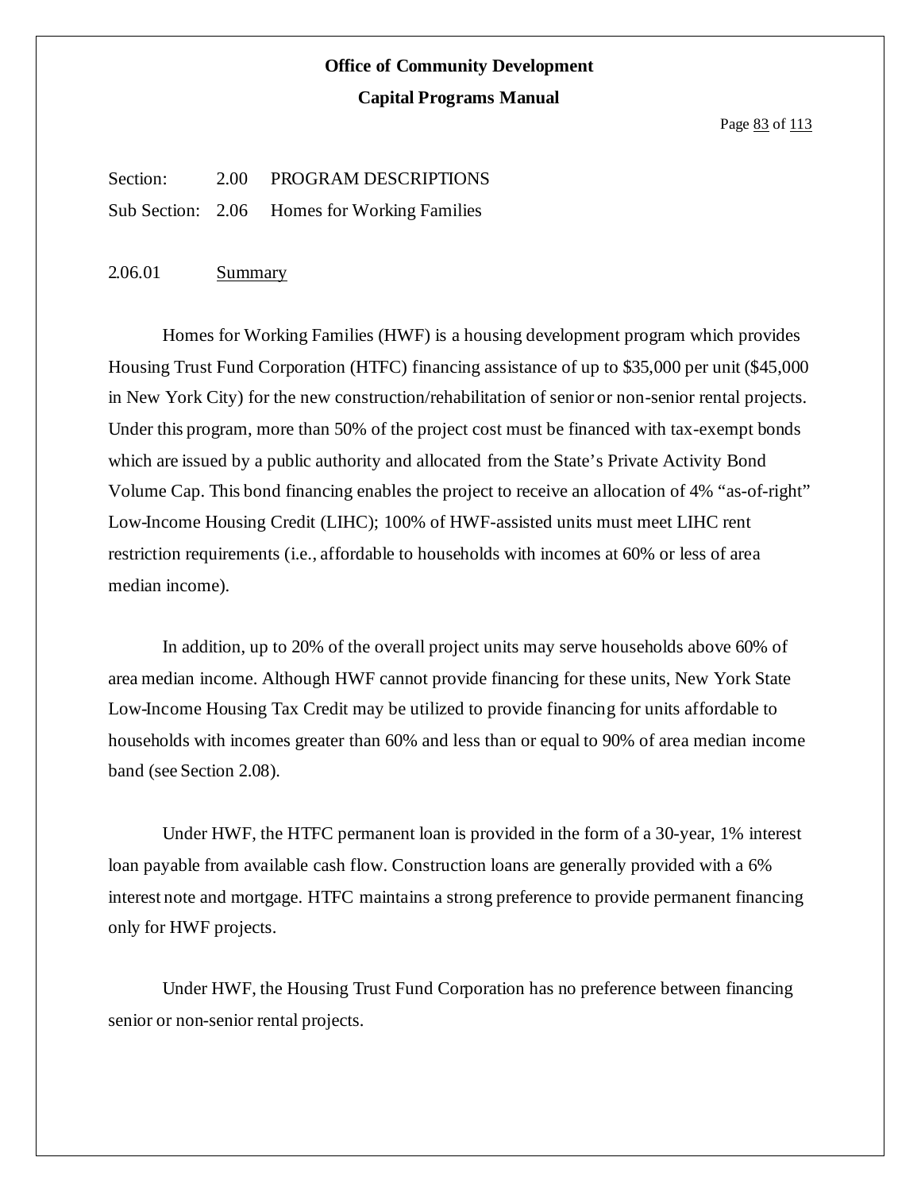**Office of Community Development**

**Capital Programs Manual**

Section: 2.00 PROGRAM DESCRIPTIONS

Sub Section: 2.06 Homes for Working Families

2.06.01 Summary

Homes for Working Families (HWF) is a housing development program which provides Housing Trust Fund Corporation (HTFC) financing assistance of up to $35,000 per unit ($45,000 in New York City) for the new construction/rehabilitation of senior or non-senior rental projects. Under this program, more than 50% of the project cost must be financed with tax-exempt bonds which are issued by a public authority and allocated from the State's Private Activity Bond Volume Cap. This bond financing enables the project to receive an allocation of 4% "as-of-right" Low-Income Housing Credit (LIHC); 100% of HWF-assisted units must meet LIHC rent restriction requirements (i.e., affordable to households with incomes at 60% or less of area median income).

In addition, up to 20% of the overall project units may serve households above 60% of area median income. Although HWF cannot provide financing for these units, New York State Low-Income Housing Tax Credit may be utilized to provide financing for units affordable to households with incomes greater than 60% and less than or equal to 90% of area median income band (see Section 2.08).

Under HWF, the HTFC permanent loan is provided in the form of a 30-year, 1% interest loan payable from available cash flow. Construction loans are generally provided with a 6% interest note and mortgage. HTFC maintains a strong preference to provide permanent financing only for HWF projects.

Under HWF, the Housing Trust Fund Corporation has no preference between financing senior or non-senior rental projects.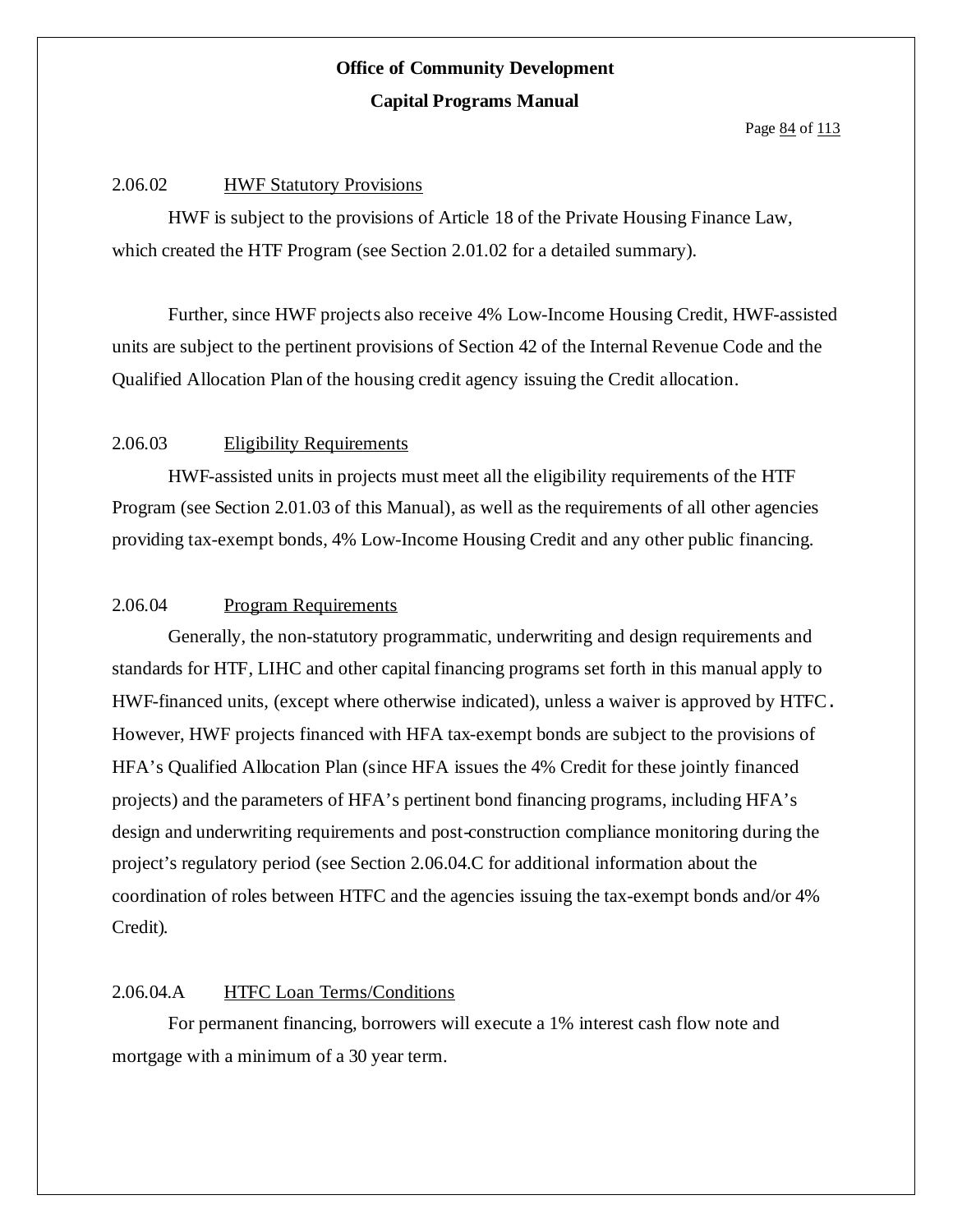### 2.06.02 HWF Statutory Provisions

HWF is subject to the provisions of Article 18 of the Private Housing Finance Law, which created the HTF Program (see Section 2.01.02 for a detailed summary).

Further, since HWF projects also receive 4% Low-Income Housing Credit, HWF-assisted units are subject to the pertinent provisions of Section 42 of the Internal Revenue Code and the Qualified Allocation Plan of the housing credit agency issuing the Credit allocation.

### 2.06.03 Eligibility Requirements

HWF-assisted units in projects must meet all the eligibility requirements of the HTF Program (see Section 2.01.03 of this Manual), as well as the requirements of all other agencies providing tax-exempt bonds, 4% Low-Income Housing Credit and any other public financing.

### 2.06.04 Program Requirements

Generally, the non-statutory programmatic, underwriting and design requirements and standards for HTF, LIHC and other capital financing programs set forth in this manual apply to HWF-financed units, (except where otherwise indicated), unless a waiver is approved by HTFC. However, HWF projects financed with HFA tax-exempt bonds are subject to the provisions of HFA's Qualified Allocation Plan (since HFA issues the 4% Credit for these jointly financed projects) and the parameters of HFA's pertinent bond financing programs, including HFA's design and underwriting requirements and post-construction compliance monitoring during the project's regulatory period (see Section 2.06.04.C for additional information about the coordination of roles between HTFC and the agencies issuing the tax-exempt bonds and/or 4% Credit).

### 2.06.04.A HTFC Loan Terms/Conditions

For permanent financing, borrowers will execute a 1% interest cash flow note and mortgage with a minimum of a 30 year term.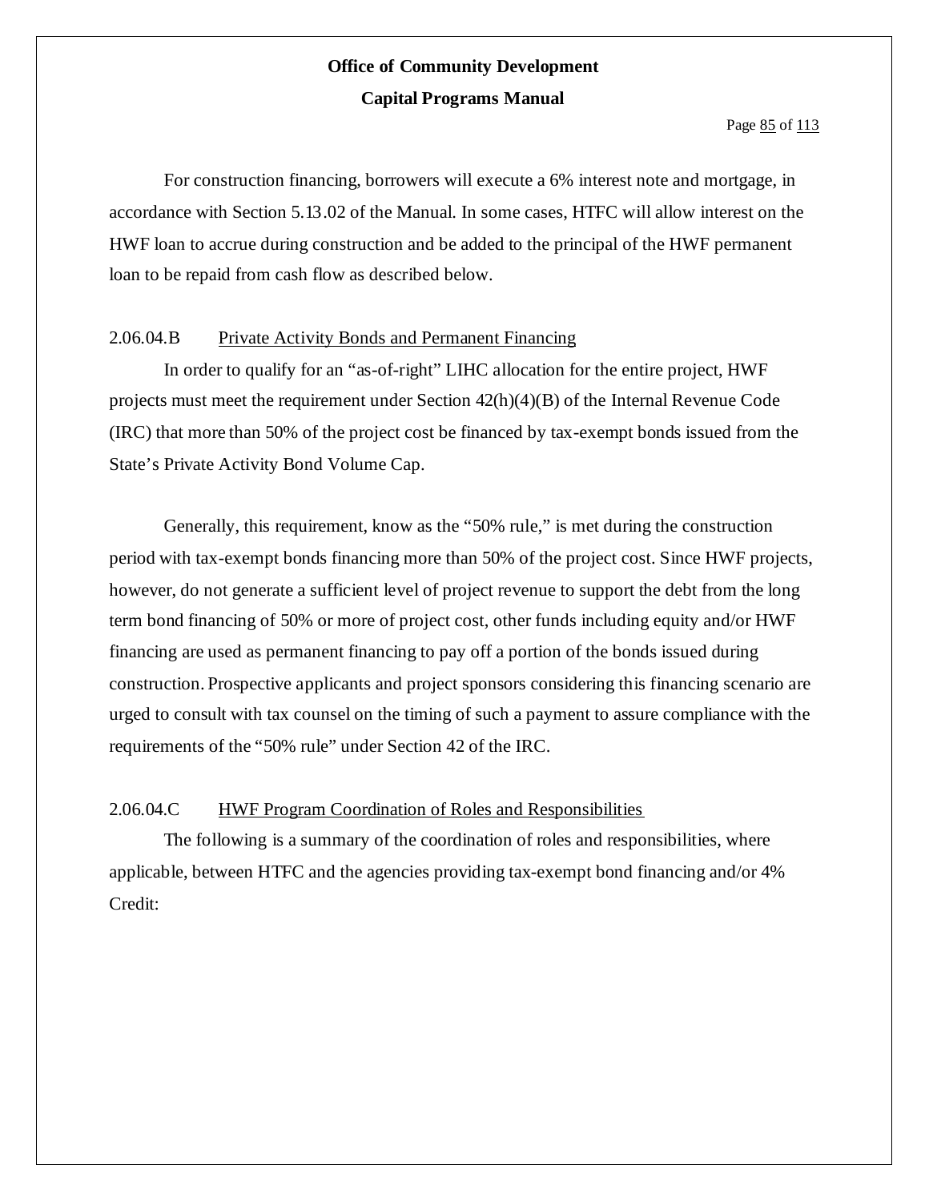For construction financing, borrowers will execute a 6% interest note and mortgage, in accordance with Section 5.13.02 of the Manual. In some cases, HTFC will allow interest on the HWF loan to accrue during construction and be added to the principal of the HWF permanent loan to be repaid from cash flow as described below.

### 2.06.04.B Private Activity Bonds and Permanent Financing

In order to qualify for an "as-of-right" LIHC allocation for the entire project, HWF projects must meet the requirement under Section 42(h)(4)(B) of the Internal Revenue Code (IRC) that more than 50% of the project cost be financed by tax-exempt bonds issued from the State's Private Activity Bond Volume Cap.

Generally, this requirement, know as the "50% rule," is met during the construction period with tax-exempt bonds financing more than 50% of the project cost. Since HWF projects, however, do not generate a sufficient level of project revenue to support the debt from the long term bond financing of 50% or more of project cost, other funds including equity and/or HWF financing are used as permanent financing to pay off a portion of the bonds issued during construction. Prospective applicants and project sponsors considering this financing scenario are urged to consult with tax counsel on the timing of such a payment to assure compliance with the requirements of the "50% rule" under Section 42 of the IRC.

### 2.06.04.C HWF Program Coordination of Roles and Responsibilities

The following is a summary of the coordination of roles and responsibilities, where applicable, between HTFC and the agencies providing tax-exempt bond financing and/or 4% Credit: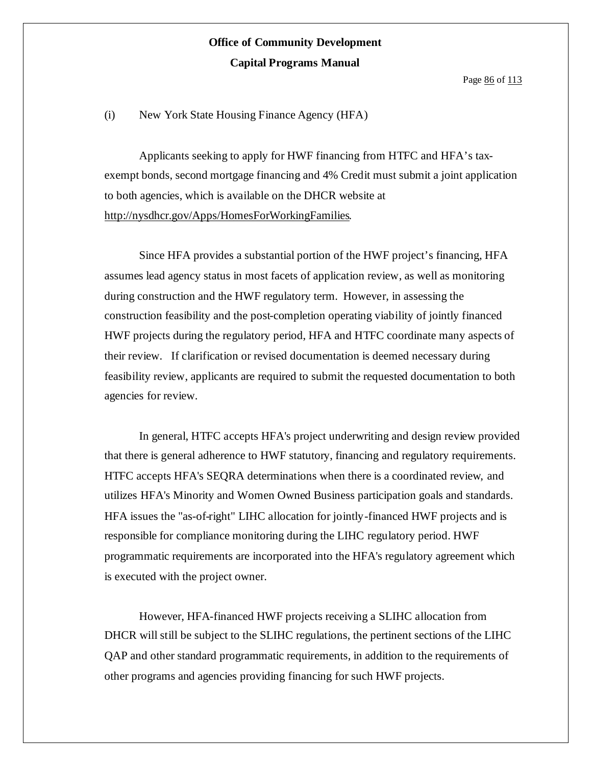(i) New York State Housing Finance Agency (HFA)

Applicants seeking to apply for HWF financing from HTFC and HFA's tax-exempt bonds, second mortgage financing and 4% Credit must submit a joint application to both agencies, which is available on the DHCR website at http://nysdhcr.gov/Apps/HomesForWorkingFamilies.

Since HFA provides a substantial portion of the HWF project's financing, HFA assumes lead agency status in most facets of application review, as well as monitoring during construction and the HWF regulatory term. However, in assessing the construction feasibility and the post-completion operating viability of jointly financed HWF projects during the regulatory period, HFA and HTFC coordinate many aspects of their review. If clarification or revised documentation is deemed necessary during feasibility review, applicants are required to submit the requested documentation to both agencies for review.

In general, HTFC accepts HFA's project underwriting and design review provided that there is general adherence to HWF statutory, financing and regulatory requirements. HTFC accepts HFA's SEQRA determinations when there is a coordinated review, and utilizes HFA's Minority and Women Owned Business participation goals and standards. HFA issues the "as-of-right" LIHC allocation for jointly-financed HWF projects and is responsible for compliance monitoring during the LIHC regulatory period. HWF programmatic requirements are incorporated into the HFA's regulatory agreement which is executed with the project owner.

However, HFA-financed HWF projects receiving a SLIHC allocation from DHCR will still be subject to the SLIHC regulations, the pertinent sections of the LIHC QAP and other standard programmatic requirements, in addition to the requirements of other programs and agencies providing financing for such HWF projects.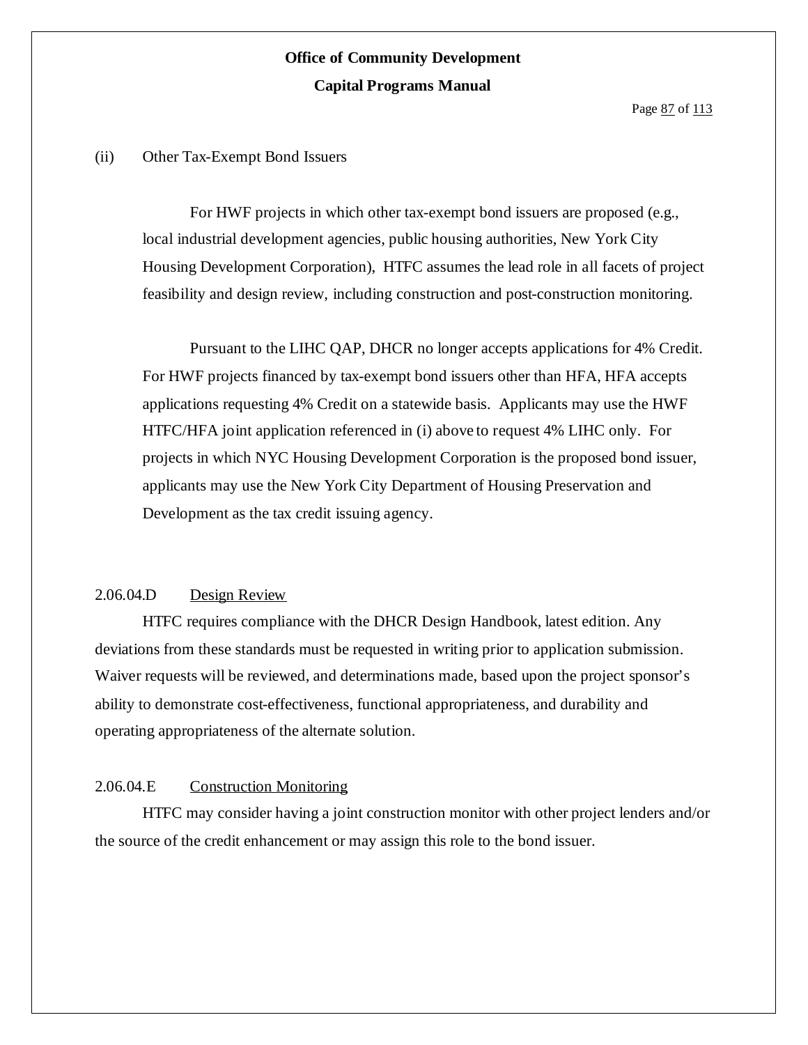(ii) Other Tax-Exempt Bond Issuers

For HWF projects in which other tax-exempt bond issuers are proposed (e.g., local industrial development agencies, public housing authorities, New York City Housing Development Corporation), HTFC assumes the lead role in all facets of project feasibility and design review, including construction and post-construction monitoring.

Pursuant to the LIHC QAP, DHCR no longer accepts applications for 4% Credit. For HWF projects financed by tax-exempt bond issuers other than HFA, HFA accepts applications requesting 4% Credit on a statewide basis. Applicants may use the HWF HTFC/HFA joint application referenced in (i) above to request 4% LIHC only. For projects in which NYC Housing Development Corporation is the proposed bond issuer, applicants may use the New York City Department of Housing Preservation and Development as the tax credit issuing agency.

2.06.04.D Design Review

HTFC requires compliance with the DHCR Design Handbook, latest edition. Any deviations from these standards must be requested in writing prior to application submission. Waiver requests will be reviewed, and determinations made, based upon the project sponsor's ability to demonstrate cost-effectiveness, functional appropriateness, and durability and operating appropriateness of the alternate solution.

2.06.04.E Construction Monitoring

HTFC may consider having a joint construction monitor with other project lenders and/or the source of the credit enhancement or may assign this role to the bond issuer.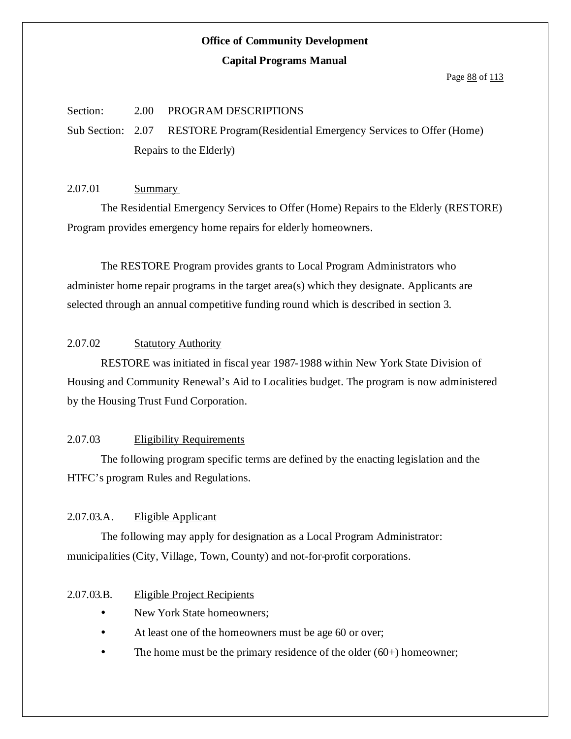Section: 2.00 PROGRAM DESCRIPTIONS

Sub Section: 2.07 RESTORE Program(Residential Emergency Services to Offer (Home) Repairs to the Elderly)

## 2.07.01 Summary

The Residential Emergency Services to Offer (Home) Repairs to the Elderly (RESTORE) Program provides emergency home repairs for elderly homeowners.

The RESTORE Program provides grants to Local Program Administrators who administer home repair programs in the target area(s) which they designate. Applicants are selected through an annual competitive funding round which is described in section 3.

## 2.07.02 Statutory Authority

RESTORE was initiated in fiscal year 1987-1988 within New York State Division of Housing and Community Renewal's Aid to Localities budget. The program is now administered by the Housing Trust Fund Corporation.

## 2.07.03 Eligibility Requirements

The following program specific terms are defined by the enacting legislation and the HTFC's program Rules and Regulations.

### 2.07.03.A. Eligible Applicant

The following may apply for designation as a Local Program Administrator: municipalities (City, Village, Town, County) and not-for-profit corporations.

### 2.07.03.B. Eligible Project Recipients

- New York State homeowners;
- At least one of the homeowners must be age 60 or over;
- The home must be the primary residence of the older (60+) homeowner;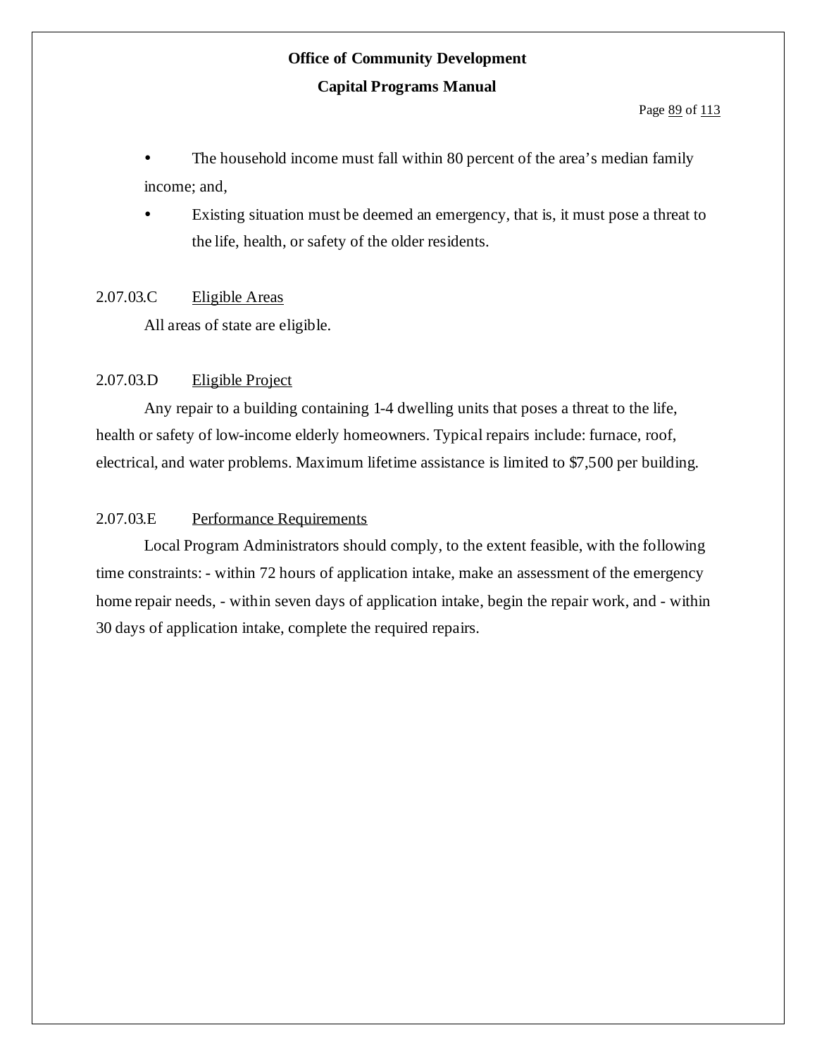- The household income must fall within 80 percent of the area's median family income; and,
- Existing situation must be deemed an emergency, that is, it must pose a threat to the life, health, or safety of the older residents.

2.07.03.C Eligible Areas

All areas of state are eligible.

2.07.03.D Eligible Project

Any repair to a building containing 1-4 dwelling units that poses a threat to the life, health or safety of low-income elderly homeowners. Typical repairs include: furnace, roof, electrical, and water problems. Maximum lifetime assistance is limited to $7,500 per building.

2.07.03.E Performance Requirements

Local Program Administrators should comply, to the extent feasible, with the following time constraints: - within 72 hours of application intake, make an assessment of the emergency home repair needs, - within seven days of application intake, begin the repair work, and - within 30 days of application intake, complete the required repairs.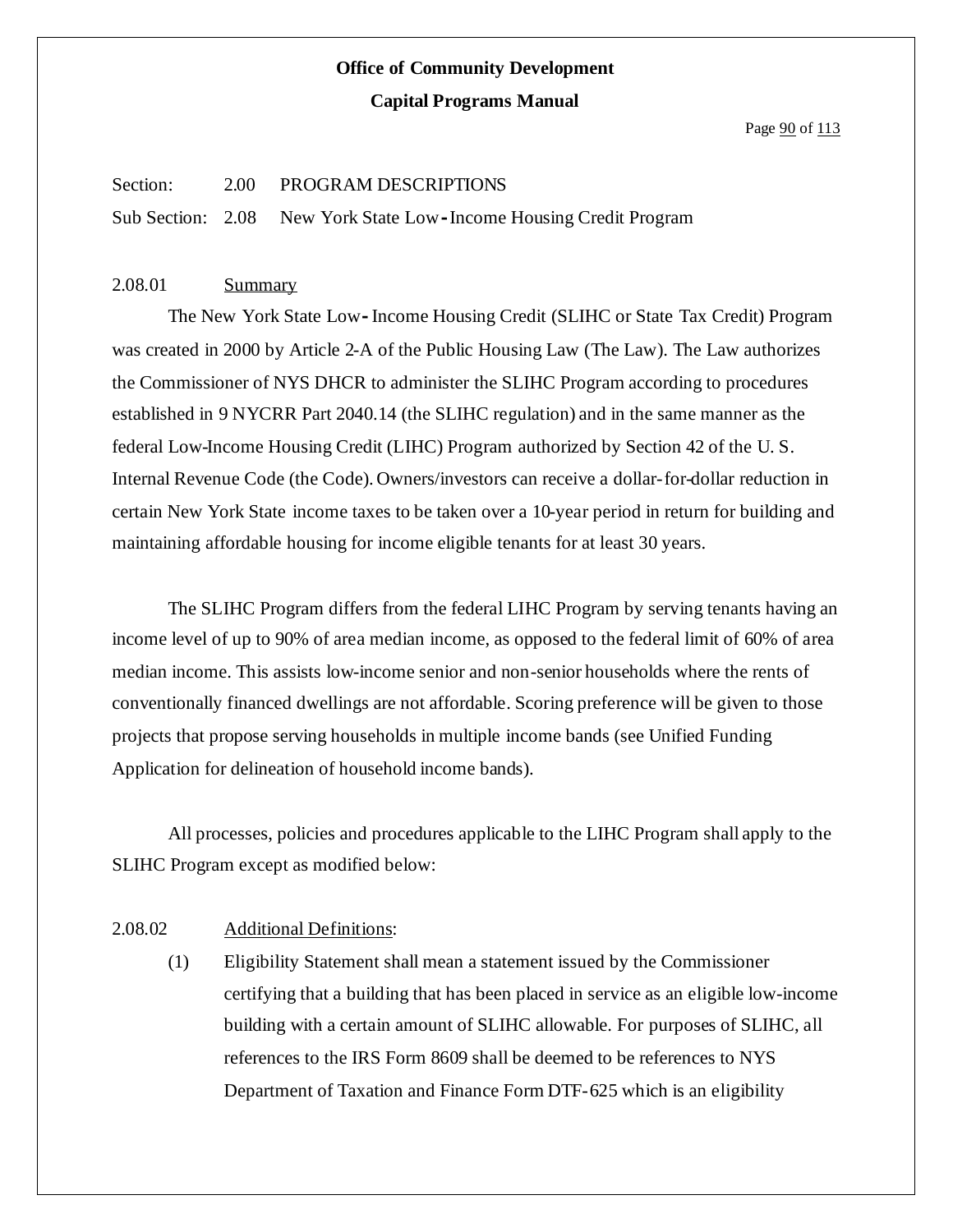# Office of Community Development

# Capital Programs Manual

Section: 2.00 PROGRAM DESCRIPTIONS

Sub Section: 2.08 New York State Low-Income Housing Credit Program

## 2.08.01 Summary

The New York State Low-Income Housing Credit (SLIHC or State Tax Credit) Program was created in 2000 by Article 2-A of the Public Housing Law (The Law). The Law authorizes the Commissioner of NYS DHCR to administer the SLIHC Program according to procedures established in 9 NYCRR Part 2040.14 (the SLIHC regulation) and in the same manner as the federal Low-Income Housing Credit (LIHC) Program authorized by Section 42 of the U. S. Internal Revenue Code (the Code). Owners/investors can receive a dollar-for-dollar reduction in certain New York State income taxes to be taken over a 10-year period in return for building and maintaining affordable housing for income eligible tenants for at least 30 years.

The SLIHC Program differs from the federal LIHC Program by serving tenants having an income level of up to 90% of area median income, as opposed to the federal limit of 60% of area median income. This assists low-income senior and non-senior households where the rents of conventionally financed dwellings are not affordable. Scoring preference will be given to those projects that propose serving households in multiple income bands (see Unified Funding Application for delineation of household income bands).

All processes, policies and procedures applicable to the LIHC Program shall apply to the SLIHC Program except as modified below:

## 2.08.02 Additional Definitions:

(1) Eligibility Statement shall mean a statement issued by the Commissioner certifying that a building that has been placed in service as an eligible low-income building with a certain amount of SLIHC allowable. For purposes of SLIHC, all references to the IRS Form 8609 shall be deemed to be references to NYS Department of Taxation and Finance Form DTF-625 which is an eligibility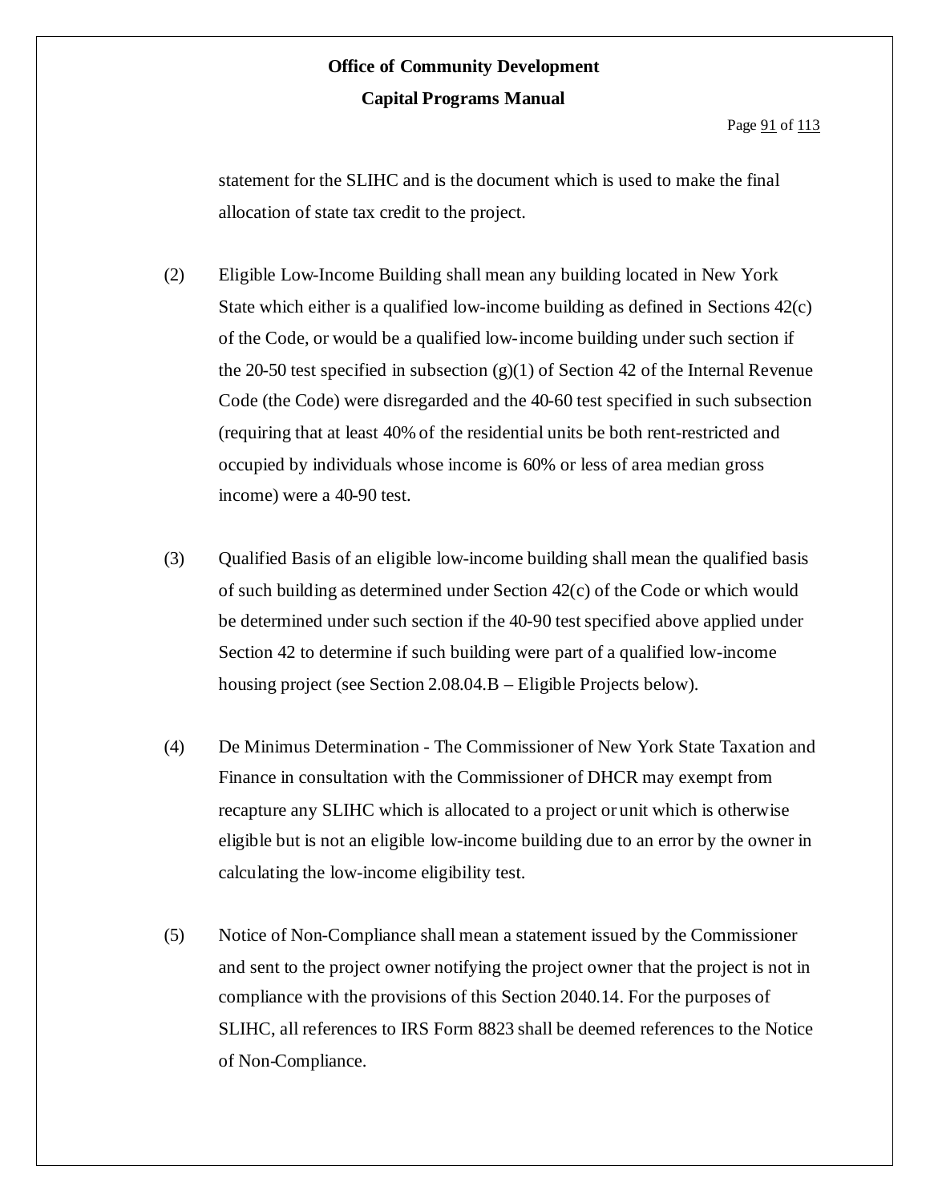statement for the SLIHC and is the document which is used to make the final allocation of state tax credit to the project.

(2) Eligible Low-Income Building shall mean any building located in New York State which either is a qualified low-income building as defined in Sections 42(c) of the Code, or would be a qualified low-income building under such section if the 20-50 test specified in subsection (g)(1) of Section 42 of the Internal Revenue Code (the Code) were disregarded and the 40-60 test specified in such subsection (requiring that at least 40% of the residential units be both rent-restricted and occupied by individuals whose income is 60% or less of area median gross income) were a 40-90 test.

(3) Qualified Basis of an eligible low-income building shall mean the qualified basis of such building as determined under Section 42(c) of the Code or which would be determined under such section if the 40-90 test specified above applied under Section 42 to determine if such building were part of a qualified low-income housing project (see Section 2.08.04.B – Eligible Projects below).

(4) De Minimus Determination - The Commissioner of New York State Taxation and Finance in consultation with the Commissioner of DHCR may exempt from recapture any SLIHC which is allocated to a project or unit which is otherwise eligible but is not an eligible low-income building due to an error by the owner in calculating the low-income eligibility test.

(5) Notice of Non-Compliance shall mean a statement issued by the Commissioner and sent to the project owner notifying the project owner that the project is not in compliance with the provisions of this Section 2040.14. For the purposes of SLIHC, all references to IRS Form 8823 shall be deemed references to the Notice of Non-Compliance.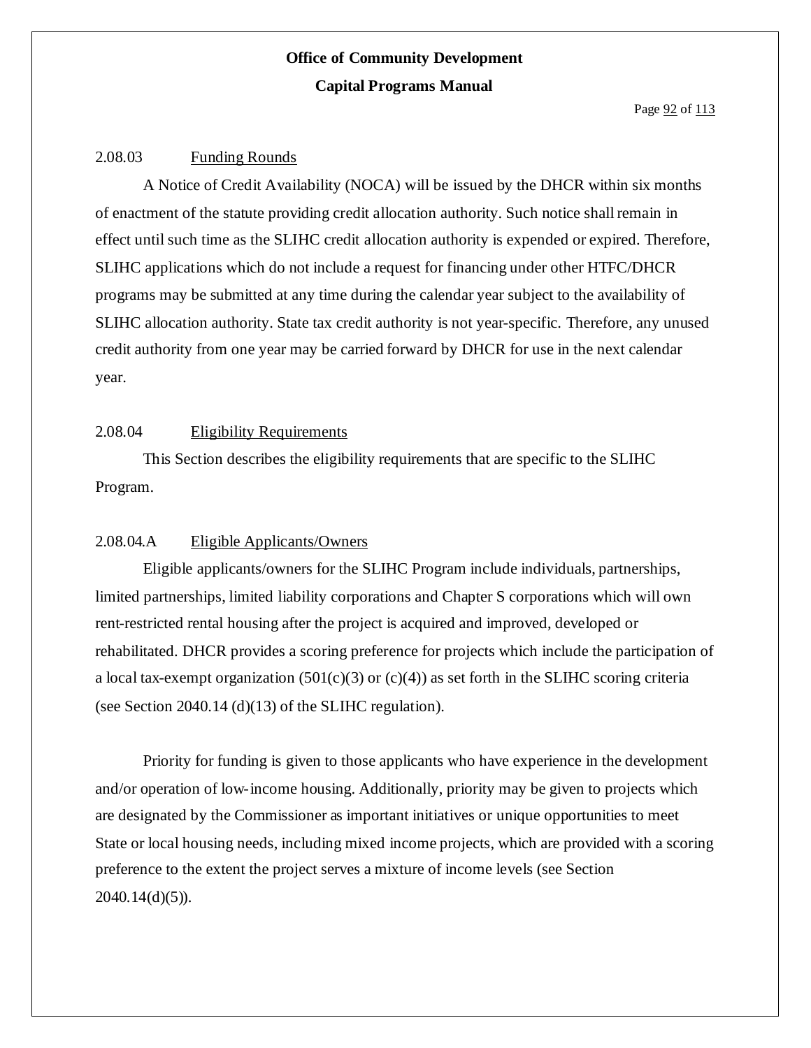### 2.08.03 Funding Rounds

A Notice of Credit Availability (NOCA) will be issued by the DHCR within six months of enactment of the statute providing credit allocation authority. Such notice shall remain in effect until such time as the SLIHC credit allocation authority is expended or expired. Therefore, SLIHC applications which do not include a request for financing under other HTFC/DHCR programs may be submitted at any time during the calendar year subject to the availability of SLIHC allocation authority. State tax credit authority is not year-specific. Therefore, any unused credit authority from one year may be carried forward by DHCR for use in the next calendar year.

### 2.08.04 Eligibility Requirements

This Section describes the eligibility requirements that are specific to the SLIHC Program.

### 2.08.04.A Eligible Applicants/Owners

Eligible applicants/owners for the SLIHC Program include individuals, partnerships, limited partnerships, limited liability corporations and Chapter S corporations which will own rent-restricted rental housing after the project is acquired and improved, developed or rehabilitated. DHCR provides a scoring preference for projects which include the participation of a local tax-exempt organization (501(c)(3) or (c)(4)) as set forth in the SLIHC scoring criteria (see Section 2040.14 (d)(13) of the SLIHC regulation).

Priority for funding is given to those applicants who have experience in the development and/or operation of low-income housing. Additionally, priority may be given to projects which are designated by the Commissioner as important initiatives or unique opportunities to meet State or local housing needs, including mixed income projects, which are provided with a scoring preference to the extent the project serves a mixture of income levels (see Section 2040.14(d)(5)).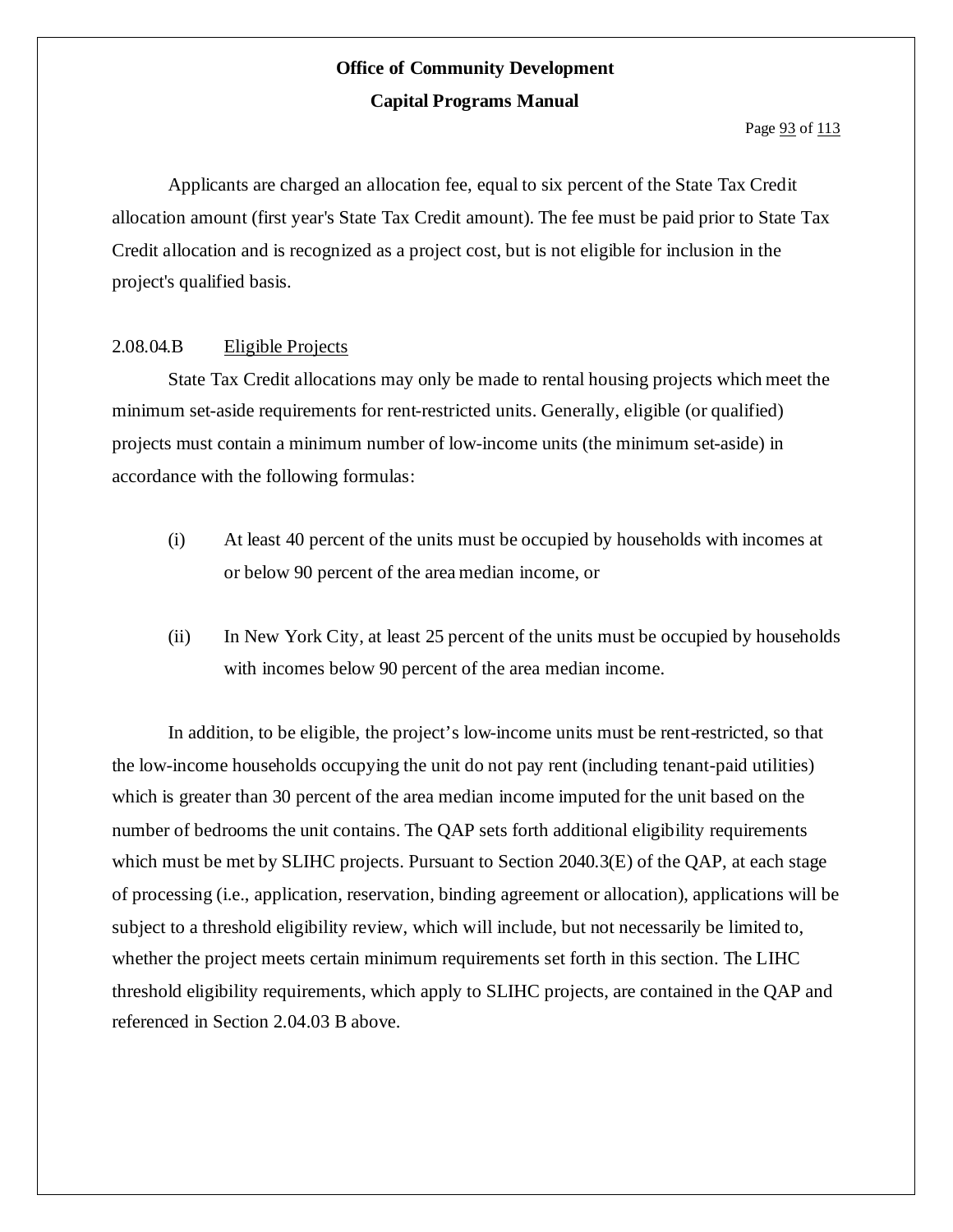Applicants are charged an allocation fee, equal to six percent of the State Tax Credit allocation amount (first year's State Tax Credit amount). The fee must be paid prior to State Tax Credit allocation and is recognized as a project cost, but is not eligible for inclusion in the project's qualified basis.

2.08.04.B <u>Eligible Projects</u>

State Tax Credit allocations may only be made to rental housing projects which meet the minimum set-aside requirements for rent-restricted units. Generally, eligible (or qualified) projects must contain a minimum number of low-income units (the minimum set-aside) in accordance with the following formulas:

(i) At least 40 percent of the units must be occupied by households with incomes at or below 90 percent of the area median income, or

(ii) In New York City, at least 25 percent of the units must be occupied by households with incomes below 90 percent of the area median income.

In addition, to be eligible, the project's low-income units must be rent-restricted, so that the low-income households occupying the unit do not pay rent (including tenant-paid utilities) which is greater than 30 percent of the area median income imputed for the unit based on the number of bedrooms the unit contains. The QAP sets forth additional eligibility requirements which must be met by SLIHC projects. Pursuant to Section 2040.3(E) of the QAP, at each stage of processing (i.e., application, reservation, binding agreement or allocation), applications will be subject to a threshold eligibility review, which will include, but not necessarily be limited to, whether the project meets certain minimum requirements set forth in this section. The LIHC threshold eligibility requirements, which apply to SLIHC projects, are contained in the QAP and referenced in Section 2.04.03 B above.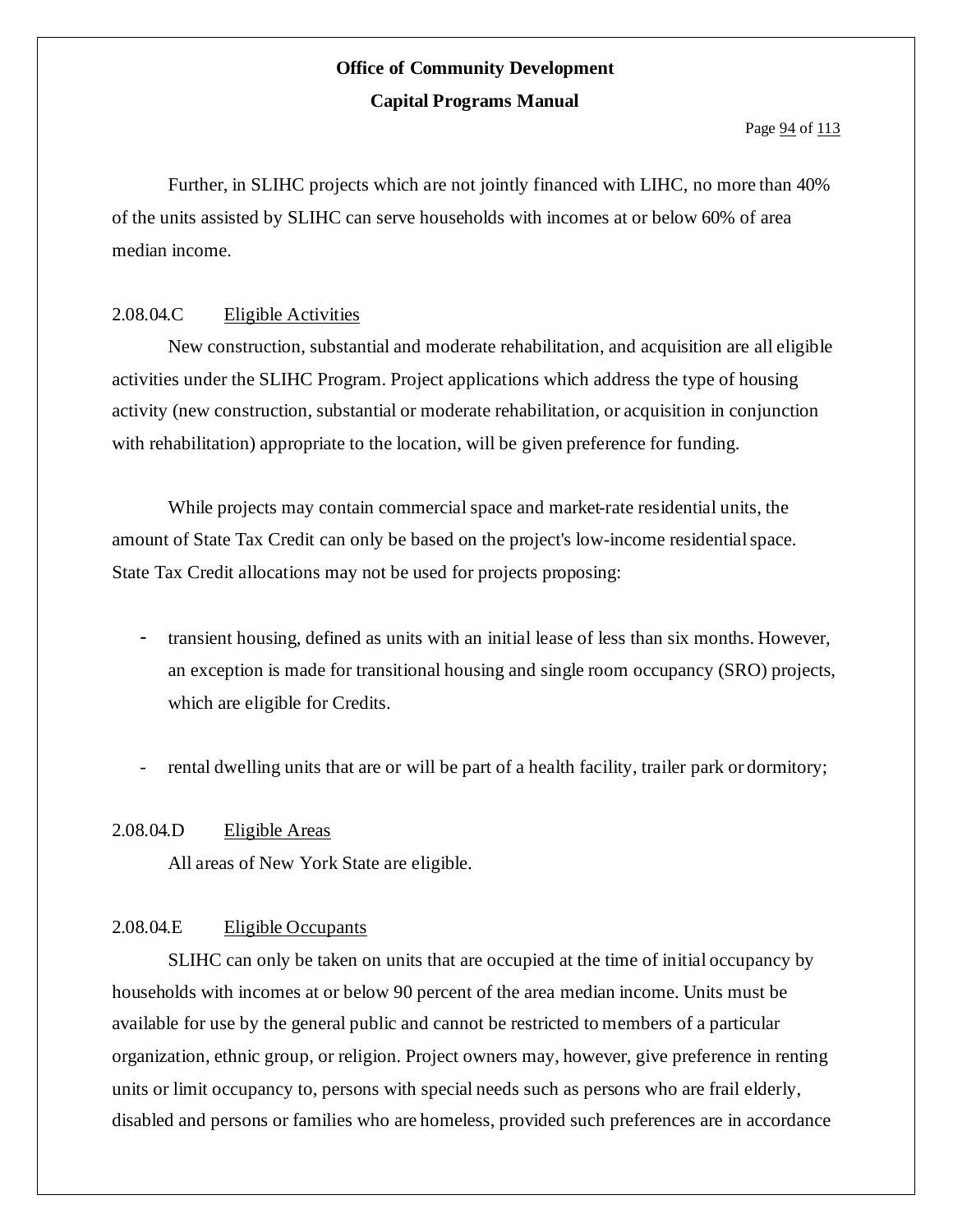Further, in SLIHC projects which are not jointly financed with LIHC, no more than 40% of the units assisted by SLIHC can serve households with incomes at or below 60% of area median income.

2.08.04.C Eligible Activities

New construction, substantial and moderate rehabilitation, and acquisition are all eligible activities under the SLIHC Program. Project applications which address the type of housing activity (new construction, substantial or moderate rehabilitation, or acquisition in conjunction with rehabilitation) appropriate to the location, will be given preference for funding.

While projects may contain commercial space and market-rate residential units, the amount of State Tax Credit can only be based on the project's low-income residential space. State Tax Credit allocations may not be used for projects proposing:

- transient housing, defined as units with an initial lease of less than six months. However, an exception is made for transitional housing and single room occupancy (SRO) projects, which are eligible for Credits.

- rental dwelling units that are or will be part of a health facility, trailer park or dormitory;

2.08.04.D Eligible Areas

All areas of New York State are eligible.

2.08.04.E Eligible Occupants

SLIHC can only be taken on units that are occupied at the time of initial occupancy by households with incomes at or below 90 percent of the area median income. Units must be available for use by the general public and cannot be restricted to members of a particular organization, ethnic group, or religion. Project owners may, however, give preference in renting units or limit occupancy to, persons with special needs such as persons who are frail elderly, disabled and persons or families who are homeless, provided such preferences are in accordance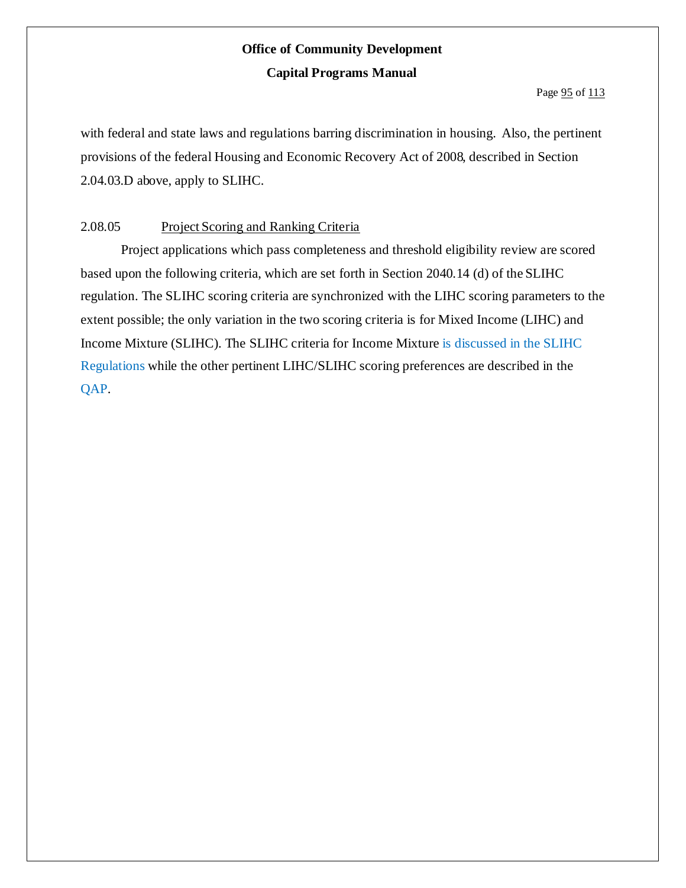with federal and state laws and regulations barring discrimination in housing. Also, the pertinent provisions of the federal Housing and Economic Recovery Act of 2008, described in Section 2.04.03.D above, apply to SLIHC.

### 2.08.05 Project Scoring and Ranking Criteria

Project applications which pass completeness and threshold eligibility review are scored based upon the following criteria, which are set forth in Section 2040.14 (d) of the SLIHC regulation. The SLIHC scoring criteria are synchronized with the LIHC scoring parameters to the extent possible; the only variation in the two scoring criteria is for Mixed Income (LIHC) and Income Mixture (SLIHC). The SLIHC criteria for Income Mixture is discussed in the SLIHC Regulations while the other pertinent LIHC/SLIHC scoring preferences are described in the QAP.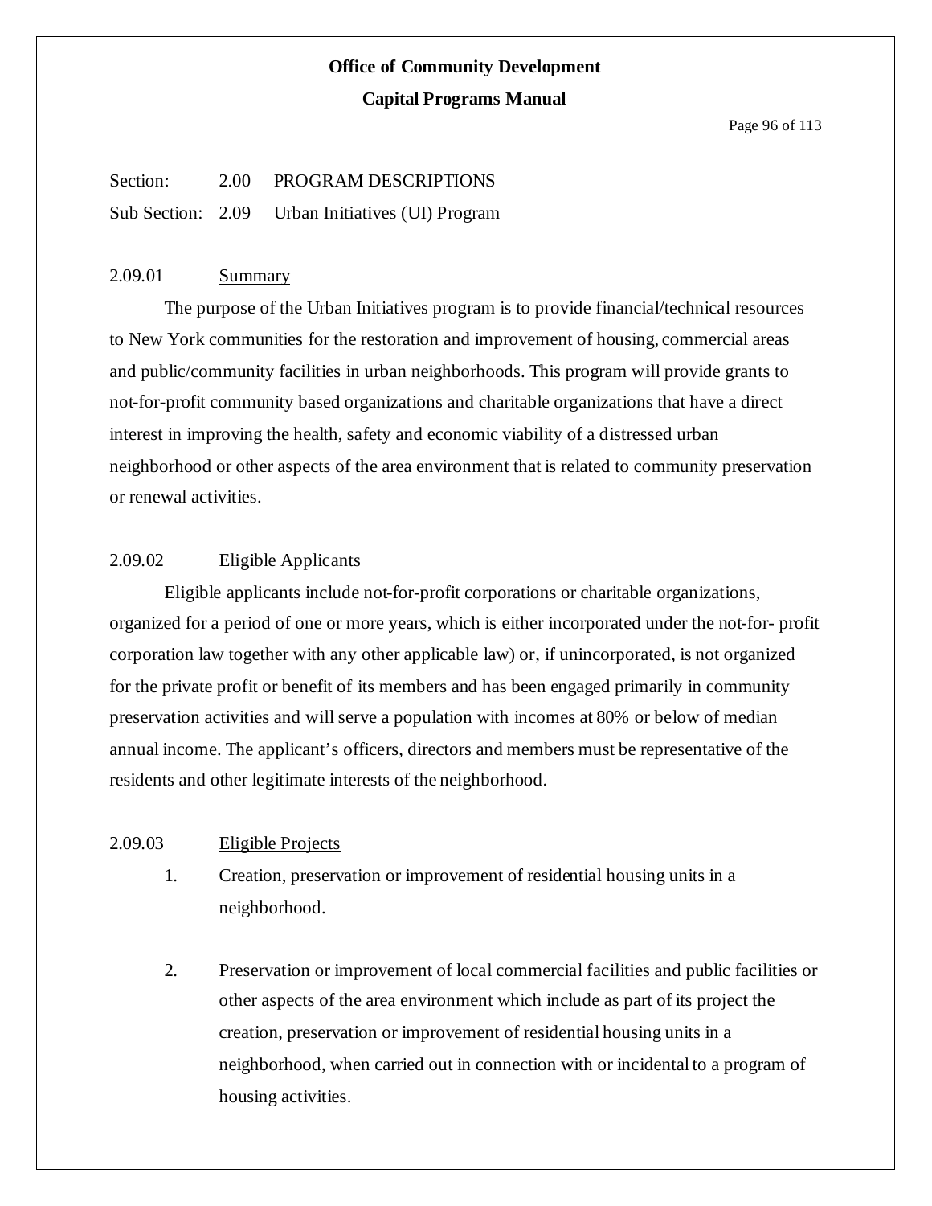Section: 2.00 PROGRAM DESCRIPTIONS

Sub Section: 2.09 Urban Initiatives (UI) Program

## 2.09.01 Summary

The purpose of the Urban Initiatives program is to provide financial/technical resources to New York communities for the restoration and improvement of housing, commercial areas and public/community facilities in urban neighborhoods. This program will provide grants to not-for-profit community based organizations and charitable organizations that have a direct interest in improving the health, safety and economic viability of a distressed urban neighborhood or other aspects of the area environment that is related to community preservation or renewal activities.

## 2.09.02 Eligible Applicants

Eligible applicants include not-for-profit corporations or charitable organizations, organized for a period of one or more years, which is either incorporated under the not-for- profit corporation law together with any other applicable law) or, if unincorporated, is not organized for the private profit or benefit of its members and has been engaged primarily in community preservation activities and will serve a population with incomes at 80% or below of median annual income. The applicant's officers, directors and members must be representative of the residents and other legitimate interests of the neighborhood.

## 2.09.03 Eligible Projects

1. Creation, preservation or improvement of residential housing units in a neighborhood.

2. Preservation or improvement of local commercial facilities and public facilities or other aspects of the area environment which include as part of its project the creation, preservation or improvement of residential housing units in a neighborhood, when carried out in connection with or incidental to a program of housing activities.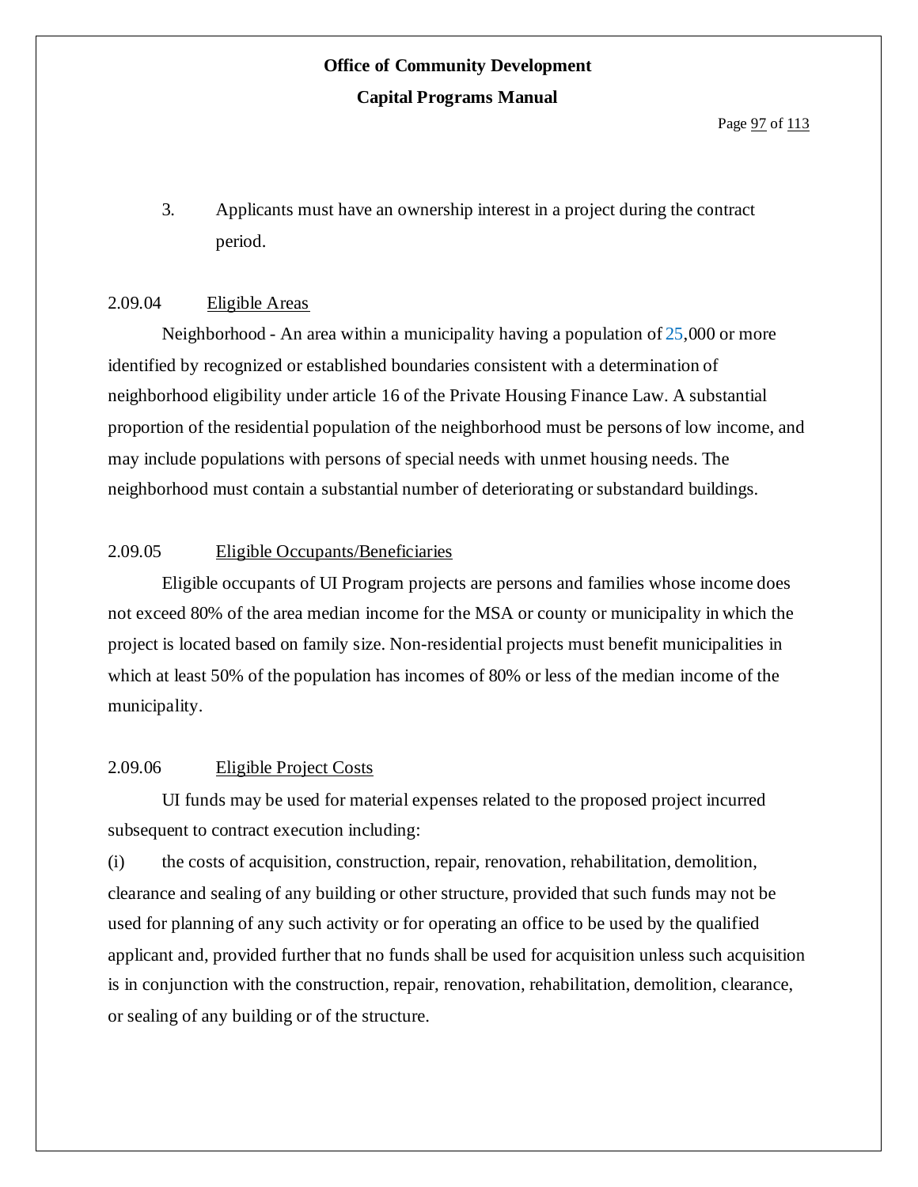3. Applicants must have an ownership interest in a project during the contract period.

### 2.09.04 Eligible Areas

Neighborhood - An area within a municipality having a population of 25,000 or more identified by recognized or established boundaries consistent with a determination of neighborhood eligibility under article 16 of the Private Housing Finance Law. A substantial proportion of the residential population of the neighborhood must be persons of low income, and may include populations with persons of special needs with unmet housing needs. The neighborhood must contain a substantial number of deteriorating or substandard buildings.

### 2.09.05 Eligible Occupants/Beneficiaries

Eligible occupants of UI Program projects are persons and families whose income does not exceed 80% of the area median income for the MSA or county or municipality in which the project is located based on family size. Non-residential projects must benefit municipalities in which at least 50% of the population has incomes of 80% or less of the median income of the municipality.

### 2.09.06 Eligible Project Costs

UI funds may be used for material expenses related to the proposed project incurred subsequent to contract execution including:

(i) the costs of acquisition, construction, repair, renovation, rehabilitation, demolition, clearance and sealing of any building or other structure, provided that such funds may not be used for planning of any such activity or for operating an office to be used by the qualified applicant and, provided further that no funds shall be used for acquisition unless such acquisition is in conjunction with the construction, repair, renovation, rehabilitation, demolition, clearance, or sealing of any building or of the structure.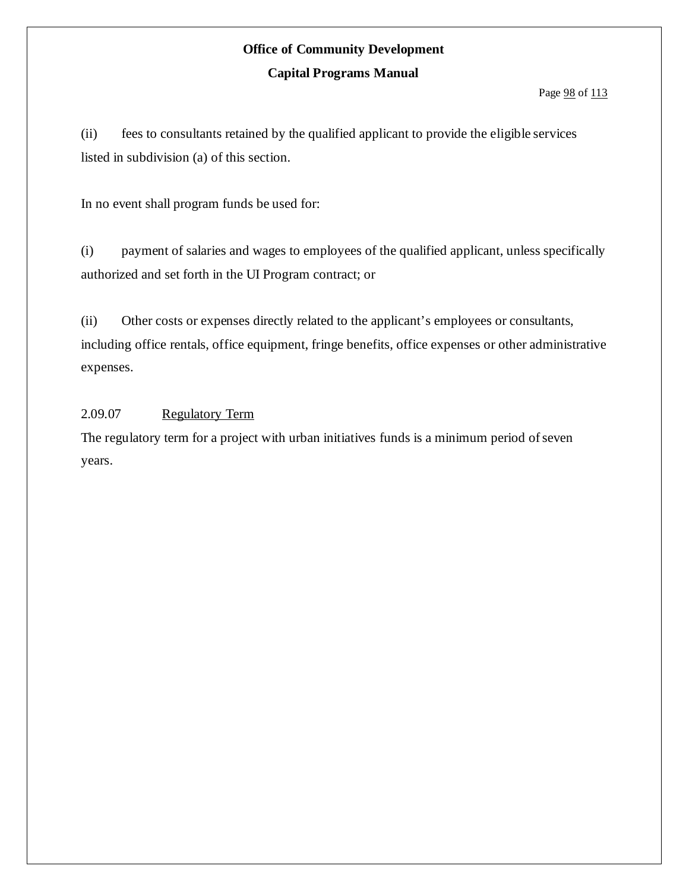(ii) fees to consultants retained by the qualified applicant to provide the eligible services listed in subdivision (a) of this section.

In no event shall program funds be used for:

(i) payment of salaries and wages to employees of the qualified applicant, unless specifically authorized and set forth in the UI Program contract; or

(ii) Other costs or expenses directly related to the applicant's employees or consultants, including office rentals, office equipment, fringe benefits, office expenses or other administrative expenses.

2.09.07 Regulatory Term

The regulatory term for a project with urban initiatives funds is a minimum period of seven years.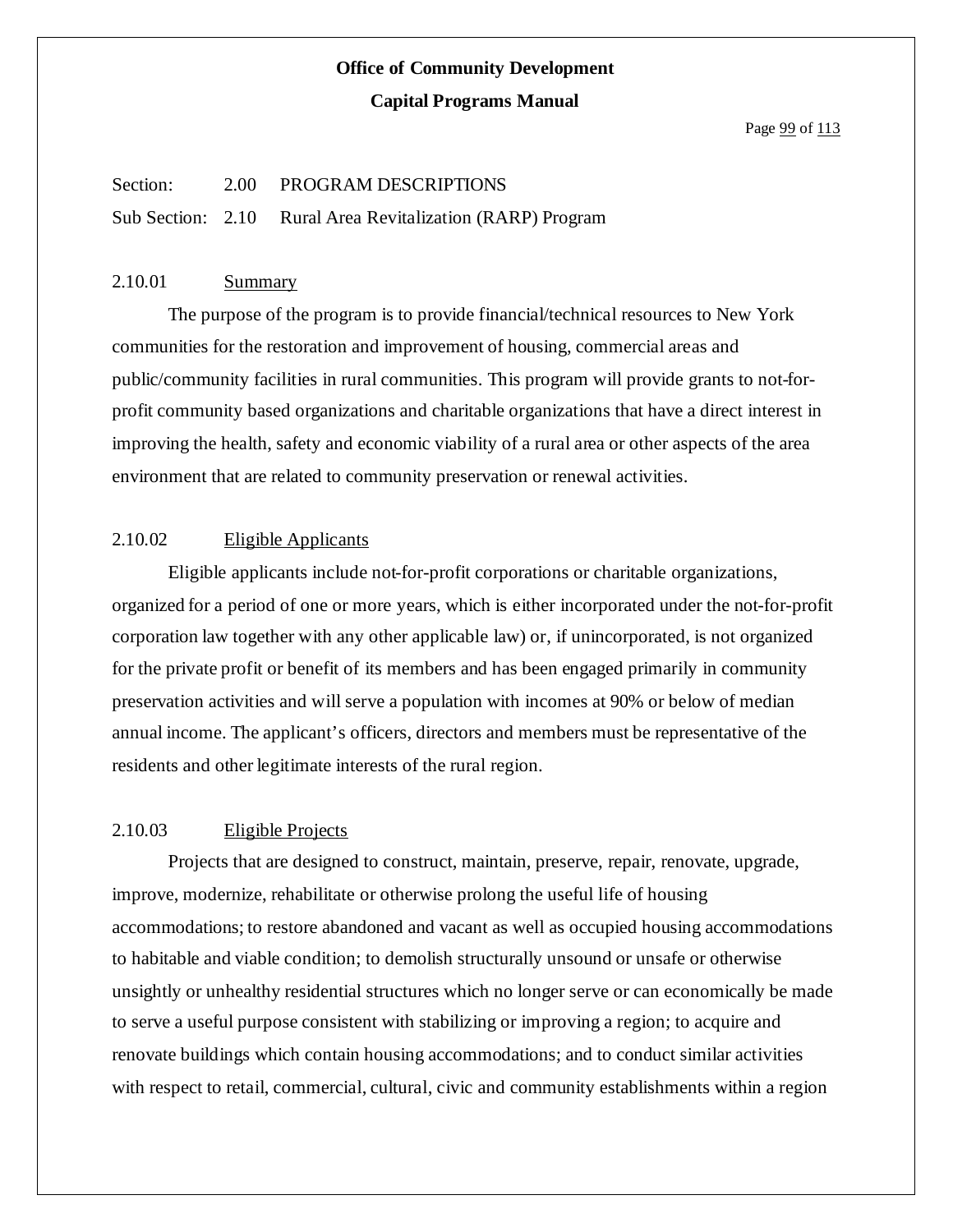**Office of Community Development**

**Capital Programs Manual**

Section: 2.00 PROGRAM DESCRIPTIONS

Sub Section: 2.10 Rural Area Revitalization (RARP) Program

### 2.10.01 Summary

The purpose of the program is to provide financial/technical resources to New York communities for the restoration and improvement of housing, commercial areas and public/community facilities in rural communities. This program will provide grants to not-for-profit community based organizations and charitable organizations that have a direct interest in improving the health, safety and economic viability of a rural area or other aspects of the area environment that are related to community preservation or renewal activities.

### 2.10.02 Eligible Applicants

Eligible applicants include not-for-profit corporations or charitable organizations, organized for a period of one or more years, which is either incorporated under the not-for-profit corporation law together with any other applicable law) or, if unincorporated, is not organized for the private profit or benefit of its members and has been engaged primarily in community preservation activities and will serve a population with incomes at 90% or below of median annual income. The applicant's officers, directors and members must be representative of the residents and other legitimate interests of the rural region.

### 2.10.03 Eligible Projects

Projects that are designed to construct, maintain, preserve, repair, renovate, upgrade, improve, modernize, rehabilitate or otherwise prolong the useful life of housing accommodations; to restore abandoned and vacant as well as occupied housing accommodations to habitable and viable condition; to demolish structurally unsound or unsafe or otherwise unsightly or unhealthy residential structures which no longer serve or can economically be made to serve a useful purpose consistent with stabilizing or improving a region; to acquire and renovate buildings which contain housing accommodations; and to conduct similar activities with respect to retail, commercial, cultural, civic and community establishments within a region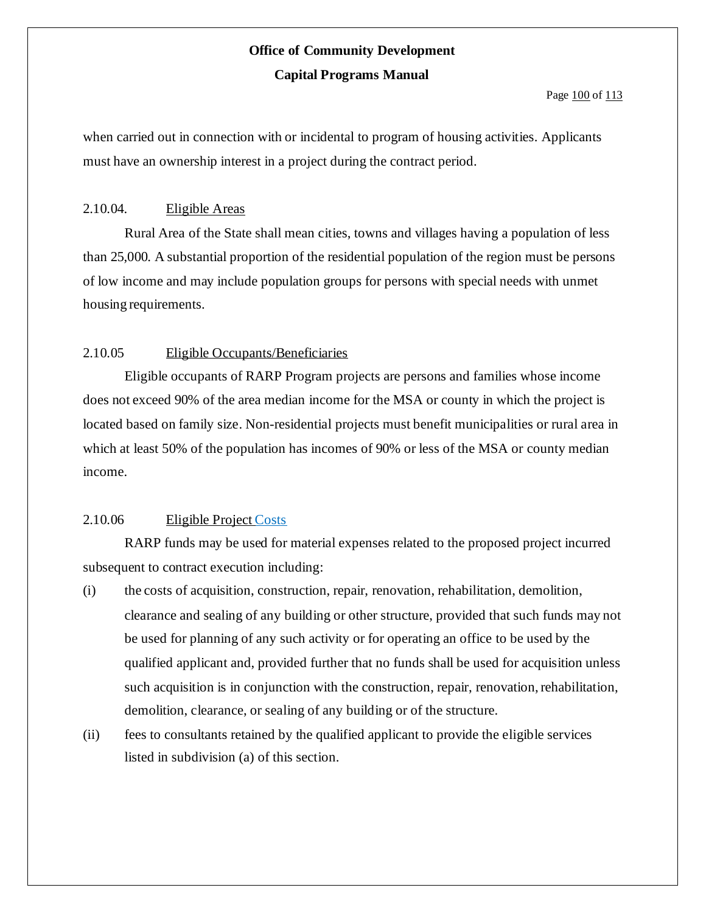when carried out in connection with or incidental to program of housing activities. Applicants must have an ownership interest in a project during the contract period.

### 2.10.04. Eligible Areas

Rural Area of the State shall mean cities, towns and villages having a population of less than 25,000. A substantial proportion of the residential population of the region must be persons of low income and may include population groups for persons with special needs with unmet housing requirements.

### 2.10.05 Eligible Occupants/Beneficiaries

Eligible occupants of RARP Program projects are persons and families whose income does not exceed 90% of the area median income for the MSA or county in which the project is located based on family size. Non-residential projects must benefit municipalities or rural area in which at least 50% of the population has incomes of 90% or less of the MSA or county median income.

### 2.10.06 Eligible Project Costs

RARP funds may be used for material expenses related to the proposed project incurred subsequent to contract execution including:

(i) the costs of acquisition, construction, repair, renovation, rehabilitation, demolition, clearance and sealing of any building or other structure, provided that such funds may not be used for planning of any such activity or for operating an office to be used by the qualified applicant and, provided further that no funds shall be used for acquisition unless such acquisition is in conjunction with the construction, repair, renovation, rehabilitation, demolition, clearance, or sealing of any building or of the structure.

(ii) fees to consultants retained by the qualified applicant to provide the eligible services listed in subdivision (a) of this section.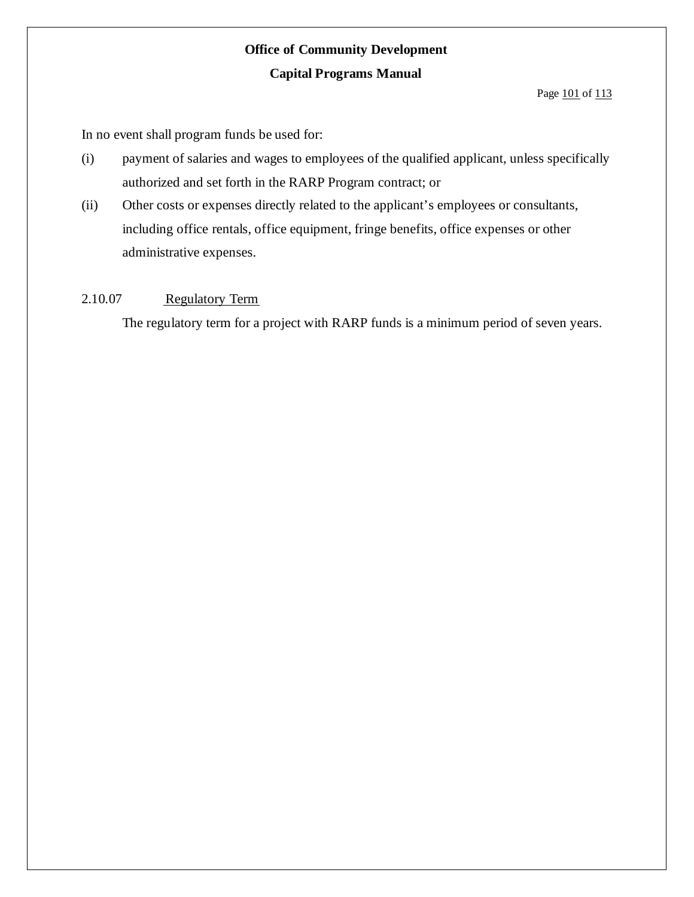In no event shall program funds be used for:

(i) payment of salaries and wages to employees of the qualified applicant, unless specifically authorized and set forth in the RARP Program contract; or

(ii) Other costs or expenses directly related to the applicant's employees or consultants, including office rentals, office equipment, fringe benefits, office expenses or other administrative expenses.

2.10.07 Regulatory Term

The regulatory term for a project with RARP funds is a minimum period of seven years.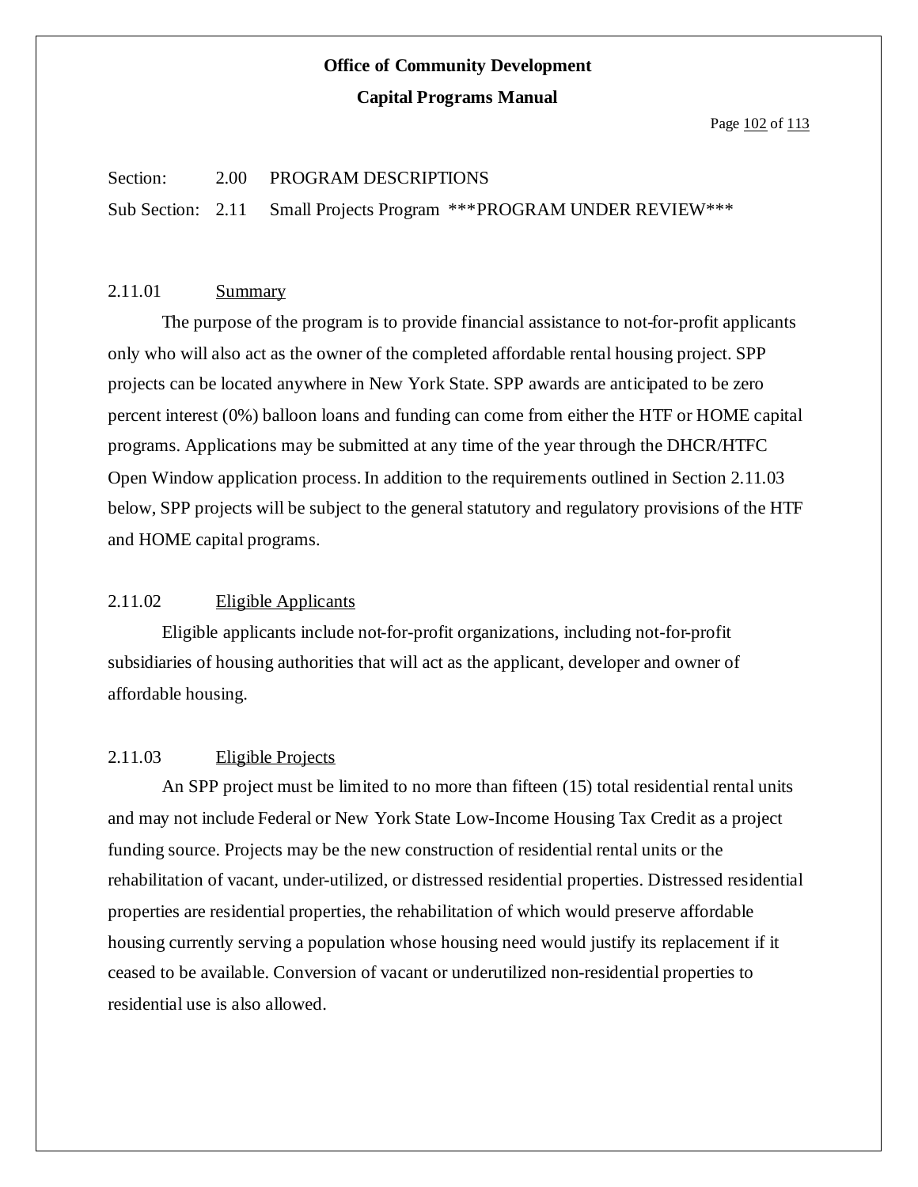Section: 2.00 PROGRAM DESCRIPTIONS

Sub Section: 2.11 Small Projects Program ***PROGRAM UNDER REVIEW***

### 2.11.01 Summary

The purpose of the program is to provide financial assistance to not-for-profit applicants only who will also act as the owner of the completed affordable rental housing project. SPP projects can be located anywhere in New York State. SPP awards are anticipated to be zero percent interest (0%) balloon loans and funding can come from either the HTF or HOME capital programs. Applications may be submitted at any time of the year through the DHCR/HTFC Open Window application process. In addition to the requirements outlined in Section 2.11.03 below, SPP projects will be subject to the general statutory and regulatory provisions of the HTF and HOME capital programs.

### 2.11.02 Eligible Applicants

Eligible applicants include not-for-profit organizations, including not-for-profit subsidiaries of housing authorities that will act as the applicant, developer and owner of affordable housing.

### 2.11.03 Eligible Projects

An SPP project must be limited to no more than fifteen (15) total residential rental units and may not include Federal or New York State Low-Income Housing Tax Credit as a project funding source. Projects may be the new construction of residential rental units or the rehabilitation of vacant, under-utilized, or distressed residential properties. Distressed residential properties are residential properties, the rehabilitation of which would preserve affordable housing currently serving a population whose housing need would justify its replacement if it ceased to be available. Conversion of vacant or underutilized non-residential properties to residential use is also allowed.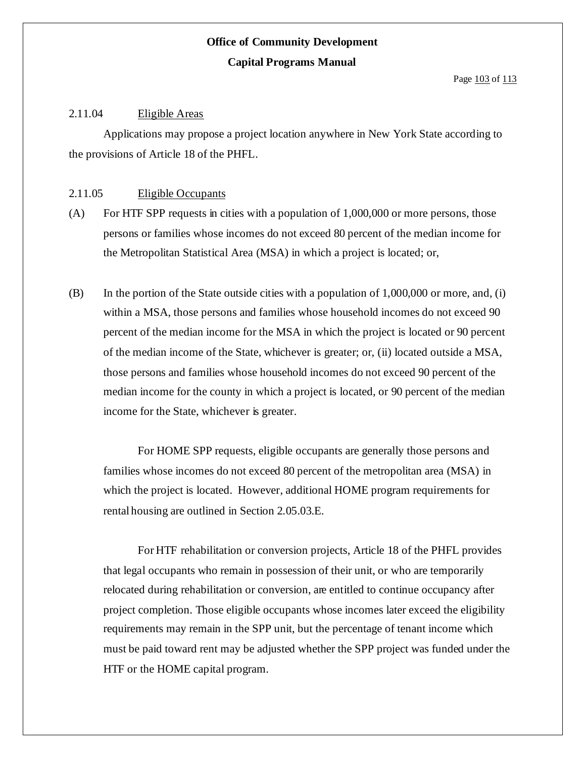### 2.11.04 Eligible Areas

Applications may propose a project location anywhere in New York State according to the provisions of Article 18 of the PHFL.

### 2.11.05 Eligible Occupants

(A) For HTF SPP requests in cities with a population of 1,000,000 or more persons, those persons or families whose incomes do not exceed 80 percent of the median income for the Metropolitan Statistical Area (MSA) in which a project is located; or,

(B) In the portion of the State outside cities with a population of 1,000,000 or more, and, (i) within a MSA, those persons and families whose household incomes do not exceed 90 percent of the median income for the MSA in which the project is located or 90 percent of the median income of the State, whichever is greater; or, (ii) located outside a MSA, those persons and families whose household incomes do not exceed 90 percent of the median income for the county in which a project is located, or 90 percent of the median income for the State, whichever is greater.

For HOME SPP requests, eligible occupants are generally those persons and families whose incomes do not exceed 80 percent of the metropolitan area (MSA) in which the project is located. However, additional HOME program requirements for rental housing are outlined in Section 2.05.03.E.

For HTF rehabilitation or conversion projects, Article 18 of the PHFL provides that legal occupants who remain in possession of their unit, or who are temporarily relocated during rehabilitation or conversion, are entitled to continue occupancy after project completion. Those eligible occupants whose incomes later exceed the eligibility requirements may remain in the SPP unit, but the percentage of tenant income which must be paid toward rent may be adjusted whether the SPP project was funded under the HTF or the HOME capital program.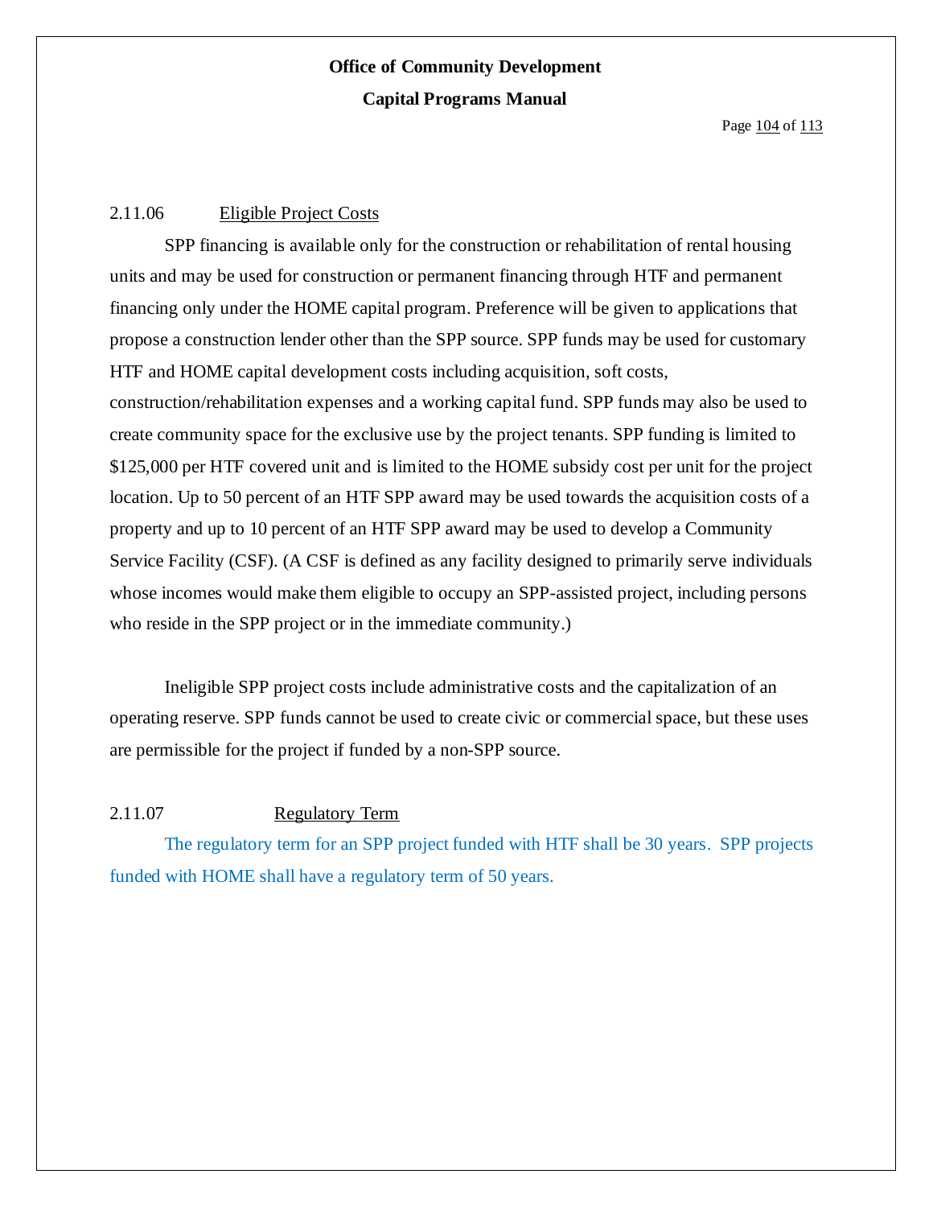### 2.11.06 Eligible Project Costs

SPP financing is available only for the construction or rehabilitation of rental housing units and may be used for construction or permanent financing through HTF and permanent financing only under the HOME capital program. Preference will be given to applications that propose a construction lender other than the SPP source. SPP funds may be used for customary HTF and HOME capital development costs including acquisition, soft costs, construction/rehabilitation expenses and a working capital fund. SPP funds may also be used to create community space for the exclusive use by the project tenants. SPP funding is limited to $125,000 per HTF covered unit and is limited to the HOME subsidy cost per unit for the project location. Up to 50 percent of an HTF SPP award may be used towards the acquisition costs of a property and up to 10 percent of an HTF SPP award may be used to develop a Community Service Facility (CSF). (A CSF is defined as any facility designed to primarily serve individuals whose incomes would make them eligible to occupy an SPP-assisted project, including persons who reside in the SPP project or in the immediate community.)

Ineligible SPP project costs include administrative costs and the capitalization of an operating reserve. SPP funds cannot be used to create civic or commercial space, but these uses are permissible for the project if funded by a non-SPP source.

### 2.11.07 Regulatory Term

The regulatory term for an SPP project funded with HTF shall be 30 years. SPP projects funded with HOME shall have a regulatory term of 50 years.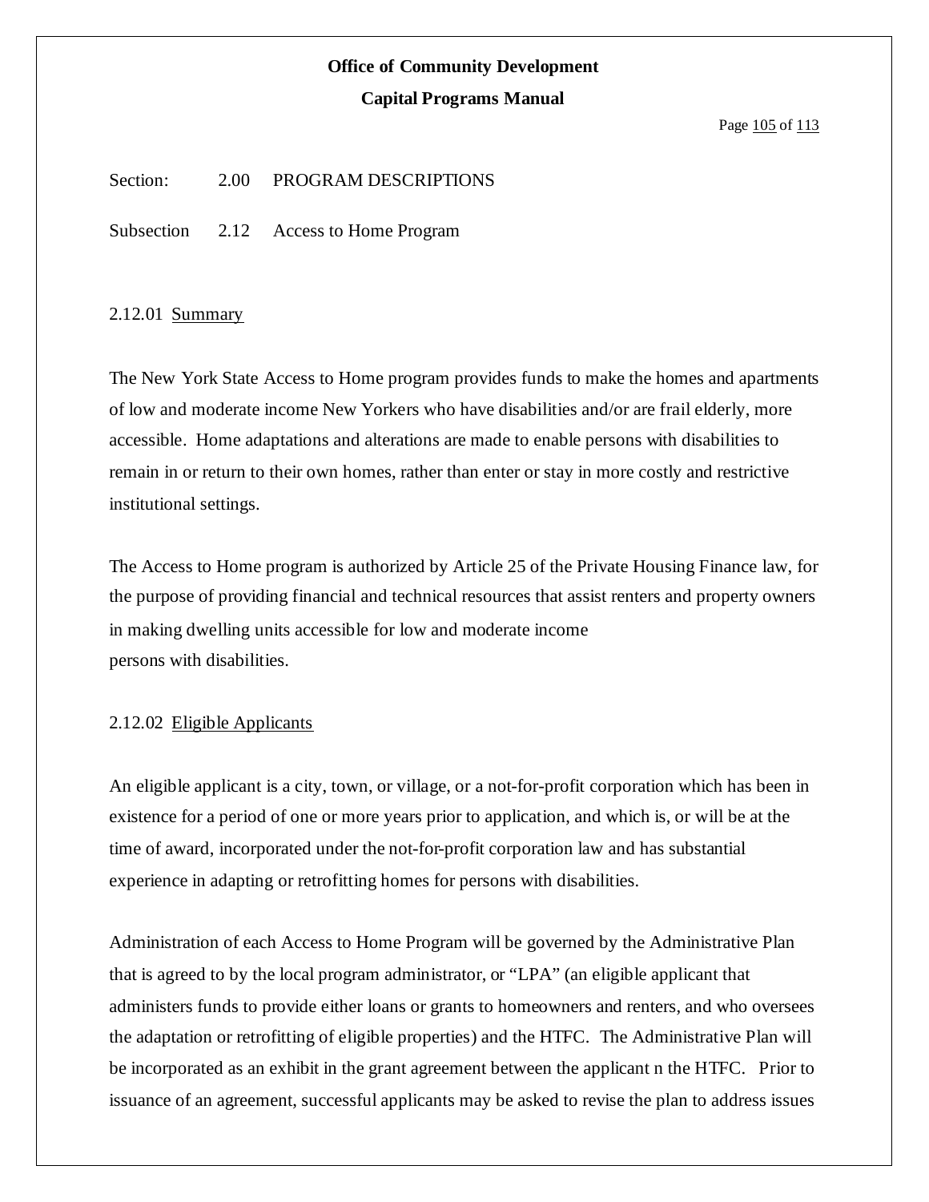Section: 2.00 PROGRAM DESCRIPTIONS

Subsection 2.12 Access to Home Program

2.12.01 Summary

The New York State Access to Home program provides funds to make the homes and apartments of low and moderate income New Yorkers who have disabilities and/or are frail elderly, more accessible. Home adaptations and alterations are made to enable persons with disabilities to remain in or return to their own homes, rather than enter or stay in more costly and restrictive institutional settings.

The Access to Home program is authorized by Article 25 of the Private Housing Finance law, for the purpose of providing financial and technical resources that assist renters and property owners in making dwelling units accessible for low and moderate income persons with disabilities.

2.12.02 Eligible Applicants

An eligible applicant is a city, town, or village, or a not-for-profit corporation which has been in existence for a period of one or more years prior to application, and which is, or will be at the time of award, incorporated under the not-for-profit corporation law and has substantial experience in adapting or retrofitting homes for persons with disabilities.

Administration of each Access to Home Program will be governed by the Administrative Plan that is agreed to by the local program administrator, or "LPA" (an eligible applicant that administers funds to provide either loans or grants to homeowners and renters, and who oversees the adaptation or retrofitting of eligible properties) and the HTFC. The Administrative Plan will be incorporated as an exhibit in the grant agreement between the applicant n the HTFC. Prior to issuance of an agreement, successful applicants may be asked to revise the plan to address issues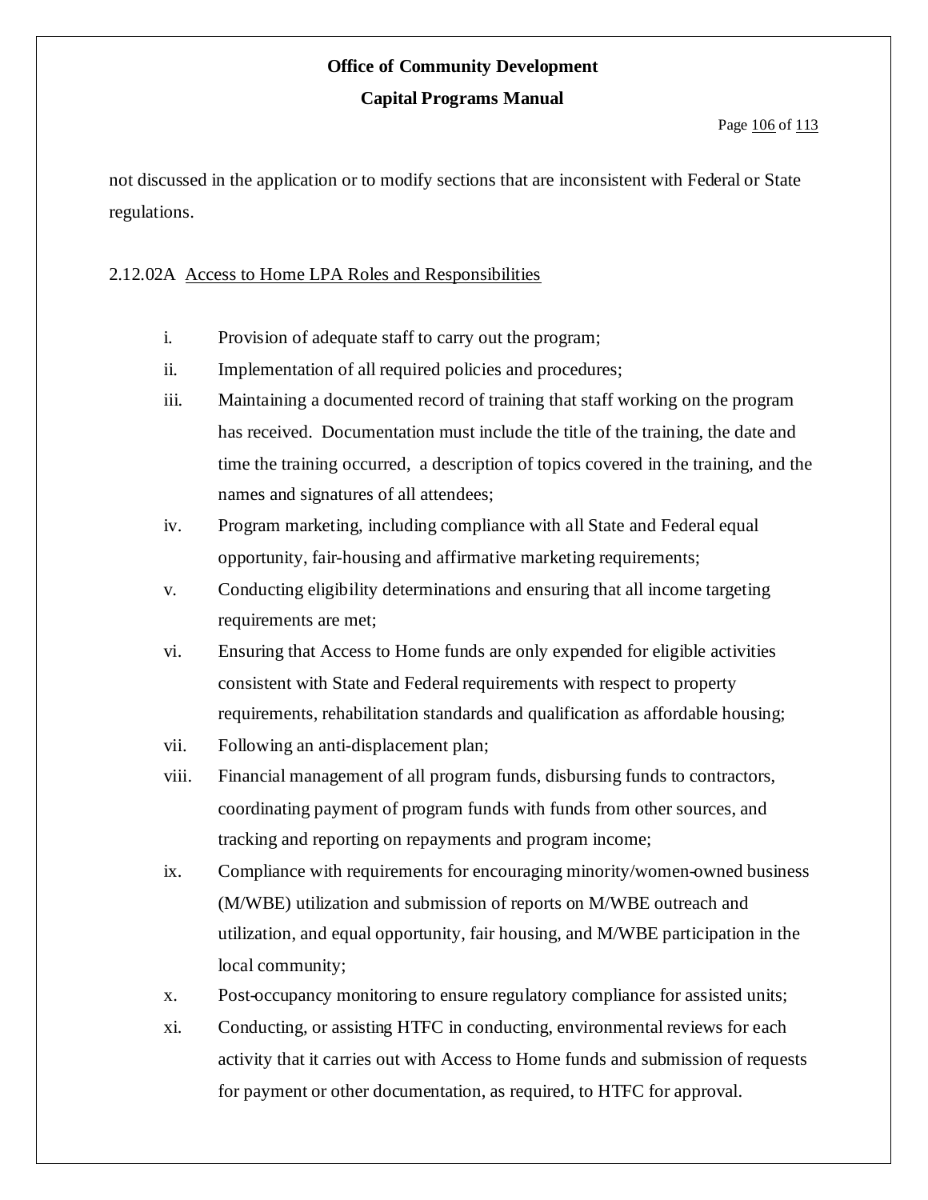not discussed in the application or to modify sections that are inconsistent with Federal or State regulations.

2.12.02A Access to Home LPA Roles and Responsibilities

i. Provision of adequate staff to carry out the program;

ii. Implementation of all required policies and procedures;

iii. Maintaining a documented record of training that staff working on the program has received. Documentation must include the title of the training, the date and time the training occurred, a description of topics covered in the training, and the names and signatures of all attendees;

iv. Program marketing, including compliance with all State and Federal equal opportunity, fair-housing and affirmative marketing requirements;

v. Conducting eligibility determinations and ensuring that all income targeting requirements are met;

vi. Ensuring that Access to Home funds are only expended for eligible activities consistent with State and Federal requirements with respect to property requirements, rehabilitation standards and qualification as affordable housing;

vii. Following an anti-displacement plan;

viii. Financial management of all program funds, disbursing funds to contractors, coordinating payment of program funds with funds from other sources, and tracking and reporting on repayments and program income;

ix. Compliance with requirements for encouraging minority/women-owned business (M/WBE) utilization and submission of reports on M/WBE outreach and utilization, and equal opportunity, fair housing, and M/WBE participation in the local community;

x. Post-occupancy monitoring to ensure regulatory compliance for assisted units;

xi. Conducting, or assisting HTFC in conducting, environmental reviews for each activity that it carries out with Access to Home funds and submission of requests for payment or other documentation, as required, to HTFC for approval.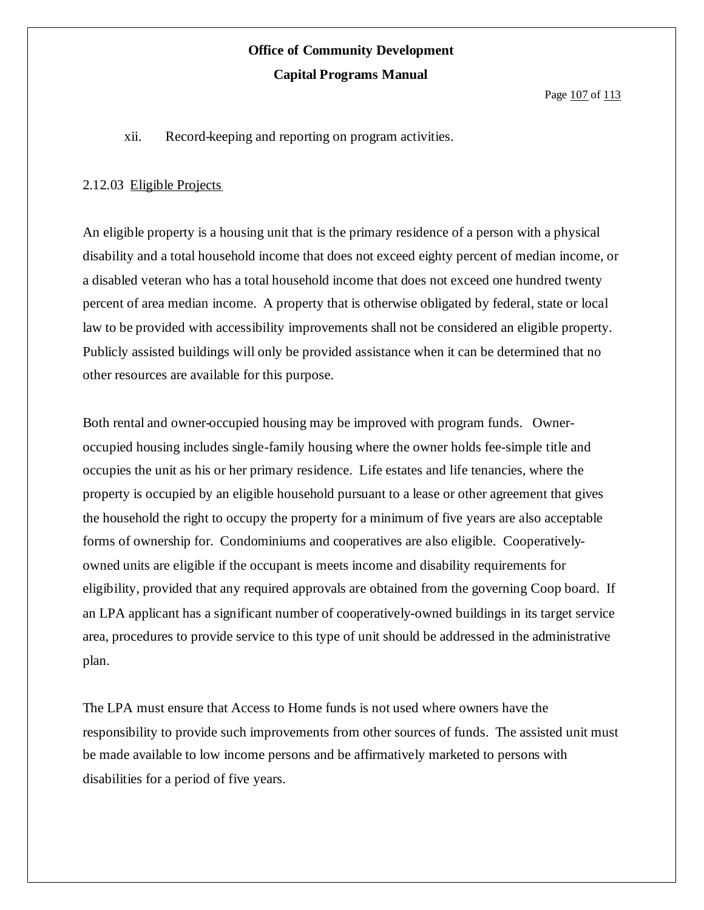xii. Record-keeping and reporting on program activities.

2.12.03 Eligible Projects

An eligible property is a housing unit that is the primary residence of a person with a physical disability and a total household income that does not exceed eighty percent of median income, or a disabled veteran who has a total household income that does not exceed one hundred twenty percent of area median income. A property that is otherwise obligated by federal, state or local law to be provided with accessibility improvements shall not be considered an eligible property. Publicly assisted buildings will only be provided assistance when it can be determined that no other resources are available for this purpose.

Both rental and owner-occupied housing may be improved with program funds. Owner-occupied housing includes single-family housing where the owner holds fee-simple title and occupies the unit as his or her primary residence. Life estates and life tenancies, where the property is occupied by an eligible household pursuant to a lease or other agreement that gives the household the right to occupy the property for a minimum of five years are also acceptable forms of ownership for. Condominiums and cooperatives are also eligible. Cooperatively-owned units are eligible if the occupant is meets income and disability requirements for eligibility, provided that any required approvals are obtained from the governing Coop board. If an LPA applicant has a significant number of cooperatively-owned buildings in its target service area, procedures to provide service to this type of unit should be addressed in the administrative plan.

The LPA must ensure that Access to Home funds is not used where owners have the responsibility to provide such improvements from other sources of funds. The assisted unit must be made available to low income persons and be affirmatively marketed to persons with disabilities for a period of five years.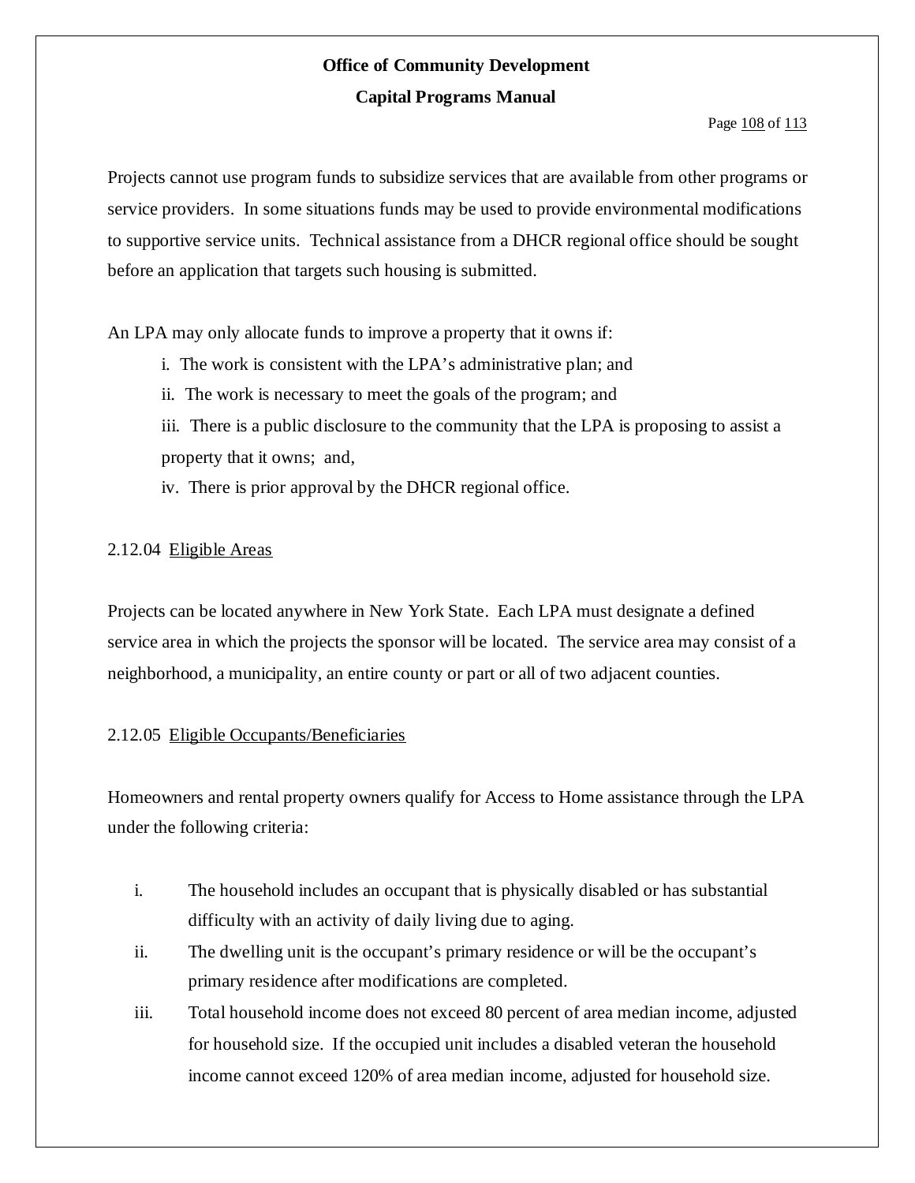Projects cannot use program funds to subsidize services that are available from other programs or service providers. In some situations funds may be used to provide environmental modifications to supportive service units. Technical assistance from a DHCR regional office should be sought before an application that targets such housing is submitted.

An LPA may only allocate funds to improve a property that it owns if:

i. The work is consistent with the LPA's administrative plan; and

ii. The work is necessary to meet the goals of the program; and

iii. There is a public disclosure to the community that the LPA is proposing to assist a property that it owns; and,

iv. There is prior approval by the DHCR regional office.

2.12.04 Eligible Areas

Projects can be located anywhere in New York State. Each LPA must designate a defined service area in which the projects the sponsor will be located. The service area may consist of a neighborhood, a municipality, an entire county or part or all of two adjacent counties.

2.12.05 Eligible Occupants/Beneficiaries

Homeowners and rental property owners qualify for Access to Home assistance through the LPA under the following criteria:

i. The household includes an occupant that is physically disabled or has substantial difficulty with an activity of daily living due to aging.

ii. The dwelling unit is the occupant's primary residence or will be the occupant's primary residence after modifications are completed.

iii. Total household income does not exceed 80 percent of area median income, adjusted for household size. If the occupied unit includes a disabled veteran the household income cannot exceed 120% of area median income, adjusted for household size.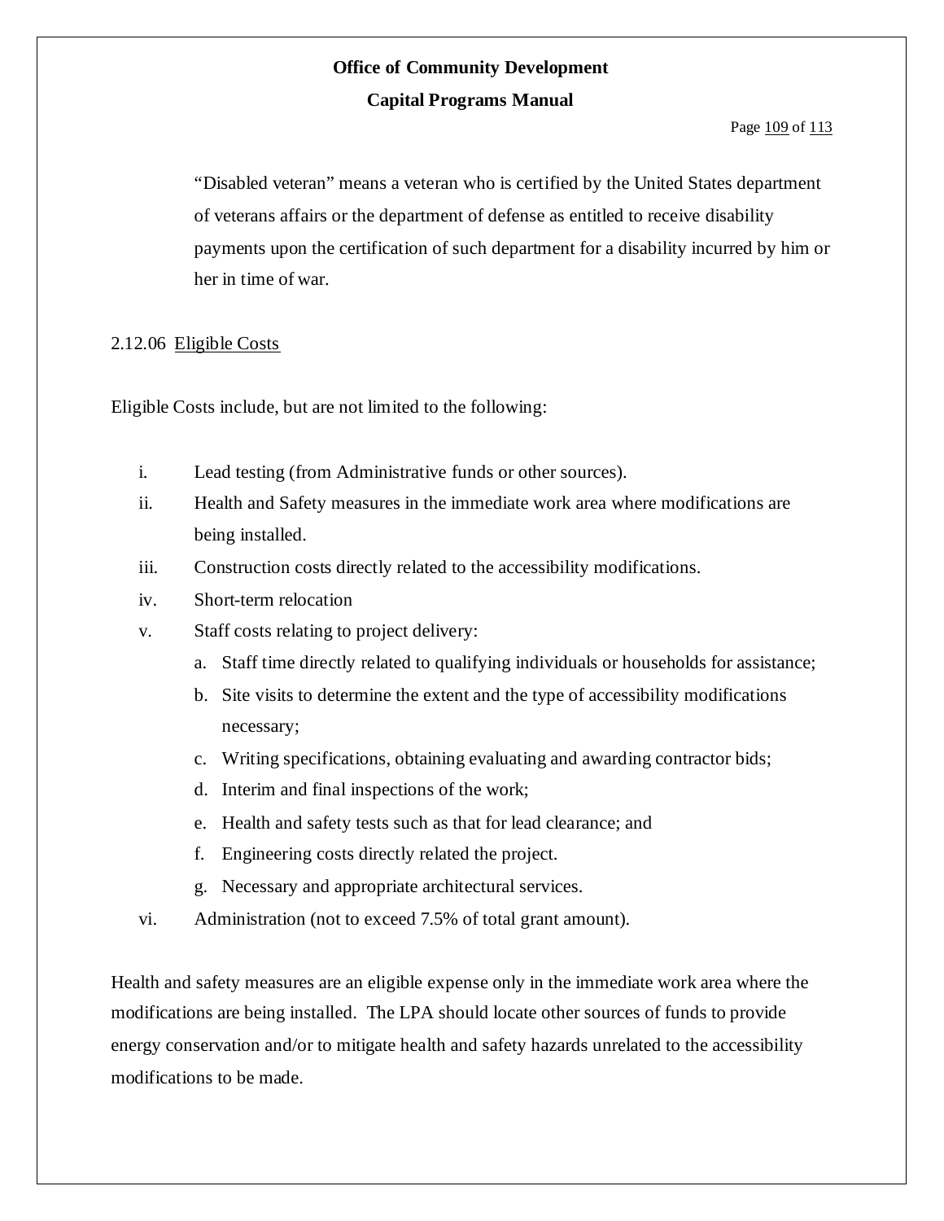"Disabled veteran" means a veteran who is certified by the United States department of veterans affairs or the department of defense as entitled to receive disability payments upon the certification of such department for a disability incurred by him or her in time of war.

2.12.06 Eligible Costs

Eligible Costs include, but are not limited to the following:

i. Lead testing (from Administrative funds or other sources).
ii. Health and Safety measures in the immediate work area where modifications are being installed.
iii. Construction costs directly related to the accessibility modifications.
iv. Short-term relocation
v. Staff costs relating to project delivery:
   a. Staff time directly related to qualifying individuals or households for assistance;
   b. Site visits to determine the extent and the type of accessibility modifications necessary;
   c. Writing specifications, obtaining evaluating and awarding contractor bids;
   d. Interim and final inspections of the work;
   e. Health and safety tests such as that for lead clearance; and
   f. Engineering costs directly related the project.
   g. Necessary and appropriate architectural services.
vi. Administration (not to exceed 7.5% of total grant amount).

Health and safety measures are an eligible expense only in the immediate work area where the modifications are being installed. The LPA should locate other sources of funds to provide energy conservation and/or to mitigate health and safety hazards unrelated to the accessibility modifications to be made.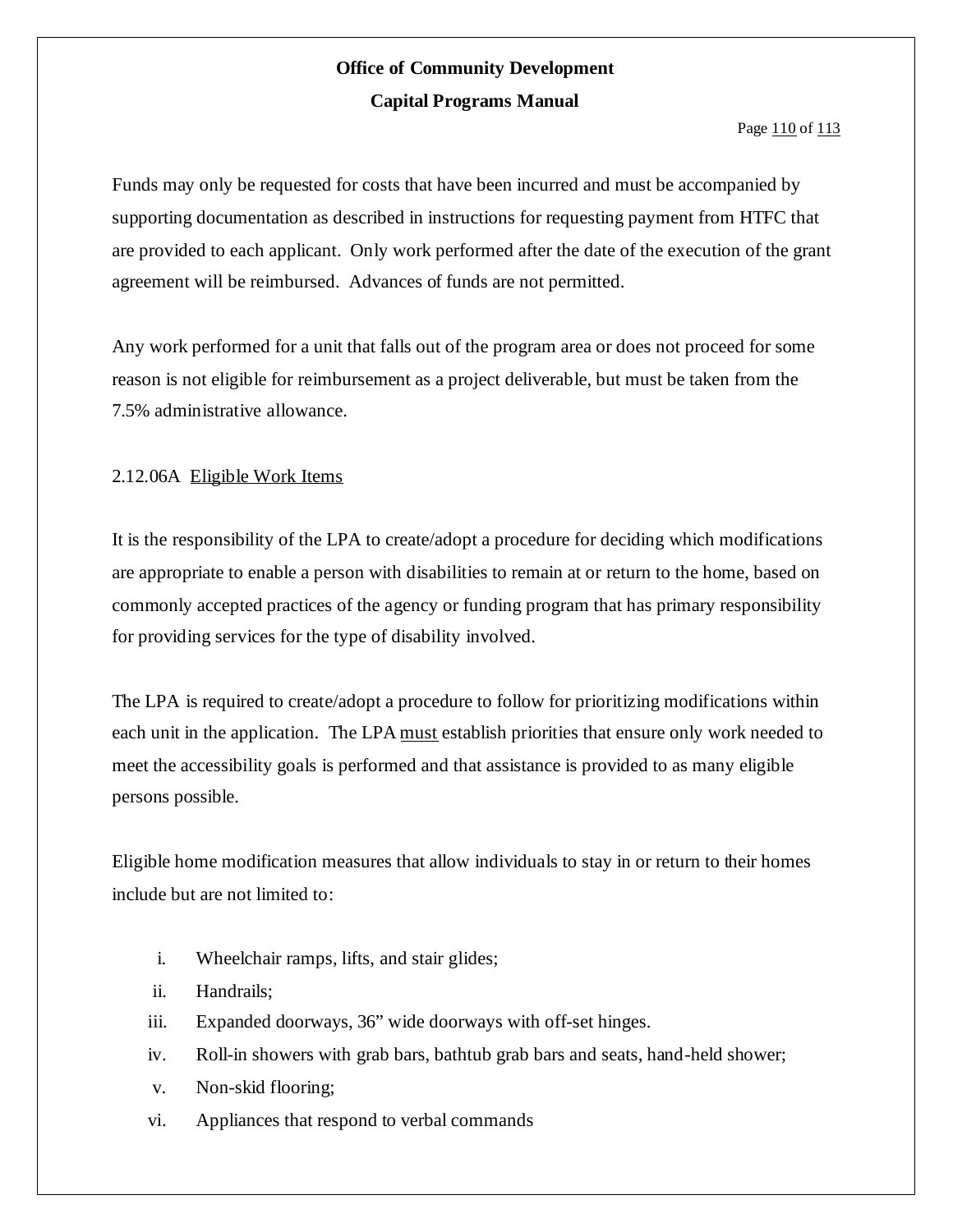Funds may only be requested for costs that have been incurred and must be accompanied by supporting documentation as described in instructions for requesting payment from HTFC that are provided to each applicant. Only work performed after the date of the execution of the grant agreement will be reimbursed. Advances of funds are not permitted.

Any work performed for a unit that falls out of the program area or does not proceed for some reason is not eligible for reimbursement as a project deliverable, but must be taken from the 7.5% administrative allowance.

2.12.06A <u>Eligible Work Items</u>

It is the responsibility of the LPA to create/adopt a procedure for deciding which modifications are appropriate to enable a person with disabilities to remain at or return to the home, based on commonly accepted practices of the agency or funding program that has primary responsibility for providing services for the type of disability involved.

The LPA is required to create/adopt a procedure to follow for prioritizing modifications within each unit in the application. The LPA <u>must</u> establish priorities that ensure only work needed to meet the accessibility goals is performed and that assistance is provided to as many eligible persons possible.

Eligible home modification measures that allow individuals to stay in or return to their homes include but are not limited to:

i. Wheelchair ramps, lifts, and stair glides;
ii. Handrails;
iii. Expanded doorways, 36” wide doorways with off-set hinges.
iv. Roll-in showers with grab bars, bathtub grab bars and seats, hand-held shower;
v. Non-skid flooring;
vi. Appliances that respond to verbal commands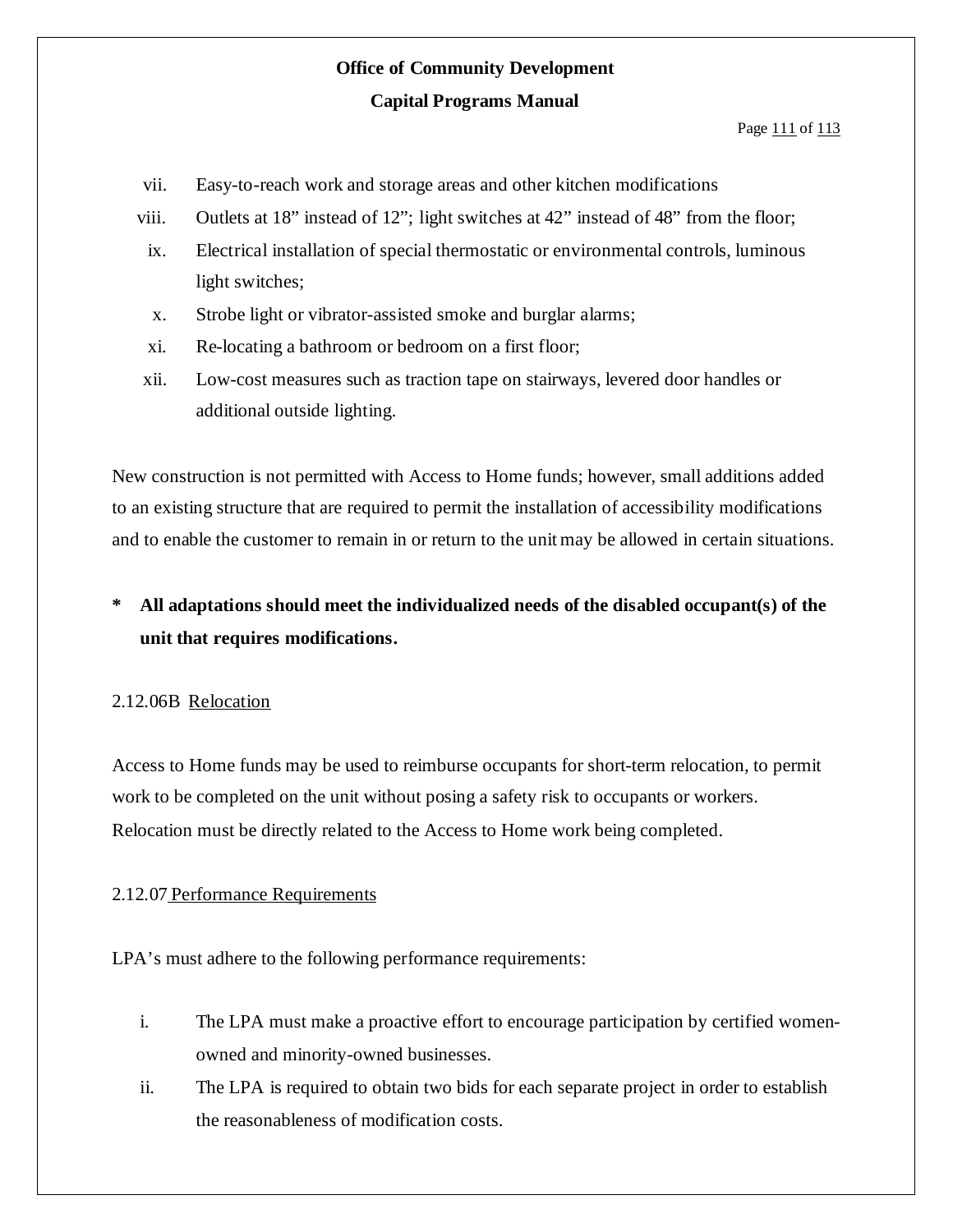vii. Easy-to-reach work and storage areas and other kitchen modifications

viii. Outlets at 18” instead of 12”; light switches at 42” instead of 48” from the floor;

ix. Electrical installation of special thermostatic or environmental controls, luminous light switches;

x. Strobe light or vibrator-assisted smoke and burglar alarms;

xi. Re-locating a bathroom or bedroom on a first floor;

xii. Low-cost measures such as traction tape on stairways, levered door handles or additional outside lighting.

New construction is not permitted with Access to Home funds; however, small additions added to an existing structure that are required to permit the installation of accessibility modifications and to enable the customer to remain in or return to the unit may be allowed in certain situations.

**\* All adaptations should meet the individualized needs of the disabled occupant(s) of the unit that requires modifications.**

2.12.06B <u>Relocation</u>

Access to Home funds may be used to reimburse occupants for short-term relocation, to permit work to be completed on the unit without posing a safety risk to occupants or workers. Relocation must be directly related to the Access to Home work being completed.

2.12.07 <u>Performance Requirements</u>

LPA’s must adhere to the following performance requirements:

i. The LPA must make a proactive effort to encourage participation by certified women-owned and minority-owned businesses.

ii. The LPA is required to obtain two bids for each separate project in order to establish the reasonableness of modification costs.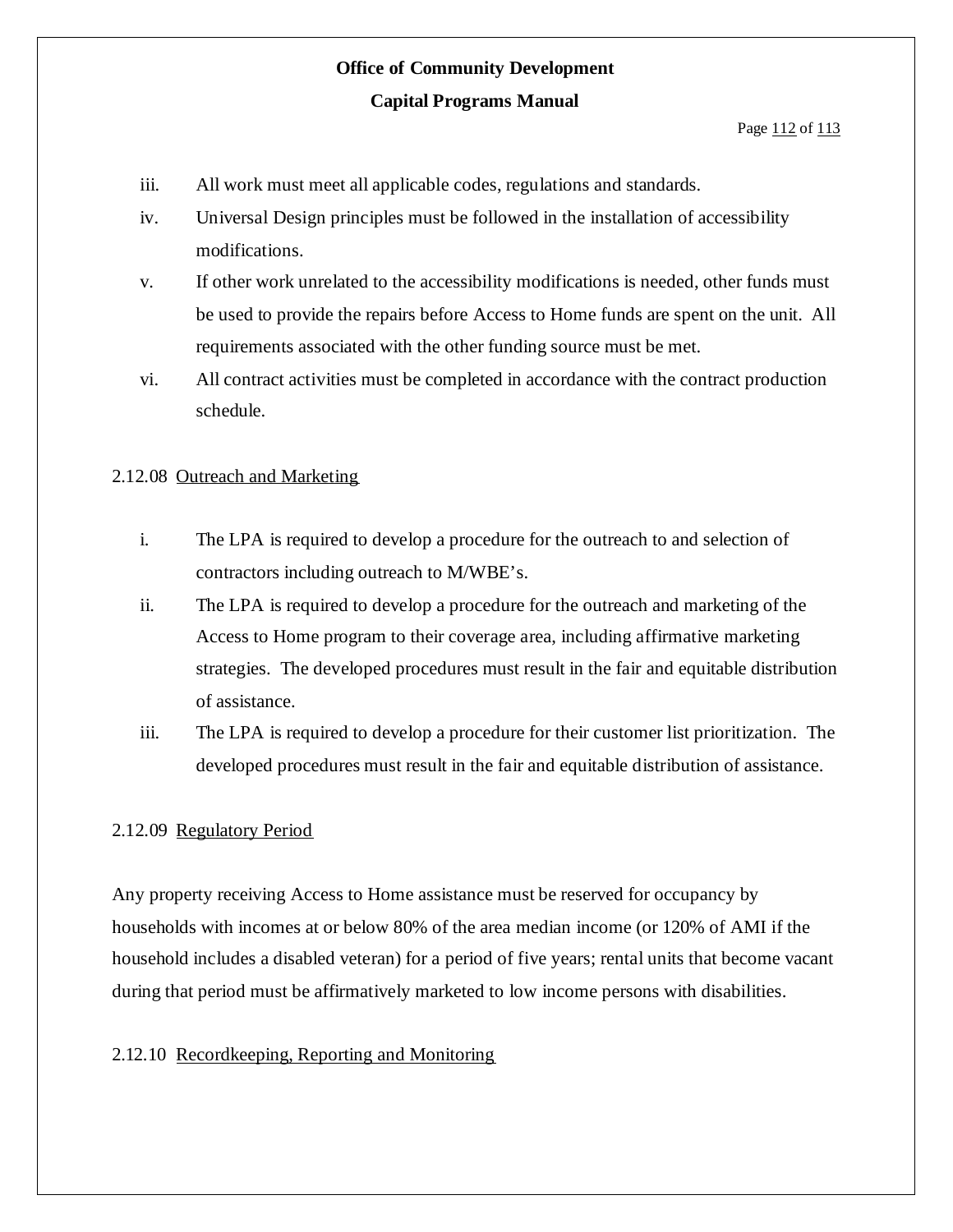iii. All work must meet all applicable codes, regulations and standards.

iv. Universal Design principles must be followed in the installation of accessibility modifications.

v. If other work unrelated to the accessibility modifications is needed, other funds must be used to provide the repairs before Access to Home funds are spent on the unit. All requirements associated with the other funding source must be met.

vi. All contract activities must be completed in accordance with the contract production schedule.

2.12.08 Outreach and Marketing

i. The LPA is required to develop a procedure for the outreach to and selection of contractors including outreach to M/WBE's.

ii. The LPA is required to develop a procedure for the outreach and marketing of the Access to Home program to their coverage area, including affirmative marketing strategies. The developed procedures must result in the fair and equitable distribution of assistance.

iii. The LPA is required to develop a procedure for their customer list prioritization. The developed procedures must result in the fair and equitable distribution of assistance.

2.12.09 Regulatory Period

Any property receiving Access to Home assistance must be reserved for occupancy by households with incomes at or below 80% of the area median income (or 120% of AMI if the household includes a disabled veteran) for a period of five years; rental units that become vacant during that period must be affirmatively marketed to low income persons with disabilities.

2.12.10 Recordkeeping, Reporting and Monitoring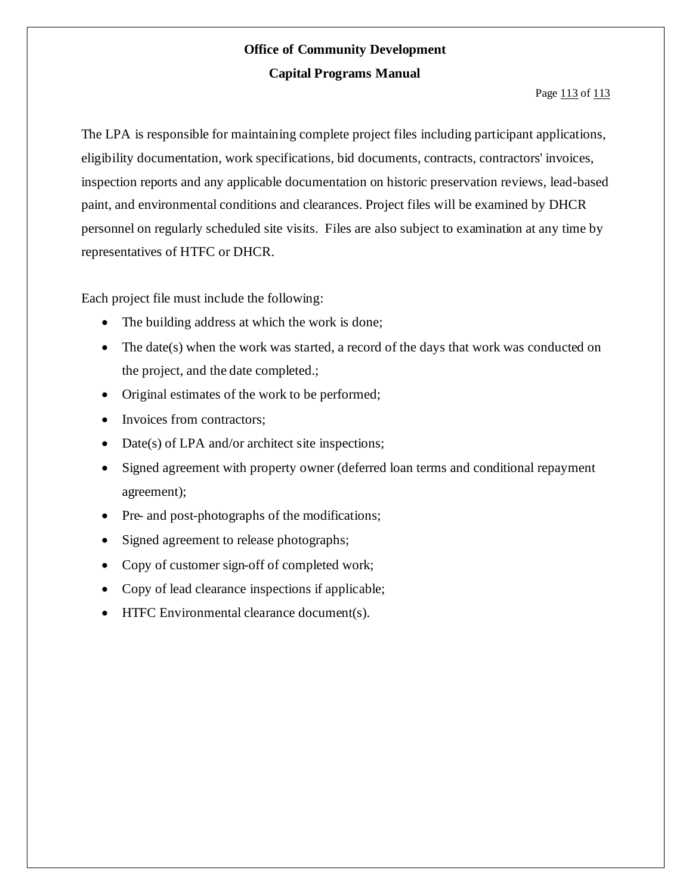The LPA is responsible for maintaining complete project files including participant applications, eligibility documentation, work specifications, bid documents, contracts, contractors' invoices, inspection reports and any applicable documentation on historic preservation reviews, lead-based paint, and environmental conditions and clearances. Project files will be examined by DHCR personnel on regularly scheduled site visits. Files are also subject to examination at any time by representatives of HTFC or DHCR.

Each project file must include the following:

- The building address at which the work is done;
- The date(s) when the work was started, a record of the days that work was conducted on the project, and the date completed.;
- Original estimates of the work to be performed;
- Invoices from contractors;
- Date(s) of LPA and/or architect site inspections;
- Signed agreement with property owner (deferred loan terms and conditional repayment agreement);
- Pre- and post-photographs of the modifications;
- Signed agreement to release photographs;
- Copy of customer sign-off of completed work;
- Copy of lead clearance inspections if applicable;
- HTFC Environmental clearance document(s).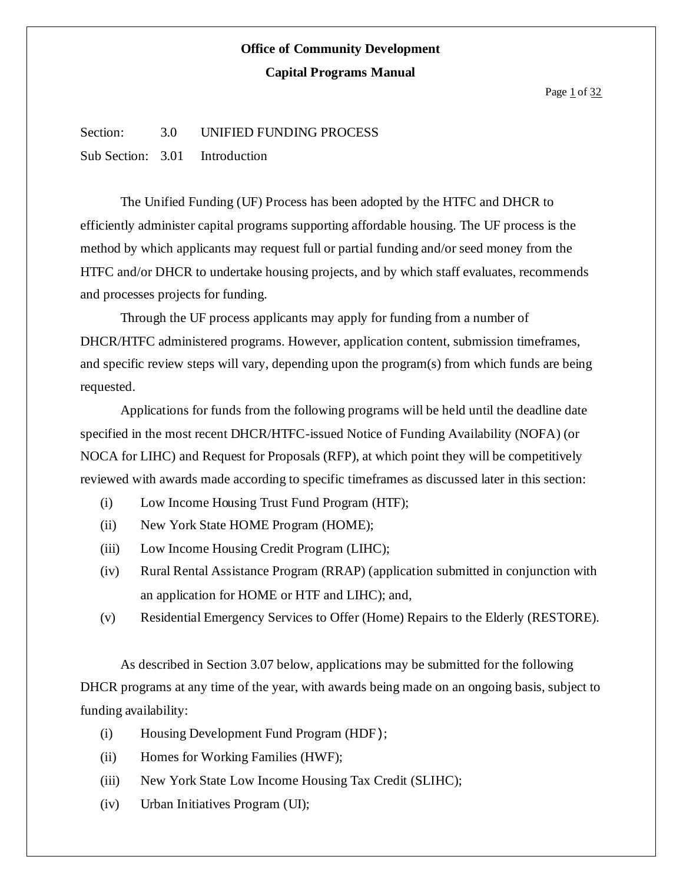**Office of Community Development**

**Capital Programs Manual**

Section: 3.0 UNIFIED FUNDING PROCESS

Sub Section: 3.01 Introduction

The Unified Funding (UF) Process has been adopted by the HTFC and DHCR to efficiently administer capital programs supporting affordable housing. The UF process is the method by which applicants may request full or partial funding and/or seed money from the HTFC and/or DHCR to undertake housing projects, and by which staff evaluates, recommends and processes projects for funding.

Through the UF process applicants may apply for funding from a number of DHCR/HTFC administered programs. However, application content, submission timeframes, and specific review steps will vary, depending upon the program(s) from which funds are being requested.

Applications for funds from the following programs will be held until the deadline date specified in the most recent DHCR/HTFC-issued Notice of Funding Availability (NOFA) (or NOCA for LIHC) and Request for Proposals (RFP), at which point they will be competitively reviewed with awards made according to specific timeframes as discussed later in this section:

(i) Low Income Housing Trust Fund Program (HTF);

(ii) New York State HOME Program (HOME);

(iii) Low Income Housing Credit Program (LIHC);

(iv) Rural Rental Assistance Program (RRAP) (application submitted in conjunction with an application for HOME or HTF and LIHC); and,

(v) Residential Emergency Services to Offer (Home) Repairs to the Elderly (RESTORE).

As described in Section 3.07 below, applications may be submitted for the following DHCR programs at any time of the year, with awards being made on an ongoing basis, subject to funding availability:

(i) Housing Development Fund Program (HDF);

(ii) Homes for Working Families (HWF);

(iii) New York State Low Income Housing Tax Credit (SLIHC);

(iv) Urban Initiatives Program (UI);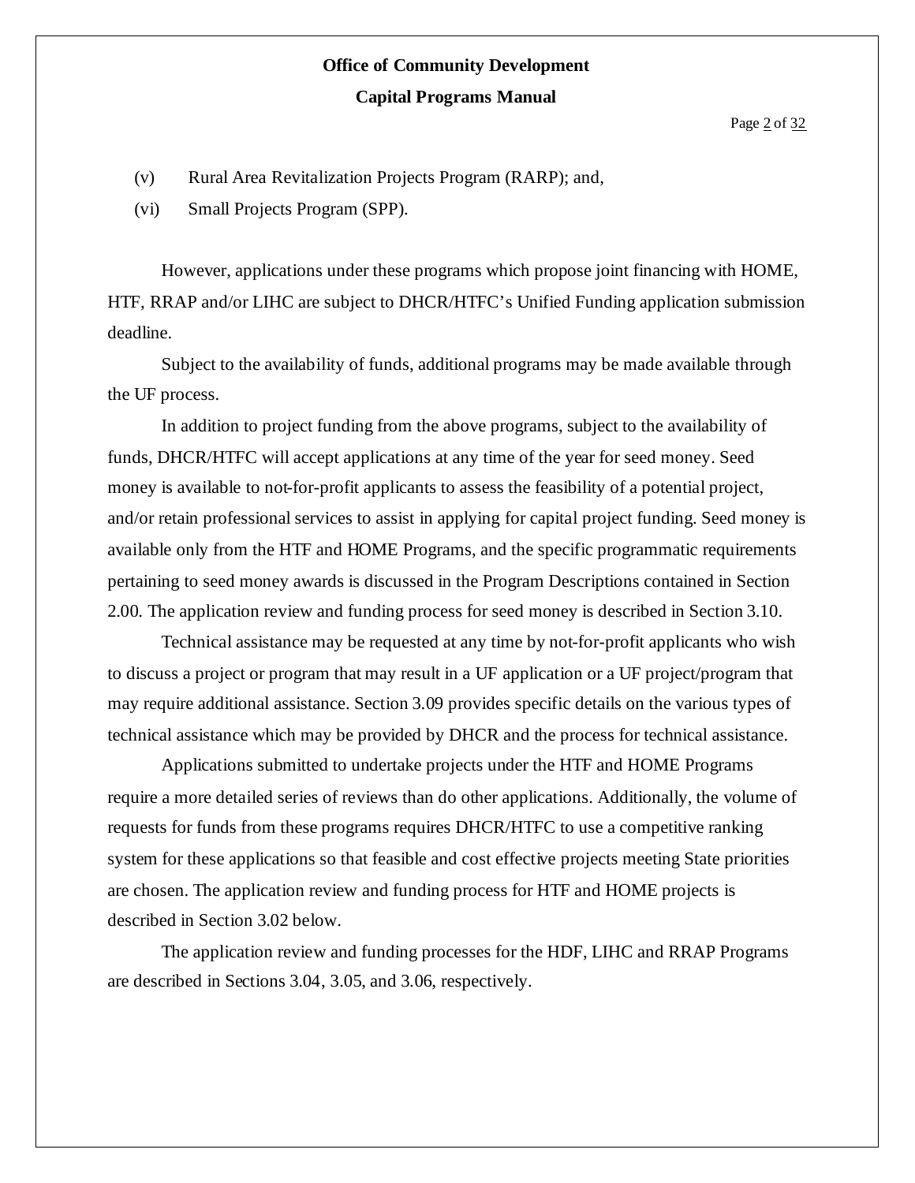(v) Rural Area Revitalization Projects Program (RARP); and,

(vi) Small Projects Program (SPP).

However, applications under these programs which propose joint financing with HOME, HTF, RRAP and/or LIHC are subject to DHCR/HTFC's Unified Funding application submission deadline.

Subject to the availability of funds, additional programs may be made available through the UF process.

In addition to project funding from the above programs, subject to the availability of funds, DHCR/HTFC will accept applications at any time of the year for seed money. Seed money is available to not-for-profit applicants to assess the feasibility of a potential project, and/or retain professional services to assist in applying for capital project funding. Seed money is available only from the HTF and HOME Programs, and the specific programmatic requirements pertaining to seed money awards is discussed in the Program Descriptions contained in Section 2.00. The application review and funding process for seed money is described in Section 3.10.

Technical assistance may be requested at any time by not-for-profit applicants who wish to discuss a project or program that may result in a UF application or a UF project/program that may require additional assistance. Section 3.09 provides specific details on the various types of technical assistance which may be provided by DHCR and the process for technical assistance.

Applications submitted to undertake projects under the HTF and HOME Programs require a more detailed series of reviews than do other applications. Additionally, the volume of requests for funds from these programs requires DHCR/HTFC to use a competitive ranking system for these applications so that feasible and cost effective projects meeting State priorities are chosen. The application review and funding process for HTF and HOME projects is described in Section 3.02 below.

The application review and funding processes for the HDF, LIHC and RRAP Programs are described in Sections 3.04, 3.05, and 3.06, respectively.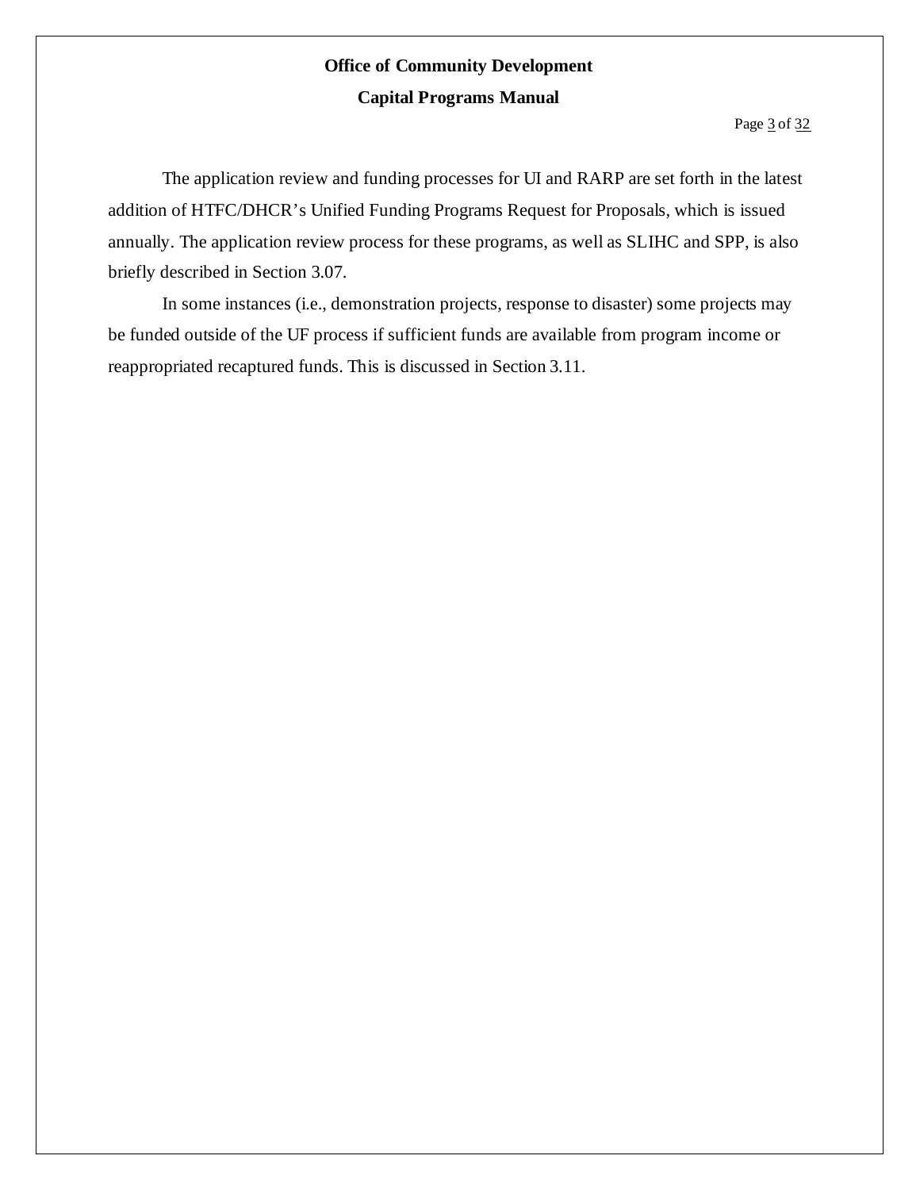The application review and funding processes for UI and RARP are set forth in the latest addition of HTFC/DHCR's Unified Funding Programs Request for Proposals, which is issued annually. The application review process for these programs, as well as SLIHC and SPP, is also briefly described in Section 3.07.

In some instances (i.e., demonstration projects, response to disaster) some projects may be funded outside of the UF process if sufficient funds are available from program income or reappropriated recaptured funds. This is discussed in Section 3.11.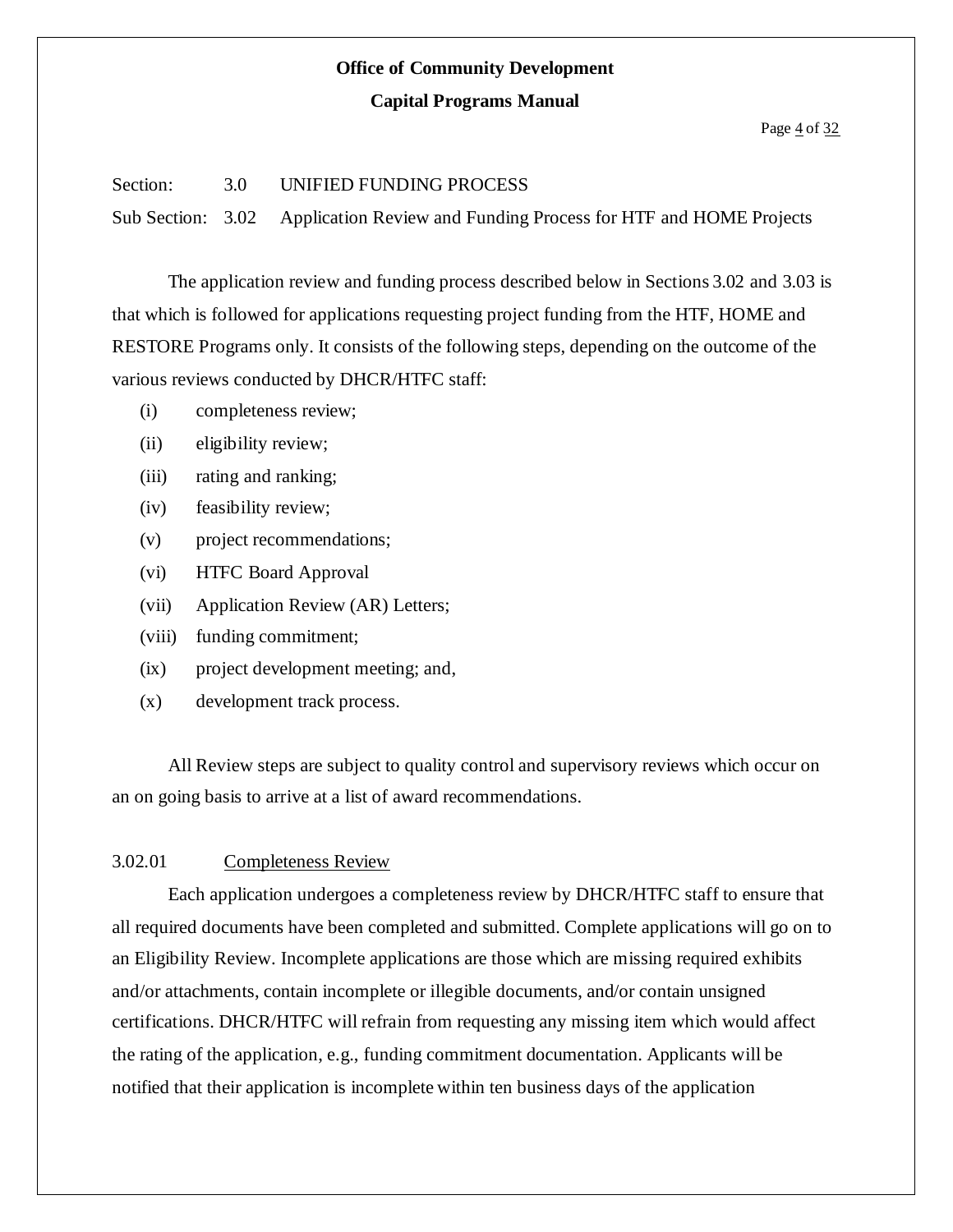Section: 3.0 UNIFIED FUNDING PROCESS

Sub Section: 3.02 Application Review and Funding Process for HTF and HOME Projects

The application review and funding process described below in Sections 3.02 and 3.03 is that which is followed for applications requesting project funding from the HTF, HOME and RESTORE Programs only. It consists of the following steps, depending on the outcome of the various reviews conducted by DHCR/HTFC staff:

(i) completeness review;

(ii) eligibility review;

(iii) rating and ranking;

(iv) feasibility review;

(v) project recommendations;

(vi) HTFC Board Approval

(vii) Application Review (AR) Letters;

(viii) funding commitment;

(ix) project development meeting; and,

(x) development track process.

All Review steps are subject to quality control and supervisory reviews which occur on an on going basis to arrive at a list of award recommendations.

3.02.01 Completeness Review

Each application undergoes a completeness review by DHCR/HTFC staff to ensure that all required documents have been completed and submitted. Complete applications will go on to an Eligibility Review. Incomplete applications are those which are missing required exhibits and/or attachments, contain incomplete or illegible documents, and/or contain unsigned certifications. DHCR/HTFC will refrain from requesting any missing item which would affect the rating of the application, e.g., funding commitment documentation. Applicants will be notified that their application is incomplete within ten business days of the application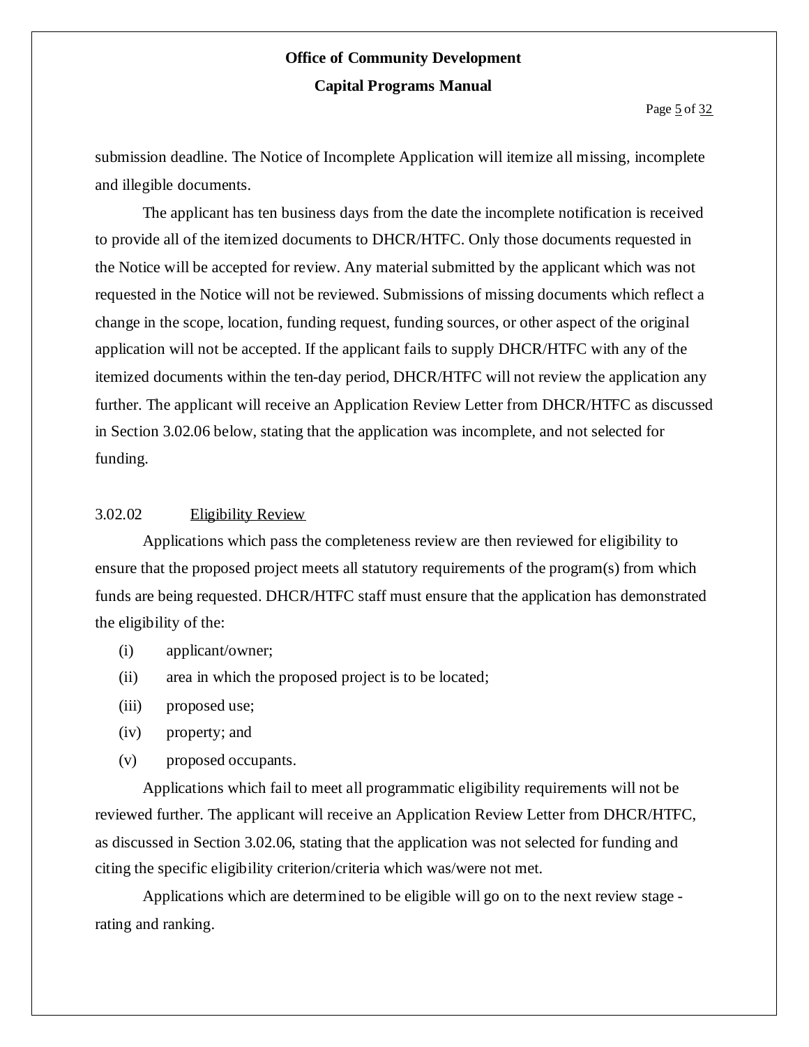submission deadline. The Notice of Incomplete Application will itemize all missing, incomplete and illegible documents.

The applicant has ten business days from the date the incomplete notification is received to provide all of the itemized documents to DHCR/HTFC. Only those documents requested in the Notice will be accepted for review. Any material submitted by the applicant which was not requested in the Notice will not be reviewed. Submissions of missing documents which reflect a change in the scope, location, funding request, funding sources, or other aspect of the original application will not be accepted. If the applicant fails to supply DHCR/HTFC with any of the itemized documents within the ten-day period, DHCR/HTFC will not review the application any further. The applicant will receive an Application Review Letter from DHCR/HTFC as discussed in Section 3.02.06 below, stating that the application was incomplete, and not selected for funding.

### 3.02.02 Eligibility Review

Applications which pass the completeness review are then reviewed for eligibility to ensure that the proposed project meets all statutory requirements of the program(s) from which funds are being requested. DHCR/HTFC staff must ensure that the application has demonstrated the eligibility of the:

(i) applicant/owner;

(ii) area in which the proposed project is to be located;

(iii) proposed use;

(iv) property; and

(v) proposed occupants.

Applications which fail to meet all programmatic eligibility requirements will not be reviewed further. The applicant will receive an Application Review Letter from DHCR/HTFC, as discussed in Section 3.02.06, stating that the application was not selected for funding and citing the specific eligibility criterion/criteria which was/were not met.

Applications which are determined to be eligible will go on to the next review stage - rating and ranking.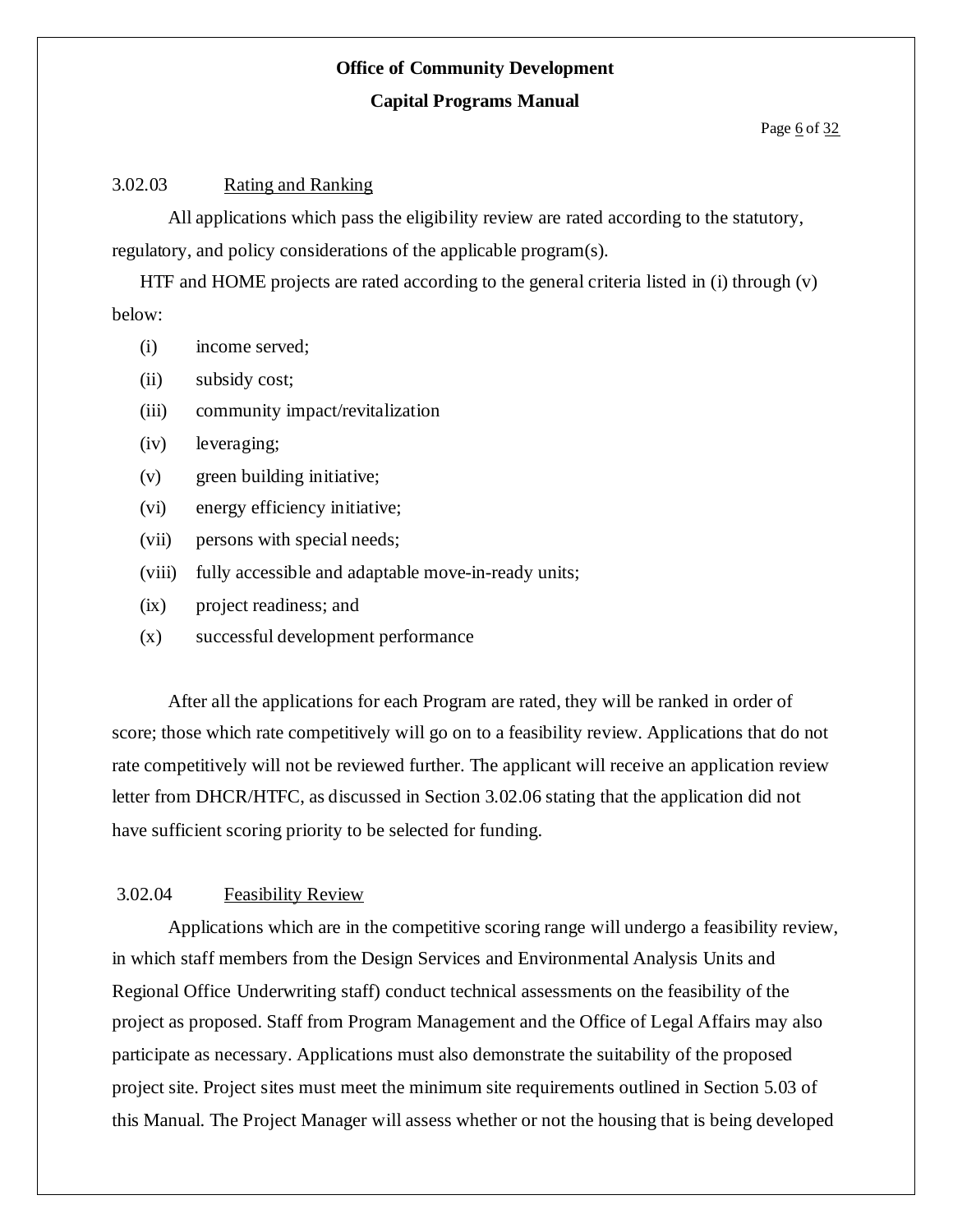3.02.03 Rating and Ranking

All applications which pass the eligibility review are rated according to the statutory, regulatory, and policy considerations of the applicable program(s).

HTF and HOME projects are rated according to the general criteria listed in (i) through (v) below:

(i) income served;

(ii) subsidy cost;

(iii) community impact/revitalization

(iv) leveraging;

(v) green building initiative;

(vi) energy efficiency initiative;

(vii) persons with special needs;

(viii) fully accessible and adaptable move-in-ready units;

(ix) project readiness; and

(x) successful development performance

After all the applications for each Program are rated, they will be ranked in order of score; those which rate competitively will go on to a feasibility review. Applications that do not rate competitively will not be reviewed further. The applicant will receive an application review letter from DHCR/HTFC, as discussed in Section 3.02.06 stating that the application did not have sufficient scoring priority to be selected for funding.

3.02.04 Feasibility Review

Applications which are in the competitive scoring range will undergo a feasibility review, in which staff members from the Design Services and Environmental Analysis Units and Regional Office Underwriting staff) conduct technical assessments on the feasibility of the project as proposed. Staff from Program Management and the Office of Legal Affairs may also participate as necessary. Applications must also demonstrate the suitability of the proposed project site. Project sites must meet the minimum site requirements outlined in Section 5.03 of this Manual. The Project Manager will assess whether or not the housing that is being developed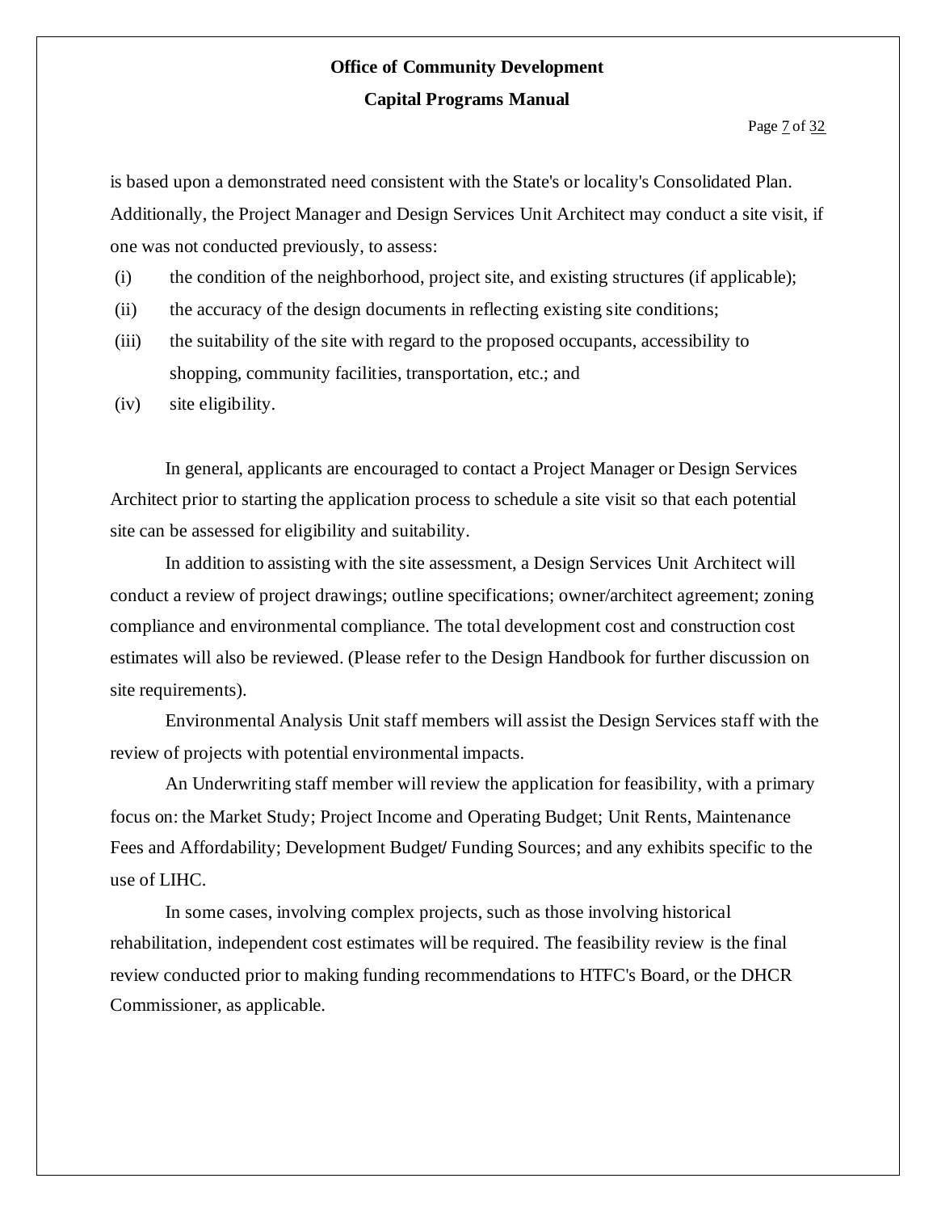is based upon a demonstrated need consistent with the State's or locality's Consolidated Plan. Additionally, the Project Manager and Design Services Unit Architect may conduct a site visit, if one was not conducted previously, to assess:

(i) the condition of the neighborhood, project site, and existing structures (if applicable);

(ii) the accuracy of the design documents in reflecting existing site conditions;

(iii) the suitability of the site with regard to the proposed occupants, accessibility to shopping, community facilities, transportation, etc.; and

(iv) site eligibility.

In general, applicants are encouraged to contact a Project Manager or Design Services Architect prior to starting the application process to schedule a site visit so that each potential site can be assessed for eligibility and suitability.

In addition to assisting with the site assessment, a Design Services Unit Architect will conduct a review of project drawings; outline specifications; owner/architect agreement; zoning compliance and environmental compliance. The total development cost and construction cost estimates will also be reviewed. (Please refer to the Design Handbook for further discussion on site requirements).

Environmental Analysis Unit staff members will assist the Design Services staff with the review of projects with potential environmental impacts.

An Underwriting staff member will review the application for feasibility, with a primary focus on: the Market Study; Project Income and Operating Budget; Unit Rents, Maintenance Fees and Affordability; Development Budget/ Funding Sources; and any exhibits specific to the use of LIHC.

In some cases, involving complex projects, such as those involving historical rehabilitation, independent cost estimates will be required. The feasibility review is the final review conducted prior to making funding recommendations to HTFC's Board, or the DHCR Commissioner, as applicable.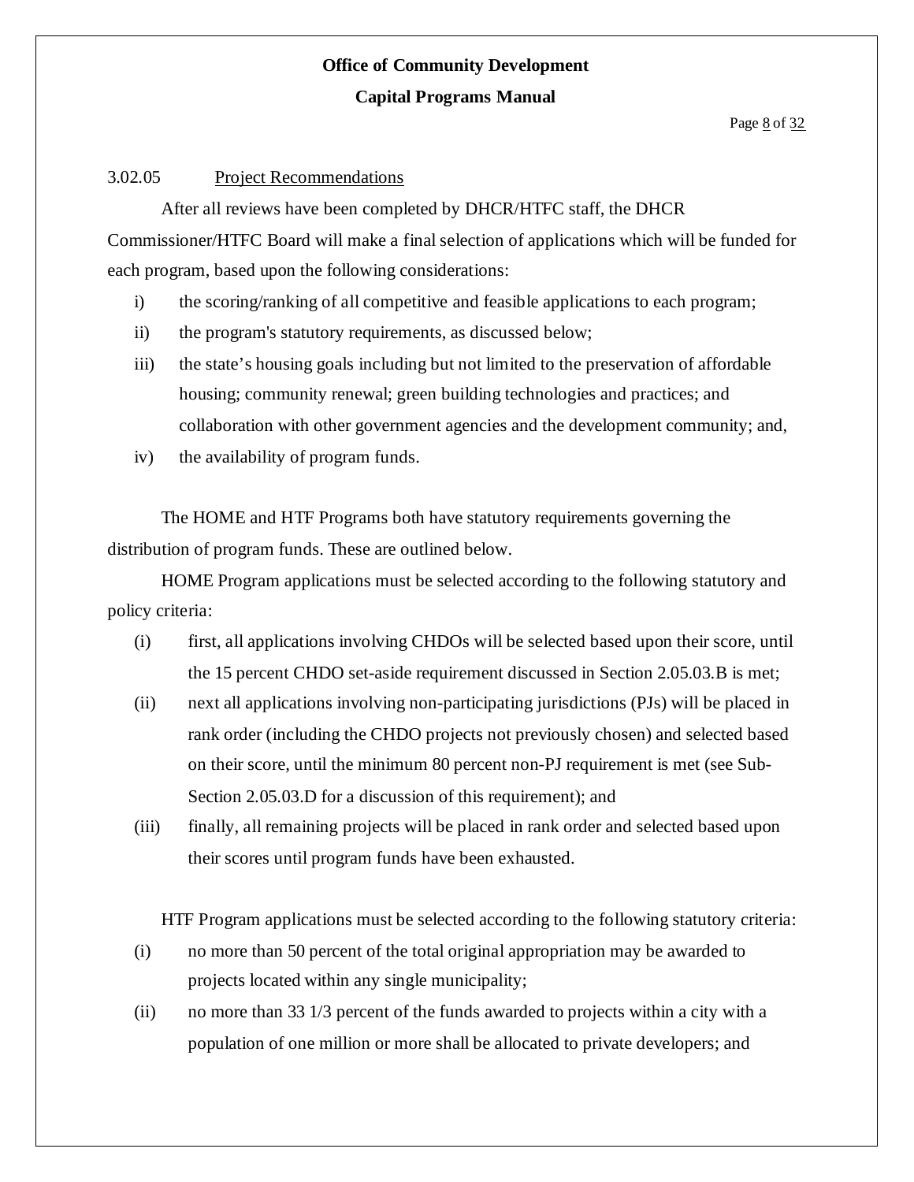### 3.02.05 Project Recommendations

After all reviews have been completed by DHCR/HTFC staff, the DHCR Commissioner/HTFC Board will make a final selection of applications which will be funded for each program, based upon the following considerations:

- i) the scoring/ranking of all competitive and feasible applications to each program;
- ii) the program's statutory requirements, as discussed below;
- iii) the state's housing goals including but not limited to the preservation of affordable housing; community renewal; green building technologies and practices; and collaboration with other government agencies and the development community; and,
- iv) the availability of program funds.

The HOME and HTF Programs both have statutory requirements governing the distribution of program funds. These are outlined below.

HOME Program applications must be selected according to the following statutory and policy criteria:

- (i) first, all applications involving CHDOs will be selected based upon their score, until the 15 percent CHDO set-aside requirement discussed in Section 2.05.03.B is met;
- (ii) next all applications involving non-participating jurisdictions (PJs) will be placed in rank order (including the CHDO projects not previously chosen) and selected based on their score, until the minimum 80 percent non-PJ requirement is met (see Sub-Section 2.05.03.D for a discussion of this requirement); and
- (iii) finally, all remaining projects will be placed in rank order and selected based upon their scores until program funds have been exhausted.

HTF Program applications must be selected according to the following statutory criteria:

- (i) no more than 50 percent of the total original appropriation may be awarded to projects located within any single municipality;
- (ii) no more than 33 1/3 percent of the funds awarded to projects within a city with a population of one million or more shall be allocated to private developers; and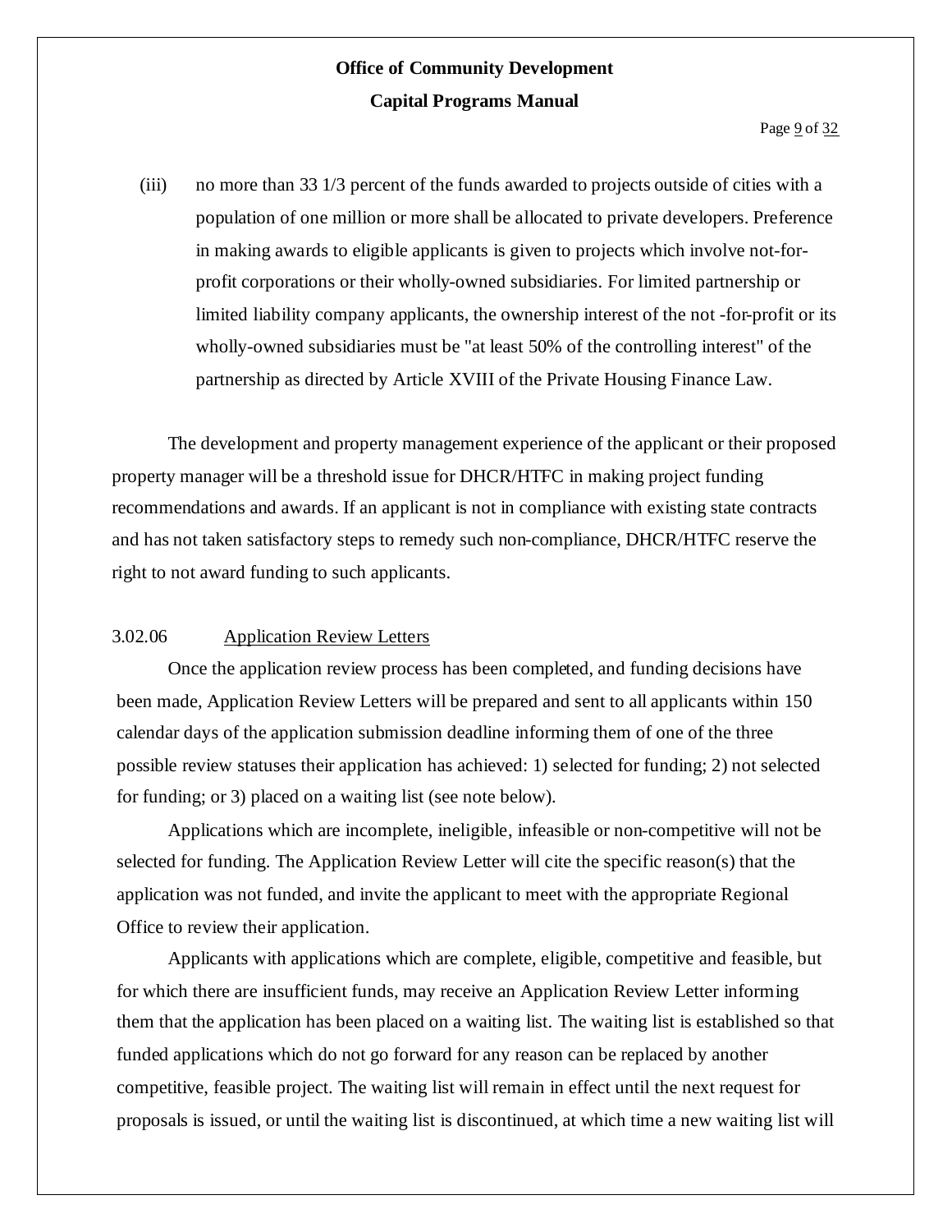(iii) no more than 33 1/3 percent of the funds awarded to projects outside of cities with a population of one million or more shall be allocated to private developers. Preference in making awards to eligible applicants is given to projects which involve not-for-profit corporations or their wholly-owned subsidiaries. For limited partnership or limited liability company applicants, the ownership interest of the not -for-profit or its wholly-owned subsidiaries must be "at least 50% of the controlling interest" of the partnership as directed by Article XVIII of the Private Housing Finance Law.

The development and property management experience of the applicant or their proposed property manager will be a threshold issue for DHCR/HTFC in making project funding recommendations and awards. If an applicant is not in compliance with existing state contracts and has not taken satisfactory steps to remedy such non-compliance, DHCR/HTFC reserve the right to not award funding to such applicants.

3.02.06 Application Review Letters

Once the application review process has been completed, and funding decisions have been made, Application Review Letters will be prepared and sent to all applicants within 150 calendar days of the application submission deadline informing them of one of the three possible review statuses their application has achieved: 1) selected for funding; 2) not selected for funding; or 3) placed on a waiting list (see note below).

Applications which are incomplete, ineligible, infeasible or non-competitive will not be selected for funding. The Application Review Letter will cite the specific reason(s) that the application was not funded, and invite the applicant to meet with the appropriate Regional Office to review their application.

Applicants with applications which are complete, eligible, competitive and feasible, but for which there are insufficient funds, may receive an Application Review Letter informing them that the application has been placed on a waiting list. The waiting list is established so that funded applications which do not go forward for any reason can be replaced by another competitive, feasible project. The waiting list will remain in effect until the next request for proposals is issued, or until the waiting list is discontinued, at which time a new waiting list will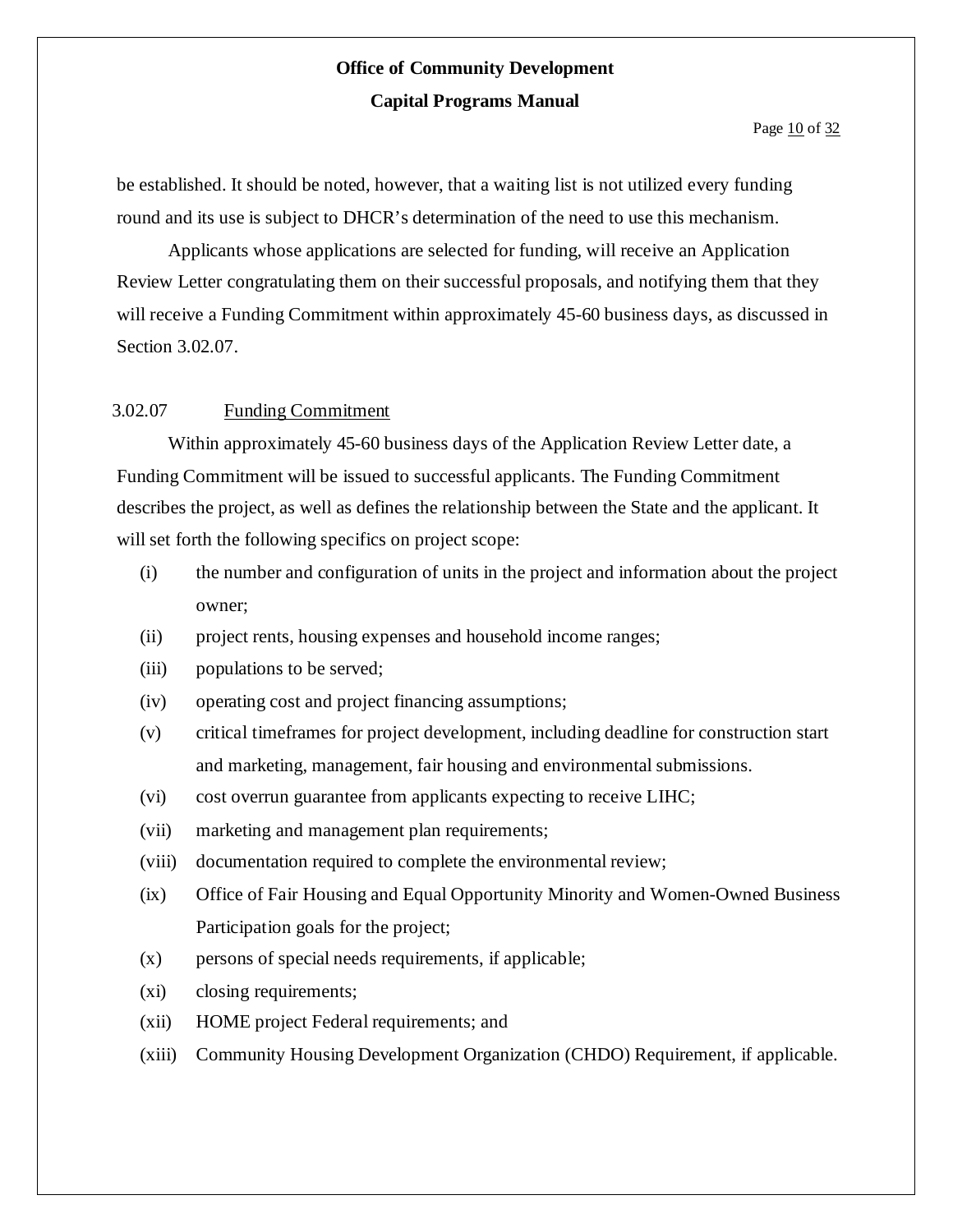be established. It should be noted, however, that a waiting list is not utilized every funding round and its use is subject to DHCR's determination of the need to use this mechanism.

Applicants whose applications are selected for funding, will receive an Application Review Letter congratulating them on their successful proposals, and notifying them that they will receive a Funding Commitment within approximately 45-60 business days, as discussed in Section 3.02.07.

### 3.02.07 Funding Commitment

Within approximately 45-60 business days of the Application Review Letter date, a Funding Commitment will be issued to successful applicants. The Funding Commitment describes the project, as well as defines the relationship between the State and the applicant. It will set forth the following specifics on project scope:

(i) the number and configuration of units in the project and information about the project owner;

(ii) project rents, housing expenses and household income ranges;

(iii) populations to be served;

(iv) operating cost and project financing assumptions;

(v) critical timeframes for project development, including deadline for construction start and marketing, management, fair housing and environmental submissions.

(vi) cost overrun guarantee from applicants expecting to receive LIHC;

(vii) marketing and management plan requirements;

(viii) documentation required to complete the environmental review;

(ix) Office of Fair Housing and Equal Opportunity Minority and Women-Owned Business Participation goals for the project;

(x) persons of special needs requirements, if applicable;

(xi) closing requirements;

(xii) HOME project Federal requirements; and

(xiii) Community Housing Development Organization (CHDO) Requirement, if applicable.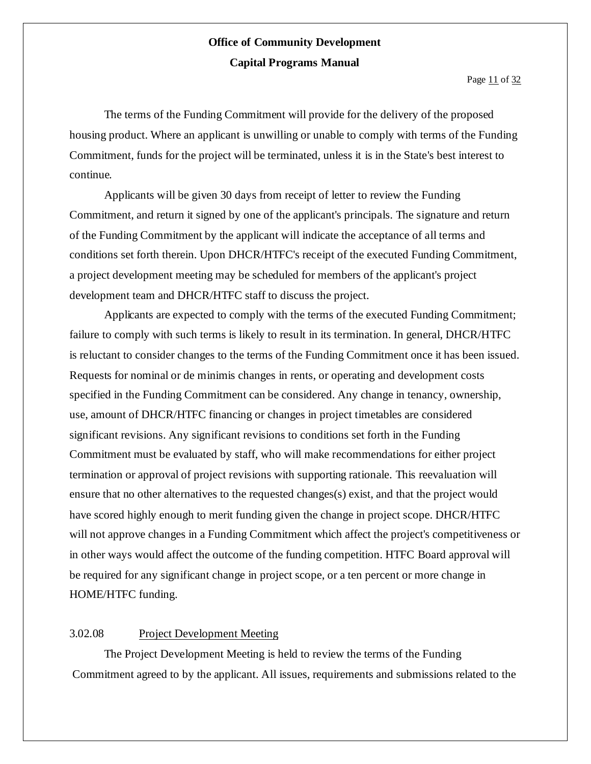The terms of the Funding Commitment will provide for the delivery of the proposed housing product. Where an applicant is unwilling or unable to comply with terms of the Funding Commitment, funds for the project will be terminated, unless it is in the State's best interest to continue.

Applicants will be given 30 days from receipt of letter to review the Funding Commitment, and return it signed by one of the applicant's principals. The signature and return of the Funding Commitment by the applicant will indicate the acceptance of all terms and conditions set forth therein. Upon DHCR/HTFC's receipt of the executed Funding Commitment, a project development meeting may be scheduled for members of the applicant's project development team and DHCR/HTFC staff to discuss the project.

Applicants are expected to comply with the terms of the executed Funding Commitment; failure to comply with such terms is likely to result in its termination. In general, DHCR/HTFC is reluctant to consider changes to the terms of the Funding Commitment once it has been issued. Requests for nominal or de minimis changes in rents, or operating and development costs specified in the Funding Commitment can be considered. Any change in tenancy, ownership, use, amount of DHCR/HTFC financing or changes in project timetables are considered significant revisions. Any significant revisions to conditions set forth in the Funding Commitment must be evaluated by staff, who will make recommendations for either project termination or approval of project revisions with supporting rationale. This reevaluation will ensure that no other alternatives to the requested changes(s) exist, and that the project would have scored highly enough to merit funding given the change in project scope. DHCR/HTFC will not approve changes in a Funding Commitment which affect the project's competitiveness or in other ways would affect the outcome of the funding competition. HTFC Board approval will be required for any significant change in project scope, or a ten percent or more change in HOME/HTFC funding.

### 3.02.08 Project Development Meeting

The Project Development Meeting is held to review the terms of the Funding Commitment agreed to by the applicant. All issues, requirements and submissions related to the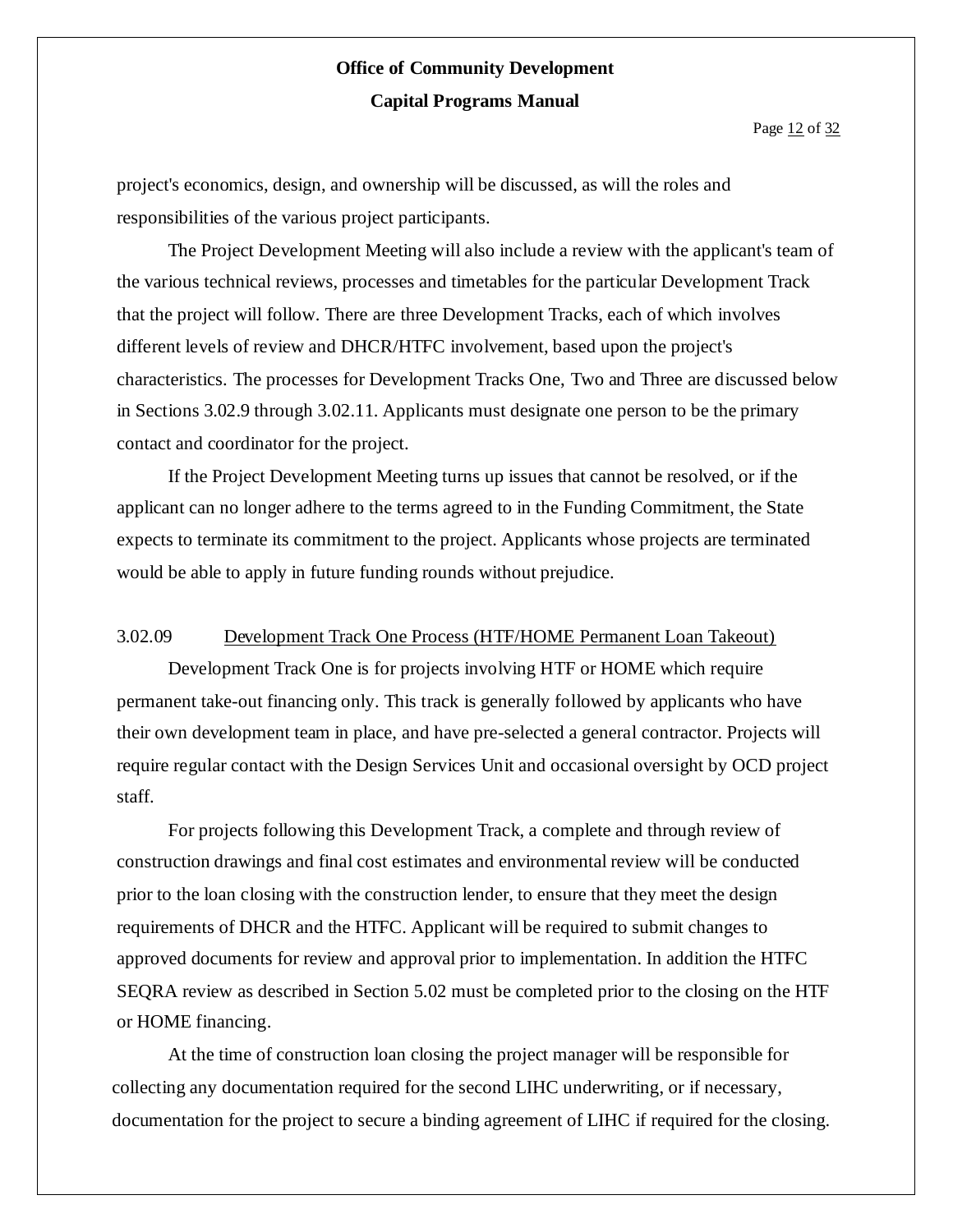project's economics, design, and ownership will be discussed, as will the roles and responsibilities of the various project participants.

The Project Development Meeting will also include a review with the applicant's team of the various technical reviews, processes and timetables for the particular Development Track that the project will follow. There are three Development Tracks, each of which involves different levels of review and DHCR/HTFC involvement, based upon the project's characteristics. The processes for Development Tracks One, Two and Three are discussed below in Sections 3.02.9 through 3.02.11. Applicants must designate one person to be the primary contact and coordinator for the project.

If the Project Development Meeting turns up issues that cannot be resolved, or if the applicant can no longer adhere to the terms agreed to in the Funding Commitment, the State expects to terminate its commitment to the project. Applicants whose projects are terminated would be able to apply in future funding rounds without prejudice.

### 3.02.09 Development Track One Process (HTF/HOME Permanent Loan Takeout)

Development Track One is for projects involving HTF or HOME which require permanent take-out financing only. This track is generally followed by applicants who have their own development team in place, and have pre-selected a general contractor. Projects will require regular contact with the Design Services Unit and occasional oversight by OCD project staff.

For projects following this Development Track, a complete and through review of construction drawings and final cost estimates and environmental review will be conducted prior to the loan closing with the construction lender, to ensure that they meet the design requirements of DHCR and the HTFC. Applicant will be required to submit changes to approved documents for review and approval prior to implementation. In addition the HTFC SEQRA review as described in Section 5.02 must be completed prior to the closing on the HTF or HOME financing.

At the time of construction loan closing the project manager will be responsible for collecting any documentation required for the second LIHC underwriting, or if necessary, documentation for the project to secure a binding agreement of LIHC if required for the closing.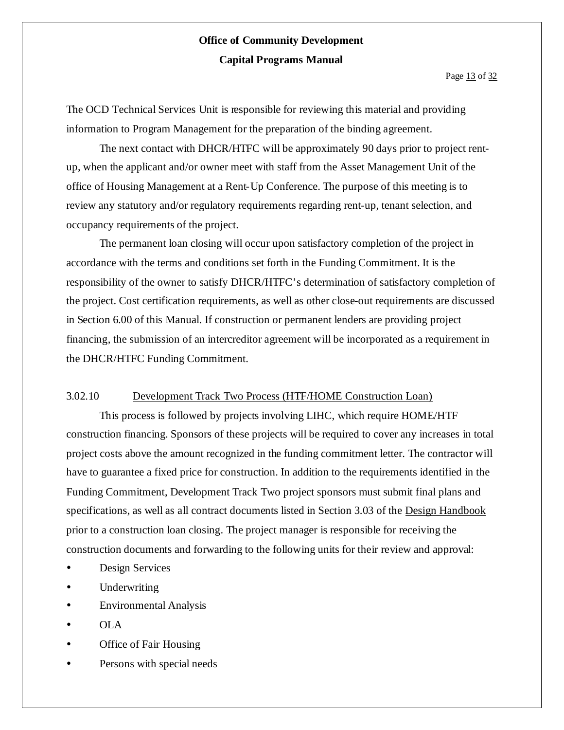The OCD Technical Services Unit is responsible for reviewing this material and providing information to Program Management for the preparation of the binding agreement.

The next contact with DHCR/HTFC will be approximately 90 days prior to project rent-up, when the applicant and/or owner meet with staff from the Asset Management Unit of the office of Housing Management at a Rent-Up Conference. The purpose of this meeting is to review any statutory and/or regulatory requirements regarding rent-up, tenant selection, and occupancy requirements of the project.

The permanent loan closing will occur upon satisfactory completion of the project in accordance with the terms and conditions set forth in the Funding Commitment. It is the responsibility of the owner to satisfy DHCR/HTFC's determination of satisfactory completion of the project. Cost certification requirements, as well as other close-out requirements are discussed in Section 6.00 of this Manual. If construction or permanent lenders are providing project financing, the submission of an intercreditor agreement will be incorporated as a requirement in the DHCR/HTFC Funding Commitment.

### 3.02.10 Development Track Two Process (HTF/HOME Construction Loan)

This process is followed by projects involving LIHC, which require HOME/HTF construction financing. Sponsors of these projects will be required to cover any increases in total project costs above the amount recognized in the funding commitment letter. The contractor will have to guarantee a fixed price for construction. In addition to the requirements identified in the Funding Commitment, Development Track Two project sponsors must submit final plans and specifications, as well as all contract documents listed in Section 3.03 of the Design Handbook prior to a construction loan closing. The project manager is responsible for receiving the construction documents and forwarding to the following units for their review and approval:

- Design Services
- Underwriting
- Environmental Analysis
- OLA
- Office of Fair Housing
- Persons with special needs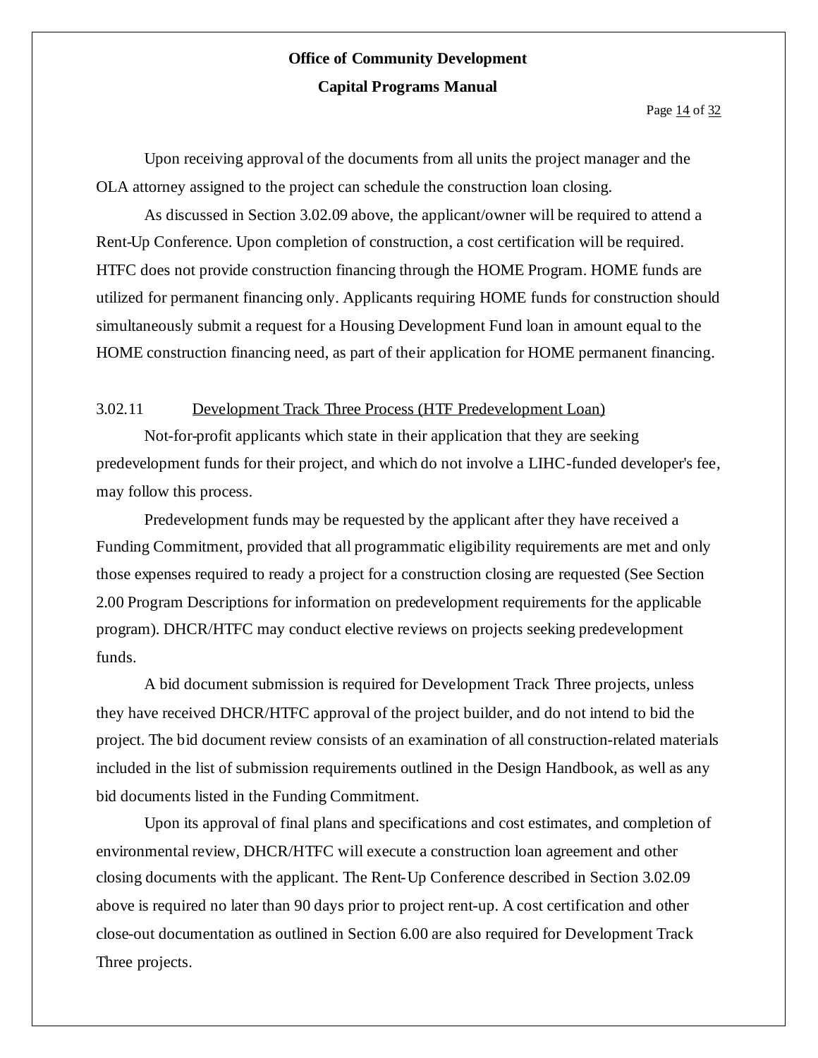Upon receiving approval of the documents from all units the project manager and the OLA attorney assigned to the project can schedule the construction loan closing.

As discussed in Section 3.02.09 above, the applicant/owner will be required to attend a Rent-Up Conference. Upon completion of construction, a cost certification will be required. HTFC does not provide construction financing through the HOME Program. HOME funds are utilized for permanent financing only. Applicants requiring HOME funds for construction should simultaneously submit a request for a Housing Development Fund loan in amount equal to the HOME construction financing need, as part of their application for HOME permanent financing.

### 3.02.11 Development Track Three Process (HTF Predevelopment Loan)

Not-for-profit applicants which state in their application that they are seeking predevelopment funds for their project, and which do not involve a LIHC-funded developer's fee, may follow this process.

Predevelopment funds may be requested by the applicant after they have received a Funding Commitment, provided that all programmatic eligibility requirements are met and only those expenses required to ready a project for a construction closing are requested (See Section 2.00 Program Descriptions for information on predevelopment requirements for the applicable program). DHCR/HTFC may conduct elective reviews on projects seeking predevelopment funds.

A bid document submission is required for Development Track Three projects, unless they have received DHCR/HTFC approval of the project builder, and do not intend to bid the project. The bid document review consists of an examination of all construction-related materials included in the list of submission requirements outlined in the Design Handbook, as well as any bid documents listed in the Funding Commitment.

Upon its approval of final plans and specifications and cost estimates, and completion of environmental review, DHCR/HTFC will execute a construction loan agreement and other closing documents with the applicant. The Rent-Up Conference described in Section 3.02.09 above is required no later than 90 days prior to project rent-up. A cost certification and other close-out documentation as outlined in Section 6.00 are also required for Development Track Three projects.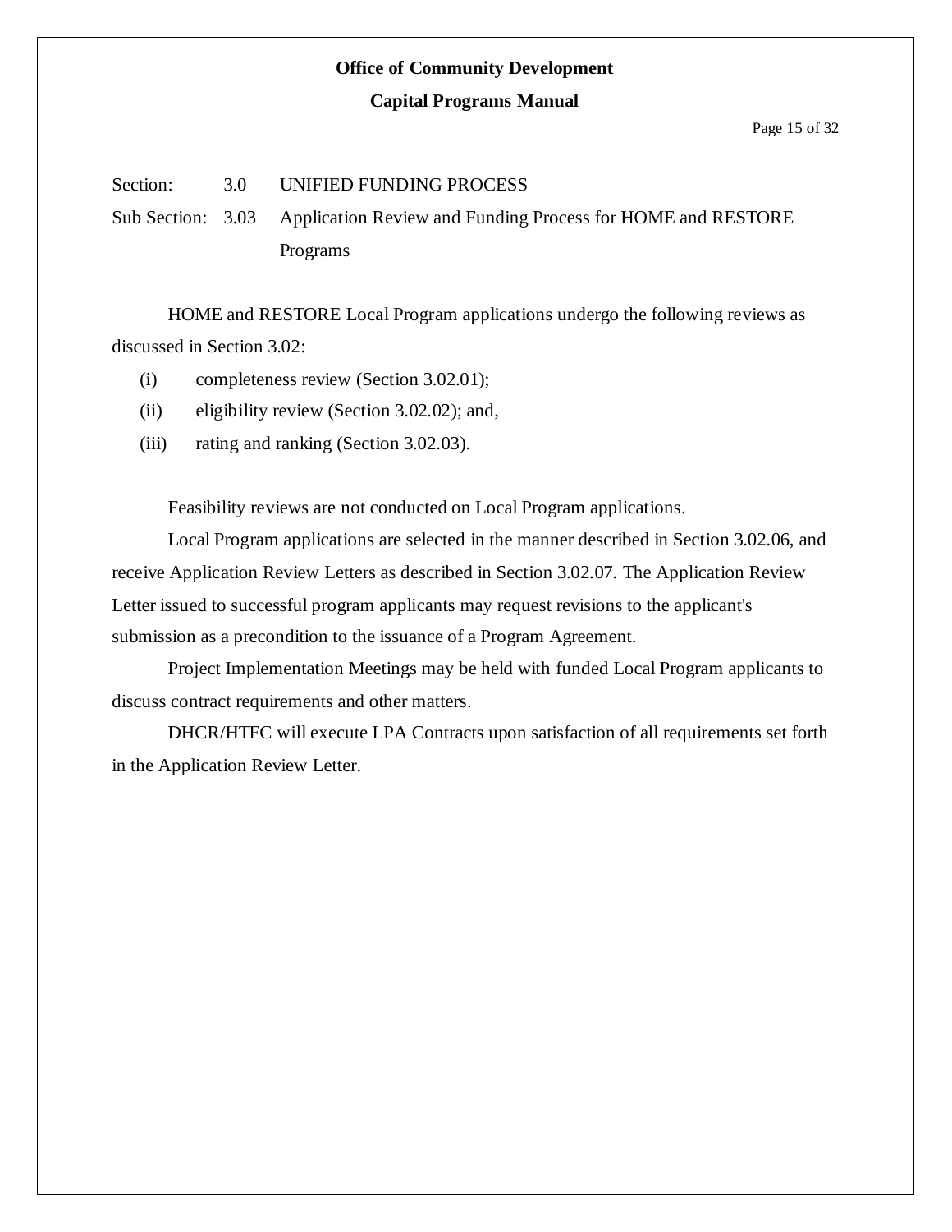Section: 3.0 UNIFIED FUNDING PROCESS

Sub Section: 3.03 Application Review and Funding Process for HOME and RESTORE Programs

HOME and RESTORE Local Program applications undergo the following reviews as discussed in Section 3.02:

(i) completeness review (Section 3.02.01);

(ii) eligibility review (Section 3.02.02); and,

(iii) rating and ranking (Section 3.02.03).

Feasibility reviews are not conducted on Local Program applications.

Local Program applications are selected in the manner described in Section 3.02.06, and receive Application Review Letters as described in Section 3.02.07. The Application Review Letter issued to successful program applicants may request revisions to the applicant's submission as a precondition to the issuance of a Program Agreement.

Project Implementation Meetings may be held with funded Local Program applicants to discuss contract requirements and other matters.

DHCR/HTFC will execute LPA Contracts upon satisfaction of all requirements set forth in the Application Review Letter.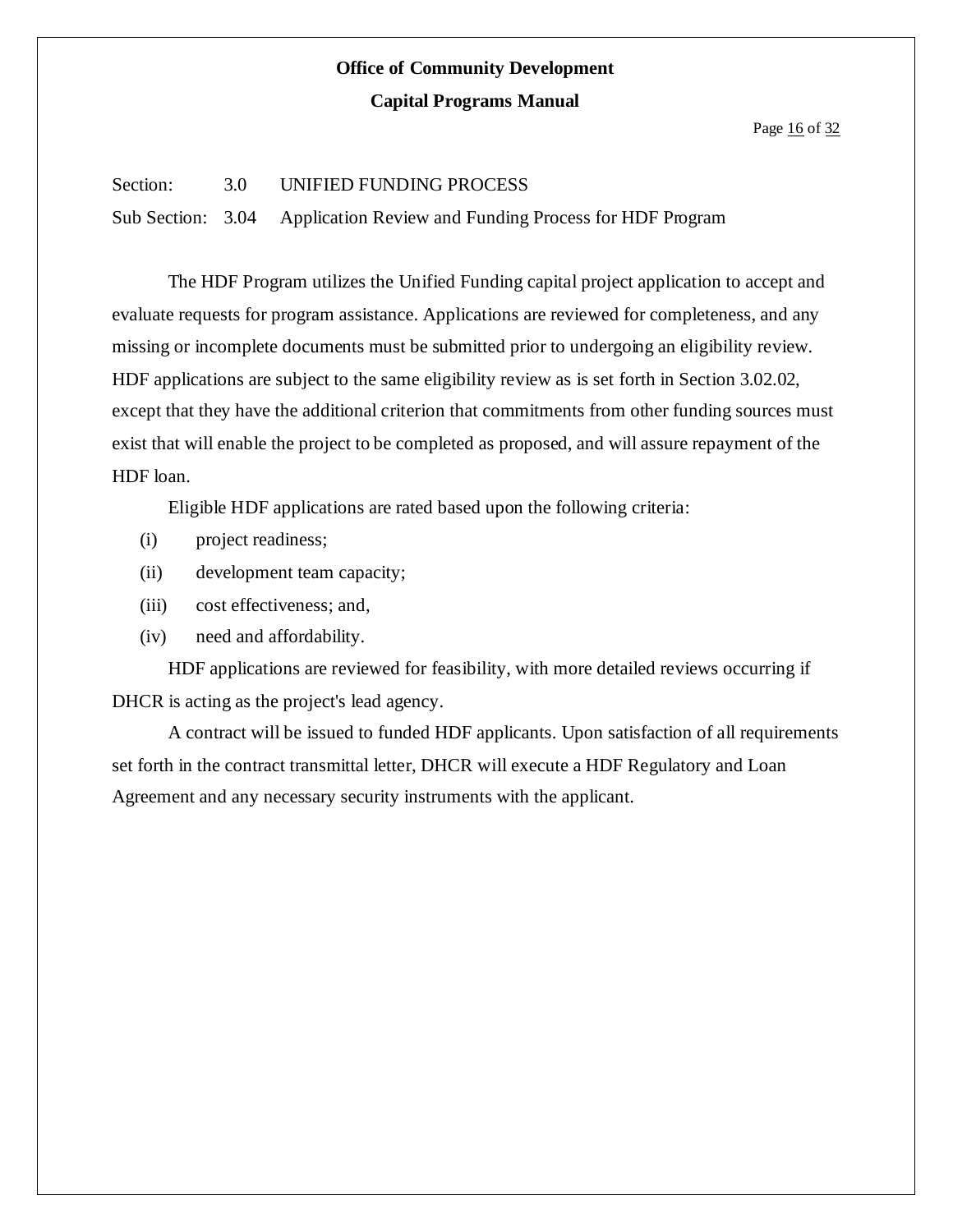Section: 3.0 UNIFIED FUNDING PROCESS

Sub Section: 3.04 Application Review and Funding Process for HDF Program

The HDF Program utilizes the Unified Funding capital project application to accept and evaluate requests for program assistance. Applications are reviewed for completeness, and any missing or incomplete documents must be submitted prior to undergoing an eligibility review. HDF applications are subject to the same eligibility review as is set forth in Section 3.02.02, except that they have the additional criterion that commitments from other funding sources must exist that will enable the project to be completed as proposed, and will assure repayment of the HDF loan.

Eligible HDF applications are rated based upon the following criteria:

(i) project readiness;

(ii) development team capacity;

(iii) cost effectiveness; and,

(iv) need and affordability.

HDF applications are reviewed for feasibility, with more detailed reviews occurring if DHCR is acting as the project's lead agency.

A contract will be issued to funded HDF applicants. Upon satisfaction of all requirements set forth in the contract transmittal letter, DHCR will execute a HDF Regulatory and Loan Agreement and any necessary security instruments with the applicant.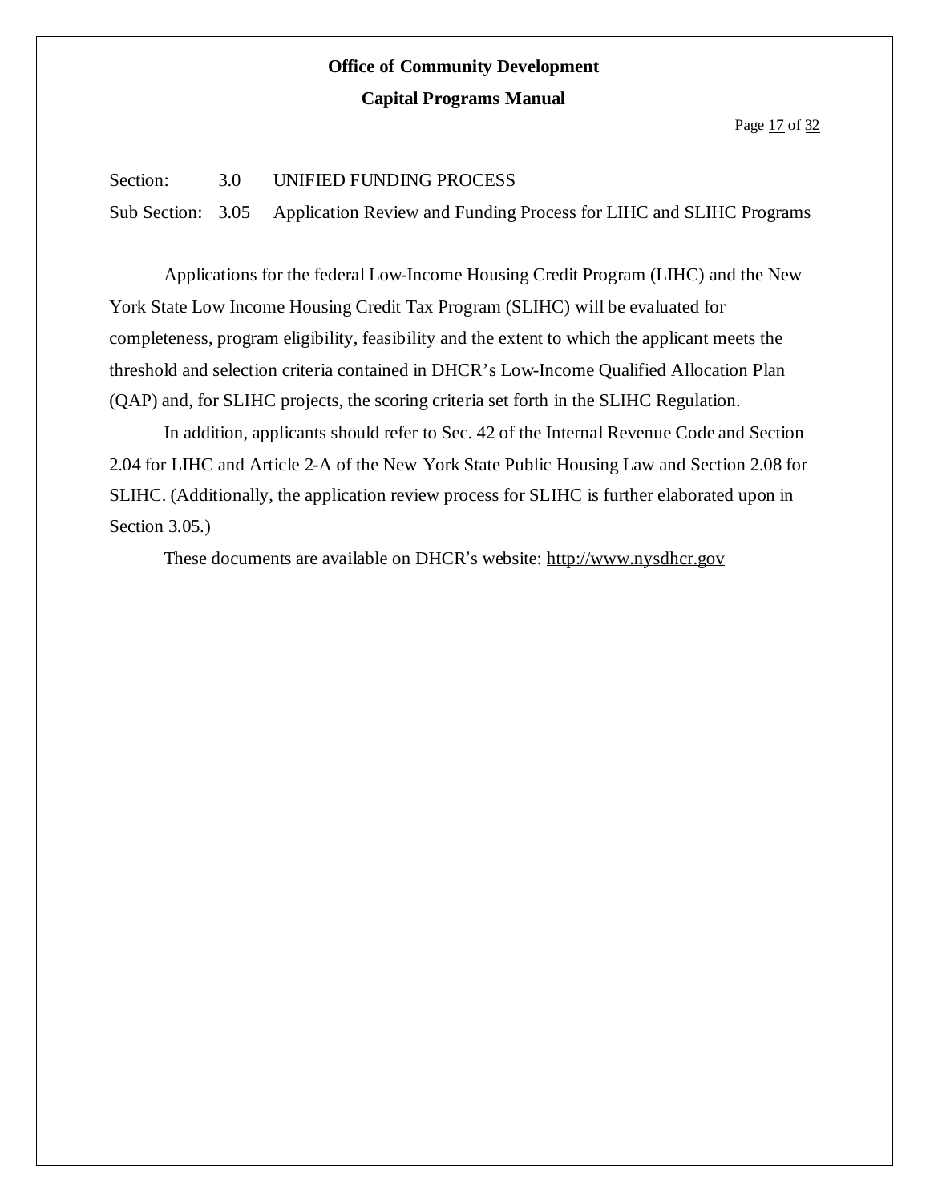Section: 3.0 UNIFIED FUNDING PROCESS

Sub Section: 3.05 Application Review and Funding Process for LIHC and SLIHC Programs

Applications for the federal Low-Income Housing Credit Program (LIHC) and the New York State Low Income Housing Credit Tax Program (SLIHC) will be evaluated for completeness, program eligibility, feasibility and the extent to which the applicant meets the threshold and selection criteria contained in DHCR's Low-Income Qualified Allocation Plan (QAP) and, for SLIHC projects, the scoring criteria set forth in the SLIHC Regulation.

In addition, applicants should refer to Sec. 42 of the Internal Revenue Code and Section 2.04 for LIHC and Article 2-A of the New York State Public Housing Law and Section 2.08 for SLIHC. (Additionally, the application review process for SLIHC is further elaborated upon in Section 3.05.)

These documents are available on DHCR's website: http://www.nysdhcr.gov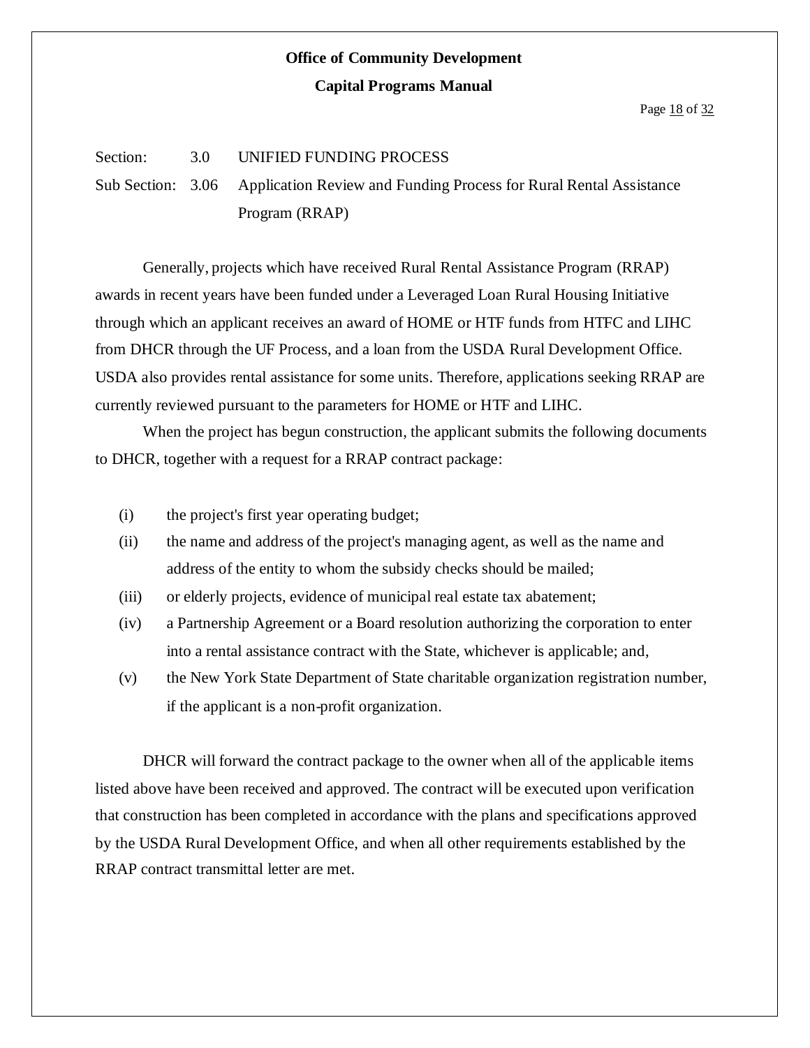Section: 3.0 UNIFIED FUNDING PROCESS

Sub Section: 3.06 Application Review and Funding Process for Rural Rental Assistance Program (RRAP)

Generally, projects which have received Rural Rental Assistance Program (RRAP) awards in recent years have been funded under a Leveraged Loan Rural Housing Initiative through which an applicant receives an award of HOME or HTF funds from HTFC and LIHC from DHCR through the UF Process, and a loan from the USDA Rural Development Office. USDA also provides rental assistance for some units. Therefore, applications seeking RRAP are currently reviewed pursuant to the parameters for HOME or HTF and LIHC.

When the project has begun construction, the applicant submits the following documents to DHCR, together with a request for a RRAP contract package:

(i) the project's first year operating budget;

(ii) the name and address of the project's managing agent, as well as the name and address of the entity to whom the subsidy checks should be mailed;

(iii) or elderly projects, evidence of municipal real estate tax abatement;

(iv) a Partnership Agreement or a Board resolution authorizing the corporation to enter into a rental assistance contract with the State, whichever is applicable; and,

(v) the New York State Department of State charitable organization registration number, if the applicant is a non-profit organization.

DHCR will forward the contract package to the owner when all of the applicable items listed above have been received and approved. The contract will be executed upon verification that construction has been completed in accordance with the plans and specifications approved by the USDA Rural Development Office, and when all other requirements established by the RRAP contract transmittal letter are met.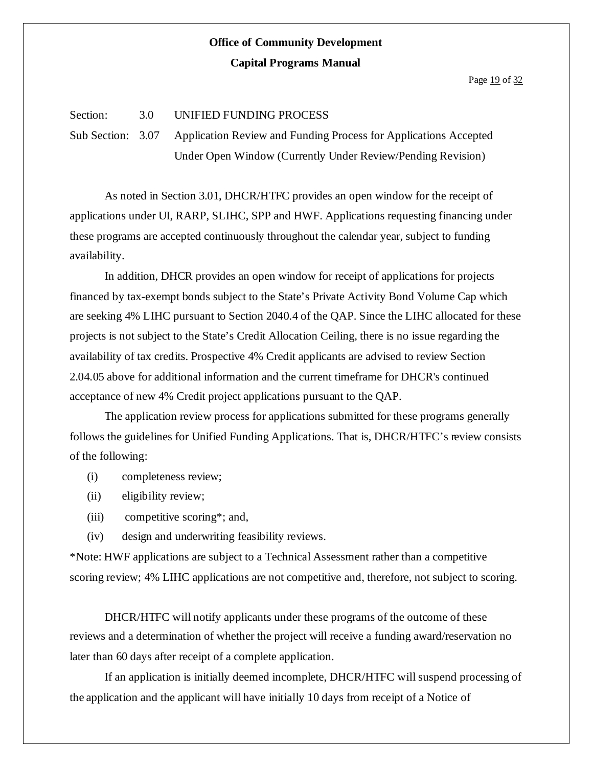Section: 3.0 UNIFIED FUNDING PROCESS

Sub Section: 3.07 Application Review and Funding Process for Applications Accepted Under Open Window (Currently Under Review/Pending Revision)

As noted in Section 3.01, DHCR/HTFC provides an open window for the receipt of applications under UI, RARP, SLIHC, SPP and HWF. Applications requesting financing under these programs are accepted continuously throughout the calendar year, subject to funding availability.

In addition, DHCR provides an open window for receipt of applications for projects financed by tax-exempt bonds subject to the State's Private Activity Bond Volume Cap which are seeking 4% LIHC pursuant to Section 2040.4 of the QAP. Since the LIHC allocated for these projects is not subject to the State's Credit Allocation Ceiling, there is no issue regarding the availability of tax credits. Prospective 4% Credit applicants are advised to review Section 2.04.05 above for additional information and the current timeframe for DHCR's continued acceptance of new 4% Credit project applications pursuant to the QAP.

The application review process for applications submitted for these programs generally follows the guidelines for Unified Funding Applications. That is, DHCR/HTFC's review consists of the following:

(i) completeness review;

(ii) eligibility review;

(iii) competitive scoring*; and,

(iv) design and underwriting feasibility reviews.

*Note: HWF applications are subject to a Technical Assessment rather than a competitive scoring review; 4% LIHC applications are not competitive and, therefore, not subject to scoring.

DHCR/HTFC will notify applicants under these programs of the outcome of these reviews and a determination of whether the project will receive a funding award/reservation no later than 60 days after receipt of a complete application.

If an application is initially deemed incomplete, DHCR/HTFC will suspend processing of the application and the applicant will have initially 10 days from receipt of a Notice of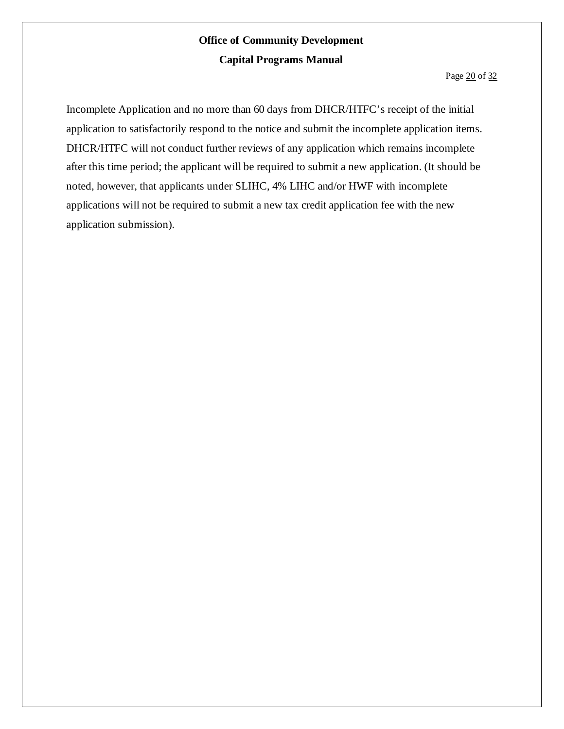Incomplete Application and no more than 60 days from DHCR/HTFC's receipt of the initial application to satisfactorily respond to the notice and submit the incomplete application items. DHCR/HTFC will not conduct further reviews of any application which remains incomplete after this time period; the applicant will be required to submit a new application. (It should be noted, however, that applicants under SLIHC, 4% LIHC and/or HWF with incomplete applications will not be required to submit a new tax credit application fee with the new application submission).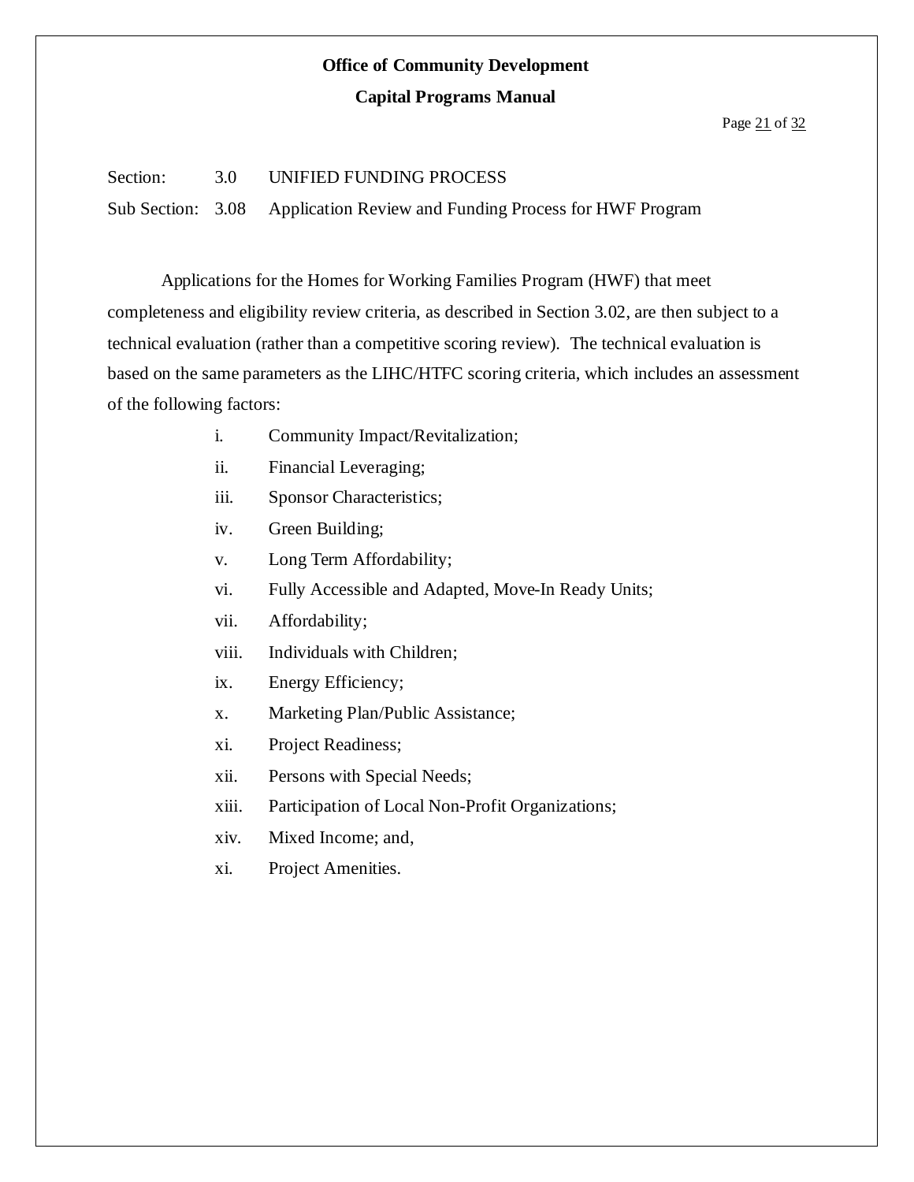Section: 3.0 UNIFIED FUNDING PROCESS

Sub Section: 3.08 Application Review and Funding Process for HWF Program

Applications for the Homes for Working Families Program (HWF) that meet completeness and eligibility review criteria, as described in Section 3.02, are then subject to a technical evaluation (rather than a competitive scoring review). The technical evaluation is based on the same parameters as the LIHC/HTFC scoring criteria, which includes an assessment of the following factors:

- i. Community Impact/Revitalization;
- ii. Financial Leveraging;
- iii. Sponsor Characteristics;
- iv. Green Building;
- v. Long Term Affordability;
- vi. Fully Accessible and Adapted, Move-In Ready Units;
- vii. Affordability;
- viii. Individuals with Children;
- ix. Energy Efficiency;
- x. Marketing Plan/Public Assistance;
- xi. Project Readiness;
- xii. Persons with Special Needs;
- xiii. Participation of Local Non-Profit Organizations;
- xiv. Mixed Income; and,
- xi. Project Amenities.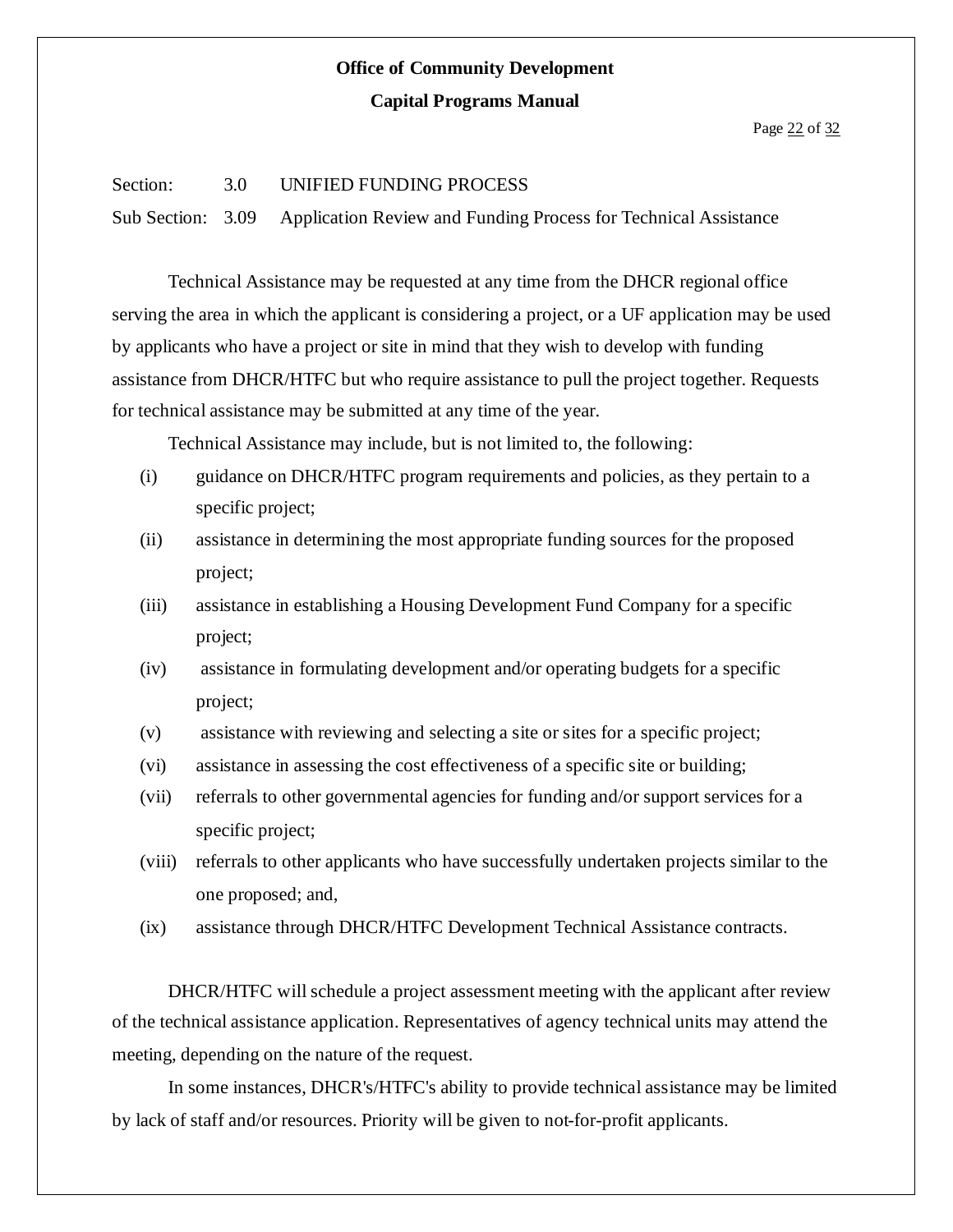Section: 3.0 UNIFIED FUNDING PROCESS

Sub Section: 3.09 Application Review and Funding Process for Technical Assistance

Technical Assistance may be requested at any time from the DHCR regional office serving the area in which the applicant is considering a project, or a UF application may be used by applicants who have a project or site in mind that they wish to develop with funding assistance from DHCR/HTFC but who require assistance to pull the project together. Requests for technical assistance may be submitted at any time of the year.

Technical Assistance may include, but is not limited to, the following:

- (i) guidance on DHCR/HTFC program requirements and policies, as they pertain to a specific project;
- (ii) assistance in determining the most appropriate funding sources for the proposed project;
- (iii) assistance in establishing a Housing Development Fund Company for a specific project;
- (iv) assistance in formulating development and/or operating budgets for a specific project;
- (v) assistance with reviewing and selecting a site or sites for a specific project;
- (vi) assistance in assessing the cost effectiveness of a specific site or building;
- (vii) referrals to other governmental agencies for funding and/or support services for a specific project;
- (viii) referrals to other applicants who have successfully undertaken projects similar to the one proposed; and,
- (ix) assistance through DHCR/HTFC Development Technical Assistance contracts.

DHCR/HTFC will schedule a project assessment meeting with the applicant after review of the technical assistance application. Representatives of agency technical units may attend the meeting, depending on the nature of the request.

In some instances, DHCR's/HTFC's ability to provide technical assistance may be limited by lack of staff and/or resources. Priority will be given to not-for-profit applicants.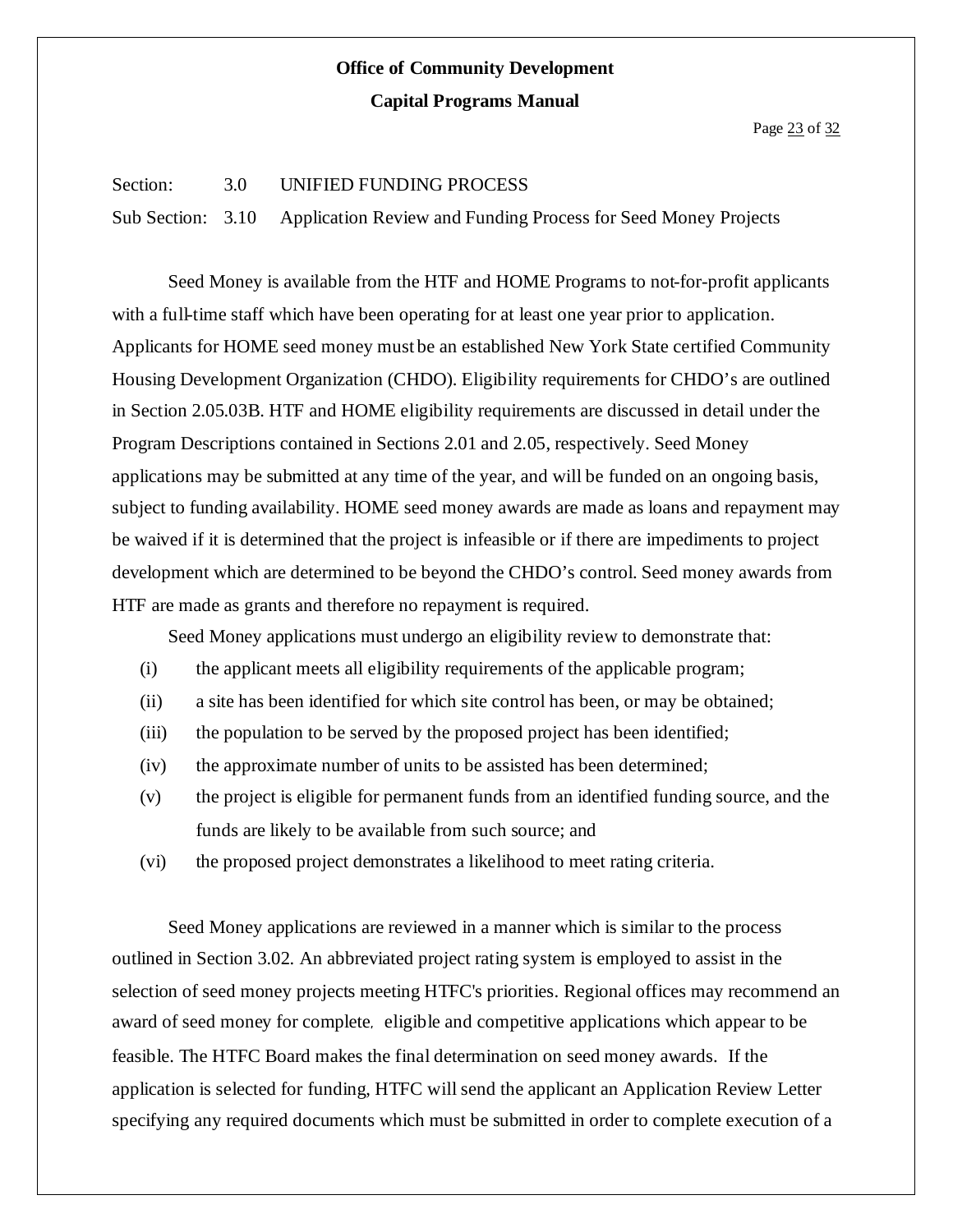Section: 3.0 UNIFIED FUNDING PROCESS

Sub Section: 3.10 Application Review and Funding Process for Seed Money Projects

Seed Money is available from the HTF and HOME Programs to not-for-profit applicants with a full-time staff which have been operating for at least one year prior to application. Applicants for HOME seed money must be an established New York State certified Community Housing Development Organization (CHDO). Eligibility requirements for CHDO's are outlined in Section 2.05.03B. HTF and HOME eligibility requirements are discussed in detail under the Program Descriptions contained in Sections 2.01 and 2.05, respectively. Seed Money applications may be submitted at any time of the year, and will be funded on an ongoing basis, subject to funding availability. HOME seed money awards are made as loans and repayment may be waived if it is determined that the project is infeasible or if there are impediments to project development which are determined to be beyond the CHDO's control. Seed money awards from HTF are made as grants and therefore no repayment is required.

Seed Money applications must undergo an eligibility review to demonstrate that:

(i) the applicant meets all eligibility requirements of the applicable program;

(ii) a site has been identified for which site control has been, or may be obtained;

(iii) the population to be served by the proposed project has been identified;

(iv) the approximate number of units to be assisted has been determined;

(v) the project is eligible for permanent funds from an identified funding source, and the funds are likely to be available from such source; and

(vi) the proposed project demonstrates a likelihood to meet rating criteria.

Seed Money applications are reviewed in a manner which is similar to the process outlined in Section 3.02. An abbreviated project rating system is employed to assist in the selection of seed money projects meeting HTFC's priorities. Regional offices may recommend an award of seed money for complete, eligible and competitive applications which appear to be feasible. The HTFC Board makes the final determination on seed money awards. If the application is selected for funding, HTFC will send the applicant an Application Review Letter specifying any required documents which must be submitted in order to complete execution of a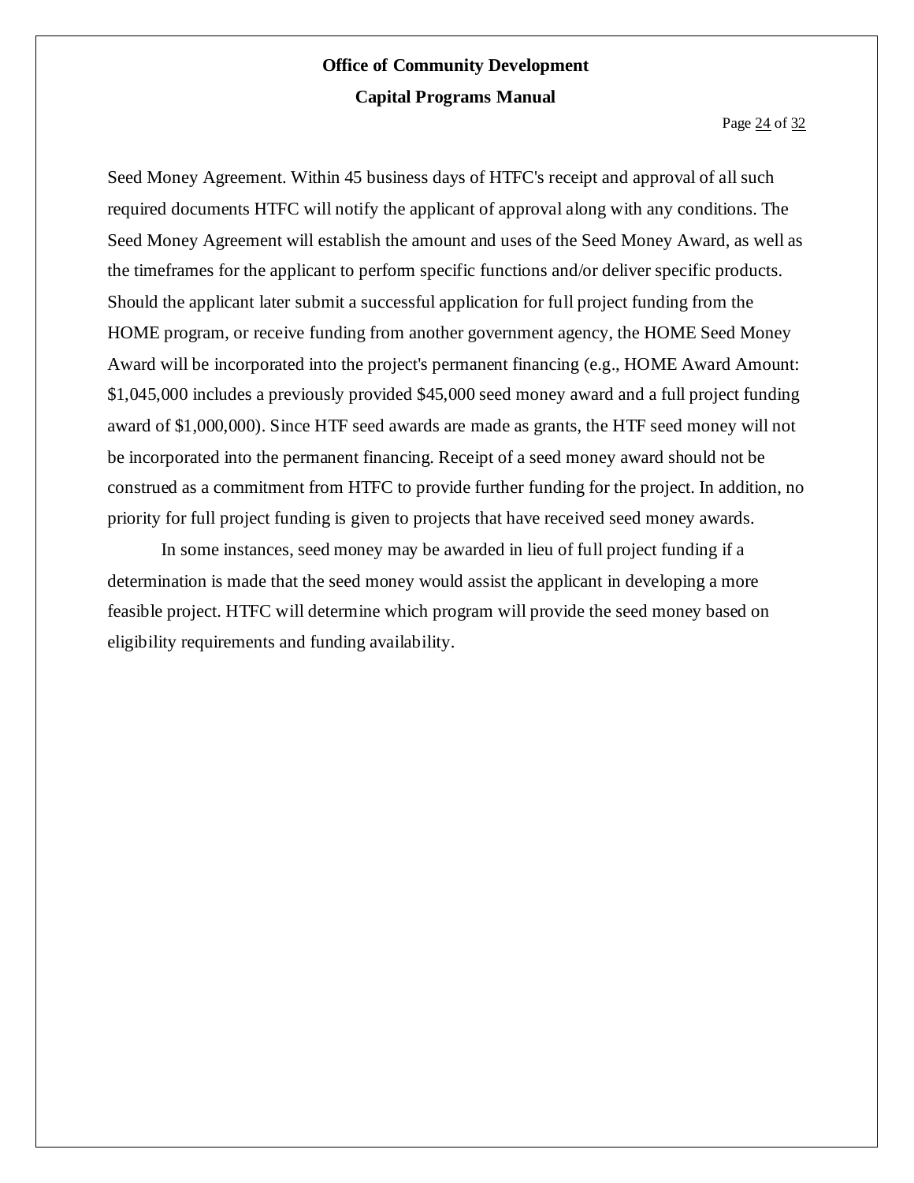Seed Money Agreement. Within 45 business days of HTFC's receipt and approval of all such required documents HTFC will notify the applicant of approval along with any conditions. The Seed Money Agreement will establish the amount and uses of the Seed Money Award, as well as the timeframes for the applicant to perform specific functions and/or deliver specific products. Should the applicant later submit a successful application for full project funding from the HOME program, or receive funding from another government agency, the HOME Seed Money Award will be incorporated into the project's permanent financing (e.g., HOME Award Amount: $1,045,000 includes a previously provided $45,000 seed money award and a full project funding award of $1,000,000). Since HTF seed awards are made as grants, the HTF seed money will not be incorporated into the permanent financing. Receipt of a seed money award should not be construed as a commitment from HTFC to provide further funding for the project. In addition, no priority for full project funding is given to projects that have received seed money awards.

In some instances, seed money may be awarded in lieu of full project funding if a determination is made that the seed money would assist the applicant in developing a more feasible project. HTFC will determine which program will provide the seed money based on eligibility requirements and funding availability.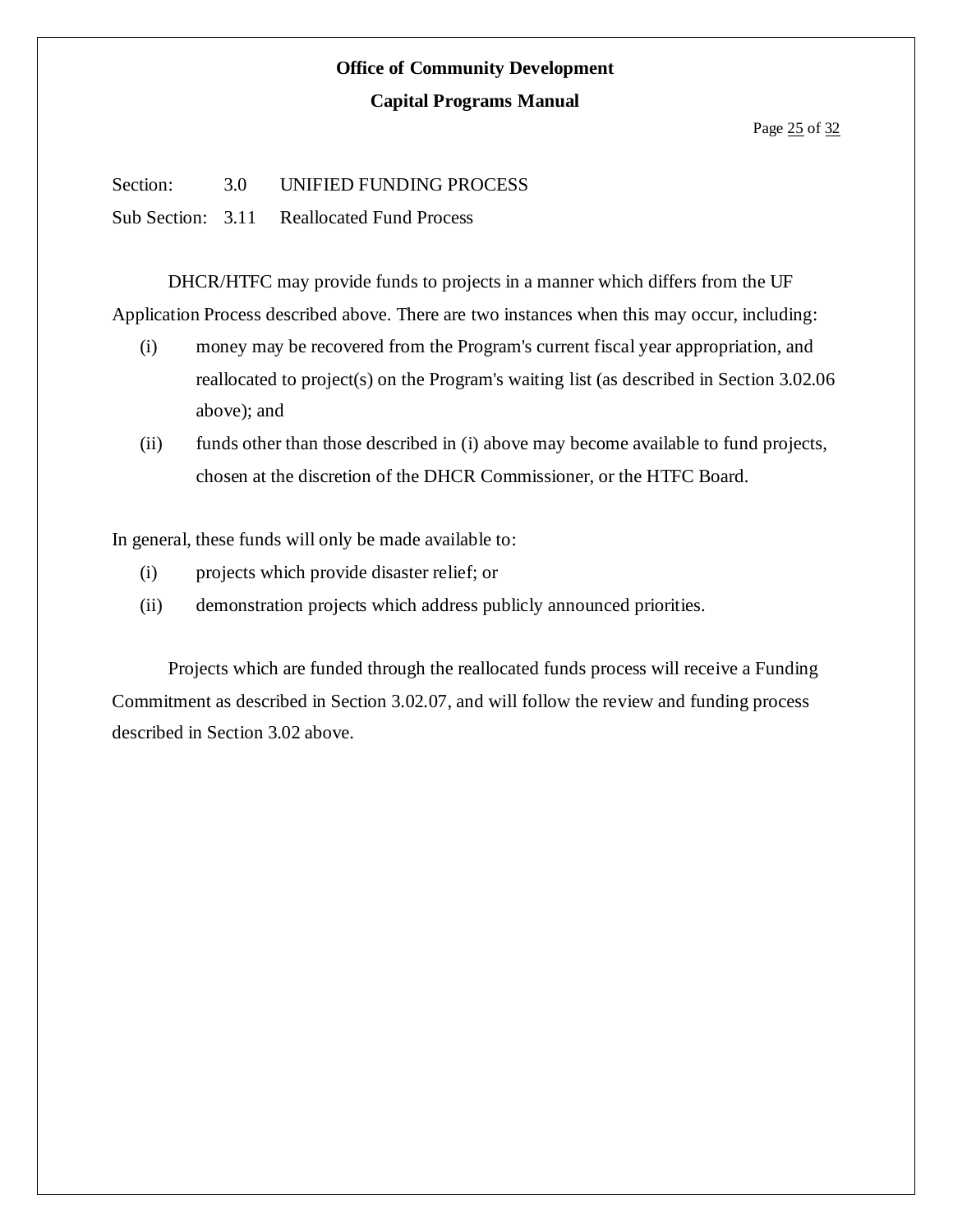Section: 3.0 UNIFIED FUNDING PROCESS

Sub Section: 3.11 Reallocated Fund Process

DHCR/HTFC may provide funds to projects in a manner which differs from the UF Application Process described above. There are two instances when this may occur, including:

(i) money may be recovered from the Program's current fiscal year appropriation, and reallocated to project(s) on the Program's waiting list (as described in Section 3.02.06 above); and

(ii) funds other than those described in (i) above may become available to fund projects, chosen at the discretion of the DHCR Commissioner, or the HTFC Board.

In general, these funds will only be made available to:

(i) projects which provide disaster relief; or

(ii) demonstration projects which address publicly announced priorities.

Projects which are funded through the reallocated funds process will receive a Funding Commitment as described in Section 3.02.07, and will follow the review and funding process described in Section 3.02 above.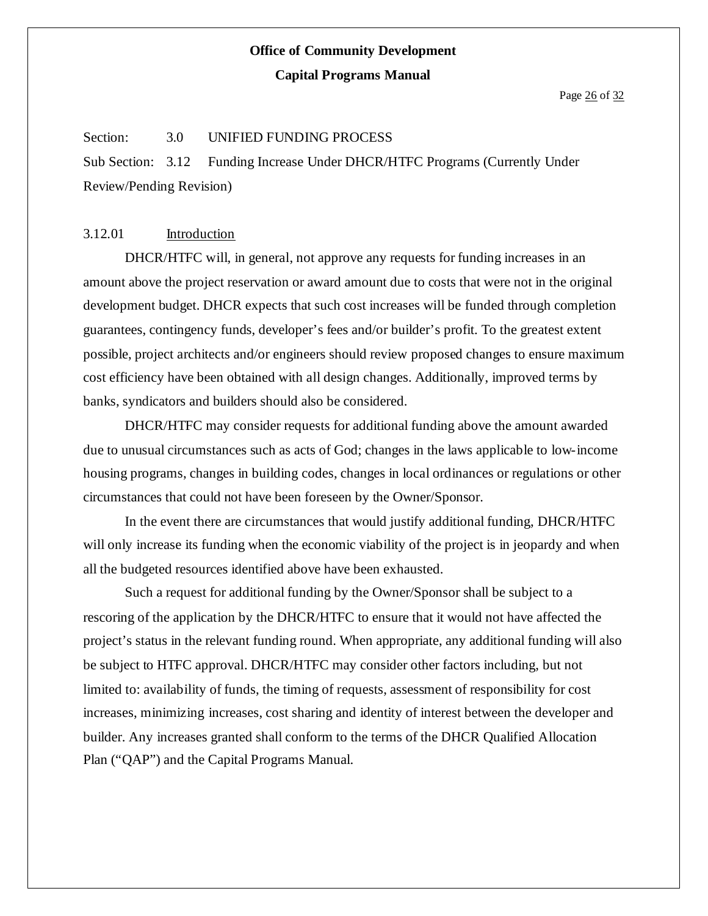Section: 3.0 UNIFIED FUNDING PROCESS

Sub Section: 3.12 Funding Increase Under DHCR/HTFC Programs (Currently Under Review/Pending Revision)

3.12.01 Introduction

DHCR/HTFC will, in general, not approve any requests for funding increases in an amount above the project reservation or award amount due to costs that were not in the original development budget. DHCR expects that such cost increases will be funded through completion guarantees, contingency funds, developer's fees and/or builder's profit. To the greatest extent possible, project architects and/or engineers should review proposed changes to ensure maximum cost efficiency have been obtained with all design changes. Additionally, improved terms by banks, syndicators and builders should also be considered.

DHCR/HTFC may consider requests for additional funding above the amount awarded due to unusual circumstances such as acts of God; changes in the laws applicable to low-income housing programs, changes in building codes, changes in local ordinances or regulations or other circumstances that could not have been foreseen by the Owner/Sponsor.

In the event there are circumstances that would justify additional funding, DHCR/HTFC will only increase its funding when the economic viability of the project is in jeopardy and when all the budgeted resources identified above have been exhausted.

Such a request for additional funding by the Owner/Sponsor shall be subject to a rescoring of the application by the DHCR/HTFC to ensure that it would not have affected the project's status in the relevant funding round. When appropriate, any additional funding will also be subject to HTFC approval. DHCR/HTFC may consider other factors including, but not limited to: availability of funds, the timing of requests, assessment of responsibility for cost increases, minimizing increases, cost sharing and identity of interest between the developer and builder. Any increases granted shall conform to the terms of the DHCR Qualified Allocation Plan ("QAP") and the Capital Programs Manual.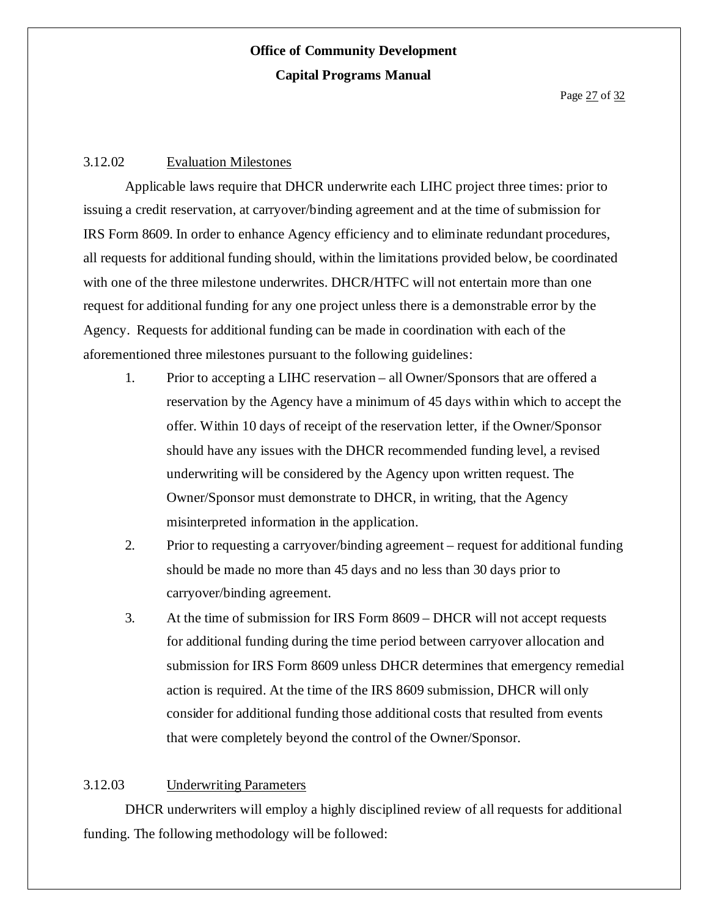### 3.12.02 Evaluation Milestones

Applicable laws require that DHCR underwrite each LIHC project three times: prior to issuing a credit reservation, at carryover/binding agreement and at the time of submission for IRS Form 8609. In order to enhance Agency efficiency and to eliminate redundant procedures, all requests for additional funding should, within the limitations provided below, be coordinated with one of the three milestone underwrites. DHCR/HTFC will not entertain more than one request for additional funding for any one project unless there is a demonstrable error by the Agency. Requests for additional funding can be made in coordination with each of the aforementioned three milestones pursuant to the following guidelines:

1. Prior to accepting a LIHC reservation – all Owner/Sponsors that are offered a reservation by the Agency have a minimum of 45 days within which to accept the offer. Within 10 days of receipt of the reservation letter, if the Owner/Sponsor should have any issues with the DHCR recommended funding level, a revised underwriting will be considered by the Agency upon written request. The Owner/Sponsor must demonstrate to DHCR, in writing, that the Agency misinterpreted information in the application.
2. Prior to requesting a carryover/binding agreement – request for additional funding should be made no more than 45 days and no less than 30 days prior to carryover/binding agreement.
3. At the time of submission for IRS Form 8609 – DHCR will not accept requests for additional funding during the time period between carryover allocation and submission for IRS Form 8609 unless DHCR determines that emergency remedial action is required. At the time of the IRS 8609 submission, DHCR will only consider for additional funding those additional costs that resulted from events that were completely beyond the control of the Owner/Sponsor.

### 3.12.03 Underwriting Parameters

DHCR underwriters will employ a highly disciplined review of all requests for additional funding. The following methodology will be followed: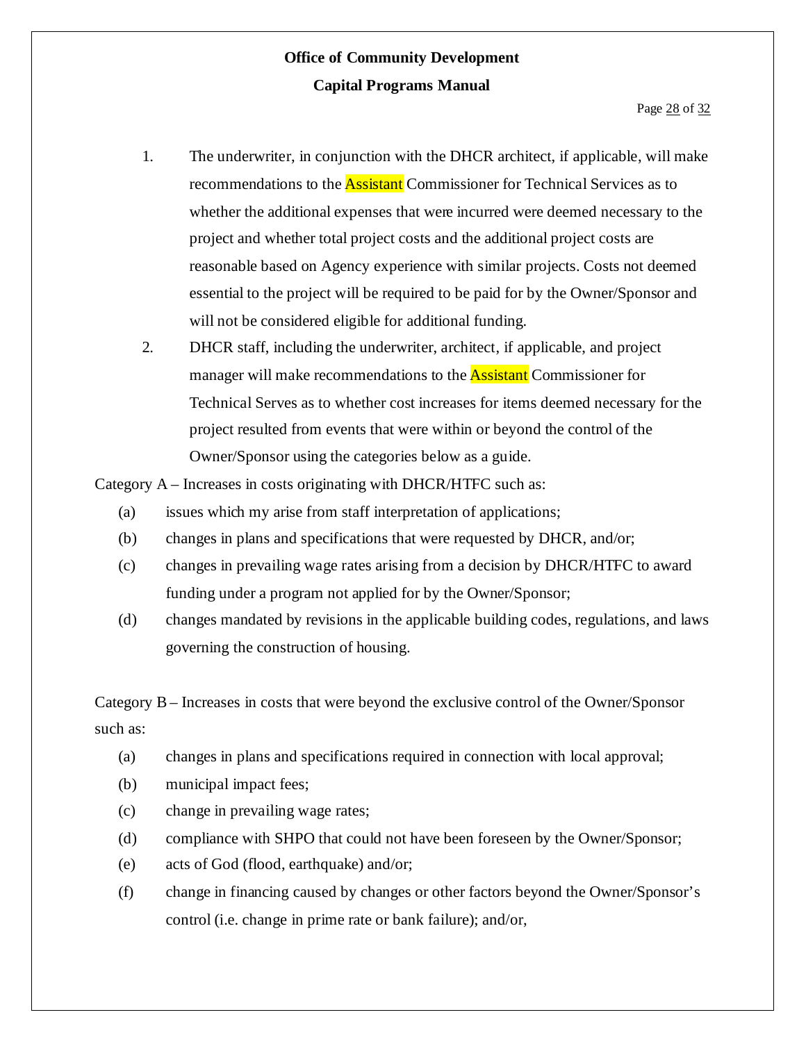1. The underwriter, in conjunction with the DHCR architect, if applicable, will make recommendations to the Assistant Commissioner for Technical Services as to whether the additional expenses that were incurred were deemed necessary to the project and whether total project costs and the additional project costs are reasonable based on Agency experience with similar projects. Costs not deemed essential to the project will be required to be paid for by the Owner/Sponsor and will not be considered eligible for additional funding.
2. DHCR staff, including the underwriter, architect, if applicable, and project manager will make recommendations to the Assistant Commissioner for Technical Serves as to whether cost increases for items deemed necessary for the project resulted from events that were within or beyond the control of the Owner/Sponsor using the categories below as a guide.

Category A – Increases in costs originating with DHCR/HTFC such as:

- (a) issues which my arise from staff interpretation of applications;
- (b) changes in plans and specifications that were requested by DHCR, and/or;
- (c) changes in prevailing wage rates arising from a decision by DHCR/HTFC to award funding under a program not applied for by the Owner/Sponsor;
- (d) changes mandated by revisions in the applicable building codes, regulations, and laws governing the construction of housing.

Category B – Increases in costs that were beyond the exclusive control of the Owner/Sponsor such as:

- (a) changes in plans and specifications required in connection with local approval;
- (b) municipal impact fees;
- (c) change in prevailing wage rates;
- (d) compliance with SHPO that could not have been foreseen by the Owner/Sponsor;
- (e) acts of God (flood, earthquake) and/or;
- (f) change in financing caused by changes or other factors beyond the Owner/Sponsor's control (i.e. change in prime rate or bank failure); and/or,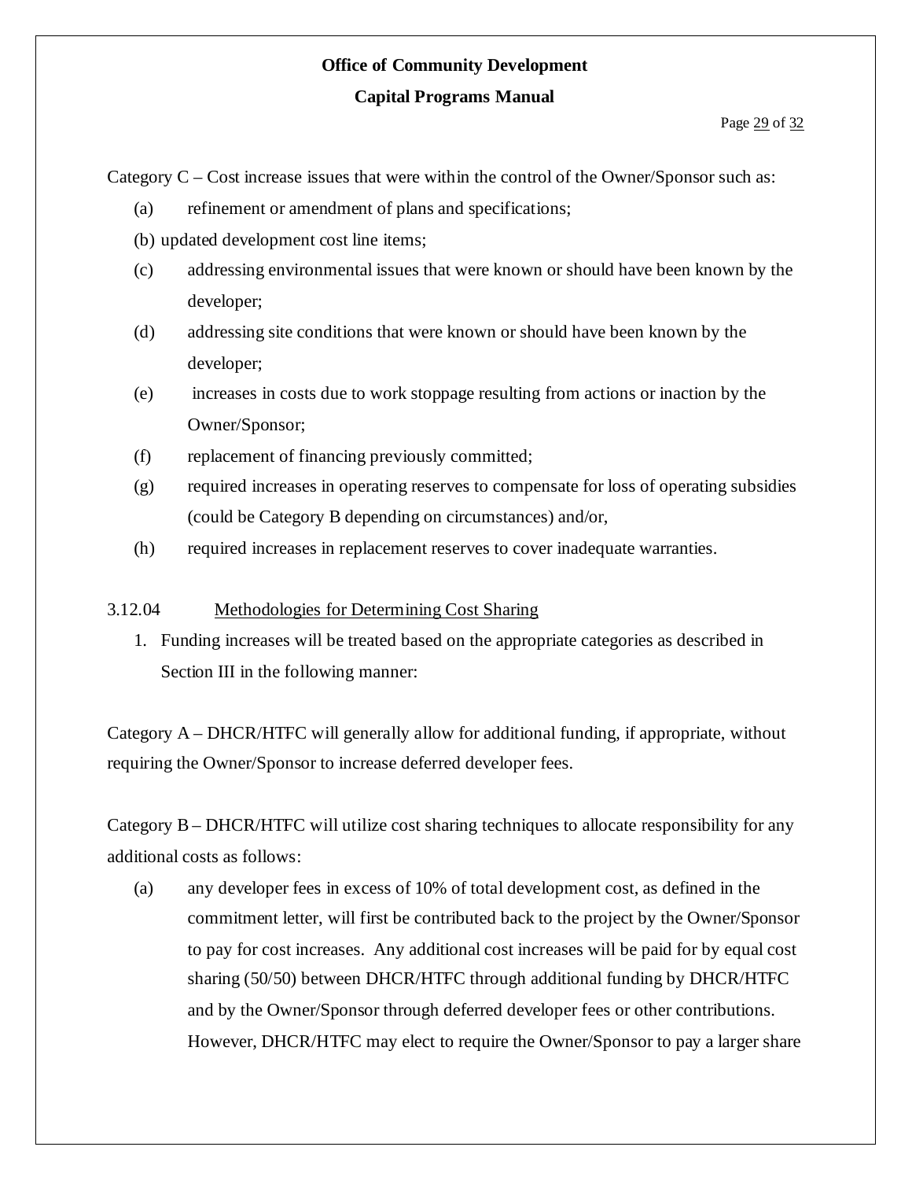Category C – Cost increase issues that were within the control of the Owner/Sponsor such as:

(a) refinement or amendment of plans and specifications;

(b) updated development cost line items;

(c) addressing environmental issues that were known or should have been known by the developer;

(d) addressing site conditions that were known or should have been known by the developer;

(e) increases in costs due to work stoppage resulting from actions or inaction by the Owner/Sponsor;

(f) replacement of financing previously committed;

(g) required increases in operating reserves to compensate for loss of operating subsidies (could be Category B depending on circumstances) and/or,

(h) required increases in replacement reserves to cover inadequate warranties.

3.12.04 Methodologies for Determining Cost Sharing

1. Funding increases will be treated based on the appropriate categories as described in Section III in the following manner:

Category A – DHCR/HTFC will generally allow for additional funding, if appropriate, without requiring the Owner/Sponsor to increase deferred developer fees.

Category B – DHCR/HTFC will utilize cost sharing techniques to allocate responsibility for any additional costs as follows:

(a) any developer fees in excess of 10% of total development cost, as defined in the commitment letter, will first be contributed back to the project by the Owner/Sponsor to pay for cost increases. Any additional cost increases will be paid for by equal cost sharing (50/50) between DHCR/HTFC through additional funding by DHCR/HTFC and by the Owner/Sponsor through deferred developer fees or other contributions. However, DHCR/HTFC may elect to require the Owner/Sponsor to pay a larger share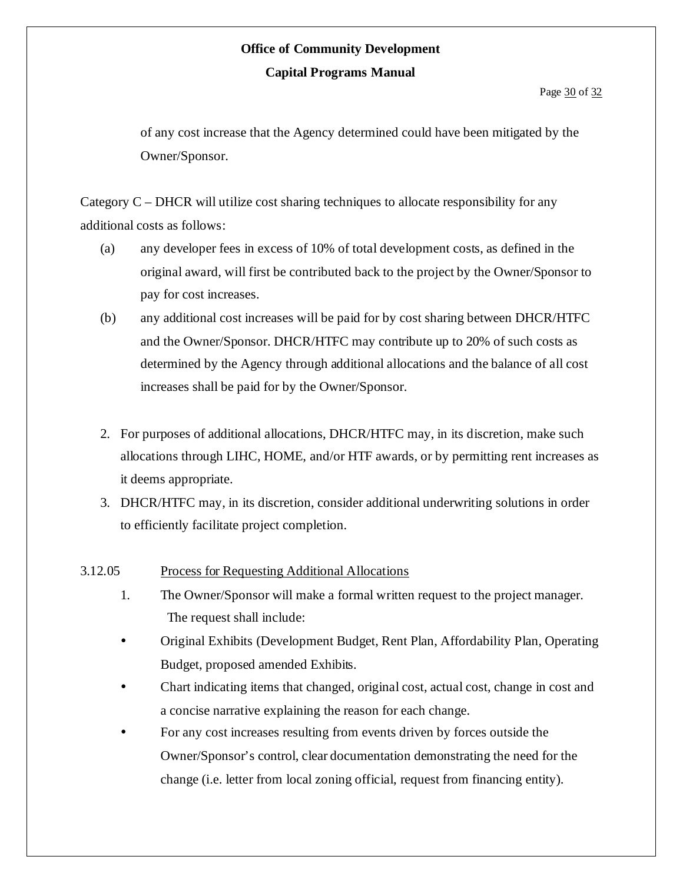of any cost increase that the Agency determined could have been mitigated by the Owner/Sponsor.

Category C – DHCR will utilize cost sharing techniques to allocate responsibility for any additional costs as follows:

(a) any developer fees in excess of 10% of total development costs, as defined in the original award, will first be contributed back to the project by the Owner/Sponsor to pay for cost increases.

(b) any additional cost increases will be paid for by cost sharing between DHCR/HTFC and the Owner/Sponsor. DHCR/HTFC may contribute up to 20% of such costs as determined by the Agency through additional allocations and the balance of all cost increases shall be paid for by the Owner/Sponsor.

2. For purposes of additional allocations, DHCR/HTFC may, in its discretion, make such allocations through LIHC, HOME, and/or HTF awards, or by permitting rent increases as it deems appropriate.
3. DHCR/HTFC may, in its discretion, consider additional underwriting solutions in order to efficiently facilitate project completion.

3.12.05 Process for Requesting Additional Allocations

1. The Owner/Sponsor will make a formal written request to the project manager. The request shall include:

- Original Exhibits (Development Budget, Rent Plan, Affordability Plan, Operating Budget, proposed amended Exhibits.
- Chart indicating items that changed, original cost, actual cost, change in cost and a concise narrative explaining the reason for each change.
- For any cost increases resulting from events driven by forces outside the Owner/Sponsor's control, clear documentation demonstrating the need for the change (i.e. letter from local zoning official, request from financing entity).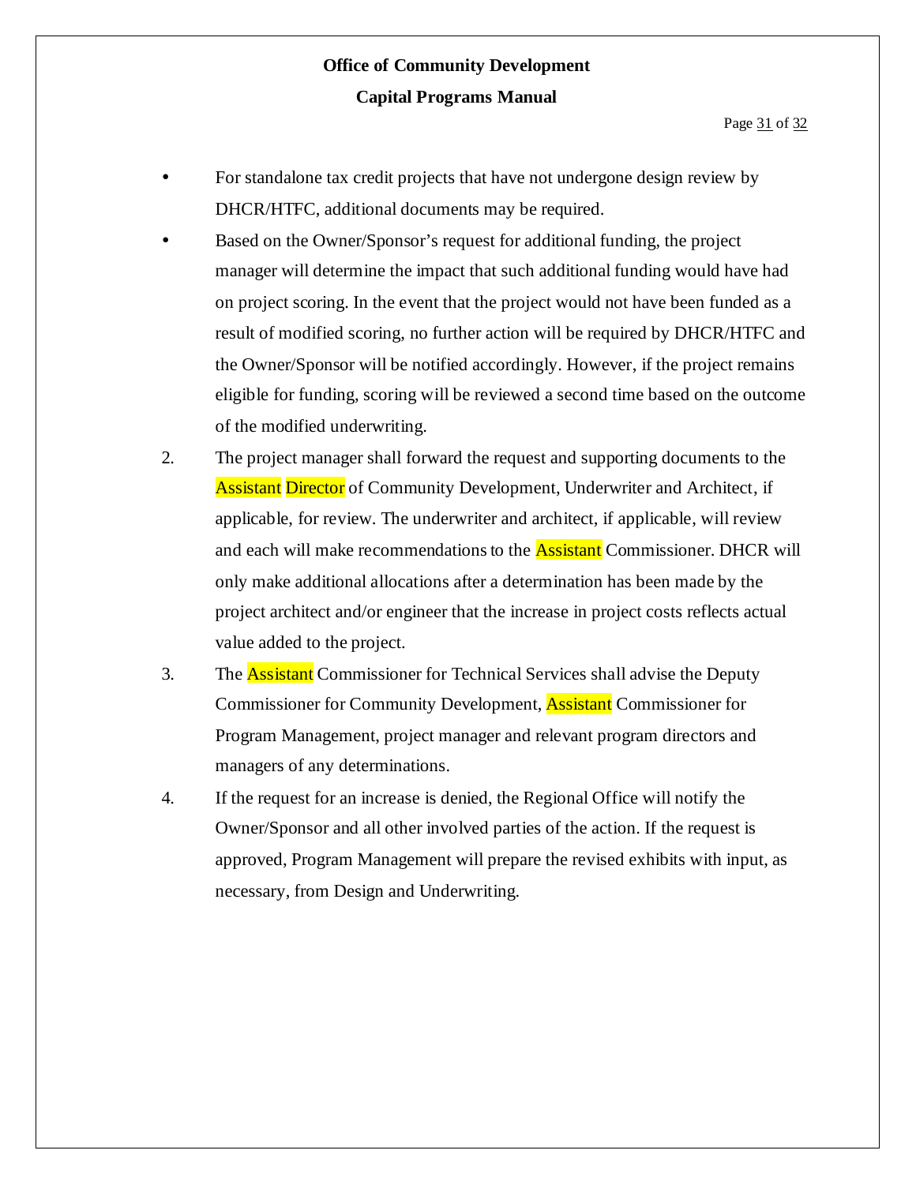- For standalone tax credit projects that have not undergone design review by DHCR/HTFC, additional documents may be required.
- Based on the Owner/Sponsor's request for additional funding, the project manager will determine the impact that such additional funding would have had on project scoring. In the event that the project would not have been funded as a result of modified scoring, no further action will be required by DHCR/HTFC and the Owner/Sponsor will be notified accordingly. However, if the project remains eligible for funding, scoring will be reviewed a second time based on the outcome of the modified underwriting.

2. The project manager shall forward the request and supporting documents to the Assistant Director of Community Development, Underwriter and Architect, if applicable, for review. The underwriter and architect, if applicable, will review and each will make recommendations to the Assistant Commissioner. DHCR will only make additional allocations after a determination has been made by the project architect and/or engineer that the increase in project costs reflects actual value added to the project.
3. The Assistant Commissioner for Technical Services shall advise the Deputy Commissioner for Community Development, Assistant Commissioner for Program Management, project manager and relevant program directors and managers of any determinations.
4. If the request for an increase is denied, the Regional Office will notify the Owner/Sponsor and all other involved parties of the action. If the request is approved, Program Management will prepare the revised exhibits with input, as necessary, from Design and Underwriting.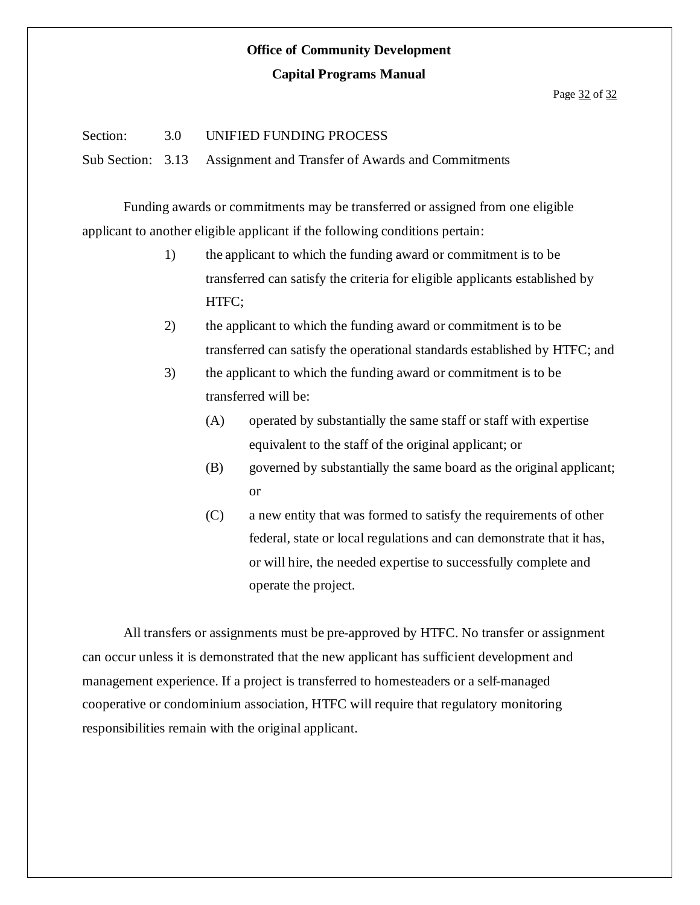Section: 3.0 UNIFIED FUNDING PROCESS

Sub Section: 3.13 Assignment and Transfer of Awards and Commitments

Funding awards or commitments may be transferred or assigned from one eligible applicant to another eligible applicant if the following conditions pertain:

1) the applicant to which the funding award or commitment is to be transferred can satisfy the criteria for eligible applicants established by HTFC;
2) the applicant to which the funding award or commitment is to be transferred can satisfy the operational standards established by HTFC; and
3) the applicant to which the funding award or commitment is to be transferred will be:
   - (A) operated by substantially the same staff or staff with expertise equivalent to the staff of the original applicant; or
   - (B) governed by substantially the same board as the original applicant; or
   - (C) a new entity that was formed to satisfy the requirements of other federal, state or local regulations and can demonstrate that it has, or will hire, the needed expertise to successfully complete and operate the project.

All transfers or assignments must be pre-approved by HTFC. No transfer or assignment can occur unless it is demonstrated that the new applicant has sufficient development and management experience. If a project is transferred to homesteaders or a self-managed cooperative or condominium association, HTFC will require that regulatory monitoring responsibilities remain with the original applicant.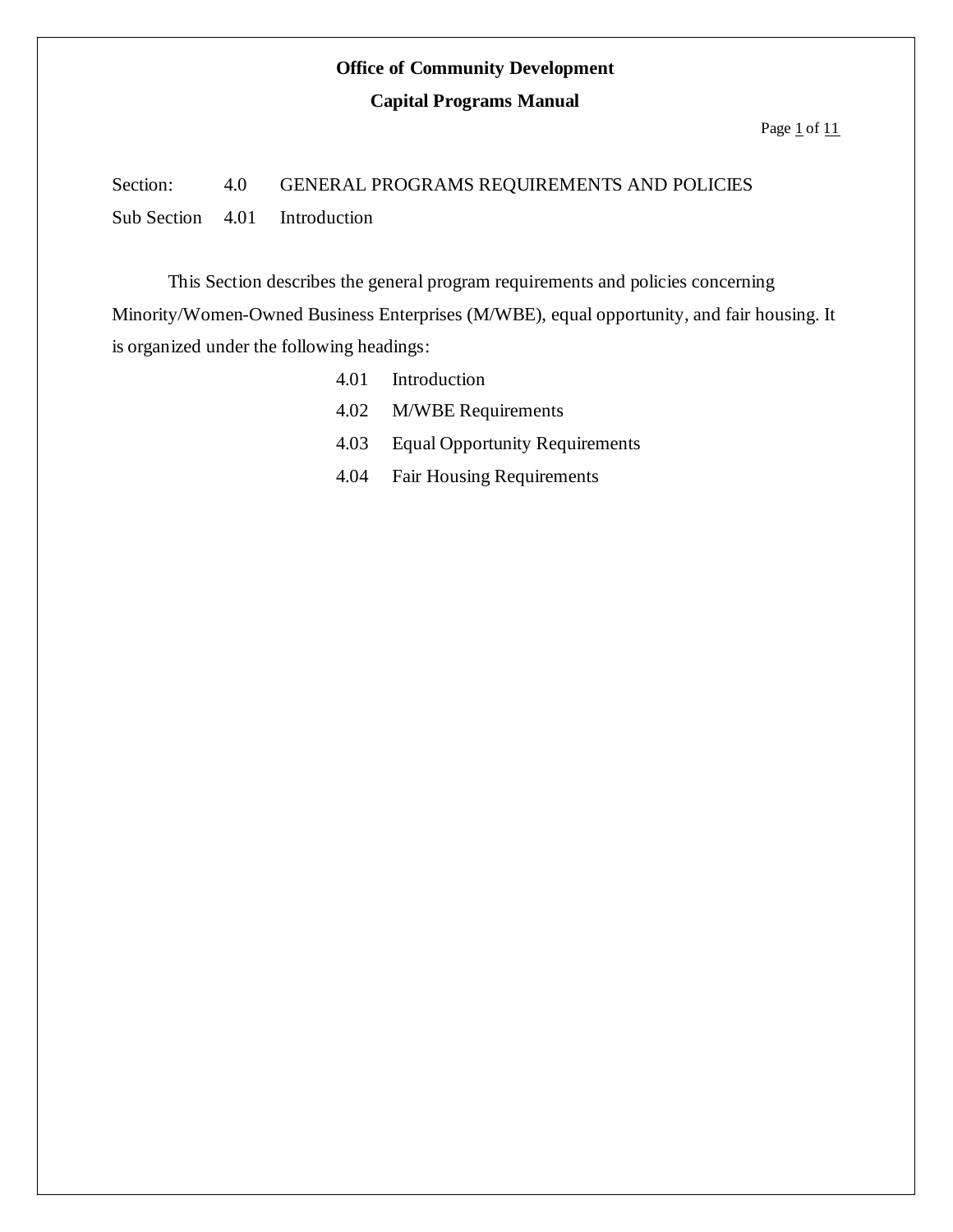**Office of Community Development**

**Capital Programs Manual**

Section: 4.0 GENERAL PROGRAMS REQUIREMENTS AND POLICIES

Sub Section 4.01 Introduction

This Section describes the general program requirements and policies concerning Minority/Women-Owned Business Enterprises (M/WBE), equal opportunity, and fair housing. It is organized under the following headings:

- 4.01 Introduction
- 4.02 M/WBE Requirements
- 4.03 Equal Opportunity Requirements
- 4.04 Fair Housing Requirements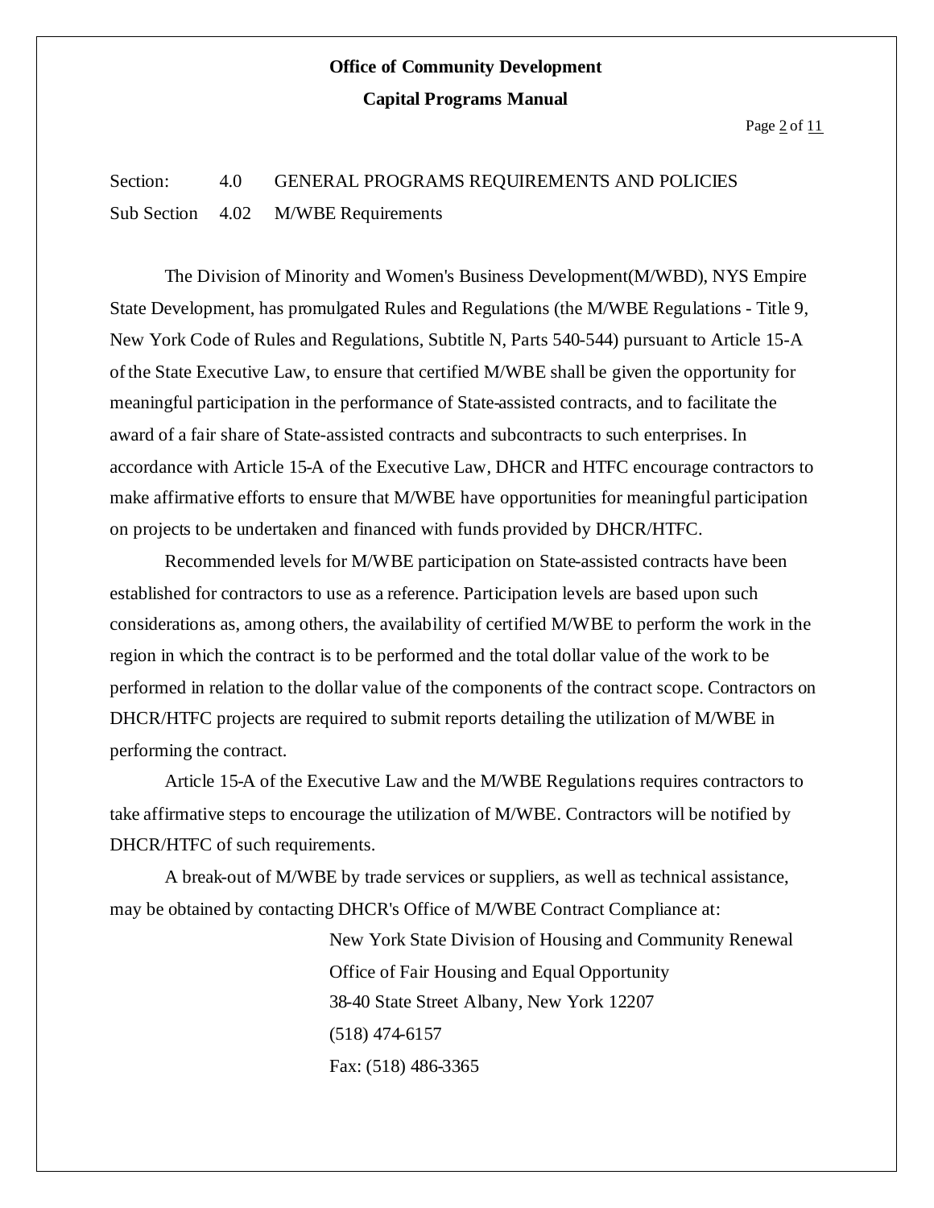Section: 4.0 GENERAL PROGRAMS REQUIREMENTS AND POLICIES

Sub Section 4.02 M/WBE Requirements

The Division of Minority and Women's Business Development(M/WBD), NYS Empire State Development, has promulgated Rules and Regulations (the M/WBE Regulations - Title 9, New York Code of Rules and Regulations, Subtitle N, Parts 540-544) pursuant to Article 15-A of the State Executive Law, to ensure that certified M/WBE shall be given the opportunity for meaningful participation in the performance of State-assisted contracts, and to facilitate the award of a fair share of State-assisted contracts and subcontracts to such enterprises. In accordance with Article 15-A of the Executive Law, DHCR and HTFC encourage contractors to make affirmative efforts to ensure that M/WBE have opportunities for meaningful participation on projects to be undertaken and financed with funds provided by DHCR/HTFC.

Recommended levels for M/WBE participation on State-assisted contracts have been established for contractors to use as a reference. Participation levels are based upon such considerations as, among others, the availability of certified M/WBE to perform the work in the region in which the contract is to be performed and the total dollar value of the work to be performed in relation to the dollar value of the components of the contract scope. Contractors on DHCR/HTFC projects are required to submit reports detailing the utilization of M/WBE in performing the contract.

Article 15-A of the Executive Law and the M/WBE Regulations requires contractors to take affirmative steps to encourage the utilization of M/WBE. Contractors will be notified by DHCR/HTFC of such requirements.

A break-out of M/WBE by trade services or suppliers, as well as technical assistance, may be obtained by contacting DHCR's Office of M/WBE Contract Compliance at:

New York State Division of Housing and Community Renewal
Office of Fair Housing and Equal Opportunity
38-40 State Street Albany, New York 12207
(518) 474-6157
Fax: (518) 486-3365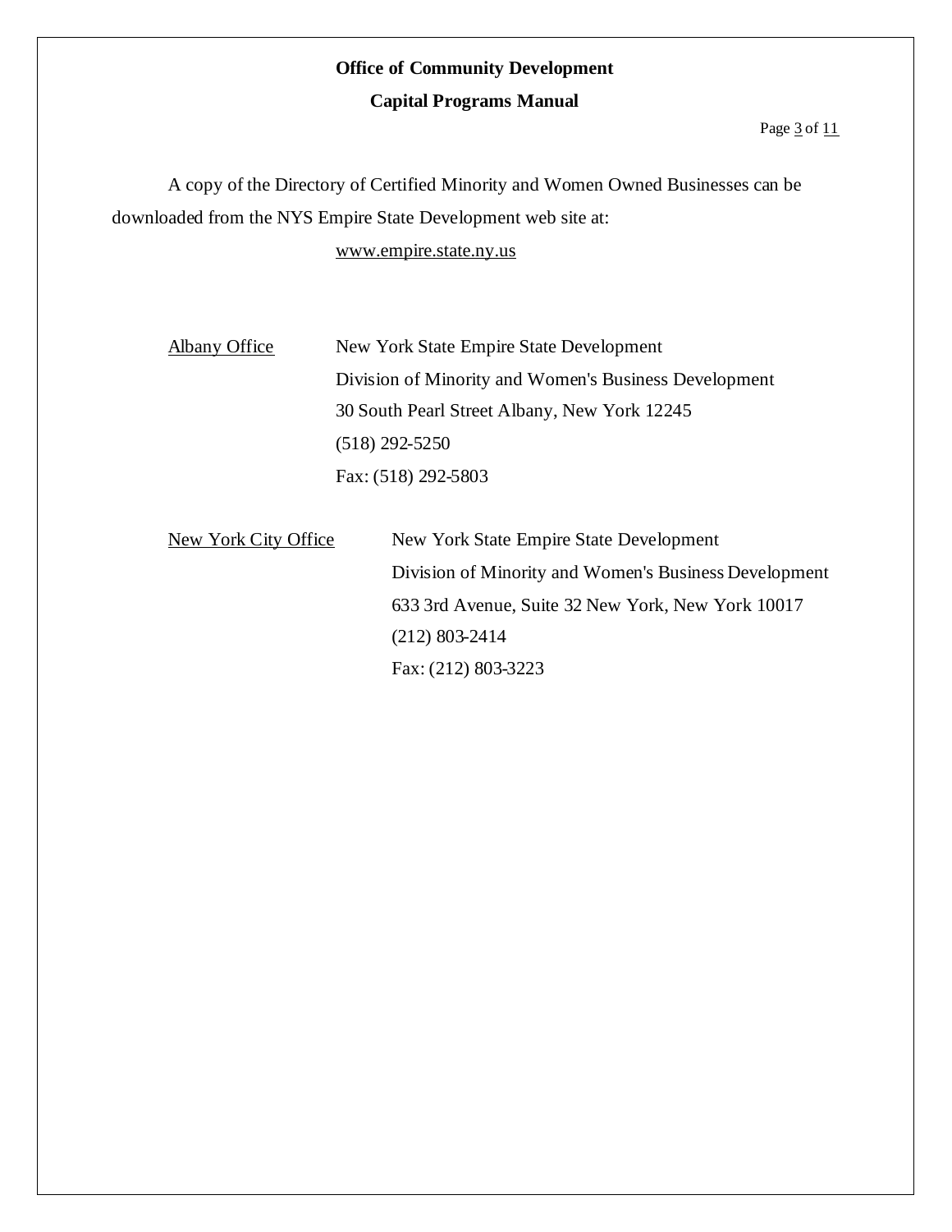A copy of the Directory of Certified Minority and Women Owned Businesses can be downloaded from the NYS Empire State Development web site at:

www.empire.state.ny.us

Albany Office

New York State Empire State Development
Division of Minority and Women's Business Development
30 South Pearl Street Albany, New York 12245
(518) 292-5250
Fax: (518) 292-5803

New York City Office

New York State Empire State Development
Division of Minority and Women's Business Development
633 3rd Avenue, Suite 32 New York, New York 10017
(212) 803-2414
Fax: (212) 803-3223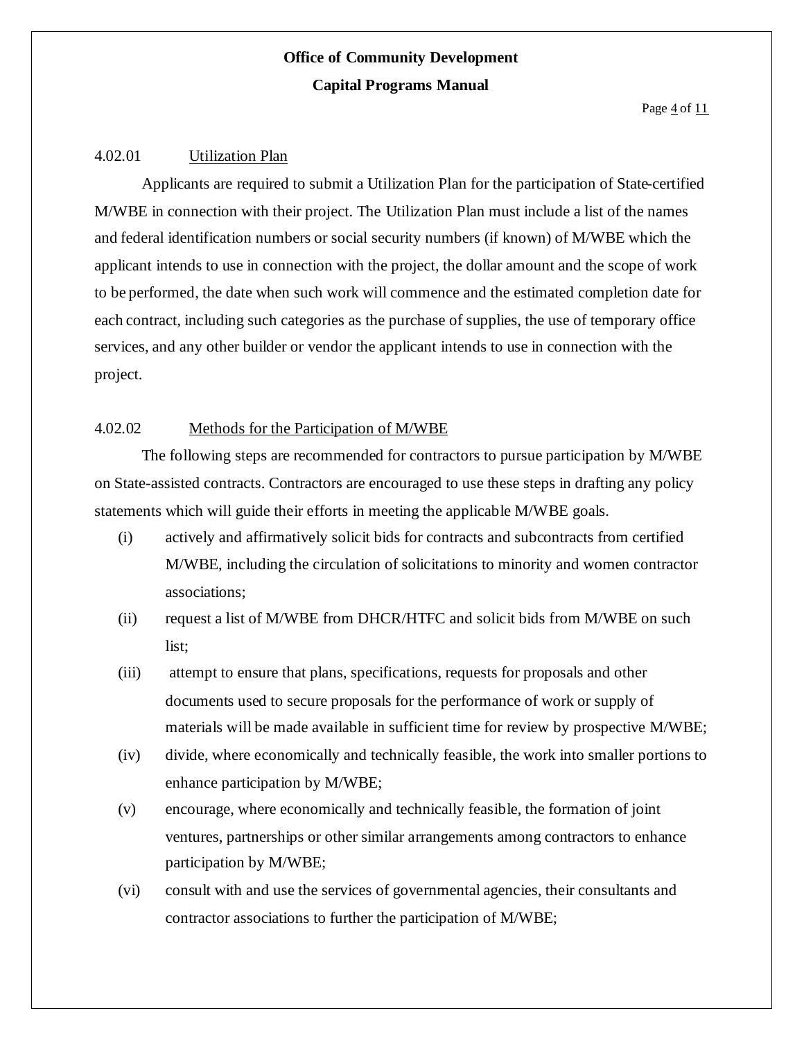#### 4.02.01 Utilization Plan

Applicants are required to submit a Utilization Plan for the participation of State-certified M/WBE in connection with their project. The Utilization Plan must include a list of the names and federal identification numbers or social security numbers (if known) of M/WBE which the applicant intends to use in connection with the project, the dollar amount and the scope of work to be performed, the date when such work will commence and the estimated completion date for each contract, including such categories as the purchase of supplies, the use of temporary office services, and any other builder or vendor the applicant intends to use in connection with the project.

#### 4.02.02 Methods for the Participation of M/WBE

The following steps are recommended for contractors to pursue participation by M/WBE on State-assisted contracts. Contractors are encouraged to use these steps in drafting any policy statements which will guide their efforts in meeting the applicable M/WBE goals.

(i) actively and affirmatively solicit bids for contracts and subcontracts from certified M/WBE, including the circulation of solicitations to minority and women contractor associations;

(ii) request a list of M/WBE from DHCR/HTFC and solicit bids from M/WBE on such list;

(iii) attempt to ensure that plans, specifications, requests for proposals and other documents used to secure proposals for the performance of work or supply of materials will be made available in sufficient time for review by prospective M/WBE;

(iv) divide, where economically and technically feasible, the work into smaller portions to enhance participation by M/WBE;

(v) encourage, where economically and technically feasible, the formation of joint ventures, partnerships or other similar arrangements among contractors to enhance participation by M/WBE;

(vi) consult with and use the services of governmental agencies, their consultants and contractor associations to further the participation of M/WBE;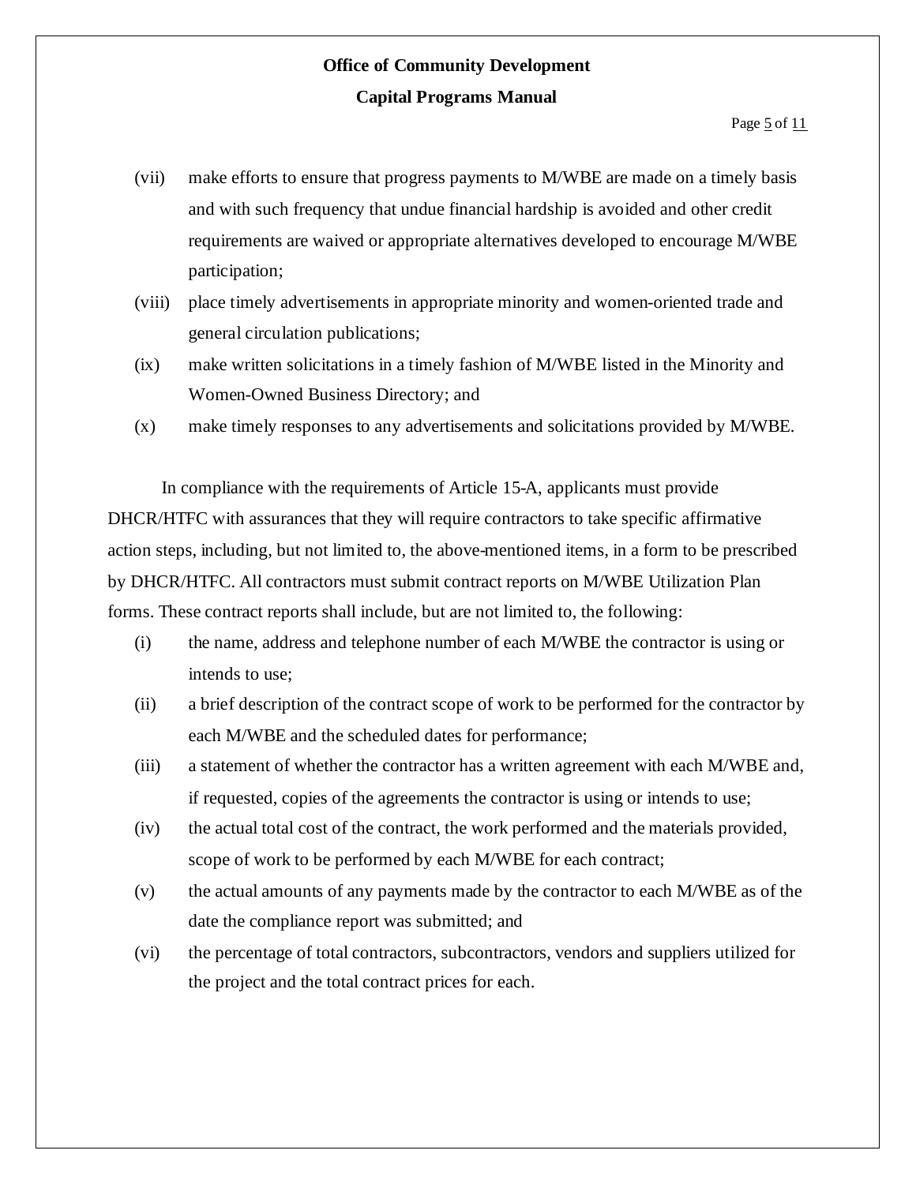(vii) make efforts to ensure that progress payments to M/WBE are made on a timely basis and with such frequency that undue financial hardship is avoided and other credit requirements are waived or appropriate alternatives developed to encourage M/WBE participation;

(viii) place timely advertisements in appropriate minority and women-oriented trade and general circulation publications;

(ix) make written solicitations in a timely fashion of M/WBE listed in the Minority and Women-Owned Business Directory; and

(x) make timely responses to any advertisements and solicitations provided by M/WBE.

In compliance with the requirements of Article 15-A, applicants must provide DHCR/HTFC with assurances that they will require contractors to take specific affirmative action steps, including, but not limited to, the above-mentioned items, in a form to be prescribed by DHCR/HTFC. All contractors must submit contract reports on M/WBE Utilization Plan forms. These contract reports shall include, but are not limited to, the following:

(i) the name, address and telephone number of each M/WBE the contractor is using or intends to use;

(ii) a brief description of the contract scope of work to be performed for the contractor by each M/WBE and the scheduled dates for performance;

(iii) a statement of whether the contractor has a written agreement with each M/WBE and, if requested, copies of the agreements the contractor is using or intends to use;

(iv) the actual total cost of the contract, the work performed and the materials provided, scope of work to be performed by each M/WBE for each contract;

(v) the actual amounts of any payments made by the contractor to each M/WBE as of the date the compliance report was submitted; and

(vi) the percentage of total contractors, subcontractors, vendors and suppliers utilized for the project and the total contract prices for each.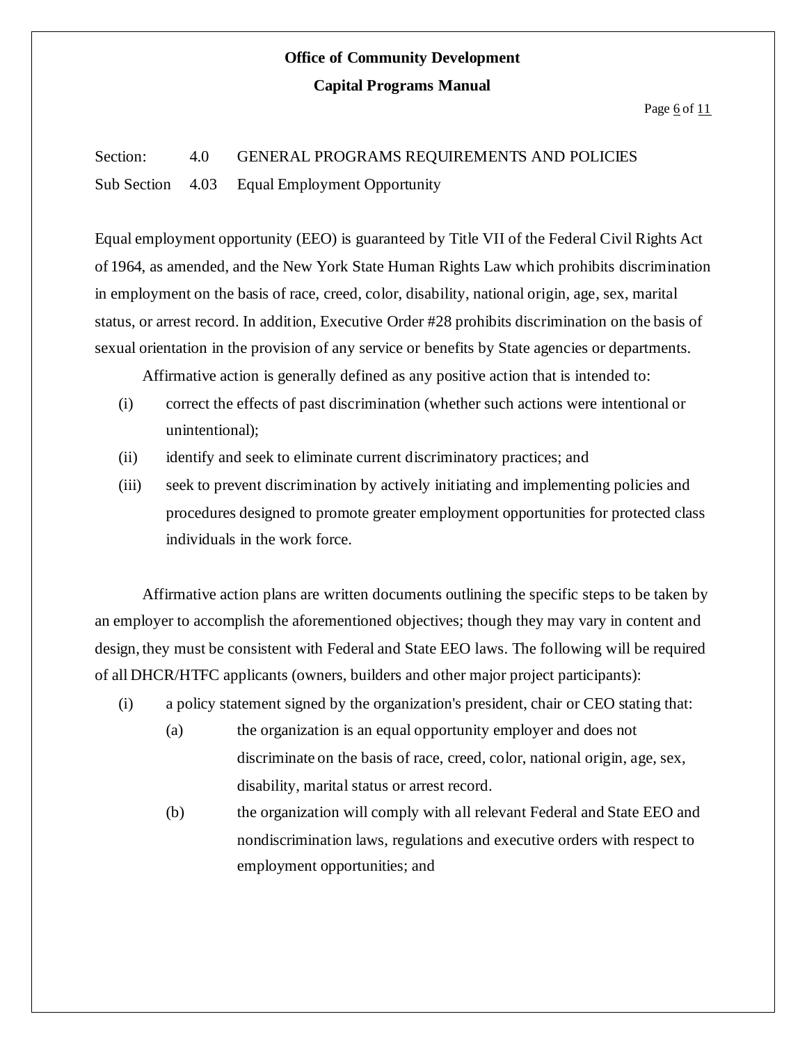Section: 4.0 GENERAL PROGRAMS REQUIREMENTS AND POLICIES

Sub Section 4.03 Equal Employment Opportunity

Equal employment opportunity (EEO) is guaranteed by Title VII of the Federal Civil Rights Act of 1964, as amended, and the New York State Human Rights Law which prohibits discrimination in employment on the basis of race, creed, color, disability, national origin, age, sex, marital status, or arrest record. In addition, Executive Order #28 prohibits discrimination on the basis of sexual orientation in the provision of any service or benefits by State agencies or departments.

Affirmative action is generally defined as any positive action that is intended to:

(i) correct the effects of past discrimination (whether such actions were intentional or unintentional);

(ii) identify and seek to eliminate current discriminatory practices; and

(iii) seek to prevent discrimination by actively initiating and implementing policies and procedures designed to promote greater employment opportunities for protected class individuals in the work force.

Affirmative action plans are written documents outlining the specific steps to be taken by an employer to accomplish the aforementioned objectives; though they may vary in content and design, they must be consistent with Federal and State EEO laws. The following will be required of all DHCR/HTFC applicants (owners, builders and other major project participants):

(i) a policy statement signed by the organization's president, chair or CEO stating that:

 (a) the organization is an equal opportunity employer and does not discriminate on the basis of race, creed, color, national origin, age, sex, disability, marital status or arrest record.

 (b) the organization will comply with all relevant Federal and State EEO and nondiscrimination laws, regulations and executive orders with respect to employment opportunities; and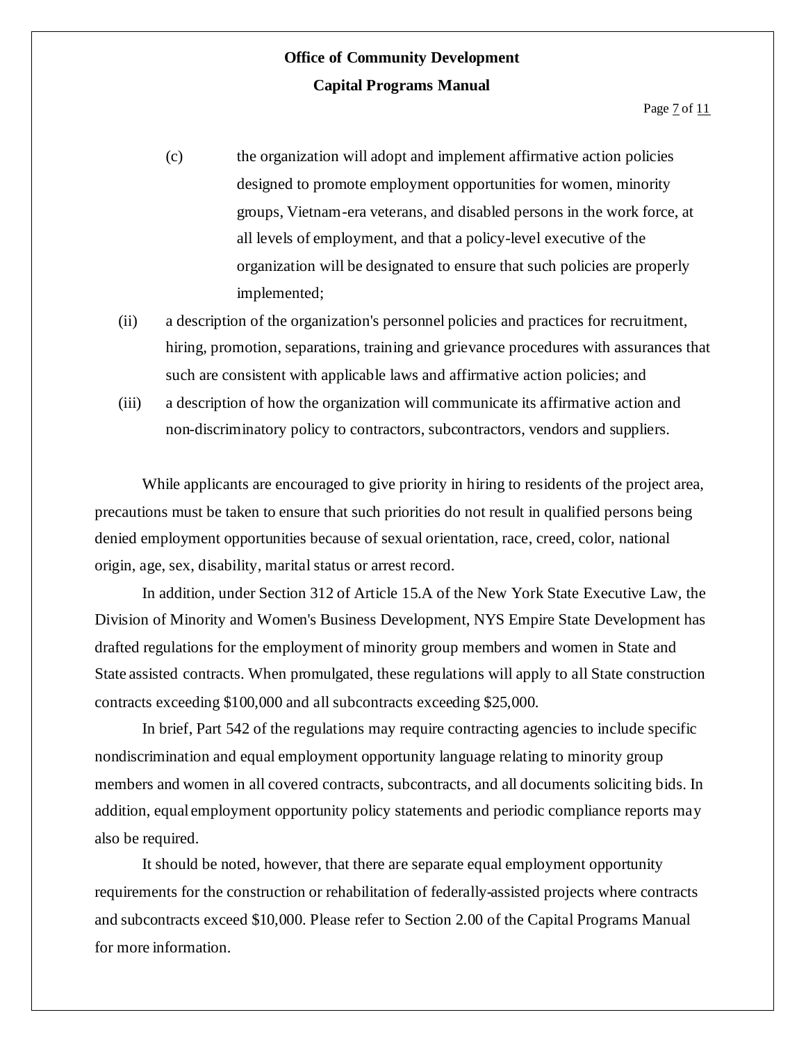(c) the organization will adopt and implement affirmative action policies designed to promote employment opportunities for women, minority groups, Vietnam-era veterans, and disabled persons in the work force, at all levels of employment, and that a policy-level executive of the organization will be designated to ensure that such policies are properly implemented;

(ii) a description of the organization's personnel policies and practices for recruitment, hiring, promotion, separations, training and grievance procedures with assurances that such are consistent with applicable laws and affirmative action policies; and

(iii) a description of how the organization will communicate its affirmative action and non-discriminatory policy to contractors, subcontractors, vendors and suppliers.

While applicants are encouraged to give priority in hiring to residents of the project area, precautions must be taken to ensure that such priorities do not result in qualified persons being denied employment opportunities because of sexual orientation, race, creed, color, national origin, age, sex, disability, marital status or arrest record.

In addition, under Section 312 of Article 15.A of the New York State Executive Law, the Division of Minority and Women's Business Development, NYS Empire State Development has drafted regulations for the employment of minority group members and women in State and State assisted contracts. When promulgated, these regulations will apply to all State construction contracts exceeding $100,000 and all subcontracts exceeding $25,000.

In brief, Part 542 of the regulations may require contracting agencies to include specific nondiscrimination and equal employment opportunity language relating to minority group members and women in all covered contracts, subcontracts, and all documents soliciting bids. In addition, equal employment opportunity policy statements and periodic compliance reports may also be required.

It should be noted, however, that there are separate equal employment opportunity requirements for the construction or rehabilitation of federally-assisted projects where contracts and subcontracts exceed $10,000. Please refer to Section 2.00 of the Capital Programs Manual for more information.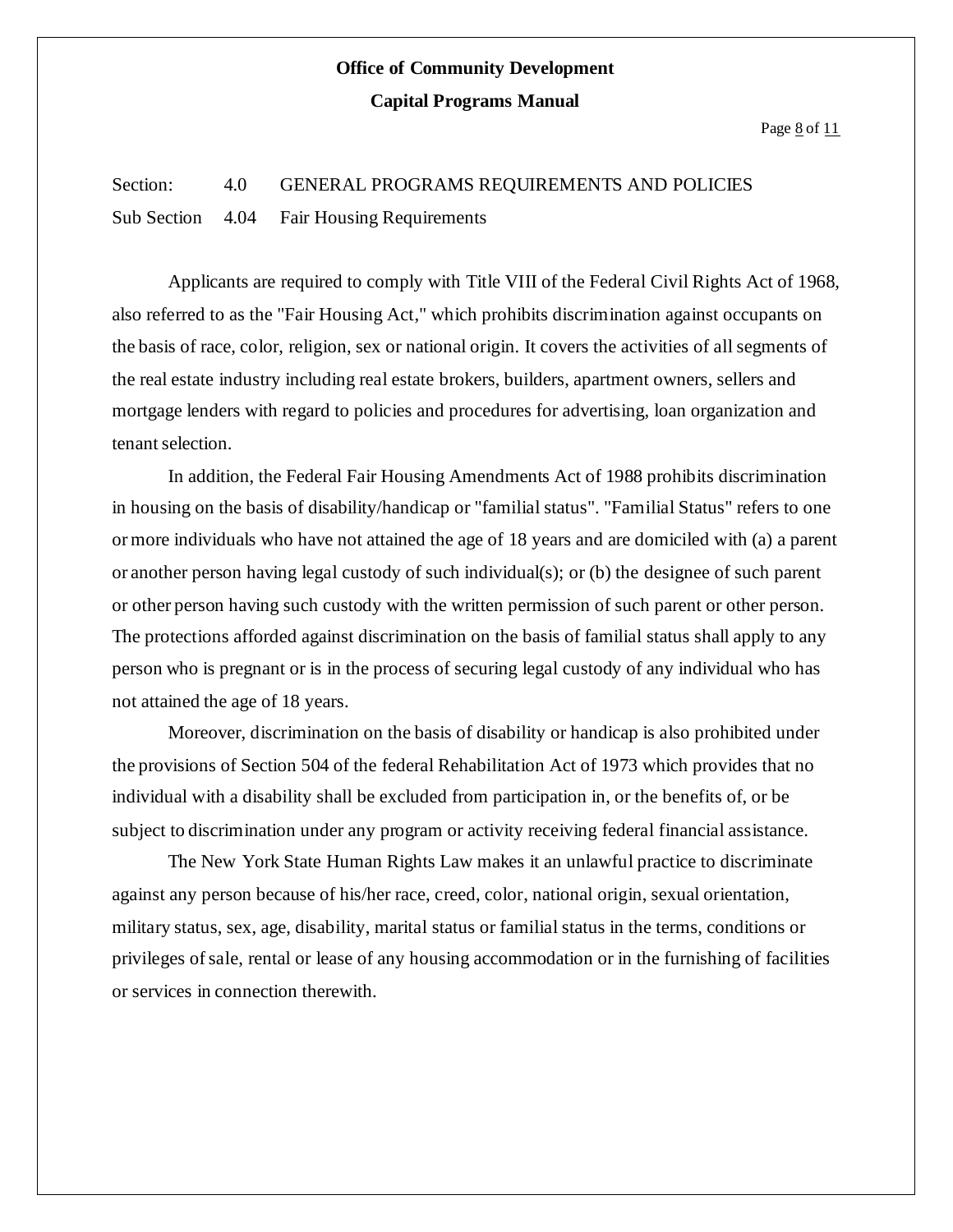Section: 4.0 GENERAL PROGRAMS REQUIREMENTS AND POLICIES

Sub Section 4.04 Fair Housing Requirements

Applicants are required to comply with Title VIII of the Federal Civil Rights Act of 1968, also referred to as the "Fair Housing Act," which prohibits discrimination against occupants on the basis of race, color, religion, sex or national origin. It covers the activities of all segments of the real estate industry including real estate brokers, builders, apartment owners, sellers and mortgage lenders with regard to policies and procedures for advertising, loan organization and tenant selection.

In addition, the Federal Fair Housing Amendments Act of 1988 prohibits discrimination in housing on the basis of disability/handicap or "familial status". "Familial Status" refers to one or more individuals who have not attained the age of 18 years and are domiciled with (a) a parent or another person having legal custody of such individual(s); or (b) the designee of such parent or other person having such custody with the written permission of such parent or other person. The protections afforded against discrimination on the basis of familial status shall apply to any person who is pregnant or is in the process of securing legal custody of any individual who has not attained the age of 18 years.

Moreover, discrimination on the basis of disability or handicap is also prohibited under the provisions of Section 504 of the federal Rehabilitation Act of 1973 which provides that no individual with a disability shall be excluded from participation in, or the benefits of, or be subject to discrimination under any program or activity receiving federal financial assistance.

The New York State Human Rights Law makes it an unlawful practice to discriminate against any person because of his/her race, creed, color, national origin, sexual orientation, military status, sex, age, disability, marital status or familial status in the terms, conditions or privileges of sale, rental or lease of any housing accommodation or in the furnishing of facilities or services in connection therewith.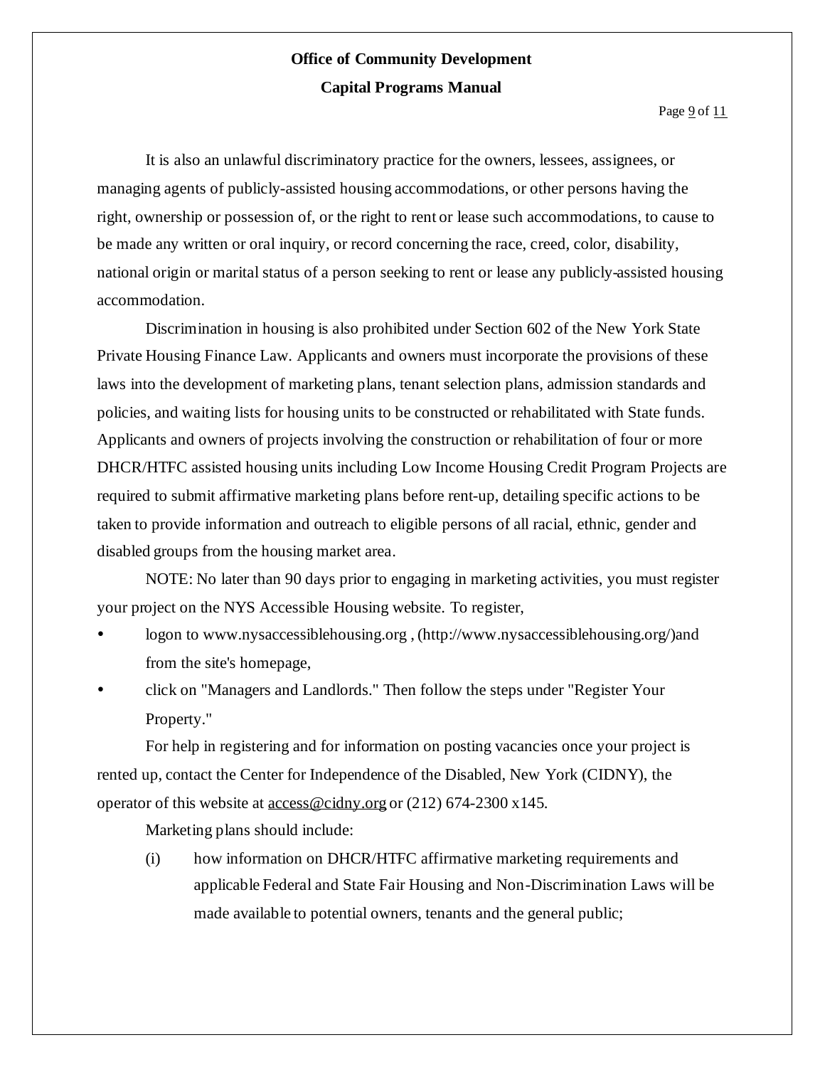It is also an unlawful discriminatory practice for the owners, lessees, assignees, or managing agents of publicly-assisted housing accommodations, or other persons having the right, ownership or possession of, or the right to rent or lease such accommodations, to cause to be made any written or oral inquiry, or record concerning the race, creed, color, disability, national origin or marital status of a person seeking to rent or lease any publicly-assisted housing accommodation.

Discrimination in housing is also prohibited under Section 602 of the New York State Private Housing Finance Law. Applicants and owners must incorporate the provisions of these laws into the development of marketing plans, tenant selection plans, admission standards and policies, and waiting lists for housing units to be constructed or rehabilitated with State funds. Applicants and owners of projects involving the construction or rehabilitation of four or more DHCR/HTFC assisted housing units including Low Income Housing Credit Program Projects are required to submit affirmative marketing plans before rent-up, detailing specific actions to be taken to provide information and outreach to eligible persons of all racial, ethnic, gender and disabled groups from the housing market area.

NOTE: No later than 90 days prior to engaging in marketing activities, you must register your project on the NYS Accessible Housing website. To register,

- logon to www.nysaccessiblehousing.org , (http://www.nysaccessiblehousing.org/)and from the site's homepage,
- click on "Managers and Landlords." Then follow the steps under "Register Your Property."

For help in registering and for information on posting vacancies once your project is rented up, contact the Center for Independence of the Disabled, New York (CIDNY), the operator of this website at access@cidny.org or (212) 674-2300 x145.

Marketing plans should include:

(i) how information on DHCR/HTFC affirmative marketing requirements and applicable Federal and State Fair Housing and Non-Discrimination Laws will be made available to potential owners, tenants and the general public;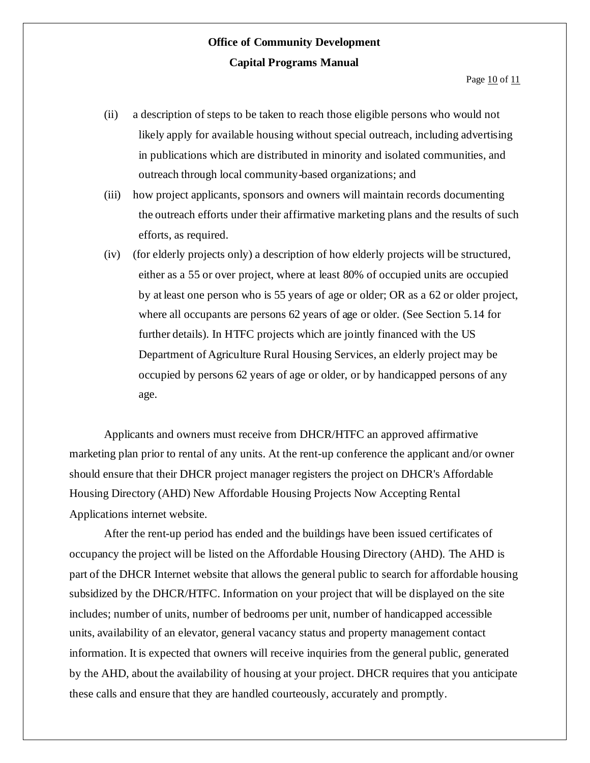(ii) a description of steps to be taken to reach those eligible persons who would not likely apply for available housing without special outreach, including advertising in publications which are distributed in minority and isolated communities, and outreach through local community-based organizations; and

(iii) how project applicants, sponsors and owners will maintain records documenting the outreach efforts under their affirmative marketing plans and the results of such efforts, as required.

(iv) (for elderly projects only) a description of how elderly projects will be structured, either as a 55 or over project, where at least 80% of occupied units are occupied by at least one person who is 55 years of age or older; OR as a 62 or older project, where all occupants are persons 62 years of age or older. (See Section 5.14 for further details). In HTFC projects which are jointly financed with the US Department of Agriculture Rural Housing Services, an elderly project may be occupied by persons 62 years of age or older, or by handicapped persons of any age.

Applicants and owners must receive from DHCR/HTFC an approved affirmative marketing plan prior to rental of any units. At the rent-up conference the applicant and/or owner should ensure that their DHCR project manager registers the project on DHCR's Affordable Housing Directory (AHD) New Affordable Housing Projects Now Accepting Rental Applications internet website.

After the rent-up period has ended and the buildings have been issued certificates of occupancy the project will be listed on the Affordable Housing Directory (AHD). The AHD is part of the DHCR Internet website that allows the general public to search for affordable housing subsidized by the DHCR/HTFC. Information on your project that will be displayed on the site includes; number of units, number of bedrooms per unit, number of handicapped accessible units, availability of an elevator, general vacancy status and property management contact information. It is expected that owners will receive inquiries from the general public, generated by the AHD, about the availability of housing at your project. DHCR requires that you anticipate these calls and ensure that they are handled courteously, accurately and promptly.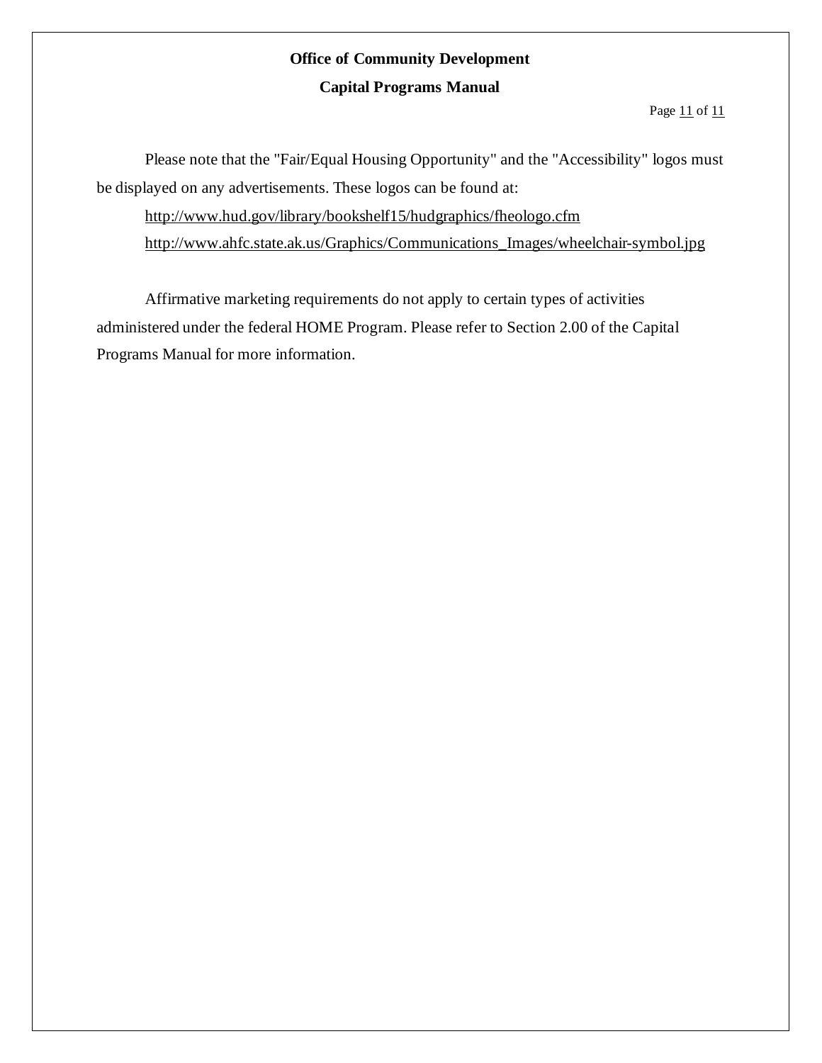Please note that the "Fair/Equal Housing Opportunity" and the "Accessibility" logos must be displayed on any advertisements. These logos can be found at:

http://www.hud.gov/library/bookshelf15/hudgraphics/fheologo.cfm

http://www.ahfc.state.ak.us/Graphics/Communications_Images/wheelchair-symbol.jpg

Affirmative marketing requirements do not apply to certain types of activities administered under the federal HOME Program. Please refer to Section 2.00 of the Capital Programs Manual for more information.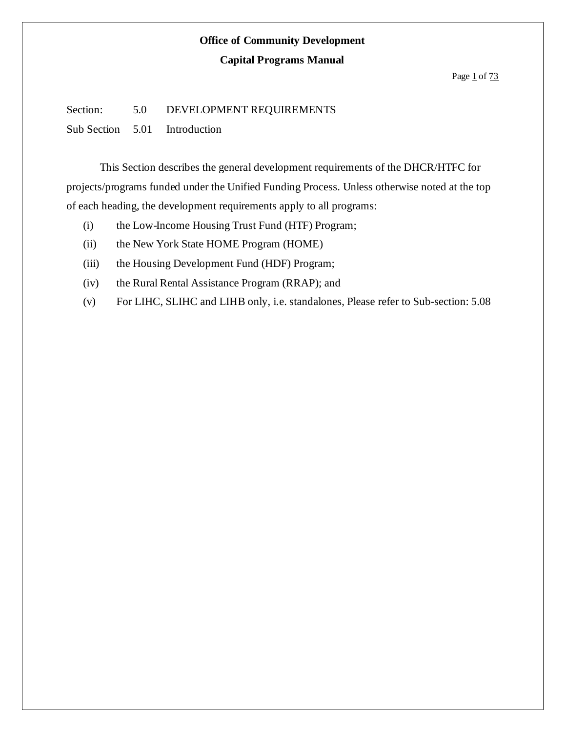**Office of Community Development**

**Capital Programs Manual**

Section: 5.0 DEVELOPMENT REQUIREMENTS

Sub Section 5.01 Introduction

This Section describes the general development requirements of the DHCR/HTFC for projects/programs funded under the Unified Funding Process. Unless otherwise noted at the top of each heading, the development requirements apply to all programs:

(i) the Low-Income Housing Trust Fund (HTF) Program;

(ii) the New York State HOME Program (HOME)

(iii) the Housing Development Fund (HDF) Program;

(iv) the Rural Rental Assistance Program (RRAP); and

(v) For LIHC, SLIHC and LIHB only, i.e. standalones, Please refer to Sub-section: 5.08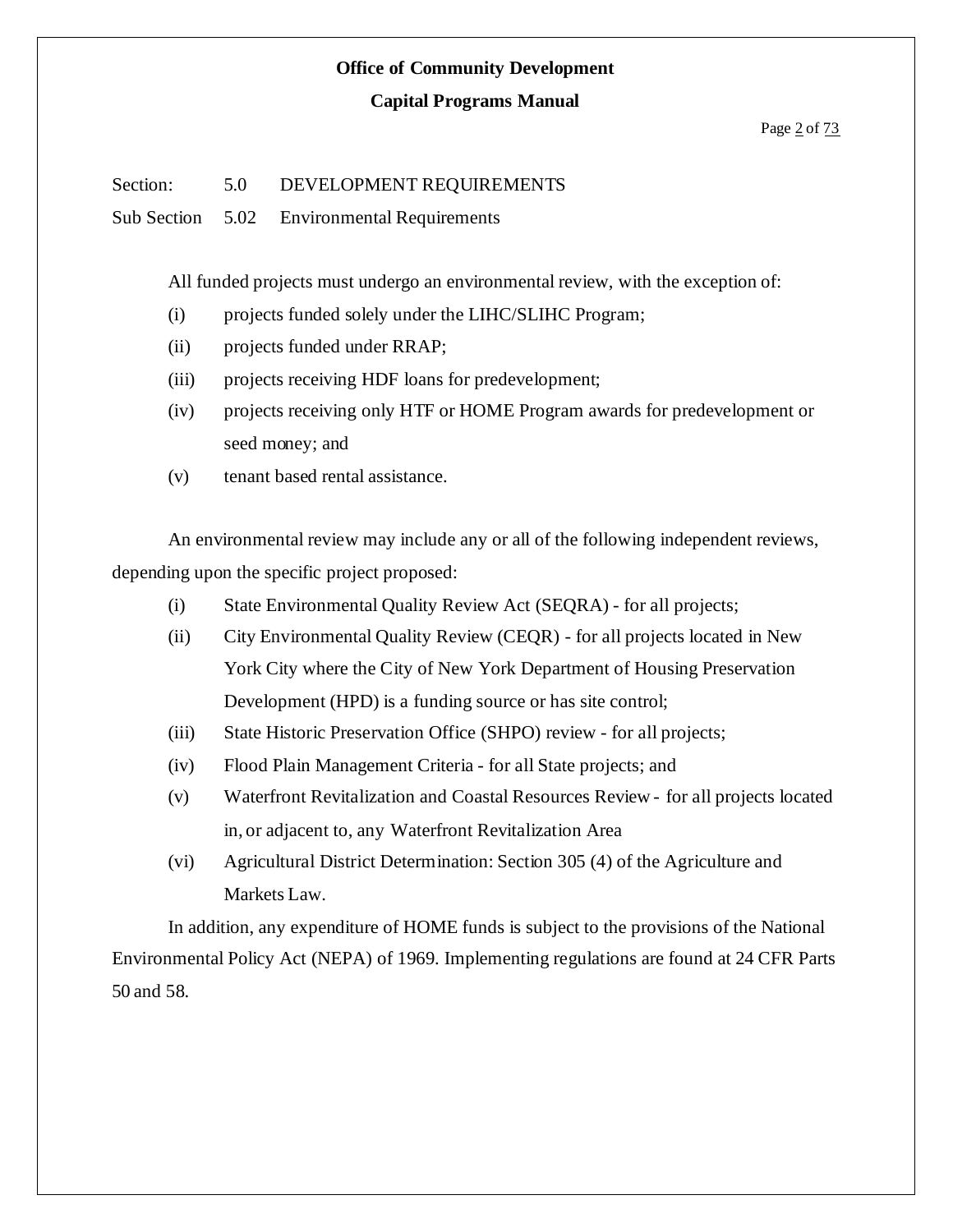Section: 5.0 DEVELOPMENT REQUIREMENTS

Sub Section 5.02 Environmental Requirements

All funded projects must undergo an environmental review, with the exception of:

(i) projects funded solely under the LIHC/SLIHC Program;

(ii) projects funded under RRAP;

(iii) projects receiving HDF loans for predevelopment;

(iv) projects receiving only HTF or HOME Program awards for predevelopment or seed money; and

(v) tenant based rental assistance.

An environmental review may include any or all of the following independent reviews, depending upon the specific project proposed:

(i) State Environmental Quality Review Act (SEQRA) - for all projects;

(ii) City Environmental Quality Review (CEQR) - for all projects located in New York City where the City of New York Department of Housing Preservation Development (HPD) is a funding source or has site control;

(iii) State Historic Preservation Office (SHPO) review - for all projects;

(iv) Flood Plain Management Criteria - for all State projects; and

(v) Waterfront Revitalization and Coastal Resources Review - for all projects located in, or adjacent to, any Waterfront Revitalization Area

(vi) Agricultural District Determination: Section 305 (4) of the Agriculture and Markets Law.

In addition, any expenditure of HOME funds is subject to the provisions of the National Environmental Policy Act (NEPA) of 1969. Implementing regulations are found at 24 CFR Parts 50 and 58.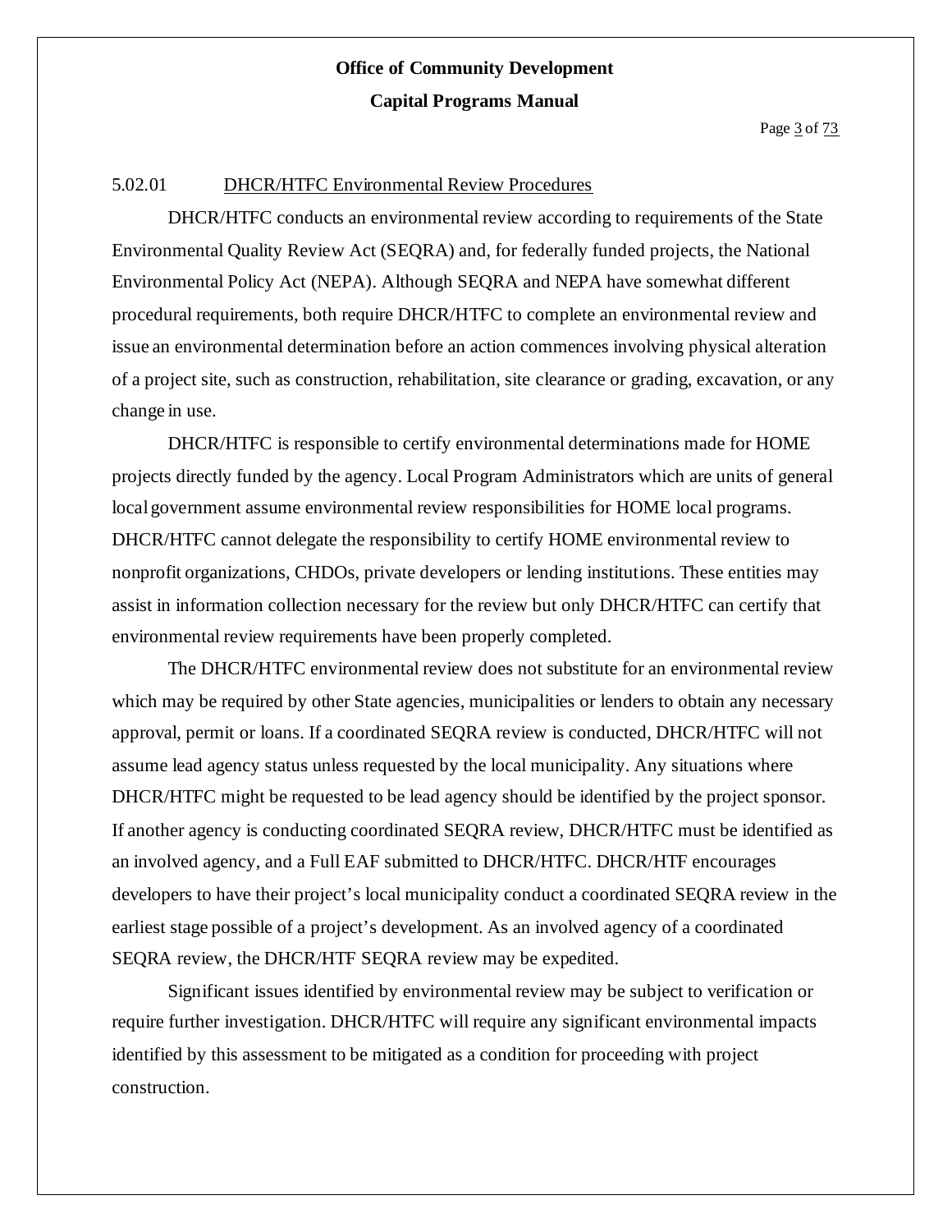### 5.02.01 DHCR/HTFC Environmental Review Procedures

DHCR/HTFC conducts an environmental review according to requirements of the State Environmental Quality Review Act (SEQRA) and, for federally funded projects, the National Environmental Policy Act (NEPA). Although SEQRA and NEPA have somewhat different procedural requirements, both require DHCR/HTFC to complete an environmental review and issue an environmental determination before an action commences involving physical alteration of a project site, such as construction, rehabilitation, site clearance or grading, excavation, or any change in use.

DHCR/HTFC is responsible to certify environmental determinations made for HOME projects directly funded by the agency. Local Program Administrators which are units of general local government assume environmental review responsibilities for HOME local programs. DHCR/HTFC cannot delegate the responsibility to certify HOME environmental review to nonprofit organizations, CHDOs, private developers or lending institutions. These entities may assist in information collection necessary for the review but only DHCR/HTFC can certify that environmental review requirements have been properly completed.

The DHCR/HTFC environmental review does not substitute for an environmental review which may be required by other State agencies, municipalities or lenders to obtain any necessary approval, permit or loans. If a coordinated SEQRA review is conducted, DHCR/HTFC will not assume lead agency status unless requested by the local municipality. Any situations where DHCR/HTFC might be requested to be lead agency should be identified by the project sponsor. If another agency is conducting coordinated SEQRA review, DHCR/HTFC must be identified as an involved agency, and a Full EAF submitted to DHCR/HTFC. DHCR/HTF encourages developers to have their project's local municipality conduct a coordinated SEQRA review in the earliest stage possible of a project's development. As an involved agency of a coordinated SEQRA review, the DHCR/HTF SEQRA review may be expedited.

Significant issues identified by environmental review may be subject to verification or require further investigation. DHCR/HTFC will require any significant environmental impacts identified by this assessment to be mitigated as a condition for proceeding with project construction.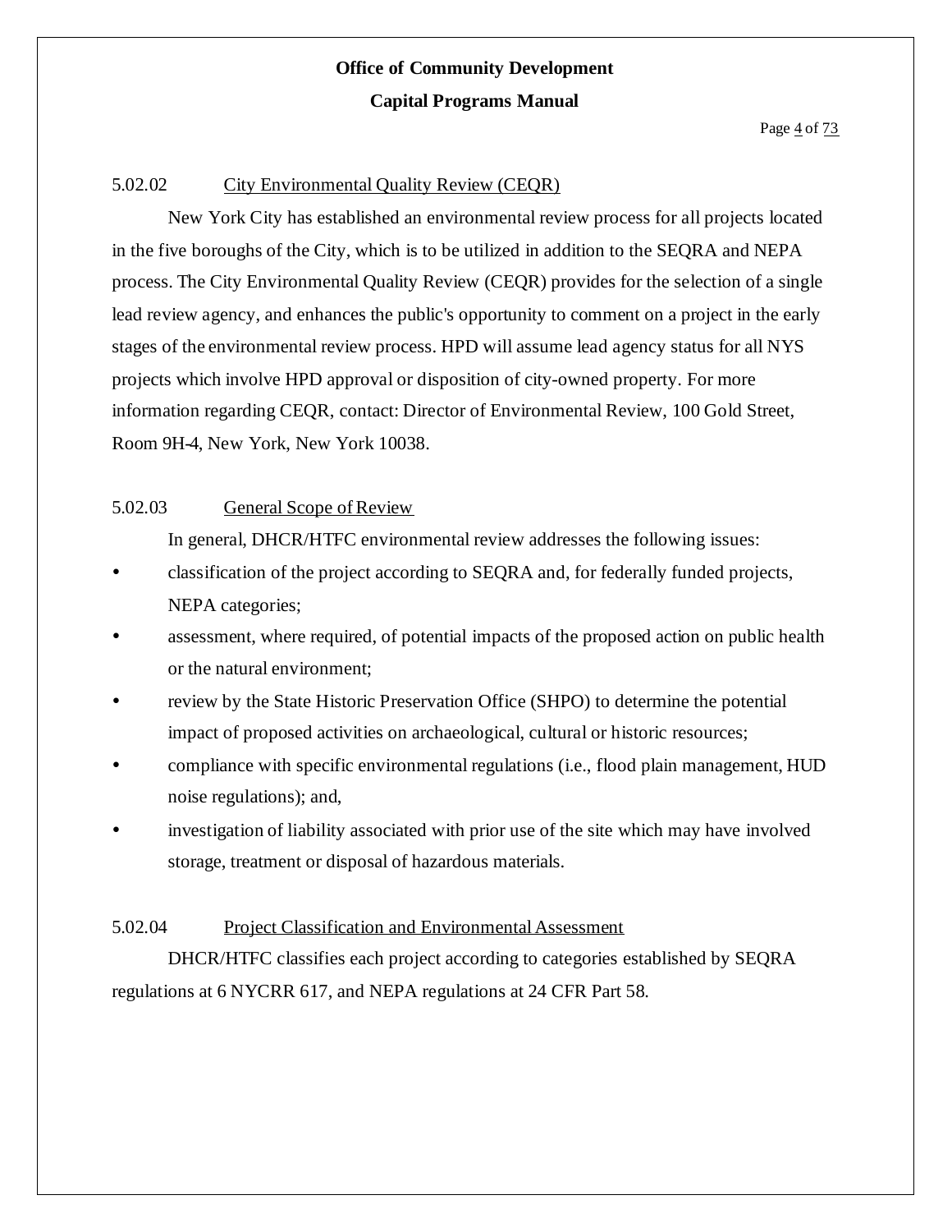### 5.02.02 City Environmental Quality Review (CEQR)

New York City has established an environmental review process for all projects located in the five boroughs of the City, which is to be utilized in addition to the SEQRA and NEPA process. The City Environmental Quality Review (CEQR) provides for the selection of a single lead review agency, and enhances the public's opportunity to comment on a project in the early stages of the environmental review process. HPD will assume lead agency status for all NYS projects which involve HPD approval or disposition of city-owned property. For more information regarding CEQR, contact: Director of Environmental Review, 100 Gold Street, Room 9H-4, New York, New York 10038.

### 5.02.03 General Scope of Review

In general, DHCR/HTFC environmental review addresses the following issues:

- classification of the project according to SEQRA and, for federally funded projects, NEPA categories;
- assessment, where required, of potential impacts of the proposed action on public health or the natural environment;
- review by the State Historic Preservation Office (SHPO) to determine the potential impact of proposed activities on archaeological, cultural or historic resources;
- compliance with specific environmental regulations (i.e., flood plain management, HUD noise regulations); and,
- investigation of liability associated with prior use of the site which may have involved storage, treatment or disposal of hazardous materials.

### 5.02.04 Project Classification and Environmental Assessment

DHCR/HTFC classifies each project according to categories established by SEQRA regulations at 6 NYCRR 617, and NEPA regulations at 24 CFR Part 58.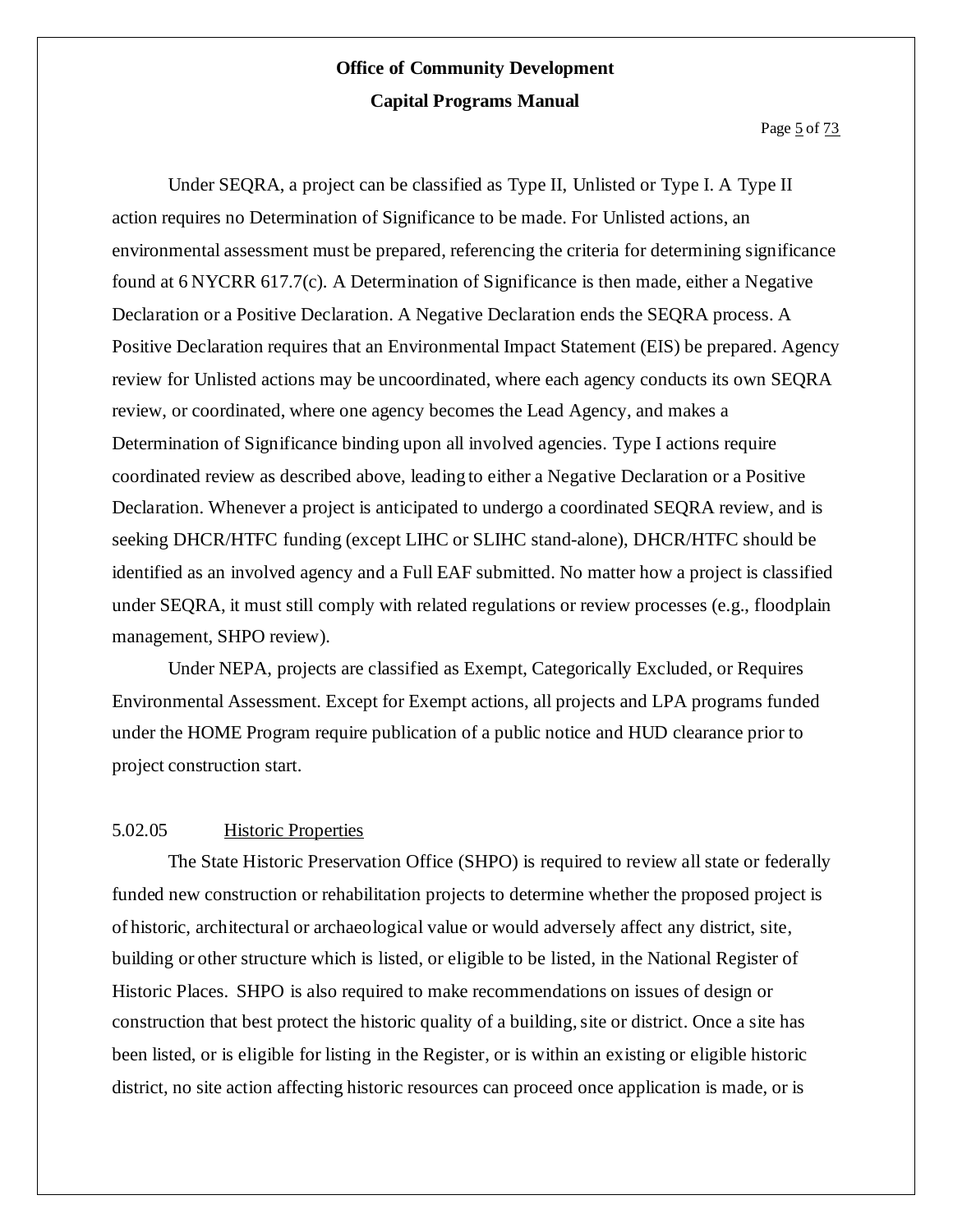Under SEQRA, a project can be classified as Type II, Unlisted or Type I. A Type II action requires no Determination of Significance to be made. For Unlisted actions, an environmental assessment must be prepared, referencing the criteria for determining significance found at 6 NYCRR 617.7(c). A Determination of Significance is then made, either a Negative Declaration or a Positive Declaration. A Negative Declaration ends the SEQRA process. A Positive Declaration requires that an Environmental Impact Statement (EIS) be prepared. Agency review for Unlisted actions may be uncoordinated, where each agency conducts its own SEQRA review, or coordinated, where one agency becomes the Lead Agency, and makes a Determination of Significance binding upon all involved agencies. Type I actions require coordinated review as described above, leading to either a Negative Declaration or a Positive Declaration. Whenever a project is anticipated to undergo a coordinated SEQRA review, and is seeking DHCR/HTFC funding (except LIHC or SLIHC stand-alone), DHCR/HTFC should be identified as an involved agency and a Full EAF submitted. No matter how a project is classified under SEQRA, it must still comply with related regulations or review processes (e.g., floodplain management, SHPO review).

Under NEPA, projects are classified as Exempt, Categorically Excluded, or Requires Environmental Assessment. Except for Exempt actions, all projects and LPA programs funded under the HOME Program require publication of a public notice and HUD clearance prior to project construction start.

5.02.05 Historic Properties

The State Historic Preservation Office (SHPO) is required to review all state or federally funded new construction or rehabilitation projects to determine whether the proposed project is of historic, architectural or archaeological value or would adversely affect any district, site, building or other structure which is listed, or eligible to be listed, in the National Register of Historic Places. SHPO is also required to make recommendations on issues of design or construction that best protect the historic quality of a building, site or district. Once a site has been listed, or is eligible for listing in the Register, or is within an existing or eligible historic district, no site action affecting historic resources can proceed once application is made, or is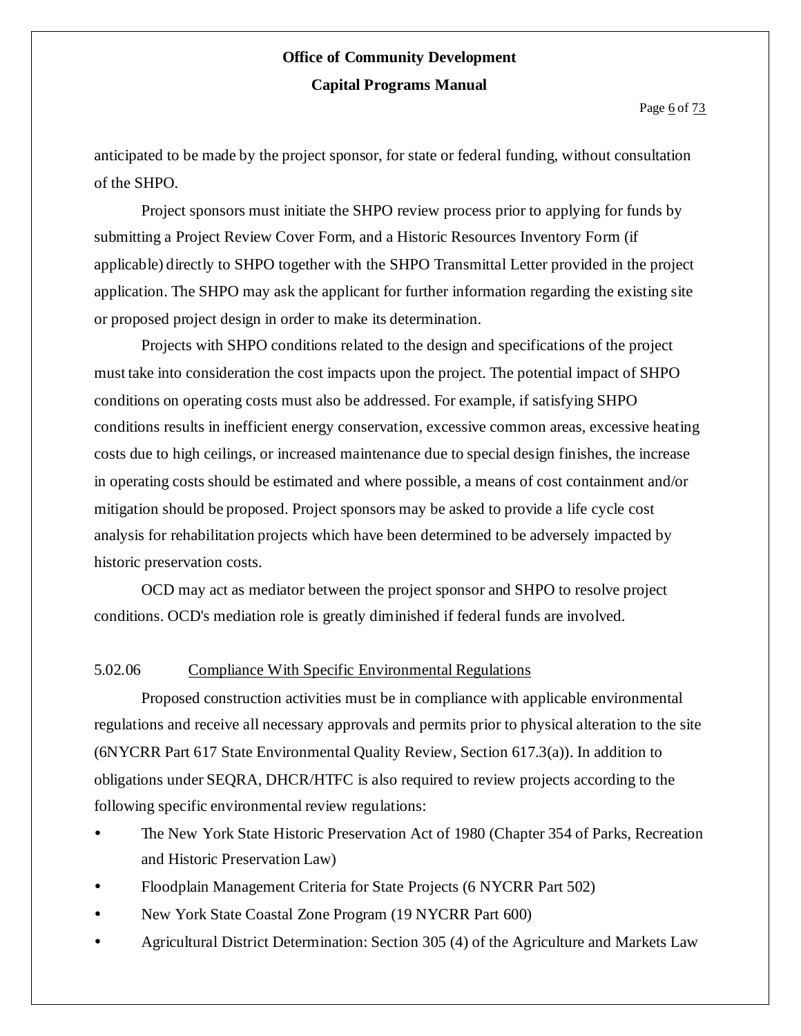anticipated to be made by the project sponsor, for state or federal funding, without consultation of the SHPO.

Project sponsors must initiate the SHPO review process prior to applying for funds by submitting a Project Review Cover Form, and a Historic Resources Inventory Form (if applicable) directly to SHPO together with the SHPO Transmittal Letter provided in the project application. The SHPO may ask the applicant for further information regarding the existing site or proposed project design in order to make its determination.

Projects with SHPO conditions related to the design and specifications of the project must take into consideration the cost impacts upon the project. The potential impact of SHPO conditions on operating costs must also be addressed. For example, if satisfying SHPO conditions results in inefficient energy conservation, excessive common areas, excessive heating costs due to high ceilings, or increased maintenance due to special design finishes, the increase in operating costs should be estimated and where possible, a means of cost containment and/or mitigation should be proposed. Project sponsors may be asked to provide a life cycle cost analysis for rehabilitation projects which have been determined to be adversely impacted by historic preservation costs.

OCD may act as mediator between the project sponsor and SHPO to resolve project conditions. OCD's mediation role is greatly diminished if federal funds are involved.

### 5.02.06 Compliance With Specific Environmental Regulations

Proposed construction activities must be in compliance with applicable environmental regulations and receive all necessary approvals and permits prior to physical alteration to the site (6NYCRR Part 617 State Environmental Quality Review, Section 617.3(a)). In addition to obligations under SEQRA, DHCR/HTFC is also required to review projects according to the following specific environmental review regulations:

- The New York State Historic Preservation Act of 1980 (Chapter 354 of Parks, Recreation and Historic Preservation Law)
- Floodplain Management Criteria for State Projects (6 NYCRR Part 502)
- New York State Coastal Zone Program (19 NYCRR Part 600)
- Agricultural District Determination: Section 305 (4) of the Agriculture and Markets Law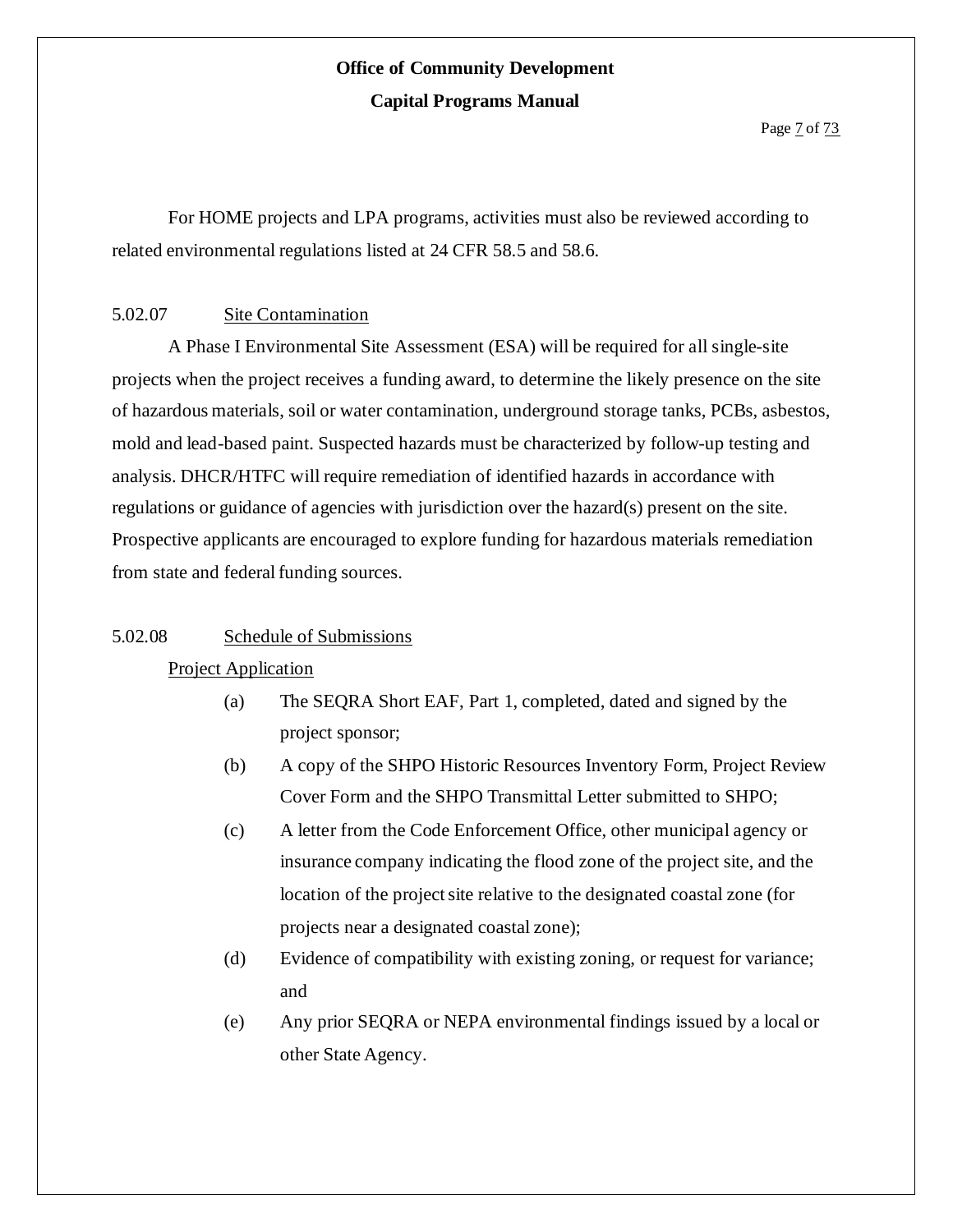For HOME projects and LPA programs, activities must also be reviewed according to related environmental regulations listed at 24 CFR 58.5 and 58.6.

5.02.07 Site Contamination

A Phase I Environmental Site Assessment (ESA) will be required for all single-site projects when the project receives a funding award, to determine the likely presence on the site of hazardous materials, soil or water contamination, underground storage tanks, PCBs, asbestos, mold and lead-based paint. Suspected hazards must be characterized by follow-up testing and analysis. DHCR/HTFC will require remediation of identified hazards in accordance with regulations or guidance of agencies with jurisdiction over the hazard(s) present on the site. Prospective applicants are encouraged to explore funding for hazardous materials remediation from state and federal funding sources.

5.02.08 Schedule of Submissions

Project Application

(a) The SEQRA Short EAF, Part 1, completed, dated and signed by the project sponsor;

(b) A copy of the SHPO Historic Resources Inventory Form, Project Review Cover Form and the SHPO Transmittal Letter submitted to SHPO;

(c) A letter from the Code Enforcement Office, other municipal agency or insurance company indicating the flood zone of the project site, and the location of the project site relative to the designated coastal zone (for projects near a designated coastal zone);

(d) Evidence of compatibility with existing zoning, or request for variance; and

(e) Any prior SEQRA or NEPA environmental findings issued by a local or other State Agency.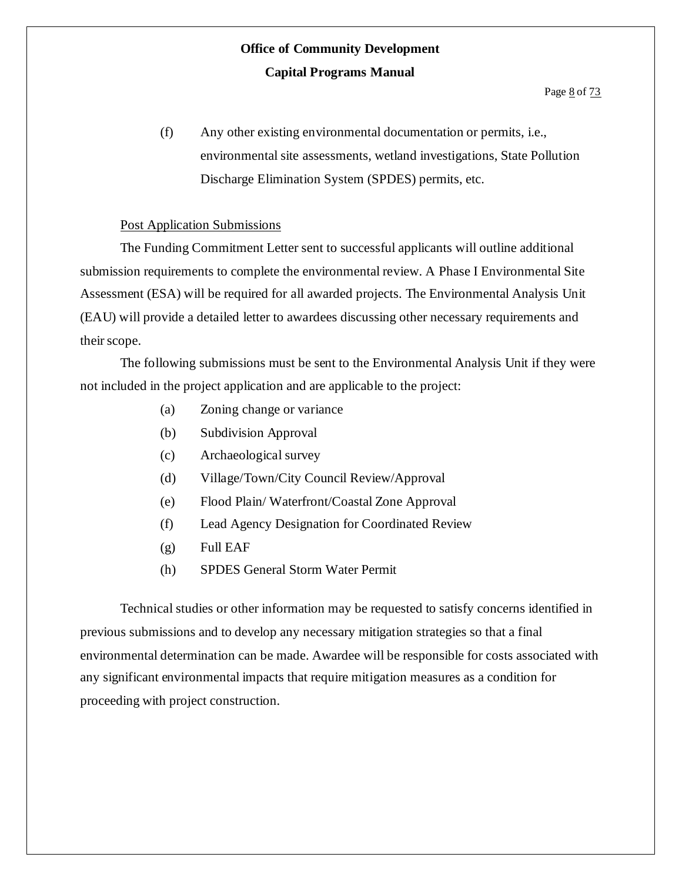(f) Any other existing environmental documentation or permits, i.e., environmental site assessments, wetland investigations, State Pollution Discharge Elimination System (SPDES) permits, etc.

Post Application Submissions

The Funding Commitment Letter sent to successful applicants will outline additional submission requirements to complete the environmental review. A Phase I Environmental Site Assessment (ESA) will be required for all awarded projects. The Environmental Analysis Unit (EAU) will provide a detailed letter to awardees discussing other necessary requirements and their scope.

The following submissions must be sent to the Environmental Analysis Unit if they were not included in the project application and are applicable to the project:

(a) Zoning change or variance

(b) Subdivision Approval

(c) Archaeological survey

(d) Village/Town/City Council Review/Approval

(e) Flood Plain/ Waterfront/Coastal Zone Approval

(f) Lead Agency Designation for Coordinated Review

(g) Full EAF

(h) SPDES General Storm Water Permit

Technical studies or other information may be requested to satisfy concerns identified in previous submissions and to develop any necessary mitigation strategies so that a final environmental determination can be made. Awardee will be responsible for costs associated with any significant environmental impacts that require mitigation measures as a condition for proceeding with project construction.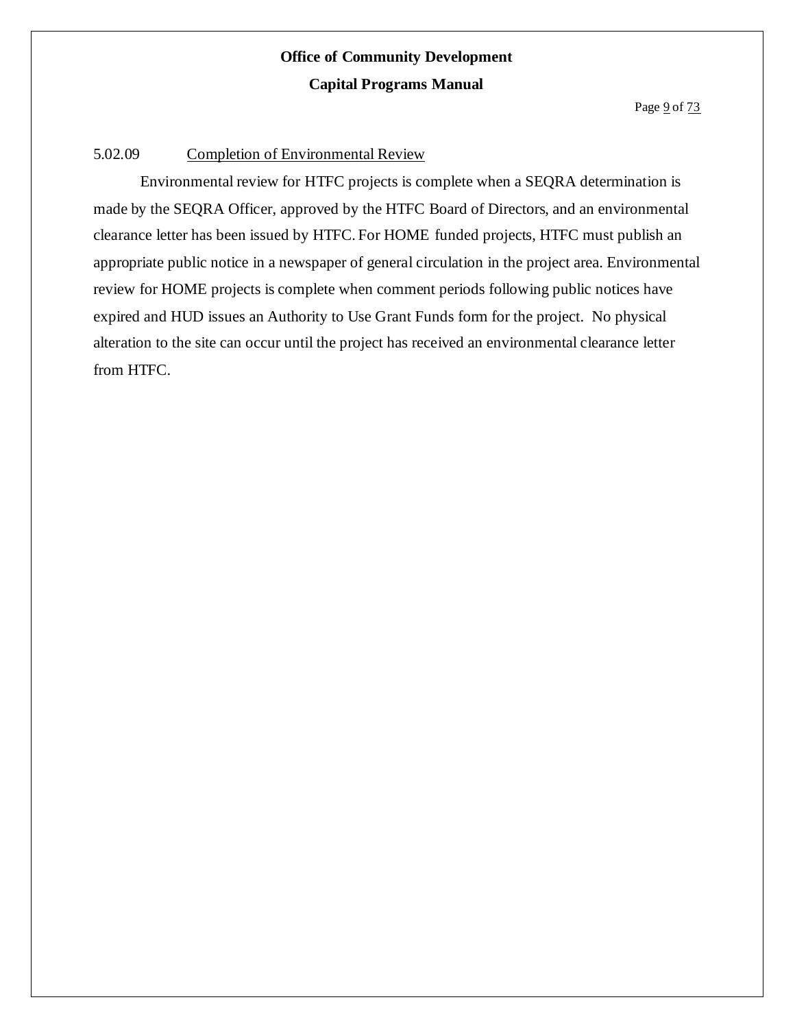5.02.09 Completion of Environmental Review

Environmental review for HTFC projects is complete when a SEQRA determination is made by the SEQRA Officer, approved by the HTFC Board of Directors, and an environmental clearance letter has been issued by HTFC. For HOME funded projects, HTFC must publish an appropriate public notice in a newspaper of general circulation in the project area. Environmental review for HOME projects is complete when comment periods following public notices have expired and HUD issues an Authority to Use Grant Funds form for the project. No physical alteration to the site can occur until the project has received an environmental clearance letter from HTFC.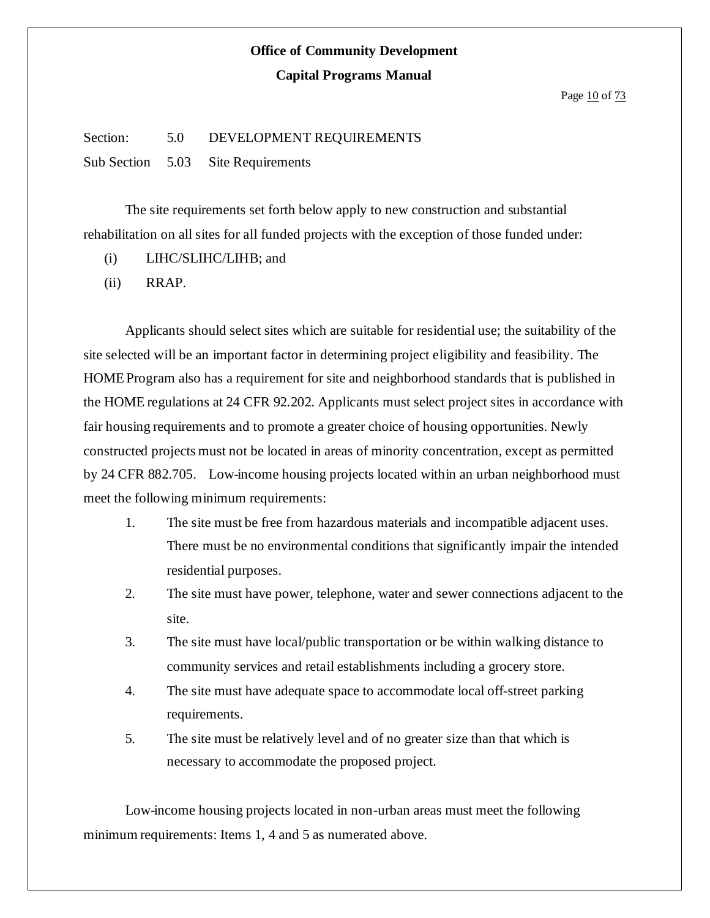Section: 5.0 DEVELOPMENT REQUIREMENTS

Sub Section 5.03 Site Requirements

The site requirements set forth below apply to new construction and substantial rehabilitation on all sites for all funded projects with the exception of those funded under:

(i) LIHC/SLIHC/LIHB; and

(ii) RRAP.

Applicants should select sites which are suitable for residential use; the suitability of the site selected will be an important factor in determining project eligibility and feasibility. The HOME Program also has a requirement for site and neighborhood standards that is published in the HOME regulations at 24 CFR 92.202. Applicants must select project sites in accordance with fair housing requirements and to promote a greater choice of housing opportunities. Newly constructed projects must not be located in areas of minority concentration, except as permitted by 24 CFR 882.705. Low-income housing projects located within an urban neighborhood must meet the following minimum requirements:

1. The site must be free from hazardous materials and incompatible adjacent uses. There must be no environmental conditions that significantly impair the intended residential purposes.
2. The site must have power, telephone, water and sewer connections adjacent to the site.
3. The site must have local/public transportation or be within walking distance to community services and retail establishments including a grocery store.
4. The site must have adequate space to accommodate local off-street parking requirements.
5. The site must be relatively level and of no greater size than that which is necessary to accommodate the proposed project.

Low-income housing projects located in non-urban areas must meet the following minimum requirements: Items 1, 4 and 5 as numerated above.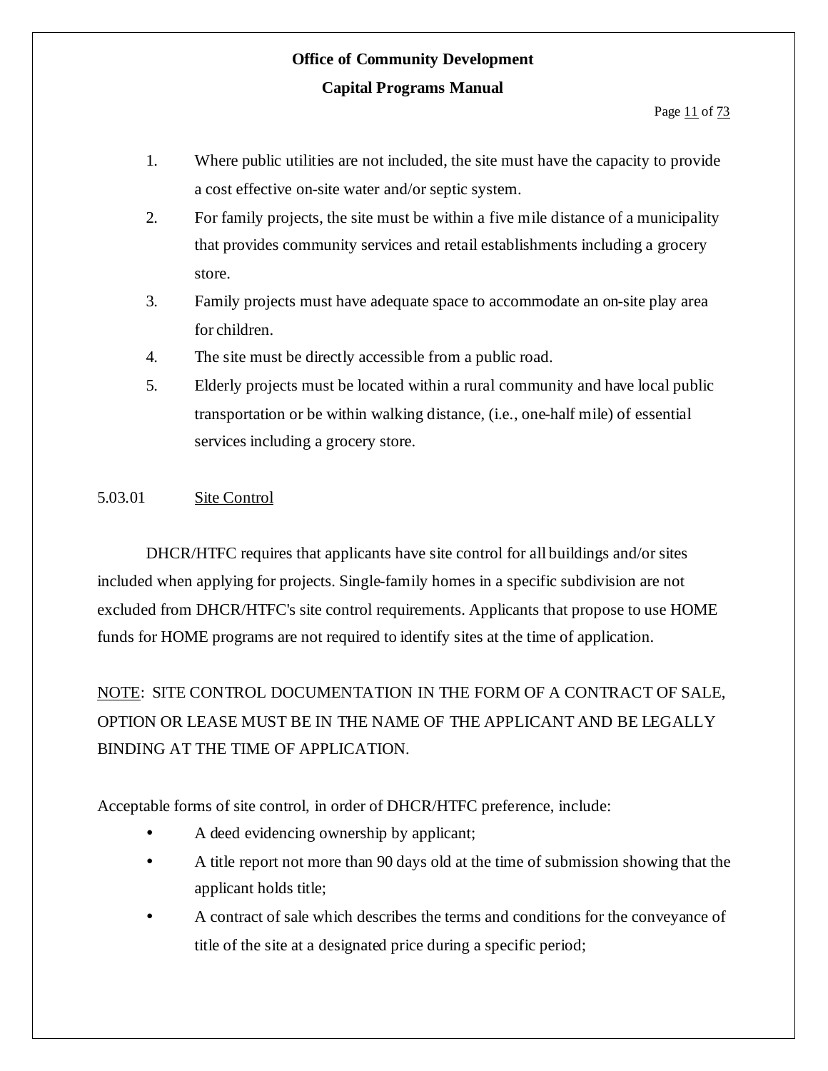1. Where public utilities are not included, the site must have the capacity to provide a cost effective on-site water and/or septic system.
2. For family projects, the site must be within a five mile distance of a municipality that provides community services and retail establishments including a grocery store.
3. Family projects must have adequate space to accommodate an on-site play area for children.
4. The site must be directly accessible from a public road.
5. Elderly projects must be located within a rural community and have local public transportation or be within walking distance, (i.e., one-half mile) of essential services including a grocery store.

### 5.03.01 Site Control

DHCR/HTFC requires that applicants have site control for all buildings and/or sites included when applying for projects. Single-family homes in a specific subdivision are not excluded from DHCR/HTFC's site control requirements. Applicants that propose to use HOME funds for HOME programs are not required to identify sites at the time of application.

NOTE: SITE CONTROL DOCUMENTATION IN THE FORM OF A CONTRACT OF SALE, OPTION OR LEASE MUST BE IN THE NAME OF THE APPLICANT AND BE LEGALLY BINDING AT THE TIME OF APPLICATION.

Acceptable forms of site control, in order of DHCR/HTFC preference, include:

- A deed evidencing ownership by applicant;
- A title report not more than 90 days old at the time of submission showing that the applicant holds title;
- A contract of sale which describes the terms and conditions for the conveyance of title of the site at a designated price during a specific period;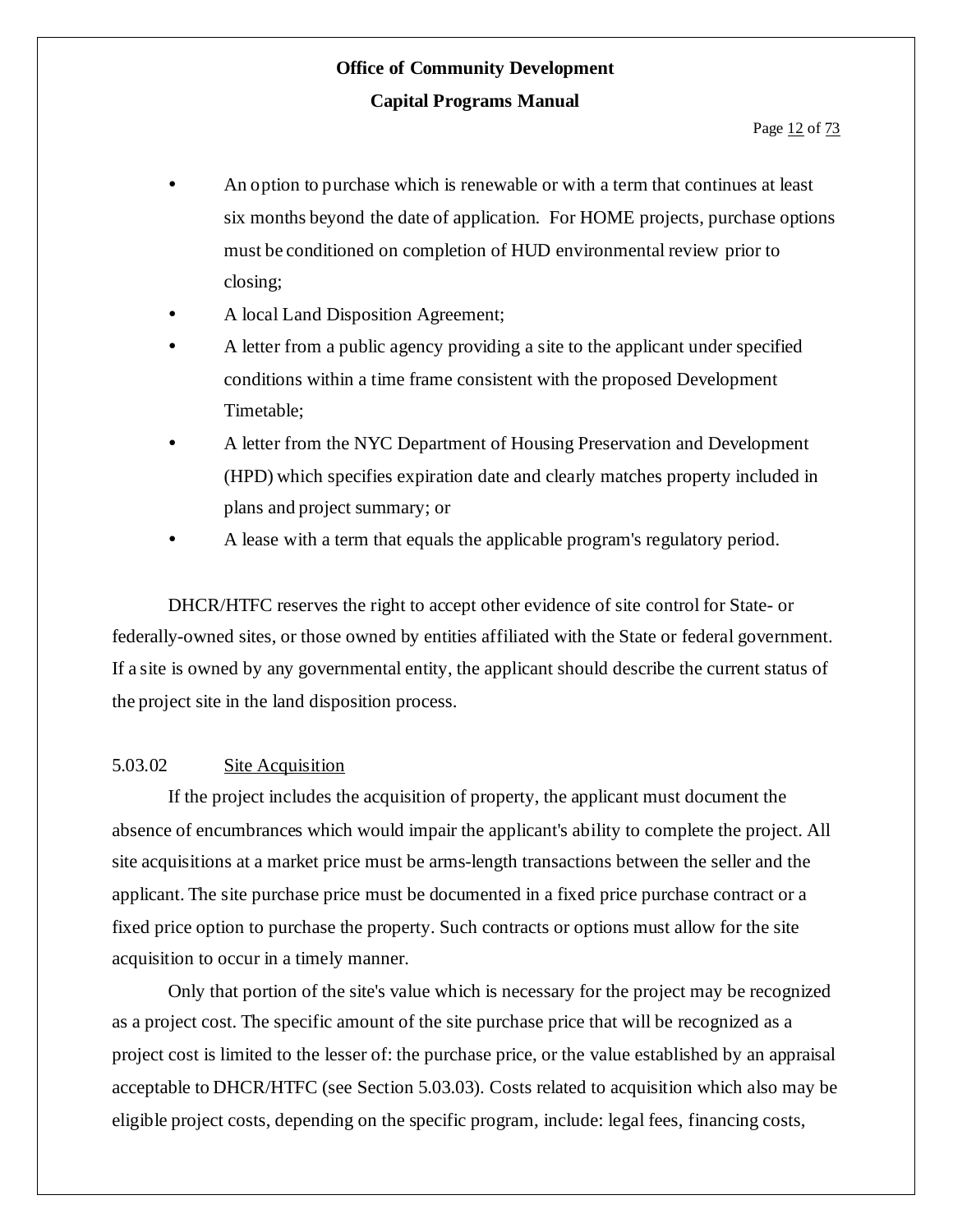- An option to purchase which is renewable or with a term that continues at least six months beyond the date of application. For HOME projects, purchase options must be conditioned on completion of HUD environmental review prior to closing;
- A local Land Disposition Agreement;
- A letter from a public agency providing a site to the applicant under specified conditions within a time frame consistent with the proposed Development Timetable;
- A letter from the NYC Department of Housing Preservation and Development (HPD) which specifies expiration date and clearly matches property included in plans and project summary; or
- A lease with a term that equals the applicable program's regulatory period.

DHCR/HTFC reserves the right to accept other evidence of site control for State- or federally-owned sites, or those owned by entities affiliated with the State or federal government. If a site is owned by any governmental entity, the applicant should describe the current status of the project site in the land disposition process.

5.03.02 Site Acquisition

If the project includes the acquisition of property, the applicant must document the absence of encumbrances which would impair the applicant's ability to complete the project. All site acquisitions at a market price must be arms-length transactions between the seller and the applicant. The site purchase price must be documented in a fixed price purchase contract or a fixed price option to purchase the property. Such contracts or options must allow for the site acquisition to occur in a timely manner.

Only that portion of the site's value which is necessary for the project may be recognized as a project cost. The specific amount of the site purchase price that will be recognized as a project cost is limited to the lesser of: the purchase price, or the value established by an appraisal acceptable to DHCR/HTFC (see Section 5.03.03). Costs related to acquisition which also may be eligible project costs, depending on the specific program, include: legal fees, financing costs,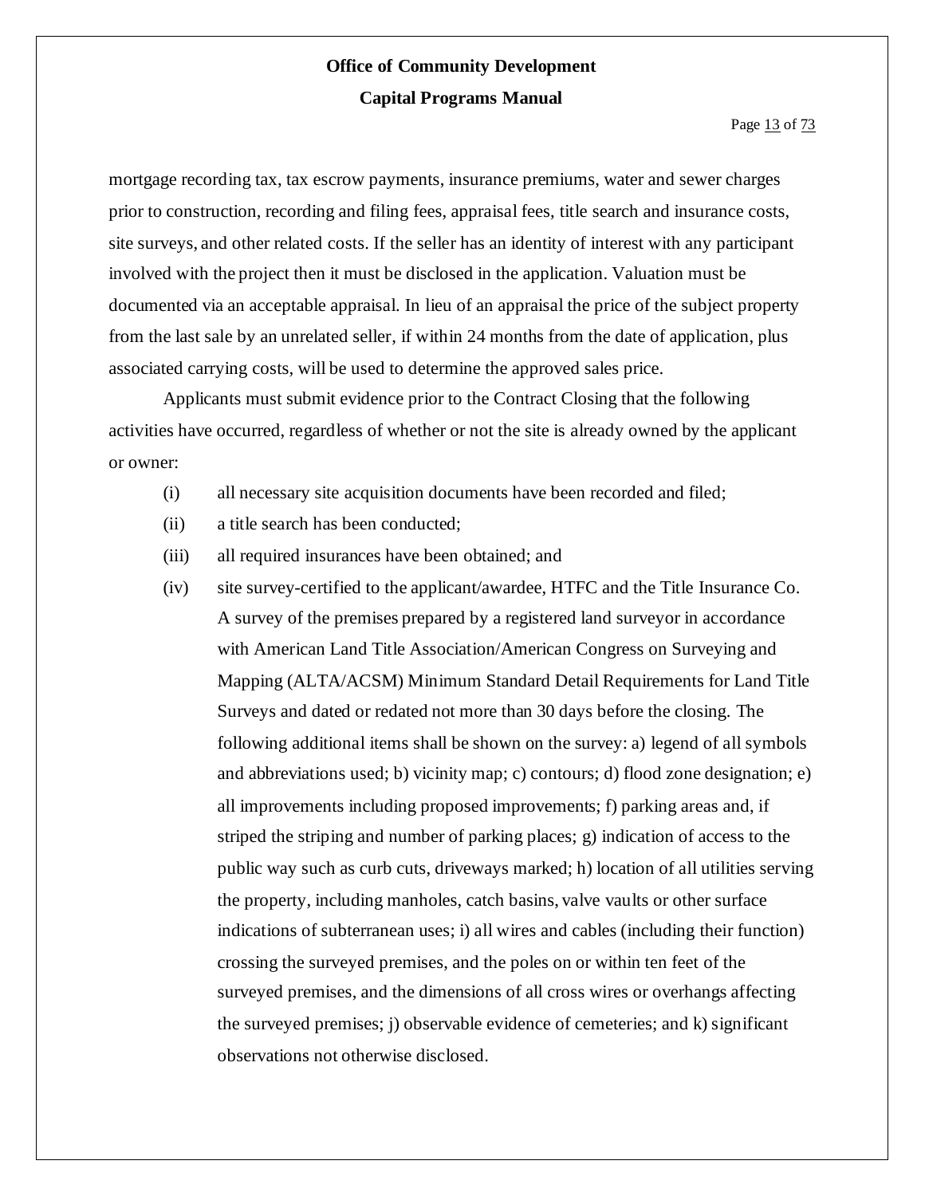mortgage recording tax, tax escrow payments, insurance premiums, water and sewer charges prior to construction, recording and filing fees, appraisal fees, title search and insurance costs, site surveys, and other related costs. If the seller has an identity of interest with any participant involved with the project then it must be disclosed in the application. Valuation must be documented via an acceptable appraisal. In lieu of an appraisal the price of the subject property from the last sale by an unrelated seller, if within 24 months from the date of application, plus associated carrying costs, will be used to determine the approved sales price.

Applicants must submit evidence prior to the Contract Closing that the following activities have occurred, regardless of whether or not the site is already owned by the applicant or owner:

(i) all necessary site acquisition documents have been recorded and filed;

(ii) a title search has been conducted;

(iii) all required insurances have been obtained; and

(iv) site survey-certified to the applicant/awardee, HTFC and the Title Insurance Co. A survey of the premises prepared by a registered land surveyor in accordance with American Land Title Association/American Congress on Surveying and Mapping (ALTA/ACSM) Minimum Standard Detail Requirements for Land Title Surveys and dated or redated not more than 30 days before the closing. The following additional items shall be shown on the survey: a) legend of all symbols and abbreviations used; b) vicinity map; c) contours; d) flood zone designation; e) all improvements including proposed improvements; f) parking areas and, if striped the striping and number of parking places; g) indication of access to the public way such as curb cuts, driveways marked; h) location of all utilities serving the property, including manholes, catch basins, valve vaults or other surface indications of subterranean uses; i) all wires and cables (including their function) crossing the surveyed premises, and the poles on or within ten feet of the surveyed premises, and the dimensions of all cross wires or overhangs affecting the surveyed premises; j) observable evidence of cemeteries; and k) significant observations not otherwise disclosed.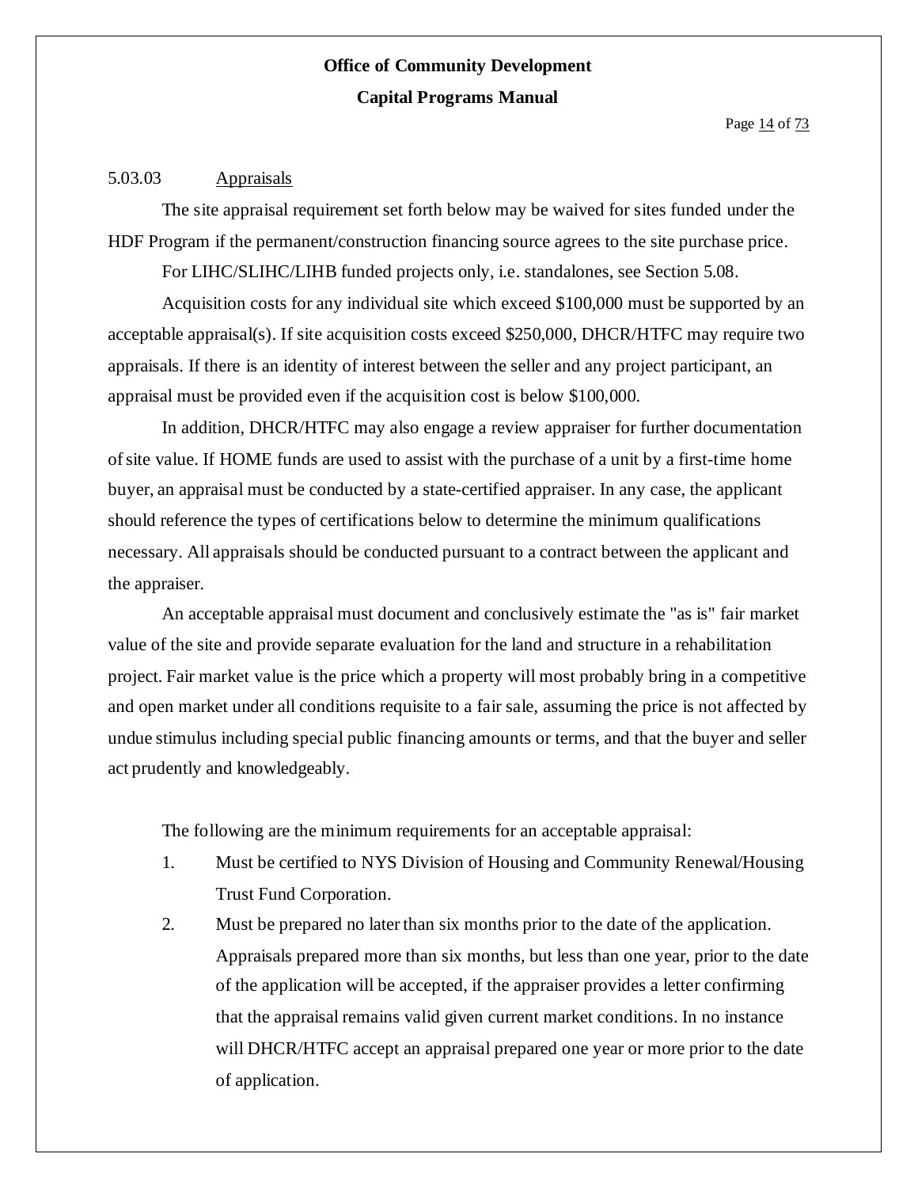### 5.03.03 Appraisals

The site appraisal requirement set forth below may be waived for sites funded under the HDF Program if the permanent/construction financing source agrees to the site purchase price.

For LIHC/SLIHC/LIHB funded projects only, i.e. standalones, see Section 5.08.

Acquisition costs for any individual site which exceed $100,000 must be supported by an acceptable appraisal(s). If site acquisition costs exceed $250,000, DHCR/HTFC may require two appraisals. If there is an identity of interest between the seller and any project participant, an appraisal must be provided even if the acquisition cost is below $100,000.

In addition, DHCR/HTFC may also engage a review appraiser for further documentation of site value. If HOME funds are used to assist with the purchase of a unit by a first-time home buyer, an appraisal must be conducted by a state-certified appraiser. In any case, the applicant should reference the types of certifications below to determine the minimum qualifications necessary. All appraisals should be conducted pursuant to a contract between the applicant and the appraiser.

An acceptable appraisal must document and conclusively estimate the "as is" fair market value of the site and provide separate evaluation for the land and structure in a rehabilitation project. Fair market value is the price which a property will most probably bring in a competitive and open market under all conditions requisite to a fair sale, assuming the price is not affected by undue stimulus including special public financing amounts or terms, and that the buyer and seller act prudently and knowledgeably.

The following are the minimum requirements for an acceptable appraisal:

1. Must be certified to NYS Division of Housing and Community Renewal/Housing Trust Fund Corporation.
2. Must be prepared no later than six months prior to the date of the application. Appraisals prepared more than six months, but less than one year, prior to the date of the application will be accepted, if the appraiser provides a letter confirming that the appraisal remains valid given current market conditions. In no instance will DHCR/HTFC accept an appraisal prepared one year or more prior to the date of application.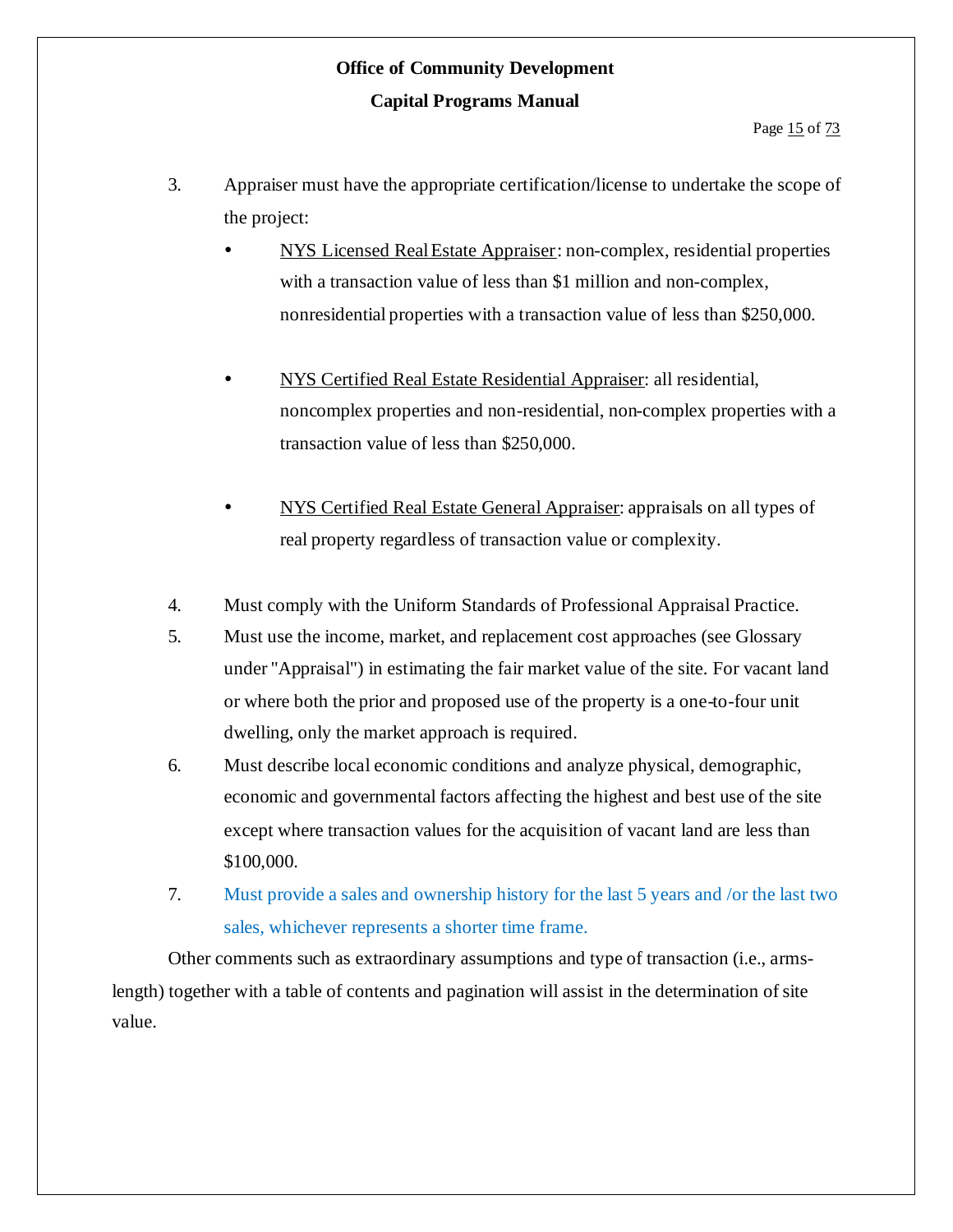3. Appraiser must have the appropriate certification/license to undertake the scope of the project:

   - NYS Licensed Real Estate Appraiser: non-complex, residential properties with a transaction value of less than $1 million and non-complex, nonresidential properties with a transaction value of less than $250,000.

   - NYS Certified Real Estate Residential Appraiser: all residential, noncomplex properties and non-residential, non-complex properties with a transaction value of less than $250,000.

   - NYS Certified Real Estate General Appraiser: appraisals on all types of real property regardless of transaction value or complexity.

4. Must comply with the Uniform Standards of Professional Appraisal Practice.
5. Must use the income, market, and replacement cost approaches (see Glossary under "Appraisal") in estimating the fair market value of the site. For vacant land or where both the prior and proposed use of the property is a one-to-four unit dwelling, only the market approach is required.
6. Must describe local economic conditions and analyze physical, demographic, economic and governmental factors affecting the highest and best use of the site except where transaction values for the acquisition of vacant land are less than $100,000.
7. Must provide a sales and ownership history for the last 5 years and /or the last two sales, whichever represents a shorter time frame.

Other comments such as extraordinary assumptions and type of transaction (i.e., arms-length) together with a table of contents and pagination will assist in the determination of site value.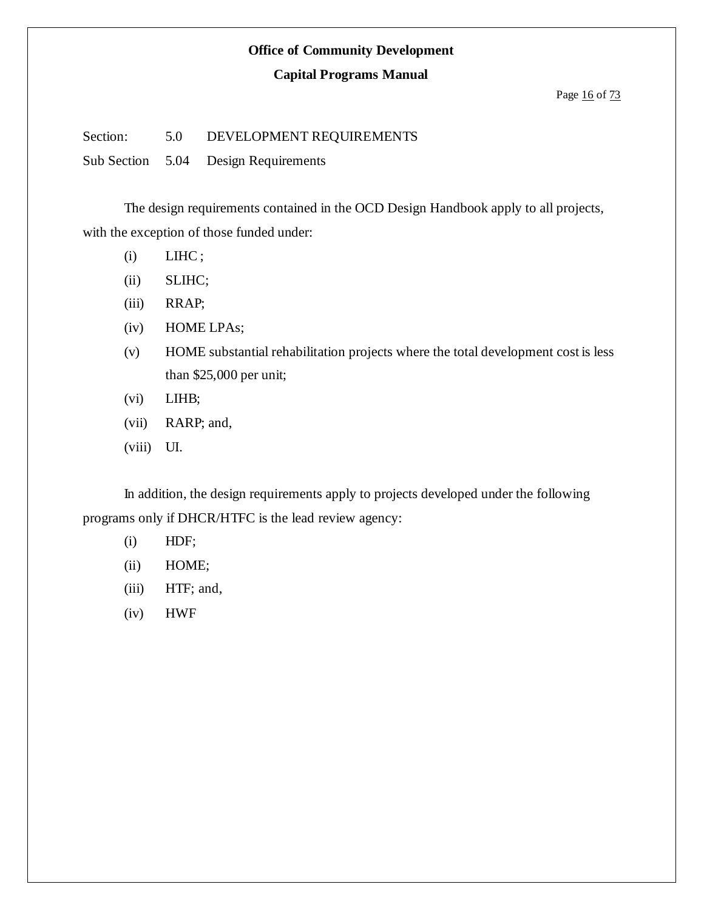Section: 5.0 DEVELOPMENT REQUIREMENTS

Sub Section 5.04 Design Requirements

The design requirements contained in the OCD Design Handbook apply to all projects, with the exception of those funded under:

(i) LIHC ;

(ii) SLIHC;

(iii) RRAP;

(iv) HOME LPAs;

(v) HOME substantial rehabilitation projects where the total development cost is less than $25,000 per unit;

(vi) LIHB;

(vii) RARP; and,

(viii) UI.

In addition, the design requirements apply to projects developed under the following programs only if DHCR/HTFC is the lead review agency:

(i) HDF;

(ii) HOME;

(iii) HTF; and,

(iv) HWF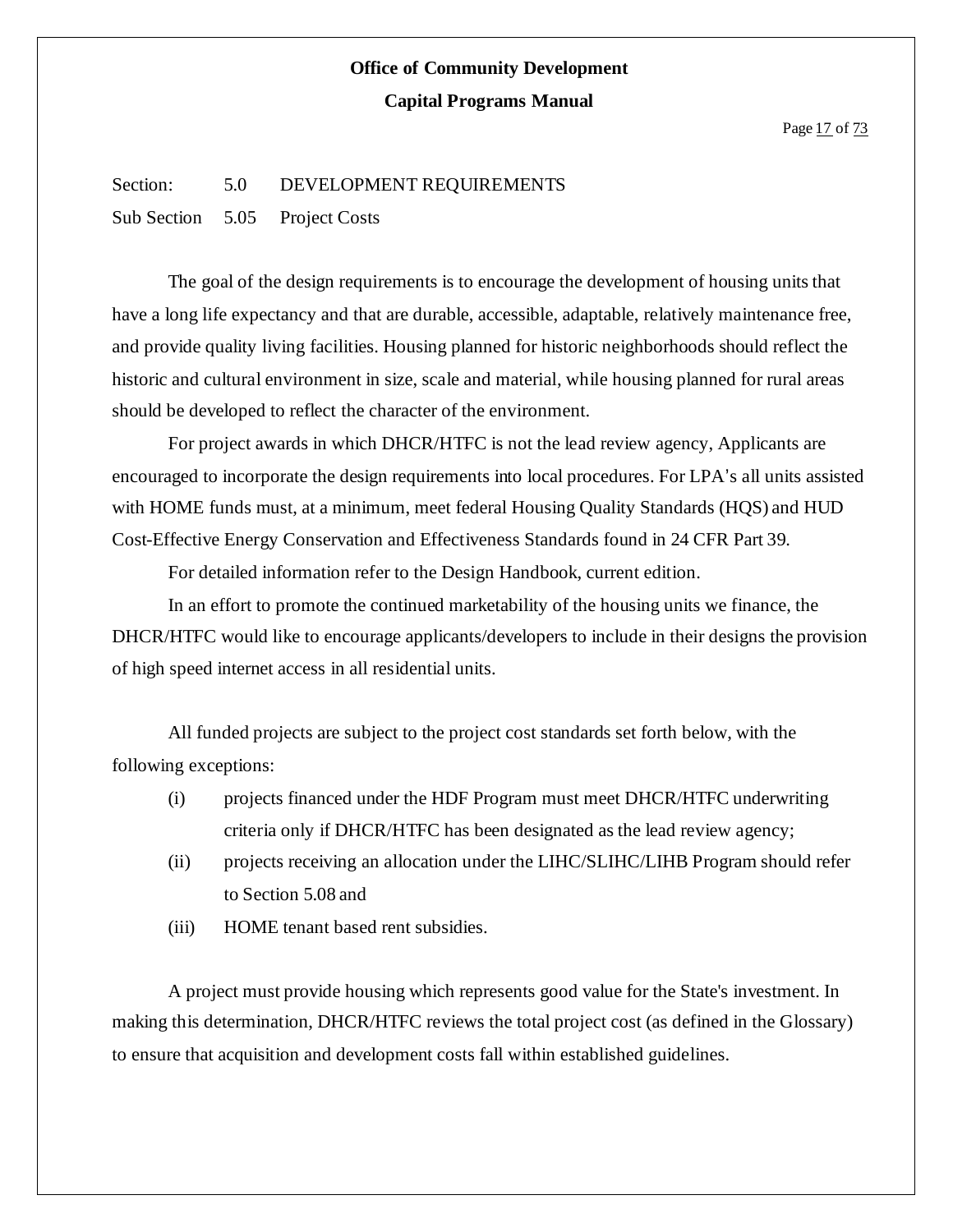Section: 5.0 DEVELOPMENT REQUIREMENTS

Sub Section 5.05 Project Costs

The goal of the design requirements is to encourage the development of housing units that have a long life expectancy and that are durable, accessible, adaptable, relatively maintenance free, and provide quality living facilities. Housing planned for historic neighborhoods should reflect the historic and cultural environment in size, scale and material, while housing planned for rural areas should be developed to reflect the character of the environment.

For project awards in which DHCR/HTFC is not the lead review agency, Applicants are encouraged to incorporate the design requirements into local procedures. For LPA's all units assisted with HOME funds must, at a minimum, meet federal Housing Quality Standards (HQS) and HUD Cost-Effective Energy Conservation and Effectiveness Standards found in 24 CFR Part 39.

For detailed information refer to the Design Handbook, current edition.

In an effort to promote the continued marketability of the housing units we finance, the DHCR/HTFC would like to encourage applicants/developers to include in their designs the provision of high speed internet access in all residential units.

All funded projects are subject to the project cost standards set forth below, with the following exceptions:

(i) projects financed under the HDF Program must meet DHCR/HTFC underwriting criteria only if DHCR/HTFC has been designated as the lead review agency;

(ii) projects receiving an allocation under the LIHC/SLIHC/LIHB Program should refer to Section 5.08 and

(iii) HOME tenant based rent subsidies.

A project must provide housing which represents good value for the State's investment. In making this determination, DHCR/HTFC reviews the total project cost (as defined in the Glossary) to ensure that acquisition and development costs fall within established guidelines.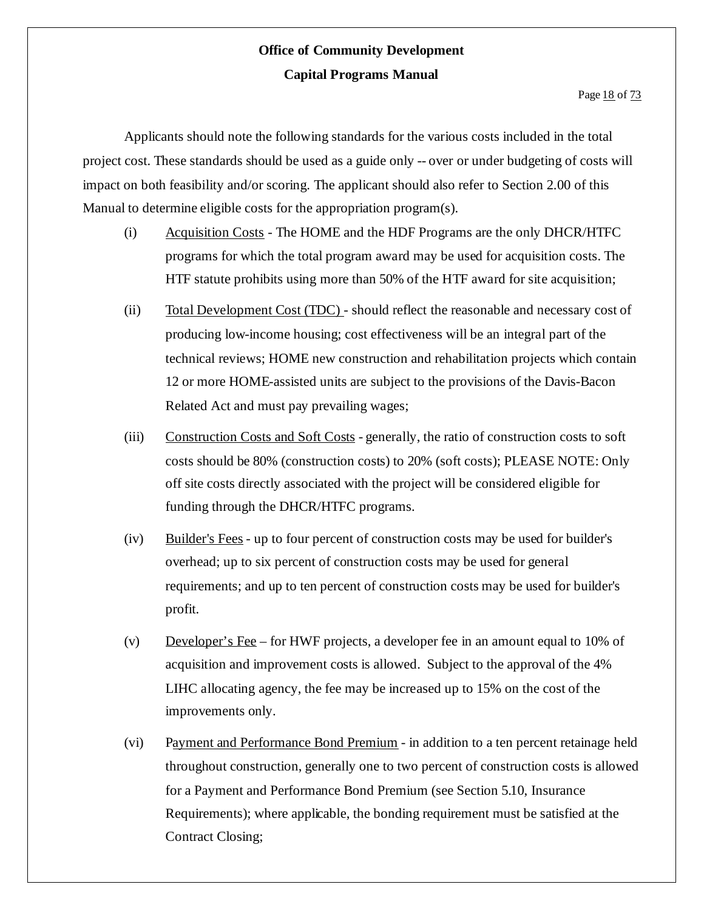Applicants should note the following standards for the various costs included in the total project cost. These standards should be used as a guide only -- over or under budgeting of costs will impact on both feasibility and/or scoring. The applicant should also refer to Section 2.00 of this Manual to determine eligible costs for the appropriation program(s).

(i) Acquisition Costs - The HOME and the HDF Programs are the only DHCR/HTFC programs for which the total program award may be used for acquisition costs. The HTF statute prohibits using more than 50% of the HTF award for site acquisition;

(ii) Total Development Cost (TDC) - should reflect the reasonable and necessary cost of producing low-income housing; cost effectiveness will be an integral part of the technical reviews; HOME new construction and rehabilitation projects which contain 12 or more HOME-assisted units are subject to the provisions of the Davis-Bacon Related Act and must pay prevailing wages;

(iii) Construction Costs and Soft Costs - generally, the ratio of construction costs to soft costs should be 80% (construction costs) to 20% (soft costs); PLEASE NOTE: Only off site costs directly associated with the project will be considered eligible for funding through the DHCR/HTFC programs.

(iv) Builder's Fees - up to four percent of construction costs may be used for builder's overhead; up to six percent of construction costs may be used for general requirements; and up to ten percent of construction costs may be used for builder's profit.

(v) Developer's Fee – for HWF projects, a developer fee in an amount equal to 10% of acquisition and improvement costs is allowed. Subject to the approval of the 4% LIHC allocating agency, the fee may be increased up to 15% on the cost of the improvements only.

(vi) Payment and Performance Bond Premium - in addition to a ten percent retainage held throughout construction, generally one to two percent of construction costs is allowed for a Payment and Performance Bond Premium (see Section 5.10, Insurance Requirements); where applicable, the bonding requirement must be satisfied at the Contract Closing;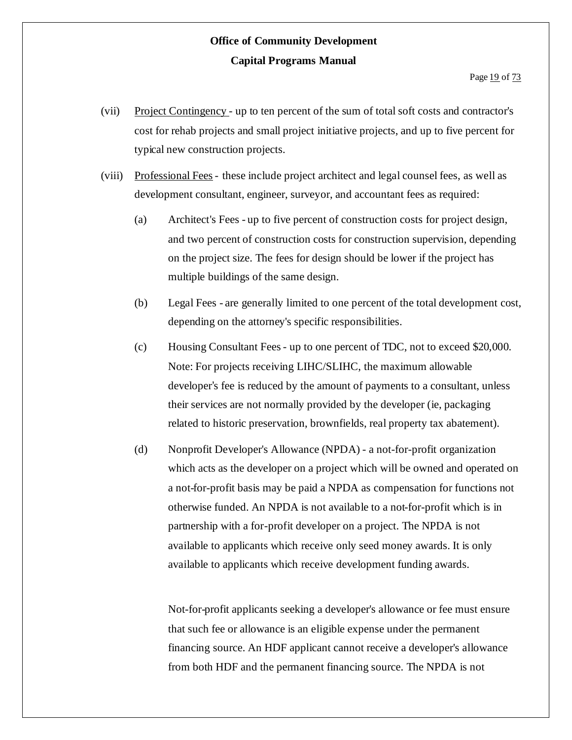(vii) <u>Project Contingency</u> - up to ten percent of the sum of total soft costs and contractor's cost for rehab projects and small project initiative projects, and up to five percent for typical new construction projects.

(viii) <u>Professional Fees</u> - these include project architect and legal counsel fees, as well as development consultant, engineer, surveyor, and accountant fees as required:

(a) Architect's Fees - up to five percent of construction costs for project design, and two percent of construction costs for construction supervision, depending on the project size. The fees for design should be lower if the project has multiple buildings of the same design.

(b) Legal Fees - are generally limited to one percent of the total development cost, depending on the attorney's specific responsibilities.

(c) Housing Consultant Fees - up to one percent of TDC, not to exceed $20,000. Note: For projects receiving LIHC/SLIHC, the maximum allowable developer's fee is reduced by the amount of payments to a consultant, unless their services are not normally provided by the developer (ie, packaging related to historic preservation, brownfields, real property tax abatement).

(d) Nonprofit Developer's Allowance (NPDA) - a not-for-profit organization which acts as the developer on a project which will be owned and operated on a not-for-profit basis may be paid a NPDA as compensation for functions not otherwise funded. An NPDA is not available to a not-for-profit which is in partnership with a for-profit developer on a project. The NPDA is not available to applicants which receive only seed money awards. It is only available to applicants which receive development funding awards.

Not-for-profit applicants seeking a developer's allowance or fee must ensure that such fee or allowance is an eligible expense under the permanent financing source. An HDF applicant cannot receive a developer's allowance from both HDF and the permanent financing source. The NPDA is not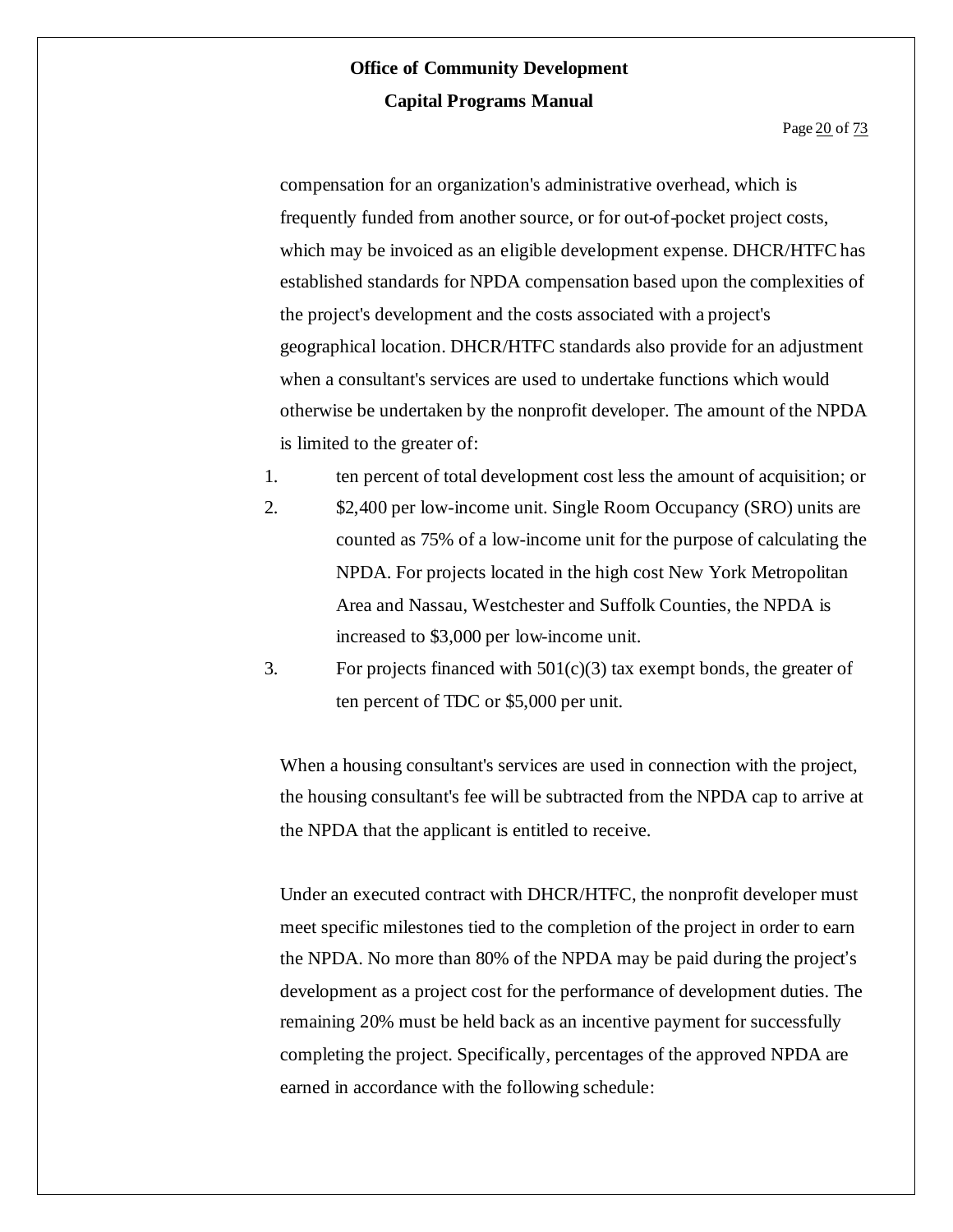compensation for an organization's administrative overhead, which is frequently funded from another source, or for out-of-pocket project costs, which may be invoiced as an eligible development expense. DHCR/HTFC has established standards for NPDA compensation based upon the complexities of the project's development and the costs associated with a project's geographical location. DHCR/HTFC standards also provide for an adjustment when a consultant's services are used to undertake functions which would otherwise be undertaken by the nonprofit developer. The amount of the NPDA is limited to the greater of:

1. ten percent of total development cost less the amount of acquisition; or
2. $2,400 per low-income unit. Single Room Occupancy (SRO) units are counted as 75% of a low-income unit for the purpose of calculating the NPDA. For projects located in the high cost New York Metropolitan Area and Nassau, Westchester and Suffolk Counties, the NPDA is increased to $3,000 per low-income unit.
3. For projects financed with 501(c)(3) tax exempt bonds, the greater of ten percent of TDC or $5,000 per unit.

When a housing consultant's services are used in connection with the project, the housing consultant's fee will be subtracted from the NPDA cap to arrive at the NPDA that the applicant is entitled to receive.

Under an executed contract with DHCR/HTFC, the nonprofit developer must meet specific milestones tied to the completion of the project in order to earn the NPDA. No more than 80% of the NPDA may be paid during the project's development as a project cost for the performance of development duties. The remaining 20% must be held back as an incentive payment for successfully completing the project. Specifically, percentages of the approved NPDA are earned in accordance with the following schedule: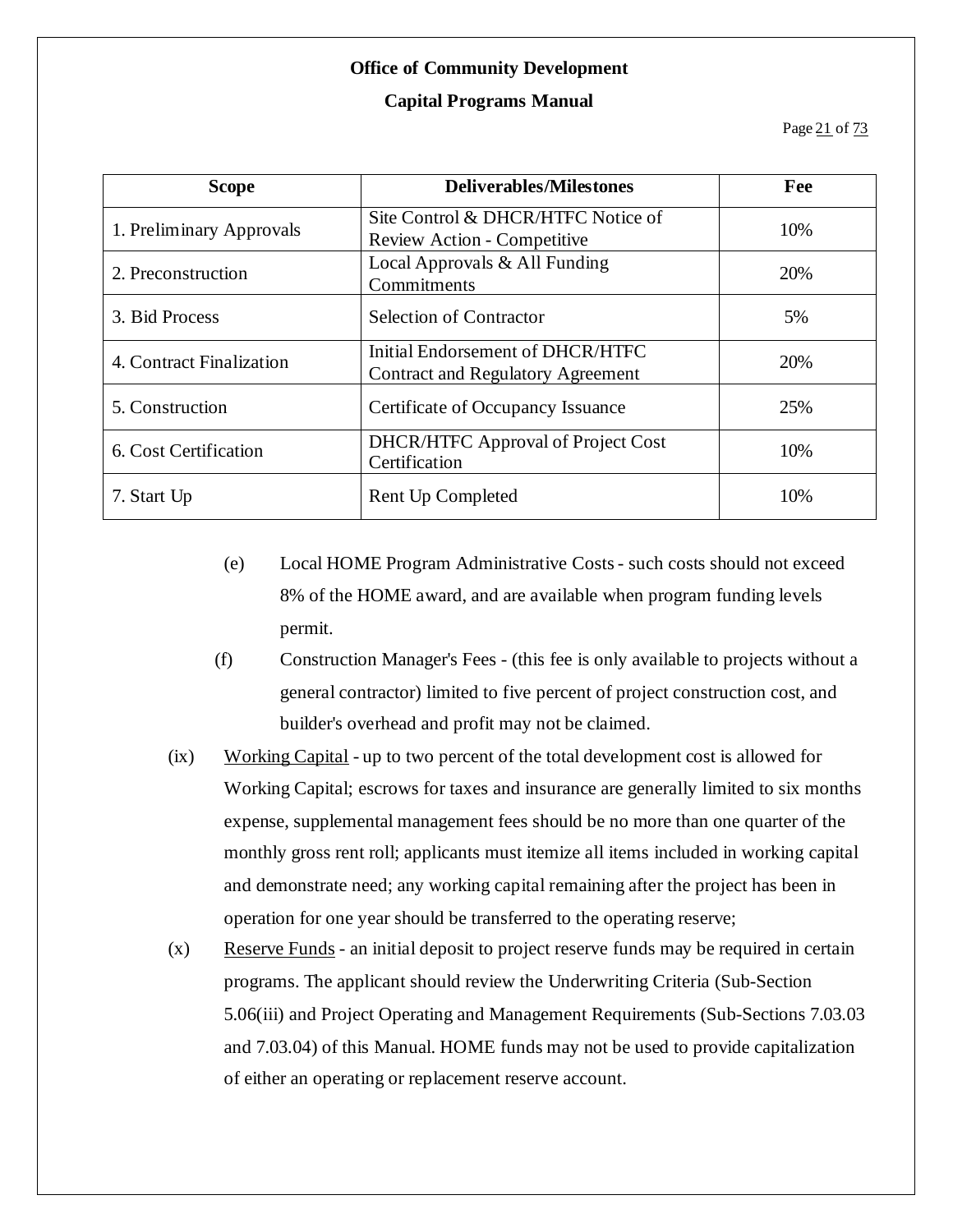| Scope | Deliverables/Milestones | Fee |
| --- | --- | --- |
| 1. Preliminary Approvals | Site Control & DHCR/HTFC Notice of Review Action - Competitive | 10% |
| 2. Preconstruction | Local Approvals & All Funding Commitments | 20% |
| 3. Bid Process | Selection of Contractor | 5% |
| 4. Contract Finalization | Initial Endorsement of DHCR/HTFC Contract and Regulatory Agreement | 20% |
| 5. Construction | Certificate of Occupancy Issuance | 25% |
| 6. Cost Certification | DHCR/HTFC Approval of Project Cost Certification | 10% |
| 7. Start Up | Rent Up Completed | 10% |

(e) Local HOME Program Administrative Costs - such costs should not exceed 8% of the HOME award, and are available when program funding levels permit.

(f) Construction Manager's Fees - (this fee is only available to projects without a general contractor) limited to five percent of project construction cost, and builder's overhead and profit may not be claimed.

(ix) Working Capital - up to two percent of the total development cost is allowed for Working Capital; escrows for taxes and insurance are generally limited to six months expense, supplemental management fees should be no more than one quarter of the monthly gross rent roll; applicants must itemize all items included in working capital and demonstrate need; any working capital remaining after the project has been in operation for one year should be transferred to the operating reserve;

(x) Reserve Funds - an initial deposit to project reserve funds may be required in certain programs. The applicant should review the Underwriting Criteria (Sub-Section 5.06(iii) and Project Operating and Management Requirements (Sub-Sections 7.03.03 and 7.03.04) of this Manual. HOME funds may not be used to provide capitalization of either an operating or replacement reserve account.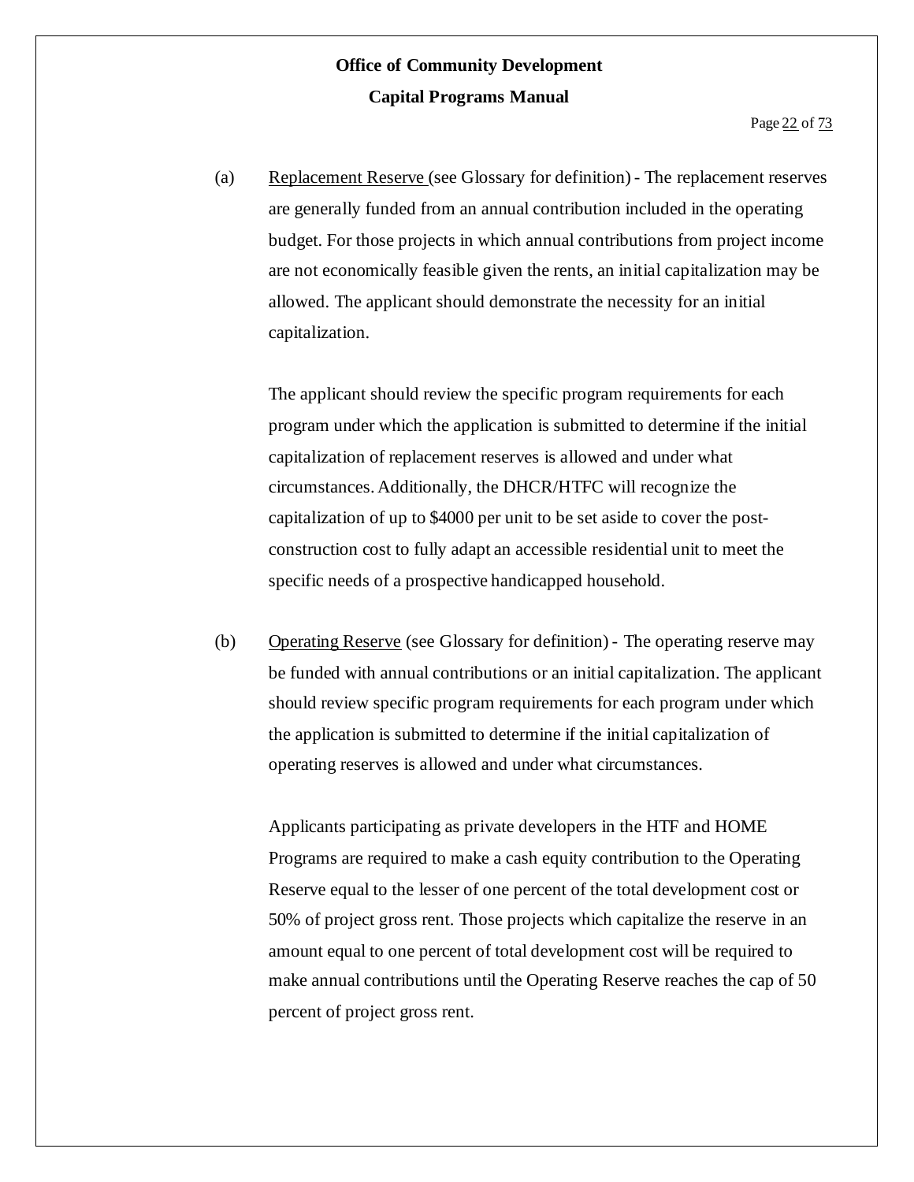(a) Replacement Reserve (see Glossary for definition) - The replacement reserves are generally funded from an annual contribution included in the operating budget. For those projects in which annual contributions from project income are not economically feasible given the rents, an initial capitalization may be allowed. The applicant should demonstrate the necessity for an initial capitalization.

The applicant should review the specific program requirements for each program under which the application is submitted to determine if the initial capitalization of replacement reserves is allowed and under what circumstances. Additionally, the DHCR/HTFC will recognize the capitalization of up to $4000 per unit to be set aside to cover the post-construction cost to fully adapt an accessible residential unit to meet the specific needs of a prospective handicapped household.

(b) Operating Reserve (see Glossary for definition) - The operating reserve may be funded with annual contributions or an initial capitalization. The applicant should review specific program requirements for each program under which the application is submitted to determine if the initial capitalization of operating reserves is allowed and under what circumstances.

Applicants participating as private developers in the HTF and HOME Programs are required to make a cash equity contribution to the Operating Reserve equal to the lesser of one percent of the total development cost or 50% of project gross rent. Those projects which capitalize the reserve in an amount equal to one percent of total development cost will be required to make annual contributions until the Operating Reserve reaches the cap of 50 percent of project gross rent.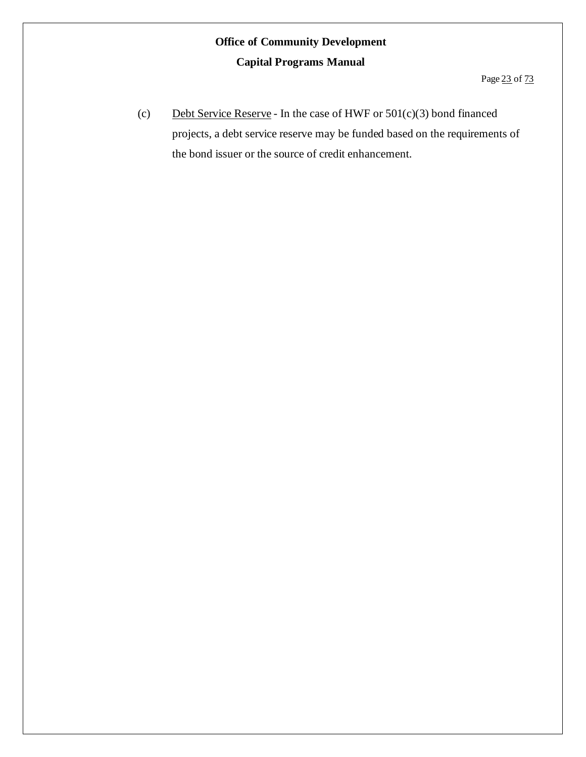(c) Debt Service Reserve - In the case of HWF or 501(c)(3) bond financed projects, a debt service reserve may be funded based on the requirements of the bond issuer or the source of credit enhancement.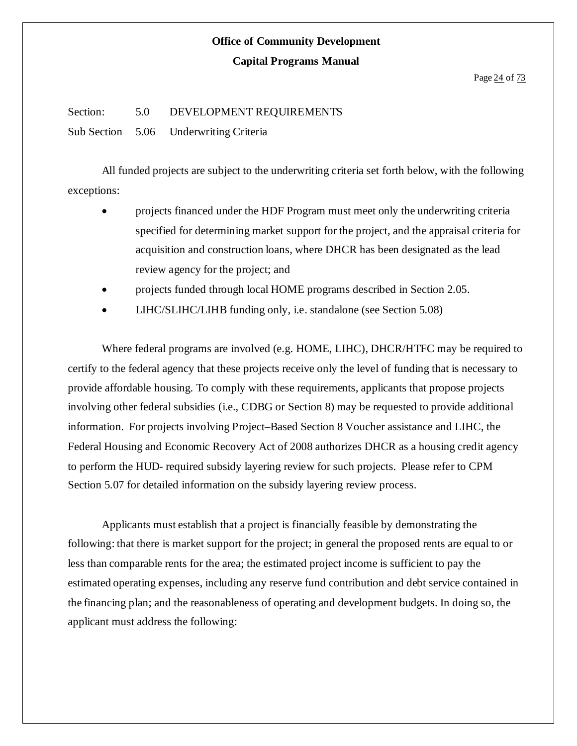Section: 5.0 DEVELOPMENT REQUIREMENTS

Sub Section 5.06 Underwriting Criteria

All funded projects are subject to the underwriting criteria set forth below, with the following exceptions:

- projects financed under the HDF Program must meet only the underwriting criteria specified for determining market support for the project, and the appraisal criteria for acquisition and construction loans, where DHCR has been designated as the lead review agency for the project; and
- projects funded through local HOME programs described in Section 2.05.
- LIHC/SLIHC/LIHB funding only, i.e. standalone (see Section 5.08)

Where federal programs are involved (e.g. HOME, LIHC), DHCR/HTFC may be required to certify to the federal agency that these projects receive only the level of funding that is necessary to provide affordable housing. To comply with these requirements, applicants that propose projects involving other federal subsidies (i.e., CDBG or Section 8) may be requested to provide additional information. For projects involving Project–Based Section 8 Voucher assistance and LIHC, the Federal Housing and Economic Recovery Act of 2008 authorizes DHCR as a housing credit agency to perform the HUD- required subsidy layering review for such projects. Please refer to CPM Section 5.07 for detailed information on the subsidy layering review process.

Applicants must establish that a project is financially feasible by demonstrating the following: that there is market support for the project; in general the proposed rents are equal to or less than comparable rents for the area; the estimated project income is sufficient to pay the estimated operating expenses, including any reserve fund contribution and debt service contained in the financing plan; and the reasonableness of operating and development budgets. In doing so, the applicant must address the following: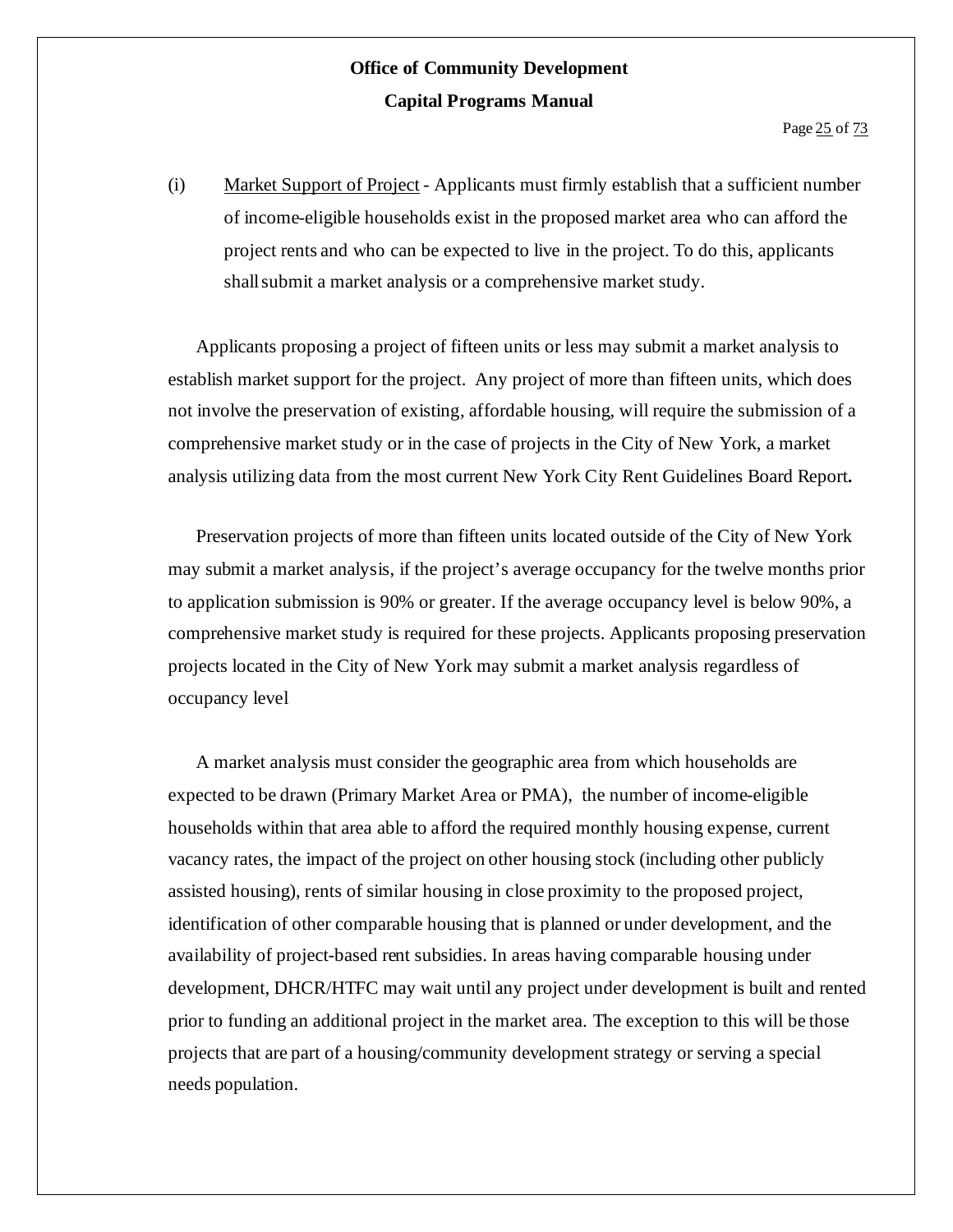(i) Market Support of Project - Applicants must firmly establish that a sufficient number of income-eligible households exist in the proposed market area who can afford the project rents and who can be expected to live in the project. To do this, applicants shall submit a market analysis or a comprehensive market study.

Applicants proposing a project of fifteen units or less may submit a market analysis to establish market support for the project. Any project of more than fifteen units, which does not involve the preservation of existing, affordable housing, will require the submission of a comprehensive market study or in the case of projects in the City of New York, a market analysis utilizing data from the most current New York City Rent Guidelines Board Report**.**

Preservation projects of more than fifteen units located outside of the City of New York may submit a market analysis, if the project's average occupancy for the twelve months prior to application submission is 90% or greater. If the average occupancy level is below 90%, a comprehensive market study is required for these projects. Applicants proposing preservation projects located in the City of New York may submit a market analysis regardless of occupancy level

A market analysis must consider the geographic area from which households are expected to be drawn (Primary Market Area or PMA), the number of income-eligible households within that area able to afford the required monthly housing expense, current vacancy rates, the impact of the project on other housing stock (including other publicly assisted housing), rents of similar housing in close proximity to the proposed project, identification of other comparable housing that is planned or under development, and the availability of project-based rent subsidies. In areas having comparable housing under development, DHCR/HTFC may wait until any project under development is built and rented prior to funding an additional project in the market area. The exception to this will be those projects that are part of a housing/community development strategy or serving a special needs population.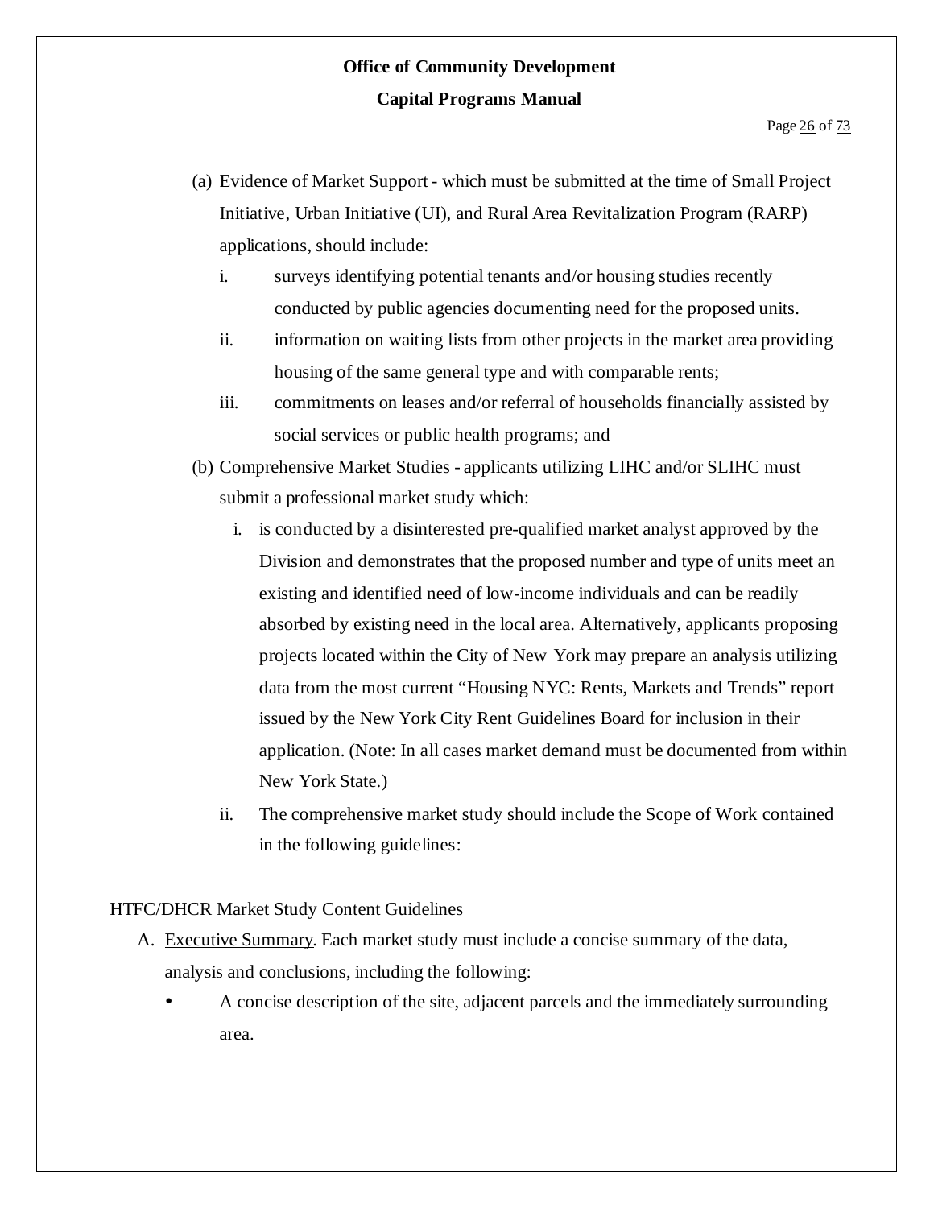(a) Evidence of Market Support - which must be submitted at the time of Small Project Initiative, Urban Initiative (UI), and Rural Area Revitalization Program (RARP) applications, should include:

   i. surveys identifying potential tenants and/or housing studies recently conducted by public agencies documenting need for the proposed units.

   ii. information on waiting lists from other projects in the market area providing housing of the same general type and with comparable rents;

   iii. commitments on leases and/or referral of households financially assisted by social services or public health programs; and

(b) Comprehensive Market Studies - applicants utilizing LIHC and/or SLIHC must submit a professional market study which:

   i. is conducted by a disinterested pre-qualified market analyst approved by the Division and demonstrates that the proposed number and type of units meet an existing and identified need of low-income individuals and can be readily absorbed by existing need in the local area. Alternatively, applicants proposing projects located within the City of New York may prepare an analysis utilizing data from the most current "Housing NYC: Rents, Markets and Trends" report issued by the New York City Rent Guidelines Board for inclusion in their application. (Note: In all cases market demand must be documented from within New York State.)

   ii. The comprehensive market study should include the Scope of Work contained in the following guidelines:

<u>HTFC/DHCR Market Study Content Guidelines</u>

A. <u>Executive Summary</u>. Each market study must include a concise summary of the data, analysis and conclusions, including the following:

   - A concise description of the site, adjacent parcels and the immediately surrounding area.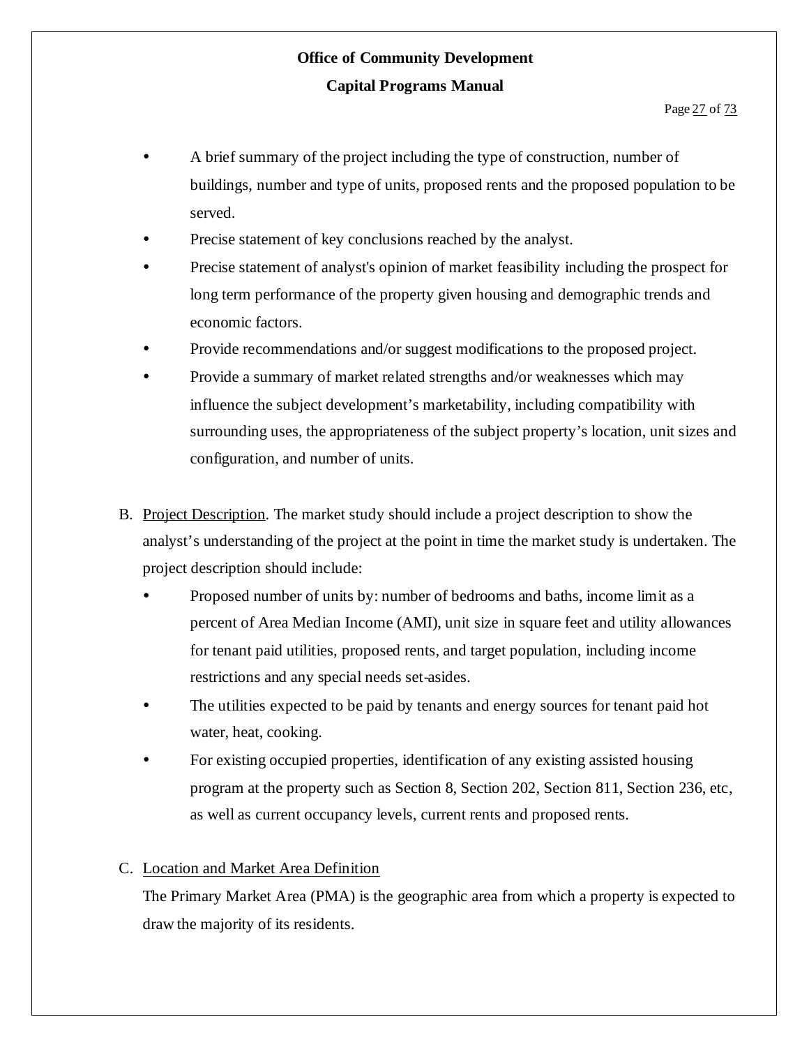- A brief summary of the project including the type of construction, number of buildings, number and type of units, proposed rents and the proposed population to be served.
- Precise statement of key conclusions reached by the analyst.
- Precise statement of analyst's opinion of market feasibility including the prospect for long term performance of the property given housing and demographic trends and economic factors.
- Provide recommendations and/or suggest modifications to the proposed project.
- Provide a summary of market related strengths and/or weaknesses which may influence the subject development's marketability, including compatibility with surrounding uses, the appropriateness of the subject property's location, unit sizes and configuration, and number of units.

B. Project Description. The market study should include a project description to show the analyst's understanding of the project at the point in time the market study is undertaken. The project description should include:

- Proposed number of units by: number of bedrooms and baths, income limit as a percent of Area Median Income (AMI), unit size in square feet and utility allowances for tenant paid utilities, proposed rents, and target population, including income restrictions and any special needs set-asides.
- The utilities expected to be paid by tenants and energy sources for tenant paid hot water, heat, cooking.
- For existing occupied properties, identification of any existing assisted housing program at the property such as Section 8, Section 202, Section 811, Section 236, etc, as well as current occupancy levels, current rents and proposed rents.

C. Location and Market Area Definition

The Primary Market Area (PMA) is the geographic area from which a property is expected to draw the majority of its residents.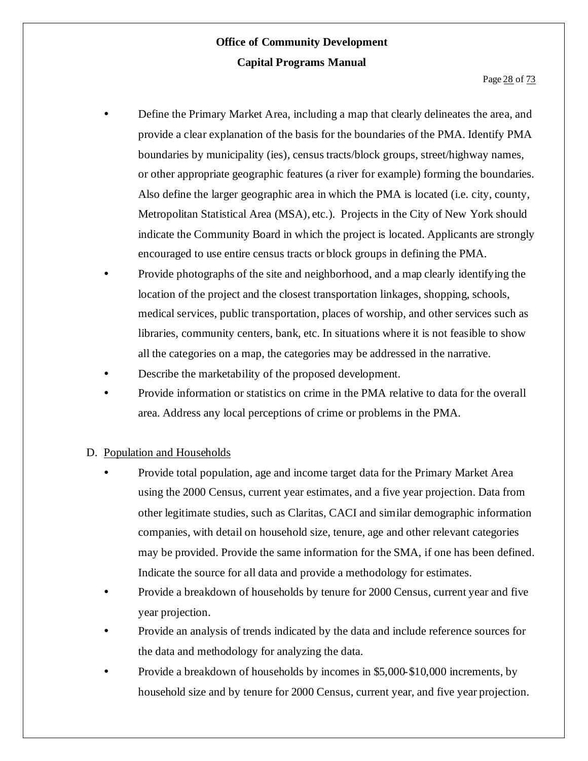- Define the Primary Market Area, including a map that clearly delineates the area, and provide a clear explanation of the basis for the boundaries of the PMA. Identify PMA boundaries by municipality (ies), census tracts/block groups, street/highway names, or other appropriate geographic features (a river for example) forming the boundaries. Also define the larger geographic area in which the PMA is located (i.e. city, county, Metropolitan Statistical Area (MSA), etc.). Projects in the City of New York should indicate the Community Board in which the project is located. Applicants are strongly encouraged to use entire census tracts or block groups in defining the PMA.
- Provide photographs of the site and neighborhood, and a map clearly identifying the location of the project and the closest transportation linkages, shopping, schools, medical services, public transportation, places of worship, and other services such as libraries, community centers, bank, etc. In situations where it is not feasible to show all the categories on a map, the categories may be addressed in the narrative.
- Describe the marketability of the proposed development.
- Provide information or statistics on crime in the PMA relative to data for the overall area. Address any local perceptions of crime or problems in the PMA.

D. <u>Population and Households</u>

- Provide total population, age and income target data for the Primary Market Area using the 2000 Census, current year estimates, and a five year projection. Data from other legitimate studies, such as Claritas, CACI and similar demographic information companies, with detail on household size, tenure, age and other relevant categories may be provided. Provide the same information for the SMA, if one has been defined. Indicate the source for all data and provide a methodology for estimates.
- Provide a breakdown of households by tenure for 2000 Census, current year and five year projection.
- Provide an analysis of trends indicated by the data and include reference sources for the data and methodology for analyzing the data.
- Provide a breakdown of households by incomes in $5,000-$10,000 increments, by household size and by tenure for 2000 Census, current year, and five year projection.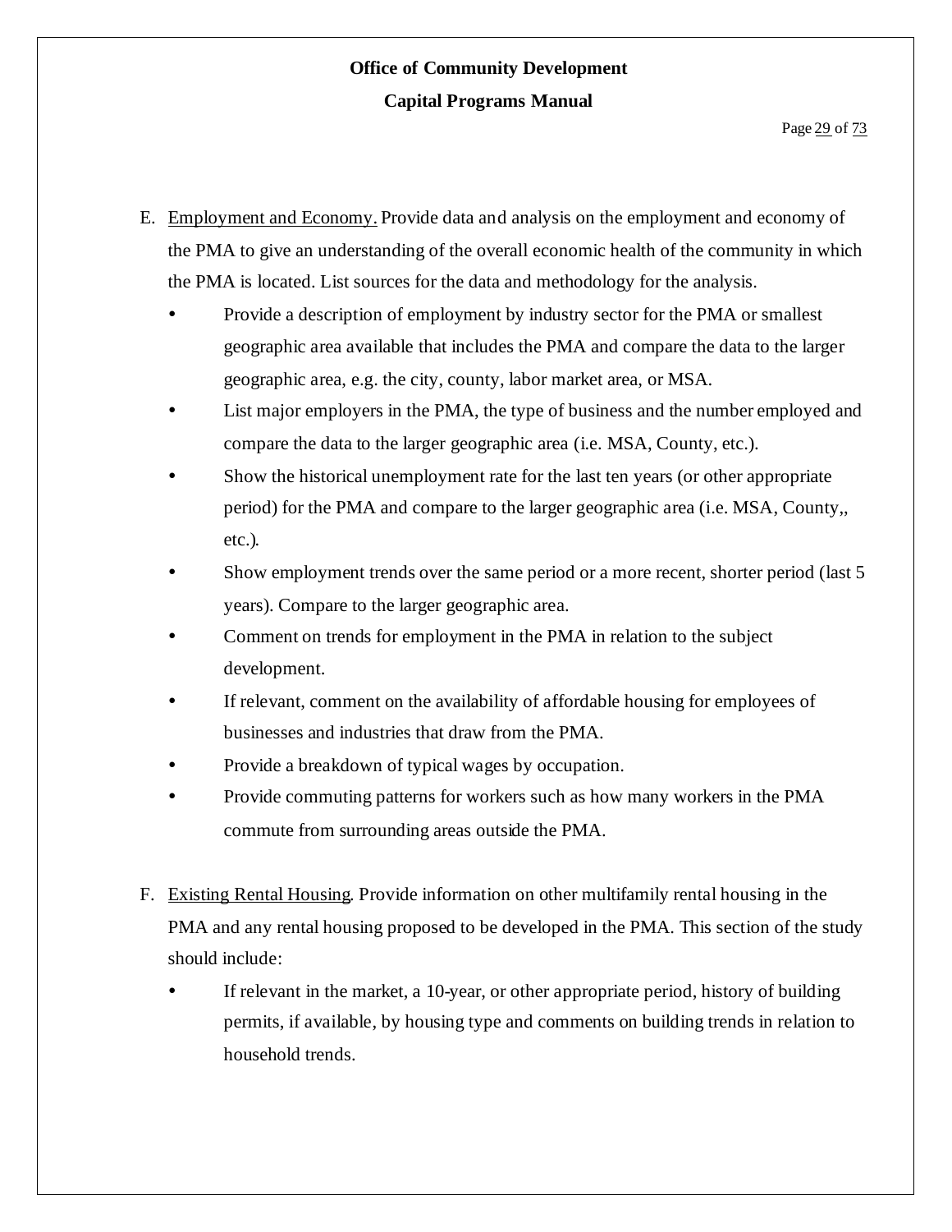E. Employment and Economy. Provide data and analysis on the employment and economy of the PMA to give an understanding of the overall economic health of the community in which the PMA is located. List sources for the data and methodology for the analysis.

- Provide a description of employment by industry sector for the PMA or smallest geographic area available that includes the PMA and compare the data to the larger geographic area, e.g. the city, county, labor market area, or MSA.
- List major employers in the PMA, the type of business and the number employed and compare the data to the larger geographic area (i.e. MSA, County, etc.).
- Show the historical unemployment rate for the last ten years (or other appropriate period) for the PMA and compare to the larger geographic area (i.e. MSA, County,, etc.).
- Show employment trends over the same period or a more recent, shorter period (last 5 years). Compare to the larger geographic area.
- Comment on trends for employment in the PMA in relation to the subject development.
- If relevant, comment on the availability of affordable housing for employees of businesses and industries that draw from the PMA.
- Provide a breakdown of typical wages by occupation.
- Provide commuting patterns for workers such as how many workers in the PMA commute from surrounding areas outside the PMA.

F. Existing Rental Housing. Provide information on other multifamily rental housing in the PMA and any rental housing proposed to be developed in the PMA. This section of the study should include:

- If relevant in the market, a 10-year, or other appropriate period, history of building permits, if available, by housing type and comments on building trends in relation to household trends.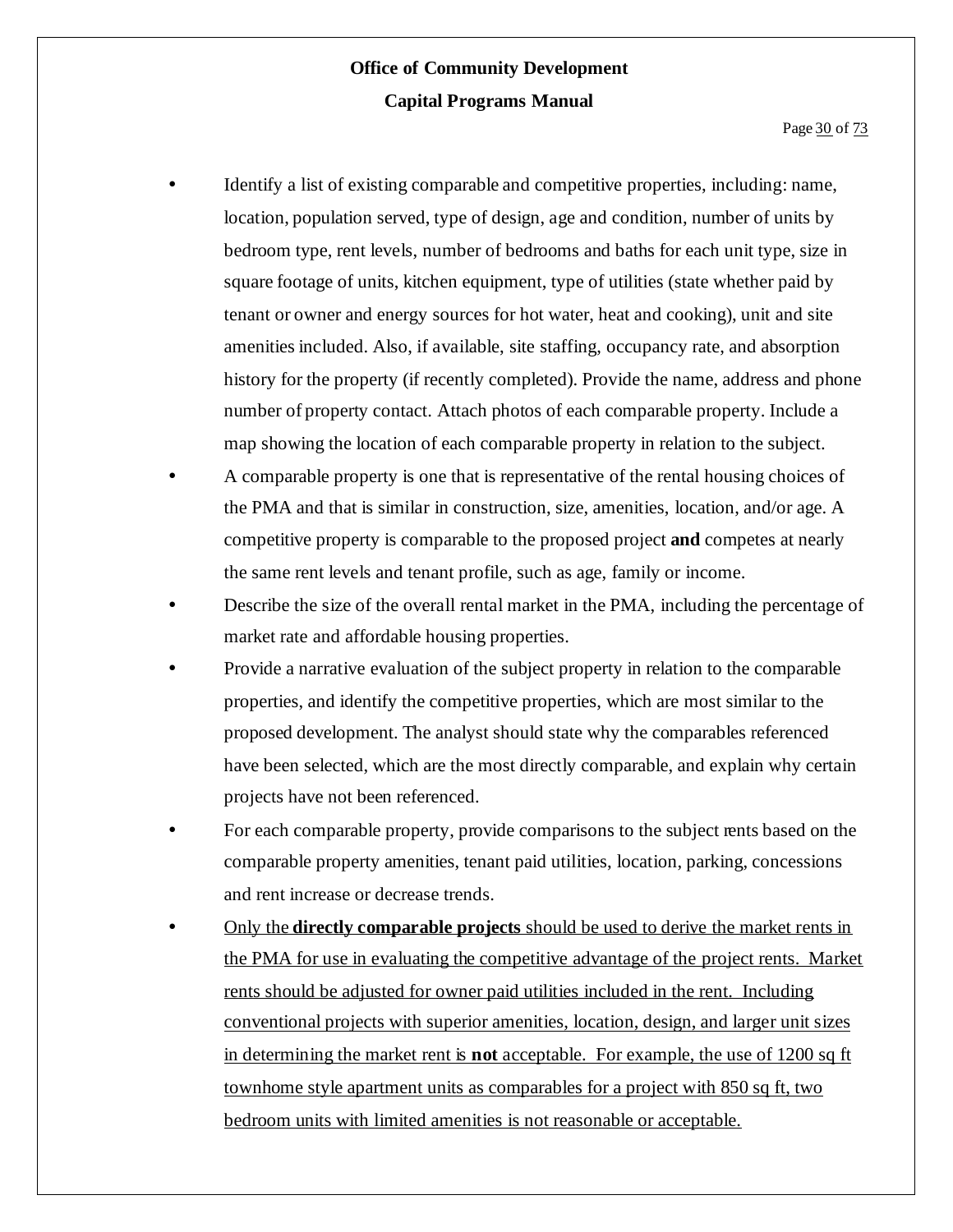- Identify a list of existing comparable and competitive properties, including: name, location, population served, type of design, age and condition, number of units by bedroom type, rent levels, number of bedrooms and baths for each unit type, size in square footage of units, kitchen equipment, type of utilities (state whether paid by tenant or owner and energy sources for hot water, heat and cooking), unit and site amenities included. Also, if available, site staffing, occupancy rate, and absorption history for the property (if recently completed). Provide the name, address and phone number of property contact. Attach photos of each comparable property. Include a map showing the location of each comparable property in relation to the subject.
- A comparable property is one that is representative of the rental housing choices of the PMA and that is similar in construction, size, amenities, location, and/or age. A competitive property is comparable to the proposed project **and** competes at nearly the same rent levels and tenant profile, such as age, family or income.
- Describe the size of the overall rental market in the PMA, including the percentage of market rate and affordable housing properties.
- Provide a narrative evaluation of the subject property in relation to the comparable properties, and identify the competitive properties, which are most similar to the proposed development. The analyst should state why the comparables referenced have been selected, which are the most directly comparable, and explain why certain projects have not been referenced.
- For each comparable property, provide comparisons to the subject rents based on the comparable property amenities, tenant paid utilities, location, parking, concessions and rent increase or decrease trends.
- <u>Only the **directly comparable projects** should be used to derive the market rents in the PMA for use in evaluating the competitive advantage of the project rents. Market rents should be adjusted for owner paid utilities included in the rent. Including conventional projects with superior amenities, location, design, and larger unit sizes in determining the market rent is **not** acceptable. For example, the use of 1200 sq ft townhome style apartment units as comparables for a project with 850 sq ft, two bedroom units with limited amenities is not reasonable or acceptable.</u>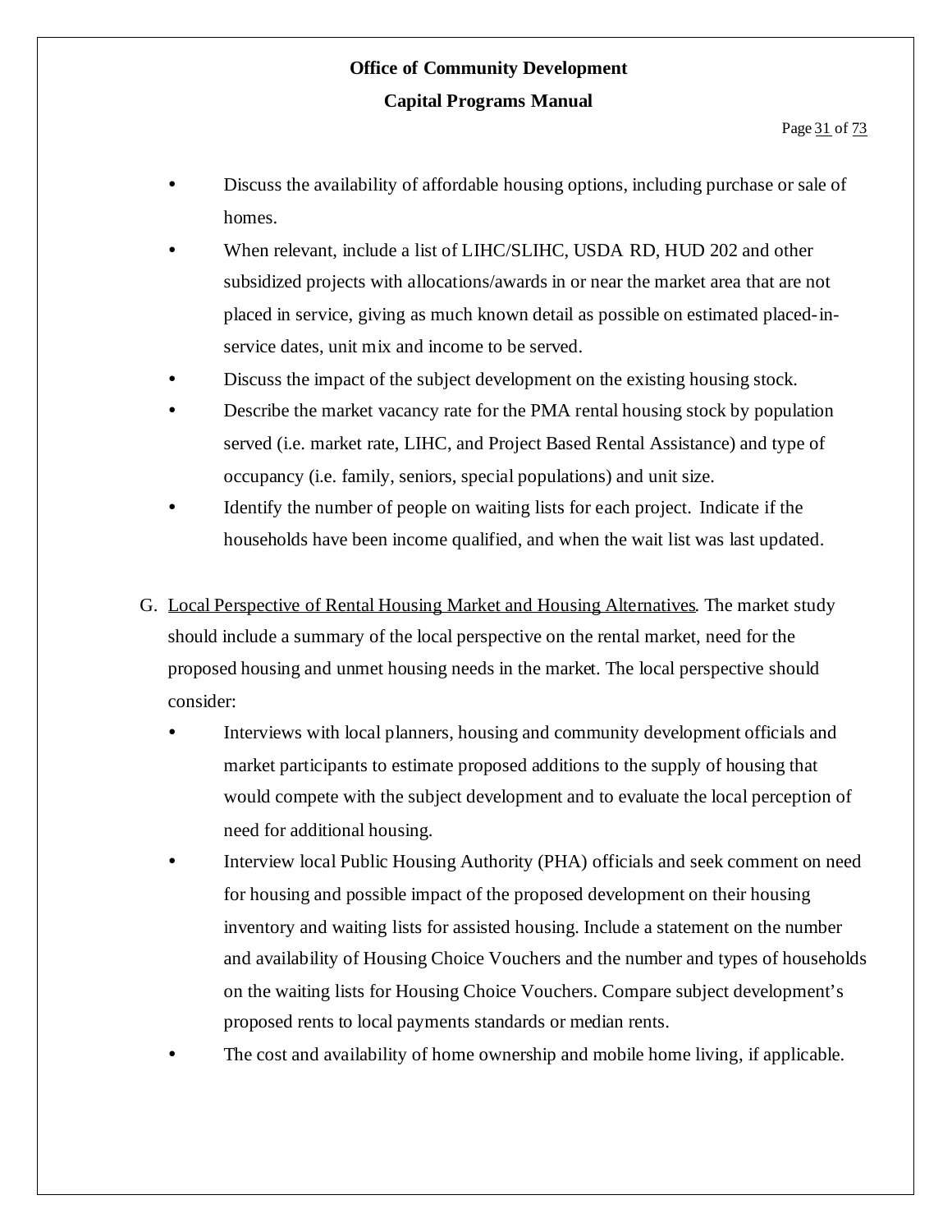- Discuss the availability of affordable housing options, including purchase or sale of homes.
- When relevant, include a list of LIHC/SLIHC, USDA RD, HUD 202 and other subsidized projects with allocations/awards in or near the market area that are not placed in service, giving as much known detail as possible on estimated placed-in-service dates, unit mix and income to be served.
- Discuss the impact of the subject development on the existing housing stock.
- Describe the market vacancy rate for the PMA rental housing stock by population served (i.e. market rate, LIHC, and Project Based Rental Assistance) and type of occupancy (i.e. family, seniors, special populations) and unit size.
- Identify the number of people on waiting lists for each project. Indicate if the households have been income qualified, and when the wait list was last updated.

G. Local Perspective of Rental Housing Market and Housing Alternatives. The market study should include a summary of the local perspective on the rental market, need for the proposed housing and unmet housing needs in the market. The local perspective should consider:

- Interviews with local planners, housing and community development officials and market participants to estimate proposed additions to the supply of housing that would compete with the subject development and to evaluate the local perception of need for additional housing.
- Interview local Public Housing Authority (PHA) officials and seek comment on need for housing and possible impact of the proposed development on their housing inventory and waiting lists for assisted housing. Include a statement on the number and availability of Housing Choice Vouchers and the number and types of households on the waiting lists for Housing Choice Vouchers. Compare subject development's proposed rents to local payments standards or median rents.
- The cost and availability of home ownership and mobile home living, if applicable.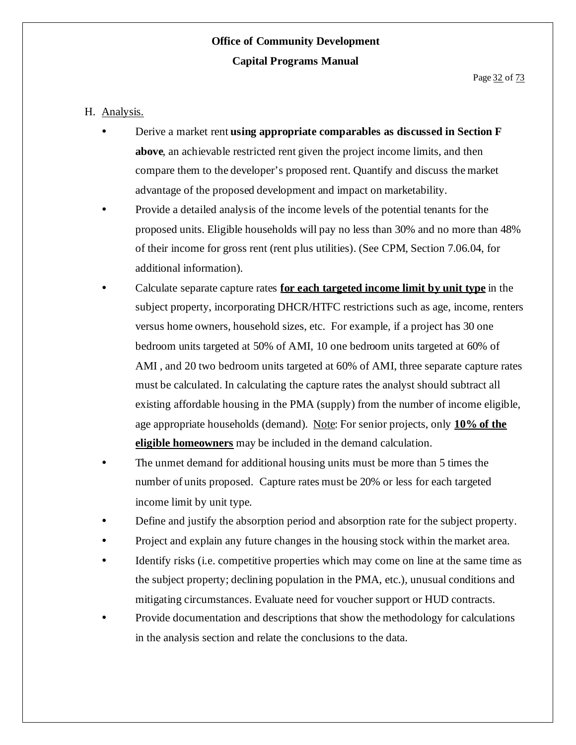H. Analysis.

- Derive a market rent **using appropriate comparables as discussed in Section F above**, an achievable restricted rent given the project income limits, and then compare them to the developer's proposed rent. Quantify and discuss the market advantage of the proposed development and impact on marketability.
- Provide a detailed analysis of the income levels of the potential tenants for the proposed units. Eligible households will pay no less than 30% and no more than 48% of their income for gross rent (rent plus utilities). (See CPM, Section 7.06.04, for additional information).
- Calculate separate capture rates **for each targeted income limit by unit type** in the subject property, incorporating DHCR/HTFC restrictions such as age, income, renters versus home owners, household sizes, etc. For example, if a project has 30 one bedroom units targeted at 50% of AMI, 10 one bedroom units targeted at 60% of AMI , and 20 two bedroom units targeted at 60% of AMI, three separate capture rates must be calculated. In calculating the capture rates the analyst should subtract all existing affordable housing in the PMA (supply) from the number of income eligible, age appropriate households (demand). Note: For senior projects, only **10% of the eligible homeowners** may be included in the demand calculation.
- The unmet demand for additional housing units must be more than 5 times the number of units proposed. Capture rates must be 20% or less for each targeted income limit by unit type.
- Define and justify the absorption period and absorption rate for the subject property.
- Project and explain any future changes in the housing stock within the market area.
- Identify risks (i.e. competitive properties which may come on line at the same time as the subject property; declining population in the PMA, etc.), unusual conditions and mitigating circumstances. Evaluate need for voucher support or HUD contracts.
- Provide documentation and descriptions that show the methodology for calculations in the analysis section and relate the conclusions to the data.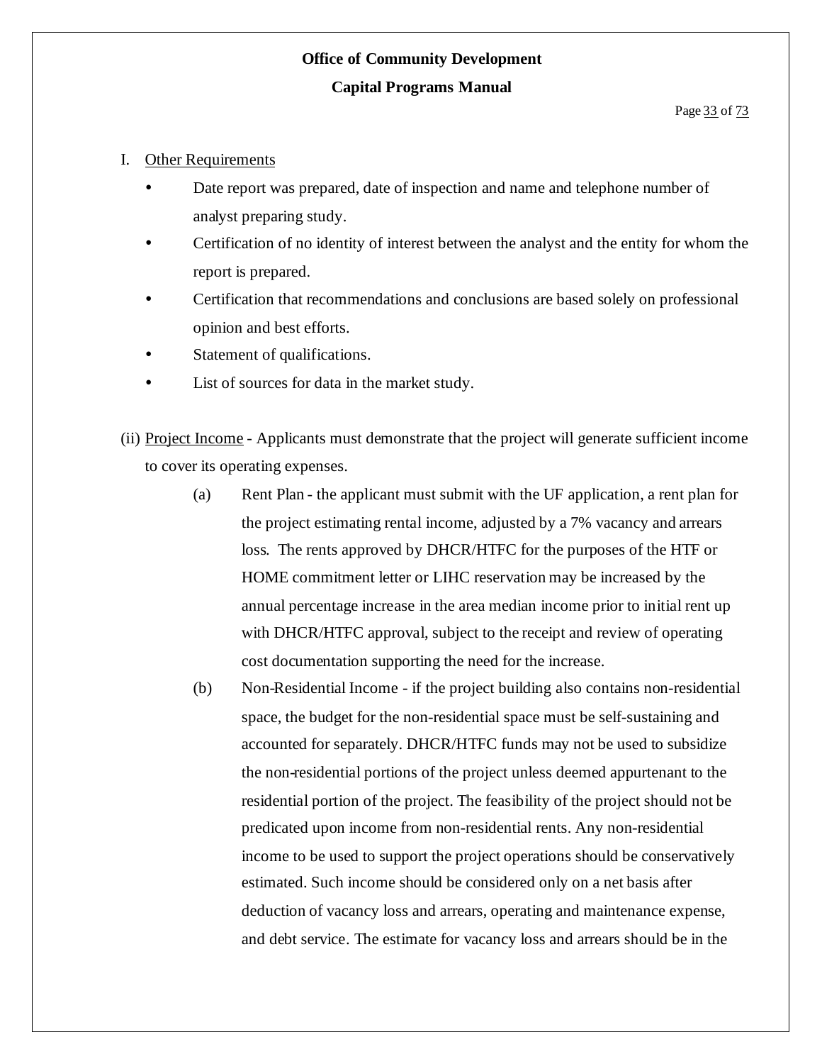I. Other Requirements

- Date report was prepared, date of inspection and name and telephone number of analyst preparing study.
- Certification of no identity of interest between the analyst and the entity for whom the report is prepared.
- Certification that recommendations and conclusions are based solely on professional opinion and best efforts.
- Statement of qualifications.
- List of sources for data in the market study.

(ii) Project Income - Applicants must demonstrate that the project will generate sufficient income to cover its operating expenses.

(a) Rent Plan - the applicant must submit with the UF application, a rent plan for the project estimating rental income, adjusted by a 7% vacancy and arrears loss. The rents approved by DHCR/HTFC for the purposes of the HTF or HOME commitment letter or LIHC reservation may be increased by the annual percentage increase in the area median income prior to initial rent up with DHCR/HTFC approval, subject to the receipt and review of operating cost documentation supporting the need for the increase.

(b) Non-Residential Income - if the project building also contains non-residential space, the budget for the non-residential space must be self-sustaining and accounted for separately. DHCR/HTFC funds may not be used to subsidize the non-residential portions of the project unless deemed appurtenant to the residential portion of the project. The feasibility of the project should not be predicated upon income from non-residential rents. Any non-residential income to be used to support the project operations should be conservatively estimated. Such income should be considered only on a net basis after deduction of vacancy loss and arrears, operating and maintenance expense, and debt service. The estimate for vacancy loss and arrears should be in the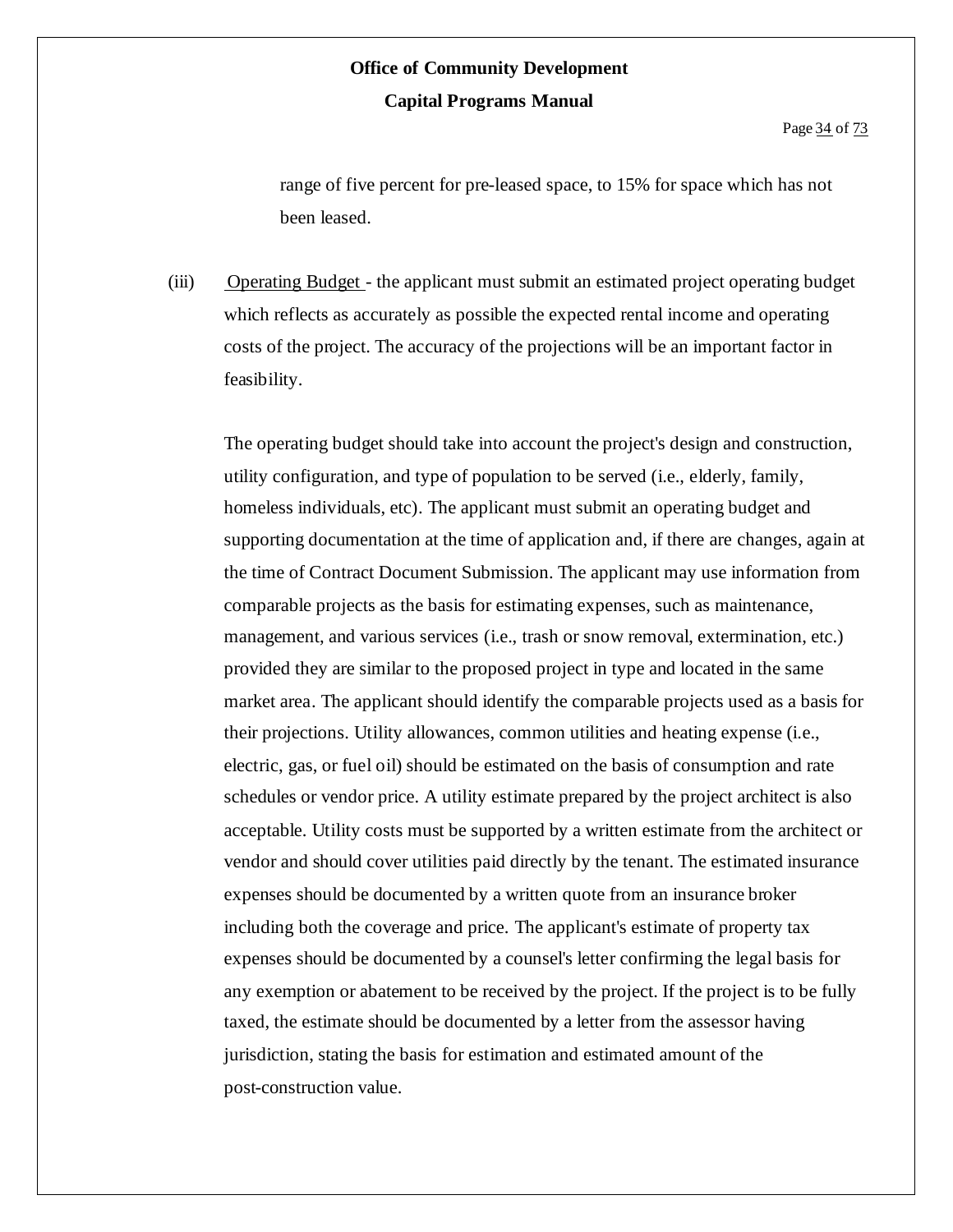range of five percent for pre-leased space, to 15% for space which has not been leased.

(iii) Operating Budget - the applicant must submit an estimated project operating budget which reflects as accurately as possible the expected rental income and operating costs of the project. The accuracy of the projections will be an important factor in feasibility.

The operating budget should take into account the project's design and construction, utility configuration, and type of population to be served (i.e., elderly, family, homeless individuals, etc). The applicant must submit an operating budget and supporting documentation at the time of application and, if there are changes, again at the time of Contract Document Submission. The applicant may use information from comparable projects as the basis for estimating expenses, such as maintenance, management, and various services (i.e., trash or snow removal, extermination, etc.) provided they are similar to the proposed project in type and located in the same market area. The applicant should identify the comparable projects used as a basis for their projections. Utility allowances, common utilities and heating expense (i.e., electric, gas, or fuel oil) should be estimated on the basis of consumption and rate schedules or vendor price. A utility estimate prepared by the project architect is also acceptable. Utility costs must be supported by a written estimate from the architect or vendor and should cover utilities paid directly by the tenant. The estimated insurance expenses should be documented by a written quote from an insurance broker including both the coverage and price. The applicant's estimate of property tax expenses should be documented by a counsel's letter confirming the legal basis for any exemption or abatement to be received by the project. If the project is to be fully taxed, the estimate should be documented by a letter from the assessor having jurisdiction, stating the basis for estimation and estimated amount of the post-construction value.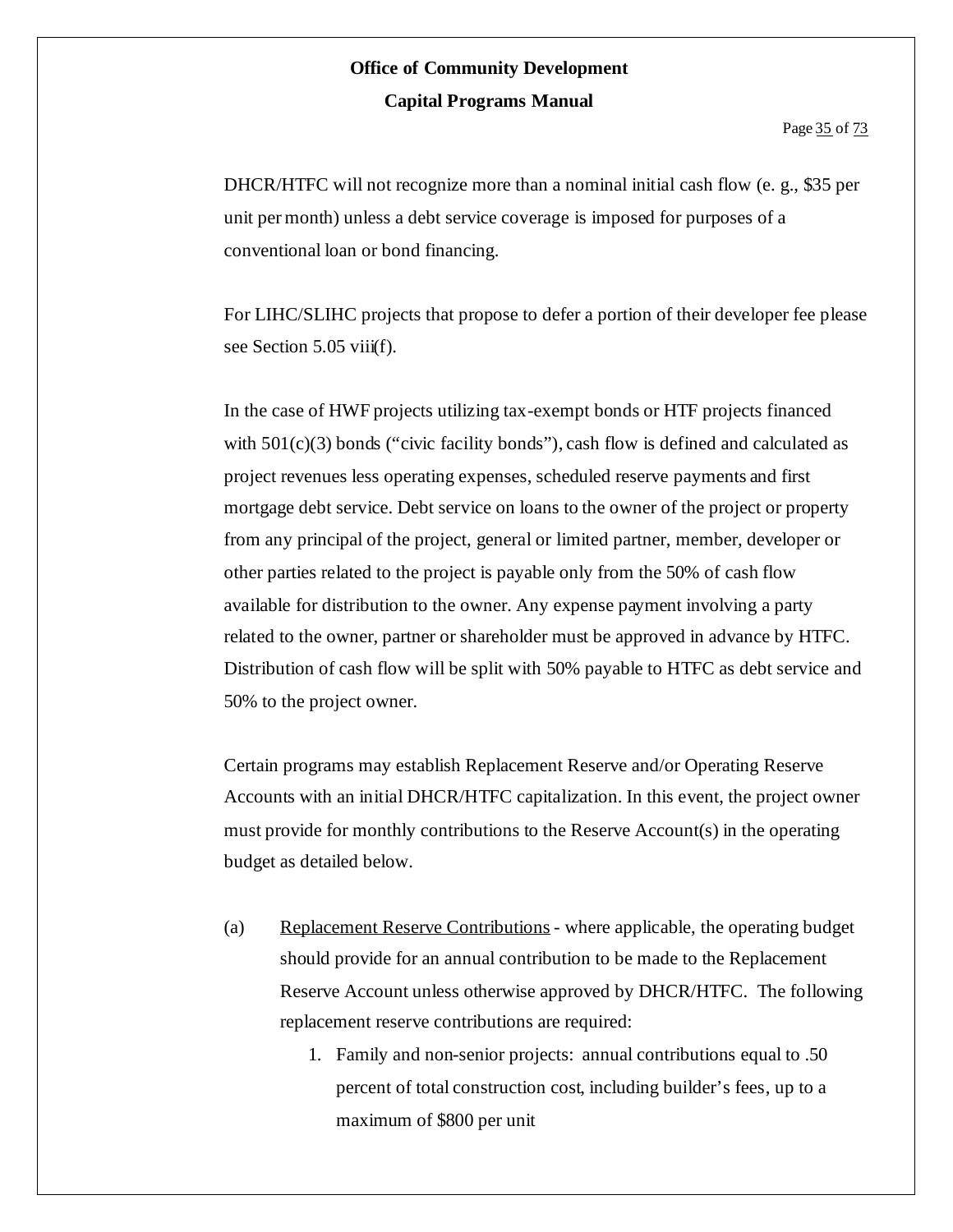DHCR/HTFC will not recognize more than a nominal initial cash flow (e. g., $35 per unit per month) unless a debt service coverage is imposed for purposes of a conventional loan or bond financing.

For LIHC/SLIHC projects that propose to defer a portion of their developer fee please see Section 5.05 viii(f).

In the case of HWF projects utilizing tax-exempt bonds or HTF projects financed with 501(c)(3) bonds ("civic facility bonds"), cash flow is defined and calculated as project revenues less operating expenses, scheduled reserve payments and first mortgage debt service. Debt service on loans to the owner of the project or property from any principal of the project, general or limited partner, member, developer or other parties related to the project is payable only from the 50% of cash flow available for distribution to the owner. Any expense payment involving a party related to the owner, partner or shareholder must be approved in advance by HTFC. Distribution of cash flow will be split with 50% payable to HTFC as debt service and 50% to the project owner.

Certain programs may establish Replacement Reserve and/or Operating Reserve Accounts with an initial DHCR/HTFC capitalization. In this event, the project owner must provide for monthly contributions to the Reserve Account(s) in the operating budget as detailed below.

(a) <u>Replacement Reserve Contributions</u> - where applicable, the operating budget should provide for an annual contribution to be made to the Replacement Reserve Account unless otherwise approved by DHCR/HTFC. The following replacement reserve contributions are required:

1. Family and non-senior projects: annual contributions equal to .50 percent of total construction cost, including builder's fees, up to a maximum of $800 per unit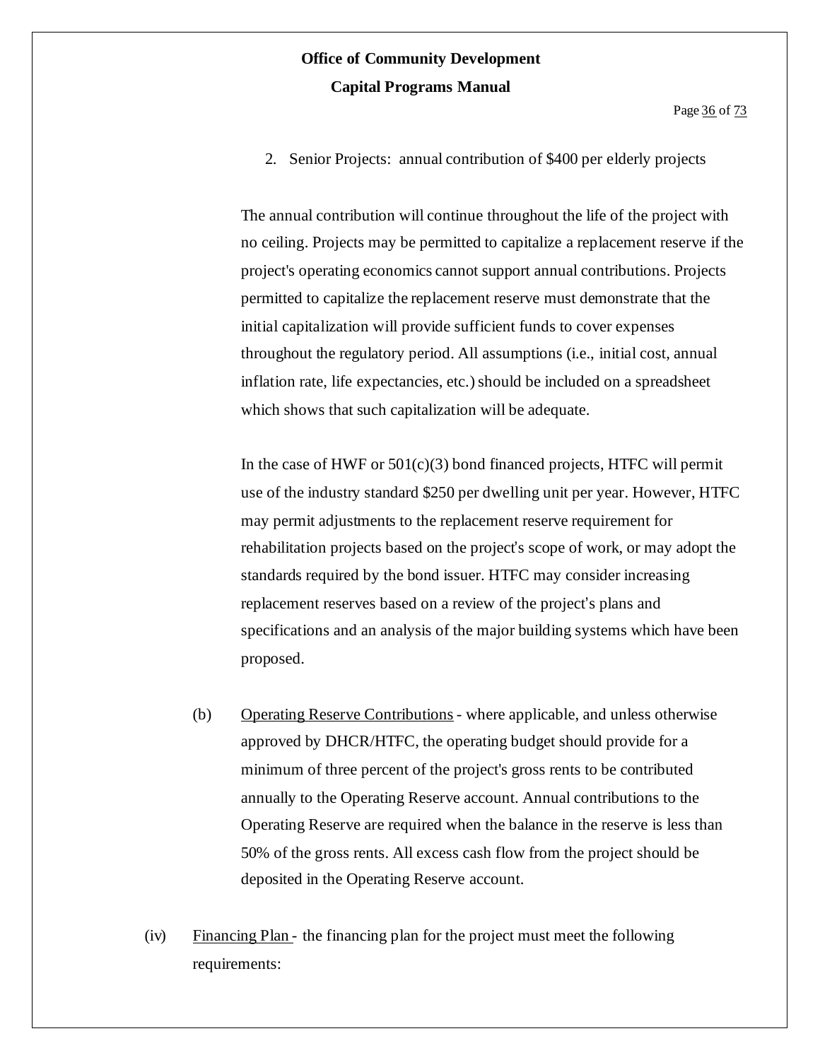2. Senior Projects: annual contribution of $400 per elderly projects

The annual contribution will continue throughout the life of the project with no ceiling. Projects may be permitted to capitalize a replacement reserve if the project's operating economics cannot support annual contributions. Projects permitted to capitalize the replacement reserve must demonstrate that the initial capitalization will provide sufficient funds to cover expenses throughout the regulatory period. All assumptions (i.e., initial cost, annual inflation rate, life expectancies, etc.) should be included on a spreadsheet which shows that such capitalization will be adequate.

In the case of HWF or 501(c)(3) bond financed projects, HTFC will permit use of the industry standard $250 per dwelling unit per year. However, HTFC may permit adjustments to the replacement reserve requirement for rehabilitation projects based on the project's scope of work, or may adopt the standards required by the bond issuer. HTFC may consider increasing replacement reserves based on a review of the project's plans and specifications and an analysis of the major building systems which have been proposed.

(b) Operating Reserve Contributions - where applicable, and unless otherwise approved by DHCR/HTFC, the operating budget should provide for a minimum of three percent of the project's gross rents to be contributed annually to the Operating Reserve account. Annual contributions to the Operating Reserve are required when the balance in the reserve is less than 50% of the gross rents. All excess cash flow from the project should be deposited in the Operating Reserve account.

(iv) Financing Plan - the financing plan for the project must meet the following requirements: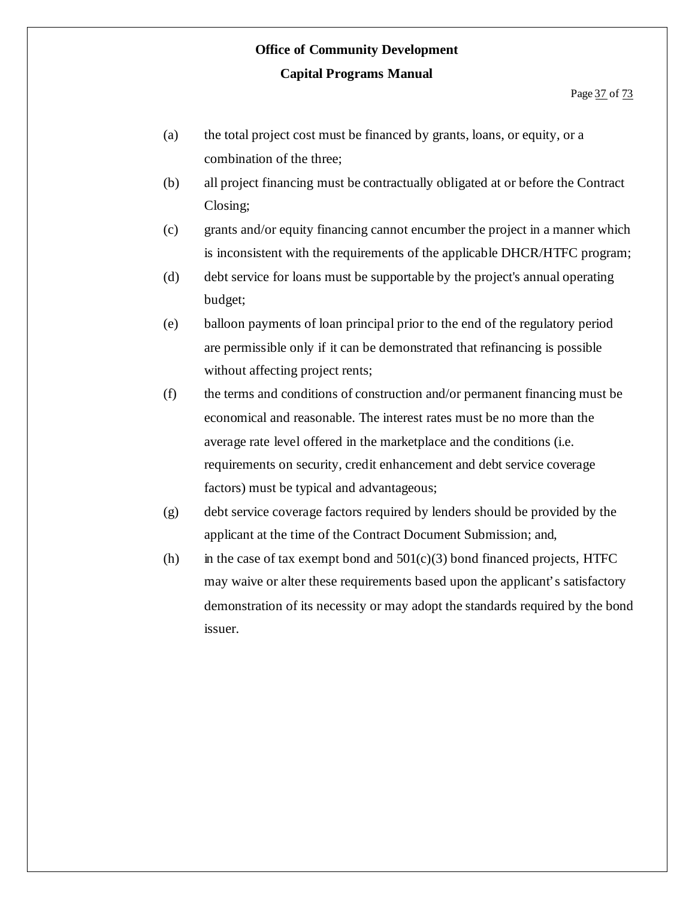(a) the total project cost must be financed by grants, loans, or equity, or a combination of the three;

(b) all project financing must be contractually obligated at or before the Contract Closing;

(c) grants and/or equity financing cannot encumber the project in a manner which is inconsistent with the requirements of the applicable DHCR/HTFC program;

(d) debt service for loans must be supportable by the project's annual operating budget;

(e) balloon payments of loan principal prior to the end of the regulatory period are permissible only if it can be demonstrated that refinancing is possible without affecting project rents;

(f) the terms and conditions of construction and/or permanent financing must be economical and reasonable. The interest rates must be no more than the average rate level offered in the marketplace and the conditions (i.e. requirements on security, credit enhancement and debt service coverage factors) must be typical and advantageous;

(g) debt service coverage factors required by lenders should be provided by the applicant at the time of the Contract Document Submission; and,

(h) in the case of tax exempt bond and 501(c)(3) bond financed projects, HTFC may waive or alter these requirements based upon the applicant's satisfactory demonstration of its necessity or may adopt the standards required by the bond issuer.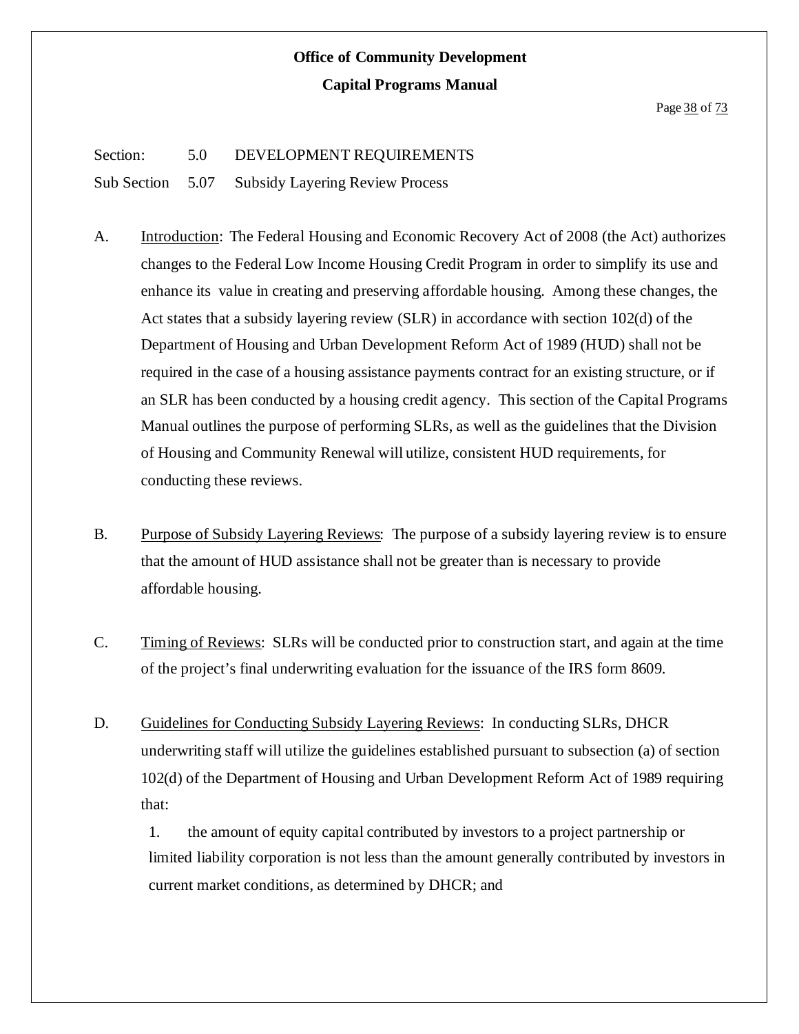Section: 5.0 DEVELOPMENT REQUIREMENTS

Sub Section 5.07 Subsidy Layering Review Process

A. Introduction: The Federal Housing and Economic Recovery Act of 2008 (the Act) authorizes changes to the Federal Low Income Housing Credit Program in order to simplify its use and enhance its value in creating and preserving affordable housing. Among these changes, the Act states that a subsidy layering review (SLR) in accordance with section 102(d) of the Department of Housing and Urban Development Reform Act of 1989 (HUD) shall not be required in the case of a housing assistance payments contract for an existing structure, or if an SLR has been conducted by a housing credit agency. This section of the Capital Programs Manual outlines the purpose of performing SLRs, as well as the guidelines that the Division of Housing and Community Renewal will utilize, consistent HUD requirements, for conducting these reviews.

B. Purpose of Subsidy Layering Reviews: The purpose of a subsidy layering review is to ensure that the amount of HUD assistance shall not be greater than is necessary to provide affordable housing.

C. Timing of Reviews: SLRs will be conducted prior to construction start, and again at the time of the project's final underwriting evaluation for the issuance of the IRS form 8609.

D. Guidelines for Conducting Subsidy Layering Reviews: In conducting SLRs, DHCR underwriting staff will utilize the guidelines established pursuant to subsection (a) of section 102(d) of the Department of Housing and Urban Development Reform Act of 1989 requiring that:

1. the amount of equity capital contributed by investors to a project partnership or limited liability corporation is not less than the amount generally contributed by investors in current market conditions, as determined by DHCR; and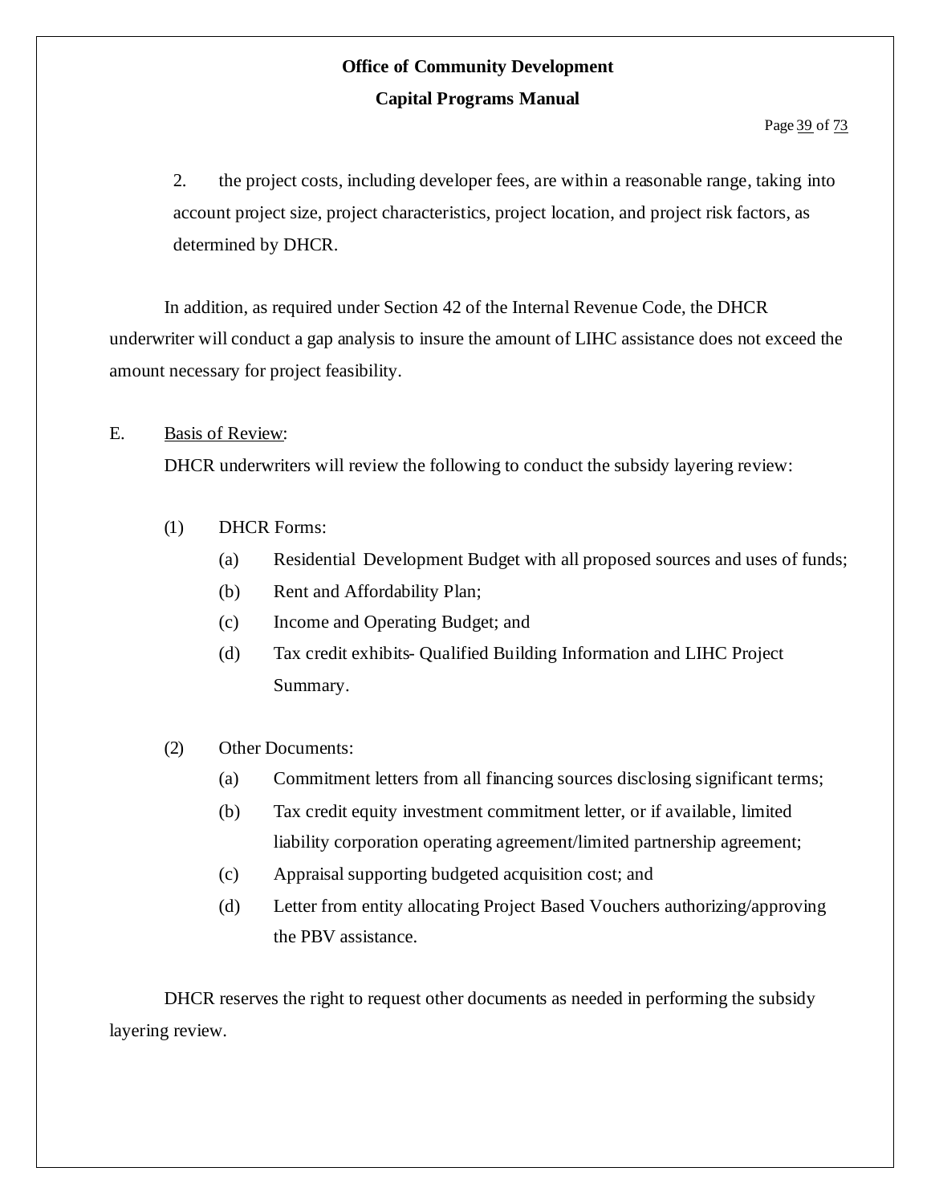2. the project costs, including developer fees, are within a reasonable range, taking into account project size, project characteristics, project location, and project risk factors, as determined by DHCR.

In addition, as required under Section 42 of the Internal Revenue Code, the DHCR underwriter will conduct a gap analysis to insure the amount of LIHC assistance does not exceed the amount necessary for project feasibility.

E. Basis of Review:

DHCR underwriters will review the following to conduct the subsidy layering review:

(1) DHCR Forms:

- (a) Residential Development Budget with all proposed sources and uses of funds;
- (b) Rent and Affordability Plan;
- (c) Income and Operating Budget; and
- (d) Tax credit exhibits- Qualified Building Information and LIHC Project Summary.

(2) Other Documents:

- (a) Commitment letters from all financing sources disclosing significant terms;
- (b) Tax credit equity investment commitment letter, or if available, limited liability corporation operating agreement/limited partnership agreement;
- (c) Appraisal supporting budgeted acquisition cost; and
- (d) Letter from entity allocating Project Based Vouchers authorizing/approving the PBV assistance.

DHCR reserves the right to request other documents as needed in performing the subsidy layering review.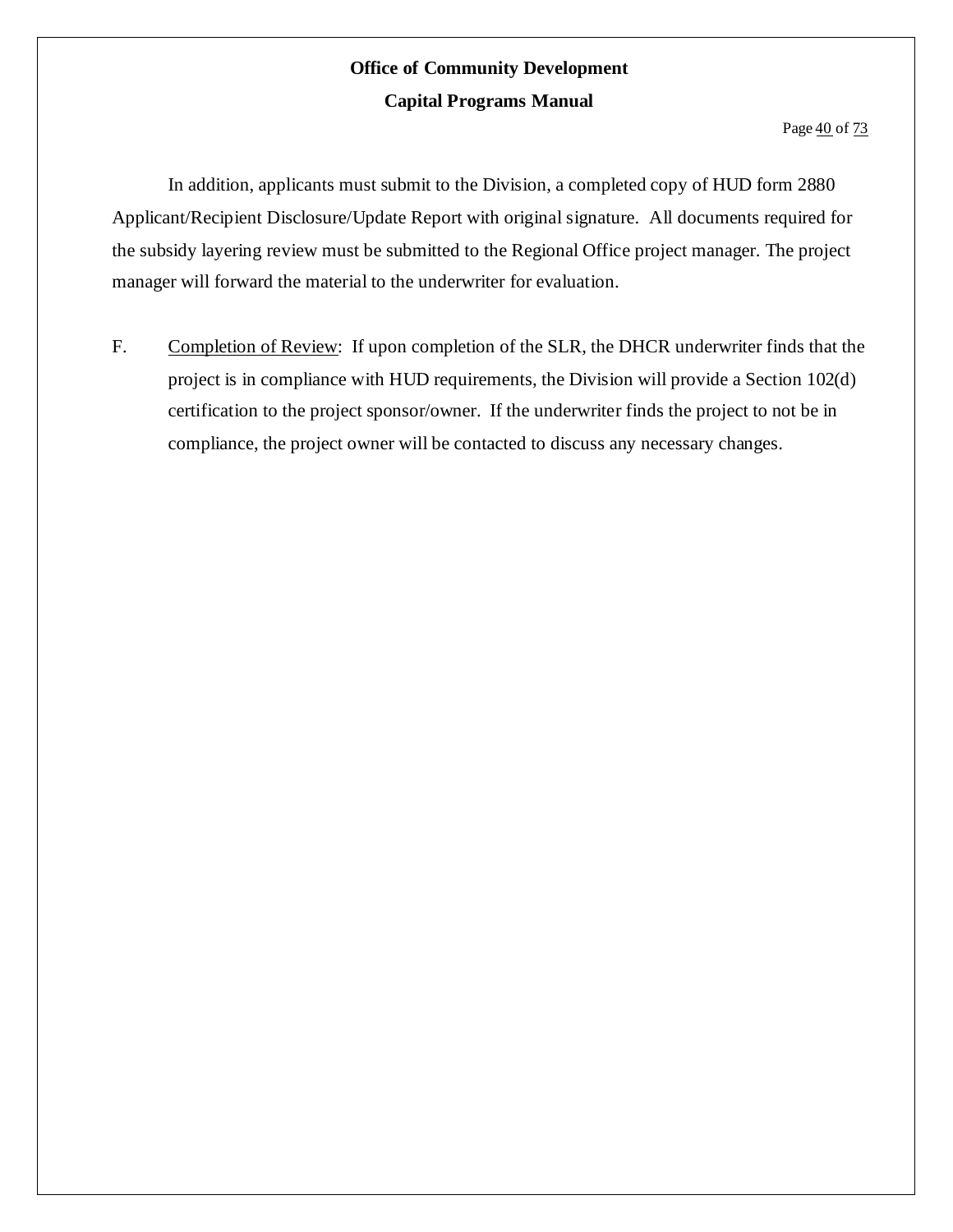In addition, applicants must submit to the Division, a completed copy of HUD form 2880 Applicant/Recipient Disclosure/Update Report with original signature. All documents required for the subsidy layering review must be submitted to the Regional Office project manager. The project manager will forward the material to the underwriter for evaluation.

F. Completion of Review: If upon completion of the SLR, the DHCR underwriter finds that the project is in compliance with HUD requirements, the Division will provide a Section 102(d) certification to the project sponsor/owner. If the underwriter finds the project to not be in compliance, the project owner will be contacted to discuss any necessary changes.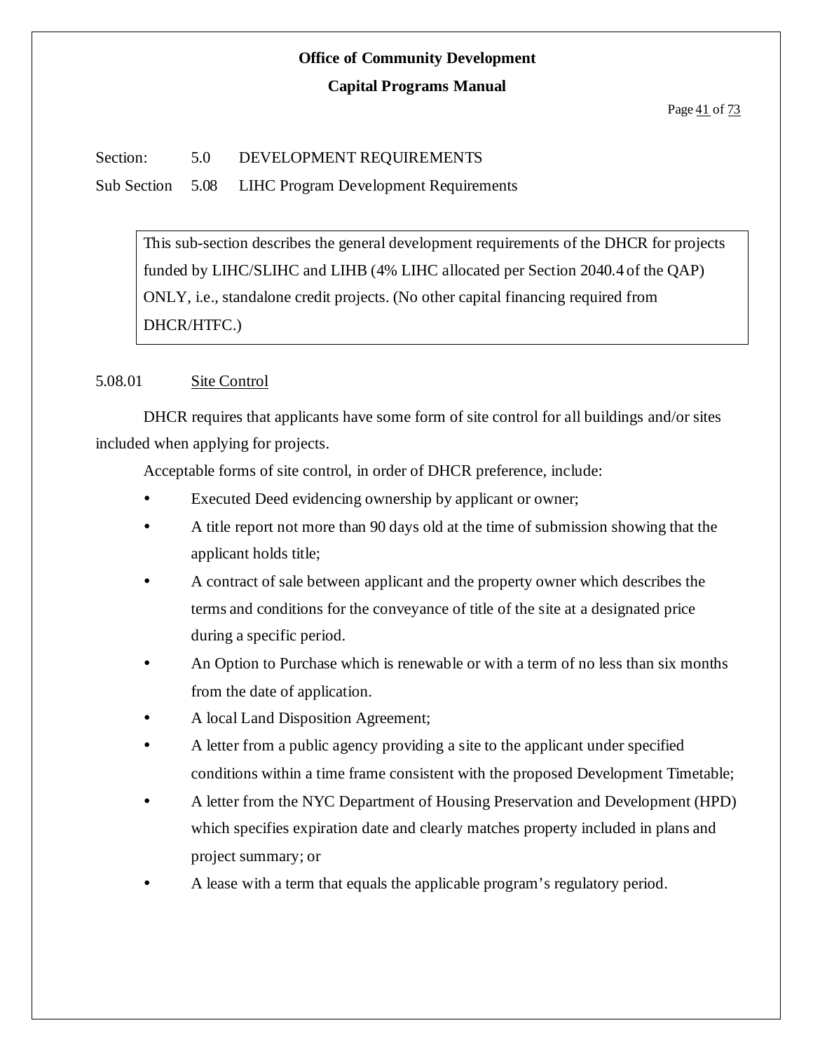Section: 5.0 DEVELOPMENT REQUIREMENTS

Sub Section 5.08 LIHC Program Development Requirements

> This sub-section describes the general development requirements of the DHCR for projects funded by LIHC/SLIHC and LIHB (4% LIHC allocated per Section 2040.4 of the QAP) ONLY, i.e., standalone credit projects. (No other capital financing required from DHCR/HTFC.)

5.08.01 Site Control

DHCR requires that applicants have some form of site control for all buildings and/or sites included when applying for projects.

Acceptable forms of site control, in order of DHCR preference, include:

- Executed Deed evidencing ownership by applicant or owner;
- A title report not more than 90 days old at the time of submission showing that the applicant holds title;
- A contract of sale between applicant and the property owner which describes the terms and conditions for the conveyance of title of the site at a designated price during a specific period.
- An Option to Purchase which is renewable or with a term of no less than six months from the date of application.
- A local Land Disposition Agreement;
- A letter from a public agency providing a site to the applicant under specified conditions within a time frame consistent with the proposed Development Timetable;
- A letter from the NYC Department of Housing Preservation and Development (HPD) which specifies expiration date and clearly matches property included in plans and project summary; or
- A lease with a term that equals the applicable program's regulatory period.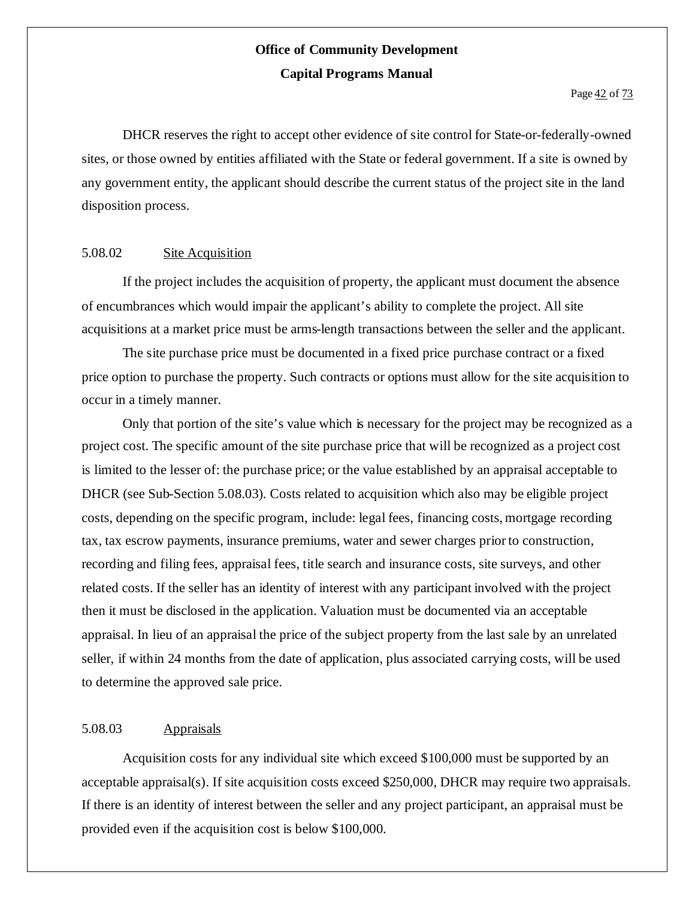DHCR reserves the right to accept other evidence of site control for State-or-federally-owned sites, or those owned by entities affiliated with the State or federal government. If a site is owned by any government entity, the applicant should describe the current status of the project site in the land disposition process.

### 5.08.02 Site Acquisition

If the project includes the acquisition of property, the applicant must document the absence of encumbrances which would impair the applicant's ability to complete the project. All site acquisitions at a market price must be arms-length transactions between the seller and the applicant.

The site purchase price must be documented in a fixed price purchase contract or a fixed price option to purchase the property. Such contracts or options must allow for the site acquisition to occur in a timely manner.

Only that portion of the site's value which is necessary for the project may be recognized as a project cost. The specific amount of the site purchase price that will be recognized as a project cost is limited to the lesser of: the purchase price; or the value established by an appraisal acceptable to DHCR (see Sub-Section 5.08.03). Costs related to acquisition which also may be eligible project costs, depending on the specific program, include: legal fees, financing costs, mortgage recording tax, tax escrow payments, insurance premiums, water and sewer charges prior to construction, recording and filing fees, appraisal fees, title search and insurance costs, site surveys, and other related costs. If the seller has an identity of interest with any participant involved with the project then it must be disclosed in the application. Valuation must be documented via an acceptable appraisal. In lieu of an appraisal the price of the subject property from the last sale by an unrelated seller, if within 24 months from the date of application, plus associated carrying costs, will be used to determine the approved sale price.

### 5.08.03 Appraisals

Acquisition costs for any individual site which exceed $100,000 must be supported by an acceptable appraisal(s). If site acquisition costs exceed $250,000, DHCR may require two appraisals. If there is an identity of interest between the seller and any project participant, an appraisal must be provided even if the acquisition cost is below $100,000.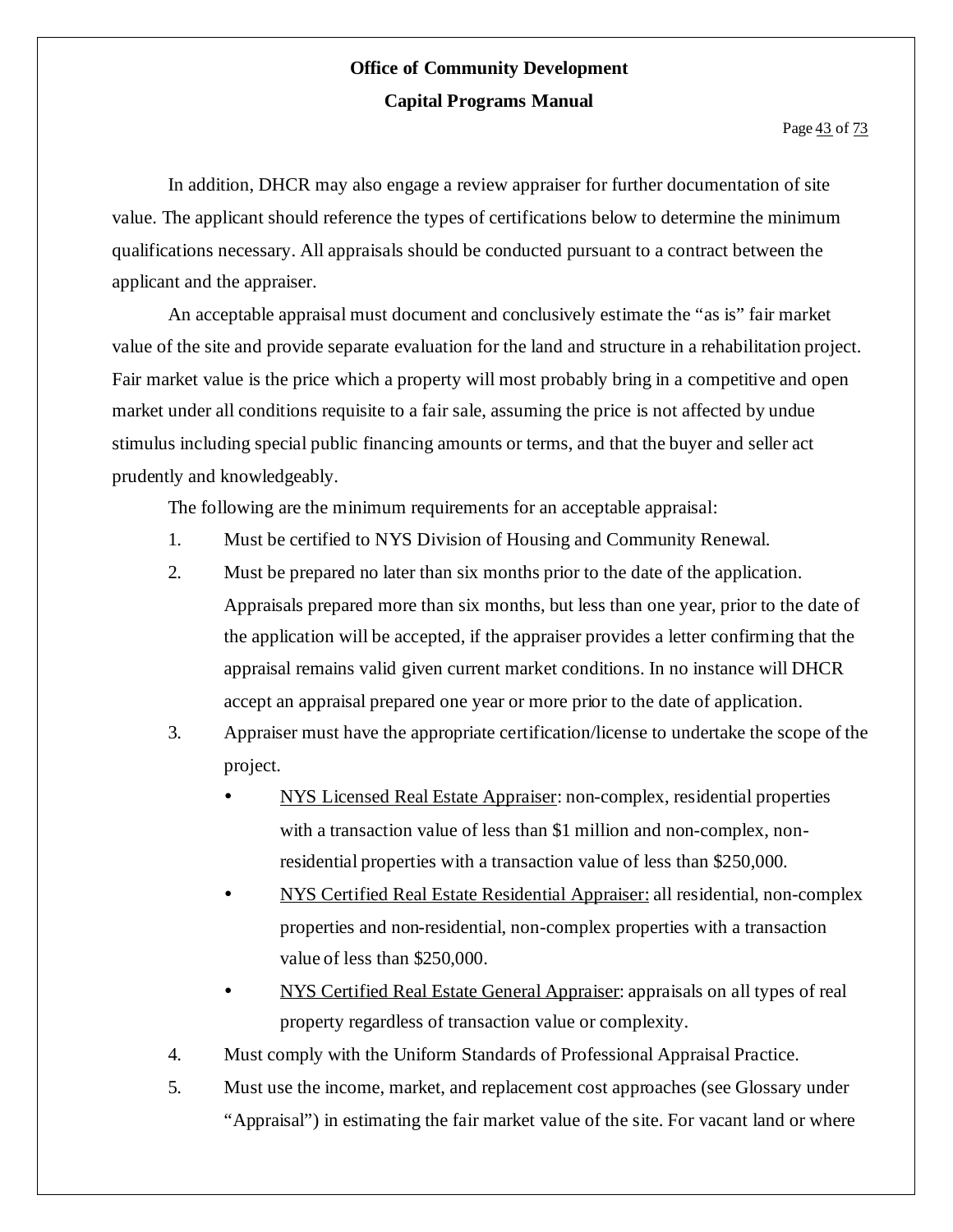In addition, DHCR may also engage a review appraiser for further documentation of site value. The applicant should reference the types of certifications below to determine the minimum qualifications necessary. All appraisals should be conducted pursuant to a contract between the applicant and the appraiser.

An acceptable appraisal must document and conclusively estimate the "as is" fair market value of the site and provide separate evaluation for the land and structure in a rehabilitation project. Fair market value is the price which a property will most probably bring in a competitive and open market under all conditions requisite to a fair sale, assuming the price is not affected by undue stimulus including special public financing amounts or terms, and that the buyer and seller act prudently and knowledgeably.

The following are the minimum requirements for an acceptable appraisal:

1. Must be certified to NYS Division of Housing and Community Renewal.
2. Must be prepared no later than six months prior to the date of the application. Appraisals prepared more than six months, but less than one year, prior to the date of the application will be accepted, if the appraiser provides a letter confirming that the appraisal remains valid given current market conditions. In no instance will DHCR accept an appraisal prepared one year or more prior to the date of application.
3. Appraiser must have the appropriate certification/license to undertake the scope of the project.
   - NYS Licensed Real Estate Appraiser: non-complex, residential properties with a transaction value of less than $1 million and non-complex, non-residential properties with a transaction value of less than $250,000.
   - NYS Certified Real Estate Residential Appraiser: all residential, non-complex properties and non-residential, non-complex properties with a transaction value of less than $250,000.
   - NYS Certified Real Estate General Appraiser: appraisals on all types of real property regardless of transaction value or complexity.
4. Must comply with the Uniform Standards of Professional Appraisal Practice.
5. Must use the income, market, and replacement cost approaches (see Glossary under "Appraisal") in estimating the fair market value of the site. For vacant land or where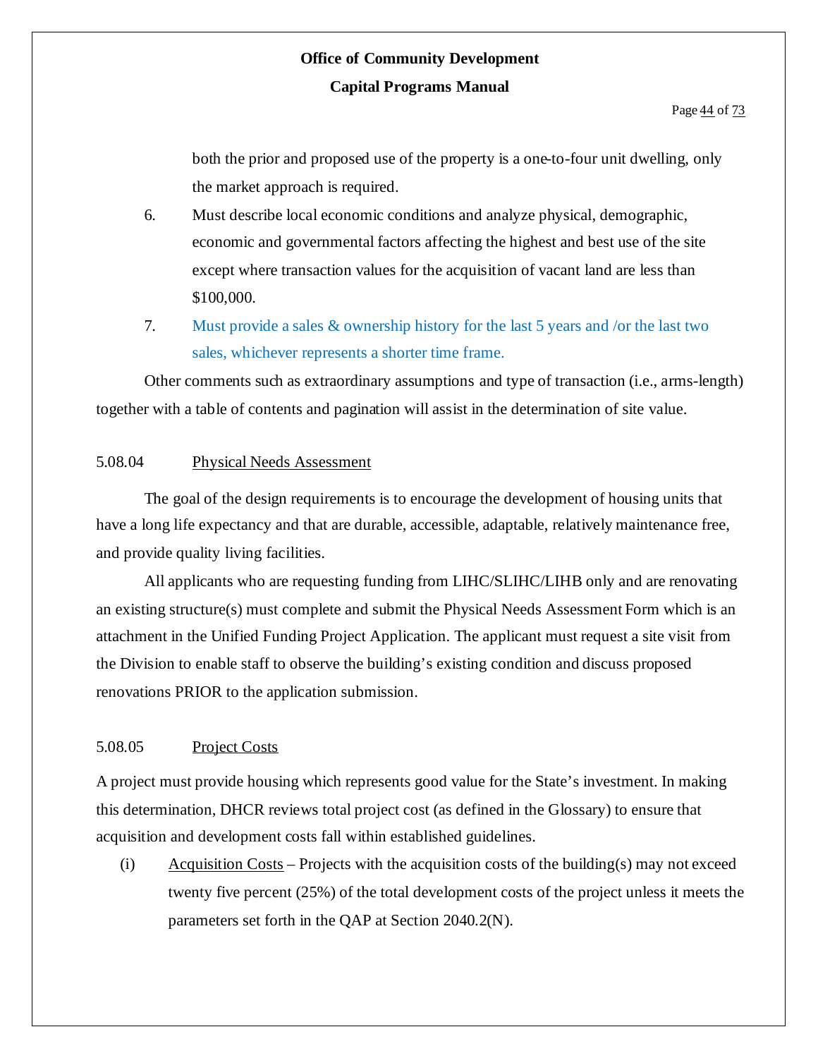both the prior and proposed use of the property is a one-to-four unit dwelling, only the market approach is required.

6. Must describe local economic conditions and analyze physical, demographic, economic and governmental factors affecting the highest and best use of the site except where transaction values for the acquisition of vacant land are less than $100,000.
7. Must provide a sales & ownership history for the last 5 years and /or the last two sales, whichever represents a shorter time frame.

Other comments such as extraordinary assumptions and type of transaction (i.e., arms-length) together with a table of contents and pagination will assist in the determination of site value.

### 5.08.04 Physical Needs Assessment

The goal of the design requirements is to encourage the development of housing units that have a long life expectancy and that are durable, accessible, adaptable, relatively maintenance free, and provide quality living facilities.

All applicants who are requesting funding from LIHC/SLIHC/LIHB only and are renovating an existing structure(s) must complete and submit the Physical Needs Assessment Form which is an attachment in the Unified Funding Project Application. The applicant must request a site visit from the Division to enable staff to observe the building's existing condition and discuss proposed renovations PRIOR to the application submission.

### 5.08.05 Project Costs

A project must provide housing which represents good value for the State's investment. In making this determination, DHCR reviews total project cost (as defined in the Glossary) to ensure that acquisition and development costs fall within established guidelines.

(i) Acquisition Costs – Projects with the acquisition costs of the building(s) may not exceed twenty five percent (25%) of the total development costs of the project unless it meets the parameters set forth in the QAP at Section 2040.2(N).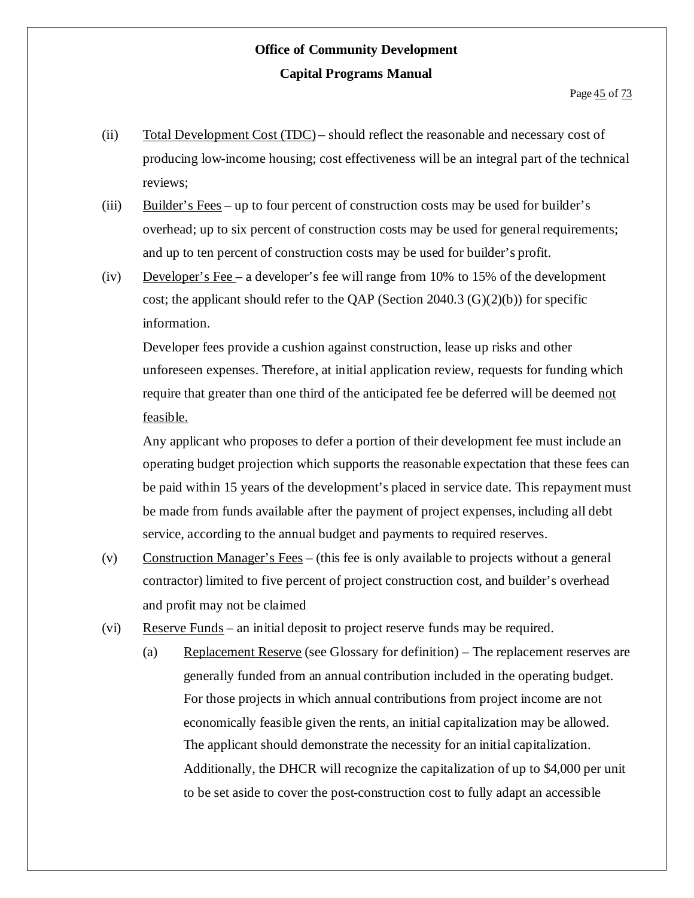(ii) <u>Total Development Cost (TDC)</u> – should reflect the reasonable and necessary cost of producing low-income housing; cost effectiveness will be an integral part of the technical reviews;

(iii) <u>Builder's Fees</u> – up to four percent of construction costs may be used for builder's overhead; up to six percent of construction costs may be used for general requirements; and up to ten percent of construction costs may be used for builder's profit.

(iv) <u>Developer's Fee</u> – a developer's fee will range from 10% to 15% of the development cost; the applicant should refer to the QAP (Section 2040.3 (G)(2)(b)) for specific information.

Developer fees provide a cushion against construction, lease up risks and other unforeseen expenses. Therefore, at initial application review, requests for funding which require that greater than one third of the anticipated fee be deferred will be deemed <u>not feasible.</u>

Any applicant who proposes to defer a portion of their development fee must include an operating budget projection which supports the reasonable expectation that these fees can be paid within 15 years of the development's placed in service date. This repayment must be made from funds available after the payment of project expenses, including all debt service, according to the annual budget and payments to required reserves.

(v) <u>Construction Manager's Fees</u> – (this fee is only available to projects without a general contractor) limited to five percent of project construction cost, and builder's overhead and profit may not be claimed

(vi) <u>Reserve Funds</u> – an initial deposit to project reserve funds may be required.

(a) <u>Replacement Reserve</u> (see Glossary for definition) – The replacement reserves are generally funded from an annual contribution included in the operating budget. For those projects in which annual contributions from project income are not economically feasible given the rents, an initial capitalization may be allowed. The applicant should demonstrate the necessity for an initial capitalization. Additionally, the DHCR will recognize the capitalization of up to $4,000 per unit to be set aside to cover the post-construction cost to fully adapt an accessible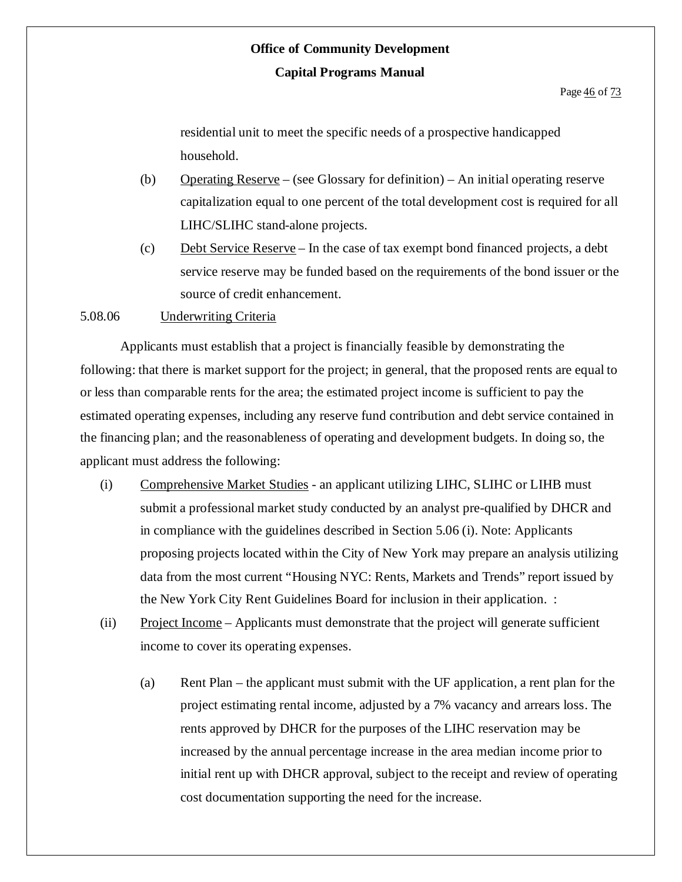residential unit to meet the specific needs of a prospective handicapped household.

(b) Operating Reserve – (see Glossary for definition) – An initial operating reserve capitalization equal to one percent of the total development cost is required for all LIHC/SLIHC stand-alone projects.

(c) Debt Service Reserve – In the case of tax exempt bond financed projects, a debt service reserve may be funded based on the requirements of the bond issuer or the source of credit enhancement.

5.08.06 Underwriting Criteria

Applicants must establish that a project is financially feasible by demonstrating the following: that there is market support for the project; in general, that the proposed rents are equal to or less than comparable rents for the area; the estimated project income is sufficient to pay the estimated operating expenses, including any reserve fund contribution and debt service contained in the financing plan; and the reasonableness of operating and development budgets. In doing so, the applicant must address the following:

(i) Comprehensive Market Studies - an applicant utilizing LIHC, SLIHC or LIHB must submit a professional market study conducted by an analyst pre-qualified by DHCR and in compliance with the guidelines described in Section 5.06 (i). Note: Applicants proposing projects located within the City of New York may prepare an analysis utilizing data from the most current "Housing NYC: Rents, Markets and Trends" report issued by the New York City Rent Guidelines Board for inclusion in their application. :

(ii) Project Income – Applicants must demonstrate that the project will generate sufficient income to cover its operating expenses.

(a) Rent Plan – the applicant must submit with the UF application, a rent plan for the project estimating rental income, adjusted by a 7% vacancy and arrears loss. The rents approved by DHCR for the purposes of the LIHC reservation may be increased by the annual percentage increase in the area median income prior to initial rent up with DHCR approval, subject to the receipt and review of operating cost documentation supporting the need for the increase.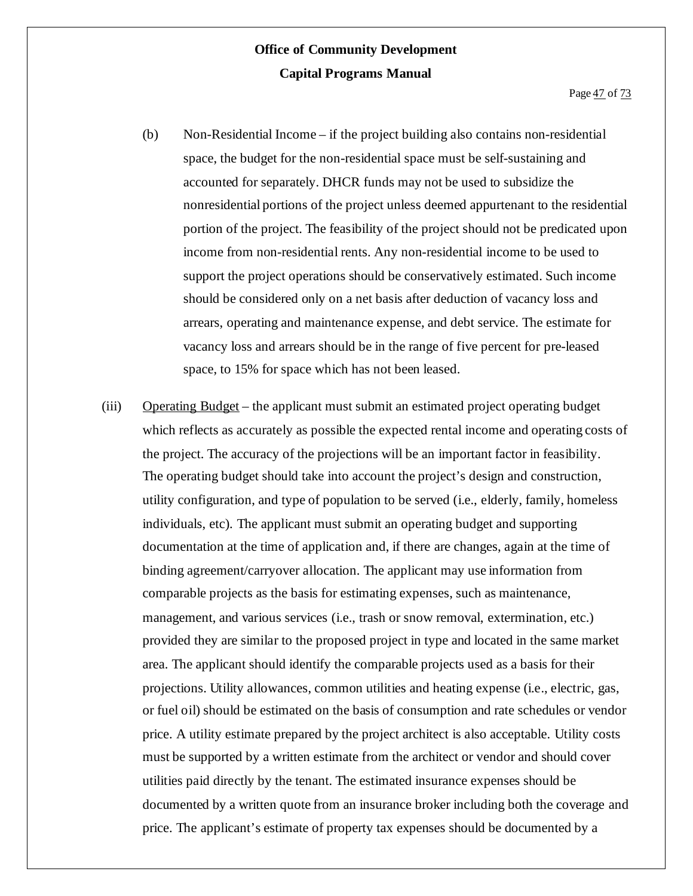(b) Non-Residential Income – if the project building also contains non-residential space, the budget for the non-residential space must be self-sustaining and accounted for separately. DHCR funds may not be used to subsidize the nonresidential portions of the project unless deemed appurtenant to the residential portion of the project. The feasibility of the project should not be predicated upon income from non-residential rents. Any non-residential income to be used to support the project operations should be conservatively estimated. Such income should be considered only on a net basis after deduction of vacancy loss and arrears, operating and maintenance expense, and debt service. The estimate for vacancy loss and arrears should be in the range of five percent for pre-leased space, to 15% for space which has not been leased.

(iii) Operating Budget – the applicant must submit an estimated project operating budget which reflects as accurately as possible the expected rental income and operating costs of the project. The accuracy of the projections will be an important factor in feasibility. The operating budget should take into account the project's design and construction, utility configuration, and type of population to be served (i.e., elderly, family, homeless individuals, etc). The applicant must submit an operating budget and supporting documentation at the time of application and, if there are changes, again at the time of binding agreement/carryover allocation. The applicant may use information from comparable projects as the basis for estimating expenses, such as maintenance, management, and various services (i.e., trash or snow removal, extermination, etc.) provided they are similar to the proposed project in type and located in the same market area. The applicant should identify the comparable projects used as a basis for their projections. Utility allowances, common utilities and heating expense (i.e., electric, gas, or fuel oil) should be estimated on the basis of consumption and rate schedules or vendor price. A utility estimate prepared by the project architect is also acceptable. Utility costs must be supported by a written estimate from the architect or vendor and should cover utilities paid directly by the tenant. The estimated insurance expenses should be documented by a written quote from an insurance broker including both the coverage and price. The applicant's estimate of property tax expenses should be documented by a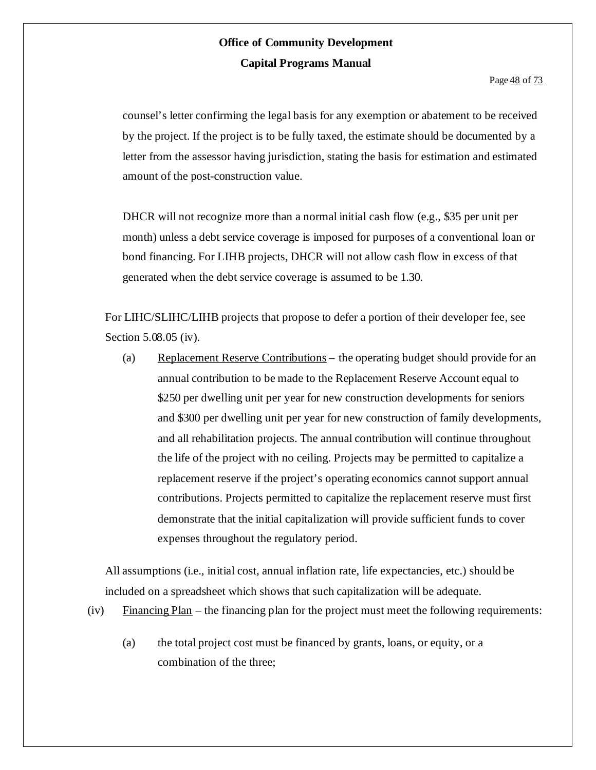counsel's letter confirming the legal basis for any exemption or abatement to be received by the project. If the project is to be fully taxed, the estimate should be documented by a letter from the assessor having jurisdiction, stating the basis for estimation and estimated amount of the post-construction value.

DHCR will not recognize more than a normal initial cash flow (e.g., $35 per unit per month) unless a debt service coverage is imposed for purposes of a conventional loan or bond financing. For LIHB projects, DHCR will not allow cash flow in excess of that generated when the debt service coverage is assumed to be 1.30.

For LIHC/SLIHC/LIHB projects that propose to defer a portion of their developer fee, see Section 5.08.05 (iv).

(a) Replacement Reserve Contributions – the operating budget should provide for an annual contribution to be made to the Replacement Reserve Account equal to $250 per dwelling unit per year for new construction developments for seniors and $300 per dwelling unit per year for new construction of family developments, and all rehabilitation projects. The annual contribution will continue throughout the life of the project with no ceiling. Projects may be permitted to capitalize a replacement reserve if the project's operating economics cannot support annual contributions. Projects permitted to capitalize the replacement reserve must first demonstrate that the initial capitalization will provide sufficient funds to cover expenses throughout the regulatory period.

All assumptions (i.e., initial cost, annual inflation rate, life expectancies, etc.) should be included on a spreadsheet which shows that such capitalization will be adequate.

(iv) Financing Plan – the financing plan for the project must meet the following requirements:

(a) the total project cost must be financed by grants, loans, or equity, or a combination of the three;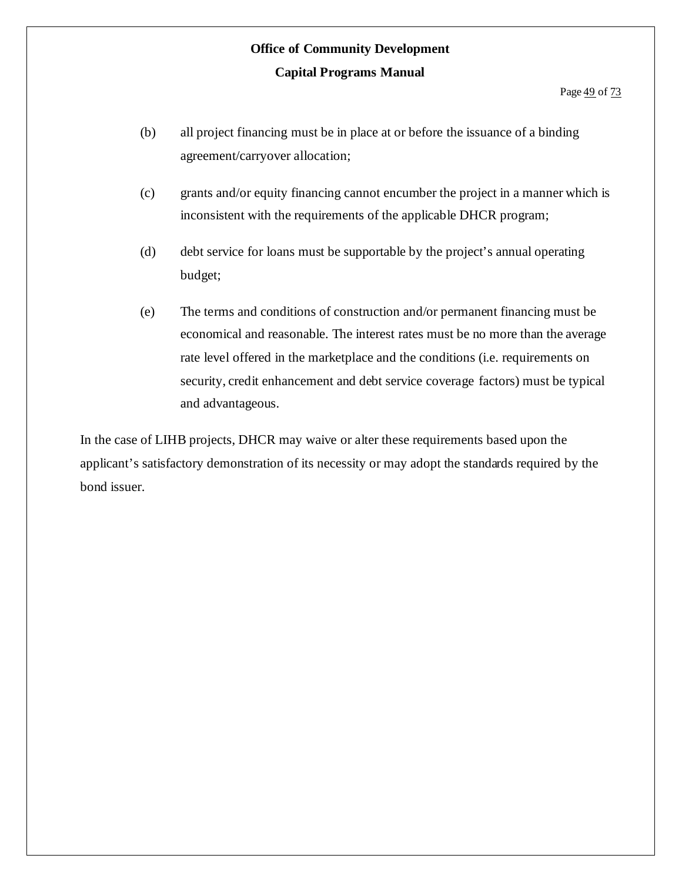(b) all project financing must be in place at or before the issuance of a binding agreement/carryover allocation;

(c) grants and/or equity financing cannot encumber the project in a manner which is inconsistent with the requirements of the applicable DHCR program;

(d) debt service for loans must be supportable by the project's annual operating budget;

(e) The terms and conditions of construction and/or permanent financing must be economical and reasonable. The interest rates must be no more than the average rate level offered in the marketplace and the conditions (i.e. requirements on security, credit enhancement and debt service coverage factors) must be typical and advantageous.

In the case of LIHB projects, DHCR may waive or alter these requirements based upon the applicant's satisfactory demonstration of its necessity or may adopt the standards required by the bond issuer.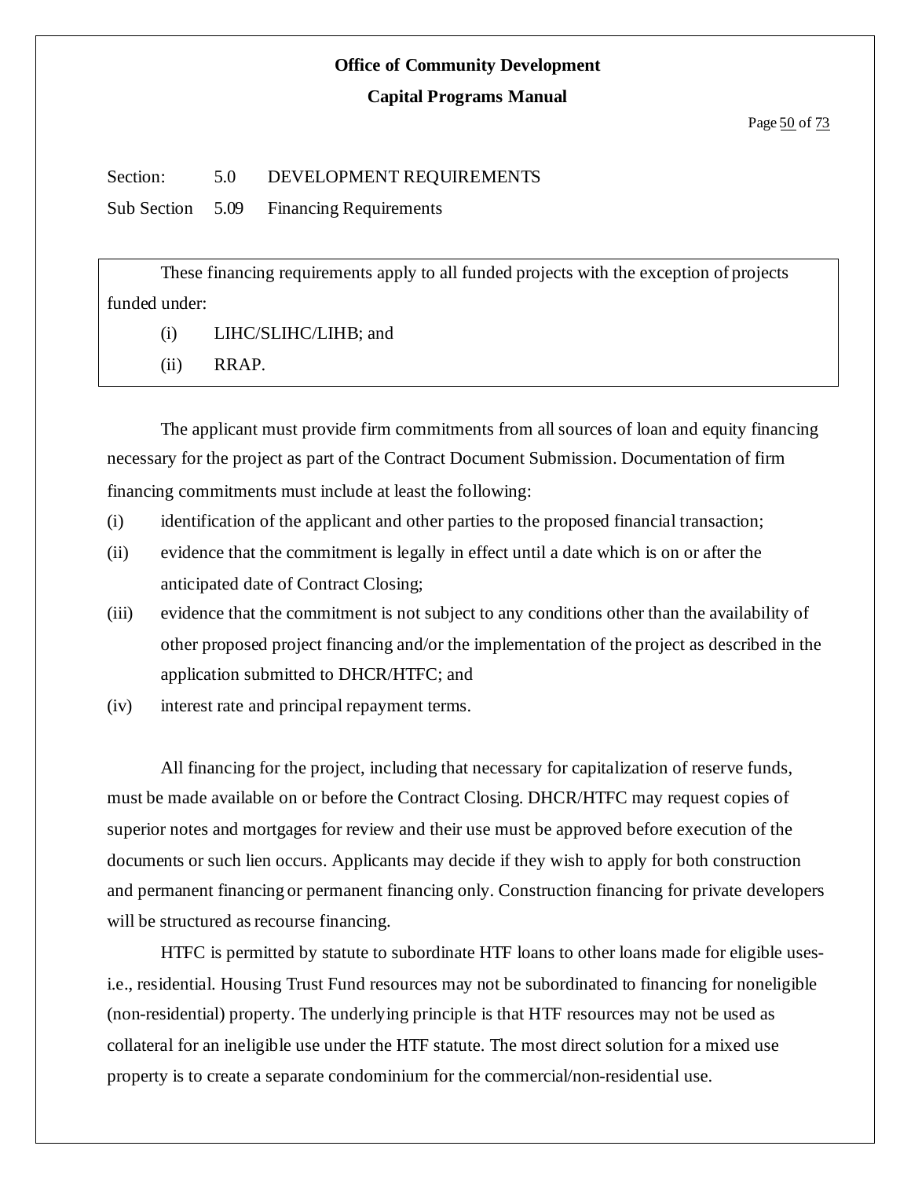Section: 5.0 DEVELOPMENT REQUIREMENTS

Sub Section 5.09 Financing Requirements

These financing requirements apply to all funded projects with the exception of projects funded under:

(i) LIHC/SLIHC/LIHB; and

(ii) RRAP.

The applicant must provide firm commitments from all sources of loan and equity financing necessary for the project as part of the Contract Document Submission. Documentation of firm financing commitments must include at least the following:

(i) identification of the applicant and other parties to the proposed financial transaction;

(ii) evidence that the commitment is legally in effect until a date which is on or after the anticipated date of Contract Closing;

(iii) evidence that the commitment is not subject to any conditions other than the availability of other proposed project financing and/or the implementation of the project as described in the application submitted to DHCR/HTFC; and

(iv) interest rate and principal repayment terms.

All financing for the project, including that necessary for capitalization of reserve funds, must be made available on or before the Contract Closing. DHCR/HTFC may request copies of superior notes and mortgages for review and their use must be approved before execution of the documents or such lien occurs. Applicants may decide if they wish to apply for both construction and permanent financing or permanent financing only. Construction financing for private developers will be structured as recourse financing.

HTFC is permitted by statute to subordinate HTF loans to other loans made for eligible uses-i.e., residential. Housing Trust Fund resources may not be subordinated to financing for noneligible (non-residential) property. The underlying principle is that HTF resources may not be used as collateral for an ineligible use under the HTF statute. The most direct solution for a mixed use property is to create a separate condominium for the commercial/non-residential use.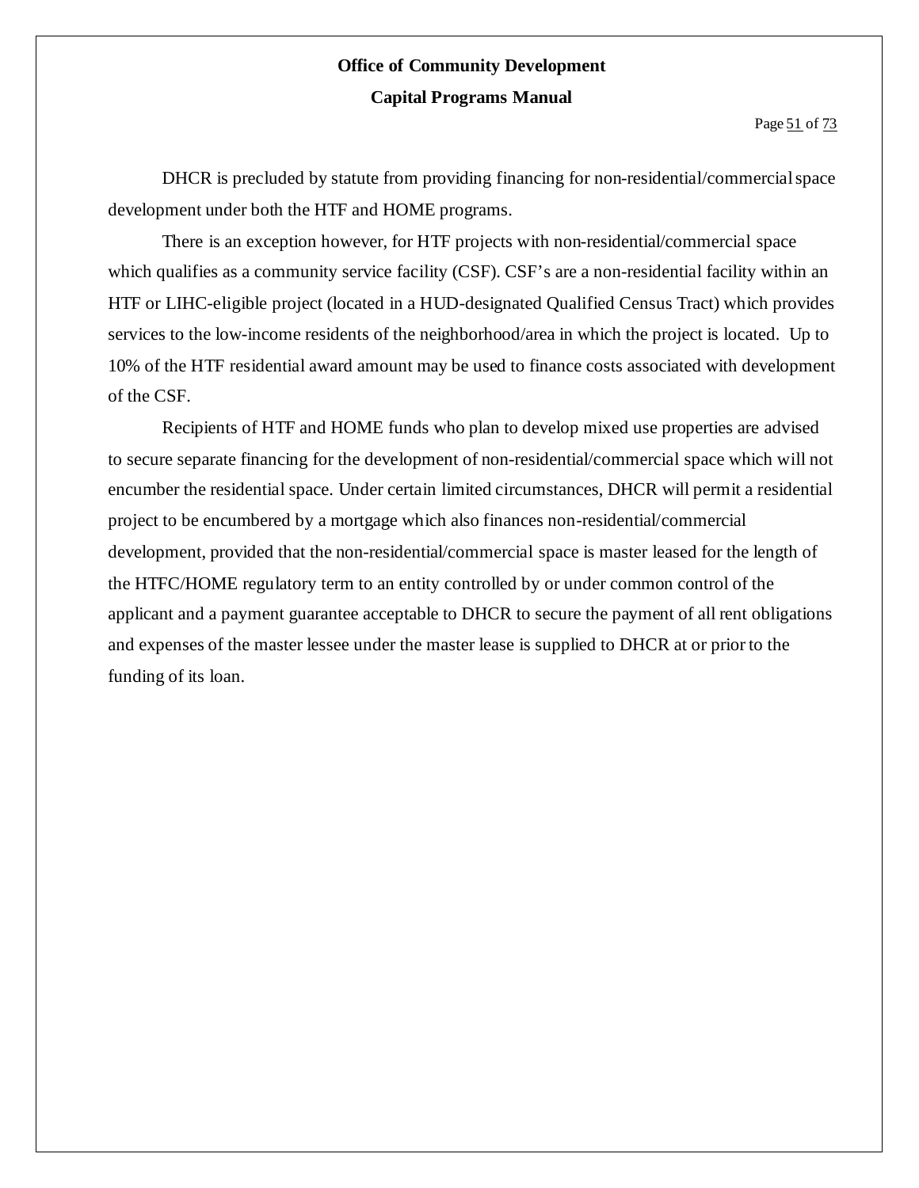DHCR is precluded by statute from providing financing for non-residential/commercial space development under both the HTF and HOME programs.

There is an exception however, for HTF projects with non-residential/commercial space which qualifies as a community service facility (CSF). CSF's are a non-residential facility within an HTF or LIHC-eligible project (located in a HUD-designated Qualified Census Tract) which provides services to the low-income residents of the neighborhood/area in which the project is located. Up to 10% of the HTF residential award amount may be used to finance costs associated with development of the CSF.

Recipients of HTF and HOME funds who plan to develop mixed use properties are advised to secure separate financing for the development of non-residential/commercial space which will not encumber the residential space. Under certain limited circumstances, DHCR will permit a residential project to be encumbered by a mortgage which also finances non-residential/commercial development, provided that the non-residential/commercial space is master leased for the length of the HTFC/HOME regulatory term to an entity controlled by or under common control of the applicant and a payment guarantee acceptable to DHCR to secure the payment of all rent obligations and expenses of the master lessee under the master lease is supplied to DHCR at or prior to the funding of its loan.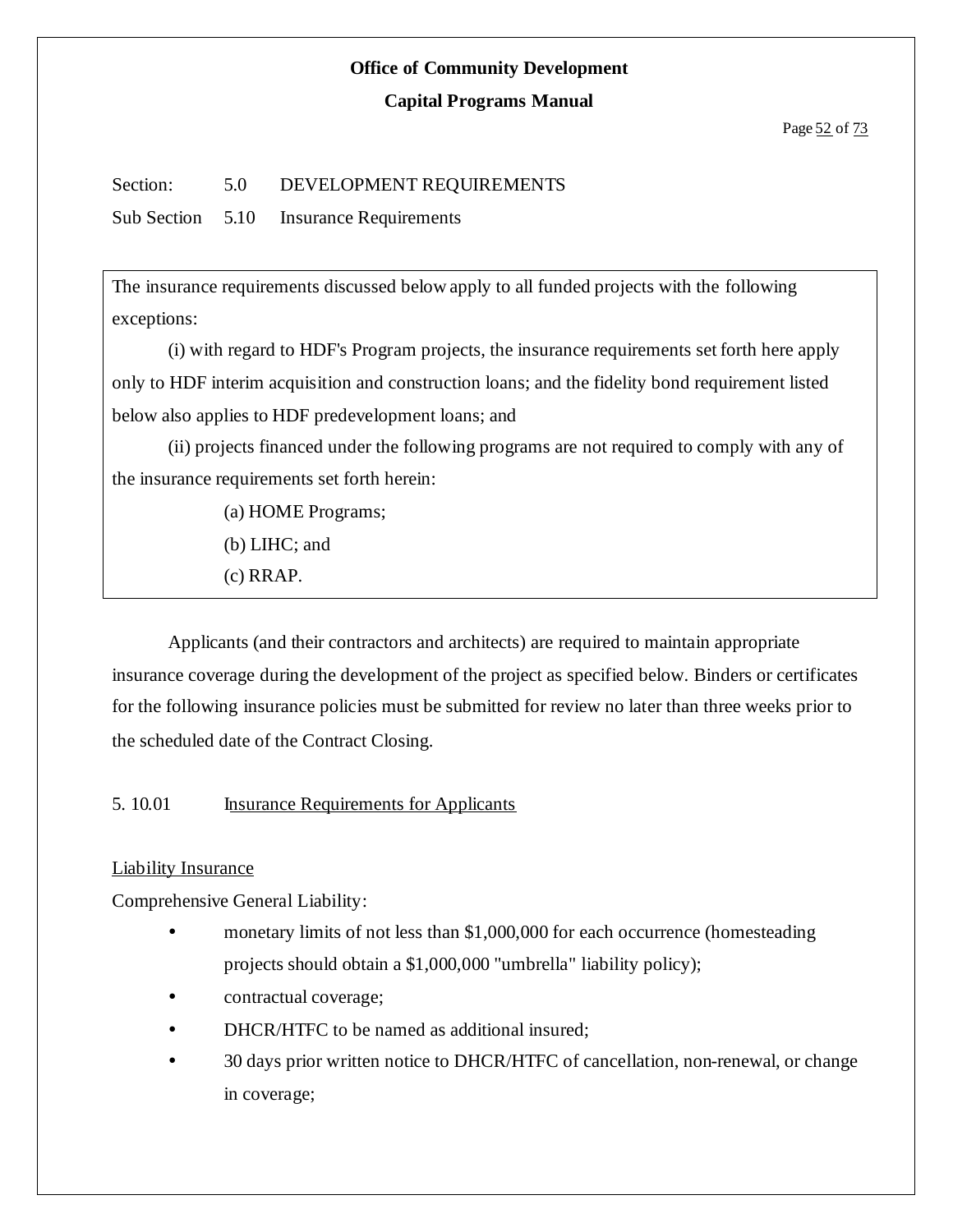Section: 5.0 DEVELOPMENT REQUIREMENTS

Sub Section 5.10 Insurance Requirements

> The insurance requirements discussed below apply to all funded projects with the following exceptions:
>
> (i) with regard to HDF's Program projects, the insurance requirements set forth here apply only to HDF interim acquisition and construction loans; and the fidelity bond requirement listed below also applies to HDF predevelopment loans; and
>
> (ii) projects financed under the following programs are not required to comply with any of the insurance requirements set forth herein:
>
> (a) HOME Programs;
>
> (b) LIHC; and
>
> (c) RRAP.

Applicants (and their contractors and architects) are required to maintain appropriate insurance coverage during the development of the project as specified below. Binders or certificates for the following insurance policies must be submitted for review no later than three weeks prior to the scheduled date of the Contract Closing.

5. 10.01 Insurance Requirements for Applicants

Liability Insurance

Comprehensive General Liability:

- monetary limits of not less than $1,000,000 for each occurrence (homesteading projects should obtain a $1,000,000 "umbrella" liability policy);
- contractual coverage;
- DHCR/HTFC to be named as additional insured;
- 30 days prior written notice to DHCR/HTFC of cancellation, non-renewal, or change in coverage;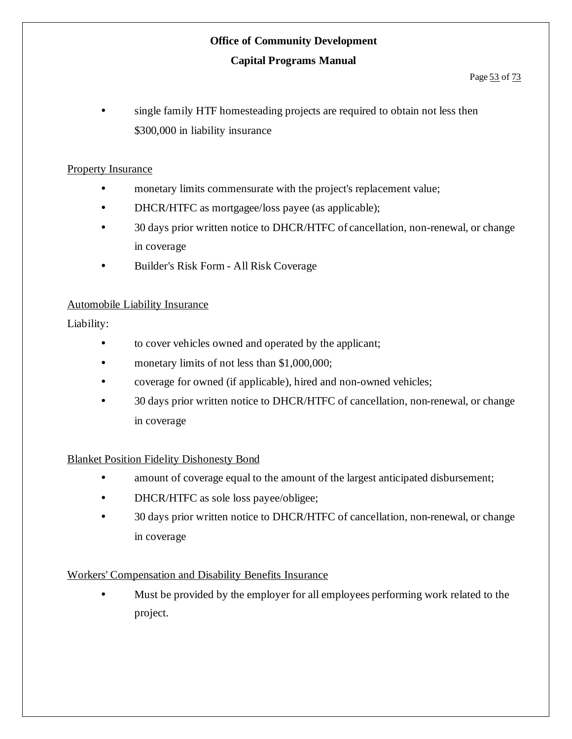- single family HTF homesteading projects are required to obtain not less then $300,000 in liability insurance

Property Insurance

- monetary limits commensurate with the project's replacement value;
- DHCR/HTFC as mortgagee/loss payee (as applicable);
- 30 days prior written notice to DHCR/HTFC of cancellation, non-renewal, or change in coverage
- Builder's Risk Form - All Risk Coverage

Automobile Liability Insurance

Liability:

- to cover vehicles owned and operated by the applicant;
- monetary limits of not less than $1,000,000;
- coverage for owned (if applicable), hired and non-owned vehicles;
- 30 days prior written notice to DHCR/HTFC of cancellation, non-renewal, or change in coverage

Blanket Position Fidelity Dishonesty Bond

- amount of coverage equal to the amount of the largest anticipated disbursement;
- DHCR/HTFC as sole loss payee/obligee;
- 30 days prior written notice to DHCR/HTFC of cancellation, non-renewal, or change in coverage

Workers' Compensation and Disability Benefits Insurance

- Must be provided by the employer for all employees performing work related to the project.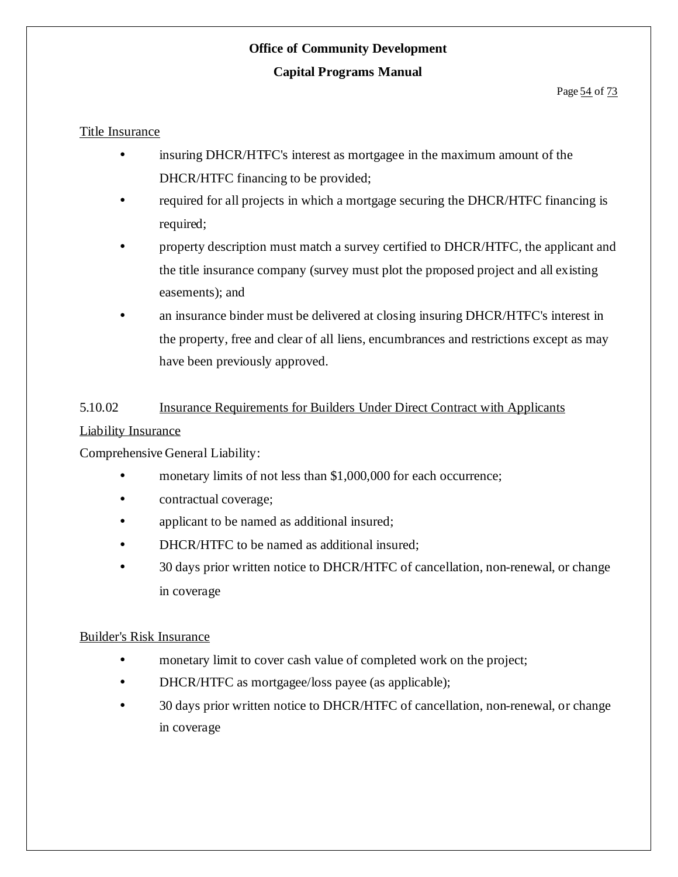Title Insurance

- insuring DHCR/HTFC's interest as mortgagee in the maximum amount of the DHCR/HTFC financing to be provided;
- required for all projects in which a mortgage securing the DHCR/HTFC financing is required;
- property description must match a survey certified to DHCR/HTFC, the applicant and the title insurance company (survey must plot the proposed project and all existing easements); and
- an insurance binder must be delivered at closing insuring DHCR/HTFC's interest in the property, free and clear of all liens, encumbrances and restrictions except as may have been previously approved.

5.10.02 Insurance Requirements for Builders Under Direct Contract with Applicants

Liability Insurance

Comprehensive General Liability:

- monetary limits of not less than $1,000,000 for each occurrence;
- contractual coverage;
- applicant to be named as additional insured;
- DHCR/HTFC to be named as additional insured;
- 30 days prior written notice to DHCR/HTFC of cancellation, non-renewal, or change in coverage

Builder's Risk Insurance

- monetary limit to cover cash value of completed work on the project;
- DHCR/HTFC as mortgagee/loss payee (as applicable);
- 30 days prior written notice to DHCR/HTFC of cancellation, non-renewal, or change in coverage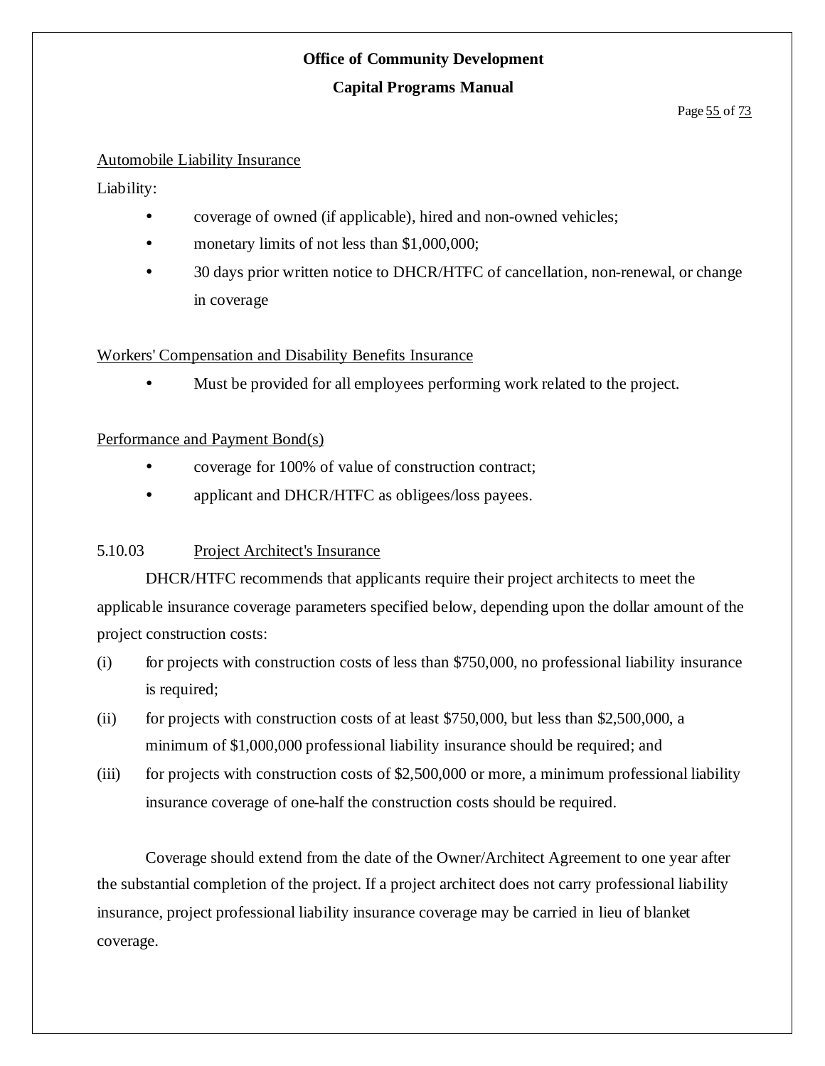Automobile Liability Insurance

Liability:

- coverage of owned (if applicable), hired and non-owned vehicles;
- monetary limits of not less than $1,000,000;
- 30 days prior written notice to DHCR/HTFC of cancellation, non-renewal, or change in coverage

Workers' Compensation and Disability Benefits Insurance

- Must be provided for all employees performing work related to the project.

Performance and Payment Bond(s)

- coverage for 100% of value of construction contract;
- applicant and DHCR/HTFC as obligees/loss payees.

5.10.03 Project Architect's Insurance

DHCR/HTFC recommends that applicants require their project architects to meet the applicable insurance coverage parameters specified below, depending upon the dollar amount of the project construction costs:

(i) for projects with construction costs of less than $750,000, no professional liability insurance is required;

(ii) for projects with construction costs of at least $750,000, but less than $2,500,000, a minimum of $1,000,000 professional liability insurance should be required; and

(iii) for projects with construction costs of $2,500,000 or more, a minimum professional liability insurance coverage of one-half the construction costs should be required.

Coverage should extend from the date of the Owner/Architect Agreement to one year after the substantial completion of the project. If a project architect does not carry professional liability insurance, project professional liability insurance coverage may be carried in lieu of blanket coverage.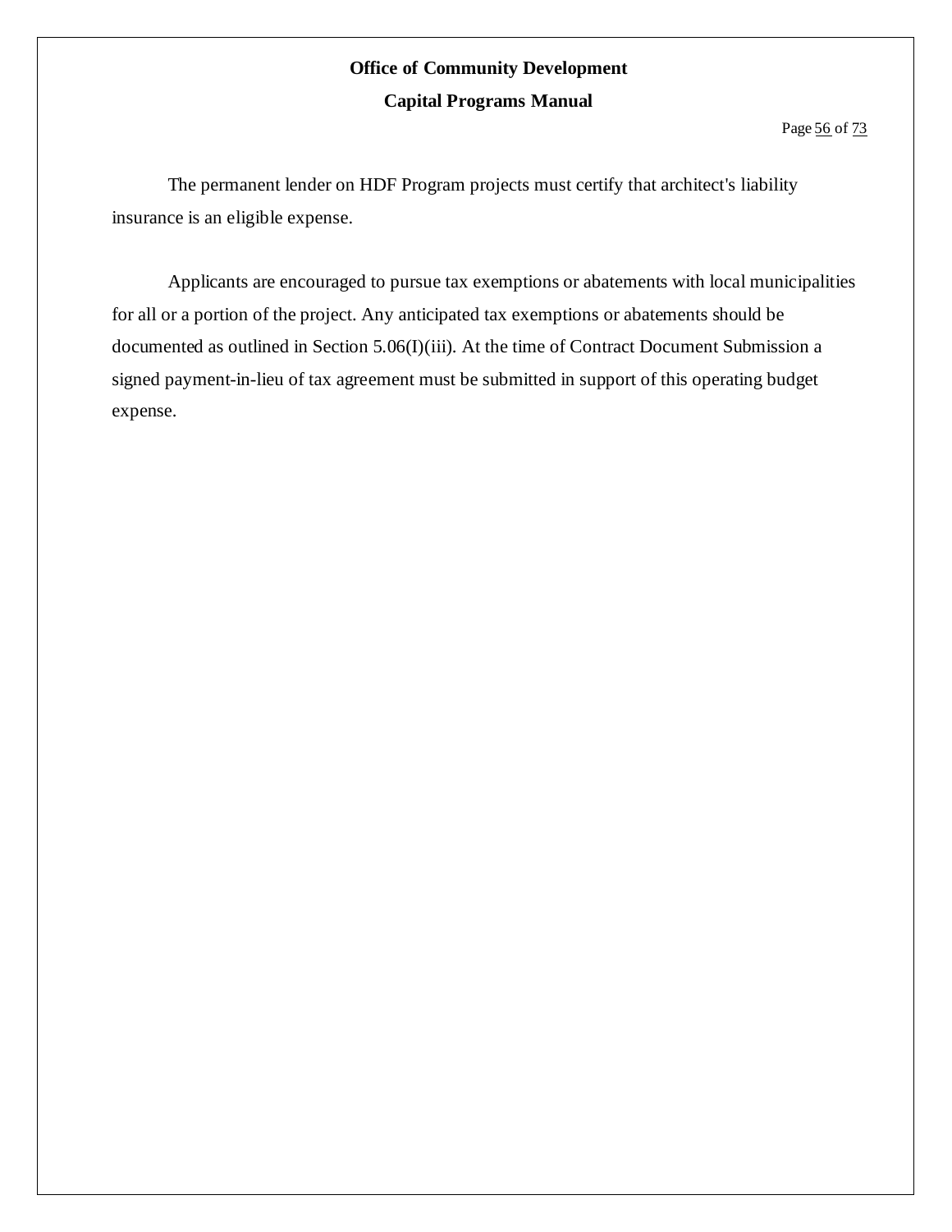The permanent lender on HDF Program projects must certify that architect's liability insurance is an eligible expense.

Applicants are encouraged to pursue tax exemptions or abatements with local municipalities for all or a portion of the project. Any anticipated tax exemptions or abatements should be documented as outlined in Section 5.06(I)(iii). At the time of Contract Document Submission a signed payment-in-lieu of tax agreement must be submitted in support of this operating budget expense.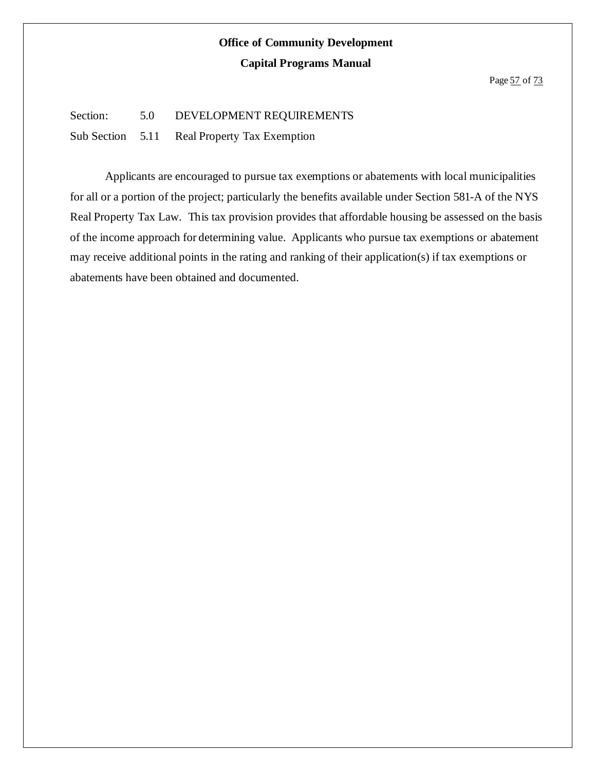Section: 5.0 DEVELOPMENT REQUIREMENTS

Sub Section 5.11 Real Property Tax Exemption

Applicants are encouraged to pursue tax exemptions or abatements with local municipalities for all or a portion of the project; particularly the benefits available under Section 581-A of the NYS Real Property Tax Law. This tax provision provides that affordable housing be assessed on the basis of the income approach for determining value. Applicants who pursue tax exemptions or abatement may receive additional points in the rating and ranking of their application(s) if tax exemptions or abatements have been obtained and documented.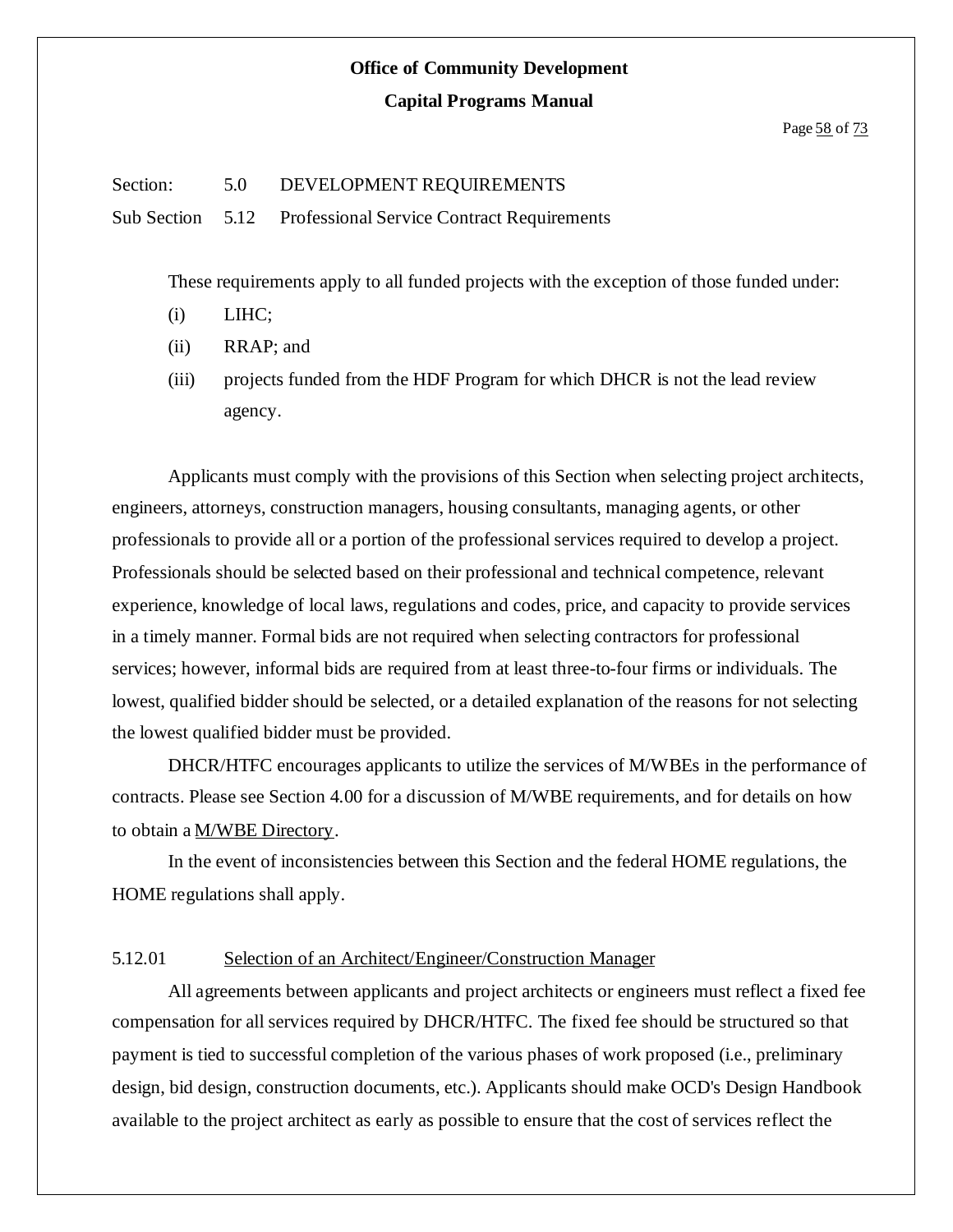Section: 5.0 DEVELOPMENT REQUIREMENTS

Sub Section 5.12 Professional Service Contract Requirements

These requirements apply to all funded projects with the exception of those funded under:

(i) LIHC;

(ii) RRAP; and

(iii) projects funded from the HDF Program for which DHCR is not the lead review agency.

Applicants must comply with the provisions of this Section when selecting project architects, engineers, attorneys, construction managers, housing consultants, managing agents, or other professionals to provide all or a portion of the professional services required to develop a project. Professionals should be selected based on their professional and technical competence, relevant experience, knowledge of local laws, regulations and codes, price, and capacity to provide services in a timely manner. Formal bids are not required when selecting contractors for professional services; however, informal bids are required from at least three-to-four firms or individuals. The lowest, qualified bidder should be selected, or a detailed explanation of the reasons for not selecting the lowest qualified bidder must be provided.

DHCR/HTFC encourages applicants to utilize the services of M/WBEs in the performance of contracts. Please see Section 4.00 for a discussion of M/WBE requirements, and for details on how to obtain a M/WBE Directory.

In the event of inconsistencies between this Section and the federal HOME regulations, the HOME regulations shall apply.

### 5.12.01 Selection of an Architect/Engineer/Construction Manager

All agreements between applicants and project architects or engineers must reflect a fixed fee compensation for all services required by DHCR/HTFC. The fixed fee should be structured so that payment is tied to successful completion of the various phases of work proposed (i.e., preliminary design, bid design, construction documents, etc.). Applicants should make OCD's Design Handbook available to the project architect as early as possible to ensure that the cost of services reflect the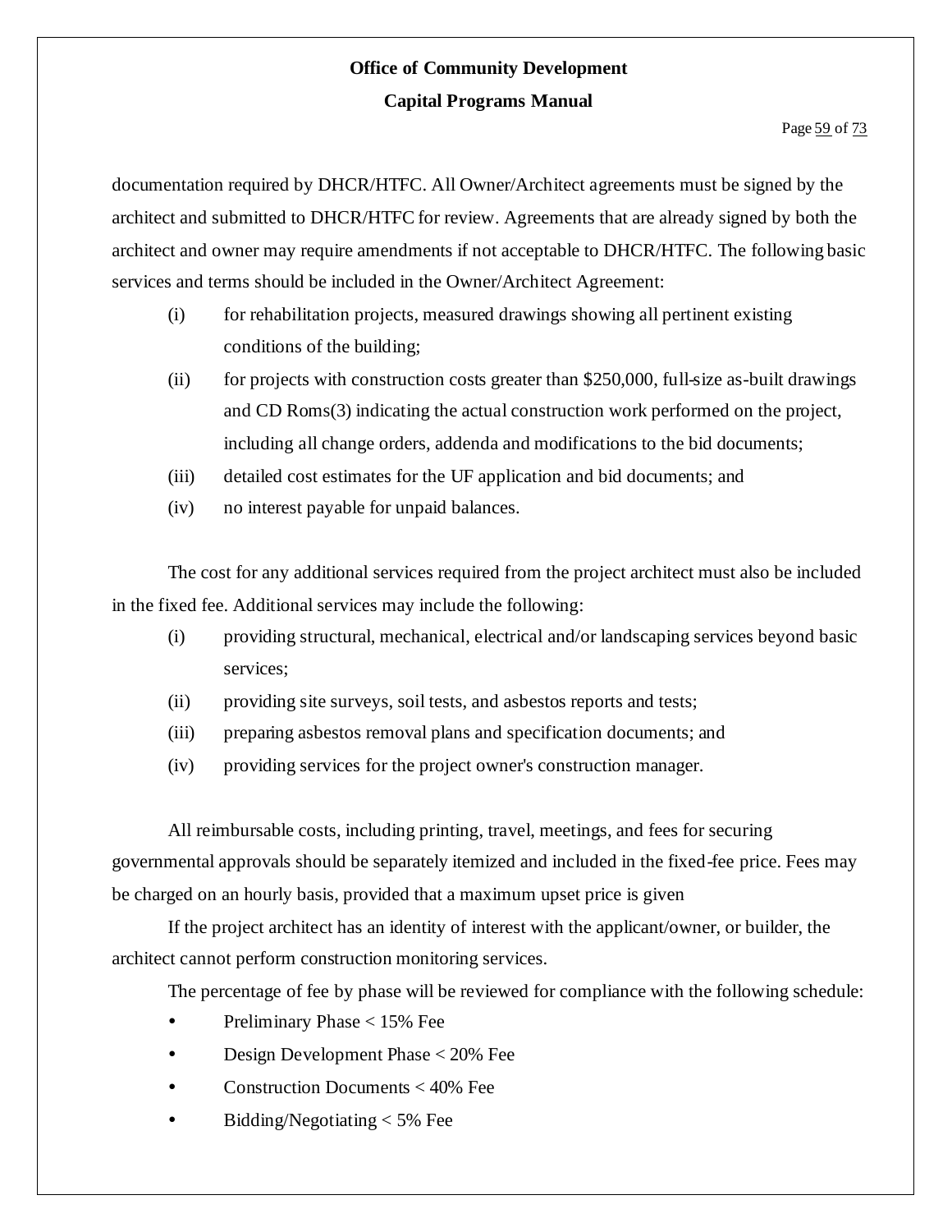documentation required by DHCR/HTFC. All Owner/Architect agreements must be signed by the architect and submitted to DHCR/HTFC for review. Agreements that are already signed by both the architect and owner may require amendments if not acceptable to DHCR/HTFC. The following basic services and terms should be included in the Owner/Architect Agreement:

(i) for rehabilitation projects, measured drawings showing all pertinent existing conditions of the building;

(ii) for projects with construction costs greater than $250,000, full-size as-built drawings and CD Roms(3) indicating the actual construction work performed on the project, including all change orders, addenda and modifications to the bid documents;

(iii) detailed cost estimates for the UF application and bid documents; and

(iv) no interest payable for unpaid balances.

The cost for any additional services required from the project architect must also be included in the fixed fee. Additional services may include the following:

(i) providing structural, mechanical, electrical and/or landscaping services beyond basic services;

(ii) providing site surveys, soil tests, and asbestos reports and tests;

(iii) preparing asbestos removal plans and specification documents; and

(iv) providing services for the project owner's construction manager.

All reimbursable costs, including printing, travel, meetings, and fees for securing governmental approvals should be separately itemized and included in the fixed-fee price. Fees may be charged on an hourly basis, provided that a maximum upset price is given

If the project architect has an identity of interest with the applicant/owner, or builder, the architect cannot perform construction monitoring services.

The percentage of fee by phase will be reviewed for compliance with the following schedule:

- Preliminary Phase < 15% Fee
- Design Development Phase < 20% Fee
- Construction Documents < 40% Fee
- Bidding/Negotiating < 5% Fee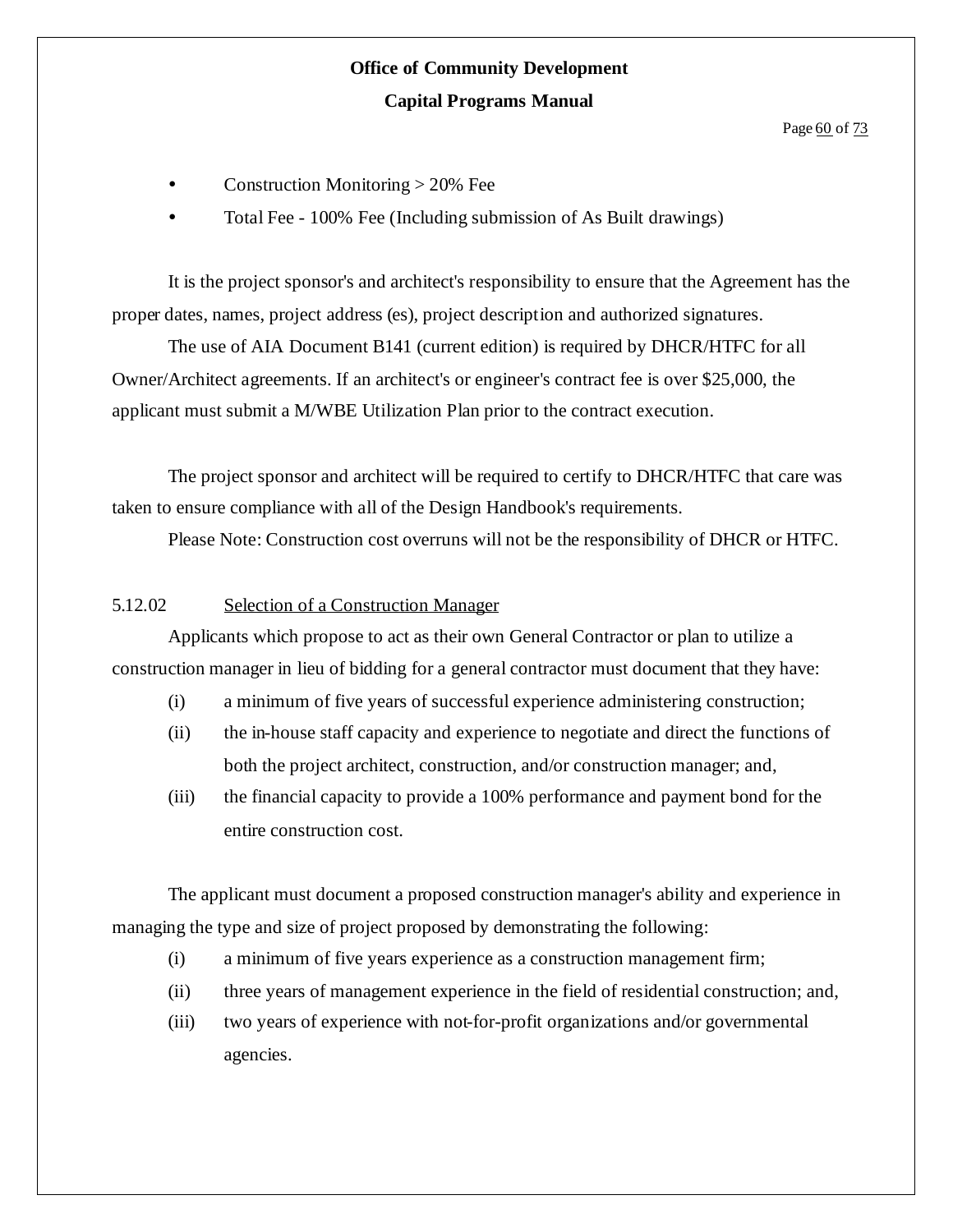- Construction Monitoring > 20% Fee
- Total Fee - 100% Fee (Including submission of As Built drawings)

It is the project sponsor's and architect's responsibility to ensure that the Agreement has the proper dates, names, project address (es), project description and authorized signatures.

The use of AIA Document B141 (current edition) is required by DHCR/HTFC for all Owner/Architect agreements. If an architect's or engineer's contract fee is over $25,000, the applicant must submit a M/WBE Utilization Plan prior to the contract execution.

The project sponsor and architect will be required to certify to DHCR/HTFC that care was taken to ensure compliance with all of the Design Handbook's requirements.

Please Note: Construction cost overruns will not be the responsibility of DHCR or HTFC.

5.12.02 <u>Selection of a Construction Manager</u>

Applicants which propose to act as their own General Contractor or plan to utilize a construction manager in lieu of bidding for a general contractor must document that they have:

(i) a minimum of five years of successful experience administering construction;

(ii) the in-house staff capacity and experience to negotiate and direct the functions of both the project architect, construction, and/or construction manager; and,

(iii) the financial capacity to provide a 100% performance and payment bond for the entire construction cost.

The applicant must document a proposed construction manager's ability and experience in managing the type and size of project proposed by demonstrating the following:

(i) a minimum of five years experience as a construction management firm;

(ii) three years of management experience in the field of residential construction; and,

(iii) two years of experience with not-for-profit organizations and/or governmental agencies.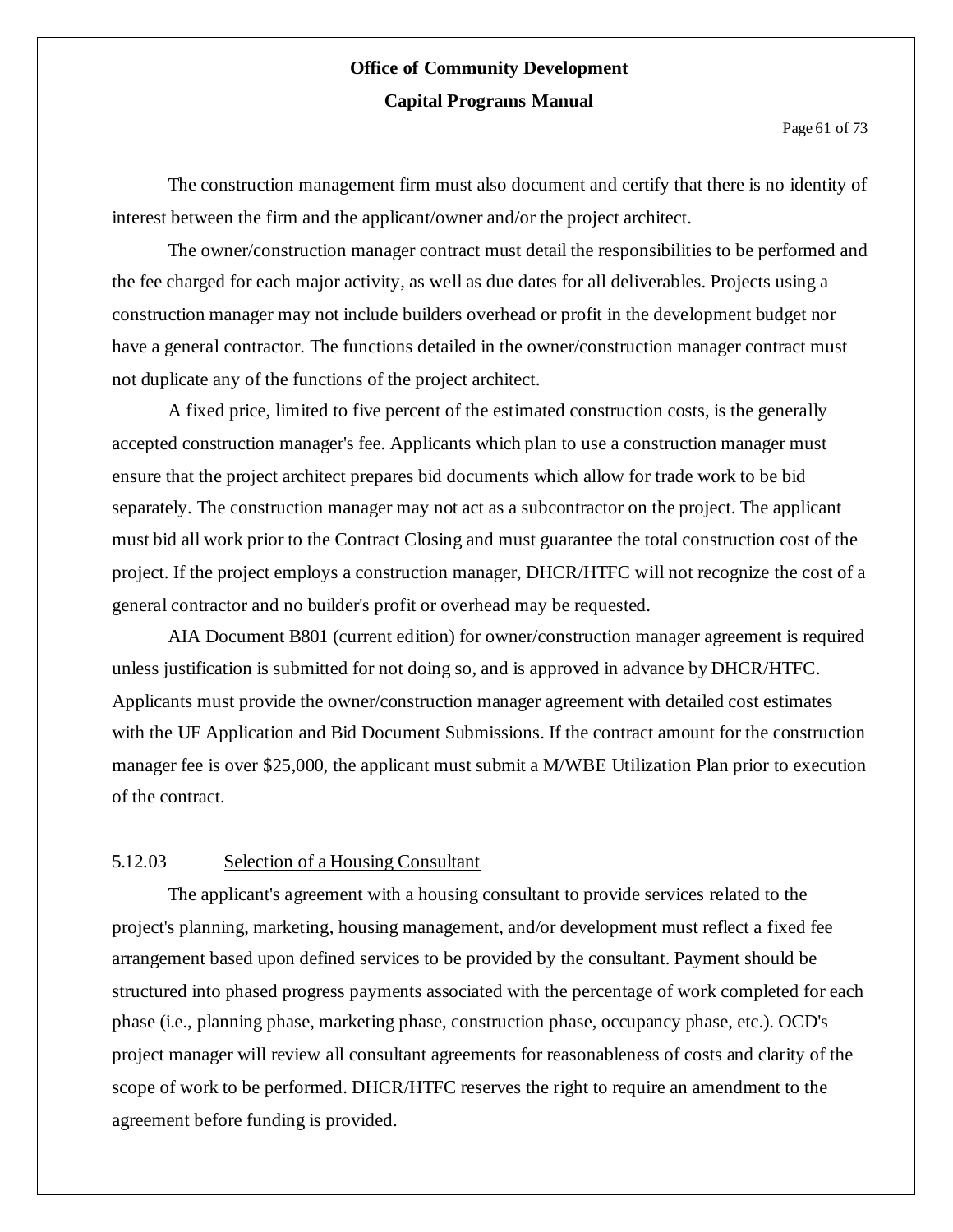The construction management firm must also document and certify that there is no identity of interest between the firm and the applicant/owner and/or the project architect.

The owner/construction manager contract must detail the responsibilities to be performed and the fee charged for each major activity, as well as due dates for all deliverables. Projects using a construction manager may not include builders overhead or profit in the development budget nor have a general contractor. The functions detailed in the owner/construction manager contract must not duplicate any of the functions of the project architect.

A fixed price, limited to five percent of the estimated construction costs, is the generally accepted construction manager's fee. Applicants which plan to use a construction manager must ensure that the project architect prepares bid documents which allow for trade work to be bid separately. The construction manager may not act as a subcontractor on the project. The applicant must bid all work prior to the Contract Closing and must guarantee the total construction cost of the project. If the project employs a construction manager, DHCR/HTFC will not recognize the cost of a general contractor and no builder's profit or overhead may be requested.

AIA Document B801 (current edition) for owner/construction manager agreement is required unless justification is submitted for not doing so, and is approved in advance by DHCR/HTFC. Applicants must provide the owner/construction manager agreement with detailed cost estimates with the UF Application and Bid Document Submissions. If the contract amount for the construction manager fee is over $25,000, the applicant must submit a M/WBE Utilization Plan prior to execution of the contract.

### 5.12.03 Selection of a Housing Consultant

The applicant's agreement with a housing consultant to provide services related to the project's planning, marketing, housing management, and/or development must reflect a fixed fee arrangement based upon defined services to be provided by the consultant. Payment should be structured into phased progress payments associated with the percentage of work completed for each phase (i.e., planning phase, marketing phase, construction phase, occupancy phase, etc.). OCD's project manager will review all consultant agreements for reasonableness of costs and clarity of the scope of work to be performed. DHCR/HTFC reserves the right to require an amendment to the agreement before funding is provided.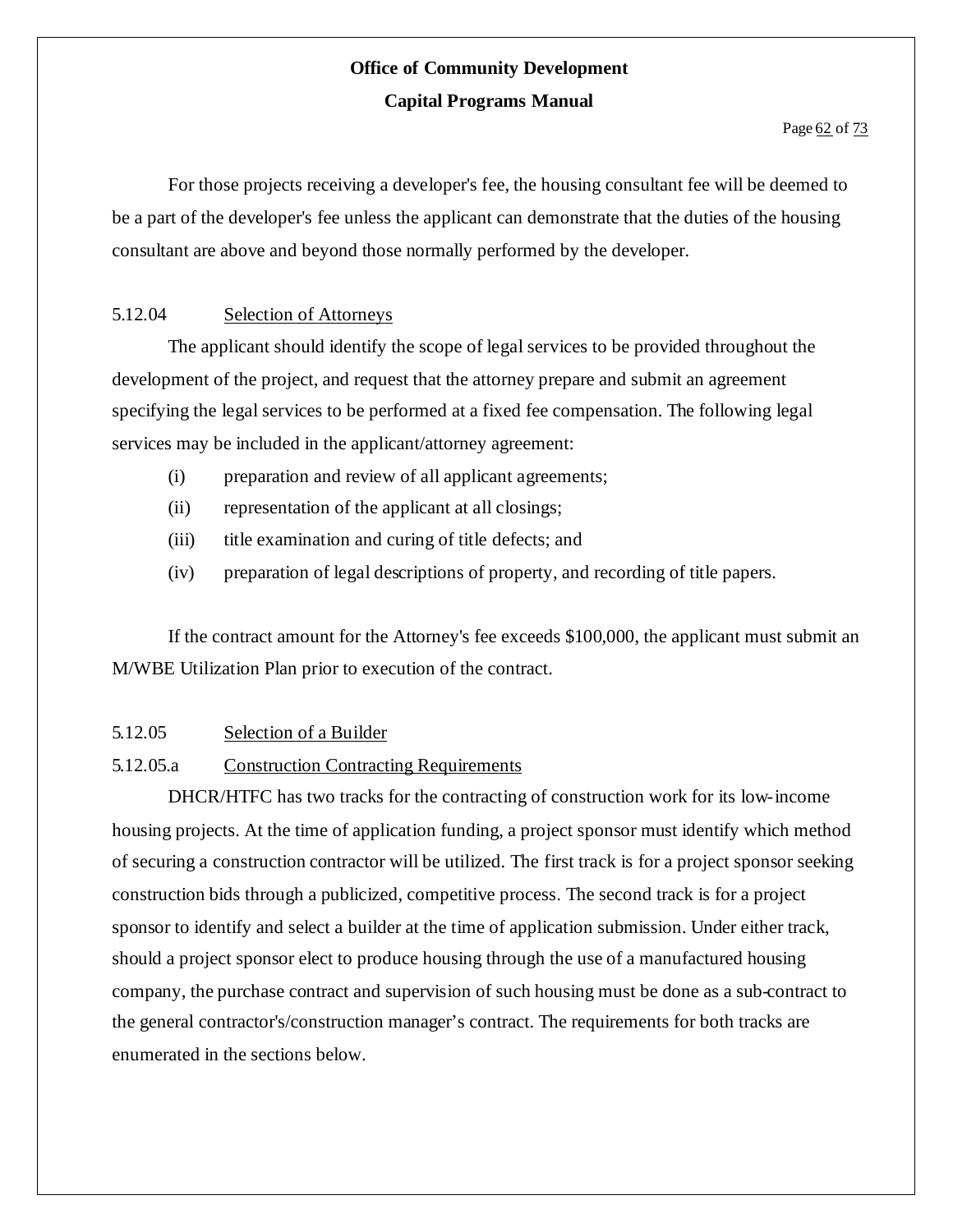For those projects receiving a developer's fee, the housing consultant fee will be deemed to be a part of the developer's fee unless the applicant can demonstrate that the duties of the housing consultant are above and beyond those normally performed by the developer.

### 5.12.04 Selection of Attorneys

The applicant should identify the scope of legal services to be provided throughout the development of the project, and request that the attorney prepare and submit an agreement specifying the legal services to be performed at a fixed fee compensation. The following legal services may be included in the applicant/attorney agreement:

(i) preparation and review of all applicant agreements;

(ii) representation of the applicant at all closings;

(iii) title examination and curing of title defects; and

(iv) preparation of legal descriptions of property, and recording of title papers.

If the contract amount for the Attorney's fee exceeds $100,000, the applicant must submit an M/WBE Utilization Plan prior to execution of the contract.

### 5.12.05 Selection of a Builder

#### 5.12.05.a Construction Contracting Requirements

DHCR/HTFC has two tracks for the contracting of construction work for its low-income housing projects. At the time of application funding, a project sponsor must identify which method of securing a construction contractor will be utilized. The first track is for a project sponsor seeking construction bids through a publicized, competitive process. The second track is for a project sponsor to identify and select a builder at the time of application submission. Under either track, should a project sponsor elect to produce housing through the use of a manufactured housing company, the purchase contract and supervision of such housing must be done as a sub-contract to the general contractor's/construction manager's contract. The requirements for both tracks are enumerated in the sections below.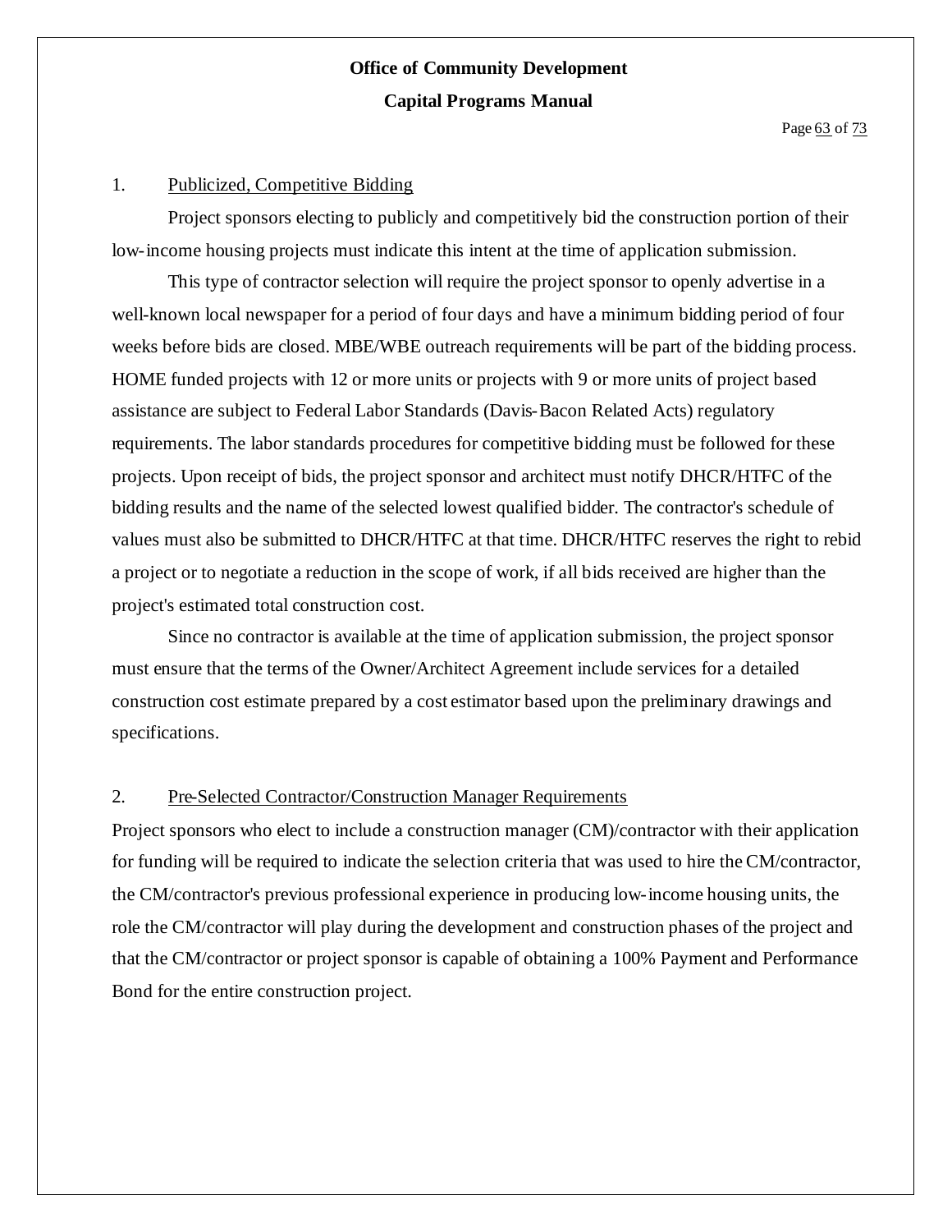1. Publicized, Competitive Bidding

Project sponsors electing to publicly and competitively bid the construction portion of their low-income housing projects must indicate this intent at the time of application submission.

This type of contractor selection will require the project sponsor to openly advertise in a well-known local newspaper for a period of four days and have a minimum bidding period of four weeks before bids are closed. MBE/WBE outreach requirements will be part of the bidding process. HOME funded projects with 12 or more units or projects with 9 or more units of project based assistance are subject to Federal Labor Standards (Davis-Bacon Related Acts) regulatory requirements. The labor standards procedures for competitive bidding must be followed for these projects. Upon receipt of bids, the project sponsor and architect must notify DHCR/HTFC of the bidding results and the name of the selected lowest qualified bidder. The contractor's schedule of values must also be submitted to DHCR/HTFC at that time. DHCR/HTFC reserves the right to rebid a project or to negotiate a reduction in the scope of work, if all bids received are higher than the project's estimated total construction cost.

Since no contractor is available at the time of application submission, the project sponsor must ensure that the terms of the Owner/Architect Agreement include services for a detailed construction cost estimate prepared by a cost estimator based upon the preliminary drawings and specifications.

2. Pre-Selected Contractor/Construction Manager Requirements

Project sponsors who elect to include a construction manager (CM)/contractor with their application for funding will be required to indicate the selection criteria that was used to hire the CM/contractor, the CM/contractor's previous professional experience in producing low-income housing units, the role the CM/contractor will play during the development and construction phases of the project and that the CM/contractor or project sponsor is capable of obtaining a 100% Payment and Performance Bond for the entire construction project.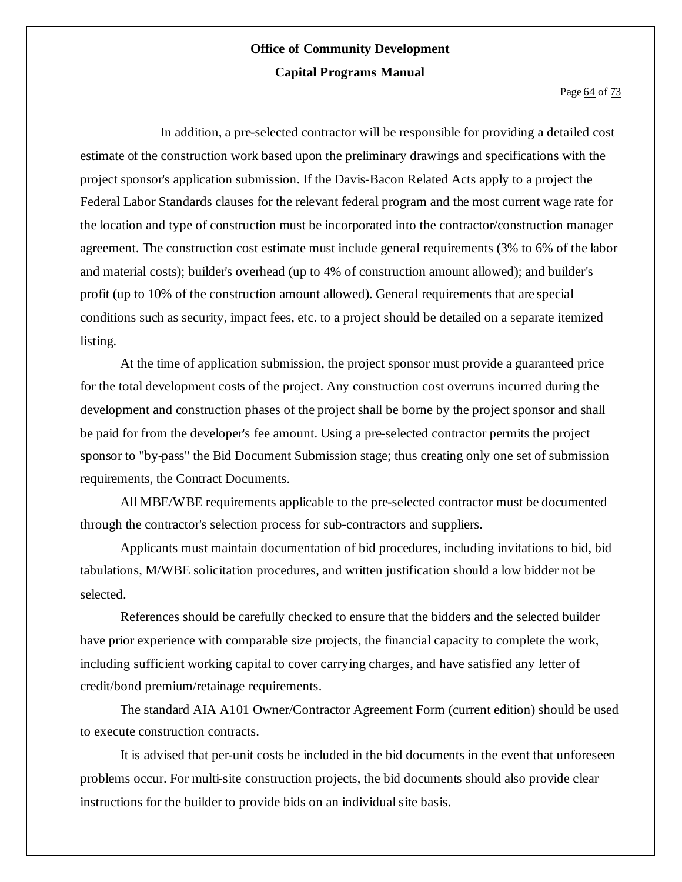In addition, a pre-selected contractor will be responsible for providing a detailed cost estimate of the construction work based upon the preliminary drawings and specifications with the project sponsor's application submission. If the Davis-Bacon Related Acts apply to a project the Federal Labor Standards clauses for the relevant federal program and the most current wage rate for the location and type of construction must be incorporated into the contractor/construction manager agreement. The construction cost estimate must include general requirements (3% to 6% of the labor and material costs); builder's overhead (up to 4% of construction amount allowed); and builder's profit (up to 10% of the construction amount allowed). General requirements that are special conditions such as security, impact fees, etc. to a project should be detailed on a separate itemized listing.

At the time of application submission, the project sponsor must provide a guaranteed price for the total development costs of the project. Any construction cost overruns incurred during the development and construction phases of the project shall be borne by the project sponsor and shall be paid for from the developer's fee amount. Using a pre-selected contractor permits the project sponsor to "by-pass" the Bid Document Submission stage; thus creating only one set of submission requirements, the Contract Documents.

All MBE/WBE requirements applicable to the pre-selected contractor must be documented through the contractor's selection process for sub-contractors and suppliers.

Applicants must maintain documentation of bid procedures, including invitations to bid, bid tabulations, M/WBE solicitation procedures, and written justification should a low bidder not be selected.

References should be carefully checked to ensure that the bidders and the selected builder have prior experience with comparable size projects, the financial capacity to complete the work, including sufficient working capital to cover carrying charges, and have satisfied any letter of credit/bond premium/retainage requirements.

The standard AIA A101 Owner/Contractor Agreement Form (current edition) should be used to execute construction contracts.

It is advised that per-unit costs be included in the bid documents in the event that unforeseen problems occur. For multi-site construction projects, the bid documents should also provide clear instructions for the builder to provide bids on an individual site basis.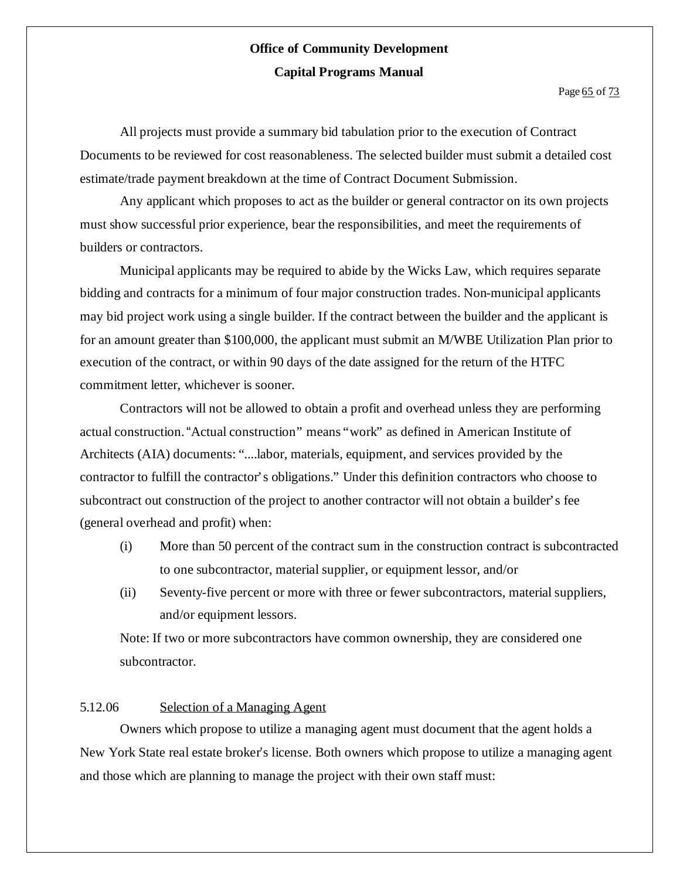All projects must provide a summary bid tabulation prior to the execution of Contract Documents to be reviewed for cost reasonableness. The selected builder must submit a detailed cost estimate/trade payment breakdown at the time of Contract Document Submission.

Any applicant which proposes to act as the builder or general contractor on its own projects must show successful prior experience, bear the responsibilities, and meet the requirements of builders or contractors.

Municipal applicants may be required to abide by the Wicks Law, which requires separate bidding and contracts for a minimum of four major construction trades. Non-municipal applicants may bid project work using a single builder. If the contract between the builder and the applicant is for an amount greater than $100,000, the applicant must submit an M/WBE Utilization Plan prior to execution of the contract, or within 90 days of the date assigned for the return of the HTFC commitment letter, whichever is sooner.

Contractors will not be allowed to obtain a profit and overhead unless they are performing actual construction. "Actual construction" means "work" as defined in American Institute of Architects (AIA) documents: "....labor, materials, equipment, and services provided by the contractor to fulfill the contractor's obligations." Under this definition contractors who choose to subcontract out construction of the project to another contractor will not obtain a builder's fee (general overhead and profit) when:

(i) More than 50 percent of the contract sum in the construction contract is subcontracted to one subcontractor, material supplier, or equipment lessor, and/or

(ii) Seventy-five percent or more with three or fewer subcontractors, material suppliers, and/or equipment lessors.

Note: If two or more subcontractors have common ownership, they are considered one subcontractor.

5.12.06 Selection of a Managing Agent

Owners which propose to utilize a managing agent must document that the agent holds a New York State real estate broker's license. Both owners which propose to utilize a managing agent and those which are planning to manage the project with their own staff must: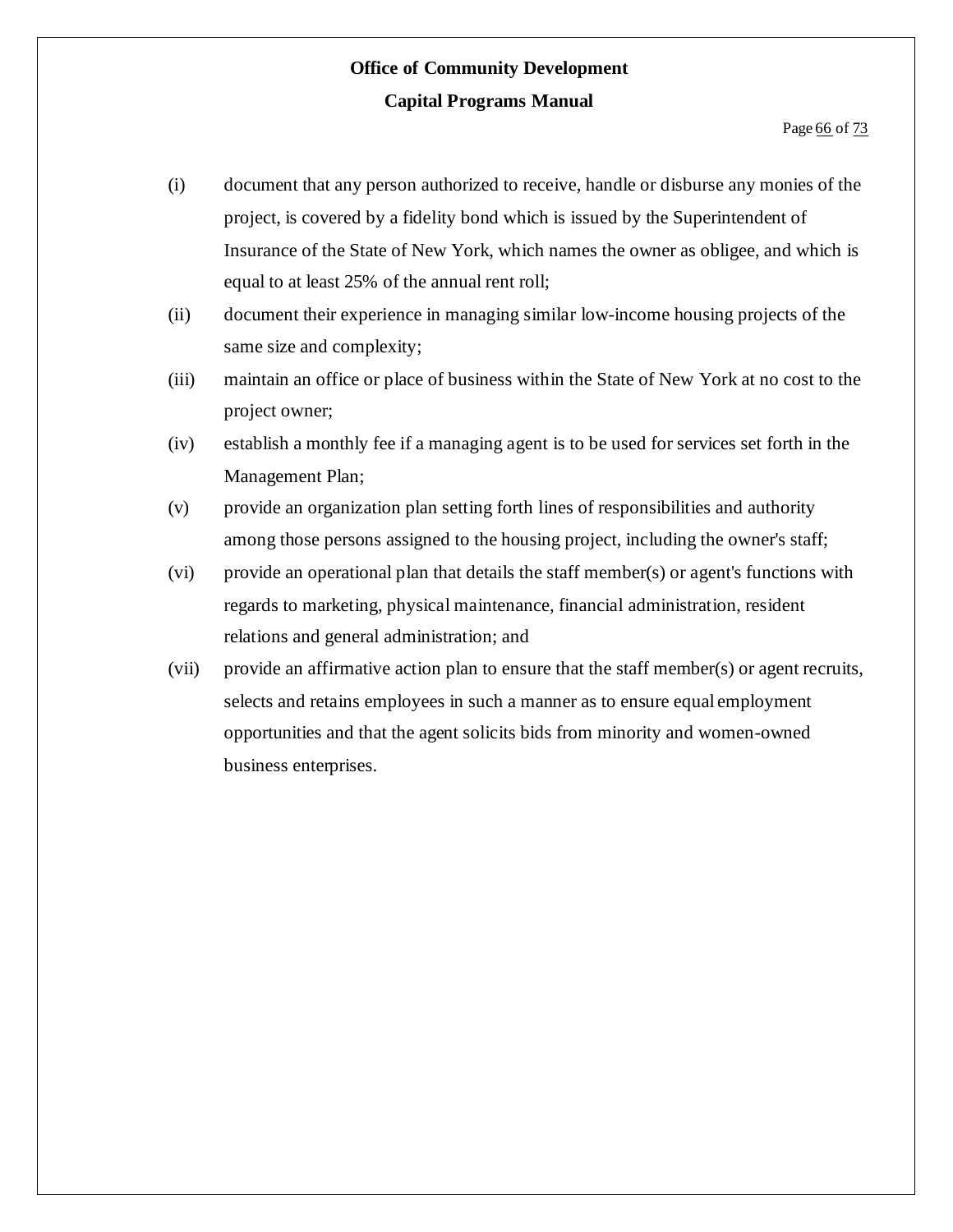(i) document that any person authorized to receive, handle or disburse any monies of the project, is covered by a fidelity bond which is issued by the Superintendent of Insurance of the State of New York, which names the owner as obligee, and which is equal to at least 25% of the annual rent roll;

(ii) document their experience in managing similar low-income housing projects of the same size and complexity;

(iii) maintain an office or place of business within the State of New York at no cost to the project owner;

(iv) establish a monthly fee if a managing agent is to be used for services set forth in the Management Plan;

(v) provide an organization plan setting forth lines of responsibilities and authority among those persons assigned to the housing project, including the owner's staff;

(vi) provide an operational plan that details the staff member(s) or agent's functions with regards to marketing, physical maintenance, financial administration, resident relations and general administration; and

(vii) provide an affirmative action plan to ensure that the staff member(s) or agent recruits, selects and retains employees in such a manner as to ensure equal employment opportunities and that the agent solicits bids from minority and women-owned business enterprises.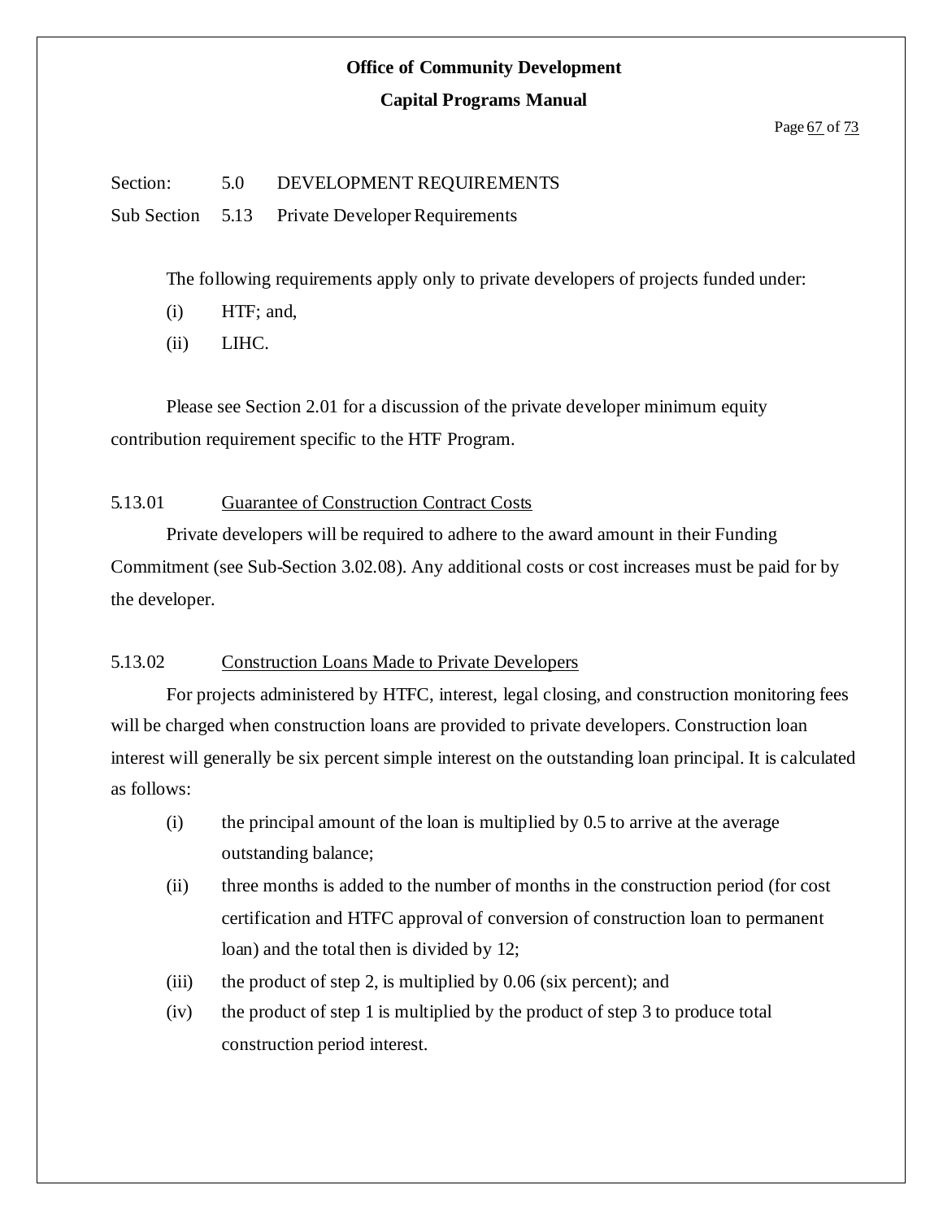Section: 5.0 DEVELOPMENT REQUIREMENTS

Sub Section 5.13 Private Developer Requirements

The following requirements apply only to private developers of projects funded under:

(i) HTF; and,

(ii) LIHC.

Please see Section 2.01 for a discussion of the private developer minimum equity contribution requirement specific to the HTF Program.

### 5.13.01 Guarantee of Construction Contract Costs

Private developers will be required to adhere to the award amount in their Funding Commitment (see Sub-Section 3.02.08). Any additional costs or cost increases must be paid for by the developer.

### 5.13.02 Construction Loans Made to Private Developers

For projects administered by HTFC, interest, legal closing, and construction monitoring fees will be charged when construction loans are provided to private developers. Construction loan interest will generally be six percent simple interest on the outstanding loan principal. It is calculated as follows:

(i) the principal amount of the loan is multiplied by 0.5 to arrive at the average outstanding balance;

(ii) three months is added to the number of months in the construction period (for cost certification and HTFC approval of conversion of construction loan to permanent loan) and the total then is divided by 12;

(iii) the product of step 2, is multiplied by 0.06 (six percent); and

(iv) the product of step 1 is multiplied by the product of step 3 to produce total construction period interest.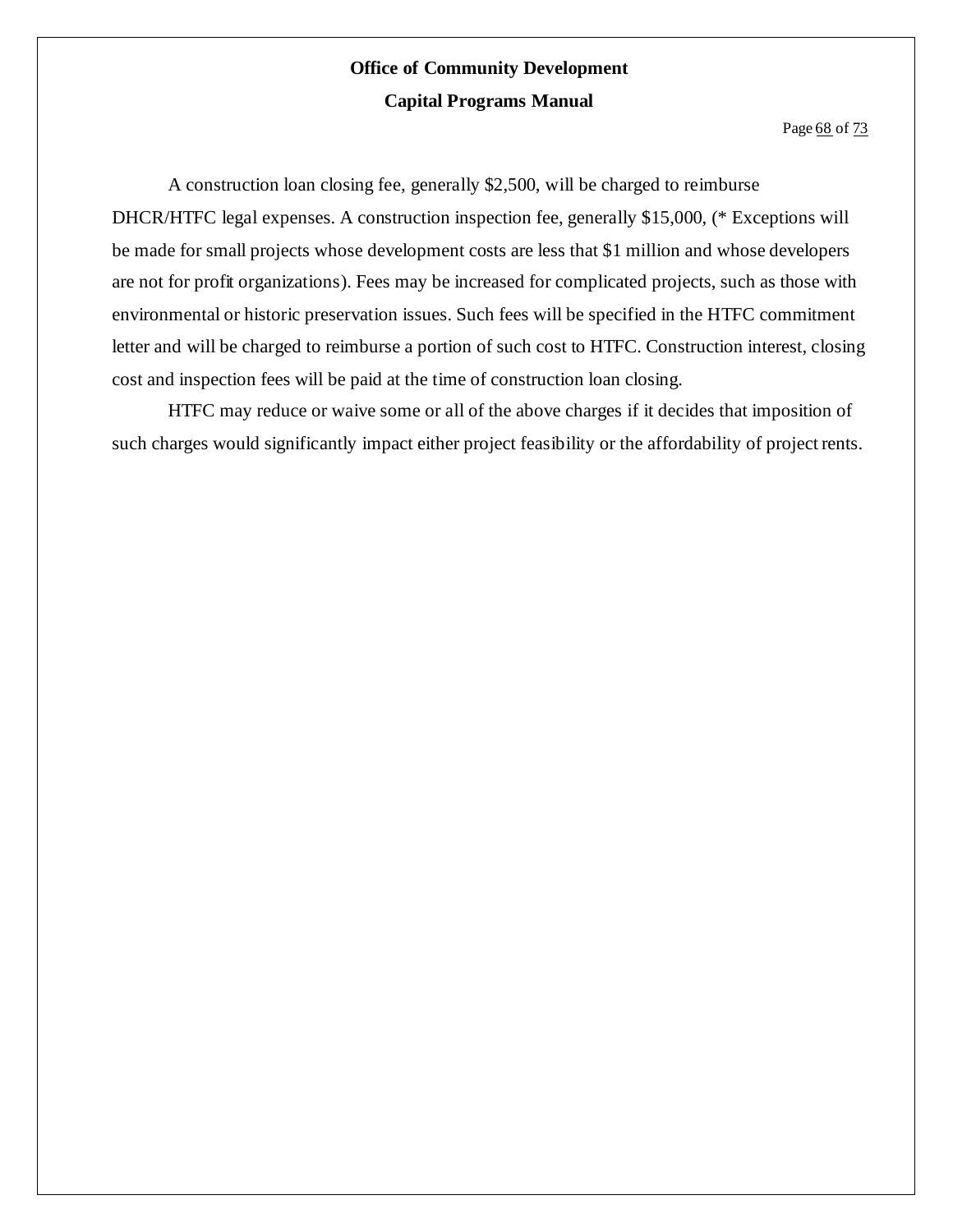A construction loan closing fee, generally $2,500, will be charged to reimburse DHCR/HTFC legal expenses. A construction inspection fee, generally $15,000, (* Exceptions will be made for small projects whose development costs are less that $1 million and whose developers are not for profit organizations). Fees may be increased for complicated projects, such as those with environmental or historic preservation issues. Such fees will be specified in the HTFC commitment letter and will be charged to reimburse a portion of such cost to HTFC. Construction interest, closing cost and inspection fees will be paid at the time of construction loan closing.

HTFC may reduce or waive some or all of the above charges if it decides that imposition of such charges would significantly impact either project feasibility or the affordability of project rents.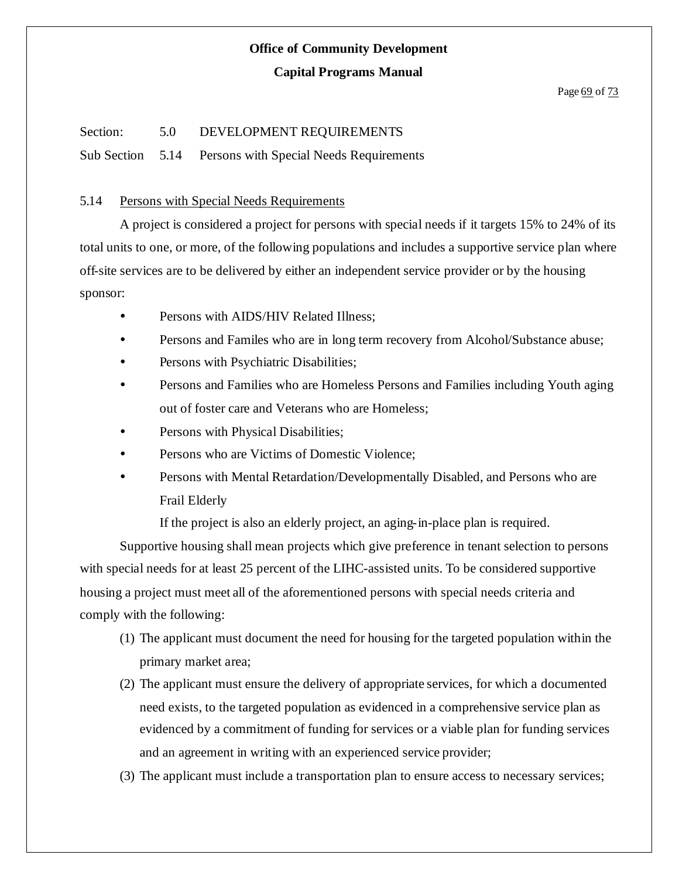Section: 5.0 DEVELOPMENT REQUIREMENTS

Sub Section 5.14 Persons with Special Needs Requirements

## 5.14 Persons with Special Needs Requirements

A project is considered a project for persons with special needs if it targets 15% to 24% of its total units to one, or more, of the following populations and includes a supportive service plan where off-site services are to be delivered by either an independent service provider or by the housing sponsor:

- Persons with AIDS/HIV Related Illness;
- Persons and Familes who are in long term recovery from Alcohol/Substance abuse;
- Persons with Psychiatric Disabilities;
- Persons and Families who are Homeless Persons and Families including Youth aging out of foster care and Veterans who are Homeless;
- Persons with Physical Disabilities;
- Persons who are Victims of Domestic Violence;
- Persons with Mental Retardation/Developmentally Disabled, and Persons who are Frail Elderly

  If the project is also an elderly project, an aging-in-place plan is required.

Supportive housing shall mean projects which give preference in tenant selection to persons with special needs for at least 25 percent of the LIHC-assisted units. To be considered supportive housing a project must meet all of the aforementioned persons with special needs criteria and comply with the following:

(1) The applicant must document the need for housing for the targeted population within the primary market area;

(2) The applicant must ensure the delivery of appropriate services, for which a documented need exists, to the targeted population as evidenced in a comprehensive service plan as evidenced by a commitment of funding for services or a viable plan for funding services and an agreement in writing with an experienced service provider;

(3) The applicant must include a transportation plan to ensure access to necessary services;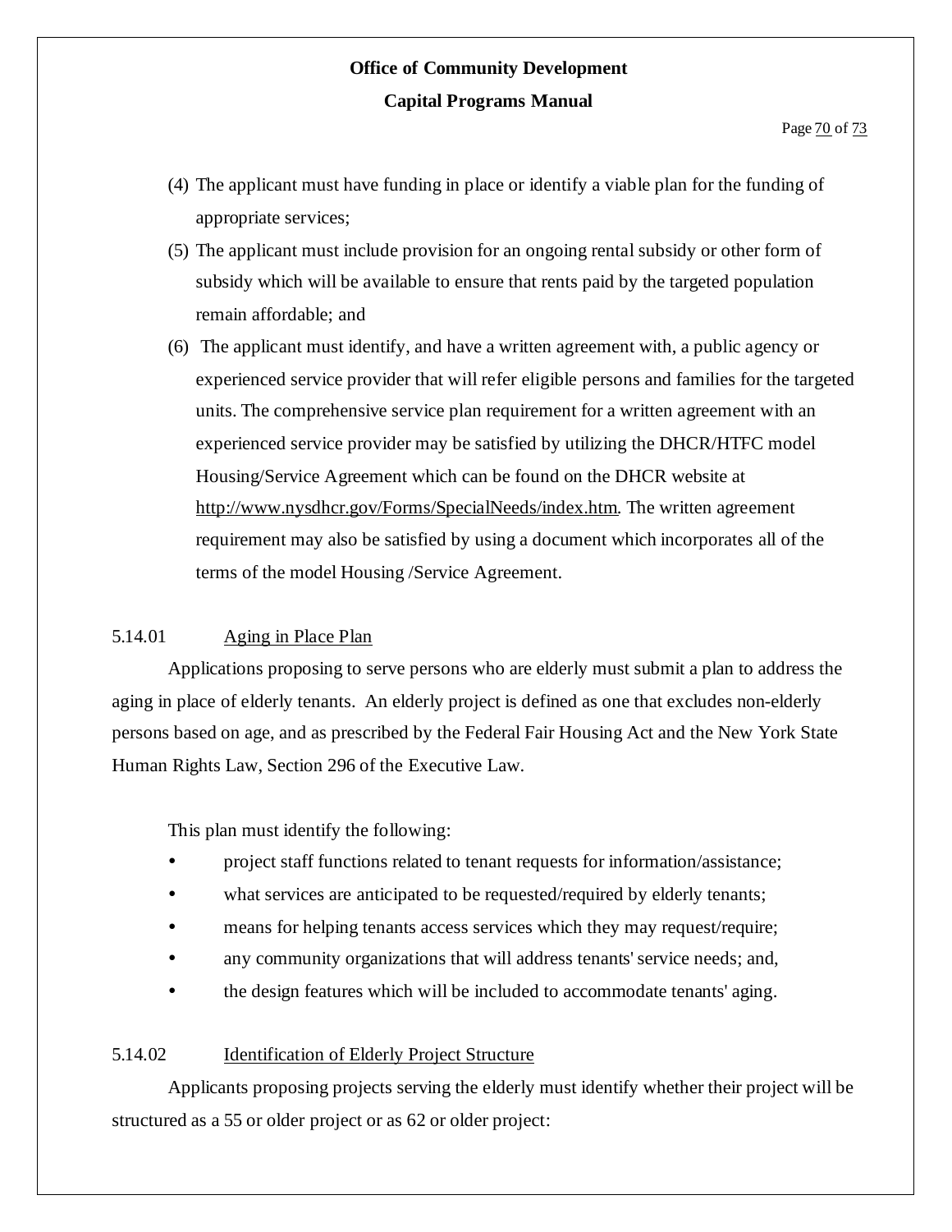(4) The applicant must have funding in place or identify a viable plan for the funding of appropriate services;

(5) The applicant must include provision for an ongoing rental subsidy or other form of subsidy which will be available to ensure that rents paid by the targeted population remain affordable; and

(6) The applicant must identify, and have a written agreement with, a public agency or experienced service provider that will refer eligible persons and families for the targeted units. The comprehensive service plan requirement for a written agreement with an experienced service provider may be satisfied by utilizing the DHCR/HTFC model Housing/Service Agreement which can be found on the DHCR website at http://www.nysdhcr.gov/Forms/SpecialNeeds/index.htm. The written agreement requirement may also be satisfied by using a document which incorporates all of the terms of the model Housing /Service Agreement.

### 5.14.01 Aging in Place Plan

Applications proposing to serve persons who are elderly must submit a plan to address the aging in place of elderly tenants. An elderly project is defined as one that excludes non-elderly persons based on age, and as prescribed by the Federal Fair Housing Act and the New York State Human Rights Law, Section 296 of the Executive Law.

This plan must identify the following:

- project staff functions related to tenant requests for information/assistance;
- what services are anticipated to be requested/required by elderly tenants;
- means for helping tenants access services which they may request/require;
- any community organizations that will address tenants' service needs; and,
- the design features which will be included to accommodate tenants' aging.

### 5.14.02 Identification of Elderly Project Structure

Applicants proposing projects serving the elderly must identify whether their project will be structured as a 55 or older project or as 62 or older project: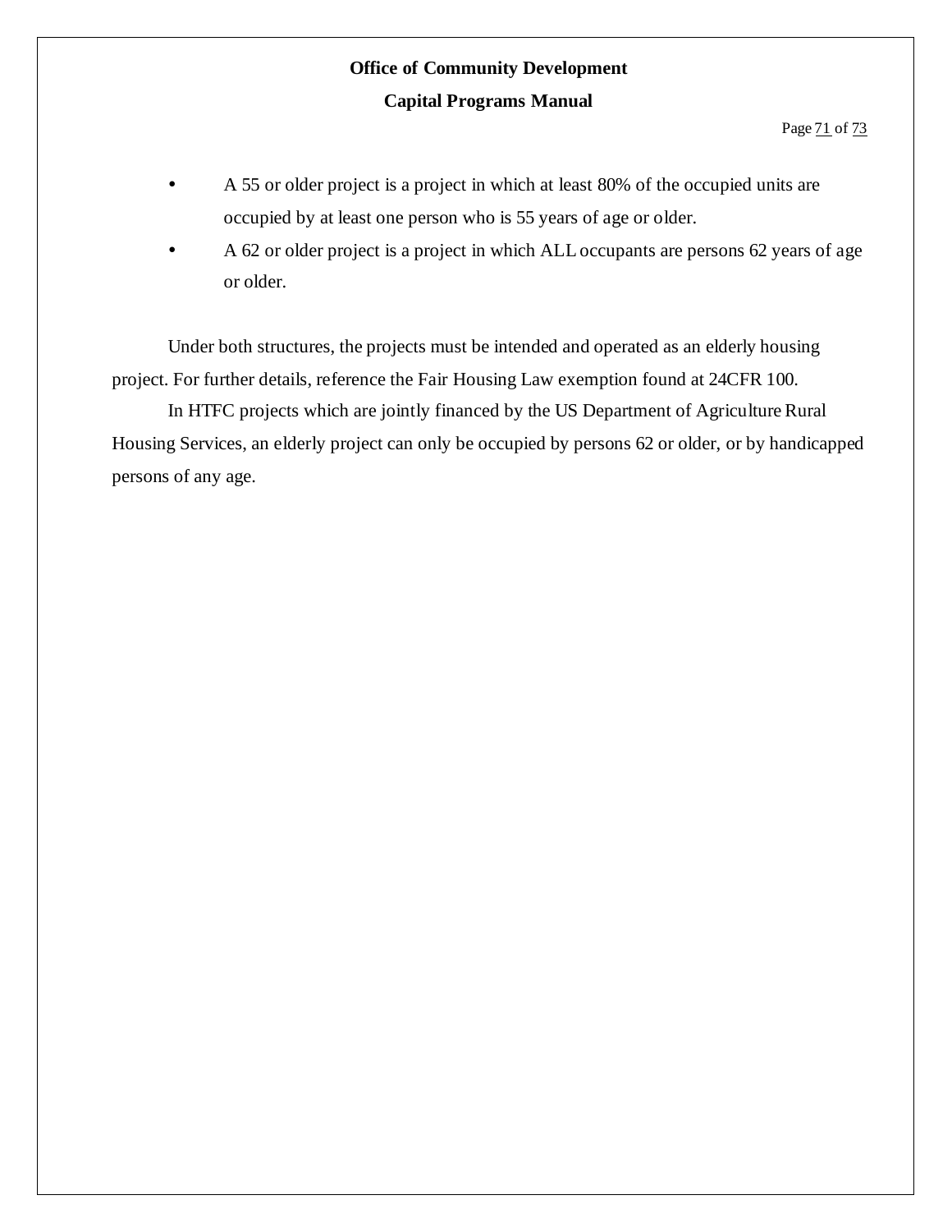- A 55 or older project is a project in which at least 80% of the occupied units are occupied by at least one person who is 55 years of age or older.
- A 62 or older project is a project in which ALL occupants are persons 62 years of age or older.

Under both structures, the projects must be intended and operated as an elderly housing project. For further details, reference the Fair Housing Law exemption found at 24CFR 100.

In HTFC projects which are jointly financed by the US Department of Agriculture Rural Housing Services, an elderly project can only be occupied by persons 62 or older, or by handicapped persons of any age.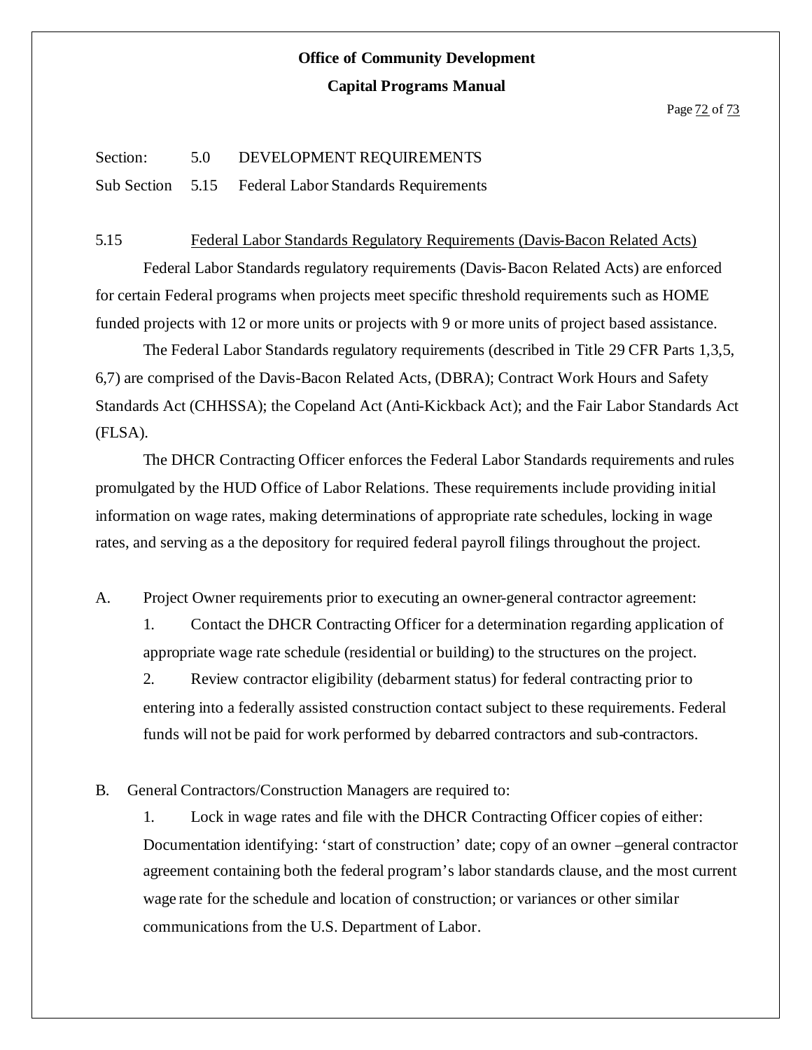Section: 5.0 DEVELOPMENT REQUIREMENTS

Sub Section 5.15 Federal Labor Standards Requirements

## 5.15 Federal Labor Standards Regulatory Requirements (Davis-Bacon Related Acts)

Federal Labor Standards regulatory requirements (Davis-Bacon Related Acts) are enforced for certain Federal programs when projects meet specific threshold requirements such as HOME funded projects with 12 or more units or projects with 9 or more units of project based assistance.

The Federal Labor Standards regulatory requirements (described in Title 29 CFR Parts 1,3,5, 6,7) are comprised of the Davis-Bacon Related Acts, (DBRA); Contract Work Hours and Safety Standards Act (CHHSSA); the Copeland Act (Anti-Kickback Act); and the Fair Labor Standards Act (FLSA).

The DHCR Contracting Officer enforces the Federal Labor Standards requirements and rules promulgated by the HUD Office of Labor Relations. These requirements include providing initial information on wage rates, making determinations of appropriate rate schedules, locking in wage rates, and serving as a the depository for required federal payroll filings throughout the project.

A. Project Owner requirements prior to executing an owner-general contractor agreement:

1. Contact the DHCR Contracting Officer for a determination regarding application of appropriate wage rate schedule (residential or building) to the structures on the project.
2. Review contractor eligibility (debarment status) for federal contracting prior to entering into a federally assisted construction contact subject to these requirements. Federal funds will not be paid for work performed by debarred contractors and sub-contractors.

B. General Contractors/Construction Managers are required to:

1. Lock in wage rates and file with the DHCR Contracting Officer copies of either: Documentation identifying: 'start of construction' date; copy of an owner –general contractor agreement containing both the federal program's labor standards clause, and the most current wage rate for the schedule and location of construction; or variances or other similar communications from the U.S. Department of Labor.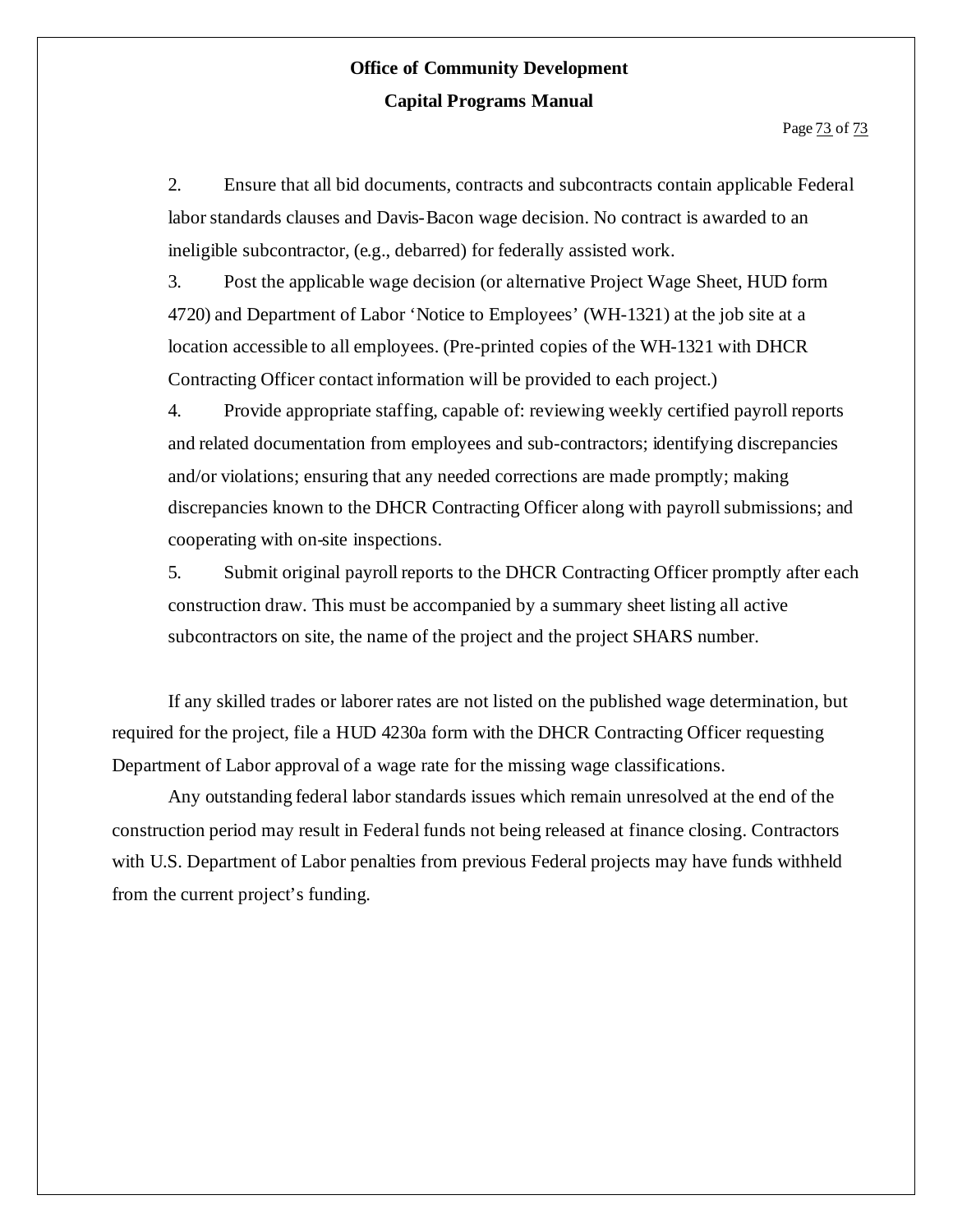2. Ensure that all bid documents, contracts and subcontracts contain applicable Federal labor standards clauses and Davis-Bacon wage decision. No contract is awarded to an ineligible subcontractor, (e.g., debarred) for federally assisted work.
3. Post the applicable wage decision (or alternative Project Wage Sheet, HUD form 4720) and Department of Labor 'Notice to Employees' (WH-1321) at the job site at a location accessible to all employees. (Pre-printed copies of the WH-1321 with DHCR Contracting Officer contact information will be provided to each project.)
4. Provide appropriate staffing, capable of: reviewing weekly certified payroll reports and related documentation from employees and sub-contractors; identifying discrepancies and/or violations; ensuring that any needed corrections are made promptly; making discrepancies known to the DHCR Contracting Officer along with payroll submissions; and cooperating with on-site inspections.
5. Submit original payroll reports to the DHCR Contracting Officer promptly after each construction draw. This must be accompanied by a summary sheet listing all active subcontractors on site, the name of the project and the project SHARS number.

If any skilled trades or laborer rates are not listed on the published wage determination, but required for the project, file a HUD 4230a form with the DHCR Contracting Officer requesting Department of Labor approval of a wage rate for the missing wage classifications.

Any outstanding federal labor standards issues which remain unresolved at the end of the construction period may result in Federal funds not being released at finance closing. Contractors with U.S. Department of Labor penalties from previous Federal projects may have funds withheld from the current project's funding.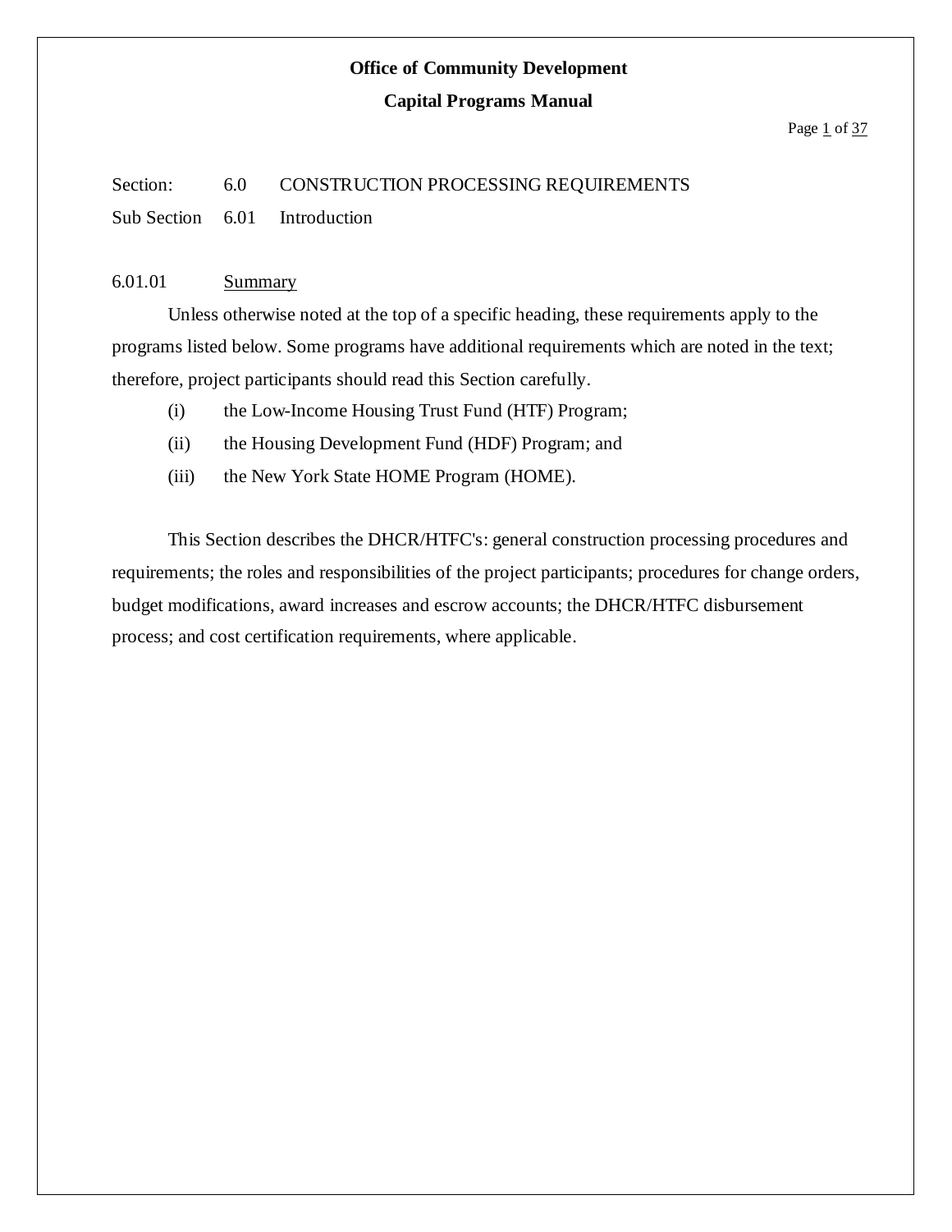Section: 6.0 CONSTRUCTION PROCESSING REQUIREMENTS

Sub Section 6.01 Introduction

6.01.01 Summary

Unless otherwise noted at the top of a specific heading, these requirements apply to the programs listed below. Some programs have additional requirements which are noted in the text; therefore, project participants should read this Section carefully.

(i) the Low-Income Housing Trust Fund (HTF) Program;

(ii) the Housing Development Fund (HDF) Program; and

(iii) the New York State HOME Program (HOME).

This Section describes the DHCR/HTFC's: general construction processing procedures and requirements; the roles and responsibilities of the project participants; procedures for change orders, budget modifications, award increases and escrow accounts; the DHCR/HTFC disbursement process; and cost certification requirements, where applicable.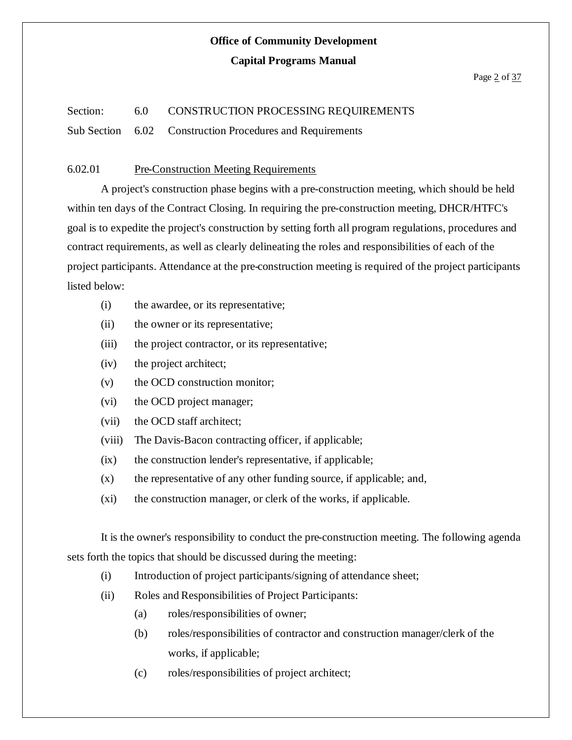Section: 6.0 CONSTRUCTION PROCESSING REQUIREMENTS

Sub Section 6.02 Construction Procedures and Requirements

### 6.02.01 Pre-Construction Meeting Requirements

A project's construction phase begins with a pre-construction meeting, which should be held within ten days of the Contract Closing. In requiring the pre-construction meeting, DHCR/HTFC's goal is to expedite the project's construction by setting forth all program regulations, procedures and contract requirements, as well as clearly delineating the roles and responsibilities of each of the project participants. Attendance at the pre-construction meeting is required of the project participants listed below:

- (i) the awardee, or its representative;
- (ii) the owner or its representative;
- (iii) the project contractor, or its representative;
- (iv) the project architect;
- (v) the OCD construction monitor;
- (vi) the OCD project manager;
- (vii) the OCD staff architect;
- (viii) The Davis-Bacon contracting officer, if applicable;
- (ix) the construction lender's representative, if applicable;
- (x) the representative of any other funding source, if applicable; and,
- (xi) the construction manager, or clerk of the works, if applicable.

It is the owner's responsibility to conduct the pre-construction meeting. The following agenda sets forth the topics that should be discussed during the meeting:

- (i) Introduction of project participants/signing of attendance sheet;
- (ii) Roles and Responsibilities of Project Participants:
  - (a) roles/responsibilities of owner;
  - (b) roles/responsibilities of contractor and construction manager/clerk of the works, if applicable;
  - (c) roles/responsibilities of project architect;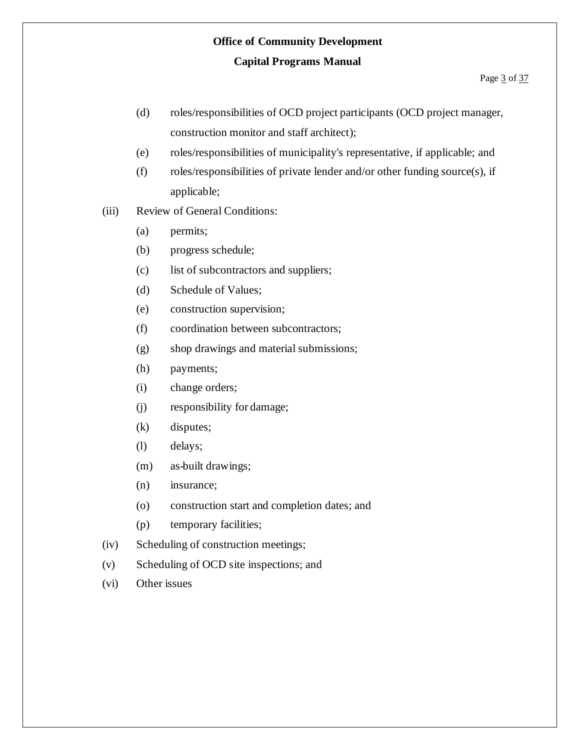(d) roles/responsibilities of OCD project participants (OCD project manager, construction monitor and staff architect);

(e) roles/responsibilities of municipality's representative, if applicable; and

(f) roles/responsibilities of private lender and/or other funding source(s), if applicable;

(iii) Review of General Conditions:

(a) permits;

(b) progress schedule;

(c) list of subcontractors and suppliers;

(d) Schedule of Values;

(e) construction supervision;

(f) coordination between subcontractors;

(g) shop drawings and material submissions;

(h) payments;

(i) change orders;

(j) responsibility for damage;

(k) disputes;

(l) delays;

(m) as-built drawings;

(n) insurance;

(o) construction start and completion dates; and

(p) temporary facilities;

(iv) Scheduling of construction meetings;

(v) Scheduling of OCD site inspections; and

(vi) Other issues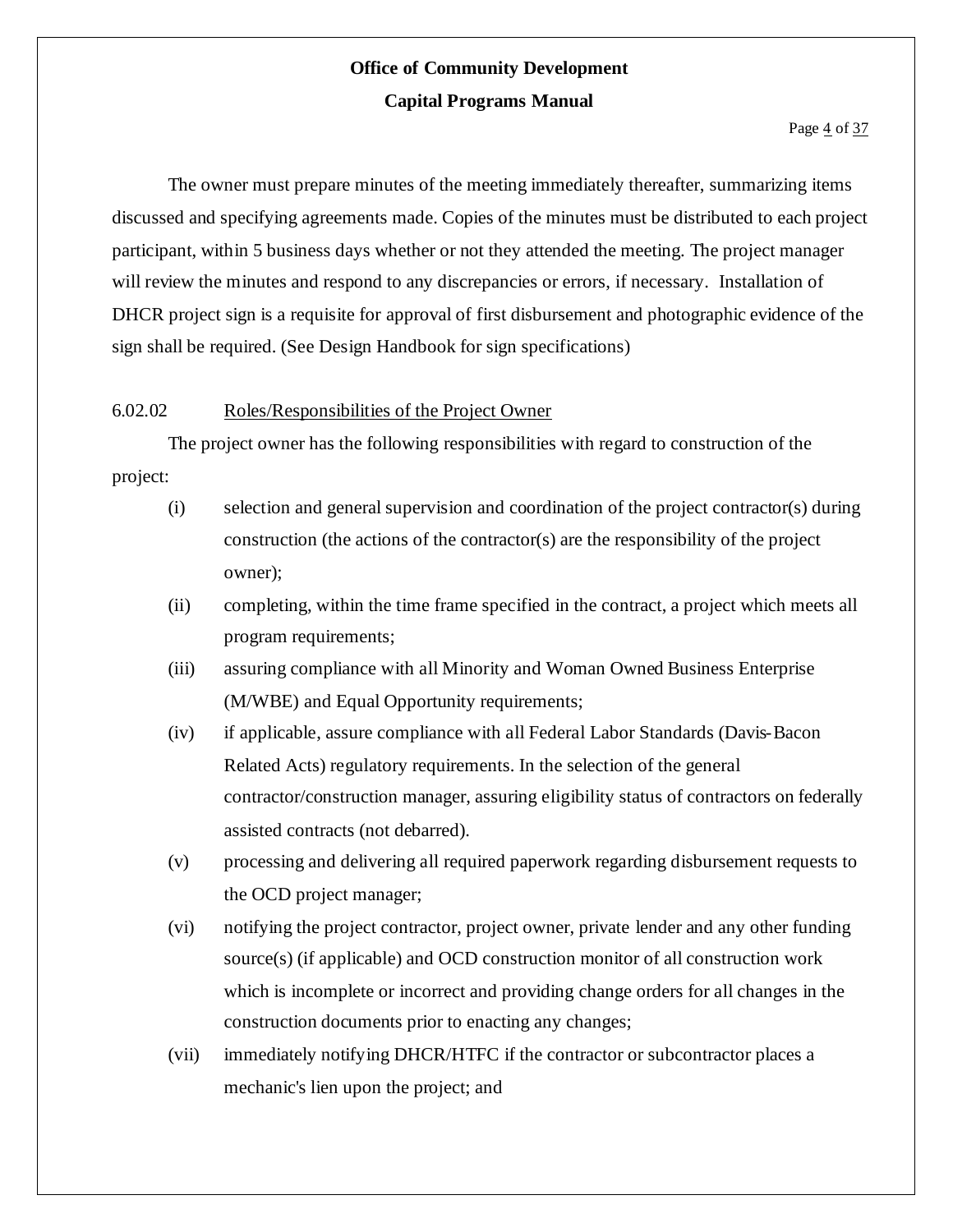The owner must prepare minutes of the meeting immediately thereafter, summarizing items discussed and specifying agreements made. Copies of the minutes must be distributed to each project participant, within 5 business days whether or not they attended the meeting. The project manager will review the minutes and respond to any discrepancies or errors, if necessary. Installation of DHCR project sign is a requisite for approval of first disbursement and photographic evidence of the sign shall be required. (See Design Handbook for sign specifications)

6.02.02 Roles/Responsibilities of the Project Owner

The project owner has the following responsibilities with regard to construction of the project:

(i) selection and general supervision and coordination of the project contractor(s) during construction (the actions of the contractor(s) are the responsibility of the project owner);

(ii) completing, within the time frame specified in the contract, a project which meets all program requirements;

(iii) assuring compliance with all Minority and Woman Owned Business Enterprise (M/WBE) and Equal Opportunity requirements;

(iv) if applicable, assure compliance with all Federal Labor Standards (Davis-Bacon Related Acts) regulatory requirements. In the selection of the general contractor/construction manager, assuring eligibility status of contractors on federally assisted contracts (not debarred).

(v) processing and delivering all required paperwork regarding disbursement requests to the OCD project manager;

(vi) notifying the project contractor, project owner, private lender and any other funding source(s) (if applicable) and OCD construction monitor of all construction work which is incomplete or incorrect and providing change orders for all changes in the construction documents prior to enacting any changes;

(vii) immediately notifying DHCR/HTFC if the contractor or subcontractor places a mechanic's lien upon the project; and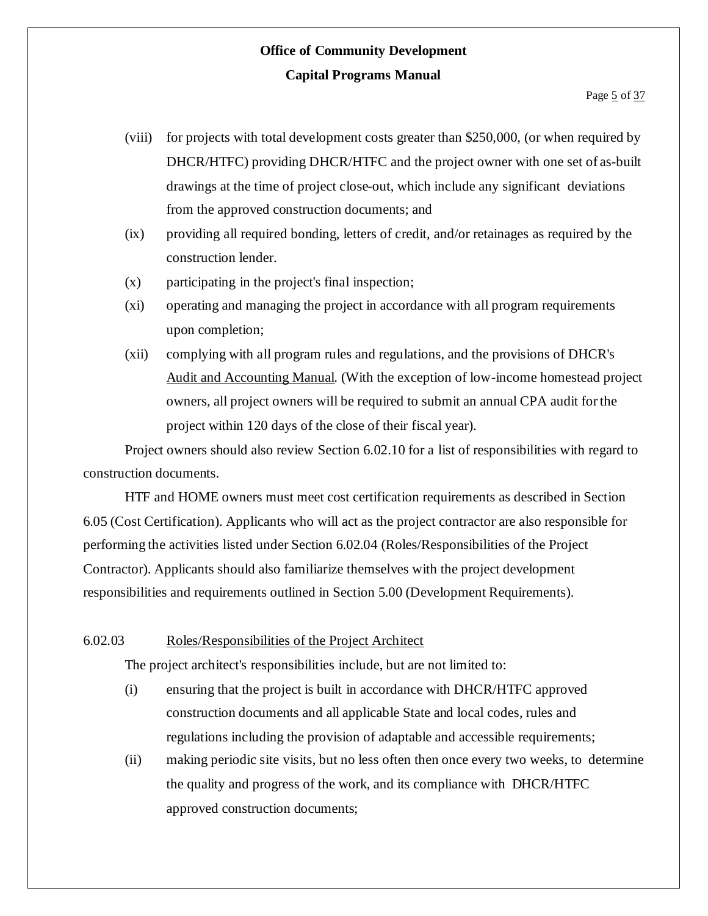(viii) for projects with total development costs greater than $250,000, (or when required by DHCR/HTFC) providing DHCR/HTFC and the project owner with one set of as-built drawings at the time of project close-out, which include any significant deviations from the approved construction documents; and

(ix) providing all required bonding, letters of credit, and/or retainages as required by the construction lender.

(x) participating in the project's final inspection;

(xi) operating and managing the project in accordance with all program requirements upon completion;

(xii) complying with all program rules and regulations, and the provisions of DHCR's Audit and Accounting Manual. (With the exception of low-income homestead project owners, all project owners will be required to submit an annual CPA audit for the project within 120 days of the close of their fiscal year).

Project owners should also review Section 6.02.10 for a list of responsibilities with regard to construction documents.

HTF and HOME owners must meet cost certification requirements as described in Section 6.05 (Cost Certification). Applicants who will act as the project contractor are also responsible for performing the activities listed under Section 6.02.04 (Roles/Responsibilities of the Project Contractor). Applicants should also familiarize themselves with the project development responsibilities and requirements outlined in Section 5.00 (Development Requirements).

### 6.02.03 Roles/Responsibilities of the Project Architect

The project architect's responsibilities include, but are not limited to:

(i) ensuring that the project is built in accordance with DHCR/HTFC approved construction documents and all applicable State and local codes, rules and regulations including the provision of adaptable and accessible requirements;

(ii) making periodic site visits, but no less often then once every two weeks, to determine the quality and progress of the work, and its compliance with DHCR/HTFC approved construction documents;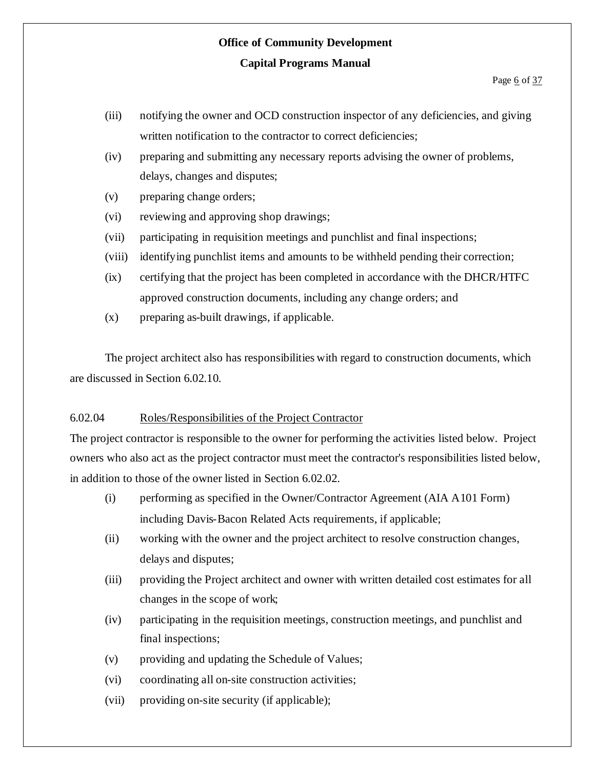(iii) notifying the owner and OCD construction inspector of any deficiencies, and giving written notification to the contractor to correct deficiencies;

(iv) preparing and submitting any necessary reports advising the owner of problems, delays, changes and disputes;

(v) preparing change orders;

(vi) reviewing and approving shop drawings;

(vii) participating in requisition meetings and punchlist and final inspections;

(viii) identifying punchlist items and amounts to be withheld pending their correction;

(ix) certifying that the project has been completed in accordance with the DHCR/HTFC approved construction documents, including any change orders; and

(x) preparing as-built drawings, if applicable.

The project architect also has responsibilities with regard to construction documents, which are discussed in Section 6.02.10.

6.02.04 Roles/Responsibilities of the Project Contractor

The project contractor is responsible to the owner for performing the activities listed below. Project owners who also act as the project contractor must meet the contractor's responsibilities listed below, in addition to those of the owner listed in Section 6.02.02.

(i) performing as specified in the Owner/Contractor Agreement (AIA A101 Form) including Davis-Bacon Related Acts requirements, if applicable;

(ii) working with the owner and the project architect to resolve construction changes, delays and disputes;

(iii) providing the Project architect and owner with written detailed cost estimates for all changes in the scope of work;

(iv) participating in the requisition meetings, construction meetings, and punchlist and final inspections;

(v) providing and updating the Schedule of Values;

(vi) coordinating all on-site construction activities;

(vii) providing on-site security (if applicable);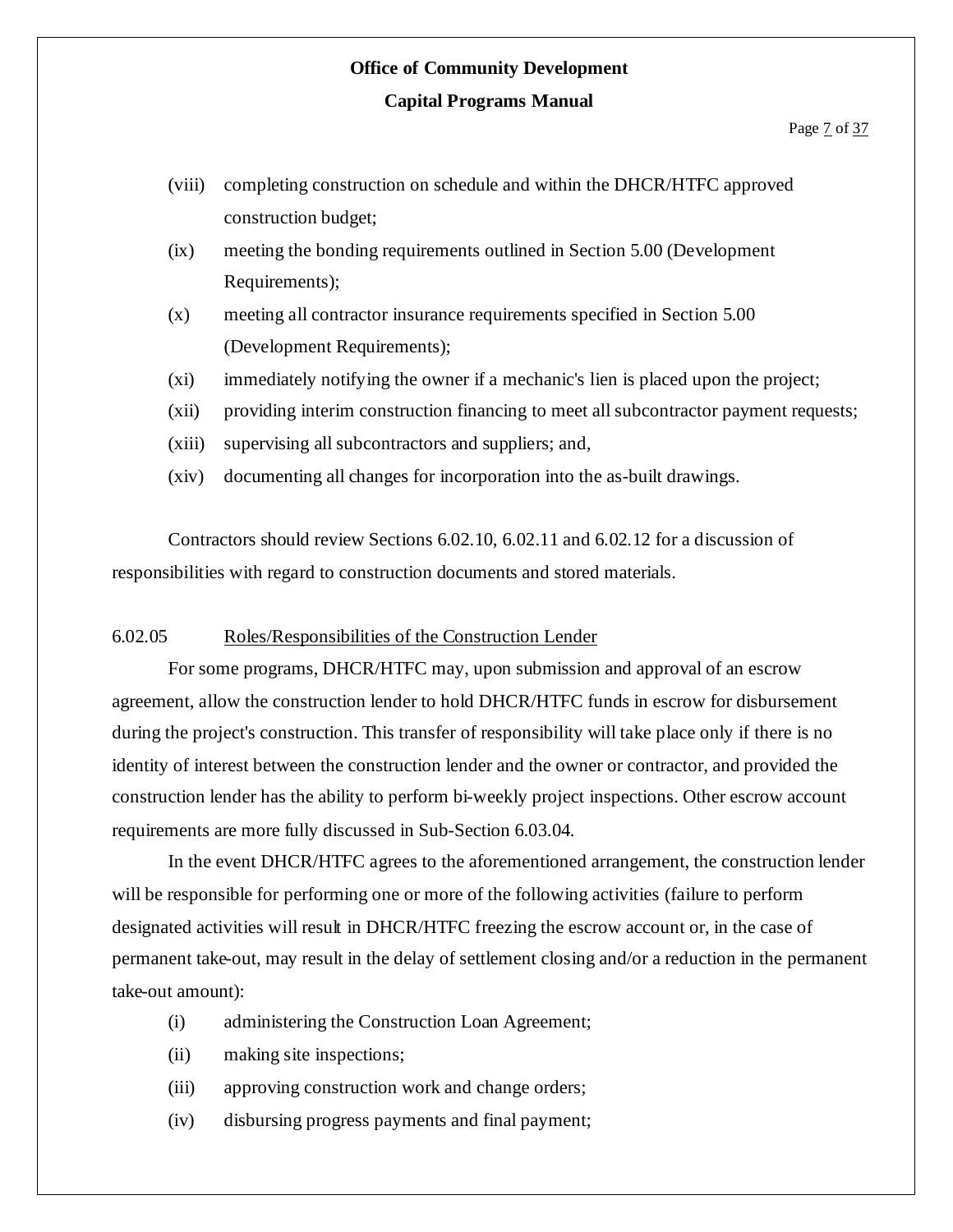(viii) completing construction on schedule and within the DHCR/HTFC approved construction budget;

(ix) meeting the bonding requirements outlined in Section 5.00 (Development Requirements);

(x) meeting all contractor insurance requirements specified in Section 5.00 (Development Requirements);

(xi) immediately notifying the owner if a mechanic's lien is placed upon the project;

(xii) providing interim construction financing to meet all subcontractor payment requests;

(xiii) supervising all subcontractors and suppliers; and,

(xiv) documenting all changes for incorporation into the as-built drawings.

Contractors should review Sections 6.02.10, 6.02.11 and 6.02.12 for a discussion of responsibilities with regard to construction documents and stored materials.

6.02.05 Roles/Responsibilities of the Construction Lender

For some programs, DHCR/HTFC may, upon submission and approval of an escrow agreement, allow the construction lender to hold DHCR/HTFC funds in escrow for disbursement during the project's construction. This transfer of responsibility will take place only if there is no identity of interest between the construction lender and the owner or contractor, and provided the construction lender has the ability to perform bi-weekly project inspections. Other escrow account requirements are more fully discussed in Sub-Section 6.03.04.

In the event DHCR/HTFC agrees to the aforementioned arrangement, the construction lender will be responsible for performing one or more of the following activities (failure to perform designated activities will result in DHCR/HTFC freezing the escrow account or, in the case of permanent take-out, may result in the delay of settlement closing and/or a reduction in the permanent take-out amount):

(i) administering the Construction Loan Agreement;

(ii) making site inspections;

(iii) approving construction work and change orders;

(iv) disbursing progress payments and final payment;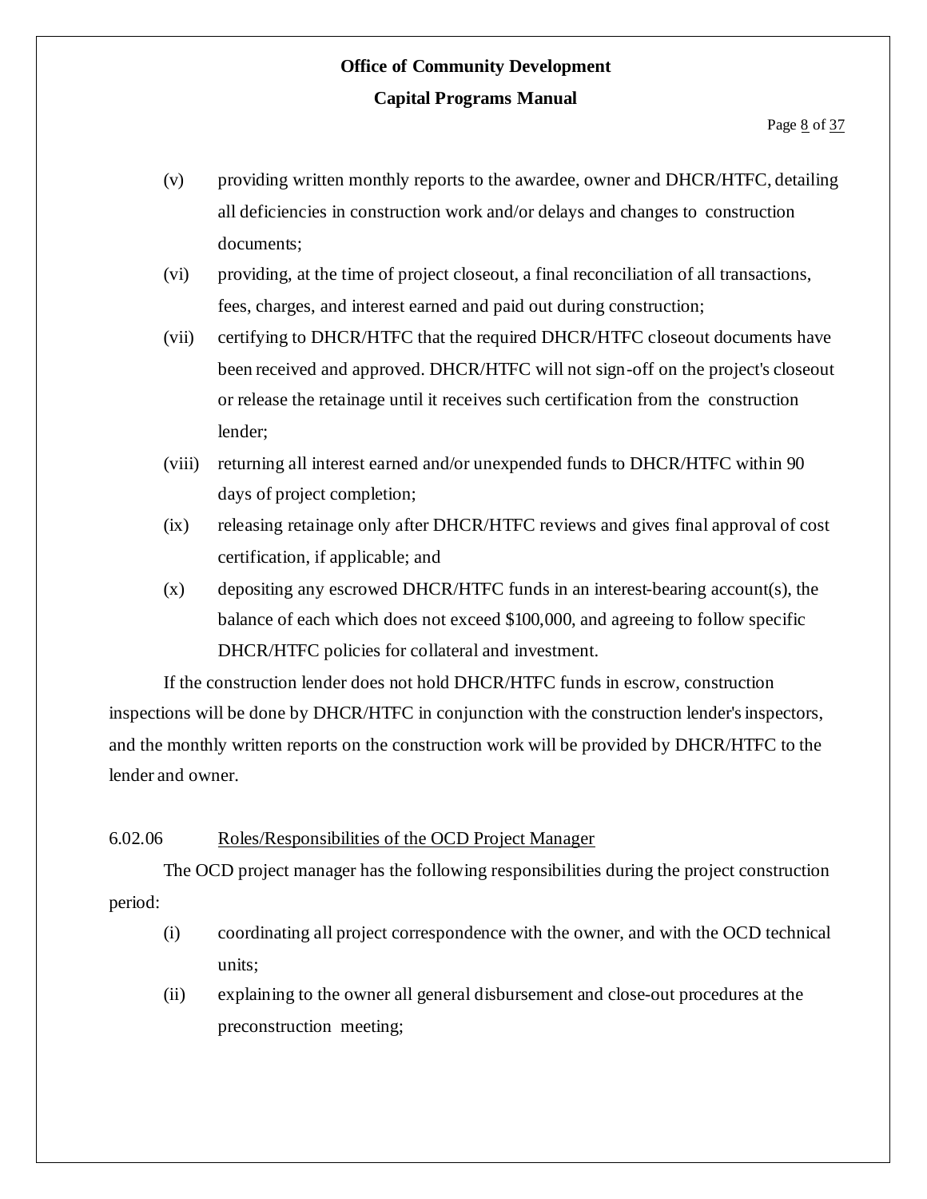(v) providing written monthly reports to the awardee, owner and DHCR/HTFC, detailing all deficiencies in construction work and/or delays and changes to construction documents;

(vi) providing, at the time of project closeout, a final reconciliation of all transactions, fees, charges, and interest earned and paid out during construction;

(vii) certifying to DHCR/HTFC that the required DHCR/HTFC closeout documents have been received and approved. DHCR/HTFC will not sign-off on the project's closeout or release the retainage until it receives such certification from the construction lender;

(viii) returning all interest earned and/or unexpended funds to DHCR/HTFC within 90 days of project completion;

(ix) releasing retainage only after DHCR/HTFC reviews and gives final approval of cost certification, if applicable; and

(x) depositing any escrowed DHCR/HTFC funds in an interest-bearing account(s), the balance of each which does not exceed $100,000, and agreeing to follow specific DHCR/HTFC policies for collateral and investment.

If the construction lender does not hold DHCR/HTFC funds in escrow, construction inspections will be done by DHCR/HTFC in conjunction with the construction lender's inspectors, and the monthly written reports on the construction work will be provided by DHCR/HTFC to the lender and owner.

6.02.06 Roles/Responsibilities of the OCD Project Manager

The OCD project manager has the following responsibilities during the project construction period:

(i) coordinating all project correspondence with the owner, and with the OCD technical units;

(ii) explaining to the owner all general disbursement and close-out procedures at the preconstruction meeting;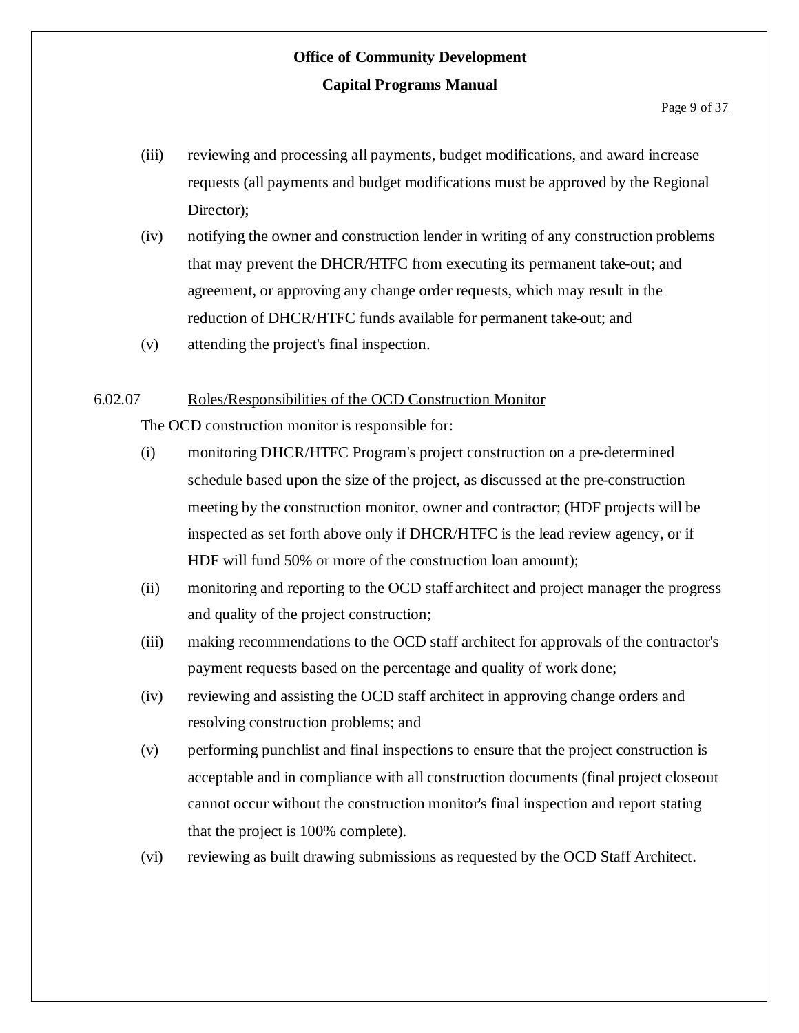(iii) reviewing and processing all payments, budget modifications, and award increase requests (all payments and budget modifications must be approved by the Regional Director);

(iv) notifying the owner and construction lender in writing of any construction problems that may prevent the DHCR/HTFC from executing its permanent take-out; and agreement, or approving any change order requests, which may result in the reduction of DHCR/HTFC funds available for permanent take-out; and

(v) attending the project's final inspection.

6.02.07 <u>Roles/Responsibilities of the OCD Construction Monitor</u>

The OCD construction monitor is responsible for:

(i) monitoring DHCR/HTFC Program's project construction on a pre-determined schedule based upon the size of the project, as discussed at the pre-construction meeting by the construction monitor, owner and contractor; (HDF projects will be inspected as set forth above only if DHCR/HTFC is the lead review agency, or if HDF will fund 50% or more of the construction loan amount);

(ii) monitoring and reporting to the OCD staff architect and project manager the progress and quality of the project construction;

(iii) making recommendations to the OCD staff architect for approvals of the contractor's payment requests based on the percentage and quality of work done;

(iv) reviewing and assisting the OCD staff architect in approving change orders and resolving construction problems; and

(v) performing punchlist and final inspections to ensure that the project construction is acceptable and in compliance with all construction documents (final project closeout cannot occur without the construction monitor's final inspection and report stating that the project is 100% complete).

(vi) reviewing as built drawing submissions as requested by the OCD Staff Architect.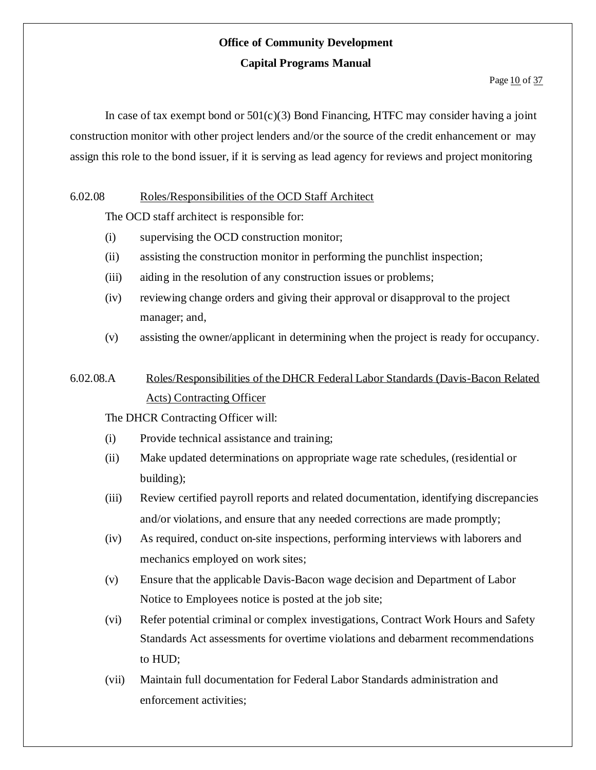In case of tax exempt bond or 501(c)(3) Bond Financing, HTFC may consider having a joint construction monitor with other project lenders and/or the source of the credit enhancement or may assign this role to the bond issuer, if it is serving as lead agency for reviews and project monitoring

6.02.08 Roles/Responsibilities of the OCD Staff Architect

The OCD staff architect is responsible for:

(i) supervising the OCD construction monitor;

(ii) assisting the construction monitor in performing the punchlist inspection;

(iii) aiding in the resolution of any construction issues or problems;

(iv) reviewing change orders and giving their approval or disapproval to the project manager; and,

(v) assisting the owner/applicant in determining when the project is ready for occupancy.

6.02.08.A Roles/Responsibilities of the DHCR Federal Labor Standards (Davis-Bacon Related Acts) Contracting Officer

The DHCR Contracting Officer will:

(i) Provide technical assistance and training;

(ii) Make updated determinations on appropriate wage rate schedules, (residential or building);

(iii) Review certified payroll reports and related documentation, identifying discrepancies and/or violations, and ensure that any needed corrections are made promptly;

(iv) As required, conduct on-site inspections, performing interviews with laborers and mechanics employed on work sites;

(v) Ensure that the applicable Davis-Bacon wage decision and Department of Labor Notice to Employees notice is posted at the job site;

(vi) Refer potential criminal or complex investigations, Contract Work Hours and Safety Standards Act assessments for overtime violations and debarment recommendations to HUD;

(vii) Maintain full documentation for Federal Labor Standards administration and enforcement activities;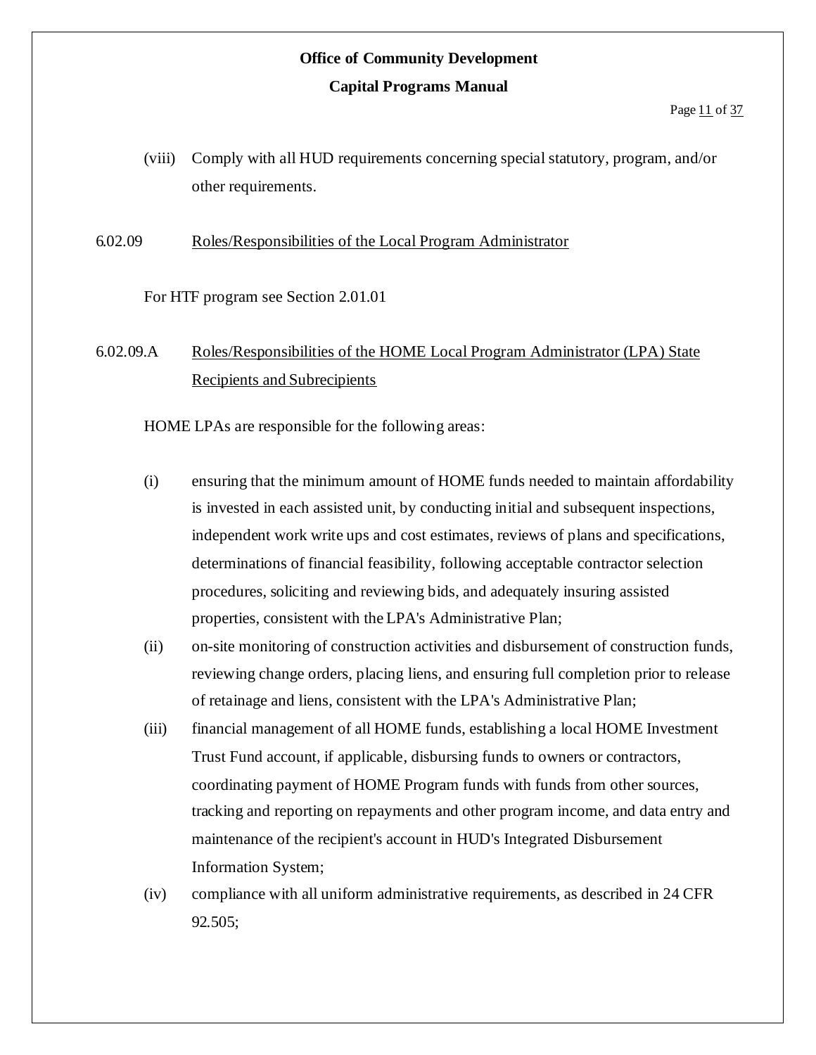(viii) Comply with all HUD requirements concerning special statutory, program, and/or other requirements.

6.02.09 Roles/Responsibilities of the Local Program Administrator

For HTF program see Section 2.01.01

6.02.09.A Roles/Responsibilities of the HOME Local Program Administrator (LPA) State Recipients and Subrecipients

HOME LPAs are responsible for the following areas:

(i) ensuring that the minimum amount of HOME funds needed to maintain affordability is invested in each assisted unit, by conducting initial and subsequent inspections, independent work write ups and cost estimates, reviews of plans and specifications, determinations of financial feasibility, following acceptable contractor selection procedures, soliciting and reviewing bids, and adequately insuring assisted properties, consistent with the LPA's Administrative Plan;

(ii) on-site monitoring of construction activities and disbursement of construction funds, reviewing change orders, placing liens, and ensuring full completion prior to release of retainage and liens, consistent with the LPA's Administrative Plan;

(iii) financial management of all HOME funds, establishing a local HOME Investment Trust Fund account, if applicable, disbursing funds to owners or contractors, coordinating payment of HOME Program funds with funds from other sources, tracking and reporting on repayments and other program income, and data entry and maintenance of the recipient's account in HUD's Integrated Disbursement Information System;

(iv) compliance with all uniform administrative requirements, as described in 24 CFR 92.505;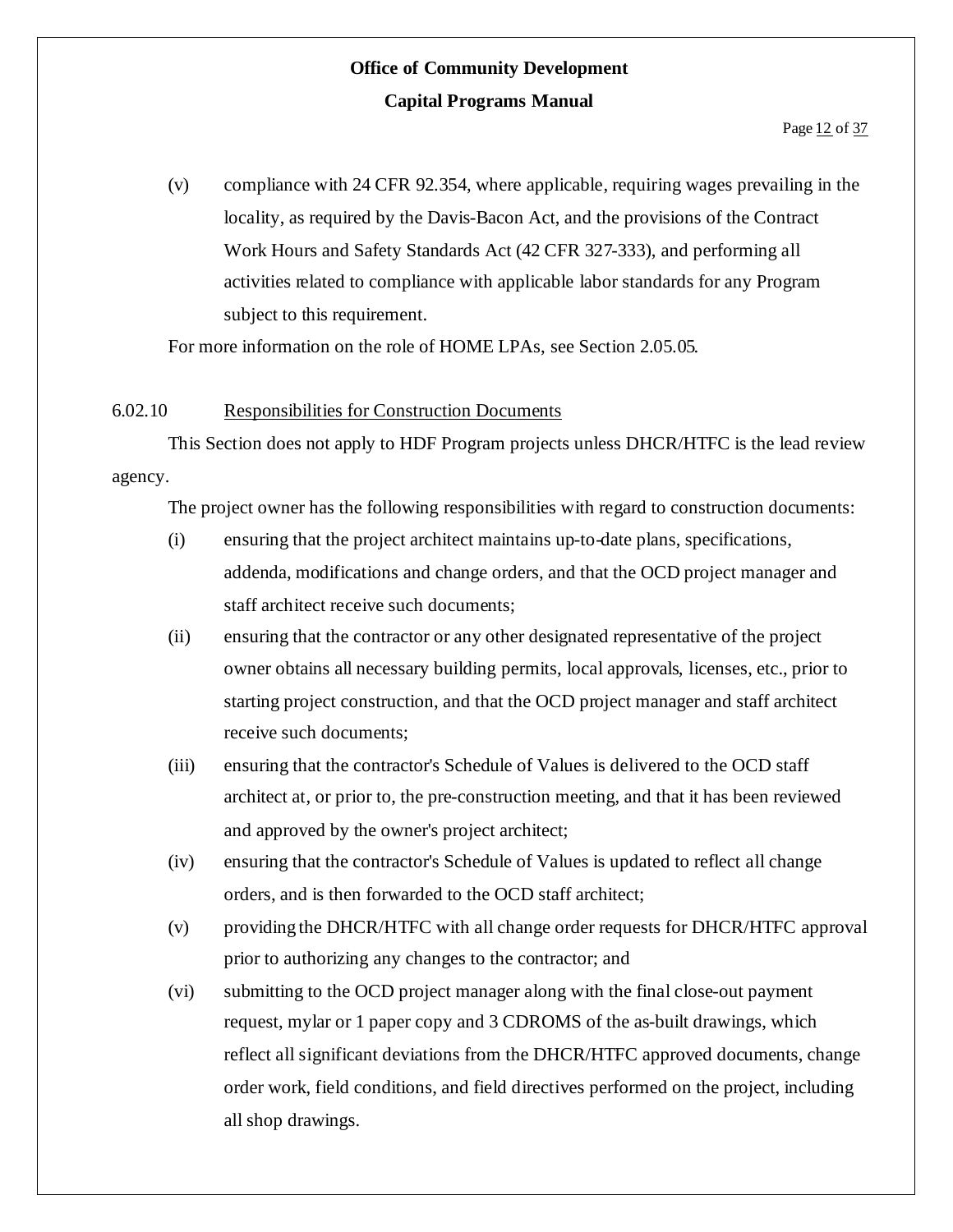(v) compliance with 24 CFR 92.354, where applicable, requiring wages prevailing in the locality, as required by the Davis-Bacon Act, and the provisions of the Contract Work Hours and Safety Standards Act (42 CFR 327-333), and performing all activities related to compliance with applicable labor standards for any Program subject to this requirement.

For more information on the role of HOME LPAs, see Section 2.05.05.

6.02.10 Responsibilities for Construction Documents

This Section does not apply to HDF Program projects unless DHCR/HTFC is the lead review agency.

The project owner has the following responsibilities with regard to construction documents:

(i) ensuring that the project architect maintains up-to-date plans, specifications, addenda, modifications and change orders, and that the OCD project manager and staff architect receive such documents;

(ii) ensuring that the contractor or any other designated representative of the project owner obtains all necessary building permits, local approvals, licenses, etc., prior to starting project construction, and that the OCD project manager and staff architect receive such documents;

(iii) ensuring that the contractor's Schedule of Values is delivered to the OCD staff architect at, or prior to, the pre-construction meeting, and that it has been reviewed and approved by the owner's project architect;

(iv) ensuring that the contractor's Schedule of Values is updated to reflect all change orders, and is then forwarded to the OCD staff architect;

(v) providing the DHCR/HTFC with all change order requests for DHCR/HTFC approval prior to authorizing any changes to the contractor; and

(vi) submitting to the OCD project manager along with the final close-out payment request, mylar or 1 paper copy and 3 CDROMS of the as-built drawings, which reflect all significant deviations from the DHCR/HTFC approved documents, change order work, field conditions, and field directives performed on the project, including all shop drawings.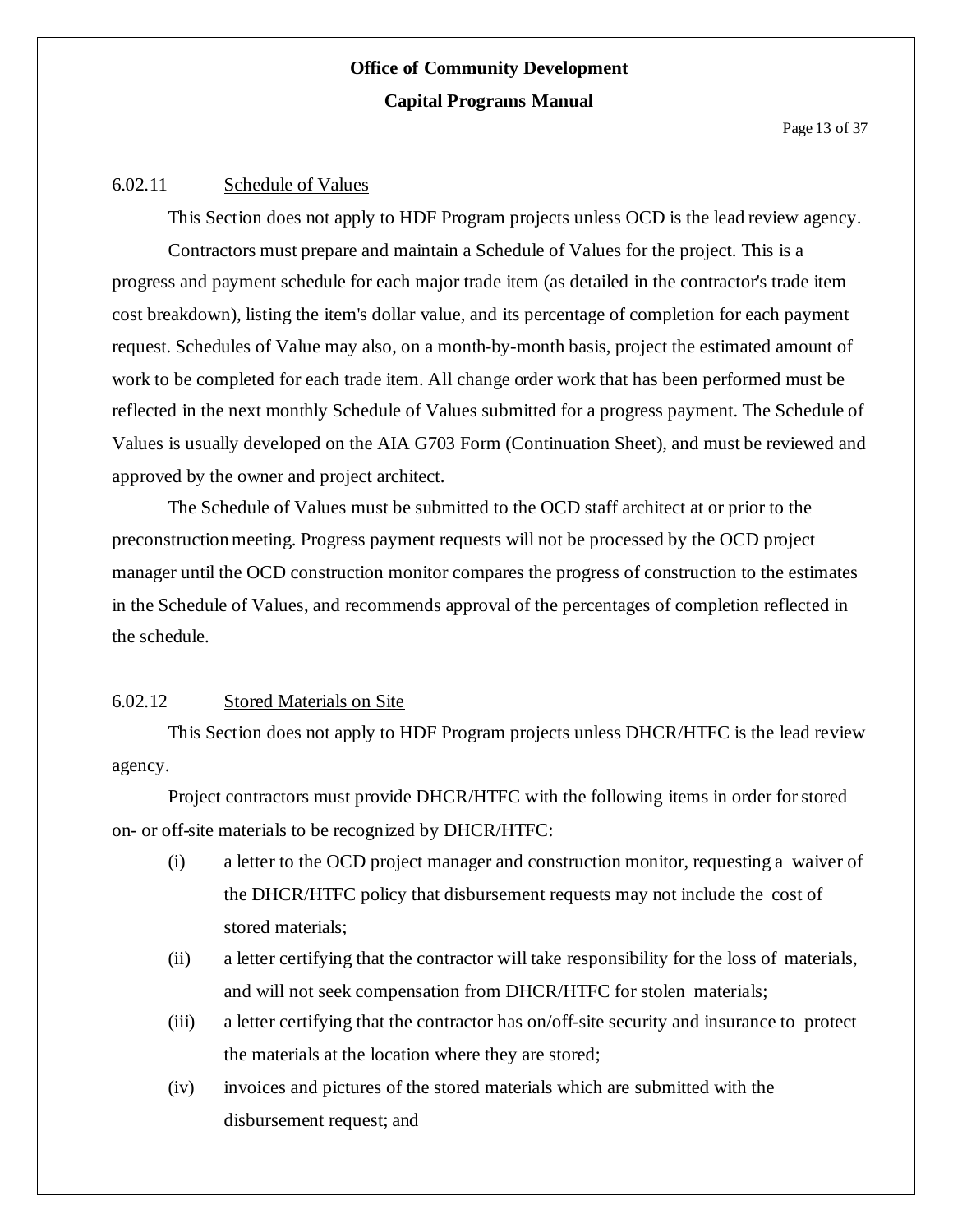### 6.02.11 Schedule of Values

This Section does not apply to HDF Program projects unless OCD is the lead review agency.

Contractors must prepare and maintain a Schedule of Values for the project. This is a progress and payment schedule for each major trade item (as detailed in the contractor's trade item cost breakdown), listing the item's dollar value, and its percentage of completion for each payment request. Schedules of Value may also, on a month-by-month basis, project the estimated amount of work to be completed for each trade item. All change order work that has been performed must be reflected in the next monthly Schedule of Values submitted for a progress payment. The Schedule of Values is usually developed on the AIA G703 Form (Continuation Sheet), and must be reviewed and approved by the owner and project architect.

The Schedule of Values must be submitted to the OCD staff architect at or prior to the preconstruction meeting. Progress payment requests will not be processed by the OCD project manager until the OCD construction monitor compares the progress of construction to the estimates in the Schedule of Values, and recommends approval of the percentages of completion reflected in the schedule.

### 6.02.12 Stored Materials on Site

This Section does not apply to HDF Program projects unless DHCR/HTFC is the lead review agency.

Project contractors must provide DHCR/HTFC with the following items in order for stored on- or off-site materials to be recognized by DHCR/HTFC:

- (i) a letter to the OCD project manager and construction monitor, requesting a waiver of the DHCR/HTFC policy that disbursement requests may not include the cost of stored materials;
- (ii) a letter certifying that the contractor will take responsibility for the loss of materials, and will not seek compensation from DHCR/HTFC for stolen materials;
- (iii) a letter certifying that the contractor has on/off-site security and insurance to protect the materials at the location where they are stored;
- (iv) invoices and pictures of the stored materials which are submitted with the disbursement request; and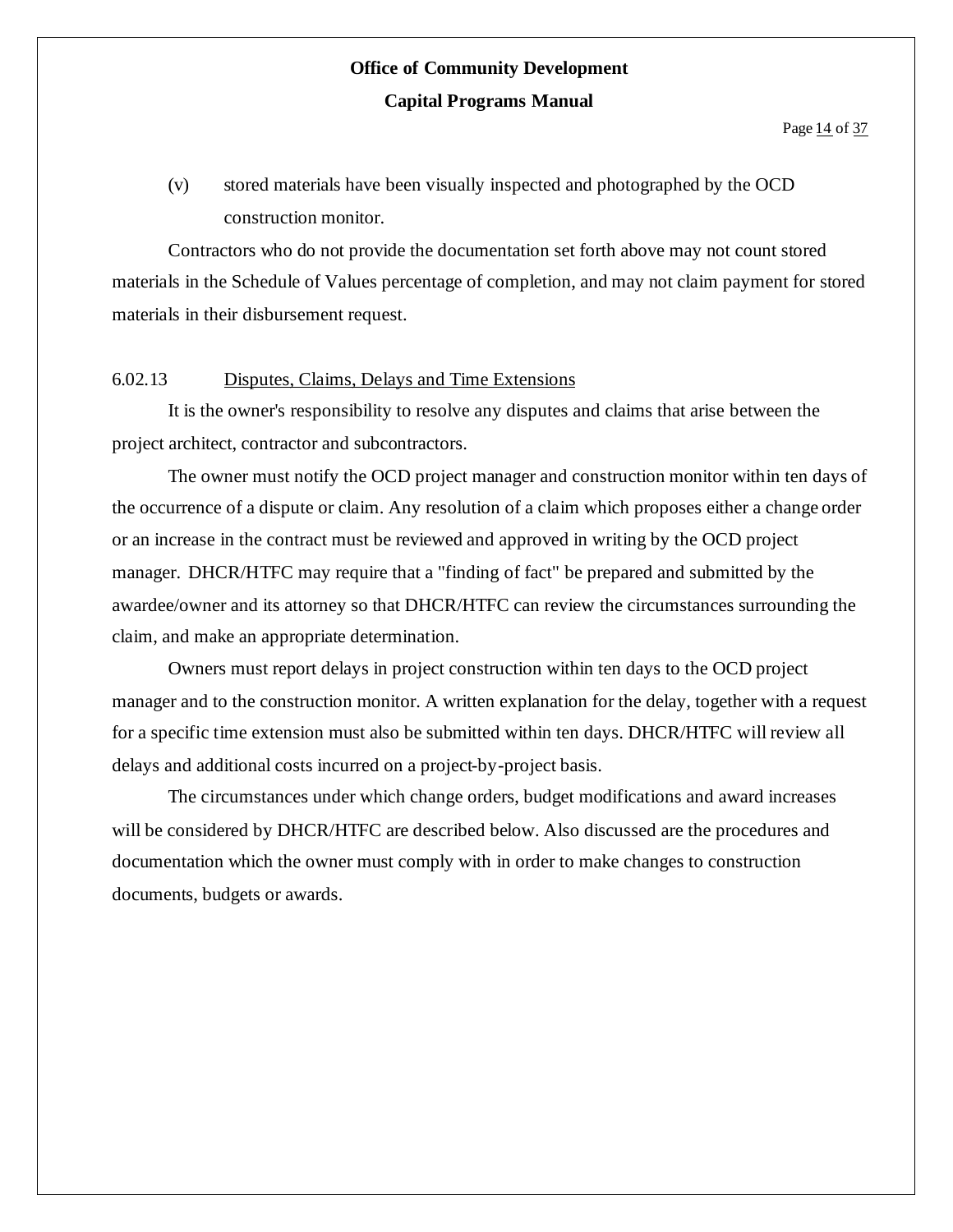(v) stored materials have been visually inspected and photographed by the OCD construction monitor.

Contractors who do not provide the documentation set forth above may not count stored materials in the Schedule of Values percentage of completion, and may not claim payment for stored materials in their disbursement request.

### 6.02.13 Disputes, Claims, Delays and Time Extensions

It is the owner's responsibility to resolve any disputes and claims that arise between the project architect, contractor and subcontractors.

The owner must notify the OCD project manager and construction monitor within ten days of the occurrence of a dispute or claim. Any resolution of a claim which proposes either a change order or an increase in the contract must be reviewed and approved in writing by the OCD project manager. DHCR/HTFC may require that a "finding of fact" be prepared and submitted by the awardee/owner and its attorney so that DHCR/HTFC can review the circumstances surrounding the claim, and make an appropriate determination.

Owners must report delays in project construction within ten days to the OCD project manager and to the construction monitor. A written explanation for the delay, together with a request for a specific time extension must also be submitted within ten days. DHCR/HTFC will review all delays and additional costs incurred on a project-by-project basis.

The circumstances under which change orders, budget modifications and award increases will be considered by DHCR/HTFC are described below. Also discussed are the procedures and documentation which the owner must comply with in order to make changes to construction documents, budgets or awards.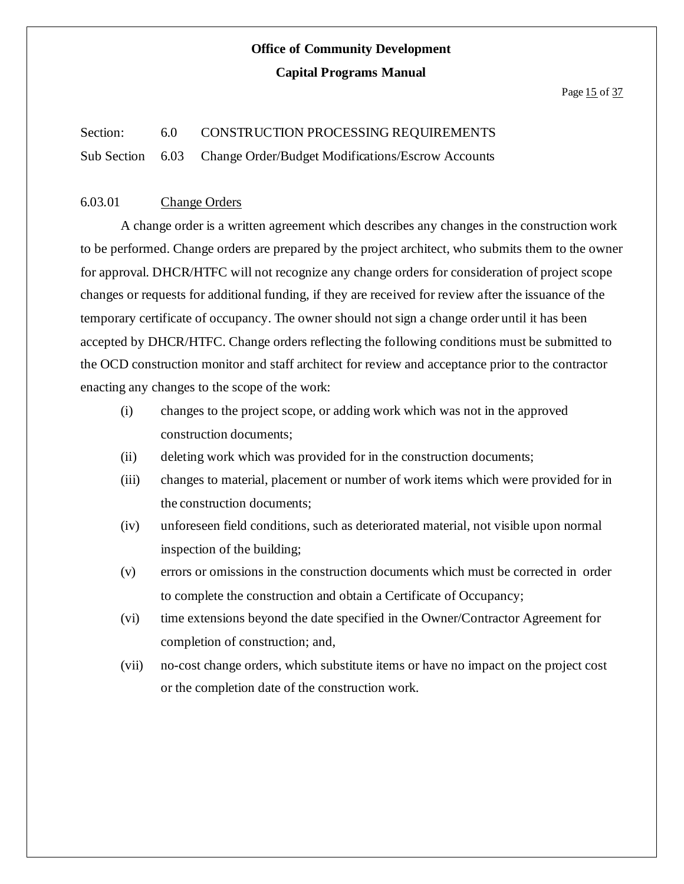Section: 6.0 CONSTRUCTION PROCESSING REQUIREMENTS

Sub Section 6.03 Change Order/Budget Modifications/Escrow Accounts

### 6.03.01 Change Orders

A change order is a written agreement which describes any changes in the construction work to be performed. Change orders are prepared by the project architect, who submits them to the owner for approval. DHCR/HTFC will not recognize any change orders for consideration of project scope changes or requests for additional funding, if they are received for review after the issuance of the temporary certificate of occupancy. The owner should not sign a change order until it has been accepted by DHCR/HTFC. Change orders reflecting the following conditions must be submitted to the OCD construction monitor and staff architect for review and acceptance prior to the contractor enacting any changes to the scope of the work:

- (i) changes to the project scope, or adding work which was not in the approved construction documents;
- (ii) deleting work which was provided for in the construction documents;
- (iii) changes to material, placement or number of work items which were provided for in the construction documents;
- (iv) unforeseen field conditions, such as deteriorated material, not visible upon normal inspection of the building;
- (v) errors or omissions in the construction documents which must be corrected in order to complete the construction and obtain a Certificate of Occupancy;
- (vi) time extensions beyond the date specified in the Owner/Contractor Agreement for completion of construction; and,
- (vii) no-cost change orders, which substitute items or have no impact on the project cost or the completion date of the construction work.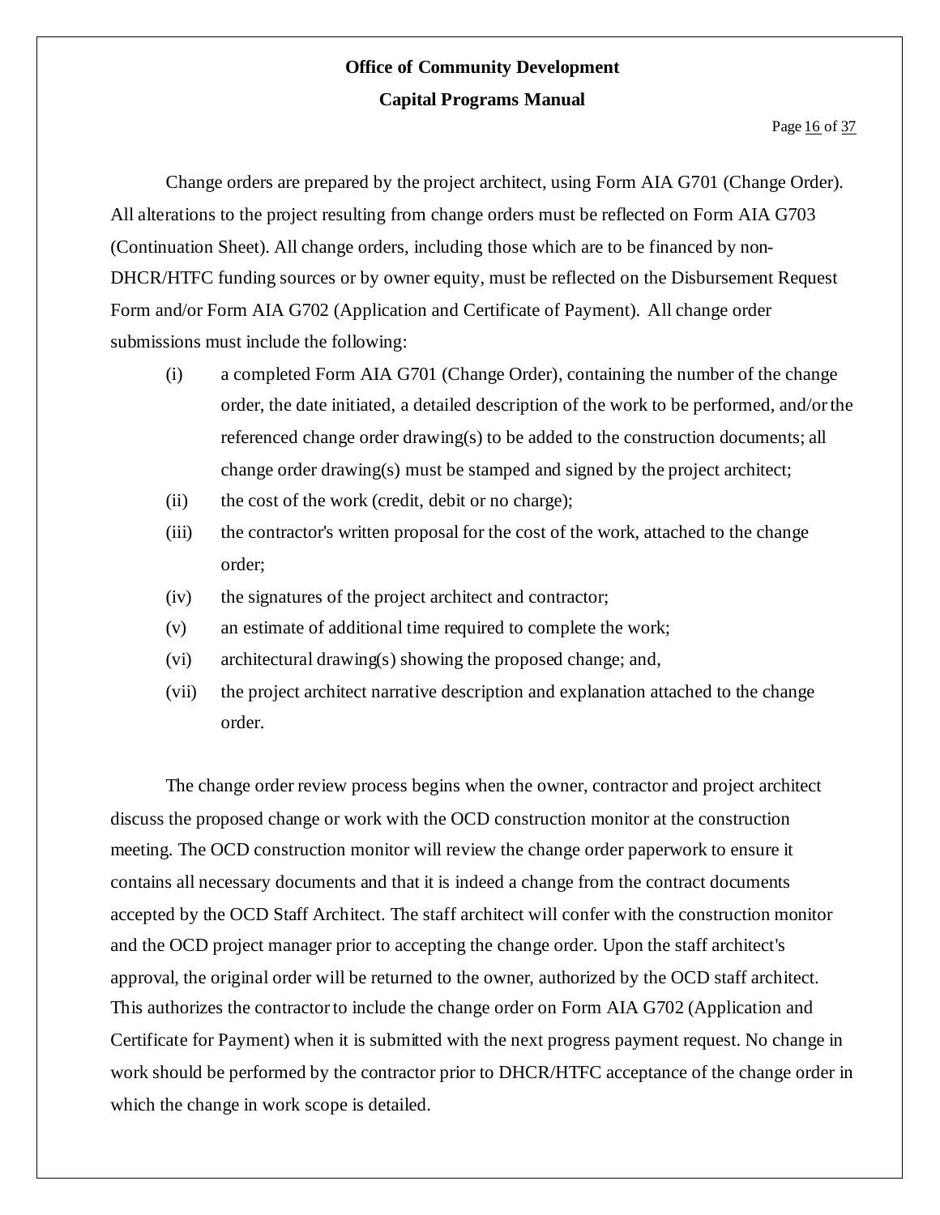Change orders are prepared by the project architect, using Form AIA G701 (Change Order). All alterations to the project resulting from change orders must be reflected on Form AIA G703 (Continuation Sheet). All change orders, including those which are to be financed by non-DHCR/HTFC funding sources or by owner equity, must be reflected on the Disbursement Request Form and/or Form AIA G702 (Application and Certificate of Payment). All change order submissions must include the following:

- (i) a completed Form AIA G701 (Change Order), containing the number of the change order, the date initiated, a detailed description of the work to be performed, and/or the referenced change order drawing(s) to be added to the construction documents; all change order drawing(s) must be stamped and signed by the project architect;
- (ii) the cost of the work (credit, debit or no charge);
- (iii) the contractor's written proposal for the cost of the work, attached to the change order;
- (iv) the signatures of the project architect and contractor;
- (v) an estimate of additional time required to complete the work;
- (vi) architectural drawing(s) showing the proposed change; and,
- (vii) the project architect narrative description and explanation attached to the change order.

The change order review process begins when the owner, contractor and project architect discuss the proposed change or work with the OCD construction monitor at the construction meeting. The OCD construction monitor will review the change order paperwork to ensure it contains all necessary documents and that it is indeed a change from the contract documents accepted by the OCD Staff Architect. The staff architect will confer with the construction monitor and the OCD project manager prior to accepting the change order. Upon the staff architect's approval, the original order will be returned to the owner, authorized by the OCD staff architect. This authorizes the contractor to include the change order on Form AIA G702 (Application and Certificate for Payment) when it is submitted with the next progress payment request. No change in work should be performed by the contractor prior to DHCR/HTFC acceptance of the change order in which the change in work scope is detailed.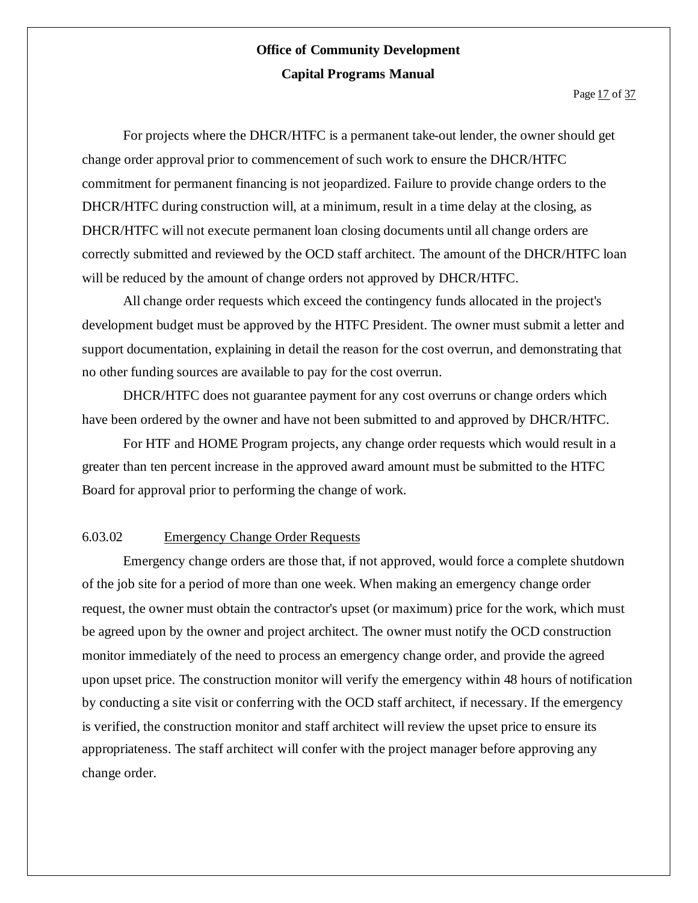For projects where the DHCR/HTFC is a permanent take-out lender, the owner should get change order approval prior to commencement of such work to ensure the DHCR/HTFC commitment for permanent financing is not jeopardized. Failure to provide change orders to the DHCR/HTFC during construction will, at a minimum, result in a time delay at the closing, as DHCR/HTFC will not execute permanent loan closing documents until all change orders are correctly submitted and reviewed by the OCD staff architect. The amount of the DHCR/HTFC loan will be reduced by the amount of change orders not approved by DHCR/HTFC.

All change order requests which exceed the contingency funds allocated in the project's development budget must be approved by the HTFC President. The owner must submit a letter and support documentation, explaining in detail the reason for the cost overrun, and demonstrating that no other funding sources are available to pay for the cost overrun.

DHCR/HTFC does not guarantee payment for any cost overruns or change orders which have been ordered by the owner and have not been submitted to and approved by DHCR/HTFC.

For HTF and HOME Program projects, any change order requests which would result in a greater than ten percent increase in the approved award amount must be submitted to the HTFC Board for approval prior to performing the change of work.

### 6.03.02 Emergency Change Order Requests

Emergency change orders are those that, if not approved, would force a complete shutdown of the job site for a period of more than one week. When making an emergency change order request, the owner must obtain the contractor's upset (or maximum) price for the work, which must be agreed upon by the owner and project architect. The owner must notify the OCD construction monitor immediately of the need to process an emergency change order, and provide the agreed upon upset price. The construction monitor will verify the emergency within 48 hours of notification by conducting a site visit or conferring with the OCD staff architect, if necessary. If the emergency is verified, the construction monitor and staff architect will review the upset price to ensure its appropriateness. The staff architect will confer with the project manager before approving any change order.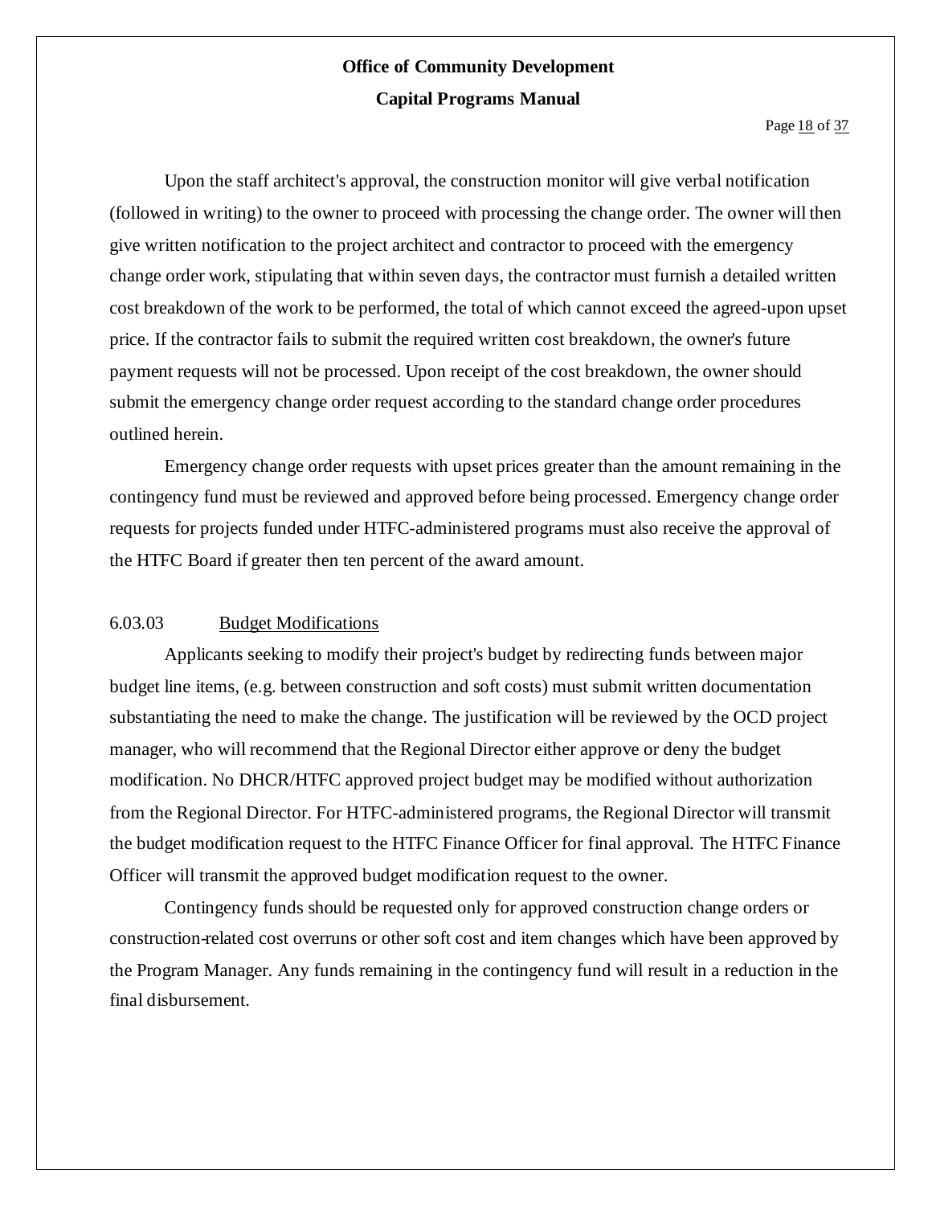Upon the staff architect's approval, the construction monitor will give verbal notification (followed in writing) to the owner to proceed with processing the change order. The owner will then give written notification to the project architect and contractor to proceed with the emergency change order work, stipulating that within seven days, the contractor must furnish a detailed written cost breakdown of the work to be performed, the total of which cannot exceed the agreed-upon upset price. If the contractor fails to submit the required written cost breakdown, the owner's future payment requests will not be processed. Upon receipt of the cost breakdown, the owner should submit the emergency change order request according to the standard change order procedures outlined herein.

Emergency change order requests with upset prices greater than the amount remaining in the contingency fund must be reviewed and approved before being processed. Emergency change order requests for projects funded under HTFC-administered programs must also receive the approval of the HTFC Board if greater then ten percent of the award amount.

### 6.03.03 Budget Modifications

Applicants seeking to modify their project's budget by redirecting funds between major budget line items, (e.g. between construction and soft costs) must submit written documentation substantiating the need to make the change. The justification will be reviewed by the OCD project manager, who will recommend that the Regional Director either approve or deny the budget modification. No DHCR/HTFC approved project budget may be modified without authorization from the Regional Director. For HTFC-administered programs, the Regional Director will transmit the budget modification request to the HTFC Finance Officer for final approval. The HTFC Finance Officer will transmit the approved budget modification request to the owner.

Contingency funds should be requested only for approved construction change orders or construction-related cost overruns or other soft cost and item changes which have been approved by the Program Manager. Any funds remaining in the contingency fund will result in a reduction in the final disbursement.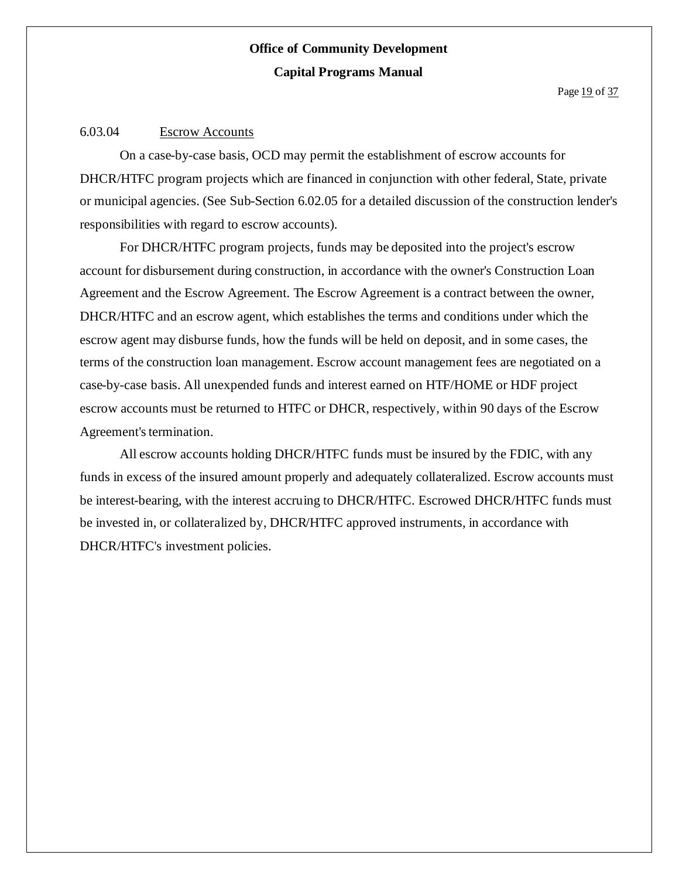6.03.04 Escrow Accounts

On a case-by-case basis, OCD may permit the establishment of escrow accounts for DHCR/HTFC program projects which are financed in conjunction with other federal, State, private or municipal agencies. (See Sub-Section 6.02.05 for a detailed discussion of the construction lender's responsibilities with regard to escrow accounts).

For DHCR/HTFC program projects, funds may be deposited into the project's escrow account for disbursement during construction, in accordance with the owner's Construction Loan Agreement and the Escrow Agreement. The Escrow Agreement is a contract between the owner, DHCR/HTFC and an escrow agent, which establishes the terms and conditions under which the escrow agent may disburse funds, how the funds will be held on deposit, and in some cases, the terms of the construction loan management. Escrow account management fees are negotiated on a case-by-case basis. All unexpended funds and interest earned on HTF/HOME or HDF project escrow accounts must be returned to HTFC or DHCR, respectively, within 90 days of the Escrow Agreement's termination.

All escrow accounts holding DHCR/HTFC funds must be insured by the FDIC, with any funds in excess of the insured amount properly and adequately collateralized. Escrow accounts must be interest-bearing, with the interest accruing to DHCR/HTFC. Escrowed DHCR/HTFC funds must be invested in, or collateralized by, DHCR/HTFC approved instruments, in accordance with DHCR/HTFC's investment policies.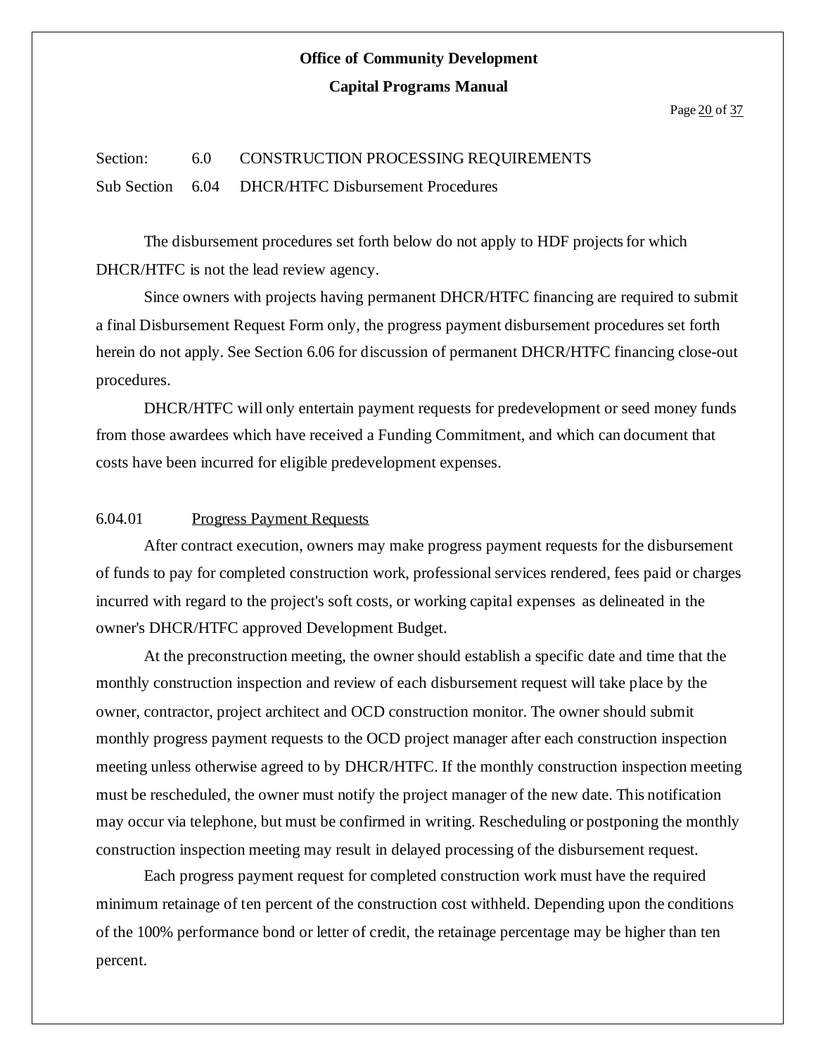Section: 6.0 CONSTRUCTION PROCESSING REQUIREMENTS

Sub Section 6.04 DHCR/HTFC Disbursement Procedures

The disbursement procedures set forth below do not apply to HDF projects for which DHCR/HTFC is not the lead review agency.

Since owners with projects having permanent DHCR/HTFC financing are required to submit a final Disbursement Request Form only, the progress payment disbursement procedures set forth herein do not apply. See Section 6.06 for discussion of permanent DHCR/HTFC financing close-out procedures.

DHCR/HTFC will only entertain payment requests for predevelopment or seed money funds from those awardees which have received a Funding Commitment, and which can document that costs have been incurred for eligible predevelopment expenses.

### 6.04.01 Progress Payment Requests

After contract execution, owners may make progress payment requests for the disbursement of funds to pay for completed construction work, professional services rendered, fees paid or charges incurred with regard to the project's soft costs, or working capital expenses as delineated in the owner's DHCR/HTFC approved Development Budget.

At the preconstruction meeting, the owner should establish a specific date and time that the monthly construction inspection and review of each disbursement request will take place by the owner, contractor, project architect and OCD construction monitor. The owner should submit monthly progress payment requests to the OCD project manager after each construction inspection meeting unless otherwise agreed to by DHCR/HTFC. If the monthly construction inspection meeting must be rescheduled, the owner must notify the project manager of the new date. This notification may occur via telephone, but must be confirmed in writing. Rescheduling or postponing the monthly construction inspection meeting may result in delayed processing of the disbursement request.

Each progress payment request for completed construction work must have the required minimum retainage of ten percent of the construction cost withheld. Depending upon the conditions of the 100% performance bond or letter of credit, the retainage percentage may be higher than ten percent.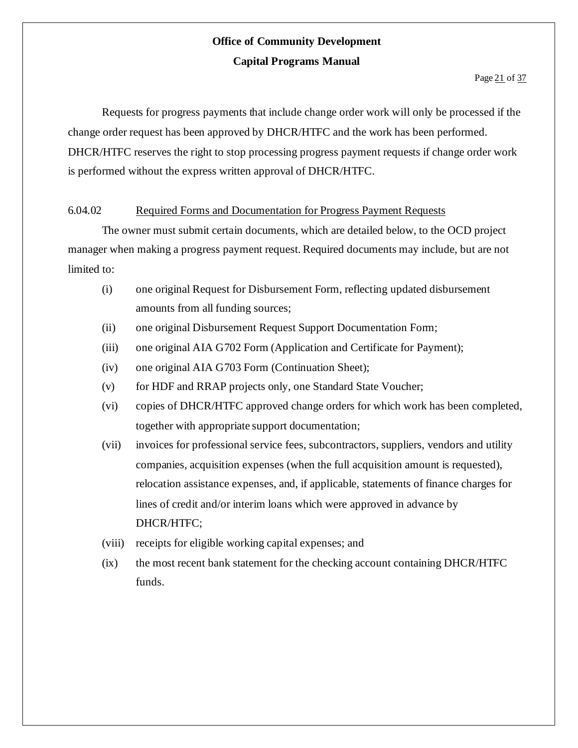Requests for progress payments that include change order work will only be processed if the change order request has been approved by DHCR/HTFC and the work has been performed. DHCR/HTFC reserves the right to stop processing progress payment requests if change order work is performed without the express written approval of DHCR/HTFC.

6.04.02 Required Forms and Documentation for Progress Payment Requests

The owner must submit certain documents, which are detailed below, to the OCD project manager when making a progress payment request. Required documents may include, but are not limited to:

(i) one original Request for Disbursement Form, reflecting updated disbursement amounts from all funding sources;

(ii) one original Disbursement Request Support Documentation Form;

(iii) one original AIA G702 Form (Application and Certificate for Payment);

(iv) one original AIA G703 Form (Continuation Sheet);

(v) for HDF and RRAP projects only, one Standard State Voucher;

(vi) copies of DHCR/HTFC approved change orders for which work has been completed, together with appropriate support documentation;

(vii) invoices for professional service fees, subcontractors, suppliers, vendors and utility companies, acquisition expenses (when the full acquisition amount is requested), relocation assistance expenses, and, if applicable, statements of finance charges for lines of credit and/or interim loans which were approved in advance by DHCR/HTFC;

(viii) receipts for eligible working capital expenses; and

(ix) the most recent bank statement for the checking account containing DHCR/HTFC funds.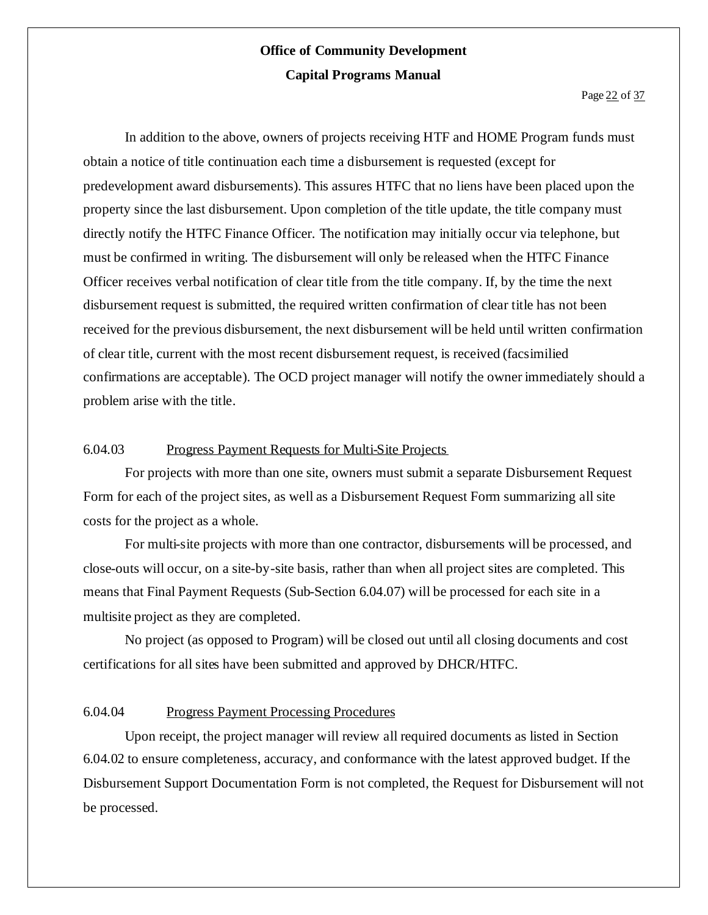In addition to the above, owners of projects receiving HTF and HOME Program funds must obtain a notice of title continuation each time a disbursement is requested (except for predevelopment award disbursements). This assures HTFC that no liens have been placed upon the property since the last disbursement. Upon completion of the title update, the title company must directly notify the HTFC Finance Officer. The notification may initially occur via telephone, but must be confirmed in writing. The disbursement will only be released when the HTFC Finance Officer receives verbal notification of clear title from the title company. If, by the time the next disbursement request is submitted, the required written confirmation of clear title has not been received for the previous disbursement, the next disbursement will be held until written confirmation of clear title, current with the most recent disbursement request, is received (facsimilied confirmations are acceptable). The OCD project manager will notify the owner immediately should a problem arise with the title.

### 6.04.03 Progress Payment Requests for Multi-Site Projects

For projects with more than one site, owners must submit a separate Disbursement Request Form for each of the project sites, as well as a Disbursement Request Form summarizing all site costs for the project as a whole.

For multi-site projects with more than one contractor, disbursements will be processed, and close-outs will occur, on a site-by-site basis, rather than when all project sites are completed. This means that Final Payment Requests (Sub-Section 6.04.07) will be processed for each site in a multisite project as they are completed.

No project (as opposed to Program) will be closed out until all closing documents and cost certifications for all sites have been submitted and approved by DHCR/HTFC.

### 6.04.04 Progress Payment Processing Procedures

Upon receipt, the project manager will review all required documents as listed in Section 6.04.02 to ensure completeness, accuracy, and conformance with the latest approved budget. If the Disbursement Support Documentation Form is not completed, the Request for Disbursement will not be processed.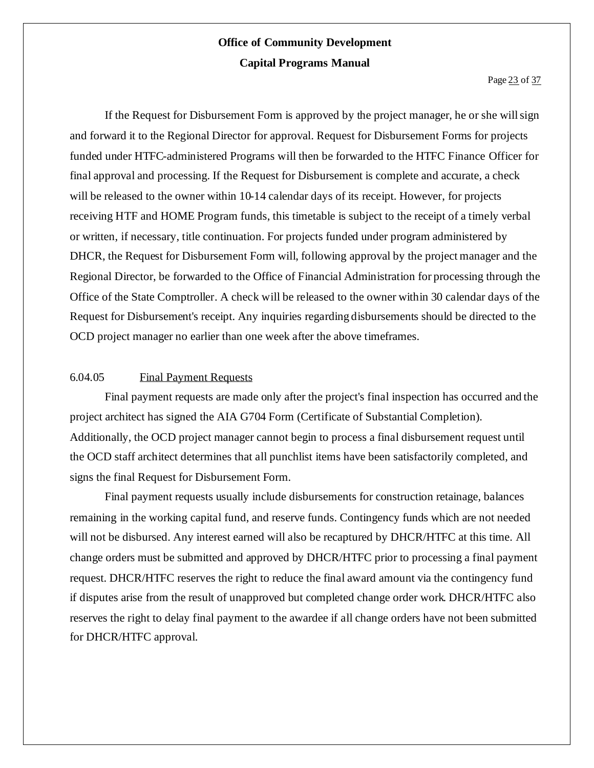If the Request for Disbursement Form is approved by the project manager, he or she will sign and forward it to the Regional Director for approval. Request for Disbursement Forms for projects funded under HTFC-administered Programs will then be forwarded to the HTFC Finance Officer for final approval and processing. If the Request for Disbursement is complete and accurate, a check will be released to the owner within 10-14 calendar days of its receipt. However, for projects receiving HTF and HOME Program funds, this timetable is subject to the receipt of a timely verbal or written, if necessary, title continuation. For projects funded under program administered by DHCR, the Request for Disbursement Form will, following approval by the project manager and the Regional Director, be forwarded to the Office of Financial Administration for processing through the Office of the State Comptroller. A check will be released to the owner within 30 calendar days of the Request for Disbursement's receipt. Any inquiries regarding disbursements should be directed to the OCD project manager no earlier than one week after the above timeframes.

6.04.05 Final Payment Requests

Final payment requests are made only after the project's final inspection has occurred and the project architect has signed the AIA G704 Form (Certificate of Substantial Completion). Additionally, the OCD project manager cannot begin to process a final disbursement request until the OCD staff architect determines that all punchlist items have been satisfactorily completed, and signs the final Request for Disbursement Form.

Final payment requests usually include disbursements for construction retainage, balances remaining in the working capital fund, and reserve funds. Contingency funds which are not needed will not be disbursed. Any interest earned will also be recaptured by DHCR/HTFC at this time. All change orders must be submitted and approved by DHCR/HTFC prior to processing a final payment request. DHCR/HTFC reserves the right to reduce the final award amount via the contingency fund if disputes arise from the result of unapproved but completed change order work. DHCR/HTFC also reserves the right to delay final payment to the awardee if all change orders have not been submitted for DHCR/HTFC approval.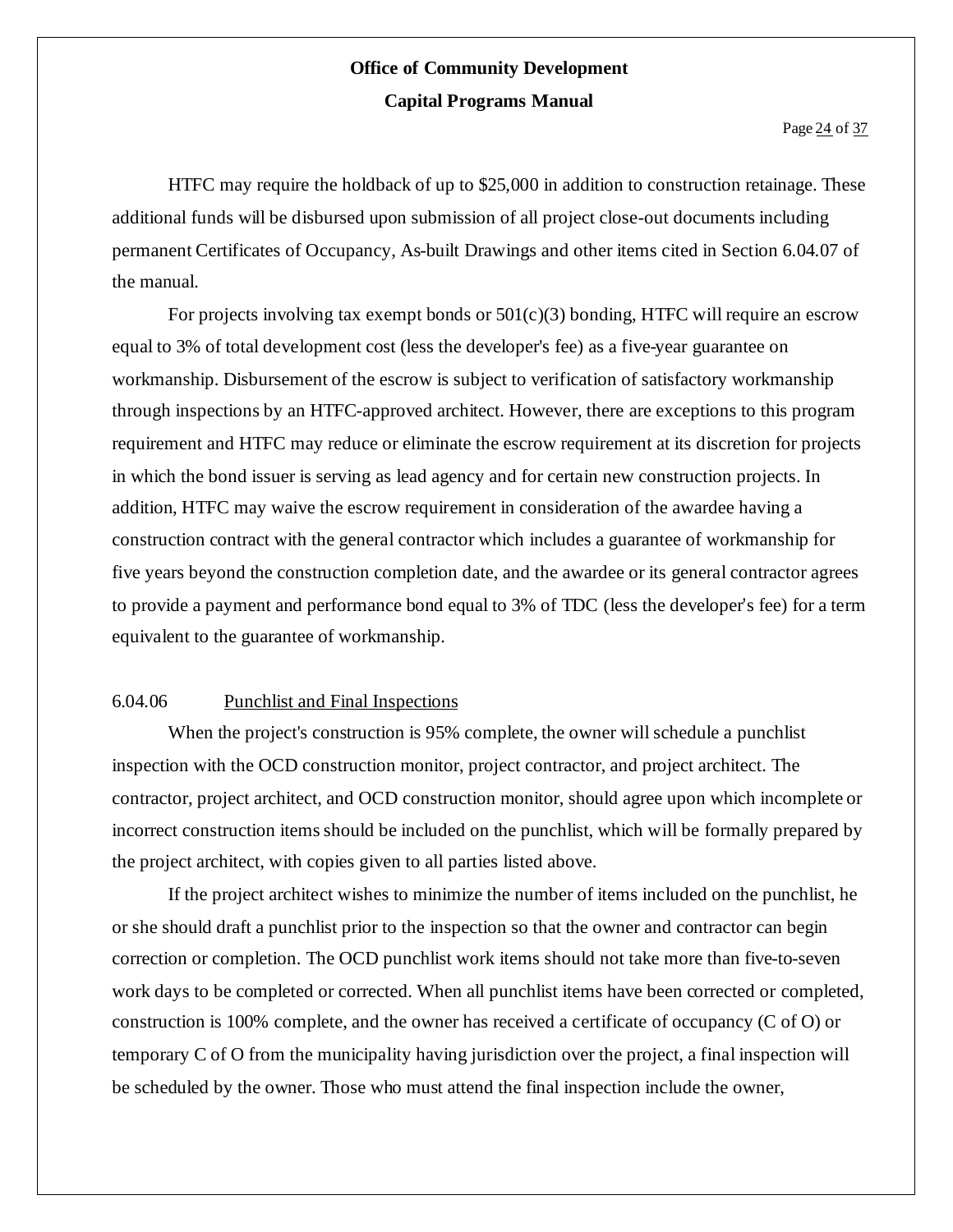HTFC may require the holdback of up to $25,000 in addition to construction retainage. These additional funds will be disbursed upon submission of all project close-out documents including permanent Certificates of Occupancy, As-built Drawings and other items cited in Section 6.04.07 of the manual.

For projects involving tax exempt bonds or 501(c)(3) bonding, HTFC will require an escrow equal to 3% of total development cost (less the developer's fee) as a five-year guarantee on workmanship. Disbursement of the escrow is subject to verification of satisfactory workmanship through inspections by an HTFC-approved architect. However, there are exceptions to this program requirement and HTFC may reduce or eliminate the escrow requirement at its discretion for projects in which the bond issuer is serving as lead agency and for certain new construction projects. In addition, HTFC may waive the escrow requirement in consideration of the awardee having a construction contract with the general contractor which includes a guarantee of workmanship for five years beyond the construction completion date, and the awardee or its general contractor agrees to provide a payment and performance bond equal to 3% of TDC (less the developer's fee) for a term equivalent to the guarantee of workmanship.

### 6.04.06 Punchlist and Final Inspections

When the project's construction is 95% complete, the owner will schedule a punchlist inspection with the OCD construction monitor, project contractor, and project architect. The contractor, project architect, and OCD construction monitor, should agree upon which incomplete or incorrect construction items should be included on the punchlist, which will be formally prepared by the project architect, with copies given to all parties listed above.

If the project architect wishes to minimize the number of items included on the punchlist, he or she should draft a punchlist prior to the inspection so that the owner and contractor can begin correction or completion. The OCD punchlist work items should not take more than five-to-seven work days to be completed or corrected. When all punchlist items have been corrected or completed, construction is 100% complete, and the owner has received a certificate of occupancy (C of O) or temporary C of O from the municipality having jurisdiction over the project, a final inspection will be scheduled by the owner. Those who must attend the final inspection include the owner,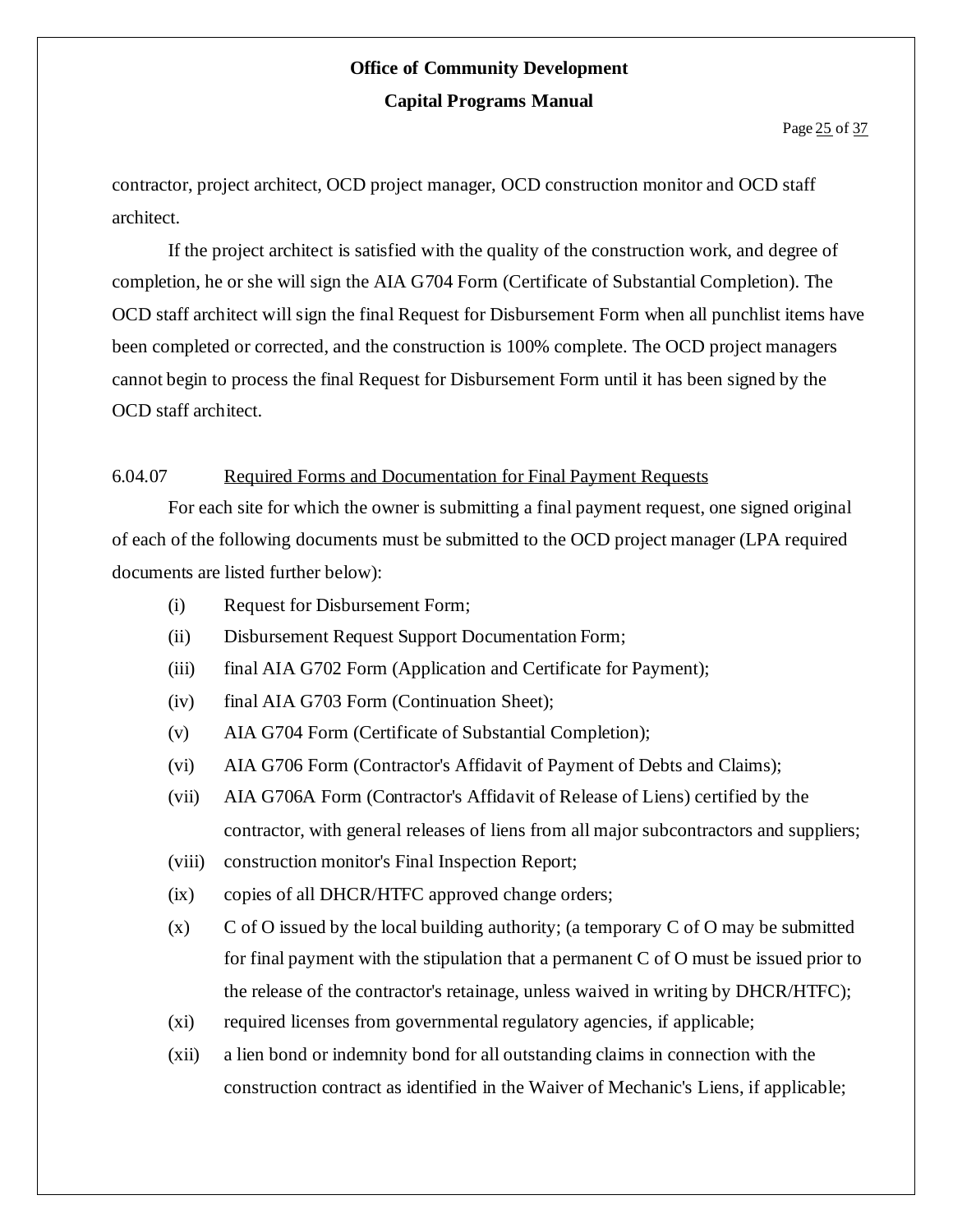contractor, project architect, OCD project manager, OCD construction monitor and OCD staff architect.

If the project architect is satisfied with the quality of the construction work, and degree of completion, he or she will sign the AIA G704 Form (Certificate of Substantial Completion). The OCD staff architect will sign the final Request for Disbursement Form when all punchlist items have been completed or corrected, and the construction is 100% complete. The OCD project managers cannot begin to process the final Request for Disbursement Form until it has been signed by the OCD staff architect.

6.04.07 Required Forms and Documentation for Final Payment Requests

For each site for which the owner is submitting a final payment request, one signed original of each of the following documents must be submitted to the OCD project manager (LPA required documents are listed further below):

(i) Request for Disbursement Form;

(ii) Disbursement Request Support Documentation Form;

(iii) final AIA G702 Form (Application and Certificate for Payment);

(iv) final AIA G703 Form (Continuation Sheet);

(v) AIA G704 Form (Certificate of Substantial Completion);

(vi) AIA G706 Form (Contractor's Affidavit of Payment of Debts and Claims);

(vii) AIA G706A Form (Contractor's Affidavit of Release of Liens) certified by the contractor, with general releases of liens from all major subcontractors and suppliers;

(viii) construction monitor's Final Inspection Report;

(ix) copies of all DHCR/HTFC approved change orders;

(x) C of O issued by the local building authority; (a temporary C of O may be submitted for final payment with the stipulation that a permanent C of O must be issued prior to the release of the contractor's retainage, unless waived in writing by DHCR/HTFC);

(xi) required licenses from governmental regulatory agencies, if applicable;

(xii) a lien bond or indemnity bond for all outstanding claims in connection with the construction contract as identified in the Waiver of Mechanic's Liens, if applicable;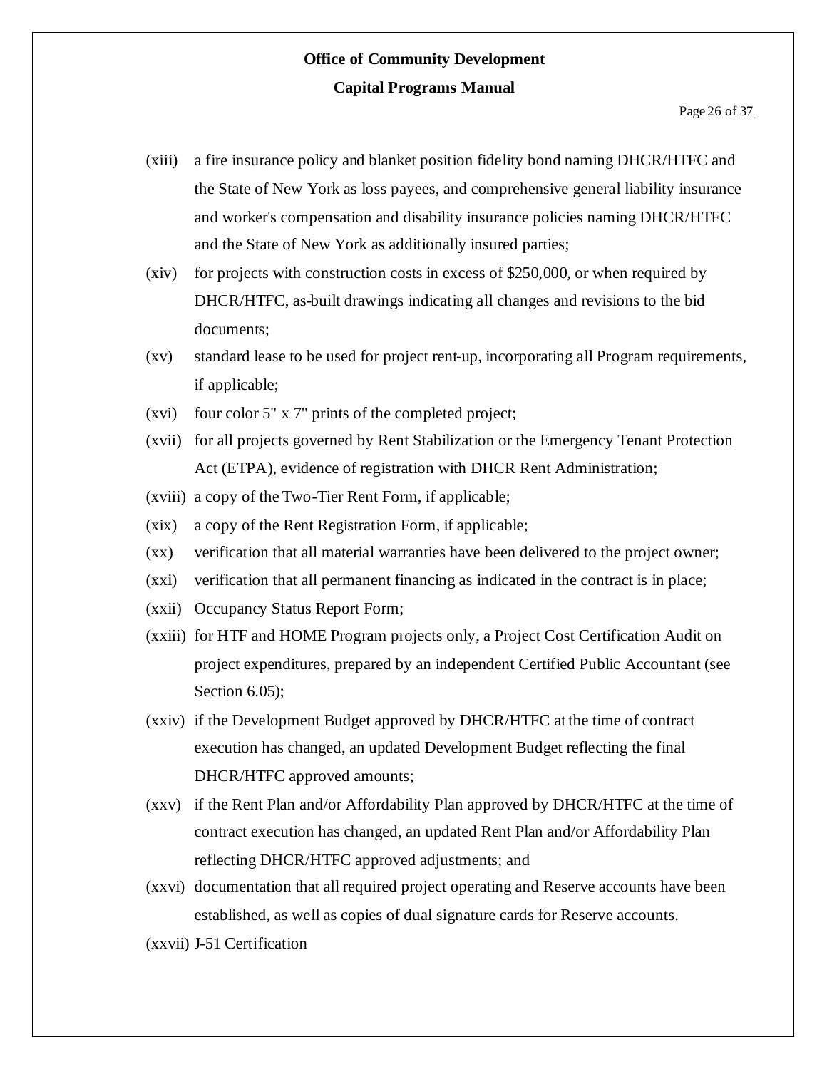(xiii) a fire insurance policy and blanket position fidelity bond naming DHCR/HTFC and the State of New York as loss payees, and comprehensive general liability insurance and worker's compensation and disability insurance policies naming DHCR/HTFC and the State of New York as additionally insured parties;

(xiv) for projects with construction costs in excess of $250,000, or when required by DHCR/HTFC, as-built drawings indicating all changes and revisions to the bid documents;

(xv) standard lease to be used for project rent-up, incorporating all Program requirements, if applicable;

(xvi) four color 5" x 7" prints of the completed project;

(xvii) for all projects governed by Rent Stabilization or the Emergency Tenant Protection Act (ETPA), evidence of registration with DHCR Rent Administration;

(xviii) a copy of the Two-Tier Rent Form, if applicable;

(xix) a copy of the Rent Registration Form, if applicable;

(xx) verification that all material warranties have been delivered to the project owner;

(xxi) verification that all permanent financing as indicated in the contract is in place;

(xxii) Occupancy Status Report Form;

(xxiii) for HTF and HOME Program projects only, a Project Cost Certification Audit on project expenditures, prepared by an independent Certified Public Accountant (see Section 6.05);

(xxiv) if the Development Budget approved by DHCR/HTFC at the time of contract execution has changed, an updated Development Budget reflecting the final DHCR/HTFC approved amounts;

(xxv) if the Rent Plan and/or Affordability Plan approved by DHCR/HTFC at the time of contract execution has changed, an updated Rent Plan and/or Affordability Plan reflecting DHCR/HTFC approved adjustments; and

(xxvi) documentation that all required project operating and Reserve accounts have been established, as well as copies of dual signature cards for Reserve accounts.

(xxvii) J-51 Certification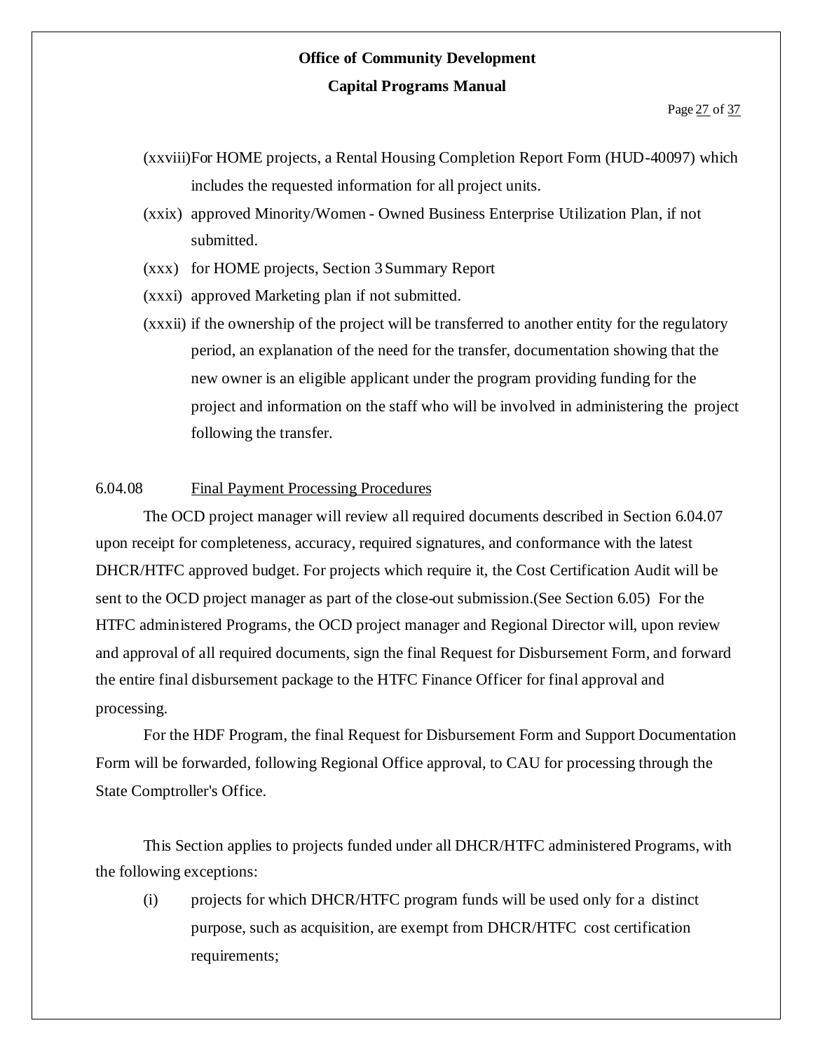(xxviii) For HOME projects, a Rental Housing Completion Report Form (HUD-40097) which includes the requested information for all project units.

(xxix) approved Minority/Women - Owned Business Enterprise Utilization Plan, if not submitted.

(xxx) for HOME projects, Section 3 Summary Report

(xxxi) approved Marketing plan if not submitted.

(xxxii) if the ownership of the project will be transferred to another entity for the regulatory period, an explanation of the need for the transfer, documentation showing that the new owner is an eligible applicant under the program providing funding for the project and information on the staff who will be involved in administering the project following the transfer.

6.04.08 Final Payment Processing Procedures

The OCD project manager will review all required documents described in Section 6.04.07 upon receipt for completeness, accuracy, required signatures, and conformance with the latest DHCR/HTFC approved budget. For projects which require it, the Cost Certification Audit will be sent to the OCD project manager as part of the close-out submission.(See Section 6.05) For the HTFC administered Programs, the OCD project manager and Regional Director will, upon review and approval of all required documents, sign the final Request for Disbursement Form, and forward the entire final disbursement package to the HTFC Finance Officer for final approval and processing.

For the HDF Program, the final Request for Disbursement Form and Support Documentation Form will be forwarded, following Regional Office approval, to CAU for processing through the State Comptroller's Office.

This Section applies to projects funded under all DHCR/HTFC administered Programs, with the following exceptions:

(i) projects for which DHCR/HTFC program funds will be used only for a distinct purpose, such as acquisition, are exempt from DHCR/HTFC cost certification requirements;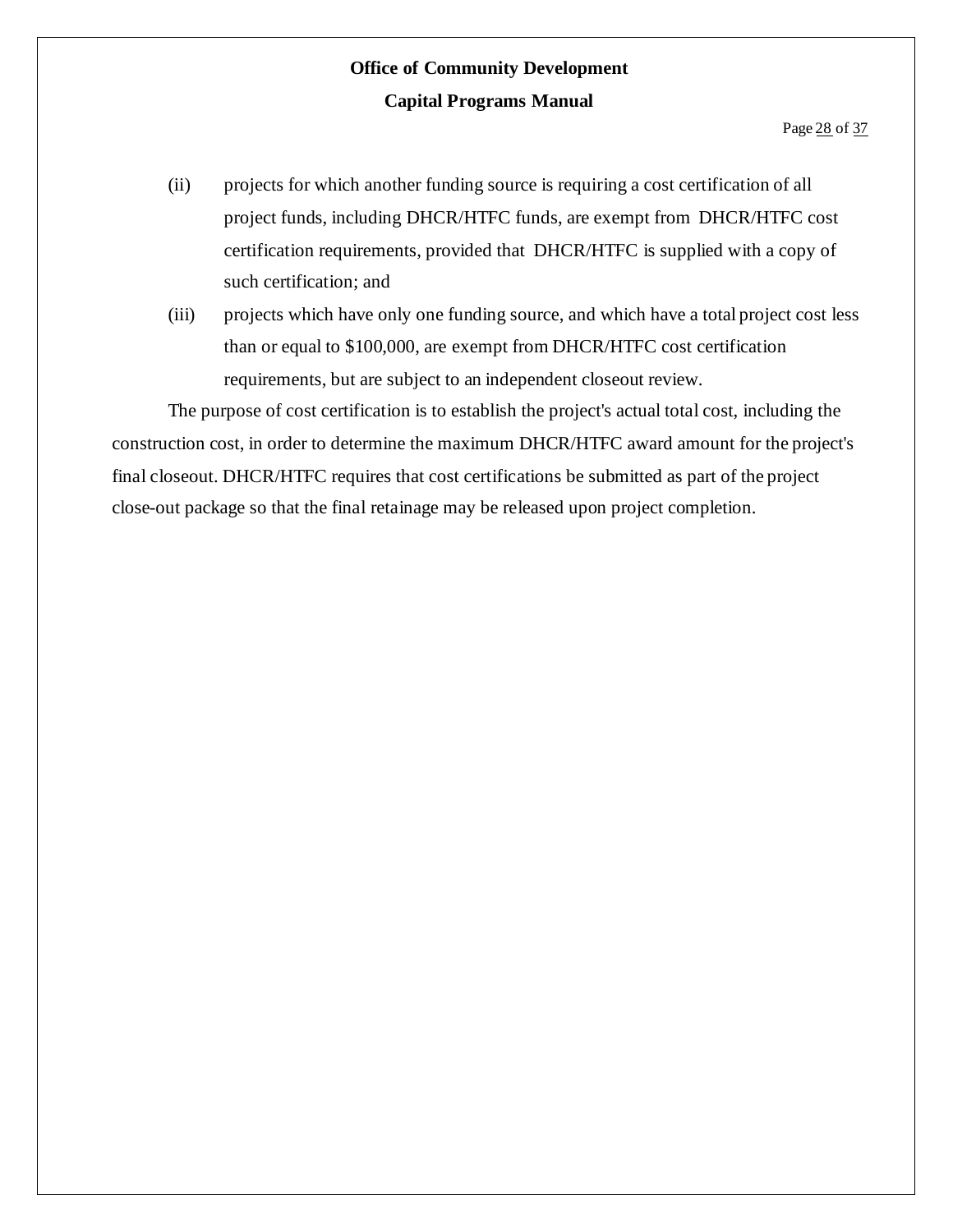(ii) projects for which another funding source is requiring a cost certification of all project funds, including DHCR/HTFC funds, are exempt from DHCR/HTFC cost certification requirements, provided that DHCR/HTFC is supplied with a copy of such certification; and

(iii) projects which have only one funding source, and which have a total project cost less than or equal to $100,000, are exempt from DHCR/HTFC cost certification requirements, but are subject to an independent closeout review.

The purpose of cost certification is to establish the project's actual total cost, including the construction cost, in order to determine the maximum DHCR/HTFC award amount for the project's final closeout. DHCR/HTFC requires that cost certifications be submitted as part of the project close-out package so that the final retainage may be released upon project completion.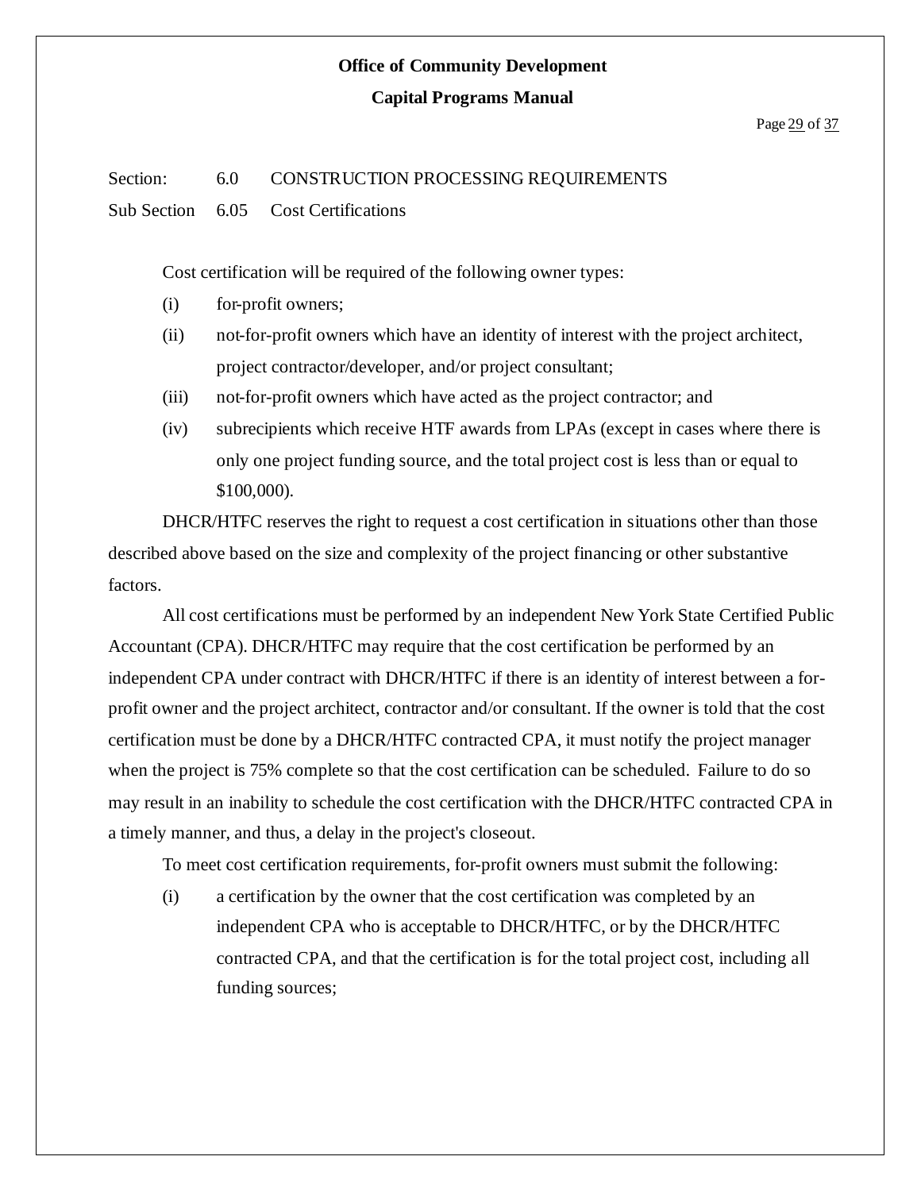Section: 6.0 CONSTRUCTION PROCESSING REQUIREMENTS

Sub Section 6.05 Cost Certifications

Cost certification will be required of the following owner types:

(i) for-profit owners;

(ii) not-for-profit owners which have an identity of interest with the project architect, project contractor/developer, and/or project consultant;

(iii) not-for-profit owners which have acted as the project contractor; and

(iv) subrecipients which receive HTF awards from LPAs (except in cases where there is only one project funding source, and the total project cost is less than or equal to $100,000).

DHCR/HTFC reserves the right to request a cost certification in situations other than those described above based on the size and complexity of the project financing or other substantive factors.

All cost certifications must be performed by an independent New York State Certified Public Accountant (CPA). DHCR/HTFC may require that the cost certification be performed by an independent CPA under contract with DHCR/HTFC if there is an identity of interest between a for-profit owner and the project architect, contractor and/or consultant. If the owner is told that the cost certification must be done by a DHCR/HTFC contracted CPA, it must notify the project manager when the project is 75% complete so that the cost certification can be scheduled. Failure to do so may result in an inability to schedule the cost certification with the DHCR/HTFC contracted CPA in a timely manner, and thus, a delay in the project's closeout.

To meet cost certification requirements, for-profit owners must submit the following:

(i) a certification by the owner that the cost certification was completed by an independent CPA who is acceptable to DHCR/HTFC, or by the DHCR/HTFC contracted CPA, and that the certification is for the total project cost, including all funding sources;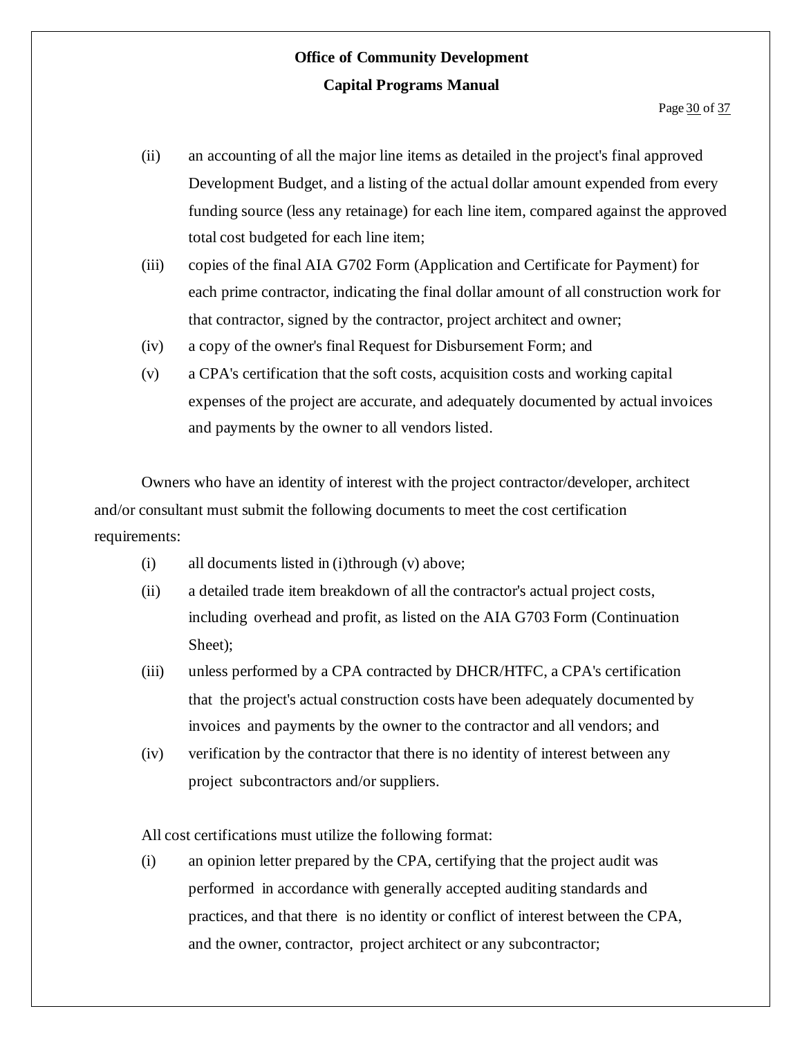(ii) an accounting of all the major line items as detailed in the project's final approved Development Budget, and a listing of the actual dollar amount expended from every funding source (less any retainage) for each line item, compared against the approved total cost budgeted for each line item;

(iii) copies of the final AIA G702 Form (Application and Certificate for Payment) for each prime contractor, indicating the final dollar amount of all construction work for that contractor, signed by the contractor, project architect and owner;

(iv) a copy of the owner's final Request for Disbursement Form; and

(v) a CPA's certification that the soft costs, acquisition costs and working capital expenses of the project are accurate, and adequately documented by actual invoices and payments by the owner to all vendors listed.

Owners who have an identity of interest with the project contractor/developer, architect and/or consultant must submit the following documents to meet the cost certification requirements:

(i) all documents listed in (i)through (v) above;

(ii) a detailed trade item breakdown of all the contractor's actual project costs, including overhead and profit, as listed on the AIA G703 Form (Continuation Sheet);

(iii) unless performed by a CPA contracted by DHCR/HTFC, a CPA's certification that the project's actual construction costs have been adequately documented by invoices and payments by the owner to the contractor and all vendors; and

(iv) verification by the contractor that there is no identity of interest between any project subcontractors and/or suppliers.

All cost certifications must utilize the following format:

(i) an opinion letter prepared by the CPA, certifying that the project audit was performed in accordance with generally accepted auditing standards and practices, and that there is no identity or conflict of interest between the CPA, and the owner, contractor, project architect or any subcontractor;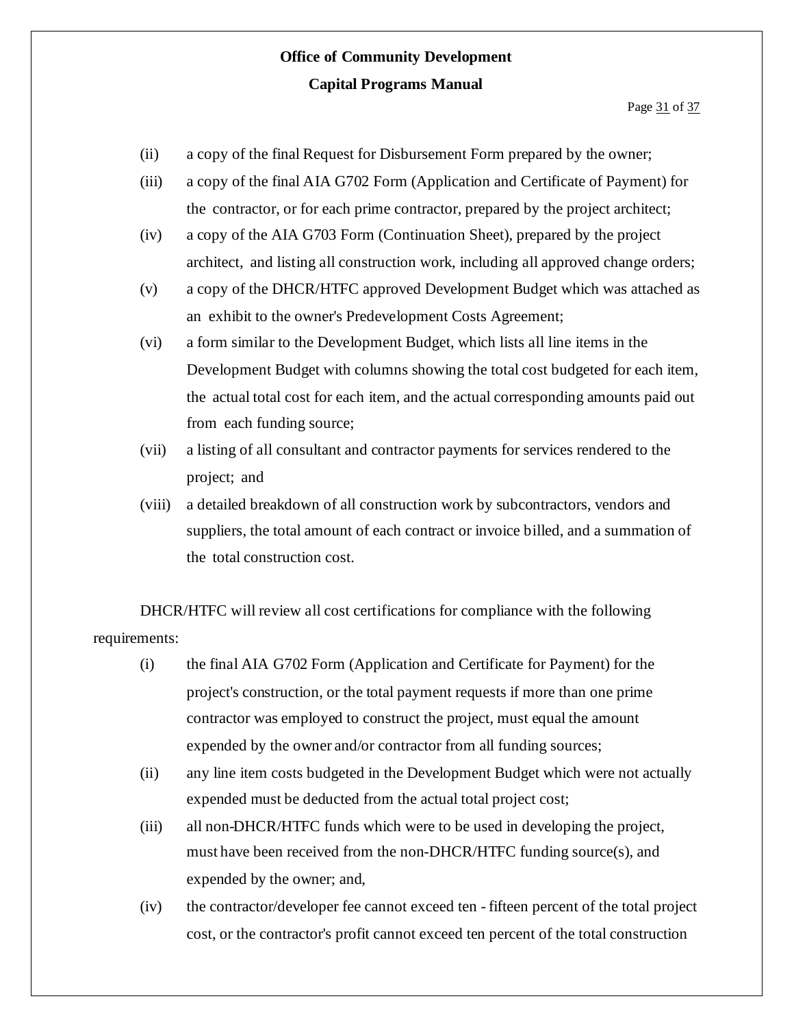(ii) a copy of the final Request for Disbursement Form prepared by the owner;

(iii) a copy of the final AIA G702 Form (Application and Certificate of Payment) for the contractor, or for each prime contractor, prepared by the project architect;

(iv) a copy of the AIA G703 Form (Continuation Sheet), prepared by the project architect, and listing all construction work, including all approved change orders;

(v) a copy of the DHCR/HTFC approved Development Budget which was attached as an exhibit to the owner's Predevelopment Costs Agreement;

(vi) a form similar to the Development Budget, which lists all line items in the Development Budget with columns showing the total cost budgeted for each item, the actual total cost for each item, and the actual corresponding amounts paid out from each funding source;

(vii) a listing of all consultant and contractor payments for services rendered to the project; and

(viii) a detailed breakdown of all construction work by subcontractors, vendors and suppliers, the total amount of each contract or invoice billed, and a summation of the total construction cost.

DHCR/HTFC will review all cost certifications for compliance with the following requirements:

(i) the final AIA G702 Form (Application and Certificate for Payment) for the project's construction, or the total payment requests if more than one prime contractor was employed to construct the project, must equal the amount expended by the owner and/or contractor from all funding sources;

(ii) any line item costs budgeted in the Development Budget which were not actually expended must be deducted from the actual total project cost;

(iii) all non-DHCR/HTFC funds which were to be used in developing the project, must have been received from the non-DHCR/HTFC funding source(s), and expended by the owner; and,

(iv) the contractor/developer fee cannot exceed ten - fifteen percent of the total project cost, or the contractor's profit cannot exceed ten percent of the total construction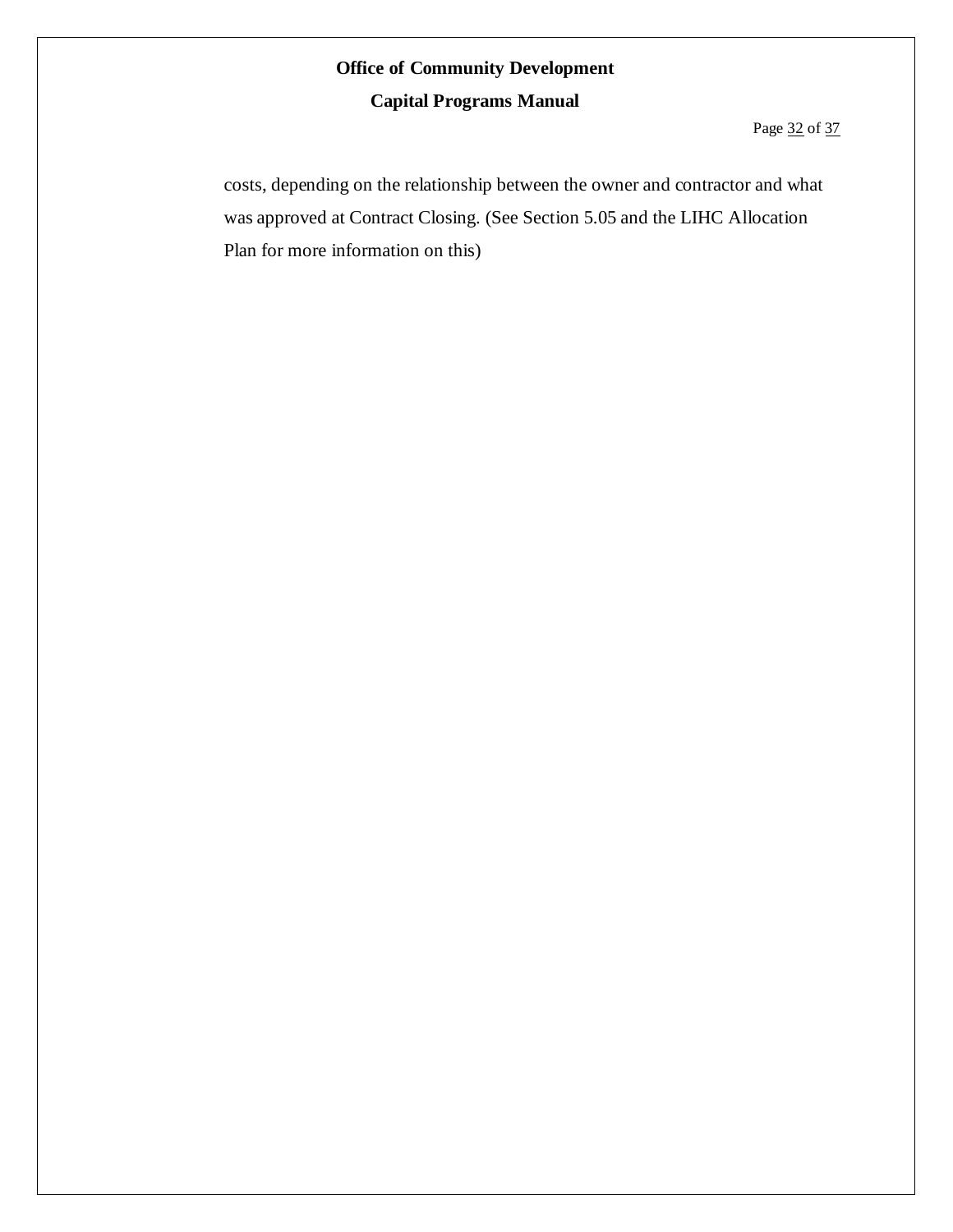costs, depending on the relationship between the owner and contractor and what was approved at Contract Closing. (See Section 5.05 and the LIHC Allocation Plan for more information on this)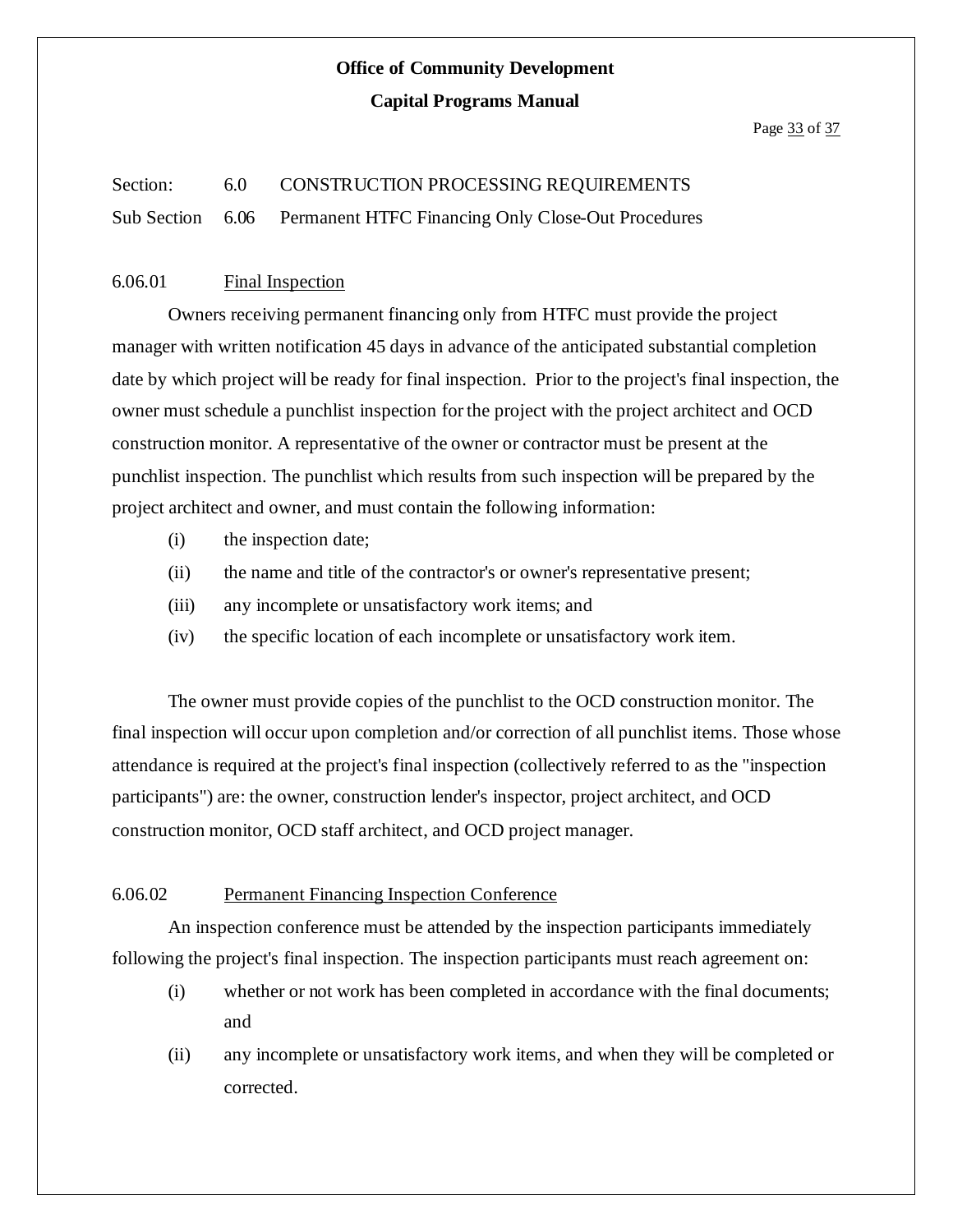Section: 6.0 CONSTRUCTION PROCESSING REQUIREMENTS

Sub Section 6.06 Permanent HTFC Financing Only Close-Out Procedures

### 6.06.01 Final Inspection

Owners receiving permanent financing only from HTFC must provide the project manager with written notification 45 days in advance of the anticipated substantial completion date by which project will be ready for final inspection. Prior to the project's final inspection, the owner must schedule a punchlist inspection for the project with the project architect and OCD construction monitor. A representative of the owner or contractor must be present at the punchlist inspection. The punchlist which results from such inspection will be prepared by the project architect and owner, and must contain the following information:

(i) the inspection date;

(ii) the name and title of the contractor's or owner's representative present;

(iii) any incomplete or unsatisfactory work items; and

(iv) the specific location of each incomplete or unsatisfactory work item.

The owner must provide copies of the punchlist to the OCD construction monitor. The final inspection will occur upon completion and/or correction of all punchlist items. Those whose attendance is required at the project's final inspection (collectively referred to as the "inspection participants") are: the owner, construction lender's inspector, project architect, and OCD construction monitor, OCD staff architect, and OCD project manager.

### 6.06.02 Permanent Financing Inspection Conference

An inspection conference must be attended by the inspection participants immediately following the project's final inspection. The inspection participants must reach agreement on:

(i) whether or not work has been completed in accordance with the final documents; and

(ii) any incomplete or unsatisfactory work items, and when they will be completed or corrected.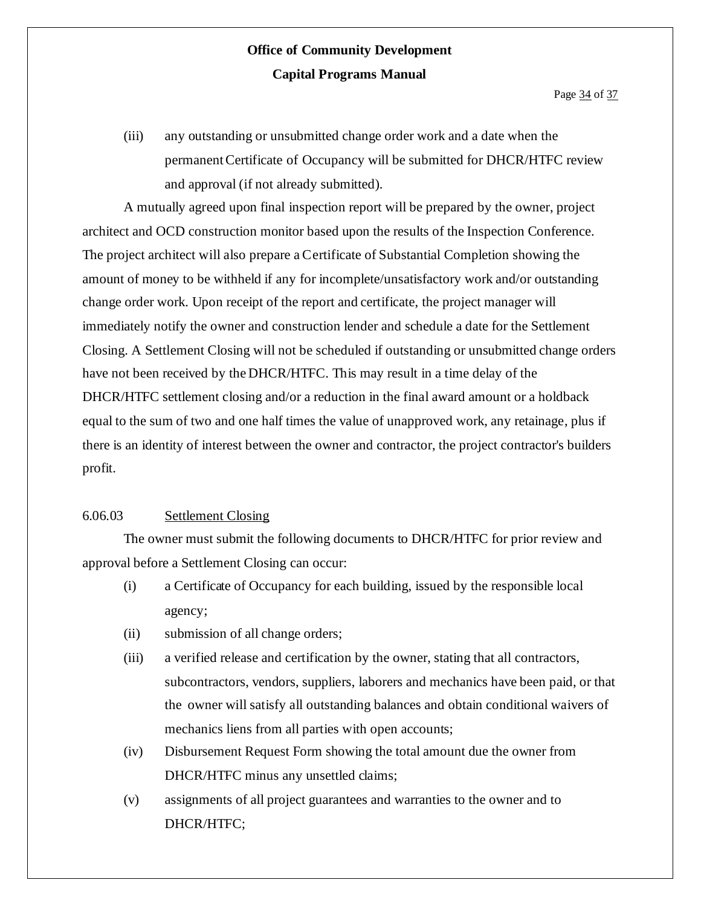(iii) any outstanding or unsubmitted change order work and a date when the permanent Certificate of Occupancy will be submitted for DHCR/HTFC review and approval (if not already submitted).

A mutually agreed upon final inspection report will be prepared by the owner, project architect and OCD construction monitor based upon the results of the Inspection Conference. The project architect will also prepare a Certificate of Substantial Completion showing the amount of money to be withheld if any for incomplete/unsatisfactory work and/or outstanding change order work. Upon receipt of the report and certificate, the project manager will immediately notify the owner and construction lender and schedule a date for the Settlement Closing. A Settlement Closing will not be scheduled if outstanding or unsubmitted change orders have not been received by the DHCR/HTFC. This may result in a time delay of the DHCR/HTFC settlement closing and/or a reduction in the final award amount or a holdback equal to the sum of two and one half times the value of unapproved work, any retainage, plus if there is an identity of interest between the owner and contractor, the project contractor's builders profit.

6.06.03 Settlement Closing

The owner must submit the following documents to DHCR/HTFC for prior review and approval before a Settlement Closing can occur:

(i) a Certificate of Occupancy for each building, issued by the responsible local agency;

(ii) submission of all change orders;

(iii) a verified release and certification by the owner, stating that all contractors, subcontractors, vendors, suppliers, laborers and mechanics have been paid, or that the owner will satisfy all outstanding balances and obtain conditional waivers of mechanics liens from all parties with open accounts;

(iv) Disbursement Request Form showing the total amount due the owner from DHCR/HTFC minus any unsettled claims;

(v) assignments of all project guarantees and warranties to the owner and to DHCR/HTFC;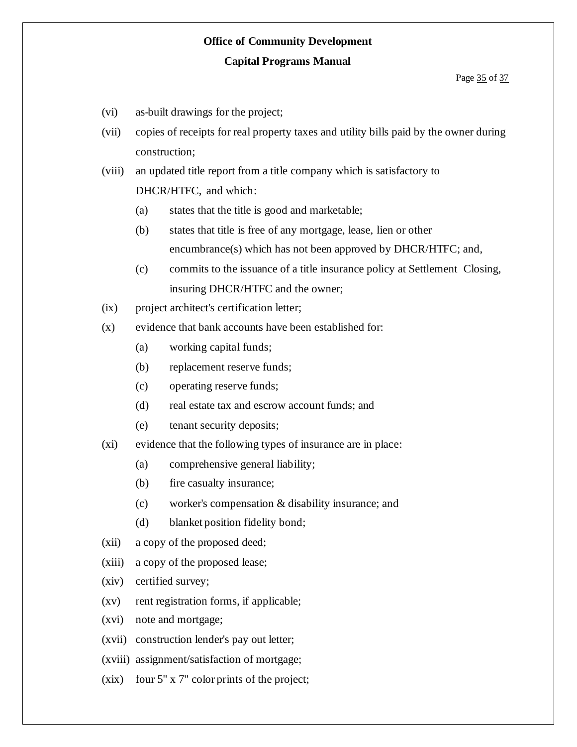(vi) as-built drawings for the project;

(vii) copies of receipts for real property taxes and utility bills paid by the owner during construction;

(viii) an updated title report from a title company which is satisfactory to DHCR/HTFC, and which:

  (a) states that the title is good and marketable;

  (b) states that title is free of any mortgage, lease, lien or other encumbrance(s) which has not been approved by DHCR/HTFC; and,

  (c) commits to the issuance of a title insurance policy at Settlement Closing, insuring DHCR/HTFC and the owner;

(ix) project architect's certification letter;

(x) evidence that bank accounts have been established for:

  (a) working capital funds;

  (b) replacement reserve funds;

  (c) operating reserve funds;

  (d) real estate tax and escrow account funds; and

  (e) tenant security deposits;

(xi) evidence that the following types of insurance are in place:

  (a) comprehensive general liability;

  (b) fire casualty insurance;

  (c) worker's compensation & disability insurance; and

  (d) blanket position fidelity bond;

(xii) a copy of the proposed deed;

(xiii) a copy of the proposed lease;

(xiv) certified survey;

(xv) rent registration forms, if applicable;

(xvi) note and mortgage;

(xvii) construction lender's pay out letter;

(xviii) assignment/satisfaction of mortgage;

(xix) four 5" x 7" color prints of the project;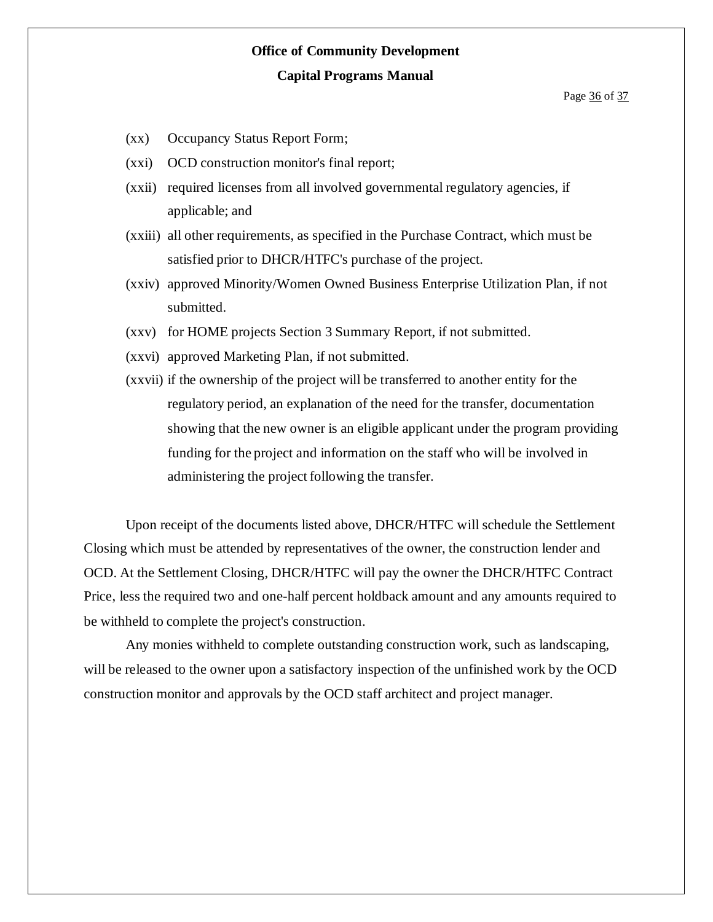(xx) Occupancy Status Report Form;

(xxi) OCD construction monitor's final report;

(xxii) required licenses from all involved governmental regulatory agencies, if applicable; and

(xxiii) all other requirements, as specified in the Purchase Contract, which must be satisfied prior to DHCR/HTFC's purchase of the project.

(xxiv) approved Minority/Women Owned Business Enterprise Utilization Plan, if not submitted.

(xxv) for HOME projects Section 3 Summary Report, if not submitted.

(xxvi) approved Marketing Plan, if not submitted.

(xxvii) if the ownership of the project will be transferred to another entity for the regulatory period, an explanation of the need for the transfer, documentation showing that the new owner is an eligible applicant under the program providing funding for the project and information on the staff who will be involved in administering the project following the transfer.

Upon receipt of the documents listed above, DHCR/HTFC will schedule the Settlement Closing which must be attended by representatives of the owner, the construction lender and OCD. At the Settlement Closing, DHCR/HTFC will pay the owner the DHCR/HTFC Contract Price, less the required two and one-half percent holdback amount and any amounts required to be withheld to complete the project's construction.

Any monies withheld to complete outstanding construction work, such as landscaping, will be released to the owner upon a satisfactory inspection of the unfinished work by the OCD construction monitor and approvals by the OCD staff architect and project manager.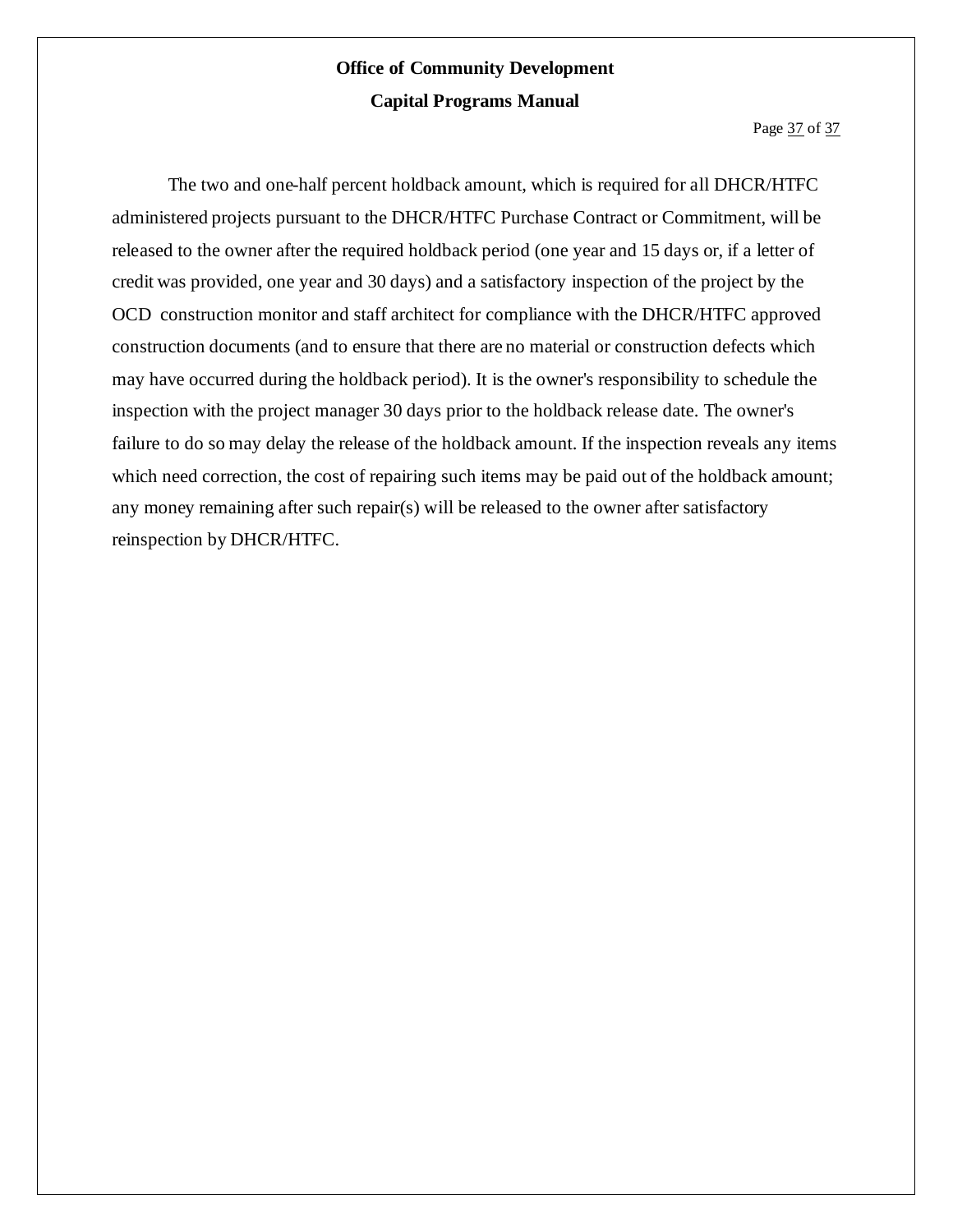The two and one-half percent holdback amount, which is required for all DHCR/HTFC administered projects pursuant to the DHCR/HTFC Purchase Contract or Commitment, will be released to the owner after the required holdback period (one year and 15 days or, if a letter of credit was provided, one year and 30 days) and a satisfactory inspection of the project by the OCD construction monitor and staff architect for compliance with the DHCR/HTFC approved construction documents (and to ensure that there are no material or construction defects which may have occurred during the holdback period). It is the owner's responsibility to schedule the inspection with the project manager 30 days prior to the holdback release date. The owner's failure to do so may delay the release of the holdback amount. If the inspection reveals any items which need correction, the cost of repairing such items may be paid out of the holdback amount; any money remaining after such repair(s) will be released to the owner after satisfactory reinspection by DHCR/HTFC.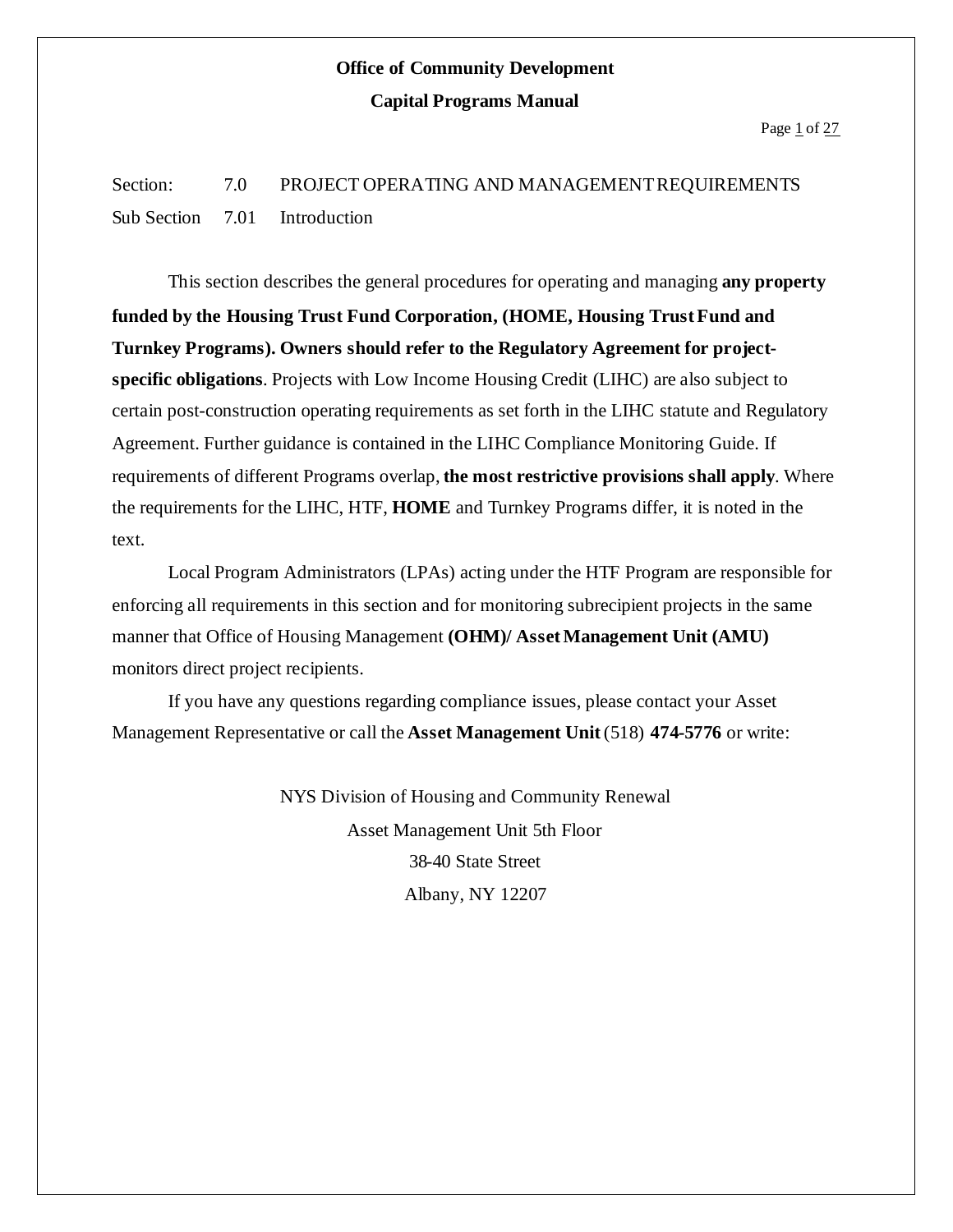**Office of Community Development**

**Capital Programs Manual**

Section: 7.0 PROJECT OPERATING AND MANAGEMENT REQUIREMENTS

Sub Section 7.01 Introduction

This section describes the general procedures for operating and managing **any property funded by the Housing Trust Fund Corporation, (HOME, Housing Trust Fund and Turnkey Programs). Owners should refer to the Regulatory Agreement for project-specific obligations**. Projects with Low Income Housing Credit (LIHC) are also subject to certain post-construction operating requirements as set forth in the LIHC statute and Regulatory Agreement. Further guidance is contained in the LIHC Compliance Monitoring Guide. If requirements of different Programs overlap, **the most restrictive provisions shall apply**. Where the requirements for the LIHC, HTF, **HOME** and Turnkey Programs differ, it is noted in the text.

Local Program Administrators (LPAs) acting under the HTF Program are responsible for enforcing all requirements in this section and for monitoring subrecipient projects in the same manner that Office of Housing Management **(OHM)/ Asset Management Unit (AMU)** monitors direct project recipients.

If you have any questions regarding compliance issues, please contact your Asset Management Representative or call the **Asset Management Unit** (518) **474-5776** or write:

NYS Division of Housing and Community Renewal
Asset Management Unit 5th Floor
38-40 State Street
Albany, NY 12207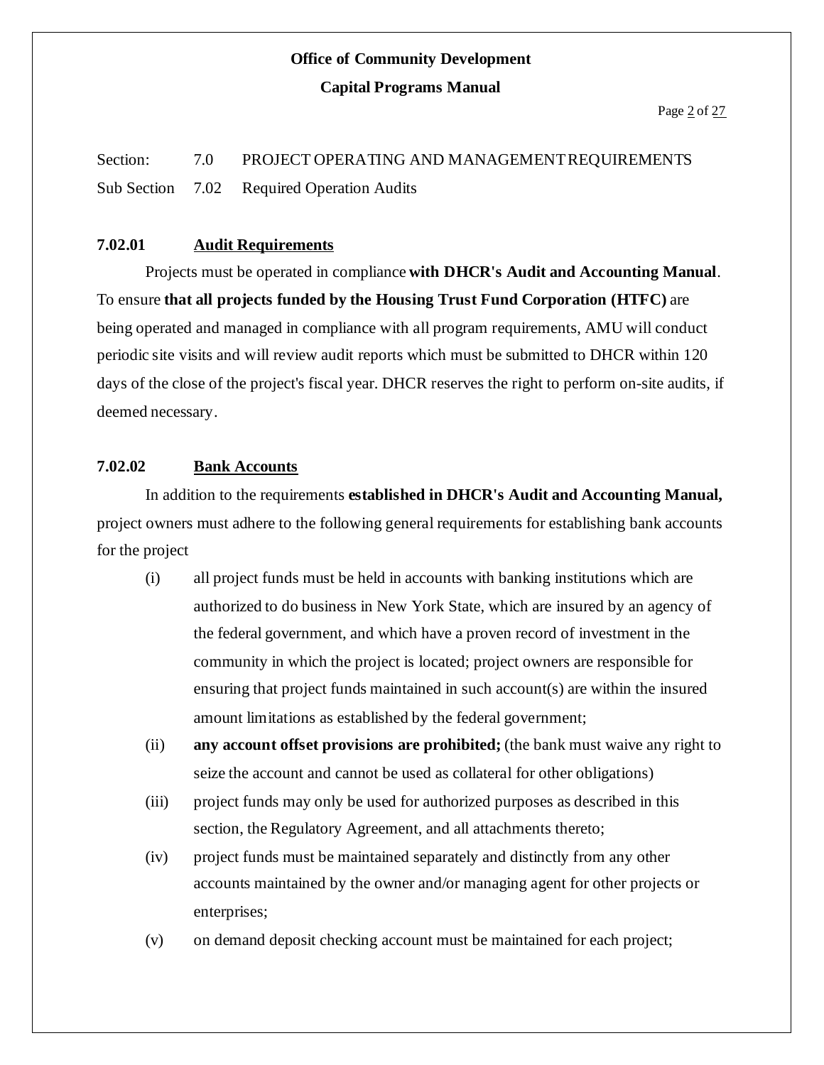Section: 7.0 PROJECT OPERATING AND MANAGEMENT REQUIREMENTS

Sub Section 7.02 Required Operation Audits

### 7.02.01 Audit Requirements

Projects must be operated in compliance **with DHCR's Audit and Accounting Manual**. To ensure **that all projects funded by the Housing Trust Fund Corporation (HTFC)** are being operated and managed in compliance with all program requirements, AMU will conduct periodic site visits and will review audit reports which must be submitted to DHCR within 120 days of the close of the project's fiscal year. DHCR reserves the right to perform on-site audits, if deemed necessary.

### 7.02.02 Bank Accounts

In addition to the requirements **established in DHCR's Audit and Accounting Manual,** project owners must adhere to the following general requirements for establishing bank accounts for the project

(i) all project funds must be held in accounts with banking institutions which are authorized to do business in New York State, which are insured by an agency of the federal government, and which have a proven record of investment in the community in which the project is located; project owners are responsible for ensuring that project funds maintained in such account(s) are within the insured amount limitations as established by the federal government;

(ii) **any account offset provisions are prohibited;** (the bank must waive any right to seize the account and cannot be used as collateral for other obligations)

(iii) project funds may only be used for authorized purposes as described in this section, the Regulatory Agreement, and all attachments thereto;

(iv) project funds must be maintained separately and distinctly from any other accounts maintained by the owner and/or managing agent for other projects or enterprises;

(v) on demand deposit checking account must be maintained for each project;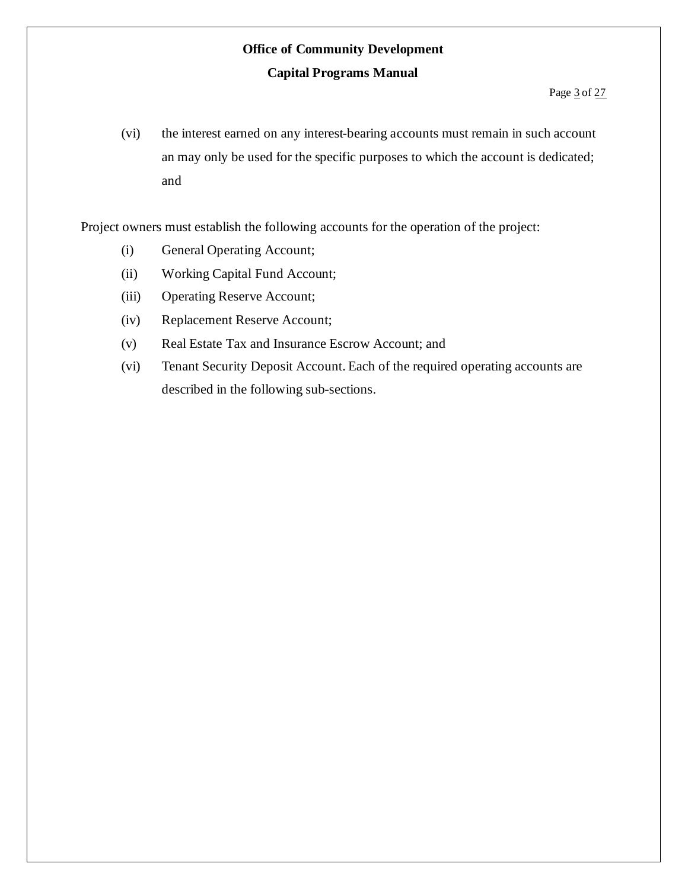(vi) the interest earned on any interest-bearing accounts must remain in such account an may only be used for the specific purposes to which the account is dedicated; and

Project owners must establish the following accounts for the operation of the project:

(i) General Operating Account;

(ii) Working Capital Fund Account;

(iii) Operating Reserve Account;

(iv) Replacement Reserve Account;

(v) Real Estate Tax and Insurance Escrow Account; and

(vi) Tenant Security Deposit Account. Each of the required operating accounts are described in the following sub-sections.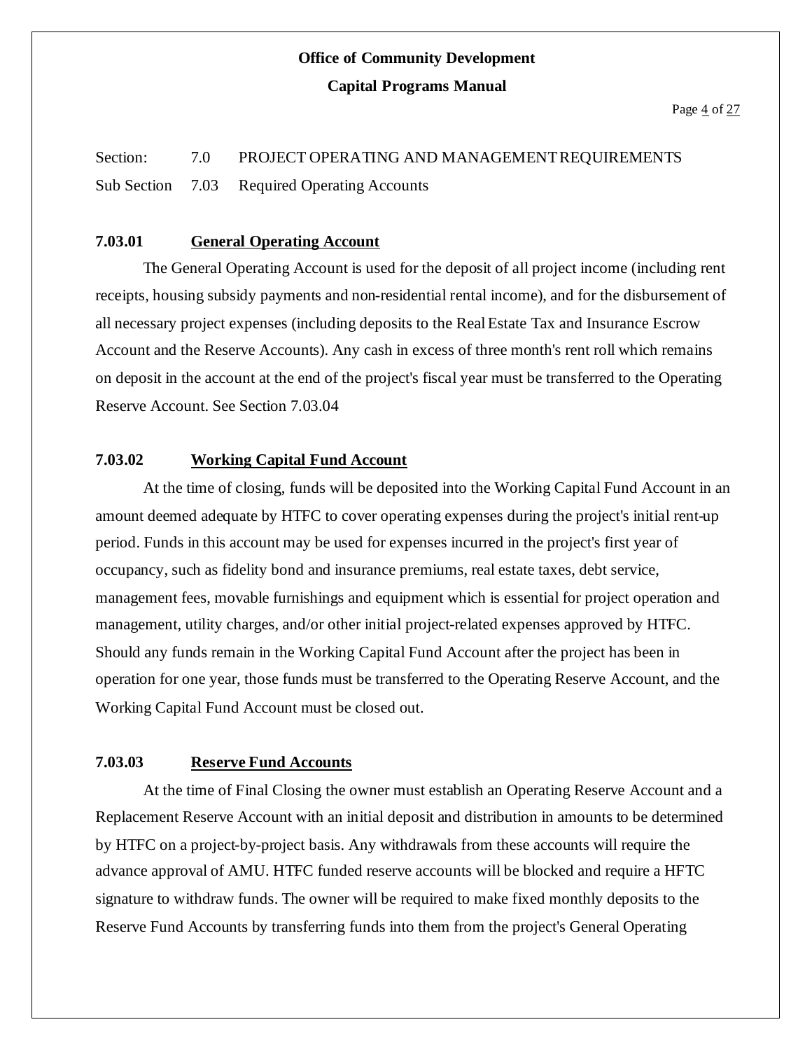Section: 7.0 PROJECT OPERATING AND MANAGEMENT REQUIREMENTS

Sub Section 7.03 Required Operating Accounts

### 7.03.01 General Operating Account

The General Operating Account is used for the deposit of all project income (including rent receipts, housing subsidy payments and non-residential rental income), and for the disbursement of all necessary project expenses (including deposits to the Real Estate Tax and Insurance Escrow Account and the Reserve Accounts). Any cash in excess of three month's rent roll which remains on deposit in the account at the end of the project's fiscal year must be transferred to the Operating Reserve Account. See Section 7.03.04

### 7.03.02 Working Capital Fund Account

At the time of closing, funds will be deposited into the Working Capital Fund Account in an amount deemed adequate by HTFC to cover operating expenses during the project's initial rent-up period. Funds in this account may be used for expenses incurred in the project's first year of occupancy, such as fidelity bond and insurance premiums, real estate taxes, debt service, management fees, movable furnishings and equipment which is essential for project operation and management, utility charges, and/or other initial project-related expenses approved by HTFC. Should any funds remain in the Working Capital Fund Account after the project has been in operation for one year, those funds must be transferred to the Operating Reserve Account, and the Working Capital Fund Account must be closed out.

### 7.03.03 Reserve Fund Accounts

At the time of Final Closing the owner must establish an Operating Reserve Account and a Replacement Reserve Account with an initial deposit and distribution in amounts to be determined by HTFC on a project-by-project basis. Any withdrawals from these accounts will require the advance approval of AMU. HTFC funded reserve accounts will be blocked and require a HFTC signature to withdraw funds. The owner will be required to make fixed monthly deposits to the Reserve Fund Accounts by transferring funds into them from the project's General Operating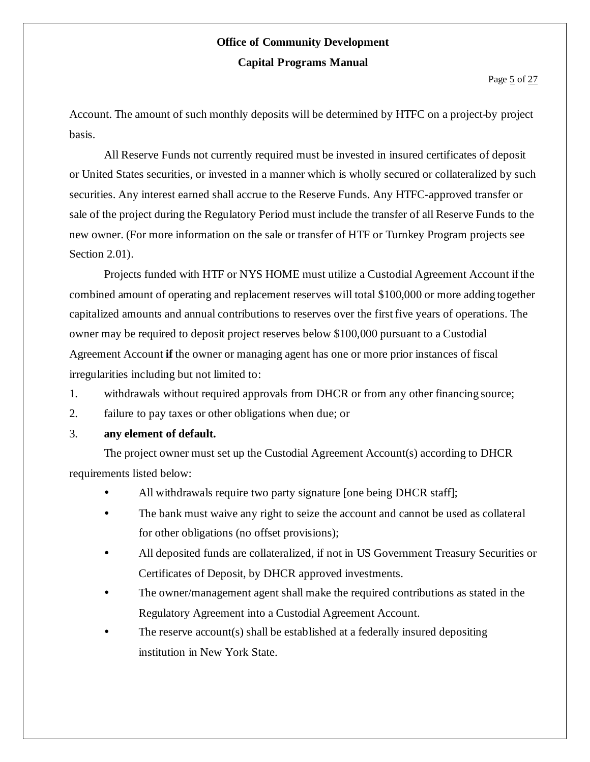Account. The amount of such monthly deposits will be determined by HTFC on a project-by project basis.

All Reserve Funds not currently required must be invested in insured certificates of deposit or United States securities, or invested in a manner which is wholly secured or collateralized by such securities. Any interest earned shall accrue to the Reserve Funds. Any HTFC-approved transfer or sale of the project during the Regulatory Period must include the transfer of all Reserve Funds to the new owner. (For more information on the sale or transfer of HTF or Turnkey Program projects see Section 2.01).

Projects funded with HTF or NYS HOME must utilize a Custodial Agreement Account if the combined amount of operating and replacement reserves will total $100,000 or more adding together capitalized amounts and annual contributions to reserves over the first five years of operations. The owner may be required to deposit project reserves below $100,000 pursuant to a Custodial Agreement Account **if** the owner or managing agent has one or more prior instances of fiscal irregularities including but not limited to:

1. withdrawals without required approvals from DHCR or from any other financing source;
2. failure to pay taxes or other obligations when due; or
3. **any element of default.**

The project owner must set up the Custodial Agreement Account(s) according to DHCR requirements listed below:

- All withdrawals require two party signature [one being DHCR staff];
- The bank must waive any right to seize the account and cannot be used as collateral for other obligations (no offset provisions);
- All deposited funds are collateralized, if not in US Government Treasury Securities or Certificates of Deposit, by DHCR approved investments.
- The owner/management agent shall make the required contributions as stated in the Regulatory Agreement into a Custodial Agreement Account.
- The reserve account(s) shall be established at a federally insured depositing institution in New York State.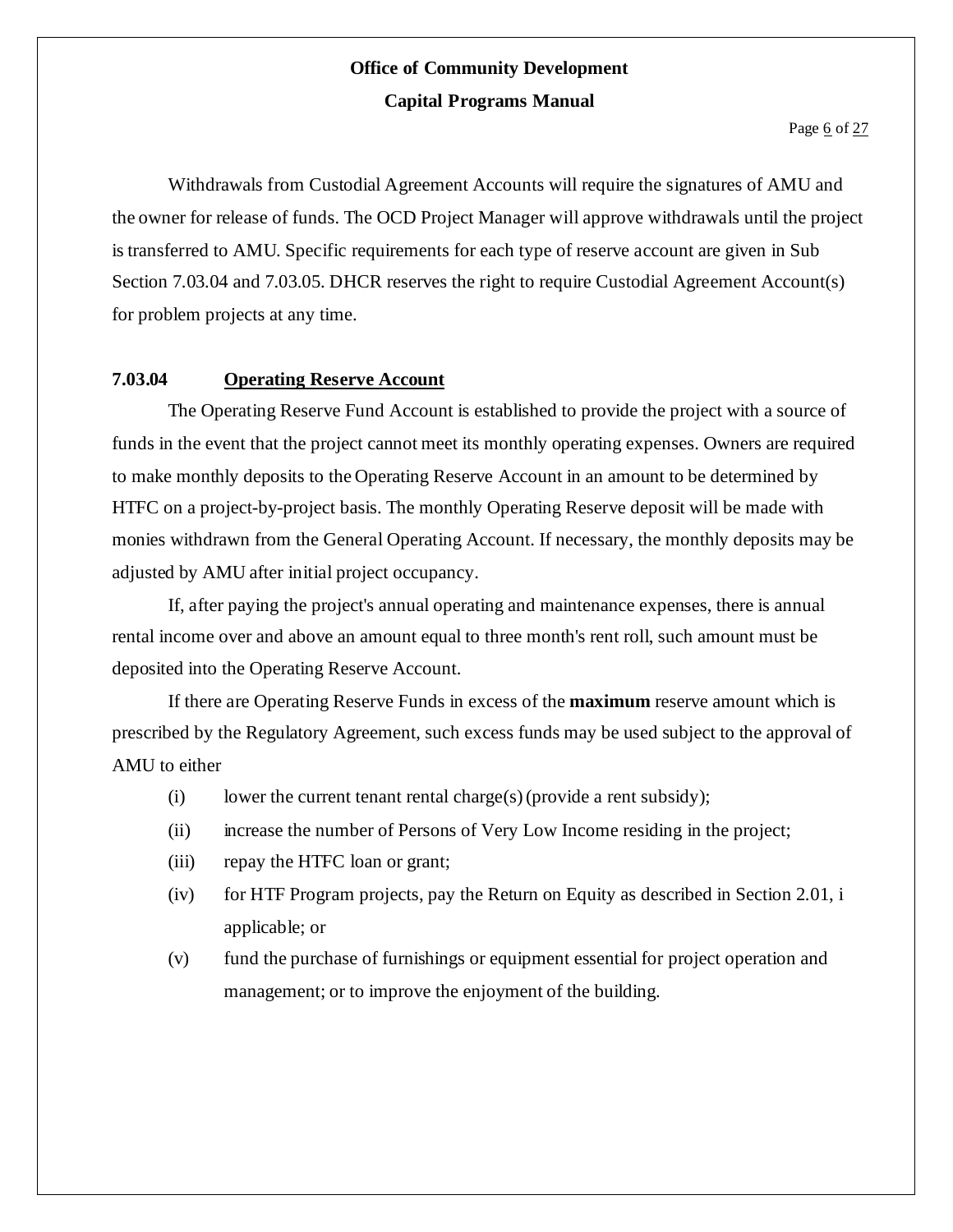Withdrawals from Custodial Agreement Accounts will require the signatures of AMU and the owner for release of funds. The OCD Project Manager will approve withdrawals until the project is transferred to AMU. Specific requirements for each type of reserve account are given in Sub Section 7.03.04 and 7.03.05. DHCR reserves the right to require Custodial Agreement Account(s) for problem projects at any time.

### 7.03.04 Operating Reserve Account

The Operating Reserve Fund Account is established to provide the project with a source of funds in the event that the project cannot meet its monthly operating expenses. Owners are required to make monthly deposits to the Operating Reserve Account in an amount to be determined by HTFC on a project-by-project basis. The monthly Operating Reserve deposit will be made with monies withdrawn from the General Operating Account. If necessary, the monthly deposits may be adjusted by AMU after initial project occupancy.

If, after paying the project's annual operating and maintenance expenses, there is annual rental income over and above an amount equal to three month's rent roll, such amount must be deposited into the Operating Reserve Account.

If there are Operating Reserve Funds in excess of the **maximum** reserve amount which is prescribed by the Regulatory Agreement, such excess funds may be used subject to the approval of AMU to either

(i) lower the current tenant rental charge(s) (provide a rent subsidy);

(ii) increase the number of Persons of Very Low Income residing in the project;

(iii) repay the HTFC loan or grant;

(iv) for HTF Program projects, pay the Return on Equity as described in Section 2.01, i applicable; or

(v) fund the purchase of furnishings or equipment essential for project operation and management; or to improve the enjoyment of the building.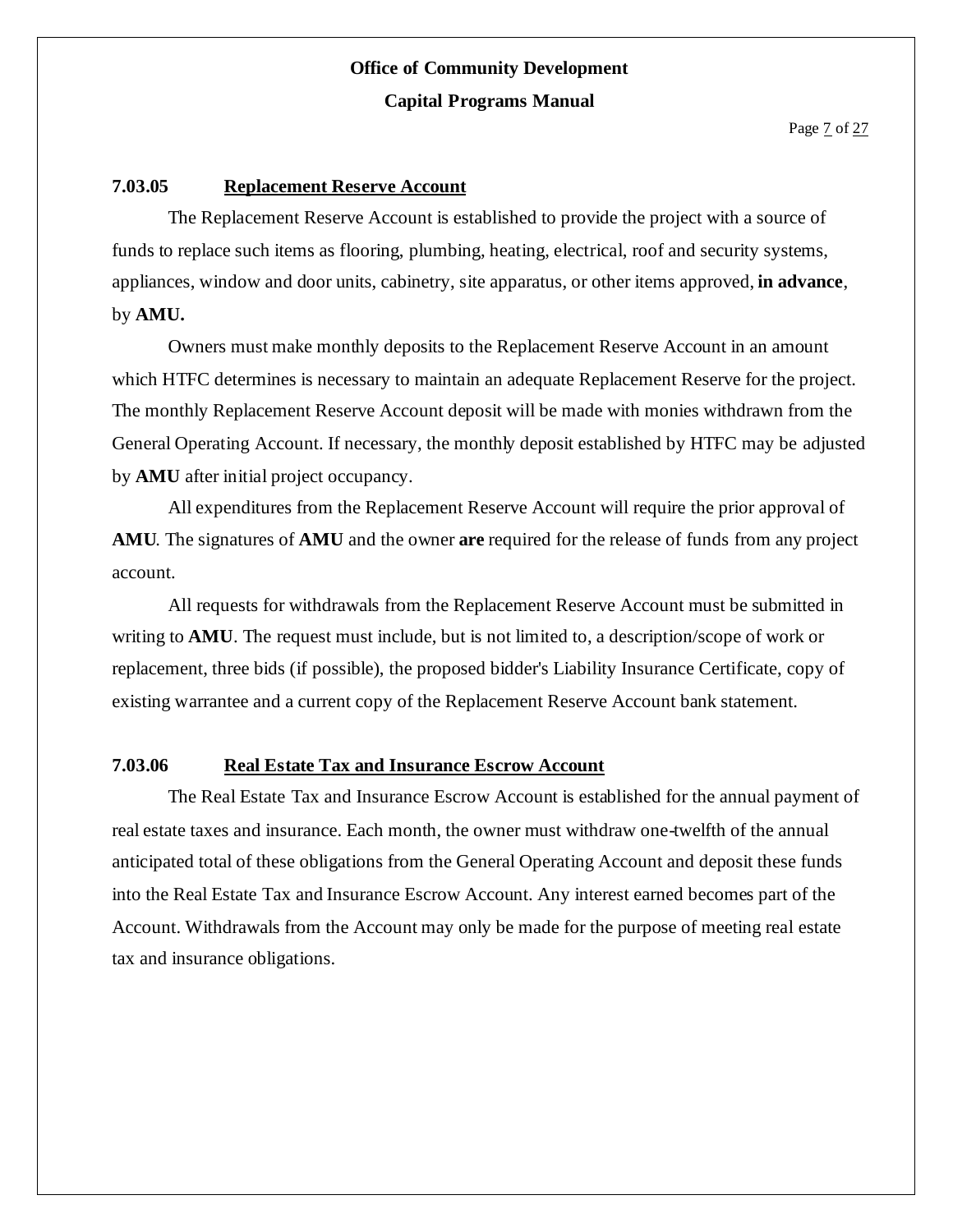### 7.03.05 Replacement Reserve Account

The Replacement Reserve Account is established to provide the project with a source of funds to replace such items as flooring, plumbing, heating, electrical, roof and security systems, appliances, window and door units, cabinetry, site apparatus, or other items approved, **in advance**, by **AMU.**

Owners must make monthly deposits to the Replacement Reserve Account in an amount which HTFC determines is necessary to maintain an adequate Replacement Reserve for the project. The monthly Replacement Reserve Account deposit will be made with monies withdrawn from the General Operating Account. If necessary, the monthly deposit established by HTFC may be adjusted by **AMU** after initial project occupancy.

All expenditures from the Replacement Reserve Account will require the prior approval of **AMU**. The signatures of **AMU** and the owner **are** required for the release of funds from any project account.

All requests for withdrawals from the Replacement Reserve Account must be submitted in writing to **AMU**. The request must include, but is not limited to, a description/scope of work or replacement, three bids (if possible), the proposed bidder's Liability Insurance Certificate, copy of existing warrantee and a current copy of the Replacement Reserve Account bank statement.

### 7.03.06 Real Estate Tax and Insurance Escrow Account

The Real Estate Tax and Insurance Escrow Account is established for the annual payment of real estate taxes and insurance. Each month, the owner must withdraw one-twelfth of the annual anticipated total of these obligations from the General Operating Account and deposit these funds into the Real Estate Tax and Insurance Escrow Account. Any interest earned becomes part of the Account. Withdrawals from the Account may only be made for the purpose of meeting real estate tax and insurance obligations.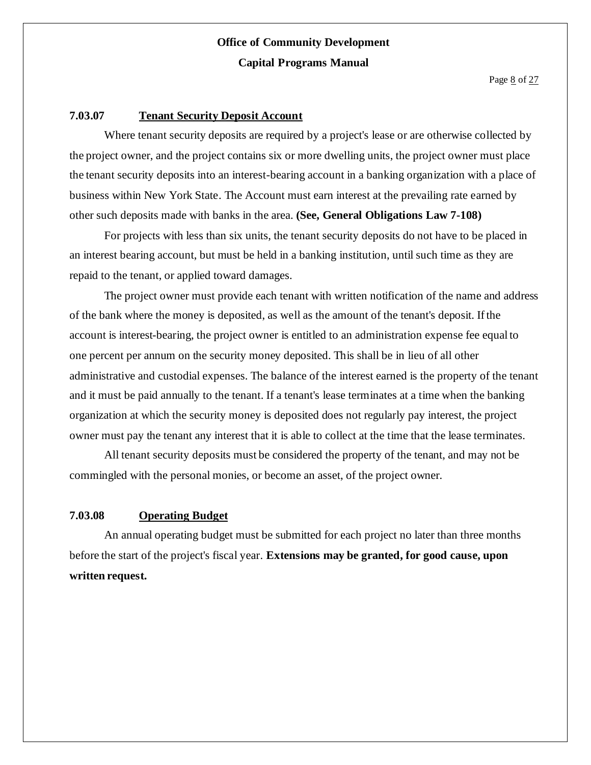### 7.03.07 Tenant Security Deposit Account

Where tenant security deposits are required by a project's lease or are otherwise collected by the project owner, and the project contains six or more dwelling units, the project owner must place the tenant security deposits into an interest-bearing account in a banking organization with a place of business within New York State. The Account must earn interest at the prevailing rate earned by other such deposits made with banks in the area. **(See, General Obligations Law 7-108)**

For projects with less than six units, the tenant security deposits do not have to be placed in an interest bearing account, but must be held in a banking institution, until such time as they are repaid to the tenant, or applied toward damages.

The project owner must provide each tenant with written notification of the name and address of the bank where the money is deposited, as well as the amount of the tenant's deposit. If the account is interest-bearing, the project owner is entitled to an administration expense fee equal to one percent per annum on the security money deposited. This shall be in lieu of all other administrative and custodial expenses. The balance of the interest earned is the property of the tenant and it must be paid annually to the tenant. If a tenant's lease terminates at a time when the banking organization at which the security money is deposited does not regularly pay interest, the project owner must pay the tenant any interest that it is able to collect at the time that the lease terminates.

All tenant security deposits must be considered the property of the tenant, and may not be commingled with the personal monies, or become an asset, of the project owner.

### 7.03.08 Operating Budget

An annual operating budget must be submitted for each project no later than three months before the start of the project's fiscal year. **Extensions may be granted, for good cause, upon written request.**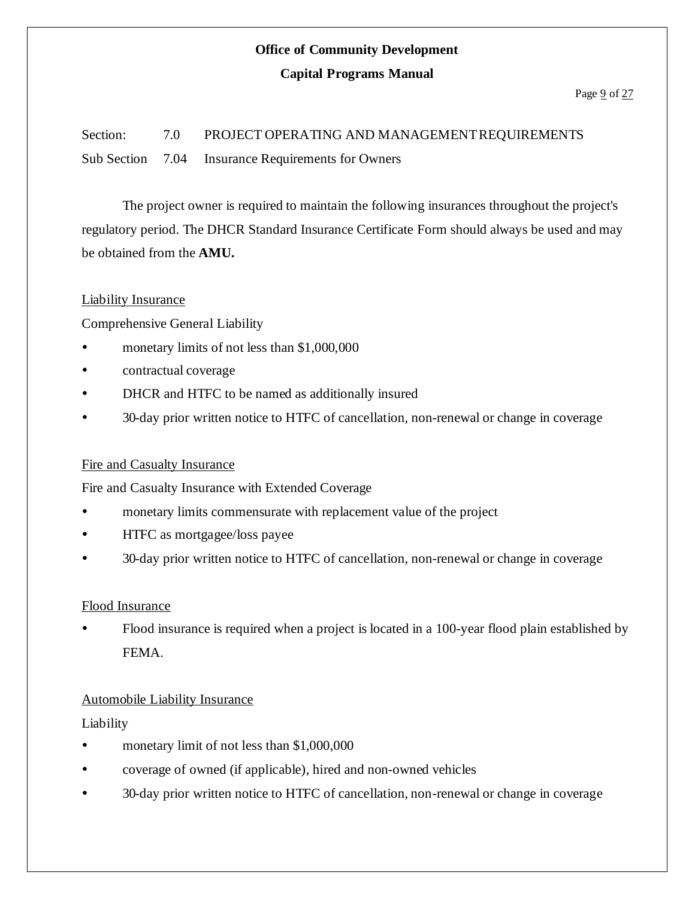Section: 7.0 PROJECT OPERATING AND MANAGEMENT REQUIREMENTS

Sub Section 7.04 Insurance Requirements for Owners

The project owner is required to maintain the following insurances throughout the project's regulatory period. The DHCR Standard Insurance Certificate Form should always be used and may be obtained from the **AMU.**

Liability Insurance

Comprehensive General Liability

- monetary limits of not less than $1,000,000
- contractual coverage
- DHCR and HTFC to be named as additionally insured
- 30-day prior written notice to HTFC of cancellation, non-renewal or change in coverage

Fire and Casualty Insurance

Fire and Casualty Insurance with Extended Coverage

- monetary limits commensurate with replacement value of the project
- HTFC as mortgagee/loss payee
- 30-day prior written notice to HTFC of cancellation, non-renewal or change in coverage

Flood Insurance

- Flood insurance is required when a project is located in a 100-year flood plain established by FEMA.

Automobile Liability Insurance

Liability

- monetary limit of not less than $1,000,000
- coverage of owned (if applicable), hired and non-owned vehicles
- 30-day prior written notice to HTFC of cancellation, non-renewal or change in coverage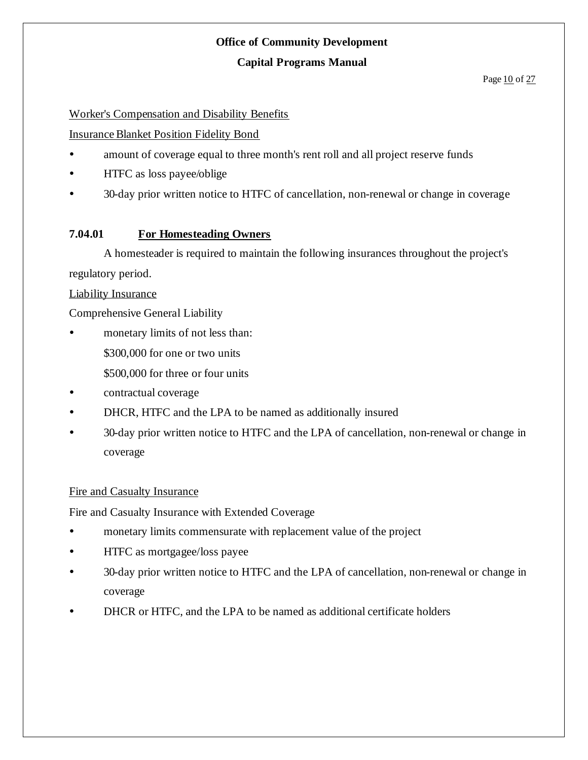Worker's Compensation and Disability Benefits

Insurance Blanket Position Fidelity Bond

- amount of coverage equal to three month's rent roll and all project reserve funds
- HTFC as loss payee/oblige
- 30-day prior written notice to HTFC of cancellation, non-renewal or change in coverage

### 7.04.01 For Homesteading Owners

A homesteader is required to maintain the following insurances throughout the project's regulatory period.

Liability Insurance

Comprehensive General Liability

- monetary limits of not less than:
  
  $300,000 for one or two units
  
  $500,000 for three or four units
- contractual coverage
- DHCR, HTFC and the LPA to be named as additionally insured
- 30-day prior written notice to HTFC and the LPA of cancellation, non-renewal or change in coverage

Fire and Casualty Insurance

Fire and Casualty Insurance with Extended Coverage

- monetary limits commensurate with replacement value of the project
- HTFC as mortgagee/loss payee
- 30-day prior written notice to HTFC and the LPA of cancellation, non-renewal or change in coverage
- DHCR or HTFC, and the LPA to be named as additional certificate holders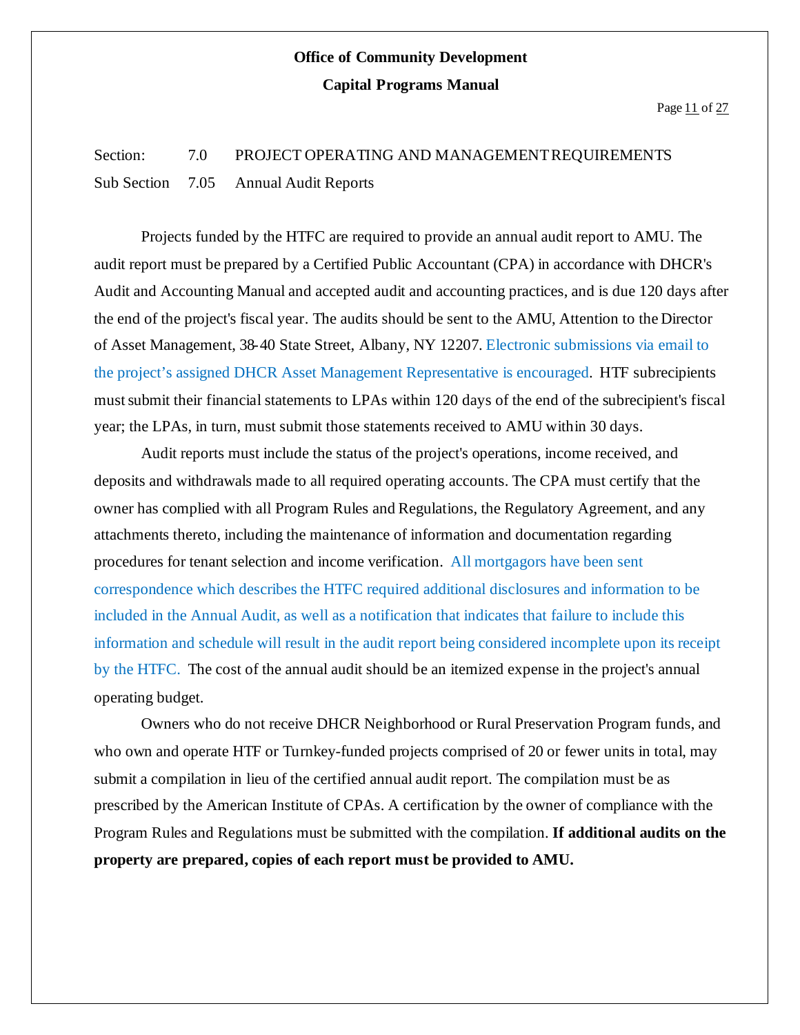Section: 7.0 PROJECT OPERATING AND MANAGEMENT REQUIREMENTS

Sub Section 7.05 Annual Audit Reports

Projects funded by the HTFC are required to provide an annual audit report to AMU. The audit report must be prepared by a Certified Public Accountant (CPA) in accordance with DHCR's Audit and Accounting Manual and accepted audit and accounting practices, and is due 120 days after the end of the project's fiscal year. The audits should be sent to the AMU, Attention to the Director of Asset Management, 38-40 State Street, Albany, NY 12207. Electronic submissions via email to the project's assigned DHCR Asset Management Representative is encouraged. HTF subrecipients must submit their financial statements to LPAs within 120 days of the end of the subrecipient's fiscal year; the LPAs, in turn, must submit those statements received to AMU within 30 days.

Audit reports must include the status of the project's operations, income received, and deposits and withdrawals made to all required operating accounts. The CPA must certify that the owner has complied with all Program Rules and Regulations, the Regulatory Agreement, and any attachments thereto, including the maintenance of information and documentation regarding procedures for tenant selection and income verification. All mortgagors have been sent correspondence which describes the HTFC required additional disclosures and information to be included in the Annual Audit, as well as a notification that indicates that failure to include this information and schedule will result in the audit report being considered incomplete upon its receipt by the HTFC. The cost of the annual audit should be an itemized expense in the project's annual operating budget.

Owners who do not receive DHCR Neighborhood or Rural Preservation Program funds, and who own and operate HTF or Turnkey-funded projects comprised of 20 or fewer units in total, may submit a compilation in lieu of the certified annual audit report. The compilation must be as prescribed by the American Institute of CPAs. A certification by the owner of compliance with the Program Rules and Regulations must be submitted with the compilation. **If additional audits on the property are prepared, copies of each report must be provided to AMU.**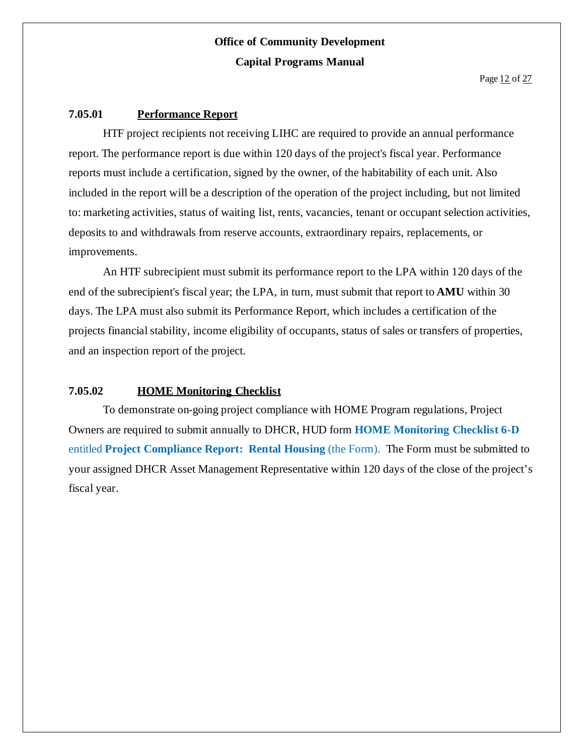### 7.05.01 Performance Report

HTF project recipients not receiving LIHC are required to provide an annual performance report. The performance report is due within 120 days of the project's fiscal year. Performance reports must include a certification, signed by the owner, of the habitability of each unit. Also included in the report will be a description of the operation of the project including, but not limited to: marketing activities, status of waiting list, rents, vacancies, tenant or occupant selection activities, deposits to and withdrawals from reserve accounts, extraordinary repairs, replacements, or improvements.

An HTF subrecipient must submit its performance report to the LPA within 120 days of the end of the subrecipient's fiscal year; the LPA, in turn, must submit that report to **AMU** within 30 days. The LPA must also submit its Performance Report, which includes a certification of the projects financial stability, income eligibility of occupants, status of sales or transfers of properties, and an inspection report of the project.

### 7.05.02 HOME Monitoring Checklist

To demonstrate on-going project compliance with HOME Program regulations, Project Owners are required to submit annually to DHCR, HUD form **HOME Monitoring Checklist 6-D** entitled **Project Compliance Report: Rental Housing** (the Form). The Form must be submitted to your assigned DHCR Asset Management Representative within 120 days of the close of the project's fiscal year.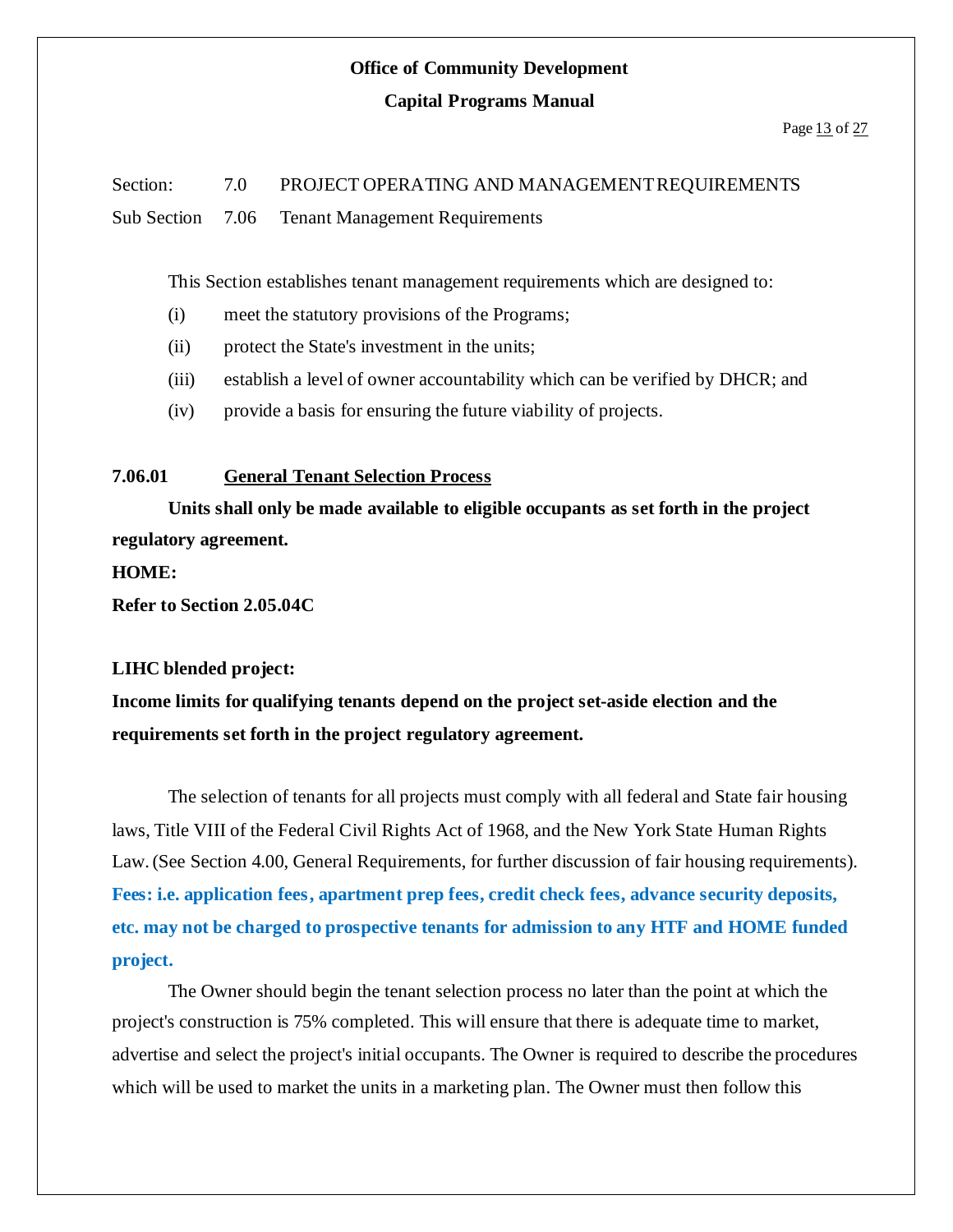Section: 7.0 PROJECT OPERATING AND MANAGEMENT REQUIREMENTS

Sub Section 7.06 Tenant Management Requirements

This Section establishes tenant management requirements which are designed to:

(i) meet the statutory provisions of the Programs;

(ii) protect the State's investment in the units;

(iii) establish a level of owner accountability which can be verified by DHCR; and

(iv) provide a basis for ensuring the future viability of projects.

### 7.06.01 General Tenant Selection Process

**Units shall only be made available to eligible occupants as set forth in the project regulatory agreement.**

**HOME:**

**Refer to Section 2.05.04C**

**LIHC blended project:**

**Income limits for qualifying tenants depend on the project set-aside election and the requirements set forth in the project regulatory agreement.**

The selection of tenants for all projects must comply with all federal and State fair housing laws, Title VIII of the Federal Civil Rights Act of 1968, and the New York State Human Rights Law. (See Section 4.00, General Requirements, for further discussion of fair housing requirements). **Fees: i.e. application fees, apartment prep fees, credit check fees, advance security deposits, etc. may not be charged to prospective tenants for admission to any HTF and HOME funded project.**

The Owner should begin the tenant selection process no later than the point at which the project's construction is 75% completed. This will ensure that there is adequate time to market, advertise and select the project's initial occupants. The Owner is required to describe the procedures which will be used to market the units in a marketing plan. The Owner must then follow this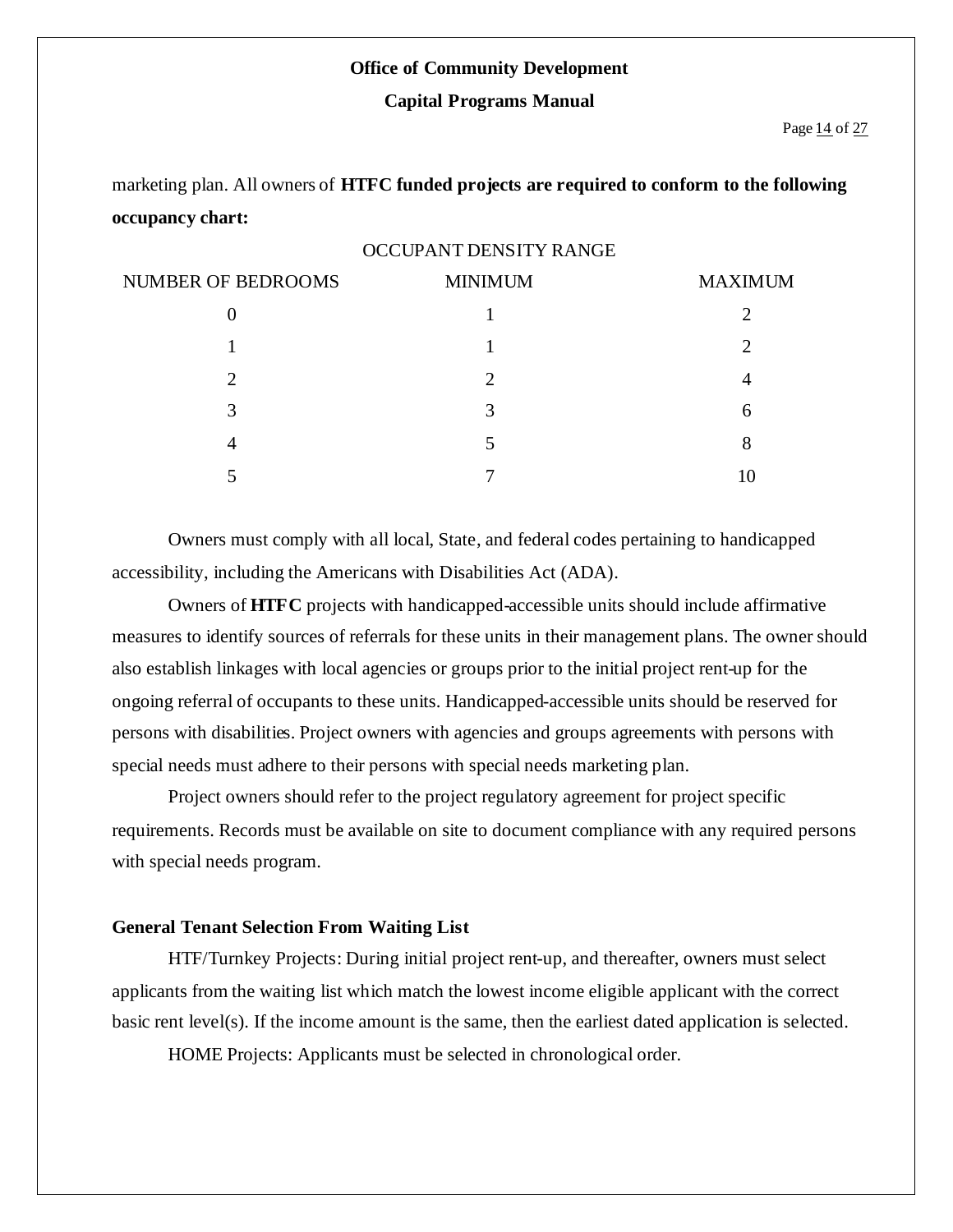marketing plan. All owners of **HTFC funded projects are required to conform to the following occupancy chart:**

OCCUPANT DENSITY RANGE

| NUMBER OF BEDROOMS | MINIMUM | MAXIMUM |
|---|---|---|
| 0 | 1 | 2 |
| 1 | 1 | 2 |
| 2 | 2 | 4 |
| 3 | 3 | 6 |
| 4 | 5 | 8 |
| 5 | 7 | 10 |

Owners must comply with all local, State, and federal codes pertaining to handicapped accessibility, including the Americans with Disabilities Act (ADA).

Owners of **HTFC** projects with handicapped-accessible units should include affirmative measures to identify sources of referrals for these units in their management plans. The owner should also establish linkages with local agencies or groups prior to the initial project rent-up for the ongoing referral of occupants to these units. Handicapped-accessible units should be reserved for persons with disabilities. Project owners with agencies and groups agreements with persons with special needs must adhere to their persons with special needs marketing plan.

Project owners should refer to the project regulatory agreement for project specific requirements. Records must be available on site to document compliance with any required persons with special needs program.

**General Tenant Selection From Waiting List**

HTF/Turnkey Projects: During initial project rent-up, and thereafter, owners must select applicants from the waiting list which match the lowest income eligible applicant with the correct basic rent level(s). If the income amount is the same, then the earliest dated application is selected.

HOME Projects: Applicants must be selected in chronological order.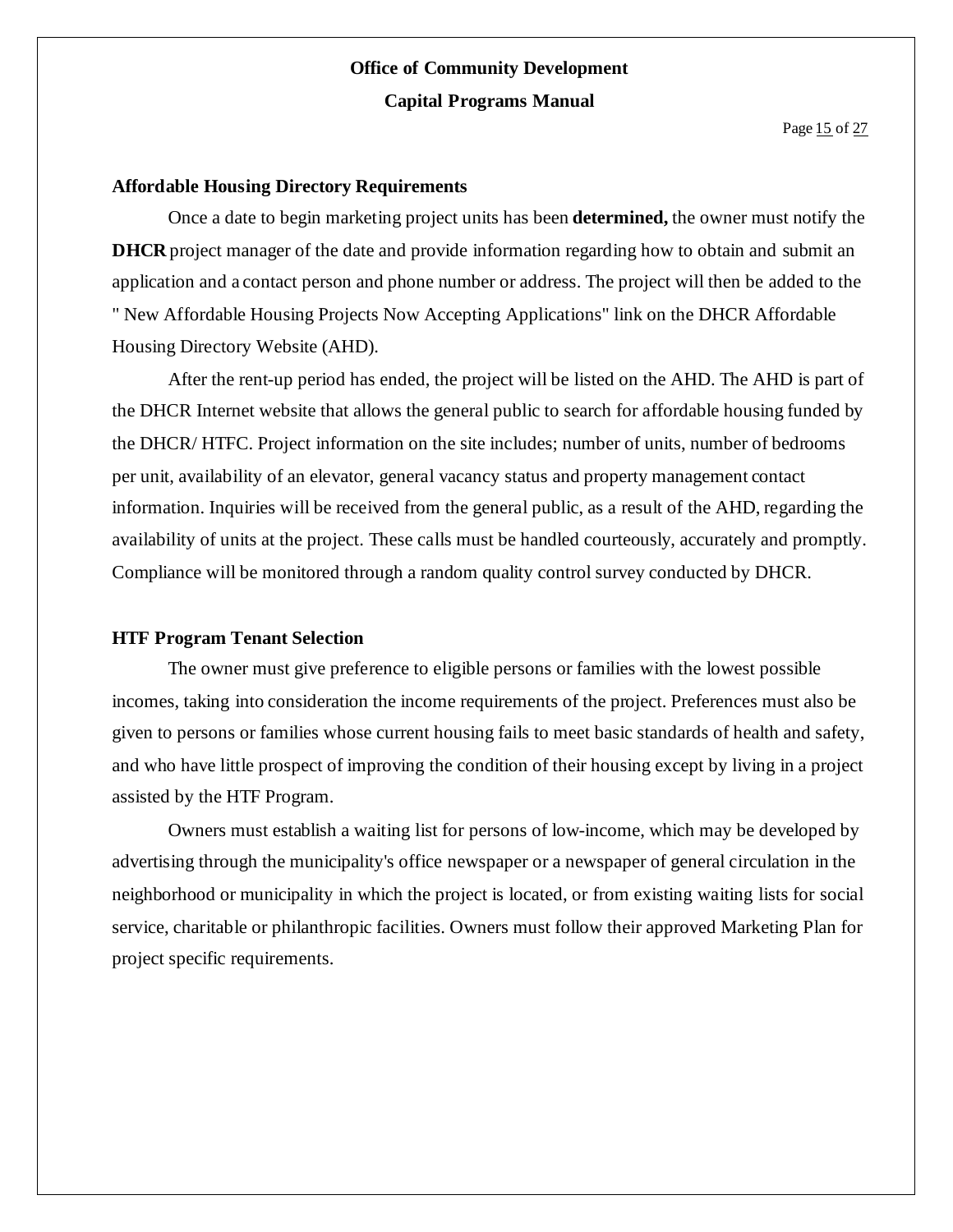### Affordable Housing Directory Requirements

Once a date to begin marketing project units has been **determined,** the owner must notify the **DHCR** project manager of the date and provide information regarding how to obtain and submit an application and a contact person and phone number or address. The project will then be added to the " New Affordable Housing Projects Now Accepting Applications" link on the DHCR Affordable Housing Directory Website (AHD).

After the rent-up period has ended, the project will be listed on the AHD. The AHD is part of the DHCR Internet website that allows the general public to search for affordable housing funded by the DHCR/ HTFC. Project information on the site includes; number of units, number of bedrooms per unit, availability of an elevator, general vacancy status and property management contact information. Inquiries will be received from the general public, as a result of the AHD, regarding the availability of units at the project. These calls must be handled courteously, accurately and promptly. Compliance will be monitored through a random quality control survey conducted by DHCR.

### HTF Program Tenant Selection

The owner must give preference to eligible persons or families with the lowest possible incomes, taking into consideration the income requirements of the project. Preferences must also be given to persons or families whose current housing fails to meet basic standards of health and safety, and who have little prospect of improving the condition of their housing except by living in a project assisted by the HTF Program.

Owners must establish a waiting list for persons of low-income, which may be developed by advertising through the municipality's office newspaper or a newspaper of general circulation in the neighborhood or municipality in which the project is located, or from existing waiting lists for social service, charitable or philanthropic facilities. Owners must follow their approved Marketing Plan for project specific requirements.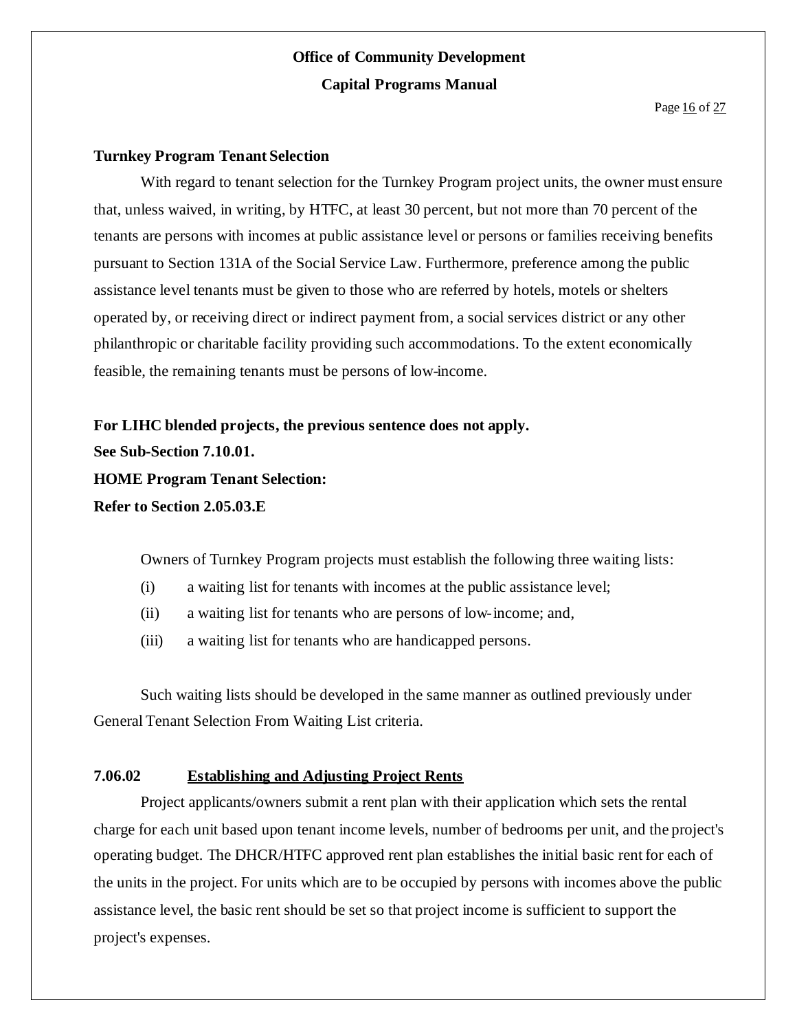**Turnkey Program Tenant Selection**

With regard to tenant selection for the Turnkey Program project units, the owner must ensure that, unless waived, in writing, by HTFC, at least 30 percent, but not more than 70 percent of the tenants are persons with incomes at public assistance level or persons or families receiving benefits pursuant to Section 131A of the Social Service Law. Furthermore, preference among the public assistance level tenants must be given to those who are referred by hotels, motels or shelters operated by, or receiving direct or indirect payment from, a social services district or any other philanthropic or charitable facility providing such accommodations. To the extent economically feasible, the remaining tenants must be persons of low-income.

**For LIHC blended projects, the previous sentence does not apply.**
**See Sub-Section 7.10.01.**
**HOME Program Tenant Selection:**
**Refer to Section 2.05.03.E**

Owners of Turnkey Program projects must establish the following three waiting lists:

(i) a waiting list for tenants with incomes at the public assistance level;

(ii) a waiting list for tenants who are persons of low-income; and,

(iii) a waiting list for tenants who are handicapped persons.

Such waiting lists should be developed in the same manner as outlined previously under General Tenant Selection From Waiting List criteria.

### 7.06.02 Establishing and Adjusting Project Rents

Project applicants/owners submit a rent plan with their application which sets the rental charge for each unit based upon tenant income levels, number of bedrooms per unit, and the project's operating budget. The DHCR/HTFC approved rent plan establishes the initial basic rent for each of the units in the project. For units which are to be occupied by persons with incomes above the public assistance level, the basic rent should be set so that project income is sufficient to support the project's expenses.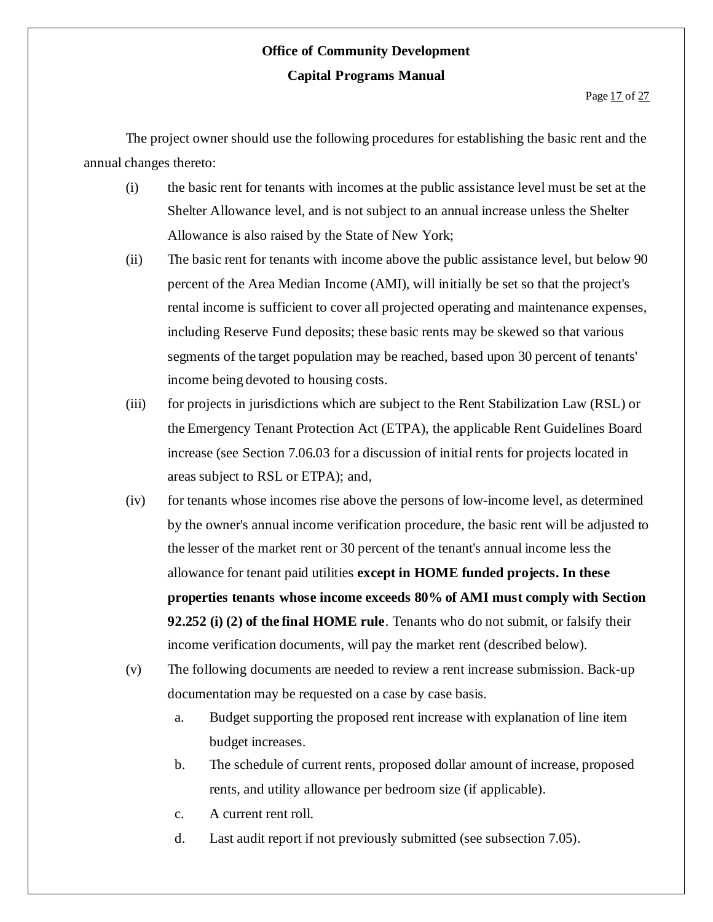The project owner should use the following procedures for establishing the basic rent and the annual changes thereto:

(i) the basic rent for tenants with incomes at the public assistance level must be set at the Shelter Allowance level, and is not subject to an annual increase unless the Shelter Allowance is also raised by the State of New York;

(ii) The basic rent for tenants with income above the public assistance level, but below 90 percent of the Area Median Income (AMI), will initially be set so that the project's rental income is sufficient to cover all projected operating and maintenance expenses, including Reserve Fund deposits; these basic rents may be skewed so that various segments of the target population may be reached, based upon 30 percent of tenants' income being devoted to housing costs.

(iii) for projects in jurisdictions which are subject to the Rent Stabilization Law (RSL) or the Emergency Tenant Protection Act (ETPA), the applicable Rent Guidelines Board increase (see Section 7.06.03 for a discussion of initial rents for projects located in areas subject to RSL or ETPA); and,

(iv) for tenants whose incomes rise above the persons of low-income level, as determined by the owner's annual income verification procedure, the basic rent will be adjusted to the lesser of the market rent or 30 percent of the tenant's annual income less the allowance for tenant paid utilities **except in HOME funded projects. In these properties tenants whose income exceeds 80% of AMI must comply with Section 92.252 (i) (2) of the final HOME rule**. Tenants who do not submit, or falsify their income verification documents, will pay the market rent (described below).

(v) The following documents are needed to review a rent increase submission. Back-up documentation may be requested on a case by case basis.

   a. Budget supporting the proposed rent increase with explanation of line item budget increases.

   b. The schedule of current rents, proposed dollar amount of increase, proposed rents, and utility allowance per bedroom size (if applicable).

   c. A current rent roll.

   d. Last audit report if not previously submitted (see subsection 7.05).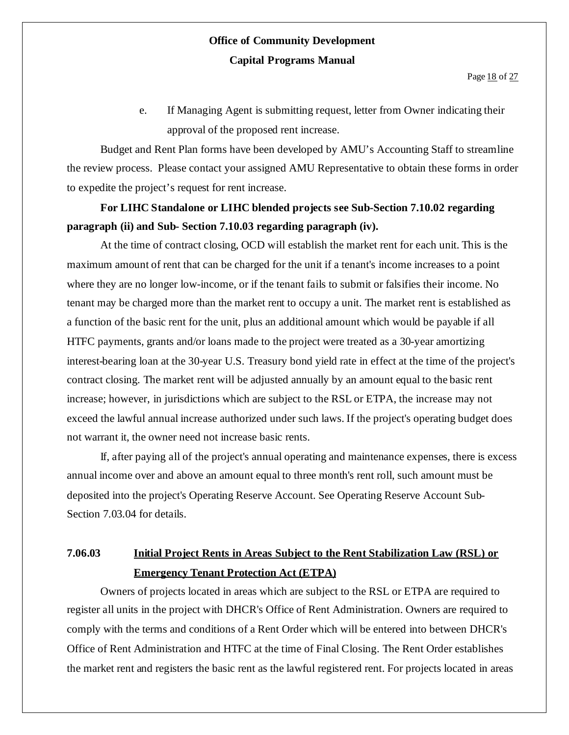e. If Managing Agent is submitting request, letter from Owner indicating their approval of the proposed rent increase.

Budget and Rent Plan forms have been developed by AMU's Accounting Staff to streamline the review process. Please contact your assigned AMU Representative to obtain these forms in order to expedite the project's request for rent increase.

**For LIHC Standalone or LIHC blended projects see Sub-Section 7.10.02 regarding paragraph (ii) and Sub- Section 7.10.03 regarding paragraph (iv).**

At the time of contract closing, OCD will establish the market rent for each unit. This is the maximum amount of rent that can be charged for the unit if a tenant's income increases to a point where they are no longer low-income, or if the tenant fails to submit or falsifies their income. No tenant may be charged more than the market rent to occupy a unit. The market rent is established as a function of the basic rent for the unit, plus an additional amount which would be payable if all HTFC payments, grants and/or loans made to the project were treated as a 30-year amortizing interest-bearing loan at the 30-year U.S. Treasury bond yield rate in effect at the time of the project's contract closing. The market rent will be adjusted annually by an amount equal to the basic rent increase; however, in jurisdictions which are subject to the RSL or ETPA, the increase may not exceed the lawful annual increase authorized under such laws. If the project's operating budget does not warrant it, the owner need not increase basic rents.

If, after paying all of the project's annual operating and maintenance expenses, there is excess annual income over and above an amount equal to three month's rent roll, such amount must be deposited into the project's Operating Reserve Account. See Operating Reserve Account Sub-Section 7.03.04 for details.

### 7.06.03 Initial Project Rents in Areas Subject to the Rent Stabilization Law (RSL) or Emergency Tenant Protection Act (ETPA)

Owners of projects located in areas which are subject to the RSL or ETPA are required to register all units in the project with DHCR's Office of Rent Administration. Owners are required to comply with the terms and conditions of a Rent Order which will be entered into between DHCR's Office of Rent Administration and HTFC at the time of Final Closing. The Rent Order establishes the market rent and registers the basic rent as the lawful registered rent. For projects located in areas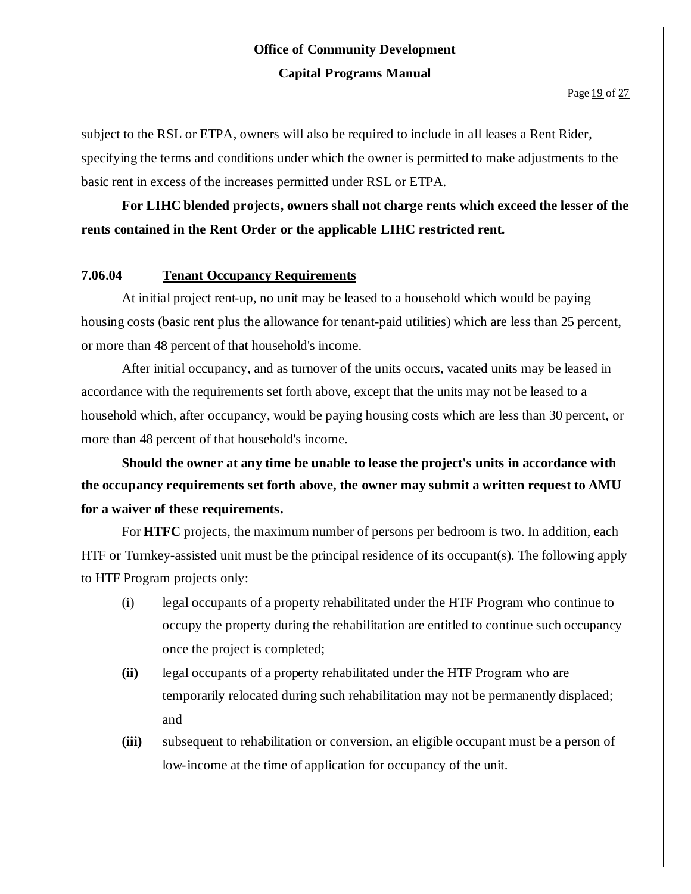subject to the RSL or ETPA, owners will also be required to include in all leases a Rent Rider, specifying the terms and conditions under which the owner is permitted to make adjustments to the basic rent in excess of the increases permitted under RSL or ETPA.

**For LIHC blended projects, owners shall not charge rents which exceed the lesser of the rents contained in the Rent Order or the applicable LIHC restricted rent.**

### 7.06.04 Tenant Occupancy Requirements

At initial project rent-up, no unit may be leased to a household which would be paying housing costs (basic rent plus the allowance for tenant-paid utilities) which are less than 25 percent, or more than 48 percent of that household's income.

After initial occupancy, and as turnover of the units occurs, vacated units may be leased in accordance with the requirements set forth above, except that the units may not be leased to a household which, after occupancy, would be paying housing costs which are less than 30 percent, or more than 48 percent of that household's income.

**Should the owner at any time be unable to lease the project's units in accordance with the occupancy requirements set forth above, the owner may submit a written request to AMU for a waiver of these requirements.**

For **HTFC** projects, the maximum number of persons per bedroom is two. In addition, each HTF or Turnkey-assisted unit must be the principal residence of its occupant(s). The following apply to HTF Program projects only:

(i) legal occupants of a property rehabilitated under the HTF Program who continue to occupy the property during the rehabilitation are entitled to continue such occupancy once the project is completed;

**(ii)** legal occupants of a property rehabilitated under the HTF Program who are temporarily relocated during such rehabilitation may not be permanently displaced; and

**(iii)** subsequent to rehabilitation or conversion, an eligible occupant must be a person of low-income at the time of application for occupancy of the unit.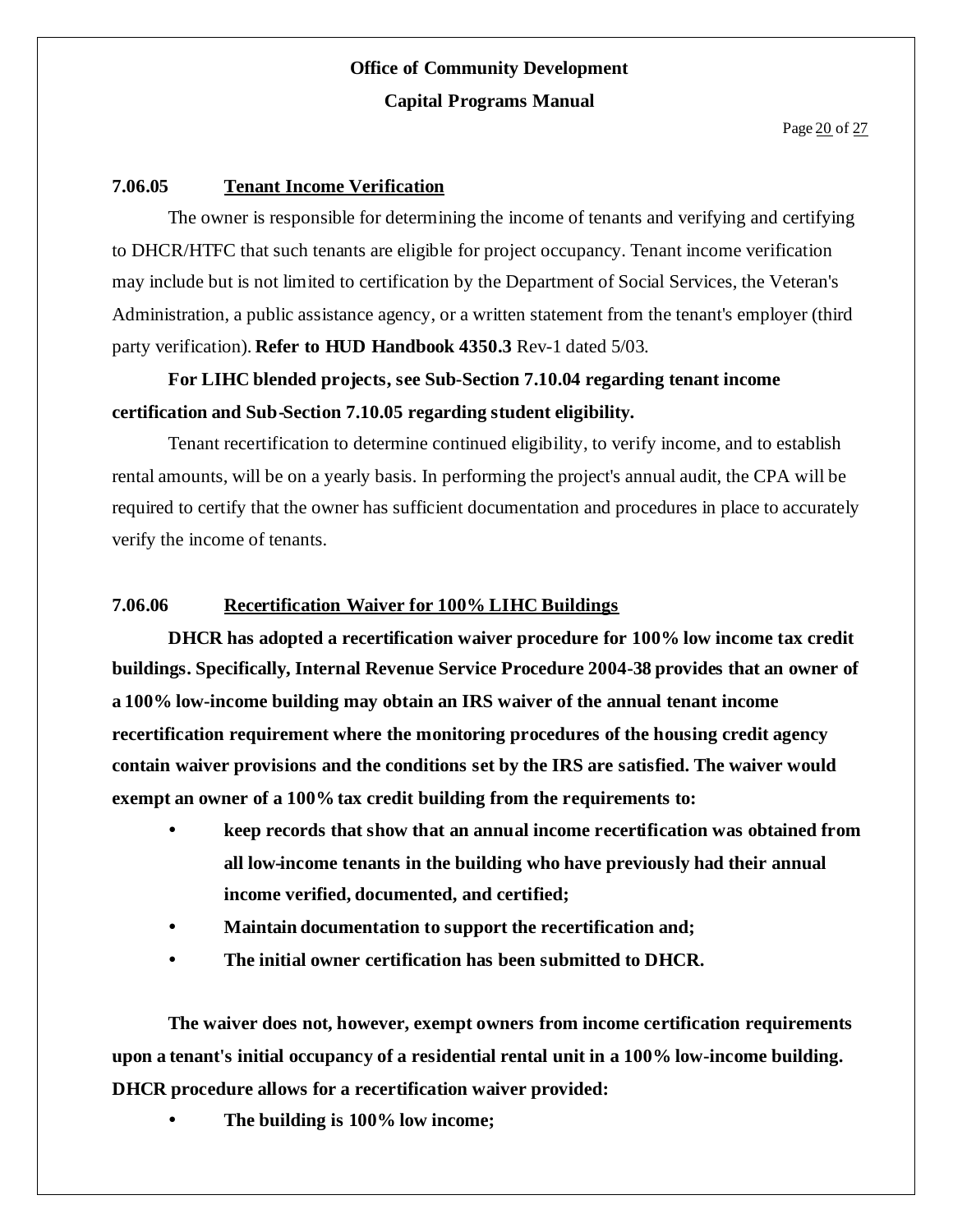### 7.06.05 Tenant Income Verification

The owner is responsible for determining the income of tenants and verifying and certifying to DHCR/HTFC that such tenants are eligible for project occupancy. Tenant income verification may include but is not limited to certification by the Department of Social Services, the Veteran's Administration, a public assistance agency, or a written statement from the tenant's employer (third party verification). **Refer to HUD Handbook 4350.3** Rev-1 dated 5/03.

**For LIHC blended projects, see Sub-Section 7.10.04 regarding tenant income certification and Sub-Section 7.10.05 regarding student eligibility.**

Tenant recertification to determine continued eligibility, to verify income, and to establish rental amounts, will be on a yearly basis. In performing the project's annual audit, the CPA will be required to certify that the owner has sufficient documentation and procedures in place to accurately verify the income of tenants.

### 7.06.06 Recertification Waiver for 100% LIHC Buildings

**DHCR has adopted a recertification waiver procedure for 100% low income tax credit buildings. Specifically, Internal Revenue Service Procedure 2004-38 provides that an owner of a 100% low-income building may obtain an IRS waiver of the annual tenant income recertification requirement where the monitoring procedures of the housing credit agency contain waiver provisions and the conditions set by the IRS are satisfied. The waiver would exempt an owner of a 100% tax credit building from the requirements to:**

- **keep records that show that an annual income recertification was obtained from all low-income tenants in the building who have previously had their annual income verified, documented, and certified;**
- **Maintain documentation to support the recertification and;**
- **The initial owner certification has been submitted to DHCR.**

**The waiver does not, however, exempt owners from income certification requirements upon a tenant's initial occupancy of a residential rental unit in a 100% low-income building. DHCR procedure allows for a recertification waiver provided:**

- **The building is 100% low income;**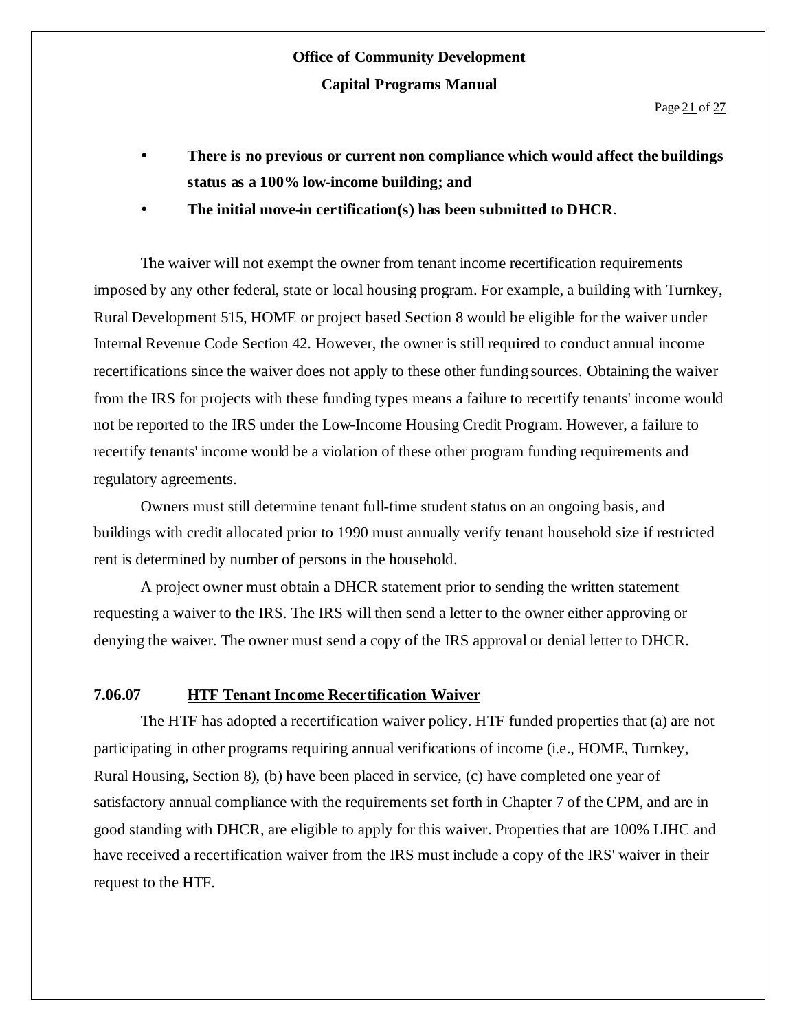- **There is no previous or current non compliance which would affect the buildings status as a 100% low-income building; and**
- **The initial move-in certification(s) has been submitted to DHCR**.

The waiver will not exempt the owner from tenant income recertification requirements imposed by any other federal, state or local housing program. For example, a building with Turnkey, Rural Development 515, HOME or project based Section 8 would be eligible for the waiver under Internal Revenue Code Section 42. However, the owner is still required to conduct annual income recertifications since the waiver does not apply to these other funding sources. Obtaining the waiver from the IRS for projects with these funding types means a failure to recertify tenants' income would not be reported to the IRS under the Low-Income Housing Credit Program. However, a failure to recertify tenants' income would be a violation of these other program funding requirements and regulatory agreements.

Owners must still determine tenant full-time student status on an ongoing basis, and buildings with credit allocated prior to 1990 must annually verify tenant household size if restricted rent is determined by number of persons in the household.

A project owner must obtain a DHCR statement prior to sending the written statement requesting a waiver to the IRS. The IRS will then send a letter to the owner either approving or denying the waiver. The owner must send a copy of the IRS approval or denial letter to DHCR.

### 7.06.07 HTF Tenant Income Recertification Waiver

The HTF has adopted a recertification waiver policy. HTF funded properties that (a) are not participating in other programs requiring annual verifications of income (i.e., HOME, Turnkey, Rural Housing, Section 8), (b) have been placed in service, (c) have completed one year of satisfactory annual compliance with the requirements set forth in Chapter 7 of the CPM, and are in good standing with DHCR, are eligible to apply for this waiver. Properties that are 100% LIHC and have received a recertification waiver from the IRS must include a copy of the IRS' waiver in their request to the HTF.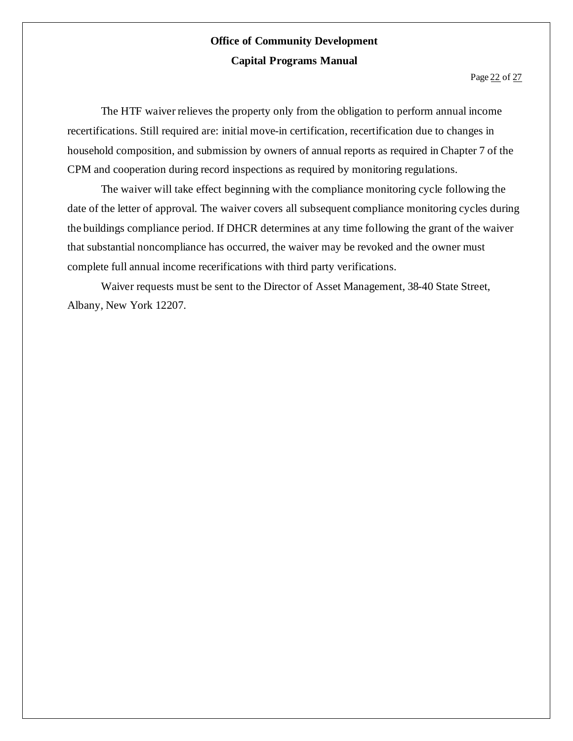The HTF waiver relieves the property only from the obligation to perform annual income recertifications. Still required are: initial move-in certification, recertification due to changes in household composition, and submission by owners of annual reports as required in Chapter 7 of the CPM and cooperation during record inspections as required by monitoring regulations.

The waiver will take effect beginning with the compliance monitoring cycle following the date of the letter of approval. The waiver covers all subsequent compliance monitoring cycles during the buildings compliance period. If DHCR determines at any time following the grant of the waiver that substantial noncompliance has occurred, the waiver may be revoked and the owner must complete full annual income recerifications with third party verifications.

Waiver requests must be sent to the Director of Asset Management, 38-40 State Street, Albany, New York 12207.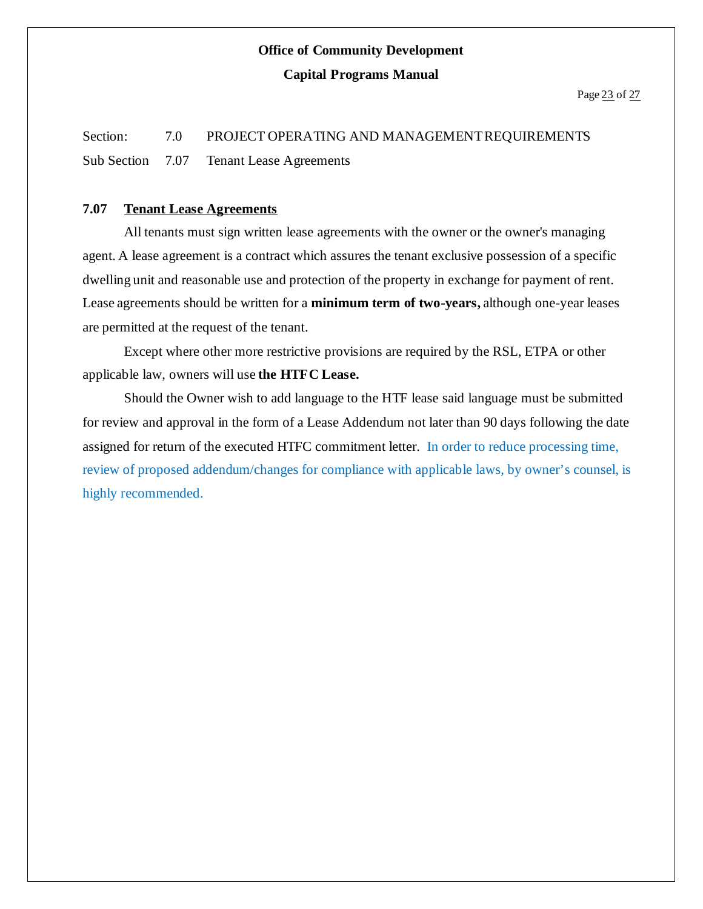Section: 7.0 PROJECT OPERATING AND MANAGEMENT REQUIREMENTS

Sub Section 7.07 Tenant Lease Agreements

### 7.07 Tenant Lease Agreements

All tenants must sign written lease agreements with the owner or the owner's managing agent. A lease agreement is a contract which assures the tenant exclusive possession of a specific dwelling unit and reasonable use and protection of the property in exchange for payment of rent. Lease agreements should be written for a **minimum term of two-years,** although one-year leases are permitted at the request of the tenant.

Except where other more restrictive provisions are required by the RSL, ETPA or other applicable law, owners will use **the HTFC Lease.**

Should the Owner wish to add language to the HTF lease said language must be submitted for review and approval in the form of a Lease Addendum not later than 90 days following the date assigned for return of the executed HTFC commitment letter. In order to reduce processing time, review of proposed addendum/changes for compliance with applicable laws, by owner's counsel, is highly recommended.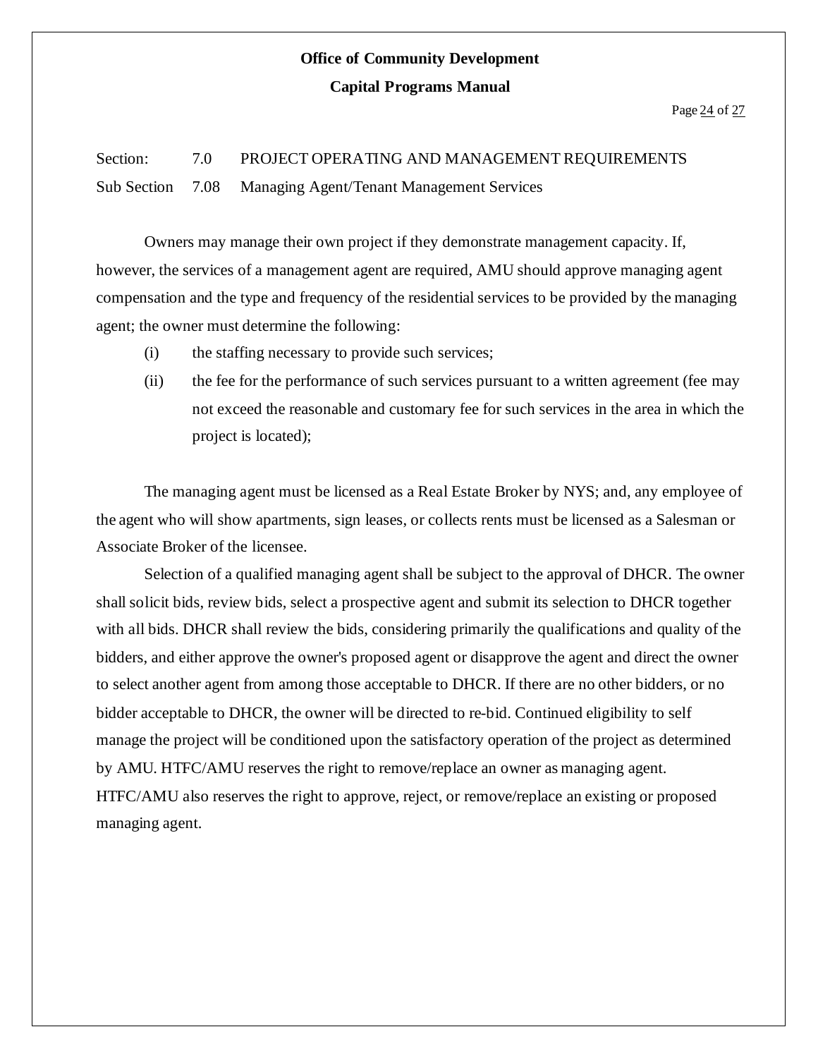Section: 7.0 PROJECT OPERATING AND MANAGEMENT REQUIREMENTS

Sub Section 7.08 Managing Agent/Tenant Management Services

Owners may manage their own project if they demonstrate management capacity. If, however, the services of a management agent are required, AMU should approve managing agent compensation and the type and frequency of the residential services to be provided by the managing agent; the owner must determine the following:

(i) the staffing necessary to provide such services;

(ii) the fee for the performance of such services pursuant to a written agreement (fee may not exceed the reasonable and customary fee for such services in the area in which the project is located);

The managing agent must be licensed as a Real Estate Broker by NYS; and, any employee of the agent who will show apartments, sign leases, or collects rents must be licensed as a Salesman or Associate Broker of the licensee.

Selection of a qualified managing agent shall be subject to the approval of DHCR. The owner shall solicit bids, review bids, select a prospective agent and submit its selection to DHCR together with all bids. DHCR shall review the bids, considering primarily the qualifications and quality of the bidders, and either approve the owner's proposed agent or disapprove the agent and direct the owner to select another agent from among those acceptable to DHCR. If there are no other bidders, or no bidder acceptable to DHCR, the owner will be directed to re-bid. Continued eligibility to self manage the project will be conditioned upon the satisfactory operation of the project as determined by AMU. HTFC/AMU reserves the right to remove/replace an owner as managing agent. HTFC/AMU also reserves the right to approve, reject, or remove/replace an existing or proposed managing agent.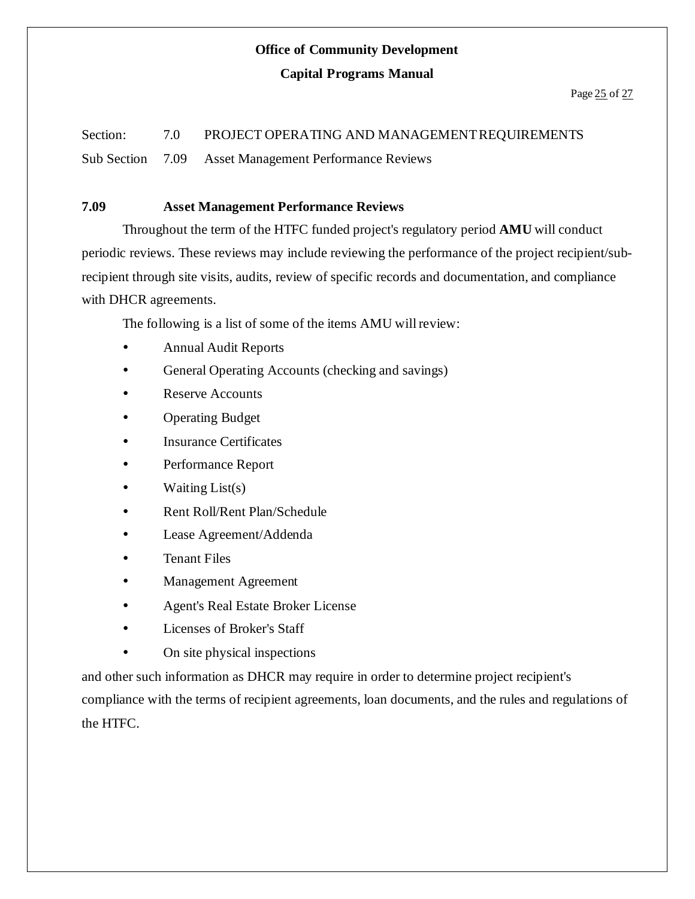Section: 7.0 PROJECT OPERATING AND MANAGEMENT REQUIREMENTS

Sub Section 7.09 Asset Management Performance Reviews

### 7.09 Asset Management Performance Reviews

Throughout the term of the HTFC funded project's regulatory period **AMU** will conduct periodic reviews. These reviews may include reviewing the performance of the project recipient/sub-recipient through site visits, audits, review of specific records and documentation, and compliance with DHCR agreements.

The following is a list of some of the items AMU will review:

- Annual Audit Reports
- General Operating Accounts (checking and savings)
- Reserve Accounts
- Operating Budget
- Insurance Certificates
- Performance Report
- Waiting List(s)
- Rent Roll/Rent Plan/Schedule
- Lease Agreement/Addenda
- Tenant Files
- Management Agreement
- Agent's Real Estate Broker License
- Licenses of Broker's Staff
- On site physical inspections

and other such information as DHCR may require in order to determine project recipient's compliance with the terms of recipient agreements, loan documents, and the rules and regulations of the HTFC.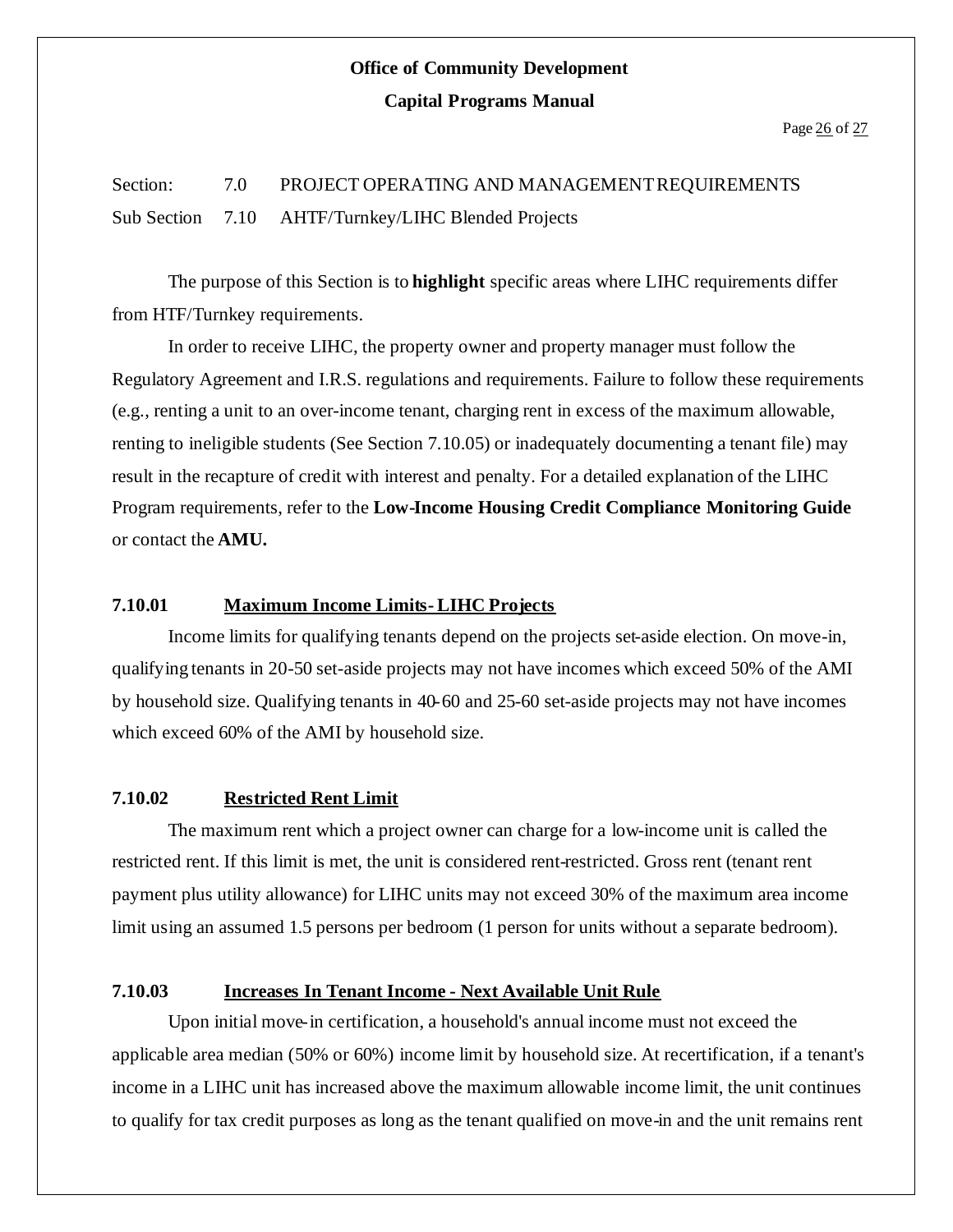Section: 7.0 PROJECT OPERATING AND MANAGEMENT REQUIREMENTS

Sub Section 7.10 AHTF/Turnkey/LIHC Blended Projects

The purpose of this Section is to **highlight** specific areas where LIHC requirements differ from HTF/Turnkey requirements.

In order to receive LIHC, the property owner and property manager must follow the Regulatory Agreement and I.R.S. regulations and requirements. Failure to follow these requirements (e.g., renting a unit to an over-income tenant, charging rent in excess of the maximum allowable, renting to ineligible students (See Section 7.10.05) or inadequately documenting a tenant file) may result in the recapture of credit with interest and penalty. For a detailed explanation of the LIHC Program requirements, refer to the **Low-Income Housing Credit Compliance Monitoring Guide** or contact the **AMU.**

### 7.10.01 Maximum Income Limits- LIHC Projects

Income limits for qualifying tenants depend on the projects set-aside election. On move-in, qualifying tenants in 20-50 set-aside projects may not have incomes which exceed 50% of the AMI by household size. Qualifying tenants in 40-60 and 25-60 set-aside projects may not have incomes which exceed 60% of the AMI by household size.

### 7.10.02 Restricted Rent Limit

The maximum rent which a project owner can charge for a low-income unit is called the restricted rent. If this limit is met, the unit is considered rent-restricted. Gross rent (tenant rent payment plus utility allowance) for LIHC units may not exceed 30% of the maximum area income limit using an assumed 1.5 persons per bedroom (1 person for units without a separate bedroom).

### 7.10.03 Increases In Tenant Income - Next Available Unit Rule

Upon initial move-in certification, a household's annual income must not exceed the applicable area median (50% or 60%) income limit by household size. At recertification, if a tenant's income in a LIHC unit has increased above the maximum allowable income limit, the unit continues to qualify for tax credit purposes as long as the tenant qualified on move-in and the unit remains rent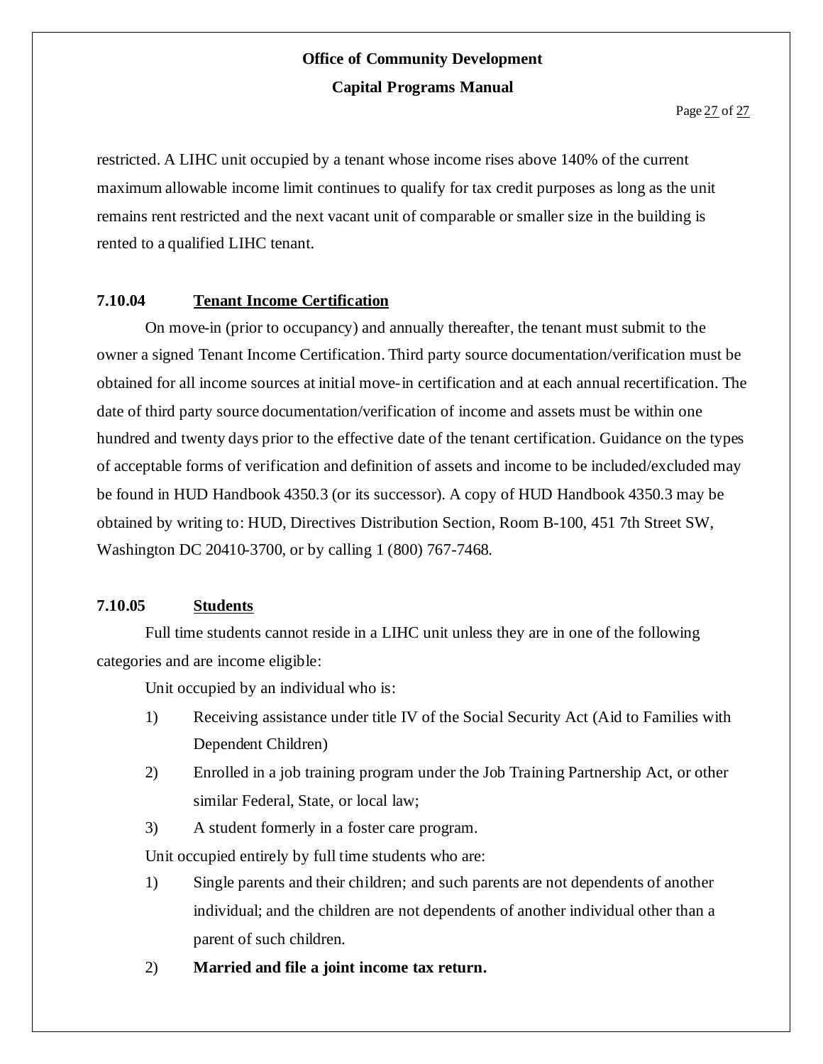restricted. A LIHC unit occupied by a tenant whose income rises above 140% of the current maximum allowable income limit continues to qualify for tax credit purposes as long as the unit remains rent restricted and the next vacant unit of comparable or smaller size in the building is rented to a qualified LIHC tenant.

### 7.10.04 Tenant Income Certification

On move-in (prior to occupancy) and annually thereafter, the tenant must submit to the owner a signed Tenant Income Certification. Third party source documentation/verification must be obtained for all income sources at initial move-in certification and at each annual recertification. The date of third party source documentation/verification of income and assets must be within one hundred and twenty days prior to the effective date of the tenant certification. Guidance on the types of acceptable forms of verification and definition of assets and income to be included/excluded may be found in HUD Handbook 4350.3 (or its successor). A copy of HUD Handbook 4350.3 may be obtained by writing to: HUD, Directives Distribution Section, Room B-100, 451 7th Street SW, Washington DC 20410-3700, or by calling 1 (800) 767-7468.

### 7.10.05 Students

Full time students cannot reside in a LIHC unit unless they are in one of the following categories and are income eligible:

Unit occupied by an individual who is:

1) Receiving assistance under title IV of the Social Security Act (Aid to Families with Dependent Children)
2) Enrolled in a job training program under the Job Training Partnership Act, or other similar Federal, State, or local law;
3) A student formerly in a foster care program.

Unit occupied entirely by full time students who are:

1) Single parents and their children; and such parents are not dependents of another individual; and the children are not dependents of another individual other than a parent of such children.
2) **Married and file a joint income tax return.**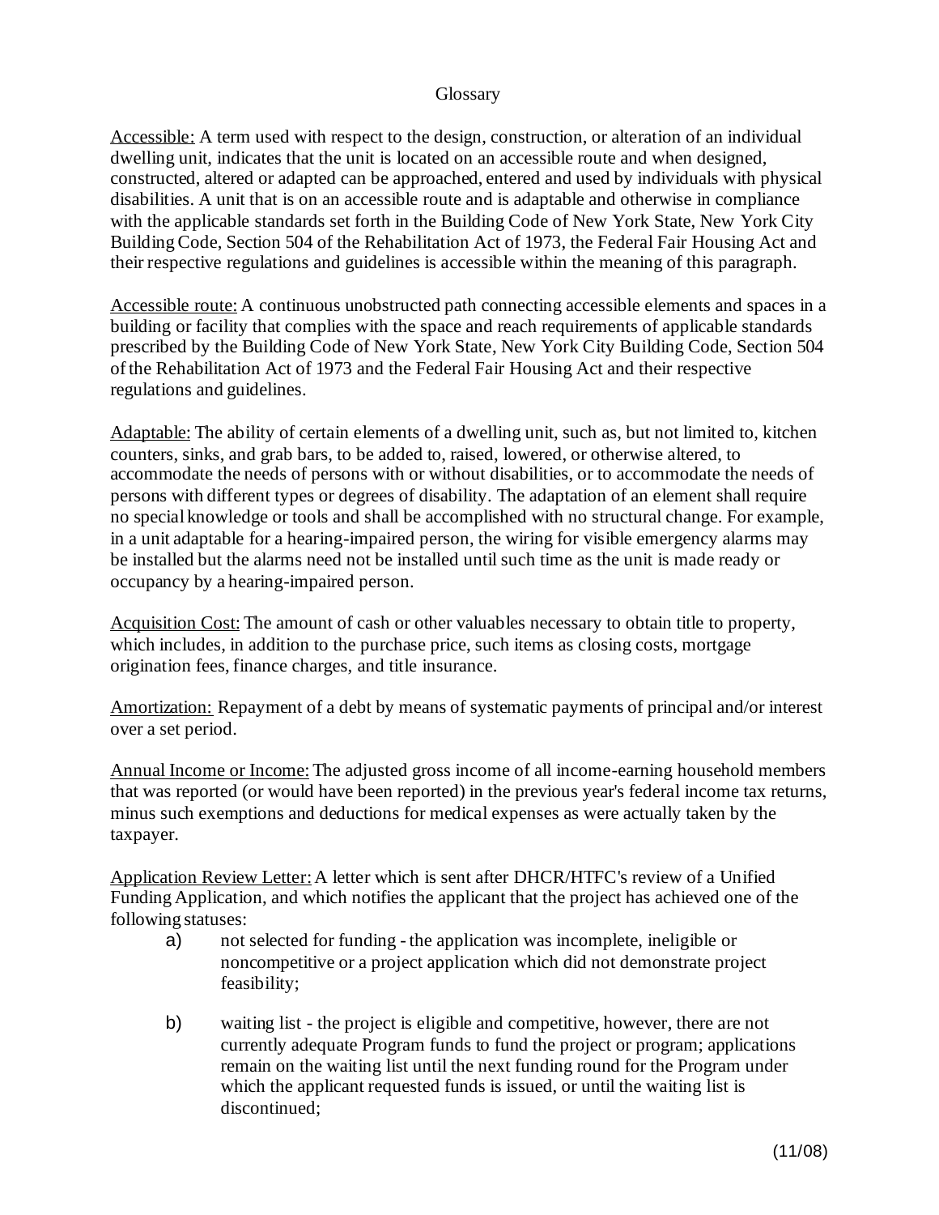# Glossary

<u>Accessible:</u> A term used with respect to the design, construction, or alteration of an individual dwelling unit, indicates that the unit is located on an accessible route and when designed, constructed, altered or adapted can be approached, entered and used by individuals with physical disabilities. A unit that is on an accessible route and is adaptable and otherwise in compliance with the applicable standards set forth in the Building Code of New York State, New York City Building Code, Section 504 of the Rehabilitation Act of 1973, the Federal Fair Housing Act and their respective regulations and guidelines is accessible within the meaning of this paragraph.

<u>Accessible route:</u> A continuous unobstructed path connecting accessible elements and spaces in a building or facility that complies with the space and reach requirements of applicable standards prescribed by the Building Code of New York State, New York City Building Code, Section 504 of the Rehabilitation Act of 1973 and the Federal Fair Housing Act and their respective regulations and guidelines.

<u>Adaptable:</u> The ability of certain elements of a dwelling unit, such as, but not limited to, kitchen counters, sinks, and grab bars, to be added to, raised, lowered, or otherwise altered, to accommodate the needs of persons with or without disabilities, or to accommodate the needs of persons with different types or degrees of disability. The adaptation of an element shall require no special knowledge or tools and shall be accomplished with no structural change. For example, in a unit adaptable for a hearing-impaired person, the wiring for visible emergency alarms may be installed but the alarms need not be installed until such time as the unit is made ready or occupancy by a hearing-impaired person.

<u>Acquisition Cost:</u> The amount of cash or other valuables necessary to obtain title to property, which includes, in addition to the purchase price, such items as closing costs, mortgage origination fees, finance charges, and title insurance.

<u>Amortization:</u> Repayment of a debt by means of systematic payments of principal and/or interest over a set period.

<u>Annual Income or Income:</u> The adjusted gross income of all income-earning household members that was reported (or would have been reported) in the previous year's federal income tax returns, minus such exemptions and deductions for medical expenses as were actually taken by the taxpayer.

<u>Application Review Letter:</u> A letter which is sent after DHCR/HTFC's review of a Unified Funding Application, and which notifies the applicant that the project has achieved one of the following statuses:

a) not selected for funding - the application was incomplete, ineligible or noncompetitive or a project application which did not demonstrate project feasibility;

b) waiting list - the project is eligible and competitive, however, there are not currently adequate Program funds to fund the project or program; applications remain on the waiting list until the next funding round for the Program under which the applicant requested funds is issued, or until the waiting list is discontinued;

(11/08)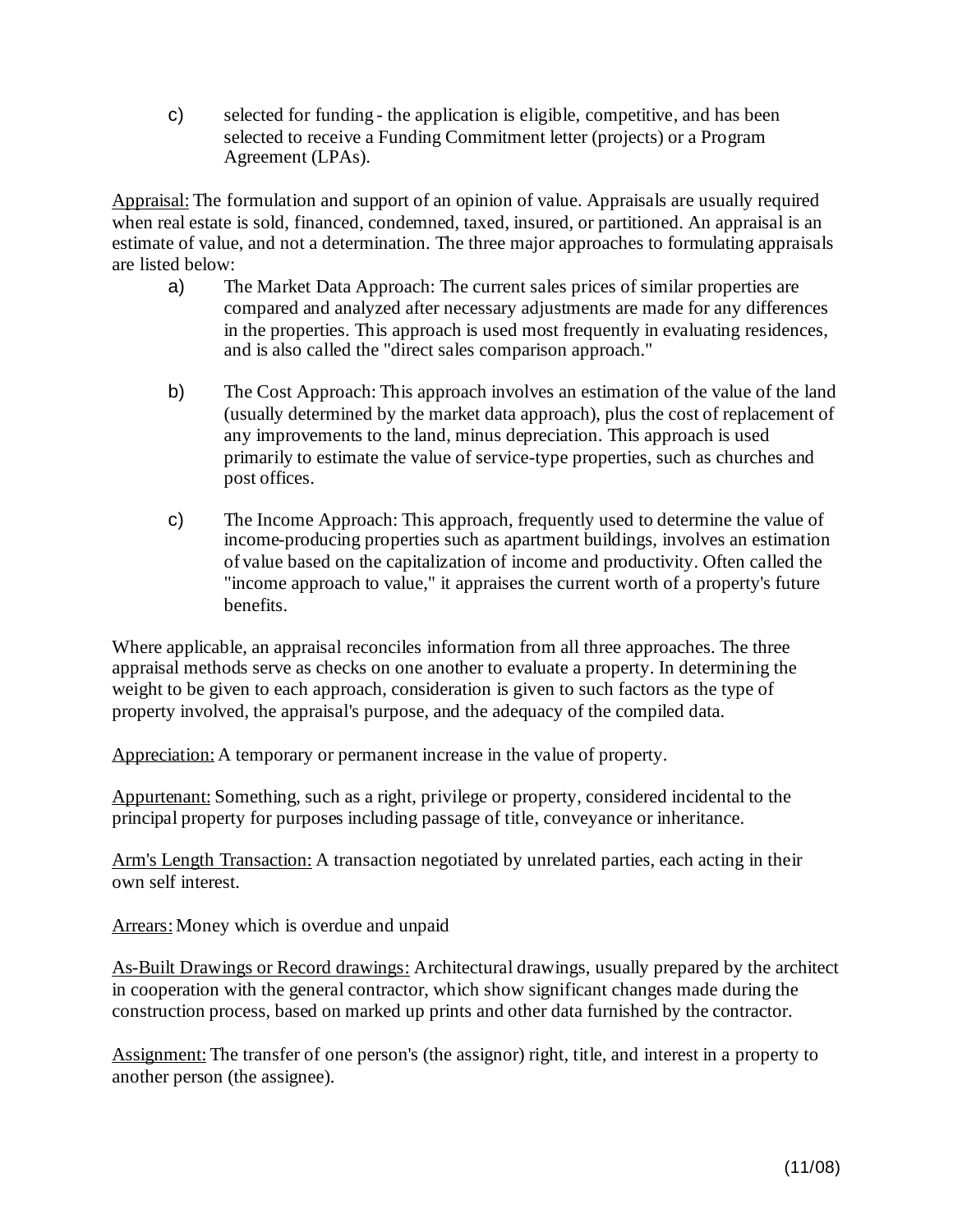c) selected for funding - the application is eligible, competitive, and has been selected to receive a Funding Commitment letter (projects) or a Program Agreement (LPAs).

<u>Appraisal:</u> The formulation and support of an opinion of value. Appraisals are usually required when real estate is sold, financed, condemned, taxed, insured, or partitioned. An appraisal is an estimate of value, and not a determination. The three major approaches to formulating appraisals are listed below:

a) The Market Data Approach: The current sales prices of similar properties are compared and analyzed after necessary adjustments are made for any differences in the properties. This approach is used most frequently in evaluating residences, and is also called the "direct sales comparison approach."

b) The Cost Approach: This approach involves an estimation of the value of the land (usually determined by the market data approach), plus the cost of replacement of any improvements to the land, minus depreciation. This approach is used primarily to estimate the value of service-type properties, such as churches and post offices.

c) The Income Approach: This approach, frequently used to determine the value of income-producing properties such as apartment buildings, involves an estimation of value based on the capitalization of income and productivity. Often called the "income approach to value," it appraises the current worth of a property's future benefits.

Where applicable, an appraisal reconciles information from all three approaches. The three appraisal methods serve as checks on one another to evaluate a property. In determining the weight to be given to each approach, consideration is given to such factors as the type of property involved, the appraisal's purpose, and the adequacy of the compiled data.

<u>Appreciation:</u> A temporary or permanent increase in the value of property.

<u>Appurtenant:</u> Something, such as a right, privilege or property, considered incidental to the principal property for purposes including passage of title, conveyance or inheritance.

<u>Arm's Length Transaction:</u> A transaction negotiated by unrelated parties, each acting in their own self interest.

<u>Arrears:</u> Money which is overdue and unpaid

<u>As-Built Drawings or Record drawings:</u> Architectural drawings, usually prepared by the architect in cooperation with the general contractor, which show significant changes made during the construction process, based on marked up prints and other data furnished by the contractor.

<u>Assignment:</u> The transfer of one person's (the assignor) right, title, and interest in a property to another person (the assignee).

(11/08)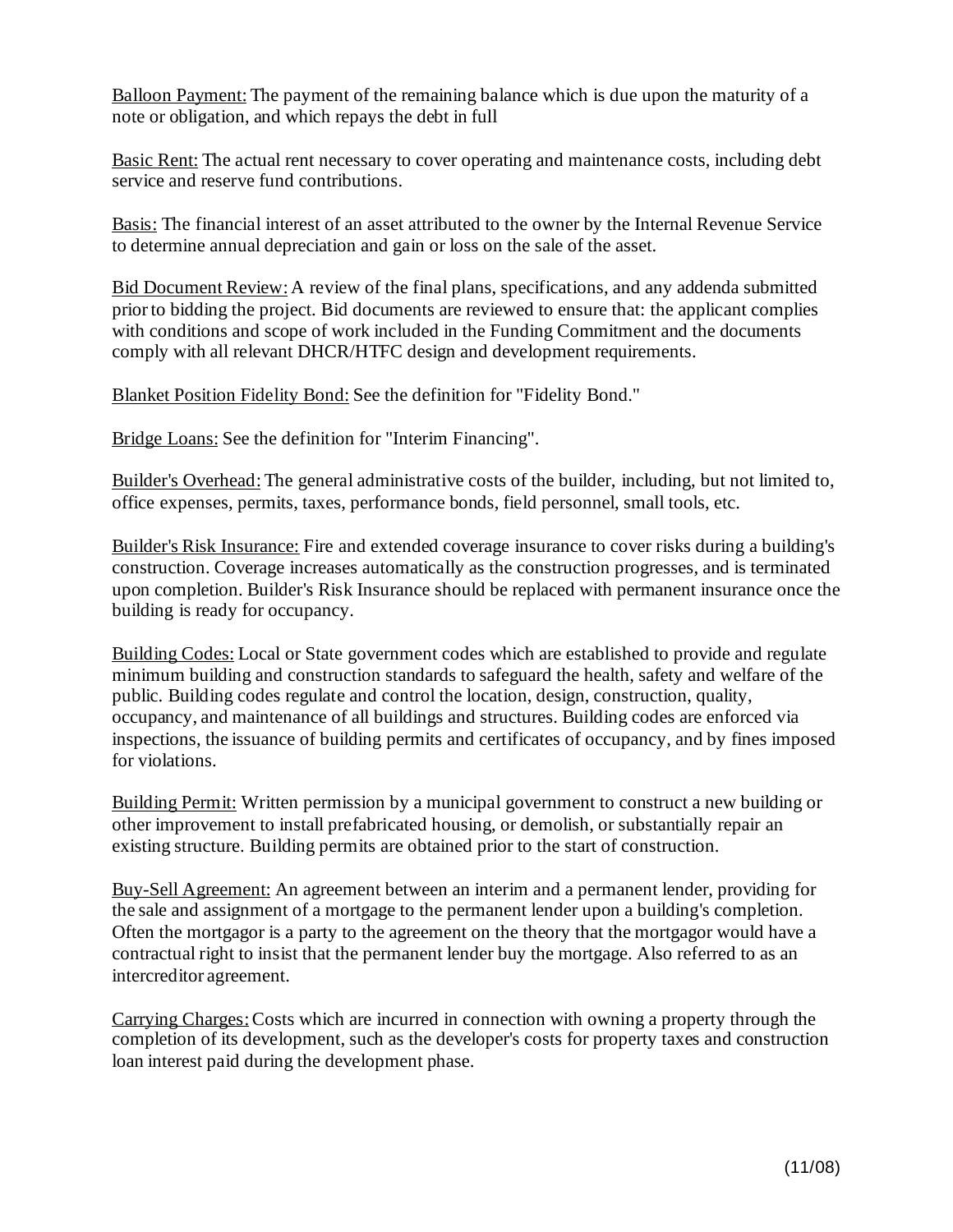<u>Balloon Payment:</u> The payment of the remaining balance which is due upon the maturity of a note or obligation, and which repays the debt in full

<u>Basic Rent:</u> The actual rent necessary to cover operating and maintenance costs, including debt service and reserve fund contributions.

<u>Basis:</u> The financial interest of an asset attributed to the owner by the Internal Revenue Service to determine annual depreciation and gain or loss on the sale of the asset.

<u>Bid Document Review:</u> A review of the final plans, specifications, and any addenda submitted prior to bidding the project. Bid documents are reviewed to ensure that: the applicant complies with conditions and scope of work included in the Funding Commitment and the documents comply with all relevant DHCR/HTFC design and development requirements.

<u>Blanket Position Fidelity Bond:</u> See the definition for "Fidelity Bond."

<u>Bridge Loans:</u> See the definition for "Interim Financing".

<u>Builder's Overhead:</u> The general administrative costs of the builder, including, but not limited to, office expenses, permits, taxes, performance bonds, field personnel, small tools, etc.

<u>Builder's Risk Insurance:</u> Fire and extended coverage insurance to cover risks during a building's construction. Coverage increases automatically as the construction progresses, and is terminated upon completion. Builder's Risk Insurance should be replaced with permanent insurance once the building is ready for occupancy.

<u>Building Codes:</u> Local or State government codes which are established to provide and regulate minimum building and construction standards to safeguard the health, safety and welfare of the public. Building codes regulate and control the location, design, construction, quality, occupancy, and maintenance of all buildings and structures. Building codes are enforced via inspections, the issuance of building permits and certificates of occupancy, and by fines imposed for violations.

<u>Building Permit:</u> Written permission by a municipal government to construct a new building or other improvement to install prefabricated housing, or demolish, or substantially repair an existing structure. Building permits are obtained prior to the start of construction.

<u>Buy-Sell Agreement:</u> An agreement between an interim and a permanent lender, providing for the sale and assignment of a mortgage to the permanent lender upon a building's completion. Often the mortgagor is a party to the agreement on the theory that the mortgagor would have a contractual right to insist that the permanent lender buy the mortgage. Also referred to as an intercreditor agreement.

<u>Carrying Charges:</u> Costs which are incurred in connection with owning a property through the completion of its development, such as the developer's costs for property taxes and construction loan interest paid during the development phase.

(11/08)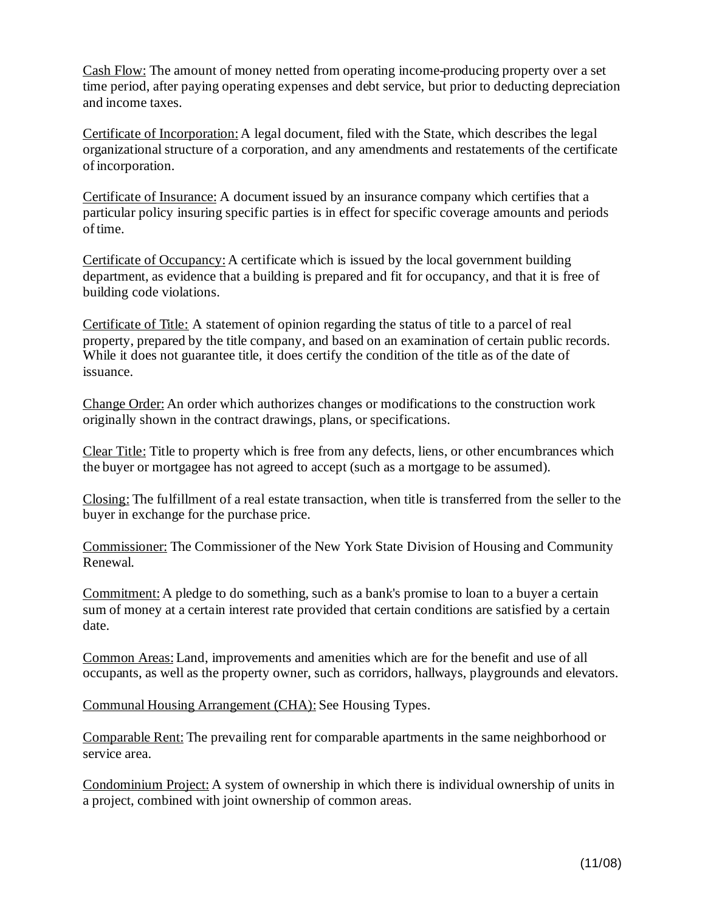<u>Cash Flow:</u> The amount of money netted from operating income-producing property over a set time period, after paying operating expenses and debt service, but prior to deducting depreciation and income taxes.

<u>Certificate of Incorporation:</u> A legal document, filed with the State, which describes the legal organizational structure of a corporation, and any amendments and restatements of the certificate of incorporation.

<u>Certificate of Insurance:</u> A document issued by an insurance company which certifies that a particular policy insuring specific parties is in effect for specific coverage amounts and periods of time.

<u>Certificate of Occupancy:</u> A certificate which is issued by the local government building department, as evidence that a building is prepared and fit for occupancy, and that it is free of building code violations.

<u>Certificate of Title:</u> A statement of opinion regarding the status of title to a parcel of real property, prepared by the title company, and based on an examination of certain public records. While it does not guarantee title, it does certify the condition of the title as of the date of issuance.

<u>Change Order:</u> An order which authorizes changes or modifications to the construction work originally shown in the contract drawings, plans, or specifications.

<u>Clear Title:</u> Title to property which is free from any defects, liens, or other encumbrances which the buyer or mortgagee has not agreed to accept (such as a mortgage to be assumed).

<u>Closing:</u> The fulfillment of a real estate transaction, when title is transferred from the seller to the buyer in exchange for the purchase price.

<u>Commissioner:</u> The Commissioner of the New York State Division of Housing and Community Renewal.

<u>Commitment:</u> A pledge to do something, such as a bank's promise to loan to a buyer a certain sum of money at a certain interest rate provided that certain conditions are satisfied by a certain date.

<u>Common Areas:</u> Land, improvements and amenities which are for the benefit and use of all occupants, as well as the property owner, such as corridors, hallways, playgrounds and elevators.

<u>Communal Housing Arrangement (CHA):</u> See Housing Types.

<u>Comparable Rent:</u> The prevailing rent for comparable apartments in the same neighborhood or service area.

<u>Condominium Project:</u> A system of ownership in which there is individual ownership of units in a project, combined with joint ownership of common areas.

(11/08)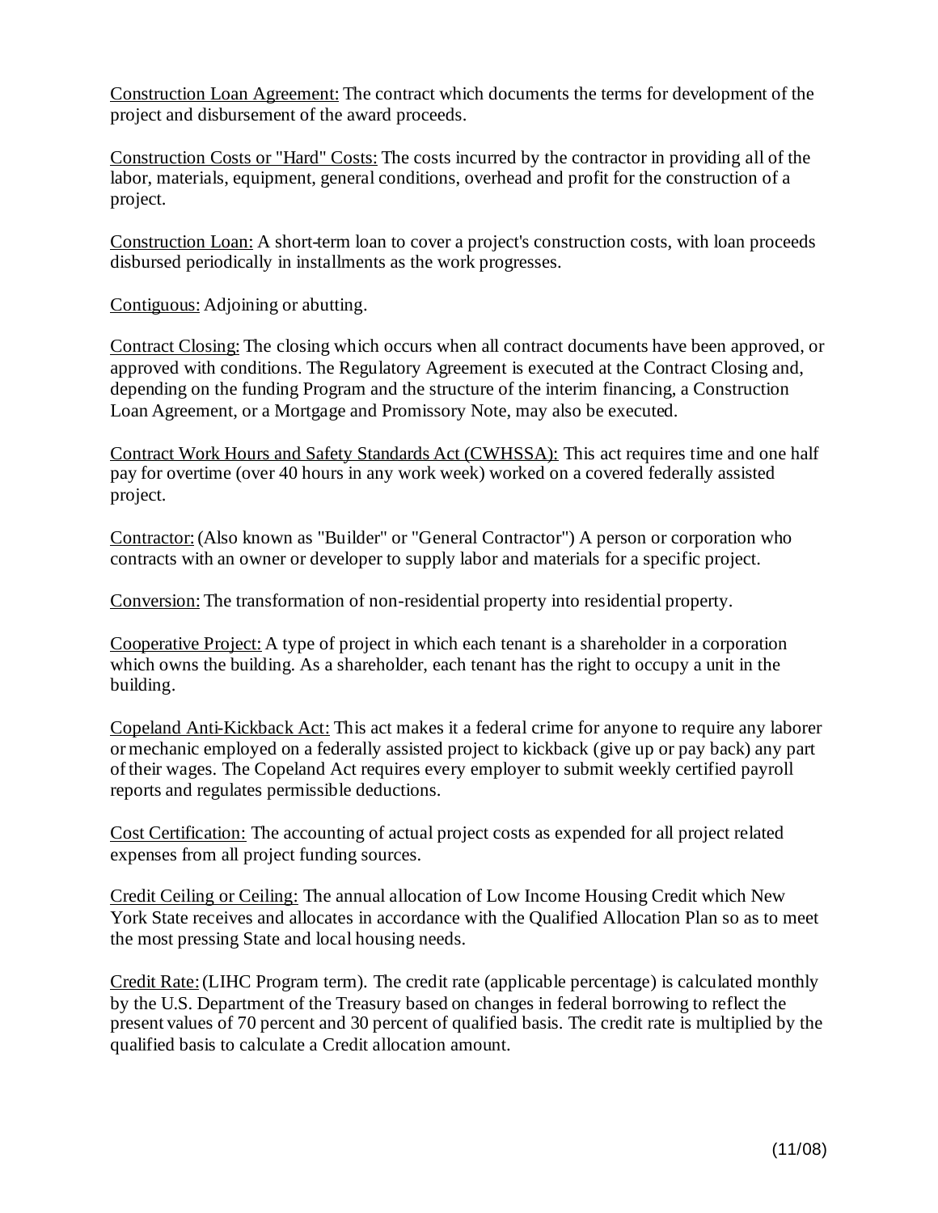<u>Construction Loan Agreement:</u> The contract which documents the terms for development of the project and disbursement of the award proceeds.

<u>Construction Costs or "Hard" Costs:</u> The costs incurred by the contractor in providing all of the labor, materials, equipment, general conditions, overhead and profit for the construction of a project.

<u>Construction Loan:</u> A short-term loan to cover a project's construction costs, with loan proceeds disbursed periodically in installments as the work progresses.

<u>Contiguous:</u> Adjoining or abutting.

<u>Contract Closing:</u> The closing which occurs when all contract documents have been approved, or approved with conditions. The Regulatory Agreement is executed at the Contract Closing and, depending on the funding Program and the structure of the interim financing, a Construction Loan Agreement, or a Mortgage and Promissory Note, may also be executed.

<u>Contract Work Hours and Safety Standards Act (CWHSSA):</u> This act requires time and one half pay for overtime (over 40 hours in any work week) worked on a covered federally assisted project.

<u>Contractor:</u> (Also known as "Builder" or "General Contractor") A person or corporation who contracts with an owner or developer to supply labor and materials for a specific project.

<u>Conversion:</u> The transformation of non-residential property into residential property.

<u>Cooperative Project:</u> A type of project in which each tenant is a shareholder in a corporation which owns the building. As a shareholder, each tenant has the right to occupy a unit in the building.

<u>Copeland Anti-Kickback Act:</u> This act makes it a federal crime for anyone to require any laborer or mechanic employed on a federally assisted project to kickback (give up or pay back) any part of their wages. The Copeland Act requires every employer to submit weekly certified payroll reports and regulates permissible deductions.

<u>Cost Certification:</u> The accounting of actual project costs as expended for all project related expenses from all project funding sources.

<u>Credit Ceiling or Ceiling:</u> The annual allocation of Low Income Housing Credit which New York State receives and allocates in accordance with the Qualified Allocation Plan so as to meet the most pressing State and local housing needs.

<u>Credit Rate:</u> (LIHC Program term). The credit rate (applicable percentage) is calculated monthly by the U.S. Department of the Treasury based on changes in federal borrowing to reflect the present values of 70 percent and 30 percent of qualified basis. The credit rate is multiplied by the qualified basis to calculate a Credit allocation amount.

(11/08)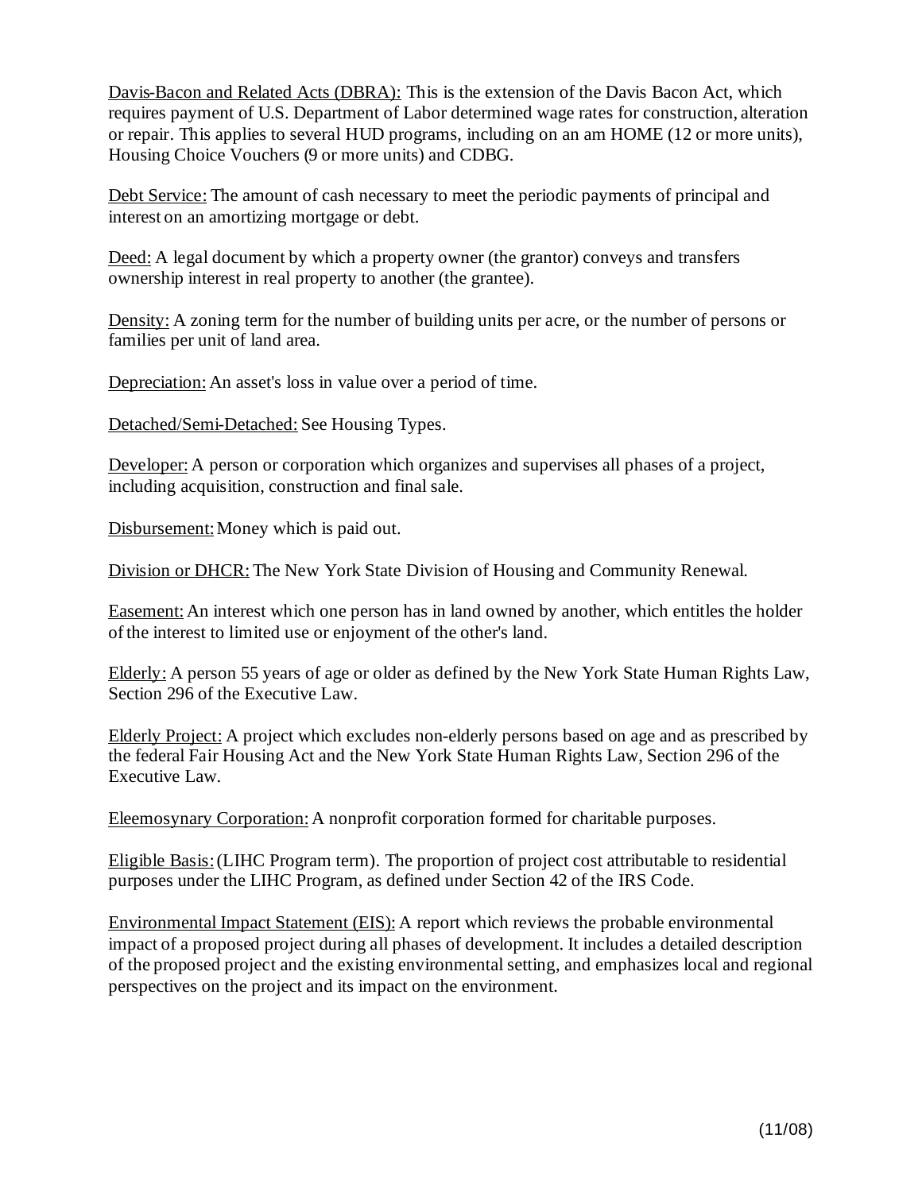Davis-Bacon and Related Acts (DBRA): This is the extension of the Davis Bacon Act, which requires payment of U.S. Department of Labor determined wage rates for construction, alteration or repair. This applies to several HUD programs, including on an am HOME (12 or more units), Housing Choice Vouchers (9 or more units) and CDBG.

Debt Service: The amount of cash necessary to meet the periodic payments of principal and interest on an amortizing mortgage or debt.

Deed: A legal document by which a property owner (the grantor) conveys and transfers ownership interest in real property to another (the grantee).

Density: A zoning term for the number of building units per acre, or the number of persons or families per unit of land area.

Depreciation: An asset's loss in value over a period of time.

Detached/Semi-Detached: See Housing Types.

Developer: A person or corporation which organizes and supervises all phases of a project, including acquisition, construction and final sale.

Disbursement: Money which is paid out.

Division or DHCR: The New York State Division of Housing and Community Renewal.

Easement: An interest which one person has in land owned by another, which entitles the holder of the interest to limited use or enjoyment of the other's land.

Elderly: A person 55 years of age or older as defined by the New York State Human Rights Law, Section 296 of the Executive Law.

Elderly Project: A project which excludes non-elderly persons based on age and as prescribed by the federal Fair Housing Act and the New York State Human Rights Law, Section 296 of the Executive Law.

Eleemosynary Corporation: A nonprofit corporation formed for charitable purposes.

Eligible Basis: (LIHC Program term). The proportion of project cost attributable to residential purposes under the LIHC Program, as defined under Section 42 of the IRS Code.

Environmental Impact Statement (EIS): A report which reviews the probable environmental impact of a proposed project during all phases of development. It includes a detailed description of the proposed project and the existing environmental setting, and emphasizes local and regional perspectives on the project and its impact on the environment.

(11/08)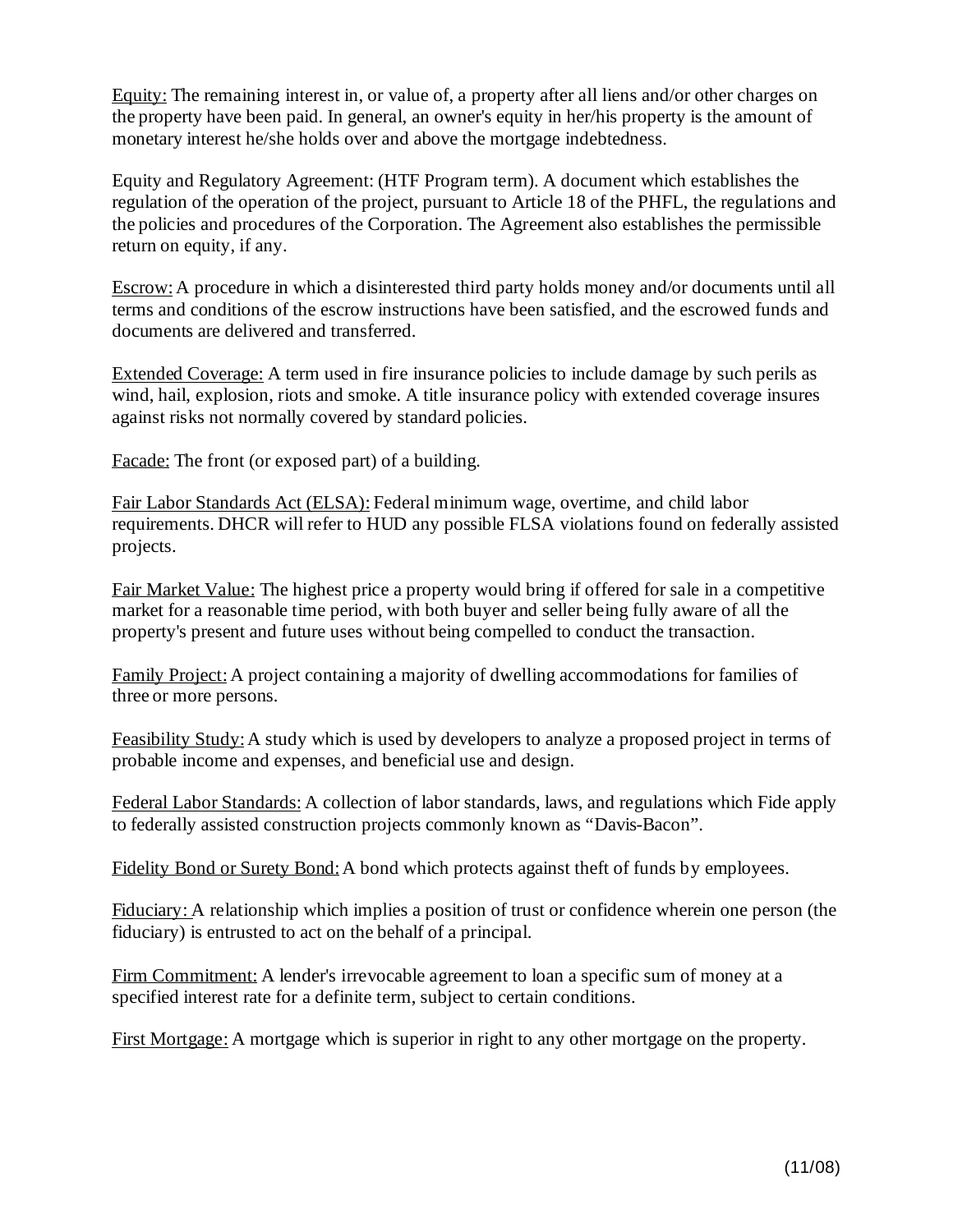<u>Equity:</u> The remaining interest in, or value of, a property after all liens and/or other charges on the property have been paid. In general, an owner's equity in her/his property is the amount of monetary interest he/she holds over and above the mortgage indebtedness.

Equity and Regulatory Agreement: (HTF Program term). A document which establishes the regulation of the operation of the project, pursuant to Article 18 of the PHFL, the regulations and the policies and procedures of the Corporation. The Agreement also establishes the permissible return on equity, if any.

<u>Escrow:</u> A procedure in which a disinterested third party holds money and/or documents until all terms and conditions of the escrow instructions have been satisfied, and the escrowed funds and documents are delivered and transferred.

<u>Extended Coverage:</u> A term used in fire insurance policies to include damage by such perils as wind, hail, explosion, riots and smoke. A title insurance policy with extended coverage insures against risks not normally covered by standard policies.

<u>Facade:</u> The front (or exposed part) of a building.

<u>Fair Labor Standards Act (ELSA):</u> Federal minimum wage, overtime, and child labor requirements. DHCR will refer to HUD any possible FLSA violations found on federally assisted projects.

<u>Fair Market Value:</u> The highest price a property would bring if offered for sale in a competitive market for a reasonable time period, with both buyer and seller being fully aware of all the property's present and future uses without being compelled to conduct the transaction.

<u>Family Project:</u> A project containing a majority of dwelling accommodations for families of three or more persons.

<u>Feasibility Study:</u> A study which is used by developers to analyze a proposed project in terms of probable income and expenses, and beneficial use and design.

<u>Federal Labor Standards:</u> A collection of labor standards, laws, and regulations which Fide apply to federally assisted construction projects commonly known as "Davis-Bacon".

<u>Fidelity Bond or Surety Bond:</u> A bond which protects against theft of funds by employees.

<u>Fiduciary:</u> A relationship which implies a position of trust or confidence wherein one person (the fiduciary) is entrusted to act on the behalf of a principal.

<u>Firm Commitment:</u> A lender's irrevocable agreement to loan a specific sum of money at a specified interest rate for a definite term, subject to certain conditions.

<u>First Mortgage:</u> A mortgage which is superior in right to any other mortgage on the property.

(11/08)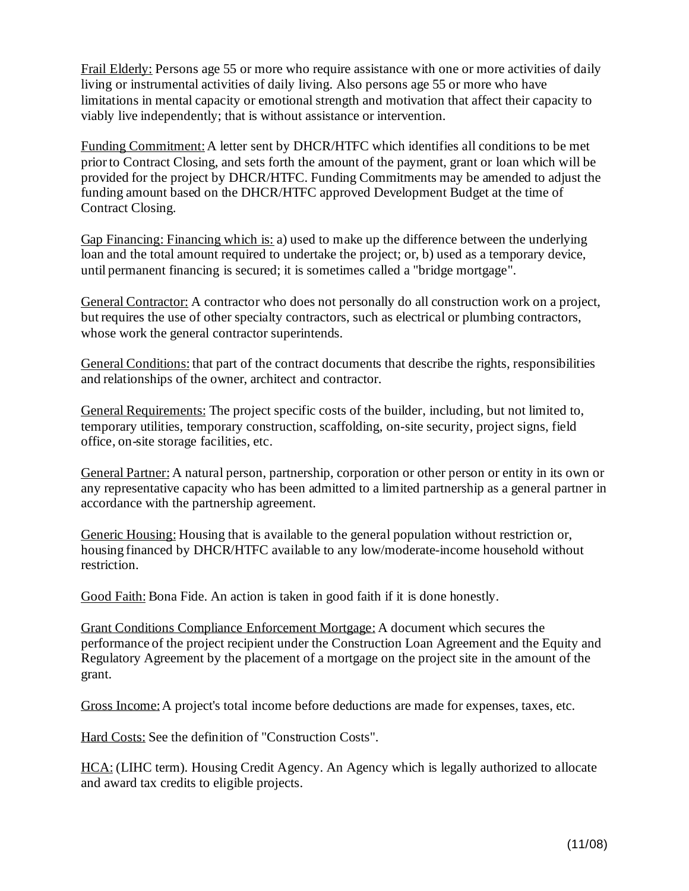Frail Elderly: Persons age 55 or more who require assistance with one or more activities of daily living or instrumental activities of daily living. Also persons age 55 or more who have limitations in mental capacity or emotional strength and motivation that affect their capacity to viably live independently; that is without assistance or intervention.

Funding Commitment: A letter sent by DHCR/HTFC which identifies all conditions to be met prior to Contract Closing, and sets forth the amount of the payment, grant or loan which will be provided for the project by DHCR/HTFC. Funding Commitments may be amended to adjust the funding amount based on the DHCR/HTFC approved Development Budget at the time of Contract Closing.

Gap Financing: Financing which is: a) used to make up the difference between the underlying loan and the total amount required to undertake the project; or, b) used as a temporary device, until permanent financing is secured; it is sometimes called a "bridge mortgage".

General Contractor: A contractor who does not personally do all construction work on a project, but requires the use of other specialty contractors, such as electrical or plumbing contractors, whose work the general contractor superintends.

General Conditions: that part of the contract documents that describe the rights, responsibilities and relationships of the owner, architect and contractor.

General Requirements: The project specific costs of the builder, including, but not limited to, temporary utilities, temporary construction, scaffolding, on-site security, project signs, field office, on-site storage facilities, etc.

General Partner: A natural person, partnership, corporation or other person or entity in its own or any representative capacity who has been admitted to a limited partnership as a general partner in accordance with the partnership agreement.

Generic Housing: Housing that is available to the general population without restriction or, housing financed by DHCR/HTFC available to any low/moderate-income household without restriction.

Good Faith: Bona Fide. An action is taken in good faith if it is done honestly.

Grant Conditions Compliance Enforcement Mortgage: A document which secures the performance of the project recipient under the Construction Loan Agreement and the Equity and Regulatory Agreement by the placement of a mortgage on the project site in the amount of the grant.

Gross Income: A project's total income before deductions are made for expenses, taxes, etc.

Hard Costs: See the definition of "Construction Costs".

HCA: (LIHC term). Housing Credit Agency. An Agency which is legally authorized to allocate and award tax credits to eligible projects.

(11/08)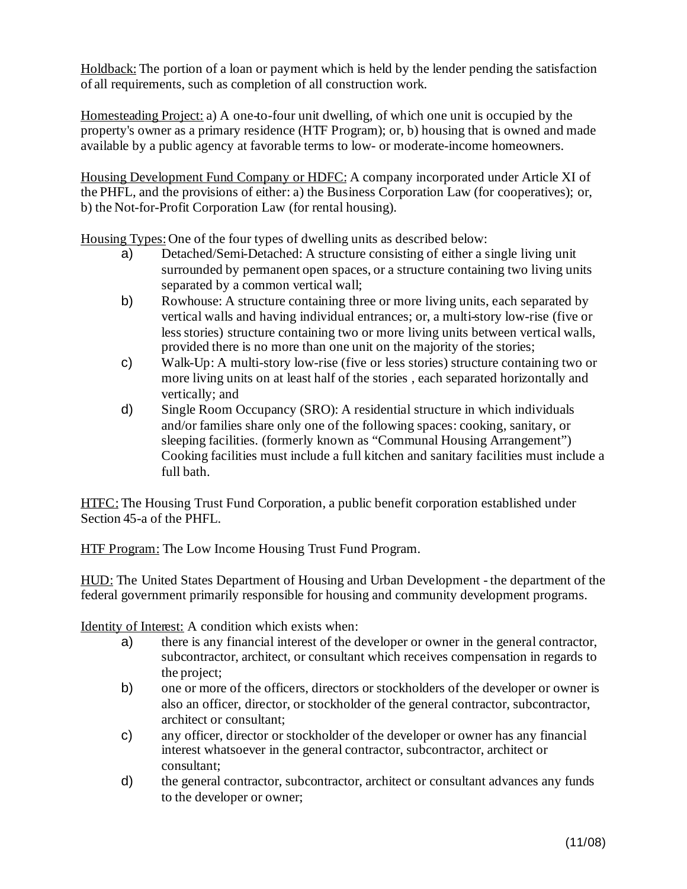Holdback: The portion of a loan or payment which is held by the lender pending the satisfaction of all requirements, such as completion of all construction work.

Homesteading Project: a) A one-to-four unit dwelling, of which one unit is occupied by the property's owner as a primary residence (HTF Program); or, b) housing that is owned and made available by a public agency at favorable terms to low- or moderate-income homeowners.

Housing Development Fund Company or HDFC: A company incorporated under Article XI of the PHFL, and the provisions of either: a) the Business Corporation Law (for cooperatives); or, b) the Not-for-Profit Corporation Law (for rental housing).

Housing Types: One of the four types of dwelling units as described below:

a) Detached/Semi-Detached: A structure consisting of either a single living unit surrounded by permanent open spaces, or a structure containing two living units separated by a common vertical wall;

b) Rowhouse: A structure containing three or more living units, each separated by vertical walls and having individual entrances; or, a multi-story low-rise (five or less stories) structure containing two or more living units between vertical walls, provided there is no more than one unit on the majority of the stories;

c) Walk-Up: A multi-story low-rise (five or less stories) structure containing two or more living units on at least half of the stories , each separated horizontally and vertically; and

d) Single Room Occupancy (SRO): A residential structure in which individuals and/or families share only one of the following spaces: cooking, sanitary, or sleeping facilities. (formerly known as "Communal Housing Arrangement") Cooking facilities must include a full kitchen and sanitary facilities must include a full bath.

HTFC: The Housing Trust Fund Corporation, a public benefit corporation established under Section 45-a of the PHFL.

HTF Program: The Low Income Housing Trust Fund Program.

HUD: The United States Department of Housing and Urban Development - the department of the federal government primarily responsible for housing and community development programs.

Identity of Interest: A condition which exists when:

a) there is any financial interest of the developer or owner in the general contractor, subcontractor, architect, or consultant which receives compensation in regards to the project;

b) one or more of the officers, directors or stockholders of the developer or owner is also an officer, director, or stockholder of the general contractor, subcontractor, architect or consultant;

c) any officer, director or stockholder of the developer or owner has any financial interest whatsoever in the general contractor, subcontractor, architect or consultant;

d) the general contractor, subcontractor, architect or consultant advances any funds to the developer or owner;

(11/08)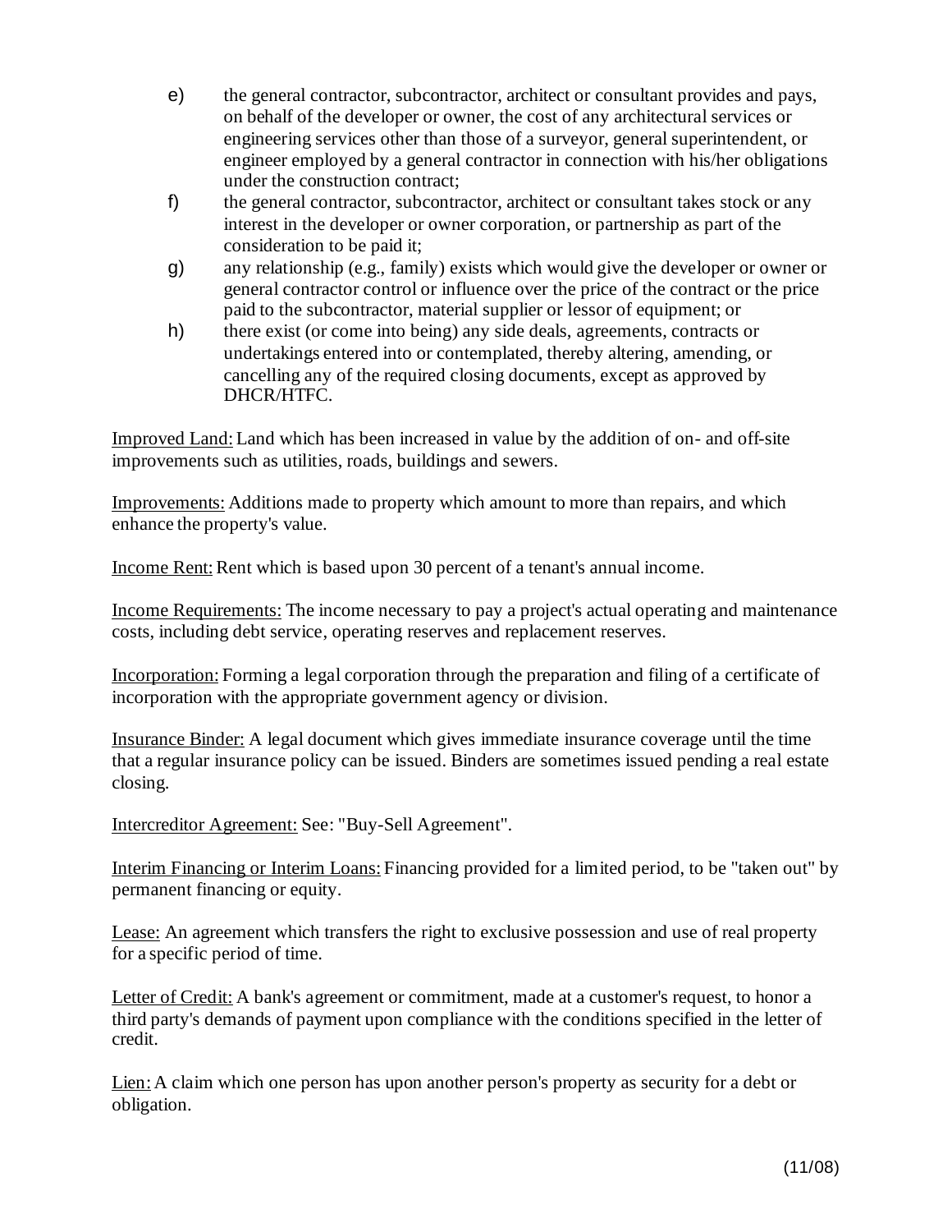e) the general contractor, subcontractor, architect or consultant provides and pays, on behalf of the developer or owner, the cost of any architectural services or engineering services other than those of a surveyor, general superintendent, or engineer employed by a general contractor in connection with his/her obligations under the construction contract;

f) the general contractor, subcontractor, architect or consultant takes stock or any interest in the developer or owner corporation, or partnership as part of the consideration to be paid it;

g) any relationship (e.g., family) exists which would give the developer or owner or general contractor control or influence over the price of the contract or the price paid to the subcontractor, material supplier or lessor of equipment; or

h) there exist (or come into being) any side deals, agreements, contracts or undertakings entered into or contemplated, thereby altering, amending, or cancelling any of the required closing documents, except as approved by DHCR/HTFC.

<u>Improved Land:</u> Land which has been increased in value by the addition of on- and off-site improvements such as utilities, roads, buildings and sewers.

<u>Improvements:</u> Additions made to property which amount to more than repairs, and which enhance the property's value.

<u>Income Rent:</u> Rent which is based upon 30 percent of a tenant's annual income.

<u>Income Requirements:</u> The income necessary to pay a project's actual operating and maintenance costs, including debt service, operating reserves and replacement reserves.

<u>Incorporation:</u> Forming a legal corporation through the preparation and filing of a certificate of incorporation with the appropriate government agency or division.

<u>Insurance Binder:</u> A legal document which gives immediate insurance coverage until the time that a regular insurance policy can be issued. Binders are sometimes issued pending a real estate closing.

<u>Intercreditor Agreement:</u> See: "Buy-Sell Agreement".

<u>Interim Financing or Interim Loans:</u> Financing provided for a limited period, to be "taken out" by permanent financing or equity.

<u>Lease:</u> An agreement which transfers the right to exclusive possession and use of real property for a specific period of time.

<u>Letter of Credit:</u> A bank's agreement or commitment, made at a customer's request, to honor a third party's demands of payment upon compliance with the conditions specified in the letter of credit.

<u>Lien:</u> A claim which one person has upon another person's property as security for a debt or obligation.

(11/08)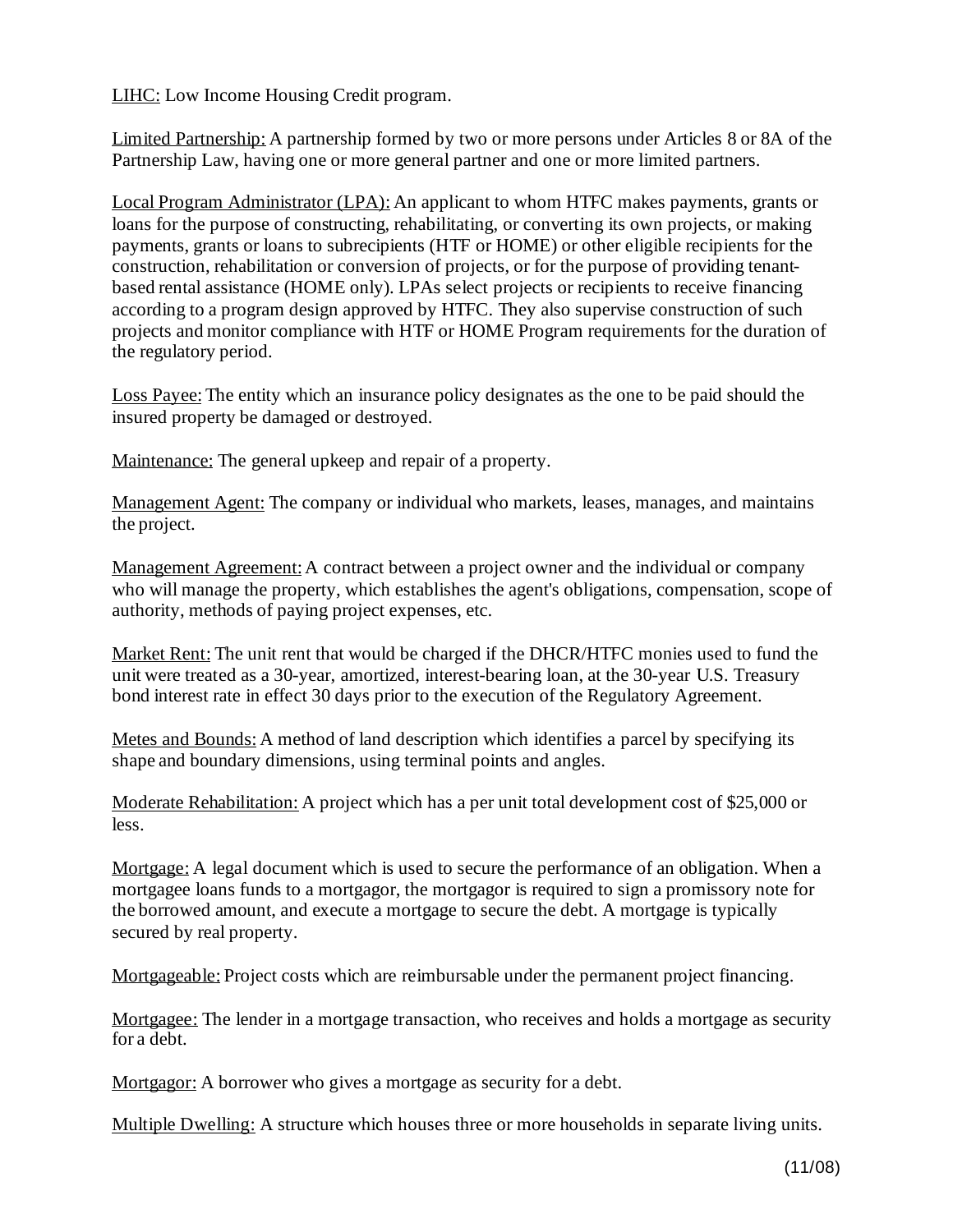<u>LIHC:</u> Low Income Housing Credit program.

<u>Limited Partnership:</u> A partnership formed by two or more persons under Articles 8 or 8A of the Partnership Law, having one or more general partner and one or more limited partners.

<u>Local Program Administrator (LPA):</u> An applicant to whom HTFC makes payments, grants or loans for the purpose of constructing, rehabilitating, or converting its own projects, or making payments, grants or loans to subrecipients (HTF or HOME) or other eligible recipients for the construction, rehabilitation or conversion of projects, or for the purpose of providing tenant-based rental assistance (HOME only). LPAs select projects or recipients to receive financing according to a program design approved by HTFC. They also supervise construction of such projects and monitor compliance with HTF or HOME Program requirements for the duration of the regulatory period.

<u>Loss Payee:</u> The entity which an insurance policy designates as the one to be paid should the insured property be damaged or destroyed.

<u>Maintenance:</u> The general upkeep and repair of a property.

<u>Management Agent:</u> The company or individual who markets, leases, manages, and maintains the project.

<u>Management Agreement:</u> A contract between a project owner and the individual or company who will manage the property, which establishes the agent's obligations, compensation, scope of authority, methods of paying project expenses, etc.

<u>Market Rent:</u> The unit rent that would be charged if the DHCR/HTFC monies used to fund the unit were treated as a 30-year, amortized, interest-bearing loan, at the 30-year U.S. Treasury bond interest rate in effect 30 days prior to the execution of the Regulatory Agreement.

<u>Metes and Bounds:</u> A method of land description which identifies a parcel by specifying its shape and boundary dimensions, using terminal points and angles.

<u>Moderate Rehabilitation:</u> A project which has a per unit total development cost of $25,000 or less.

<u>Mortgage:</u> A legal document which is used to secure the performance of an obligation. When a mortgagee loans funds to a mortgagor, the mortgagor is required to sign a promissory note for the borrowed amount, and execute a mortgage to secure the debt. A mortgage is typically secured by real property.

<u>Mortgageable:</u> Project costs which are reimbursable under the permanent project financing.

<u>Mortgagee:</u> The lender in a mortgage transaction, who receives and holds a mortgage as security for a debt.

<u>Mortgagor:</u> A borrower who gives a mortgage as security for a debt.

<u>Multiple Dwelling:</u> A structure which houses three or more households in separate living units.

(11/08)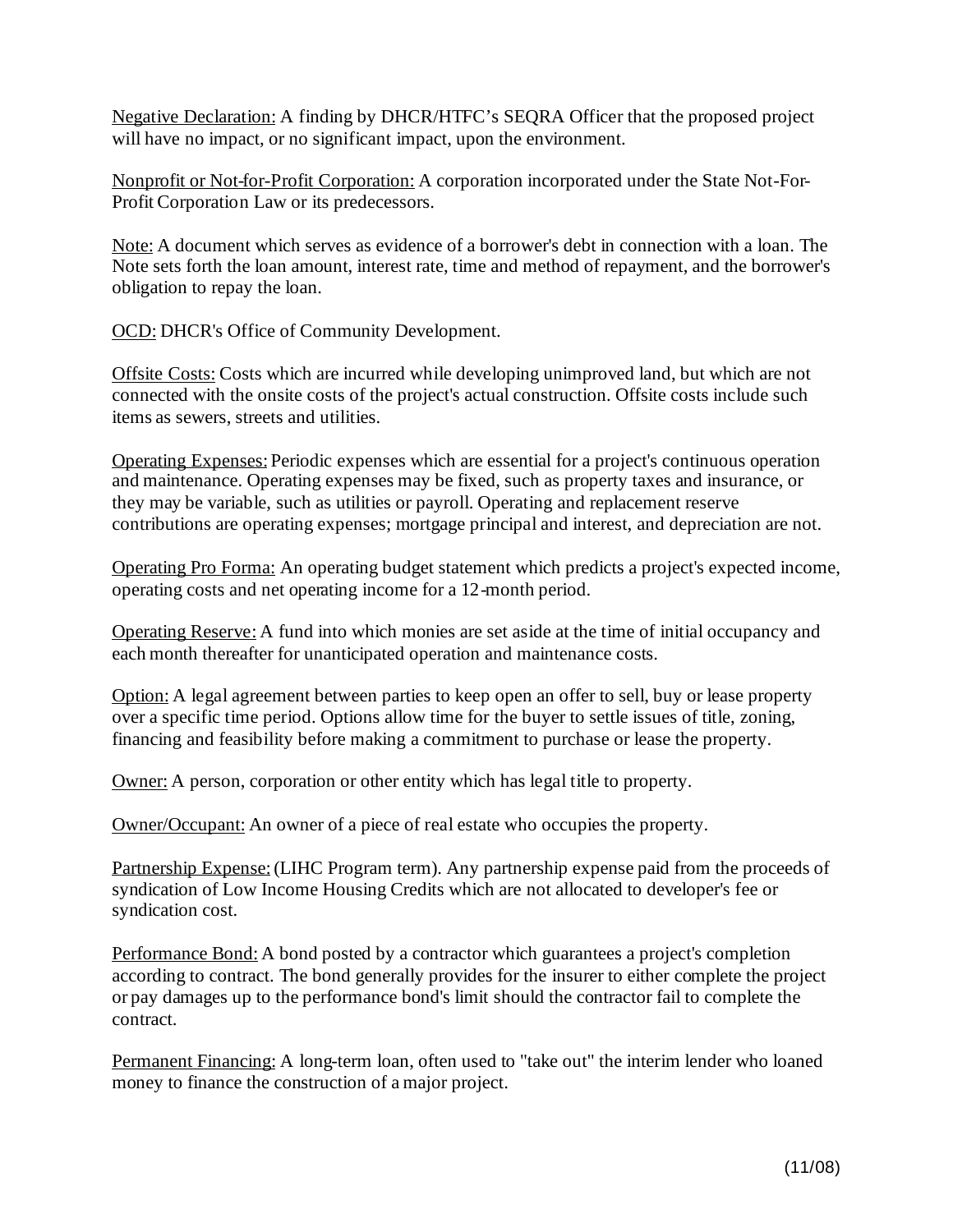Negative Declaration: A finding by DHCR/HTFC's SEQRA Officer that the proposed project will have no impact, or no significant impact, upon the environment.

Nonprofit or Not-for-Profit Corporation: A corporation incorporated under the State Not-For-Profit Corporation Law or its predecessors.

Note: A document which serves as evidence of a borrower's debt in connection with a loan. The Note sets forth the loan amount, interest rate, time and method of repayment, and the borrower's obligation to repay the loan.

OCD: DHCR's Office of Community Development.

Offsite Costs: Costs which are incurred while developing unimproved land, but which are not connected with the onsite costs of the project's actual construction. Offsite costs include such items as sewers, streets and utilities.

Operating Expenses: Periodic expenses which are essential for a project's continuous operation and maintenance. Operating expenses may be fixed, such as property taxes and insurance, or they may be variable, such as utilities or payroll. Operating and replacement reserve contributions are operating expenses; mortgage principal and interest, and depreciation are not.

Operating Pro Forma: An operating budget statement which predicts a project's expected income, operating costs and net operating income for a 12-month period.

Operating Reserve: A fund into which monies are set aside at the time of initial occupancy and each month thereafter for unanticipated operation and maintenance costs.

Option: A legal agreement between parties to keep open an offer to sell, buy or lease property over a specific time period. Options allow time for the buyer to settle issues of title, zoning, financing and feasibility before making a commitment to purchase or lease the property.

Owner: A person, corporation or other entity which has legal title to property.

Owner/Occupant: An owner of a piece of real estate who occupies the property.

Partnership Expense: (LIHC Program term). Any partnership expense paid from the proceeds of syndication of Low Income Housing Credits which are not allocated to developer's fee or syndication cost.

Performance Bond: A bond posted by a contractor which guarantees a project's completion according to contract. The bond generally provides for the insurer to either complete the project or pay damages up to the performance bond's limit should the contractor fail to complete the contract.

Permanent Financing: A long-term loan, often used to "take out" the interim lender who loaned money to finance the construction of a major project.

(11/08)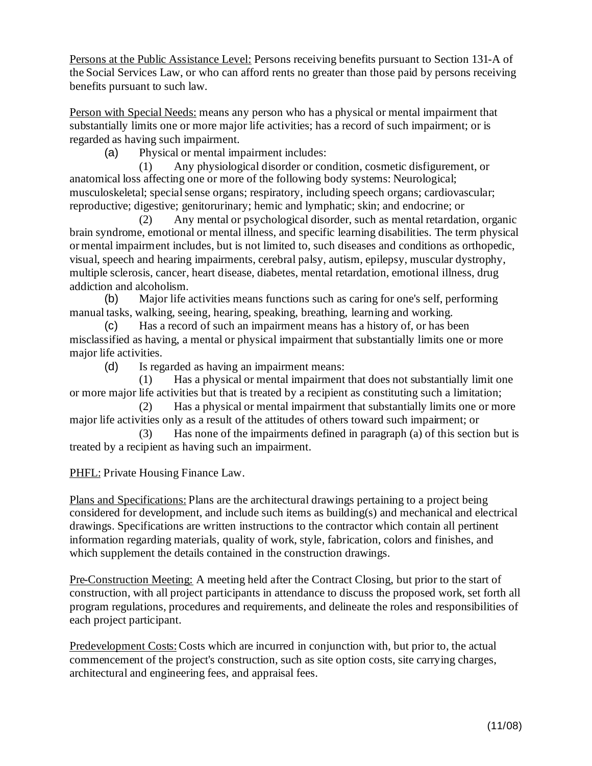Persons at the Public Assistance Level: Persons receiving benefits pursuant to Section 131-A of the Social Services Law, or who can afford rents no greater than those paid by persons receiving benefits pursuant to such law.

Person with Special Needs: means any person who has a physical or mental impairment that substantially limits one or more major life activities; has a record of such impairment; or is regarded as having such impairment.

(a) Physical or mental impairment includes:

(1) Any physiological disorder or condition, cosmetic disfigurement, or anatomical loss affecting one or more of the following body systems: Neurological; musculoskeletal; special sense organs; respiratory, including speech organs; cardiovascular; reproductive; digestive; genitorurinary; hemic and lymphatic; skin; and endocrine; or

(2) Any mental or psychological disorder, such as mental retardation, organic brain syndrome, emotional or mental illness, and specific learning disabilities. The term physical or mental impairment includes, but is not limited to, such diseases and conditions as orthopedic, visual, speech and hearing impairments, cerebral palsy, autism, epilepsy, muscular dystrophy, multiple sclerosis, cancer, heart disease, diabetes, mental retardation, emotional illness, drug addiction and alcoholism.

(b) Major life activities means functions such as caring for one's self, performing manual tasks, walking, seeing, hearing, speaking, breathing, learning and working.

(c) Has a record of such an impairment means has a history of, or has been misclassified as having, a mental or physical impairment that substantially limits one or more major life activities.

(d) Is regarded as having an impairment means:

(1) Has a physical or mental impairment that does not substantially limit one or more major life activities but that is treated by a recipient as constituting such a limitation;

(2) Has a physical or mental impairment that substantially limits one or more major life activities only as a result of the attitudes of others toward such impairment; or

(3) Has none of the impairments defined in paragraph (a) of this section but is treated by a recipient as having such an impairment.

PHFL: Private Housing Finance Law.

Plans and Specifications: Plans are the architectural drawings pertaining to a project being considered for development, and include such items as building(s) and mechanical and electrical drawings. Specifications are written instructions to the contractor which contain all pertinent information regarding materials, quality of work, style, fabrication, colors and finishes, and which supplement the details contained in the construction drawings.

Pre-Construction Meeting: A meeting held after the Contract Closing, but prior to the start of construction, with all project participants in attendance to discuss the proposed work, set forth all program regulations, procedures and requirements, and delineate the roles and responsibilities of each project participant.

Predevelopment Costs: Costs which are incurred in conjunction with, but prior to, the actual commencement of the project's construction, such as site option costs, site carrying charges, architectural and engineering fees, and appraisal fees.

(11/08)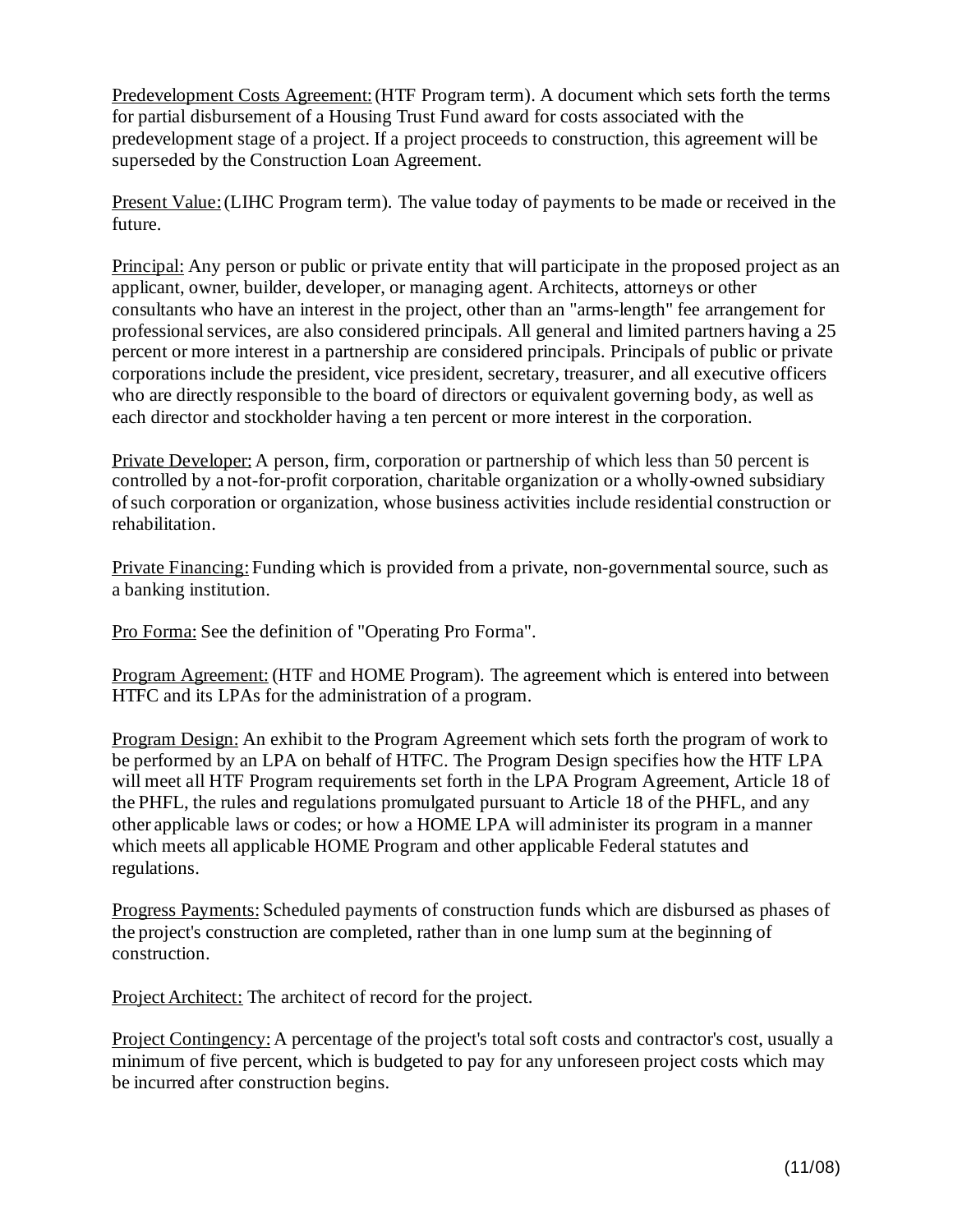<u>Predevelopment Costs Agreement:</u> (HTF Program term). A document which sets forth the terms for partial disbursement of a Housing Trust Fund award for costs associated with the predevelopment stage of a project. If a project proceeds to construction, this agreement will be superseded by the Construction Loan Agreement.

<u>Present Value:</u> (LIHC Program term). The value today of payments to be made or received in the future.

<u>Principal:</u> Any person or public or private entity that will participate in the proposed project as an applicant, owner, builder, developer, or managing agent. Architects, attorneys or other consultants who have an interest in the project, other than an "arms-length" fee arrangement for professional services, are also considered principals. All general and limited partners having a 25 percent or more interest in a partnership are considered principals. Principals of public or private corporations include the president, vice president, secretary, treasurer, and all executive officers who are directly responsible to the board of directors or equivalent governing body, as well as each director and stockholder having a ten percent or more interest in the corporation.

<u>Private Developer:</u> A person, firm, corporation or partnership of which less than 50 percent is controlled by a not-for-profit corporation, charitable organization or a wholly-owned subsidiary of such corporation or organization, whose business activities include residential construction or rehabilitation.

<u>Private Financing:</u> Funding which is provided from a private, non-governmental source, such as a banking institution.

<u>Pro Forma:</u> See the definition of "Operating Pro Forma".

<u>Program Agreement:</u> (HTF and HOME Program). The agreement which is entered into between HTFC and its LPAs for the administration of a program.

<u>Program Design:</u> An exhibit to the Program Agreement which sets forth the program of work to be performed by an LPA on behalf of HTFC. The Program Design specifies how the HTF LPA will meet all HTF Program requirements set forth in the LPA Program Agreement, Article 18 of the PHFL, the rules and regulations promulgated pursuant to Article 18 of the PHFL, and any other applicable laws or codes; or how a HOME LPA will administer its program in a manner which meets all applicable HOME Program and other applicable Federal statutes and regulations.

<u>Progress Payments:</u> Scheduled payments of construction funds which are disbursed as phases of the project's construction are completed, rather than in one lump sum at the beginning of construction.

<u>Project Architect:</u> The architect of record for the project.

<u>Project Contingency:</u> A percentage of the project's total soft costs and contractor's cost, usually a minimum of five percent, which is budgeted to pay for any unforeseen project costs which may be incurred after construction begins.

(11/08)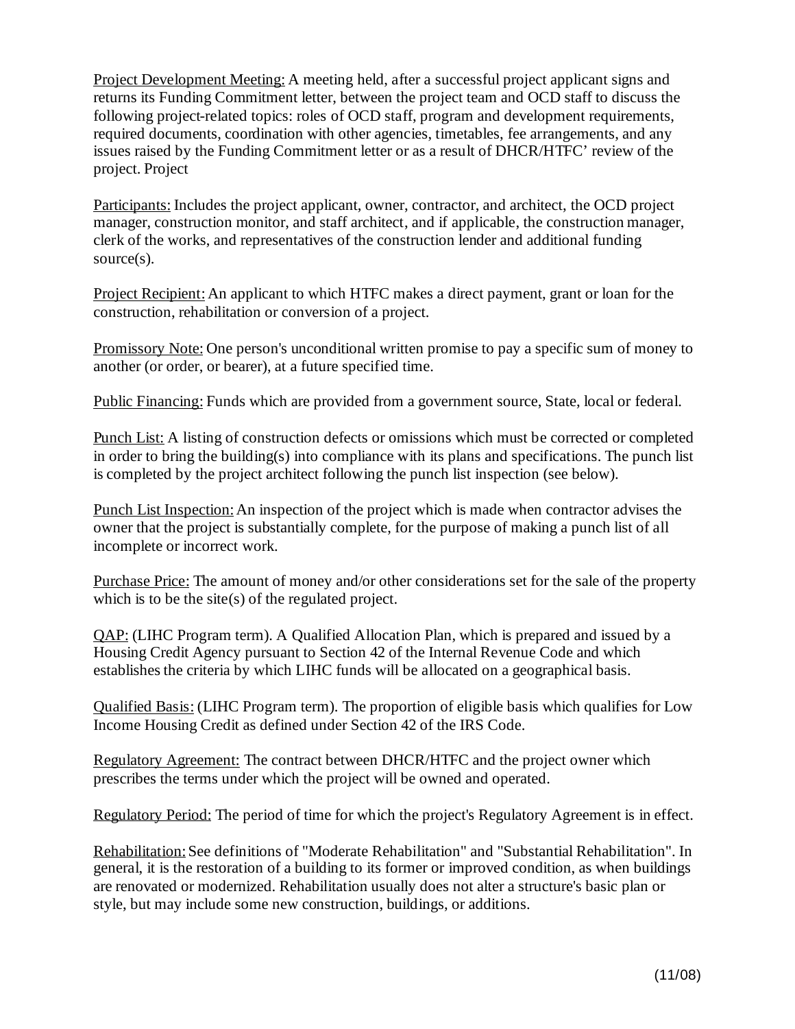Project Development Meeting: A meeting held, after a successful project applicant signs and returns its Funding Commitment letter, between the project team and OCD staff to discuss the following project-related topics: roles of OCD staff, program and development requirements, required documents, coordination with other agencies, timetables, fee arrangements, and any issues raised by the Funding Commitment letter or as a result of DHCR/HTFC' review of the project. Project

Participants: Includes the project applicant, owner, contractor, and architect, the OCD project manager, construction monitor, and staff architect, and if applicable, the construction manager, clerk of the works, and representatives of the construction lender and additional funding source(s).

Project Recipient: An applicant to which HTFC makes a direct payment, grant or loan for the construction, rehabilitation or conversion of a project.

Promissory Note: One person's unconditional written promise to pay a specific sum of money to another (or order, or bearer), at a future specified time.

Public Financing: Funds which are provided from a government source, State, local or federal.

Punch List: A listing of construction defects or omissions which must be corrected or completed in order to bring the building(s) into compliance with its plans and specifications. The punch list is completed by the project architect following the punch list inspection (see below).

Punch List Inspection: An inspection of the project which is made when contractor advises the owner that the project is substantially complete, for the purpose of making a punch list of all incomplete or incorrect work.

Purchase Price: The amount of money and/or other considerations set for the sale of the property which is to be the site(s) of the regulated project.

QAP: (LIHC Program term). A Qualified Allocation Plan, which is prepared and issued by a Housing Credit Agency pursuant to Section 42 of the Internal Revenue Code and which establishes the criteria by which LIHC funds will be allocated on a geographical basis.

Qualified Basis: (LIHC Program term). The proportion of eligible basis which qualifies for Low Income Housing Credit as defined under Section 42 of the IRS Code.

Regulatory Agreement: The contract between DHCR/HTFC and the project owner which prescribes the terms under which the project will be owned and operated.

Regulatory Period: The period of time for which the project's Regulatory Agreement is in effect.

Rehabilitation: See definitions of "Moderate Rehabilitation" and "Substantial Rehabilitation". In general, it is the restoration of a building to its former or improved condition, as when buildings are renovated or modernized. Rehabilitation usually does not alter a structure's basic plan or style, but may include some new construction, buildings, or additions.

(11/08)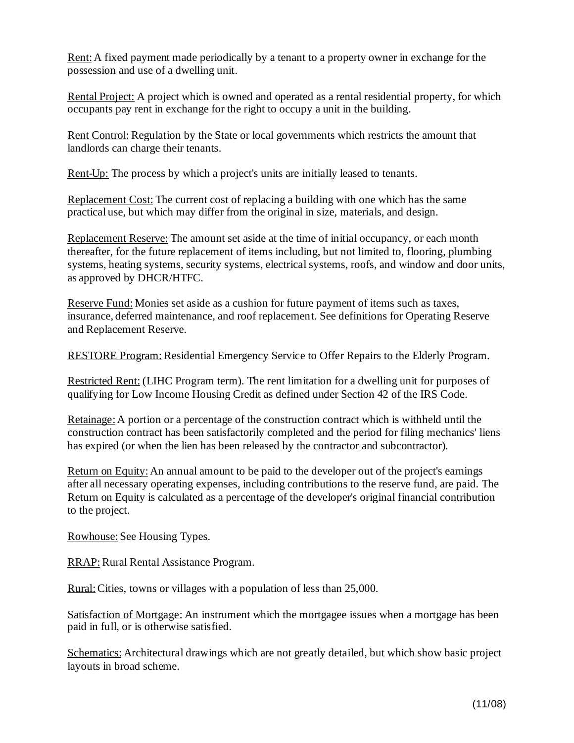<u>Rent:</u> A fixed payment made periodically by a tenant to a property owner in exchange for the possession and use of a dwelling unit.

<u>Rental Project:</u> A project which is owned and operated as a rental residential property, for which occupants pay rent in exchange for the right to occupy a unit in the building.

<u>Rent Control:</u> Regulation by the State or local governments which restricts the amount that landlords can charge their tenants.

<u>Rent-Up:</u> The process by which a project's units are initially leased to tenants.

<u>Replacement Cost:</u> The current cost of replacing a building with one which has the same practical use, but which may differ from the original in size, materials, and design.

<u>Replacement Reserve:</u> The amount set aside at the time of initial occupancy, or each month thereafter, for the future replacement of items including, but not limited to, flooring, plumbing systems, heating systems, security systems, electrical systems, roofs, and window and door units, as approved by DHCR/HTFC.

<u>Reserve Fund:</u> Monies set aside as a cushion for future payment of items such as taxes, insurance, deferred maintenance, and roof replacement. See definitions for Operating Reserve and Replacement Reserve.

<u>RESTORE Program:</u> Residential Emergency Service to Offer Repairs to the Elderly Program.

<u>Restricted Rent:</u> (LIHC Program term). The rent limitation for a dwelling unit for purposes of qualifying for Low Income Housing Credit as defined under Section 42 of the IRS Code.

<u>Retainage:</u> A portion or a percentage of the construction contract which is withheld until the construction contract has been satisfactorily completed and the period for filing mechanics' liens has expired (or when the lien has been released by the contractor and subcontractor).

<u>Return on Equity:</u> An annual amount to be paid to the developer out of the project's earnings after all necessary operating expenses, including contributions to the reserve fund, are paid. The Return on Equity is calculated as a percentage of the developer's original financial contribution to the project.

<u>Rowhouse:</u> See Housing Types.

<u>RRAP:</u> Rural Rental Assistance Program.

<u>Rural:</u> Cities, towns or villages with a population of less than 25,000.

<u>Satisfaction of Mortgage:</u> An instrument which the mortgagee issues when a mortgage has been paid in full, or is otherwise satisfied.

<u>Schematics:</u> Architectural drawings which are not greatly detailed, but which show basic project layouts in broad scheme.

(11/08)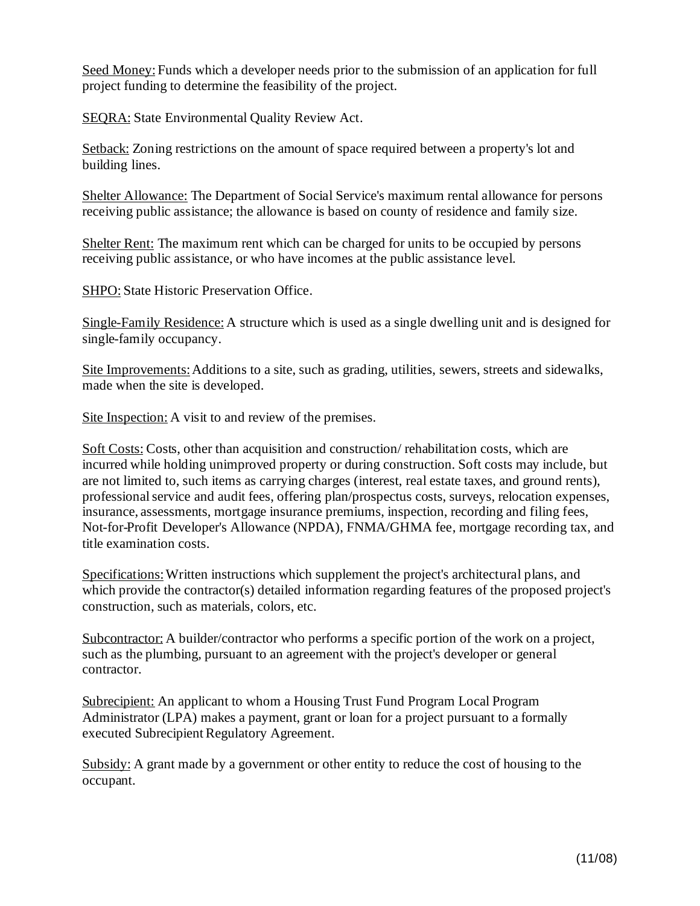Seed Money: Funds which a developer needs prior to the submission of an application for full project funding to determine the feasibility of the project.

SEQRA: State Environmental Quality Review Act.

Setback: Zoning restrictions on the amount of space required between a property's lot and building lines.

Shelter Allowance: The Department of Social Service's maximum rental allowance for persons receiving public assistance; the allowance is based on county of residence and family size.

Shelter Rent: The maximum rent which can be charged for units to be occupied by persons receiving public assistance, or who have incomes at the public assistance level.

SHPO: State Historic Preservation Office.

Single-Family Residence: A structure which is used as a single dwelling unit and is designed for single-family occupancy.

Site Improvements: Additions to a site, such as grading, utilities, sewers, streets and sidewalks, made when the site is developed.

Site Inspection: A visit to and review of the premises.

Soft Costs: Costs, other than acquisition and construction/ rehabilitation costs, which are incurred while holding unimproved property or during construction. Soft costs may include, but are not limited to, such items as carrying charges (interest, real estate taxes, and ground rents), professional service and audit fees, offering plan/prospectus costs, surveys, relocation expenses, insurance, assessments, mortgage insurance premiums, inspection, recording and filing fees, Not-for-Profit Developer's Allowance (NPDA), FNMA/GHMA fee, mortgage recording tax, and title examination costs.

Specifications: Written instructions which supplement the project's architectural plans, and which provide the contractor(s) detailed information regarding features of the proposed project's construction, such as materials, colors, etc.

Subcontractor: A builder/contractor who performs a specific portion of the work on a project, such as the plumbing, pursuant to an agreement with the project's developer or general contractor.

Subrecipient: An applicant to whom a Housing Trust Fund Program Local Program Administrator (LPA) makes a payment, grant or loan for a project pursuant to a formally executed Subrecipient Regulatory Agreement.

Subsidy: A grant made by a government or other entity to reduce the cost of housing to the occupant.

(11/08)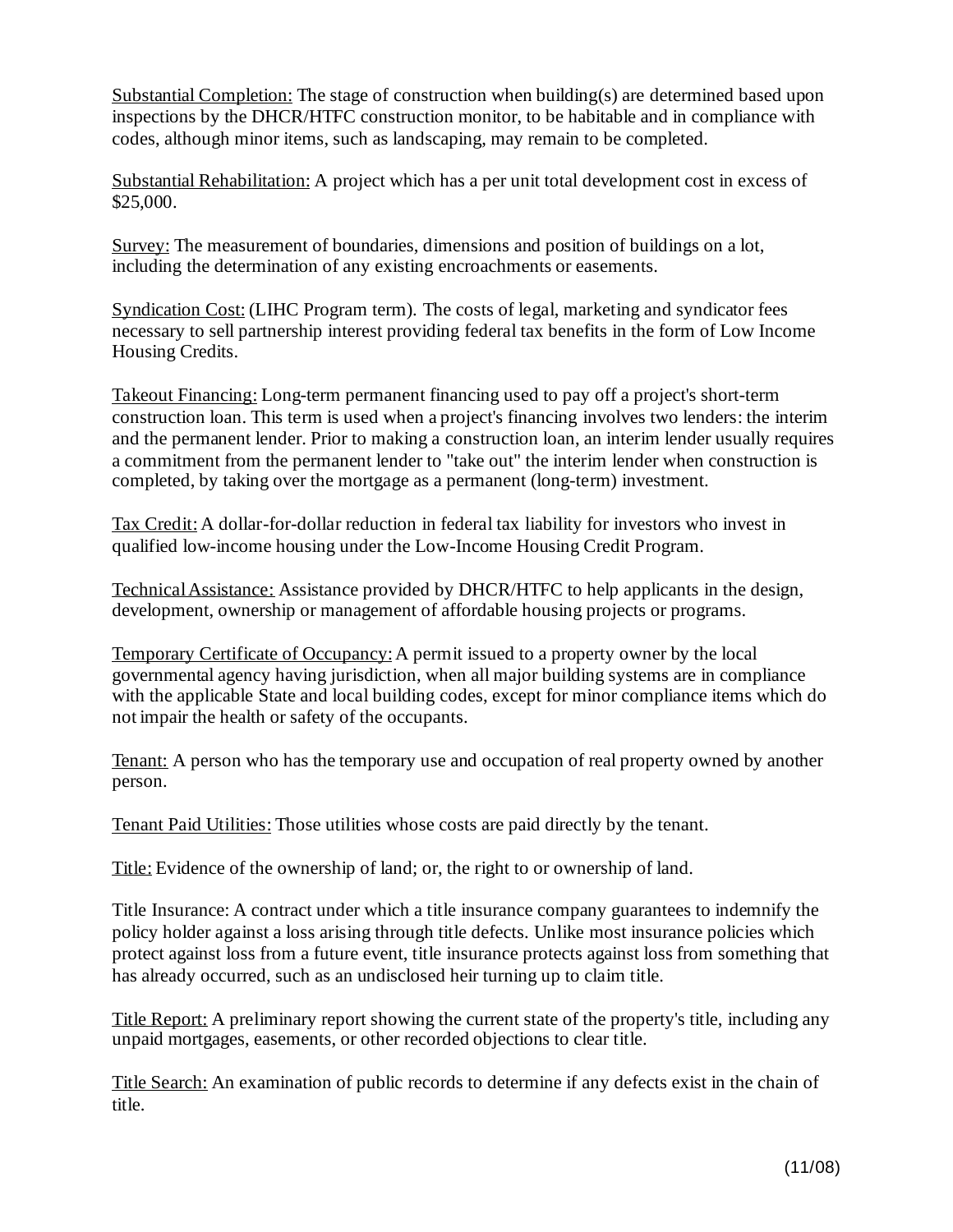<u>Substantial Completion:</u> The stage of construction when building(s) are determined based upon inspections by the DHCR/HTFC construction monitor, to be habitable and in compliance with codes, although minor items, such as landscaping, may remain to be completed.

<u>Substantial Rehabilitation:</u> A project which has a per unit total development cost in excess of $25,000.

<u>Survey:</u> The measurement of boundaries, dimensions and position of buildings on a lot, including the determination of any existing encroachments or easements.

<u>Syndication Cost:</u> (LIHC Program term). The costs of legal, marketing and syndicator fees necessary to sell partnership interest providing federal tax benefits in the form of Low Income Housing Credits.

<u>Takeout Financing:</u> Long-term permanent financing used to pay off a project's short-term construction loan. This term is used when a project's financing involves two lenders: the interim and the permanent lender. Prior to making a construction loan, an interim lender usually requires a commitment from the permanent lender to "take out" the interim lender when construction is completed, by taking over the mortgage as a permanent (long-term) investment.

<u>Tax Credit:</u> A dollar-for-dollar reduction in federal tax liability for investors who invest in qualified low-income housing under the Low-Income Housing Credit Program.

<u>Technical Assistance:</u> Assistance provided by DHCR/HTFC to help applicants in the design, development, ownership or management of affordable housing projects or programs.

<u>Temporary Certificate of Occupancy:</u> A permit issued to a property owner by the local governmental agency having jurisdiction, when all major building systems are in compliance with the applicable State and local building codes, except for minor compliance items which do not impair the health or safety of the occupants.

<u>Tenant:</u> A person who has the temporary use and occupation of real property owned by another person.

<u>Tenant Paid Utilities:</u> Those utilities whose costs are paid directly by the tenant.

<u>Title:</u> Evidence of the ownership of land; or, the right to or ownership of land.

Title Insurance: A contract under which a title insurance company guarantees to indemnify the policy holder against a loss arising through title defects. Unlike most insurance policies which protect against loss from a future event, title insurance protects against loss from something that has already occurred, such as an undisclosed heir turning up to claim title.

<u>Title Report:</u> A preliminary report showing the current state of the property's title, including any unpaid mortgages, easements, or other recorded objections to clear title.

<u>Title Search:</u> An examination of public records to determine if any defects exist in the chain of title.

(11/08)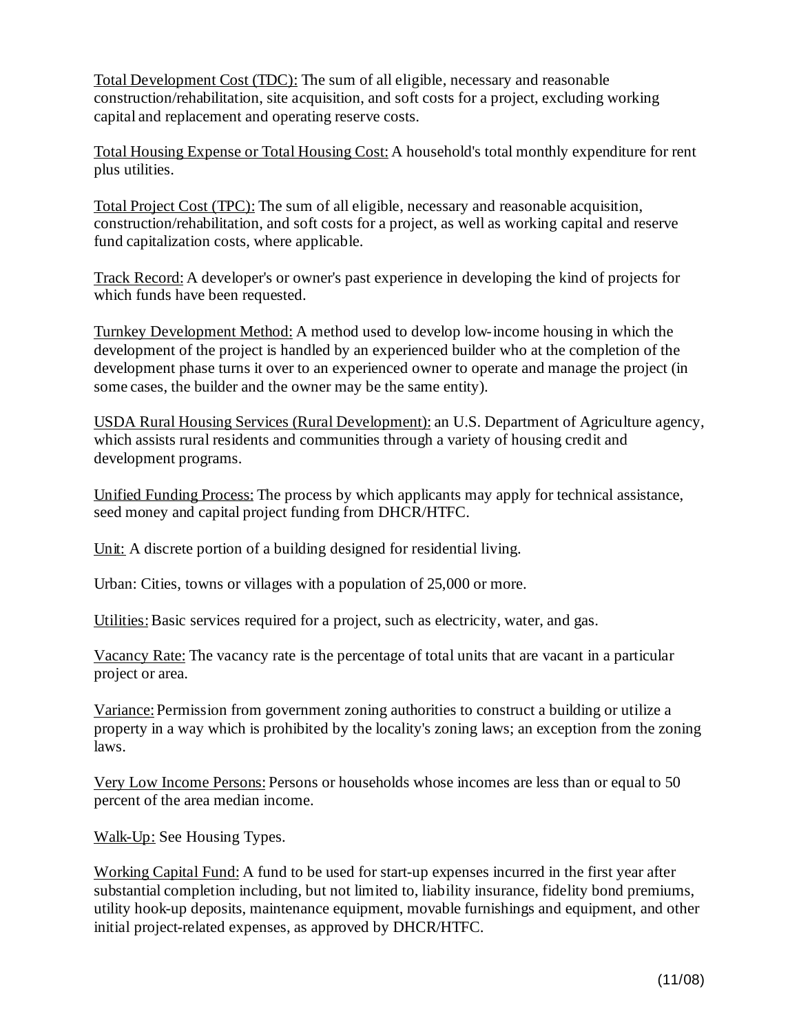Total Development Cost (TDC): The sum of all eligible, necessary and reasonable construction/rehabilitation, site acquisition, and soft costs for a project, excluding working capital and replacement and operating reserve costs.

Total Housing Expense or Total Housing Cost: A household's total monthly expenditure for rent plus utilities.

Total Project Cost (TPC): The sum of all eligible, necessary and reasonable acquisition, construction/rehabilitation, and soft costs for a project, as well as working capital and reserve fund capitalization costs, where applicable.

Track Record: A developer's or owner's past experience in developing the kind of projects for which funds have been requested.

Turnkey Development Method: A method used to develop low-income housing in which the development of the project is handled by an experienced builder who at the completion of the development phase turns it over to an experienced owner to operate and manage the project (in some cases, the builder and the owner may be the same entity).

USDA Rural Housing Services (Rural Development): an U.S. Department of Agriculture agency, which assists rural residents and communities through a variety of housing credit and development programs.

Unified Funding Process: The process by which applicants may apply for technical assistance, seed money and capital project funding from DHCR/HTFC.

Unit: A discrete portion of a building designed for residential living.

Urban: Cities, towns or villages with a population of 25,000 or more.

Utilities: Basic services required for a project, such as electricity, water, and gas.

Vacancy Rate: The vacancy rate is the percentage of total units that are vacant in a particular project or area.

Variance: Permission from government zoning authorities to construct a building or utilize a property in a way which is prohibited by the locality's zoning laws; an exception from the zoning laws.

Very Low Income Persons: Persons or households whose incomes are less than or equal to 50 percent of the area median income.

Walk-Up: See Housing Types.

Working Capital Fund: A fund to be used for start-up expenses incurred in the first year after substantial completion including, but not limited to, liability insurance, fidelity bond premiums, utility hook-up deposits, maintenance equipment, movable furnishings and equipment, and other initial project-related expenses, as approved by DHCR/HTFC.

(11/08)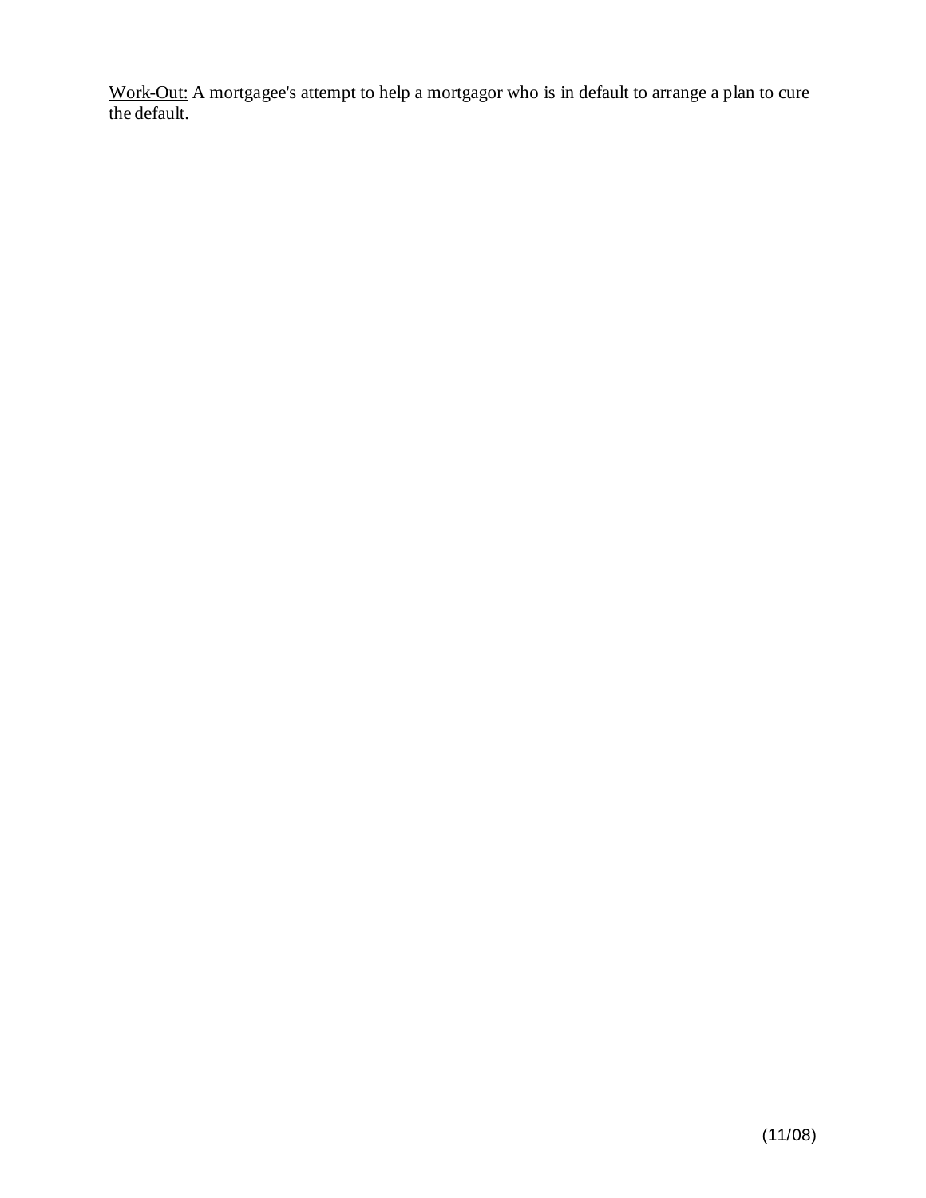Work-Out: A mortgagee's attempt to help a mortgagor who is in default to arrange a plan to cure the default.

(11/08)